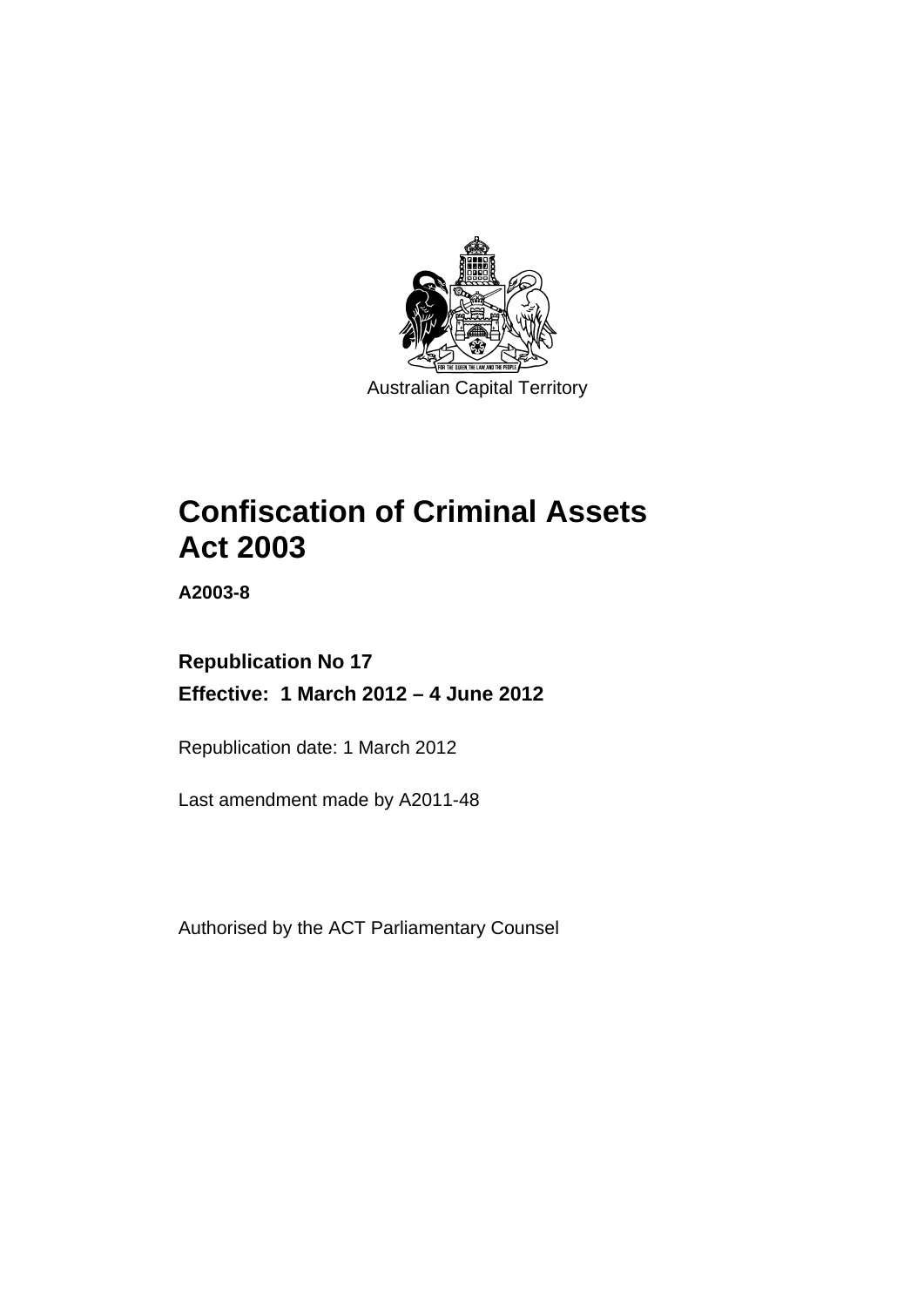Australian Capital Territory

# Confiscation of Criminal Assets Act 2003

**A2003-8**

## Republication No 17

**Effective: 1 March 2012 – 4 June 2012**

Republication date: 1 March 2012

Last amendment made by A2011-48

Authorised by the ACT Parliamentary Counsel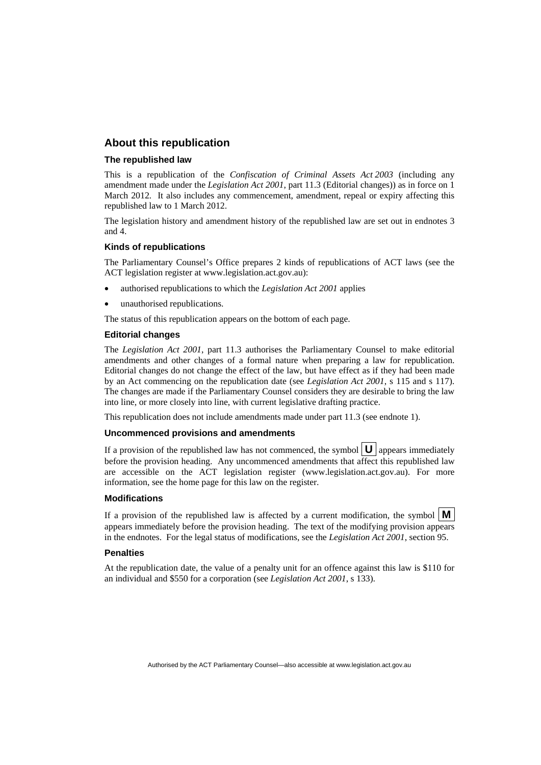## About this republication

### The republished law

This is a republication of the *Confiscation of Criminal Assets Act 2003* (including any amendment made under the *Legislation Act 2001*, part 11.3 (Editorial changes)) as in force on 1 March 2012. It also includes any commencement, amendment, repeal or expiry affecting this republished law to 1 March 2012.

The legislation history and amendment history of the republished law are set out in endnotes 3 and 4.

### Kinds of republications

The Parliamentary Counsel's Office prepares 2 kinds of republications of ACT laws (see the ACT legislation register at www.legislation.act.gov.au):

- authorised republications to which the *Legislation Act 2001* applies
- unauthorised republications.

The status of this republication appears on the bottom of each page.

### Editorial changes

The *Legislation Act 2001*, part 11.3 authorises the Parliamentary Counsel to make editorial amendments and other changes of a formal nature when preparing a law for republication. Editorial changes do not change the effect of the law, but have effect as if they had been made by an Act commencing on the republication date (see *Legislation Act 2001*, s 115 and s 117). The changes are made if the Parliamentary Counsel considers they are desirable to bring the law into line, or more closely into line, with current legislative drafting practice.

This republication does not include amendments made under part 11.3 (see endnote 1).

### Uncommenced provisions and amendments

If a provision of the republished law has not commenced, the symbol **U** appears immediately before the provision heading. Any uncommenced amendments that affect this republished law are accessible on the ACT legislation register (www.legislation.act.gov.au). For more information, see the home page for this law on the register.

### Modifications

If a provision of the republished law is affected by a current modification, the symbol **M** appears immediately before the provision heading. The text of the modifying provision appears in the endnotes. For the legal status of modifications, see the *Legislation Act 2001*, section 95.

### Penalties

At the republication date, the value of a penalty unit for an offence against this law is $110 for an individual and $550 for a corporation (see *Legislation Act 2001*, s 133).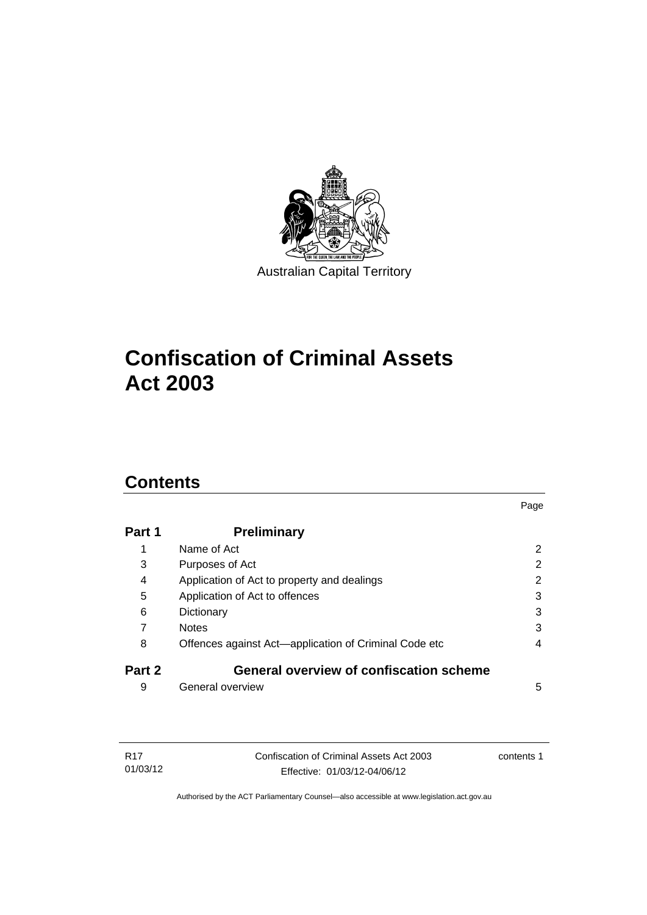Australian Capital Territory

# Confiscation of Criminal Assets Act 2003

## Contents

| | | Page |
|---|---|---|
| **Part 1** | **Preliminary** | |
| 1 | Name of Act | 2 |
| 3 | Purposes of Act | 2 |
| 4 | Application of Act to property and dealings | 2 |
| 5 | Application of Act to offences | 3 |
| 6 | Dictionary | 3 |
| 7 | Notes | 3 |
| 8 | Offences against Act—application of Criminal Code etc | 4 |
| **Part 2** | **General overview of confiscation scheme** | |
| 9 | General overview | 5 |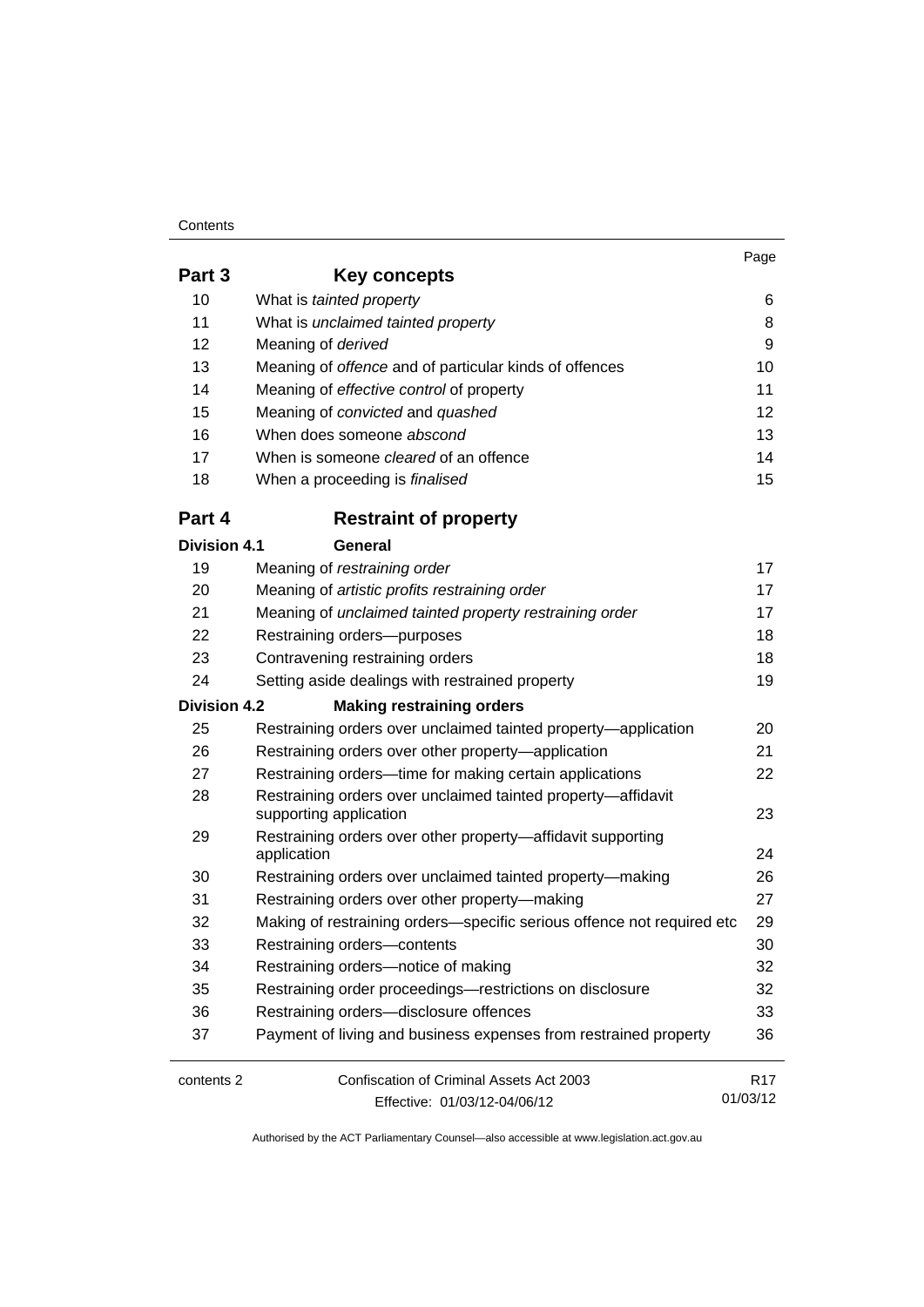| | | Page |
|---|---|---|
| **Part 3** | **Key concepts** | |
| 10 | What is *tainted property* | 6 |
| 11 | What is *unclaimed tainted property* | 8 |
| 12 | Meaning of *derived* | 9 |
| 13 | Meaning of *offence* and of particular kinds of offences | 10 |
| 14 | Meaning of *effective control* of property | 11 |
| 15 | Meaning of *convicted* and *quashed* | 12 |
| 16 | When does someone *abscond* | 13 |
| 17 | When is someone *cleared* of an offence | 14 |
| 18 | When a proceeding is *finalised* | 15 |
| **Part 4** | **Restraint of property** | |
| **Division 4.1** | **General** | |
| 19 | Meaning of *restraining order* | 17 |
| 20 | Meaning of *artistic profits restraining order* | 17 |
| 21 | Meaning of *unclaimed tainted property restraining order* | 17 |
| 22 | Restraining orders—purposes | 18 |
| 23 | Contravening restraining orders | 18 |
| 24 | Setting aside dealings with restrained property | 19 |
| **Division 4.2** | **Making restraining orders** | |
| 25 | Restraining orders over unclaimed tainted property—application | 20 |
| 26 | Restraining orders over other property—application | 21 |
| 27 | Restraining orders—time for making certain applications | 22 |
| 28 | Restraining orders over unclaimed tainted property—affidavit supporting application | 23 |
| 29 | Restraining orders over other property—affidavit supporting application | 24 |
| 30 | Restraining orders over unclaimed tainted property—making | 26 |
| 31 | Restraining orders over other property—making | 27 |
| 32 | Making of restraining orders—specific serious offence not required etc | 29 |
| 33 | Restraining orders—contents | 30 |
| 34 | Restraining orders—notice of making | 32 |
| 35 | Restraining order proceedings—restrictions on disclosure | 32 |
| 36 | Restraining orders—disclosure offences | 33 |
| 37 | Payment of living and business expenses from restrained property | 36 |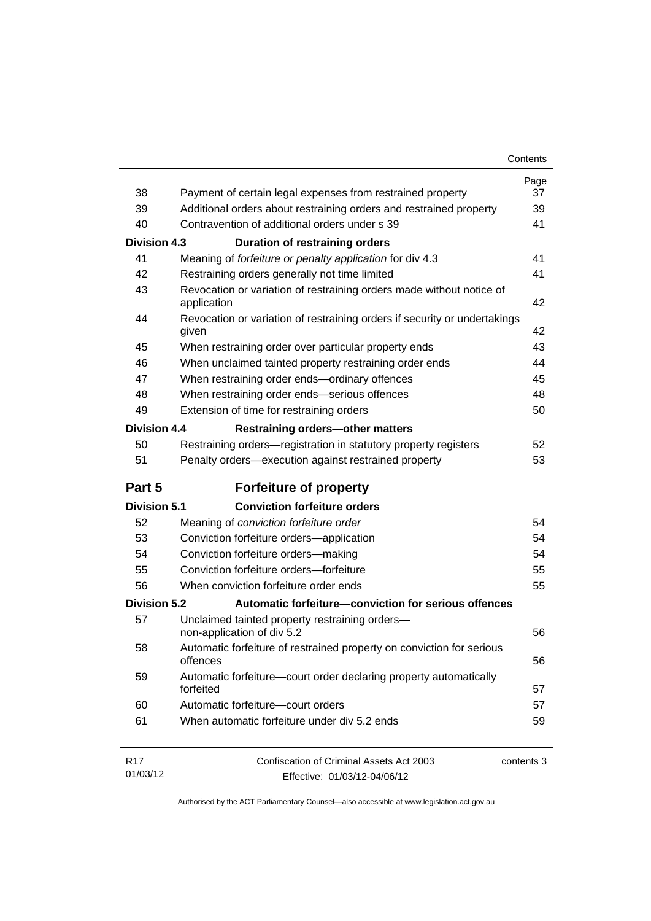| | | Page |
|---|---|---|
| 38 | Payment of certain legal expenses from restrained property | 37 |
| 39 | Additional orders about restraining orders and restrained property | 39 |
| 40 | Contravention of additional orders under s 39 | 41 |
| **Division 4.3** | **Duration of restraining orders** | |
| 41 | Meaning of *forfeiture or penalty application* for div 4.3 | 41 |
| 42 | Restraining orders generally not time limited | 41 |
| 43 | Revocation or variation of restraining orders made without notice of application | 42 |
| 44 | Revocation or variation of restraining orders if security or undertakings given | 42 |
| 45 | When restraining order over particular property ends | 43 |
| 46 | When unclaimed tainted property restraining order ends | 44 |
| 47 | When restraining order ends—ordinary offences | 45 |
| 48 | When restraining order ends—serious offences | 48 |
| 49 | Extension of time for restraining orders | 50 |
| **Division 4.4** | **Restraining orders—other matters** | |
| 50 | Restraining orders—registration in statutory property registers | 52 |
| 51 | Penalty orders—execution against restrained property | 53 |
| **Part 5** | **Forfeiture of property** | |
| **Division 5.1** | **Conviction forfeiture orders** | |
| 52 | Meaning of *conviction forfeiture order* | 54 |
| 53 | Conviction forfeiture orders—application | 54 |
| 54 | Conviction forfeiture orders—making | 54 |
| 55 | Conviction forfeiture orders—forfeiture | 55 |
| 56 | When conviction forfeiture order ends | 55 |
| **Division 5.2** | **Automatic forfeiture—conviction for serious offences** | |
| 57 | Unclaimed tainted property restraining orders—non-application of div 5.2 | 56 |
| 58 | Automatic forfeiture of restrained property on conviction for serious offences | 56 |
| 59 | Automatic forfeiture—court order declaring property automatically forfeited | 57 |
| 60 | Automatic forfeiture—court orders | 57 |
| 61 | When automatic forfeiture under div 5.2 ends | 59 |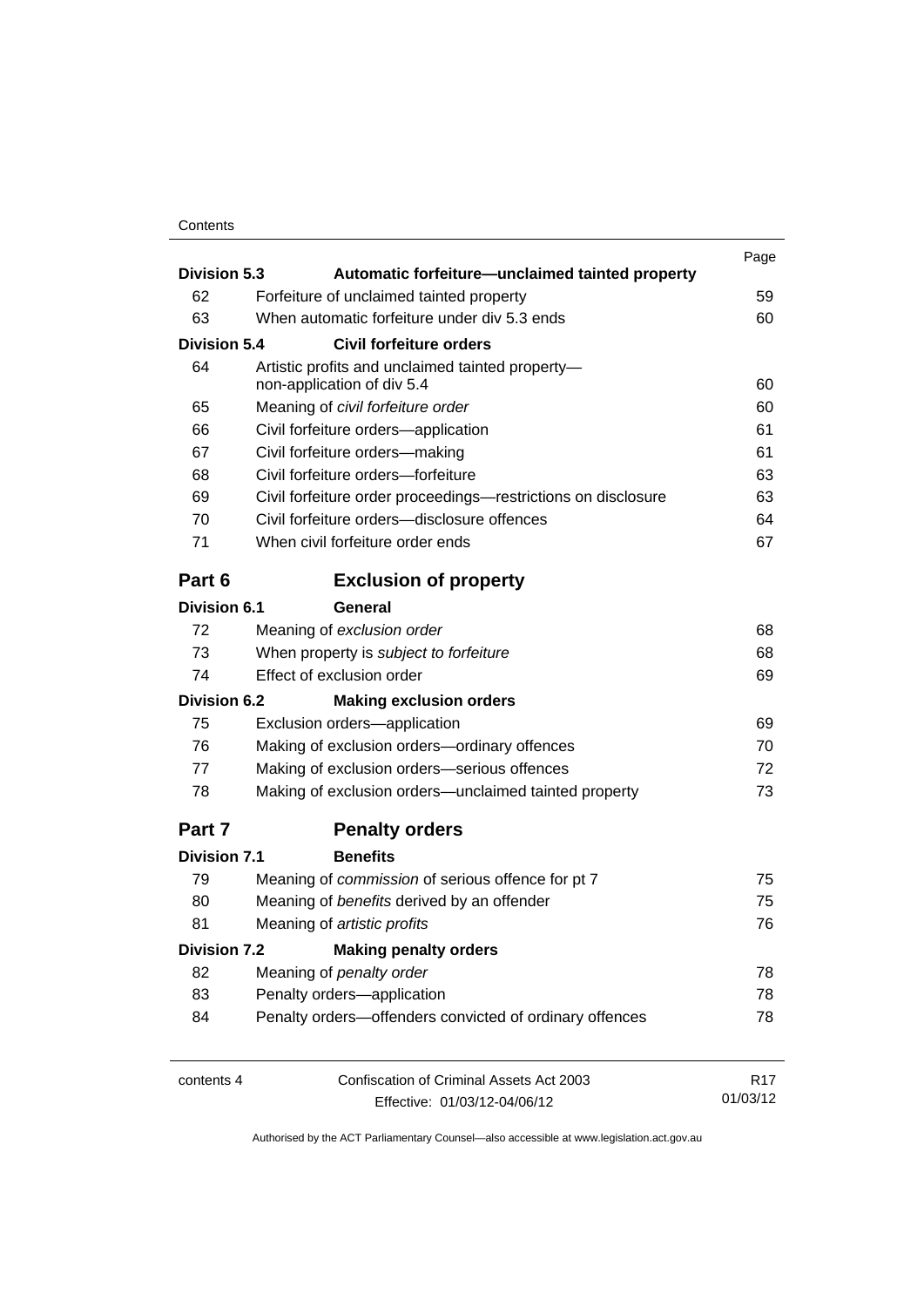| | | Page |
|---|---|---|
| **Division 5.3** | **Automatic forfeiture—unclaimed tainted property** | |
| 62 | Forfeiture of unclaimed tainted property | 59 |
| 63 | When automatic forfeiture under div 5.3 ends | 60 |
| **Division 5.4** | **Civil forfeiture orders** | |
| 64 | Artistic profits and unclaimed tainted property—non-application of div 5.4 | 60 |
| 65 | Meaning of *civil forfeiture order* | 60 |
| 66 | Civil forfeiture orders—application | 61 |
| 67 | Civil forfeiture orders—making | 61 |
| 68 | Civil forfeiture orders—forfeiture | 63 |
| 69 | Civil forfeiture order proceedings—restrictions on disclosure | 63 |
| 70 | Civil forfeiture orders—disclosure offences | 64 |
| 71 | When civil forfeiture order ends | 67 |
| **Part 6** | **Exclusion of property** | |
| **Division 6.1** | **General** | |
| 72 | Meaning of *exclusion order* | 68 |
| 73 | When property is *subject to forfeiture* | 68 |
| 74 | Effect of exclusion order | 69 |
| **Division 6.2** | **Making exclusion orders** | |
| 75 | Exclusion orders—application | 69 |
| 76 | Making of exclusion orders—ordinary offences | 70 |
| 77 | Making of exclusion orders—serious offences | 72 |
| 78 | Making of exclusion orders—unclaimed tainted property | 73 |
| **Part 7** | **Penalty orders** | |
| **Division 7.1** | **Benefits** | |
| 79 | Meaning of *commission* of serious offence for pt 7 | 75 |
| 80 | Meaning of *benefits* derived by an offender | 75 |
| 81 | Meaning of *artistic profits* | 76 |
| **Division 7.2** | **Making penalty orders** | |
| 82 | Meaning of *penalty order* | 78 |
| 83 | Penalty orders—application | 78 |
| 84 | Penalty orders—offenders convicted of ordinary offences | 78 |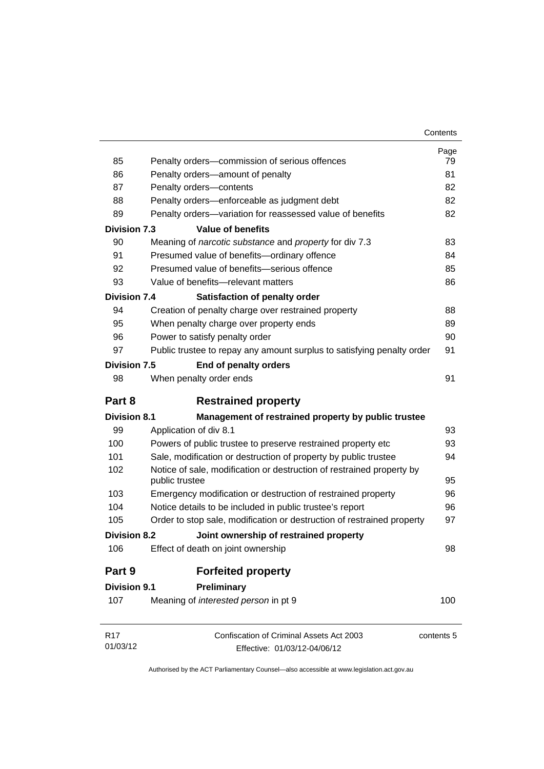| | | Page |
|---|---|---|
| 85 | Penalty orders—commission of serious offences | 79 |
| 86 | Penalty orders—amount of penalty | 81 |
| 87 | Penalty orders—contents | 82 |
| 88 | Penalty orders—enforceable as judgment debt | 82 |
| 89 | Penalty orders—variation for reassessed value of benefits | 82 |
| **Division 7.3** | **Value of benefits** | |
| 90 | Meaning of *narcotic substance* and *property* for div 7.3 | 83 |
| 91 | Presumed value of benefits—ordinary offence | 84 |
| 92 | Presumed value of benefits—serious offence | 85 |
| 93 | Value of benefits—relevant matters | 86 |
| **Division 7.4** | **Satisfaction of penalty order** | |
| 94 | Creation of penalty charge over restrained property | 88 |
| 95 | When penalty charge over property ends | 89 |
| 96 | Power to satisfy penalty order | 90 |
| 97 | Public trustee to repay any amount surplus to satisfying penalty order | 91 |
| **Division 7.5** | **End of penalty orders** | |
| 98 | When penalty order ends | 91 |
| **Part 8** | **Restrained property** | |
| **Division 8.1** | **Management of restrained property by public trustee** | |
| 99 | Application of div 8.1 | 93 |
| 100 | Powers of public trustee to preserve restrained property etc | 93 |
| 101 | Sale, modification or destruction of property by public trustee | 94 |
| 102 | Notice of sale, modification or destruction of restrained property by public trustee | 95 |
| 103 | Emergency modification or destruction of restrained property | 96 |
| 104 | Notice details to be included in public trustee's report | 96 |
| 105 | Order to stop sale, modification or destruction of restrained property | 97 |
| **Division 8.2** | **Joint ownership of restrained property** | |
| 106 | Effect of death on joint ownership | 98 |
| **Part 9** | **Forfeited property** | |
| **Division 9.1** | **Preliminary** | |
| 107 | Meaning of *interested person* in pt 9 | 100 |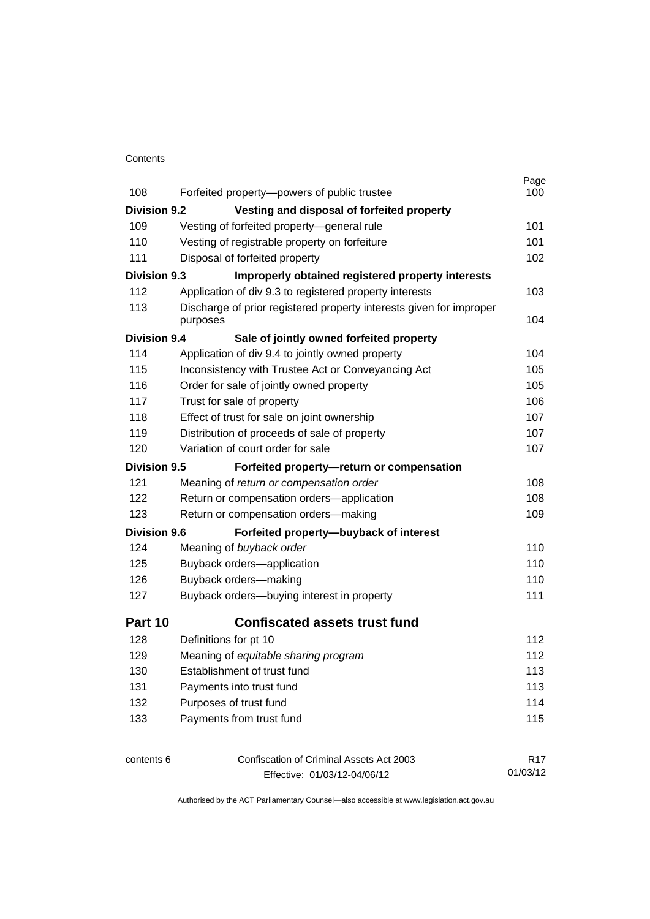| | | Page |
|---|---|---|
| 108 | Forfeited property—powers of public trustee | 100 |
| **Division 9.2** | **Vesting and disposal of forfeited property** | |
| 109 | Vesting of forfeited property—general rule | 101 |
| 110 | Vesting of registrable property on forfeiture | 101 |
| 111 | Disposal of forfeited property | 102 |
| **Division 9.3** | **Improperly obtained registered property interests** | |
| 112 | Application of div 9.3 to registered property interests | 103 |
| 113 | Discharge of prior registered property interests given for improper purposes | 104 |
| **Division 9.4** | **Sale of jointly owned forfeited property** | |
| 114 | Application of div 9.4 to jointly owned property | 104 |
| 115 | Inconsistency with Trustee Act or Conveyancing Act | 105 |
| 116 | Order for sale of jointly owned property | 105 |
| 117 | Trust for sale of property | 106 |
| 118 | Effect of trust for sale on joint ownership | 107 |
| 119 | Distribution of proceeds of sale of property | 107 |
| 120 | Variation of court order for sale | 107 |
| **Division 9.5** | **Forfeited property—return or compensation** | |
| 121 | Meaning of *return or compensation order* | 108 |
| 122 | Return or compensation orders—application | 108 |
| 123 | Return or compensation orders—making | 109 |
| **Division 9.6** | **Forfeited property—buyback of interest** | |
| 124 | Meaning of *buyback order* | 110 |
| 125 | Buyback orders—application | 110 |
| 126 | Buyback orders—making | 110 |
| 127 | Buyback orders—buying interest in property | 111 |
| **Part 10** | **Confiscated assets trust fund** | |
| 128 | Definitions for pt 10 | 112 |
| 129 | Meaning of *equitable sharing program* | 112 |
| 130 | Establishment of trust fund | 113 |
| 131 | Payments into trust fund | 113 |
| 132 | Purposes of trust fund | 114 |
| 133 | Payments from trust fund | 115 |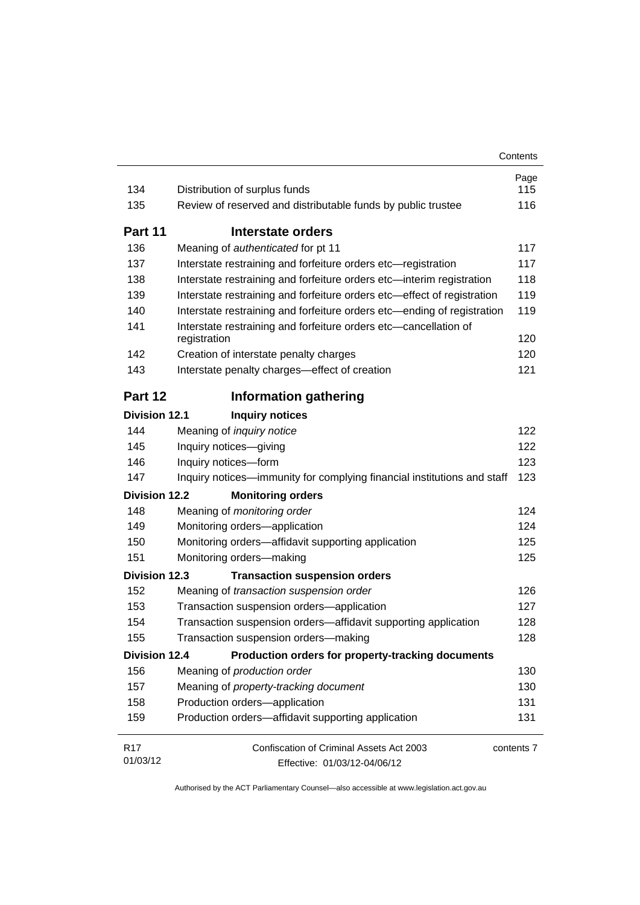| | | Page |
|---|---|---|
| 134 | Distribution of surplus funds | 115 |
| 135 | Review of reserved and distributable funds by public trustee | 116 |
| **Part 11** | **Interstate orders** | |
| 136 | Meaning of *authenticated* for pt 11 | 117 |
| 137 | Interstate restraining and forfeiture orders etc—registration | 117 |
| 138 | Interstate restraining and forfeiture orders etc—interim registration | 118 |
| 139 | Interstate restraining and forfeiture orders etc—effect of registration | 119 |
| 140 | Interstate restraining and forfeiture orders etc—ending of registration | 119 |
| 141 | Interstate restraining and forfeiture orders etc—cancellation of registration | 120 |
| 142 | Creation of interstate penalty charges | 120 |
| 143 | Interstate penalty charges—effect of creation | 121 |
| **Part 12** | **Information gathering** | |
| **Division 12.1** | **Inquiry notices** | |
| 144 | Meaning of *inquiry notice* | 122 |
| 145 | Inquiry notices—giving | 122 |
| 146 | Inquiry notices—form | 123 |
| 147 | Inquiry notices—immunity for complying financial institutions and staff | 123 |
| **Division 12.2** | **Monitoring orders** | |
| 148 | Meaning of *monitoring order* | 124 |
| 149 | Monitoring orders—application | 124 |
| 150 | Monitoring orders—affidavit supporting application | 125 |
| 151 | Monitoring orders—making | 125 |
| **Division 12.3** | **Transaction suspension orders** | |
| 152 | Meaning of *transaction suspension order* | 126 |
| 153 | Transaction suspension orders—application | 127 |
| 154 | Transaction suspension orders—affidavit supporting application | 128 |
| 155 | Transaction suspension orders—making | 128 |
| **Division 12.4** | **Production orders for property-tracking documents** | |
| 156 | Meaning of *production order* | 130 |
| 157 | Meaning of *property-tracking document* | 130 |
| 158 | Production orders—application | 131 |
| 159 | Production orders—affidavit supporting application | 131 |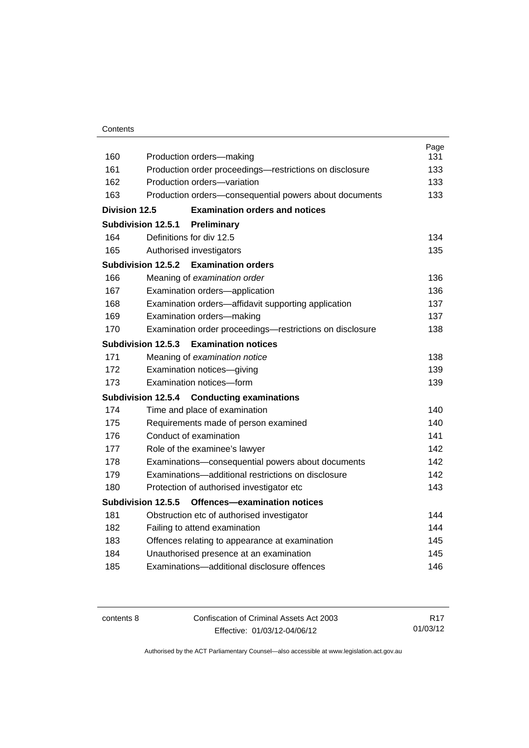| | | Page |
|---|---|---|
| 160 | Production orders—making | 131 |
| 161 | Production order proceedings—restrictions on disclosure | 133 |
| 162 | Production orders—variation | 133 |
| 163 | Production orders—consequential powers about documents | 133 |
| **Division 12.5** | **Examination orders and notices** | |
| **Subdivision 12.5.1** | **Preliminary** | |
| 164 | Definitions for div 12.5 | 134 |
| 165 | Authorised investigators | 135 |
| **Subdivision 12.5.2** | **Examination orders** | |
| 166 | Meaning of *examination order* | 136 |
| 167 | Examination orders—application | 136 |
| 168 | Examination orders—affidavit supporting application | 137 |
| 169 | Examination orders—making | 137 |
| 170 | Examination order proceedings—restrictions on disclosure | 138 |
| **Subdivision 12.5.3** | **Examination notices** | |
| 171 | Meaning of *examination notice* | 138 |
| 172 | Examination notices—giving | 139 |
| 173 | Examination notices—form | 139 |
| **Subdivision 12.5.4** | **Conducting examinations** | |
| 174 | Time and place of examination | 140 |
| 175 | Requirements made of person examined | 140 |
| 176 | Conduct of examination | 141 |
| 177 | Role of the examinee's lawyer | 142 |
| 178 | Examinations—consequential powers about documents | 142 |
| 179 | Examinations—additional restrictions on disclosure | 142 |
| 180 | Protection of authorised investigator etc | 143 |
| **Subdivision 12.5.5** | **Offences—examination notices** | |
| 181 | Obstruction etc of authorised investigator | 144 |
| 182 | Failing to attend examination | 144 |
| 183 | Offences relating to appearance at examination | 145 |
| 184 | Unauthorised presence at an examination | 145 |
| 185 | Examinations—additional disclosure offences | 146 |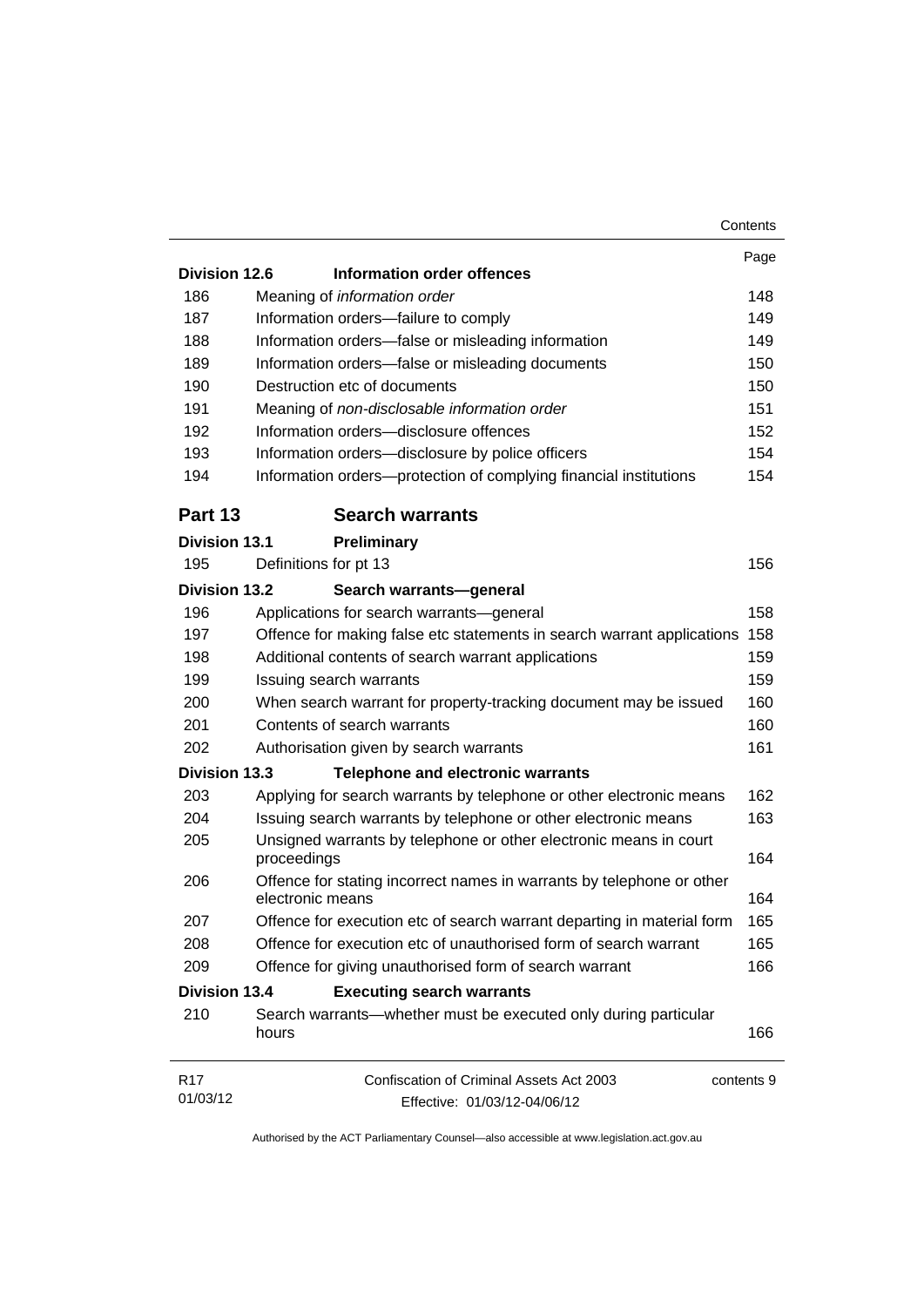| | | Page |
|---|---|---|
| **Division 12.6** | **Information order offences** | |
| 186 | Meaning of *information order* | 148 |
| 187 | Information orders—failure to comply | 149 |
| 188 | Information orders—false or misleading information | 149 |
| 189 | Information orders—false or misleading documents | 150 |
| 190 | Destruction etc of documents | 150 |
| 191 | Meaning of *non-disclosable information order* | 151 |
| 192 | Information orders—disclosure offences | 152 |
| 193 | Information orders—disclosure by police officers | 154 |
| 194 | Information orders—protection of complying financial institutions | 154 |

## Part 13 Search warrants

| | | |
|---|---|---|
| **Division 13.1** | **Preliminary** | |
| 195 | Definitions for pt 13 | 156 |
| **Division 13.2** | **Search warrants—general** | |
| 196 | Applications for search warrants—general | 158 |
| 197 | Offence for making false etc statements in search warrant applications | 158 |
| 198 | Additional contents of search warrant applications | 159 |
| 199 | Issuing search warrants | 159 |
| 200 | When search warrant for property-tracking document may be issued | 160 |
| 201 | Contents of search warrants | 160 |
| 202 | Authorisation given by search warrants | 161 |
| **Division 13.3** | **Telephone and electronic warrants** | |
| 203 | Applying for search warrants by telephone or other electronic means | 162 |
| 204 | Issuing search warrants by telephone or other electronic means | 163 |
| 205 | Unsigned warrants by telephone or other electronic means in court proceedings | 164 |
| 206 | Offence for stating incorrect names in warrants by telephone or other electronic means | 164 |
| 207 | Offence for execution etc of search warrant departing in material form | 165 |
| 208 | Offence for execution etc of unauthorised form of search warrant | 165 |
| 209 | Offence for giving unauthorised form of search warrant | 166 |
| **Division 13.4** | **Executing search warrants** | |
| 210 | Search warrants—whether must be executed only during particular hours | 166 |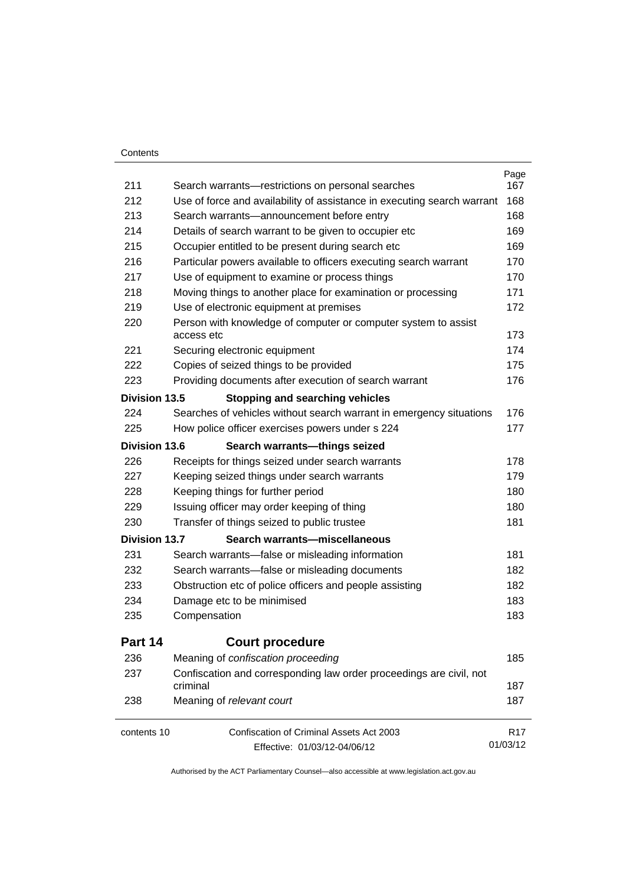| | | Page |
|---|---|---|
| 211 | Search warrants—restrictions on personal searches | 167 |
| 212 | Use of force and availability of assistance in executing search warrant | 168 |
| 213 | Search warrants—announcement before entry | 168 |
| 214 | Details of search warrant to be given to occupier etc | 169 |
| 215 | Occupier entitled to be present during search etc | 169 |
| 216 | Particular powers available to officers executing search warrant | 170 |
| 217 | Use of equipment to examine or process things | 170 |
| 218 | Moving things to another place for examination or processing | 171 |
| 219 | Use of electronic equipment at premises | 172 |
| 220 | Person with knowledge of computer or computer system to assist access etc | 173 |
| 221 | Securing electronic equipment | 174 |
| 222 | Copies of seized things to be provided | 175 |
| 223 | Providing documents after execution of search warrant | 176 |
| **Division 13.5** | **Stopping and searching vehicles** | |
| 224 | Searches of vehicles without search warrant in emergency situations | 176 |
| 225 | How police officer exercises powers under s 224 | 177 |
| **Division 13.6** | **Search warrants—things seized** | |
| 226 | Receipts for things seized under search warrants | 178 |
| 227 | Keeping seized things under search warrants | 179 |
| 228 | Keeping things for further period | 180 |
| 229 | Issuing officer may order keeping of thing | 180 |
| 230 | Transfer of things seized to public trustee | 181 |
| **Division 13.7** | **Search warrants—miscellaneous** | |
| 231 | Search warrants—false or misleading information | 181 |
| 232 | Search warrants—false or misleading documents | 182 |
| 233 | Obstruction etc of police officers and people assisting | 182 |
| 234 | Damage etc to be minimised | 183 |
| 235 | Compensation | 183 |

## Part 14 Court procedure

| | | |
|---|---|---|
| 236 | Meaning of *confiscation proceeding* | 185 |
| 237 | Confiscation and corresponding law order proceedings are civil, not criminal | 187 |
| 238 | Meaning of *relevant court* | 187 |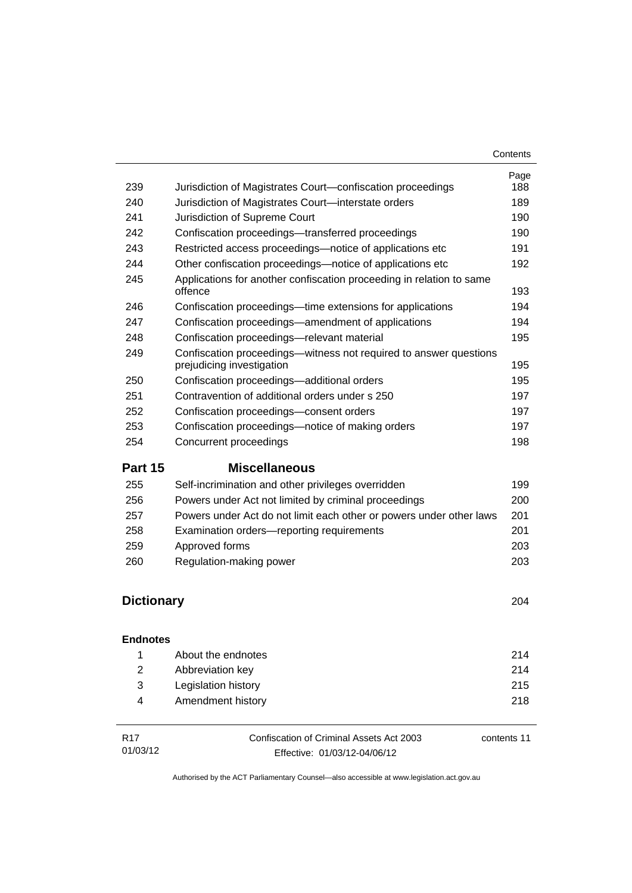| | | Page |
|---|---|---|
| 239 | Jurisdiction of Magistrates Court—confiscation proceedings | 188 |
| 240 | Jurisdiction of Magistrates Court—interstate orders | 189 |
| 241 | Jurisdiction of Supreme Court | 190 |
| 242 | Confiscation proceedings—transferred proceedings | 190 |
| 243 | Restricted access proceedings—notice of applications etc | 191 |
| 244 | Other confiscation proceedings—notice of applications etc | 192 |
| 245 | Applications for another confiscation proceeding in relation to same offence | 193 |
| 246 | Confiscation proceedings—time extensions for applications | 194 |
| 247 | Confiscation proceedings—amendment of applications | 194 |
| 248 | Confiscation proceedings—relevant material | 195 |
| 249 | Confiscation proceedings—witness not required to answer questions prejudicing investigation | 195 |
| 250 | Confiscation proceedings—additional orders | 195 |
| 251 | Contravention of additional orders under s 250 | 197 |
| 252 | Confiscation proceedings—consent orders | 197 |
| 253 | Confiscation proceedings—notice of making orders | 197 |
| 254 | Concurrent proceedings | 198 |

## Part 15 Miscellaneous

| | | |
|---|---|---|
| 255 | Self-incrimination and other privileges overridden | 199 |
| 256 | Powers under Act not limited by criminal proceedings | 200 |
| 257 | Powers under Act do not limit each other or powers under other laws | 201 |
| 258 | Examination orders—reporting requirements | 201 |
| 259 | Approved forms | 203 |
| 260 | Regulation-making power | 203 |

## Dictionary 204

### Endnotes

| | | |
|---|---|---|
| 1 | About the endnotes | 214 |
| 2 | Abbreviation key | 214 |
| 3 | Legislation history | 215 |
| 4 | Amendment history | 218 |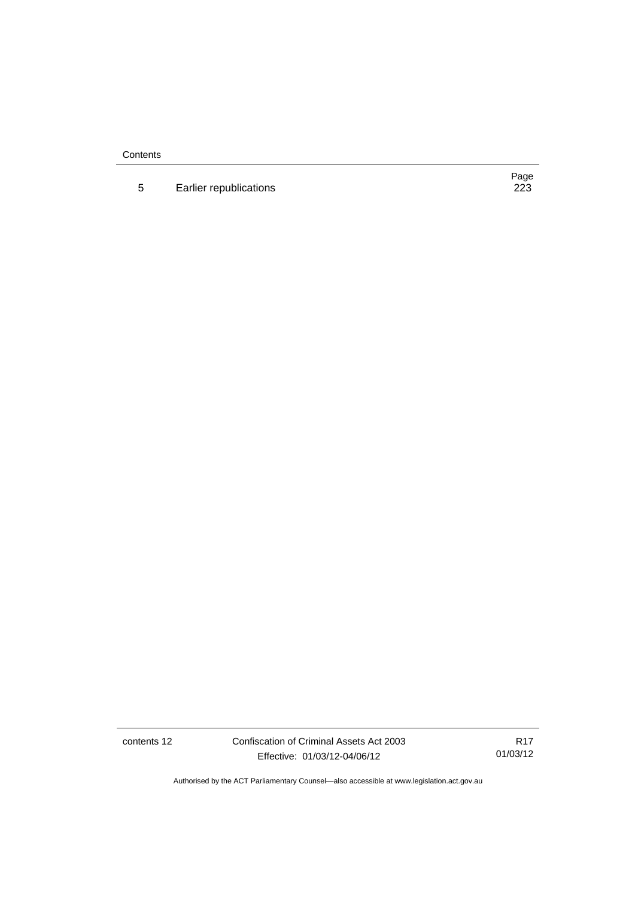| | | Page |
|---|---|---|
| 5 | Earlier republications | 223 |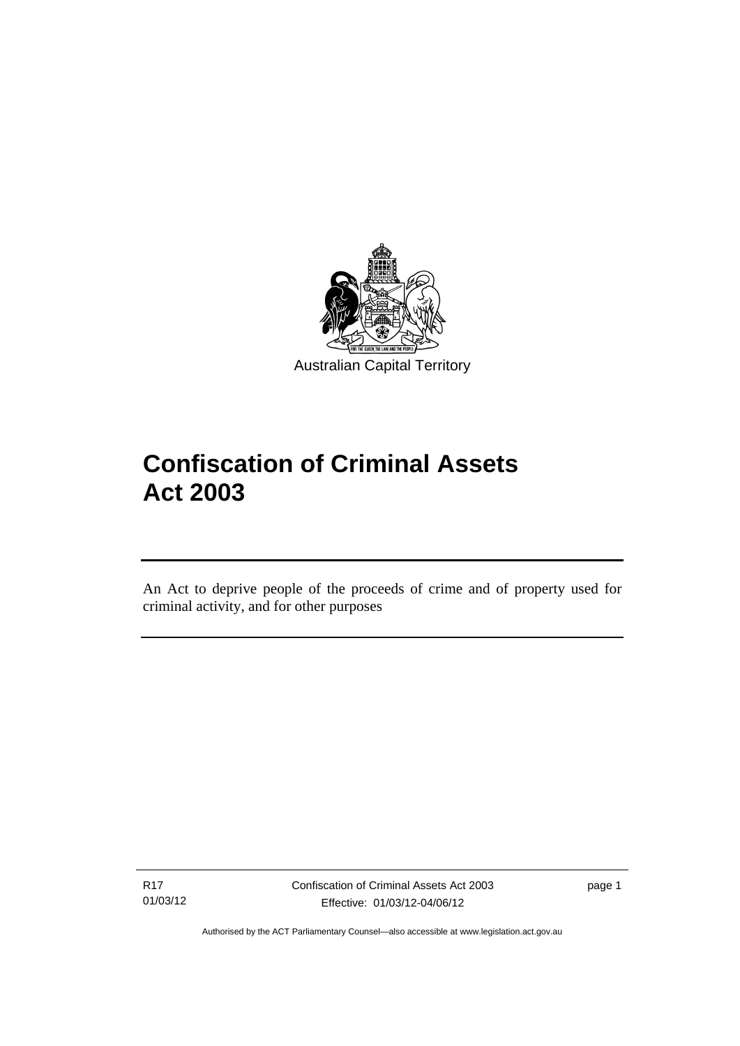Australian Capital Territory

# Confiscation of Criminal Assets Act 2003

An Act to deprive people of the proceeds of crime and of property used for criminal activity, and for other purposes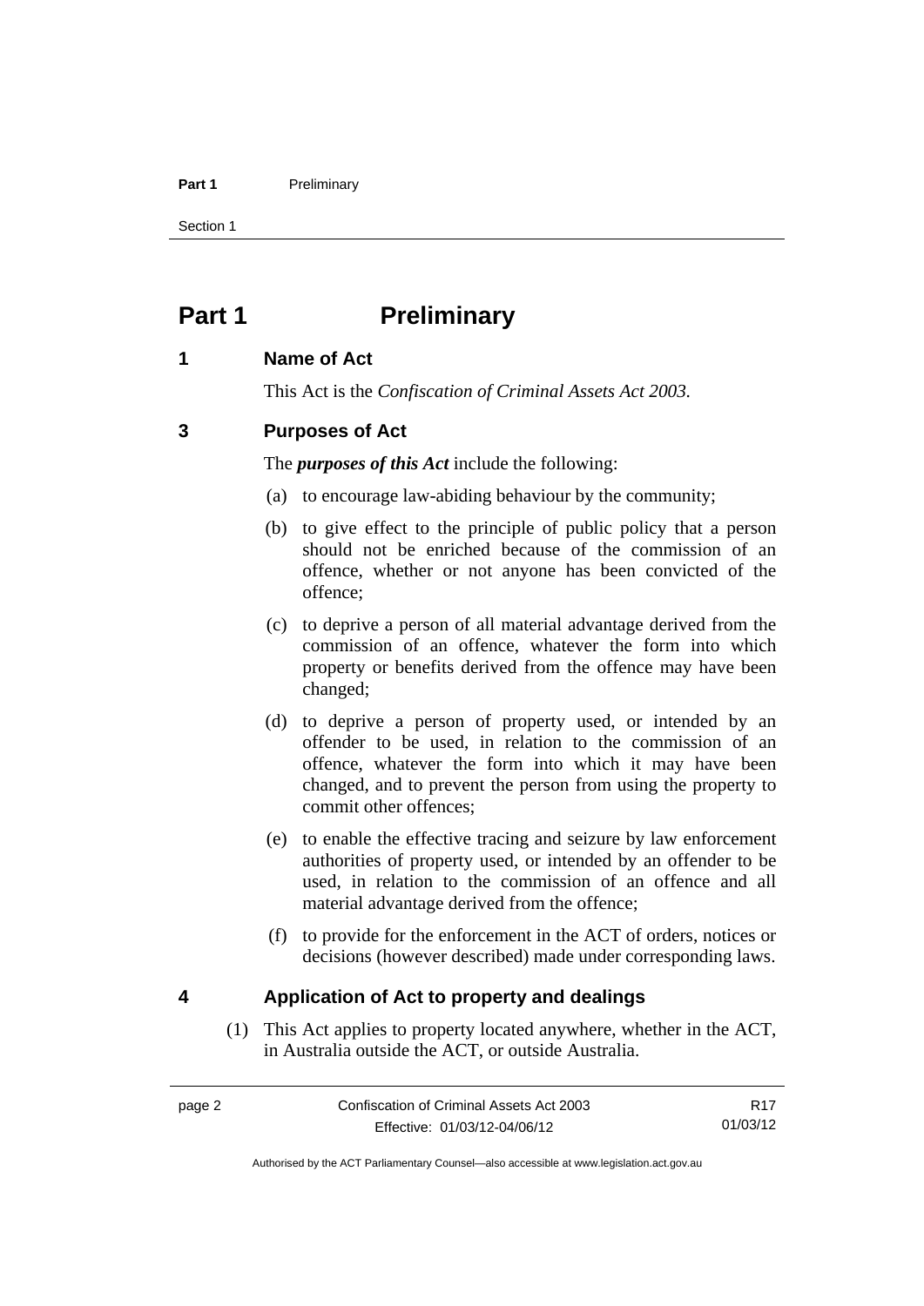# Part 1 Preliminary

## 1 Name of Act

This Act is the *Confiscation of Criminal Assets Act 2003*.

## 3 Purposes of Act

The ***purposes of this Act*** include the following:

(a) to encourage law-abiding behaviour by the community;

(b) to give effect to the principle of public policy that a person should not be enriched because of the commission of an offence, whether or not anyone has been convicted of the offence;

(c) to deprive a person of all material advantage derived from the commission of an offence, whatever the form into which property or benefits derived from the offence may have been changed;

(d) to deprive a person of property used, or intended by an offender to be used, in relation to the commission of an offence, whatever the form into which it may have been changed, and to prevent the person from using the property to commit other offences;

(e) to enable the effective tracing and seizure by law enforcement authorities of property used, or intended by an offender to be used, in relation to the commission of an offence and all material advantage derived from the offence;

(f) to provide for the enforcement in the ACT of orders, notices or decisions (however described) made under corresponding laws.

## 4 Application of Act to property and dealings

(1) This Act applies to property located anywhere, whether in the ACT, in Australia outside the ACT, or outside Australia.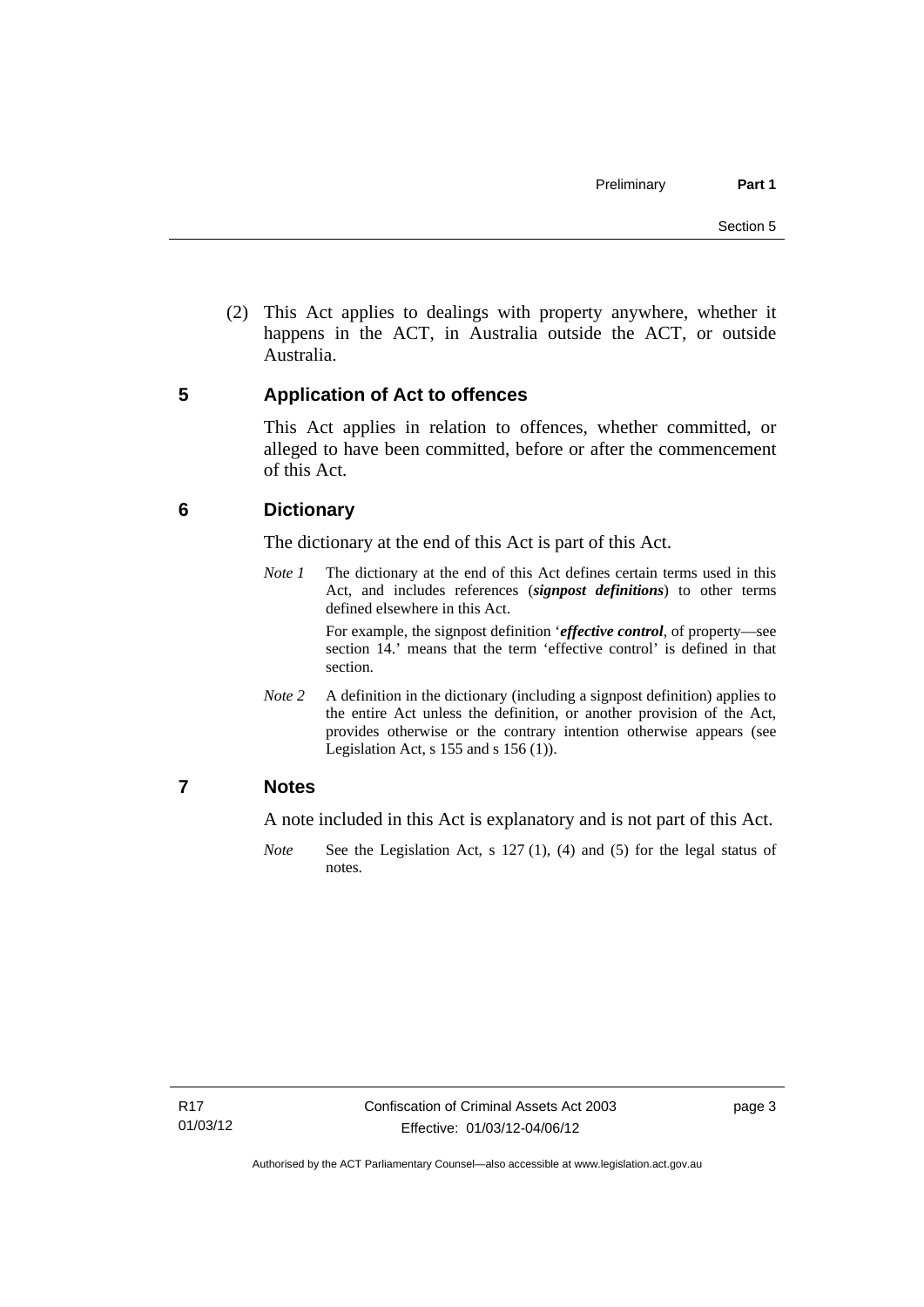(2) This Act applies to dealings with property anywhere, whether it happens in the ACT, in Australia outside the ACT, or outside Australia.

## 5 Application of Act to offences

This Act applies in relation to offences, whether committed, or alleged to have been committed, before or after the commencement of this Act.

## 6 Dictionary

The dictionary at the end of this Act is part of this Act.

*Note 1* The dictionary at the end of this Act defines certain terms used in this Act, and includes references (***signpost definitions***) to other terms defined elsewhere in this Act.

For example, the signpost definition '***effective control***, of property—see section 14.' means that the term 'effective control' is defined in that section.

*Note 2* A definition in the dictionary (including a signpost definition) applies to the entire Act unless the definition, or another provision of the Act, provides otherwise or the contrary intention otherwise appears (see Legislation Act, s 155 and s 156 (1)).

## 7 Notes

A note included in this Act is explanatory and is not part of this Act.

*Note* See the Legislation Act, s 127 (1), (4) and (5) for the legal status of notes.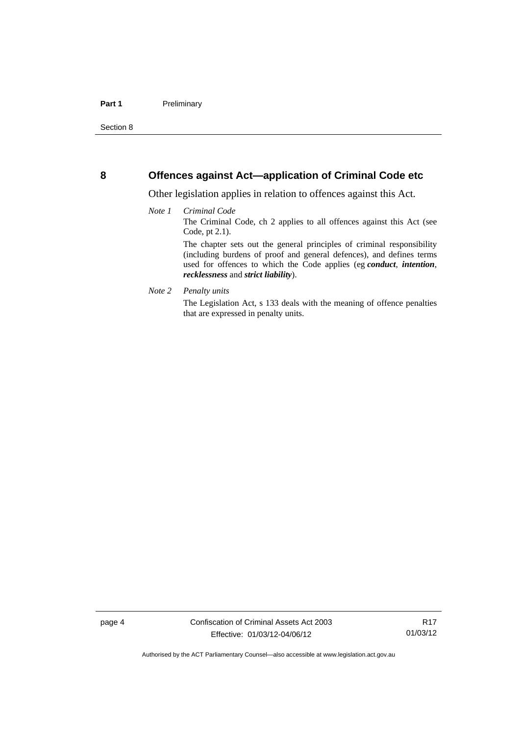## 8 Offences against Act—application of Criminal Code etc

Other legislation applies in relation to offences against this Act.

*Note 1* *Criminal Code*

The Criminal Code, ch 2 applies to all offences against this Act (see Code, pt 2.1).

The chapter sets out the general principles of criminal responsibility (including burdens of proof and general defences), and defines terms used for offences to which the Code applies (eg ***conduct***, ***intention***, ***recklessness*** and ***strict liability***).

*Note 2* *Penalty units*

The Legislation Act, s 133 deals with the meaning of offence penalties that are expressed in penalty units.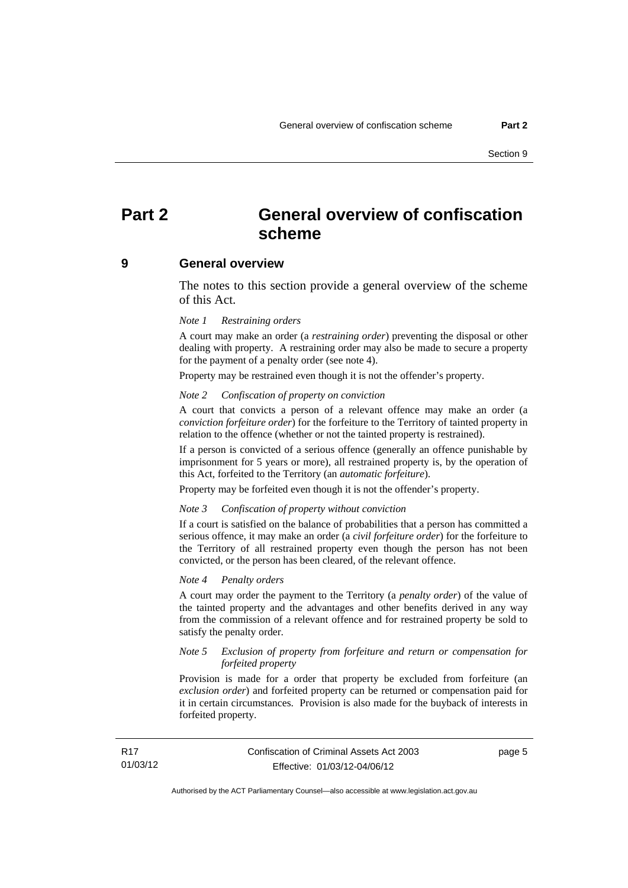# Part 2 General overview of confiscation scheme

## 9 General overview

The notes to this section provide a general overview of the scheme of this Act.

*Note 1 Restraining orders*

A court may make an order (a ***restraining order***) preventing the disposal or other dealing with property. A restraining order may also be made to secure a property for the payment of a penalty order (see note 4).

Property may be restrained even though it is not the offender's property.

*Note 2 Confiscation of property on conviction*

A court that convicts a person of a relevant offence may make an order (a ***conviction forfeiture order***) for the forfeiture to the Territory of tainted property in relation to the offence (whether or not the tainted property is restrained).

If a person is convicted of a serious offence (generally an offence punishable by imprisonment for 5 years or more), all restrained property is, by the operation of this Act, forfeited to the Territory (an ***automatic forfeiture***).

Property may be forfeited even though it is not the offender's property.

*Note 3 Confiscation of property without conviction*

If a court is satisfied on the balance of probabilities that a person has committed a serious offence, it may make an order (a ***civil forfeiture order***) for the forfeiture to the Territory of all restrained property even though the person has not been convicted, or the person has been cleared, of the relevant offence.

*Note 4 Penalty orders*

A court may order the payment to the Territory (a ***penalty order***) of the value of the tainted property and the advantages and other benefits derived in any way from the commission of a relevant offence and for restrained property be sold to satisfy the penalty order.

*Note 5 Exclusion of property from forfeiture and return or compensation for forfeited property*

Provision is made for a order that property be excluded from forfeiture (an ***exclusion order***) and forfeited property can be returned or compensation paid for it in certain circumstances. Provision is also made for the buyback of interests in forfeited property.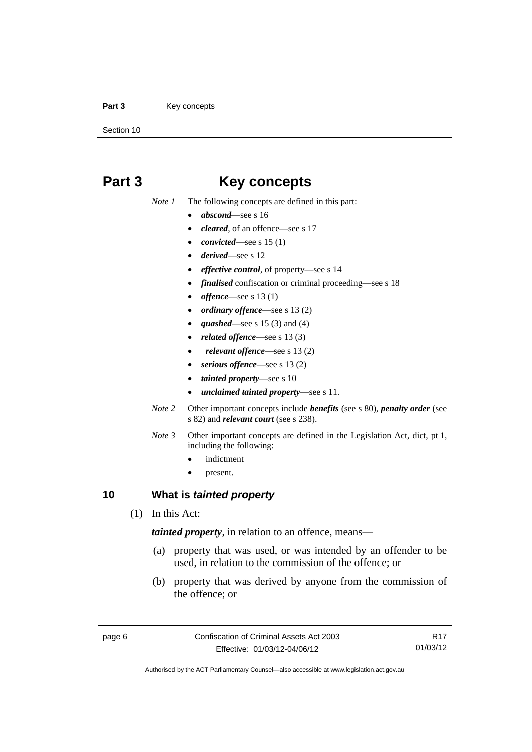# Part 3 Key concepts

*Note 1* The following concepts are defined in this part:

- ***abscond***—see s 16
- ***cleared***, of an offence—see s 17
- ***convicted***—see s 15 (1)
- ***derived***—see s 12
- ***effective control***, of property—see s 14
- ***finalised*** confiscation or criminal proceeding—see s 18
- ***offence***—see s 13 (1)
- ***ordinary offence***—see s 13 (2)
- ***quashed***—see s 15 (3) and (4)
- ***related offence***—see s 13 (3)
- ***relevant offence***—see s 13 (2)
- ***serious offence***—see s 13 (2)
- ***tainted property***—see s 10
- ***unclaimed tainted property***—see s 11.

*Note 2* Other important concepts include ***benefits*** (see s 80), ***penalty order*** (see s 82) and ***relevant court*** (see s 238).

*Note 3* Other important concepts are defined in the Legislation Act, dict, pt 1, including the following:

- indictment
- present.

## 10 What is *tainted property*

(1) In this Act:

***tainted property***, in relation to an offence, means—

(a) property that was used, or was intended by an offender to be used, in relation to the commission of the offence; or

(b) property that was derived by anyone from the commission of the offence; or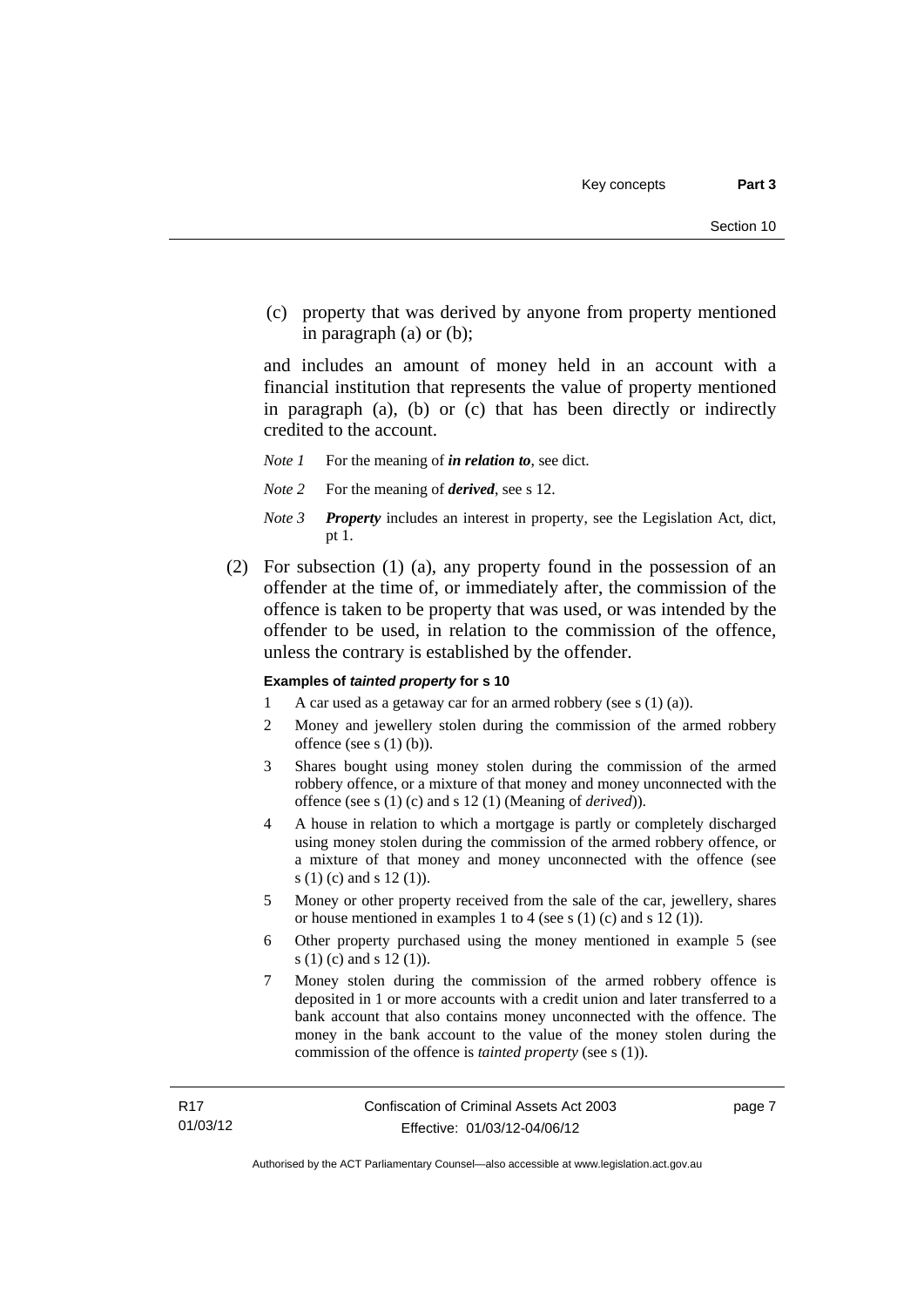(c) property that was derived by anyone from property mentioned in paragraph (a) or (b);

and includes an amount of money held in an account with a financial institution that represents the value of property mentioned in paragraph (a), (b) or (c) that has been directly or indirectly credited to the account.

*Note 1* For the meaning of ***in relation to***, see dict.

*Note 2* For the meaning of ***derived***, see s 12.

*Note 3* ***Property*** includes an interest in property, see the Legislation Act, dict, pt 1.

(2) For subsection (1) (a), any property found in the possession of an offender at the time of, or immediately after, the commission of the offence is taken to be property that was used, or was intended by the offender to be used, in relation to the commission of the offence, unless the contrary is established by the offender.

**Examples of *tainted property* for s 10**

1 A car used as a getaway car for an armed robbery (see s (1) (a)).

2 Money and jewellery stolen during the commission of the armed robbery offence (see s (1) (b)).

3 Shares bought using money stolen during the commission of the armed robbery offence, or a mixture of that money and money unconnected with the offence (see s (1) (c) and s 12 (1) (Meaning of *derived*)).

4 A house in relation to which a mortgage is partly or completely discharged using money stolen during the commission of the armed robbery offence, or a mixture of that money and money unconnected with the offence (see s (1) (c) and s 12 (1)).

5 Money or other property received from the sale of the car, jewellery, shares or house mentioned in examples 1 to 4 (see s (1) (c) and s 12 (1)).

6 Other property purchased using the money mentioned in example 5 (see s (1) (c) and s 12 (1)).

7 Money stolen during the commission of the armed robbery offence is deposited in 1 or more accounts with a credit union and later transferred to a bank account that also contains money unconnected with the offence. The money in the bank account to the value of the money stolen during the commission of the offence is *tainted property* (see s (1)).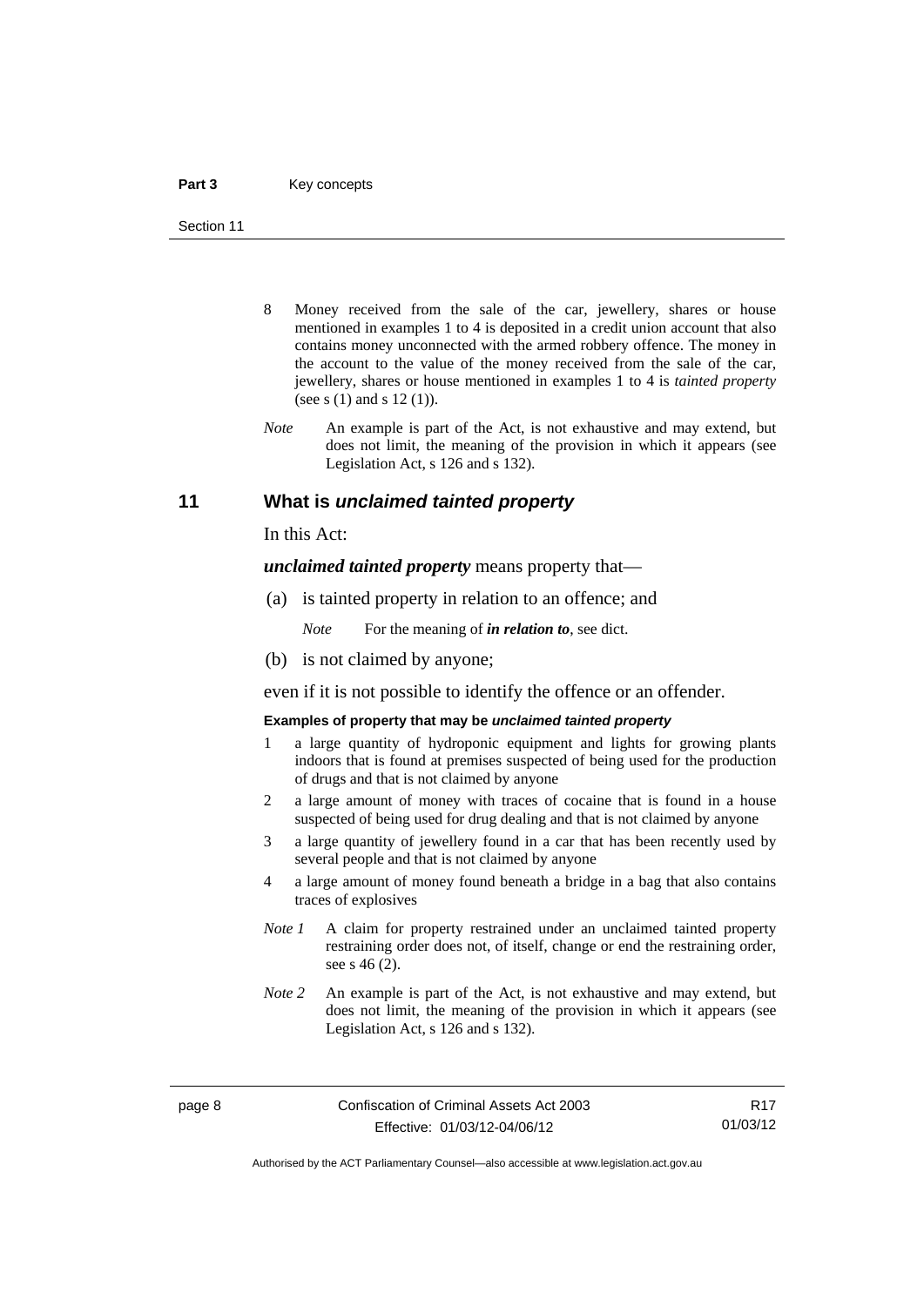8 Money received from the sale of the car, jewellery, shares or house mentioned in examples 1 to 4 is deposited in a credit union account that also contains money unconnected with the armed robbery offence. The money in the account to the value of the money received from the sale of the car, jewellery, shares or house mentioned in examples 1 to 4 is *tainted property* (see s (1) and s 12 (1)).

*Note* An example is part of the Act, is not exhaustive and may extend, but does not limit, the meaning of the provision in which it appears (see Legislation Act, s 126 and s 132).

## 11 What is *unclaimed tainted property*

In this Act:

***unclaimed tainted property*** means property that—

(a) is tainted property in relation to an offence; and

*Note* For the meaning of ***in relation to***, see dict.

(b) is not claimed by anyone;

even if it is not possible to identify the offence or an offender.

**Examples of property that may be *unclaimed tainted property***

1 a large quantity of hydroponic equipment and lights for growing plants indoors that is found at premises suspected of being used for the production of drugs and that is not claimed by anyone

2 a large amount of money with traces of cocaine that is found in a house suspected of being used for drug dealing and that is not claimed by anyone

3 a large quantity of jewellery found in a car that has been recently used by several people and that is not claimed by anyone

4 a large amount of money found beneath a bridge in a bag that also contains traces of explosives

*Note 1* A claim for property restrained under an unclaimed tainted property restraining order does not, of itself, change or end the restraining order, see s 46 (2).

*Note 2* An example is part of the Act, is not exhaustive and may extend, but does not limit, the meaning of the provision in which it appears (see Legislation Act, s 126 and s 132).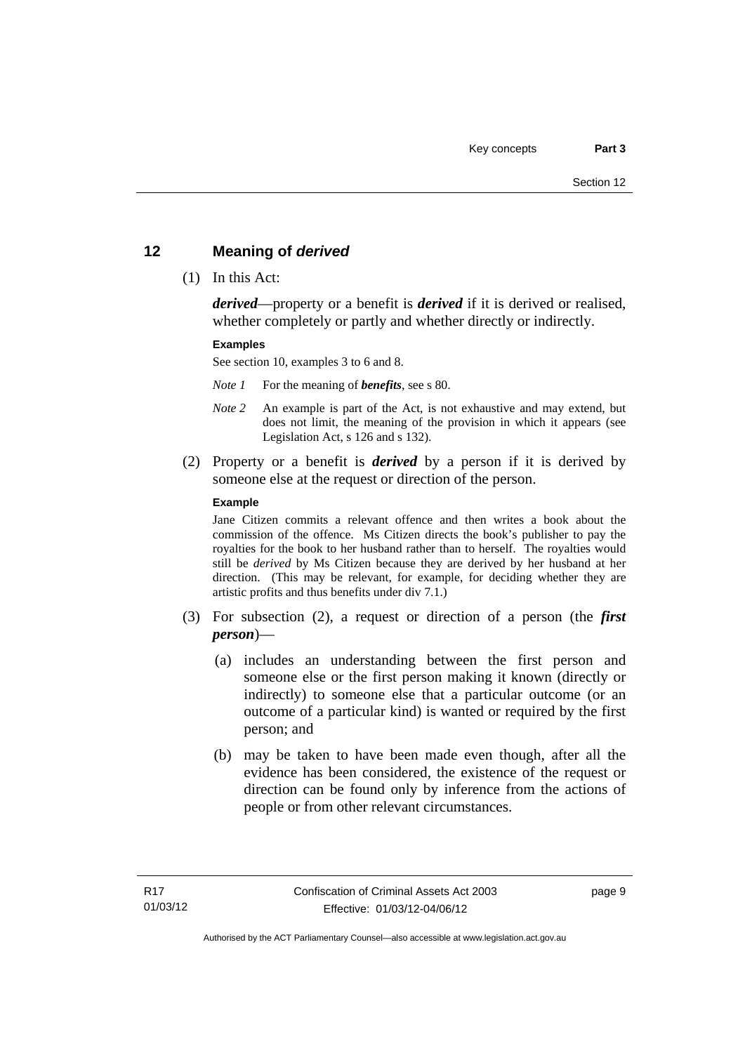## 12 Meaning of *derived*

(1) In this Act:

***derived***—property or a benefit is ***derived*** if it is derived or realised, whether completely or partly and whether directly or indirectly.

**Examples**

See section 10, examples 3 to 6 and 8.

*Note 1* For the meaning of ***benefits***, see s 80.

*Note 2* An example is part of the Act, is not exhaustive and may extend, but does not limit, the meaning of the provision in which it appears (see Legislation Act, s 126 and s 132).

(2) Property or a benefit is ***derived*** by a person if it is derived by someone else at the request or direction of the person.

**Example**

Jane Citizen commits a relevant offence and then writes a book about the commission of the offence. Ms Citizen directs the book's publisher to pay the royalties for the book to her husband rather than to herself. The royalties would still be *derived* by Ms Citizen because they are derived by her husband at her direction. (This may be relevant, for example, for deciding whether they are artistic profits and thus benefits under div 7.1.)

(3) For subsection (2), a request or direction of a person (the ***first person***)—

(a) includes an understanding between the first person and someone else or the first person making it known (directly or indirectly) to someone else that a particular outcome (or an outcome of a particular kind) is wanted or required by the first person; and

(b) may be taken to have been made even though, after all the evidence has been considered, the existence of the request or direction can be found only by inference from the actions of people or from other relevant circumstances.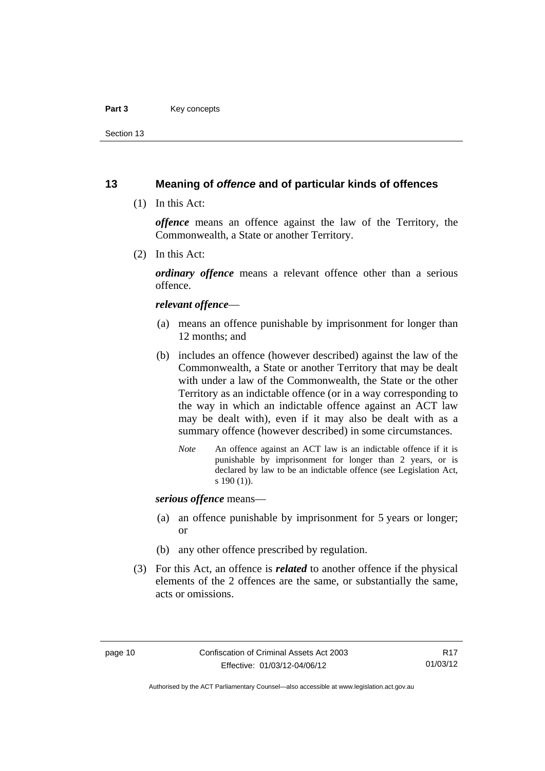## 13 Meaning of *offence* and of particular kinds of offences

(1) In this Act:

***offence*** means an offence against the law of the Territory, the Commonwealth, a State or another Territory.

(2) In this Act:

***ordinary offence*** means a relevant offence other than a serious offence.

***relevant offence***—

(a) means an offence punishable by imprisonment for longer than 12 months; and

(b) includes an offence (however described) against the law of the Commonwealth, a State or another Territory that may be dealt with under a law of the Commonwealth, the State or the other Territory as an indictable offence (or in a way corresponding to the way in which an indictable offence against an ACT law may be dealt with), even if it may also be dealt with as a summary offence (however described) in some circumstances.

*Note* An offence against an ACT law is an indictable offence if it is punishable by imprisonment for longer than 2 years, or is declared by law to be an indictable offence (see Legislation Act, s 190 (1)).

***serious offence*** means—

(a) an offence punishable by imprisonment for 5 years or longer; or

(b) any other offence prescribed by regulation.

(3) For this Act, an offence is ***related*** to another offence if the physical elements of the 2 offences are the same, or substantially the same, acts or omissions.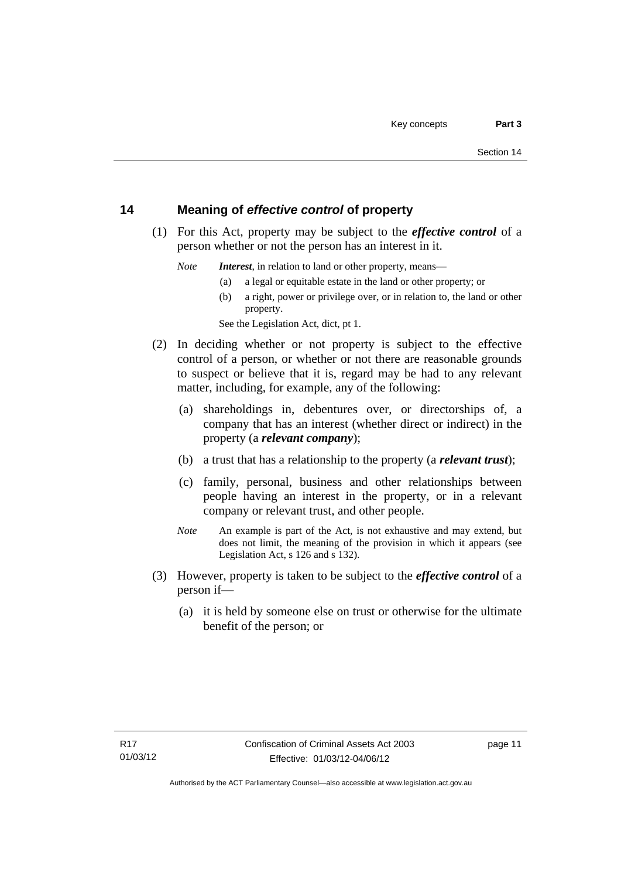## 14 Meaning of *effective control* of property

(1) For this Act, property may be subject to the ***effective control*** of a person whether or not the person has an interest in it.

*Note* ***Interest***, in relation to land or other property, means—

(a) a legal or equitable estate in the land or other property; or

(b) a right, power or privilege over, or in relation to, the land or other property.

See the Legislation Act, dict, pt 1.

(2) In deciding whether or not property is subject to the effective control of a person, or whether or not there are reasonable grounds to suspect or believe that it is, regard may be had to any relevant matter, including, for example, any of the following:

(a) shareholdings in, debentures over, or directorships of, a company that has an interest (whether direct or indirect) in the property (a ***relevant company***);

(b) a trust that has a relationship to the property (a ***relevant trust***);

(c) family, personal, business and other relationships between people having an interest in the property, or in a relevant company or relevant trust, and other people.

*Note* An example is part of the Act, is not exhaustive and may extend, but does not limit, the meaning of the provision in which it appears (see Legislation Act, s 126 and s 132).

(3) However, property is taken to be subject to the ***effective control*** of a person if—

(a) it is held by someone else on trust or otherwise for the ultimate benefit of the person; or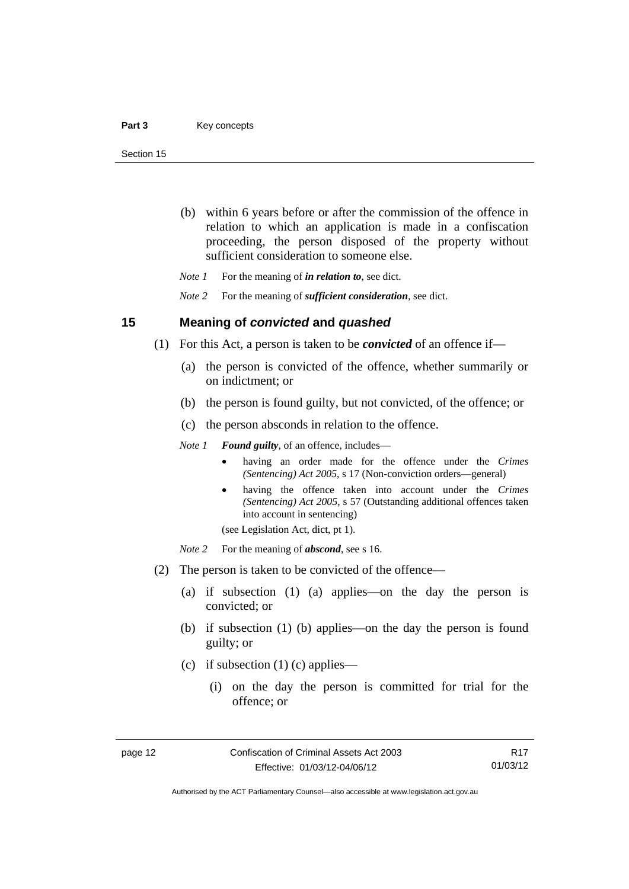(b) within 6 years before or after the commission of the offence in relation to which an application is made in a confiscation proceeding, the person disposed of the property without sufficient consideration to someone else.

*Note 1* For the meaning of ***in relation to***, see dict.

*Note 2* For the meaning of ***sufficient consideration***, see dict.

## 15 Meaning of *convicted* and *quashed*

(1) For this Act, a person is taken to be ***convicted*** of an offence if—

(a) the person is convicted of the offence, whether summarily or on indictment; or

(b) the person is found guilty, but not convicted, of the offence; or

(c) the person absconds in relation to the offence.

*Note 1* ***Found guilty***, of an offence, includes—

- having an order made for the offence under the *Crimes (Sentencing) Act 2005*, s 17 (Non-conviction orders—general)
- having the offence taken into account under the *Crimes (Sentencing) Act 2005*, s 57 (Outstanding additional offences taken into account in sentencing)

(see Legislation Act, dict, pt 1).

*Note 2* For the meaning of ***abscond***, see s 16.

(2) The person is taken to be convicted of the offence—

(a) if subsection (1) (a) applies—on the day the person is convicted; or

(b) if subsection (1) (b) applies—on the day the person is found guilty; or

(c) if subsection (1) (c) applies—

(i) on the day the person is committed for trial for the offence; or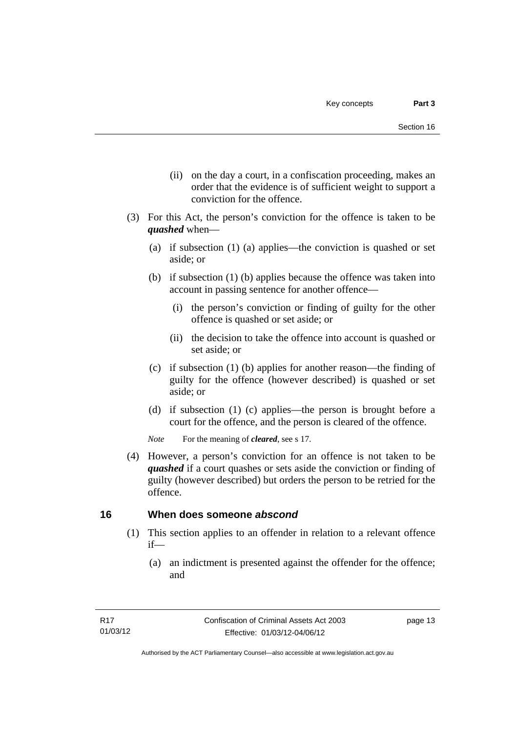(ii) on the day a court, in a confiscation proceeding, makes an order that the evidence is of sufficient weight to support a conviction for the offence.

(3) For this Act, the person's conviction for the offence is taken to be ***quashed*** when—

(a) if subsection (1) (a) applies—the conviction is quashed or set aside; or

(b) if subsection (1) (b) applies because the offence was taken into account in passing sentence for another offence—

(i) the person's conviction or finding of guilty for the other offence is quashed or set aside; or

(ii) the decision to take the offence into account is quashed or set aside; or

(c) if subsection (1) (b) applies for another reason—the finding of guilty for the offence (however described) is quashed or set aside; or

(d) if subsection (1) (c) applies—the person is brought before a court for the offence, and the person is cleared of the offence.

*Note* For the meaning of ***cleared***, see s 17.

(4) However, a person's conviction for an offence is not taken to be ***quashed*** if a court quashes or sets aside the conviction or finding of guilty (however described) but orders the person to be retried for the offence.

## 16 When does someone *abscond*

(1) This section applies to an offender in relation to a relevant offence if—

(a) an indictment is presented against the offender for the offence; and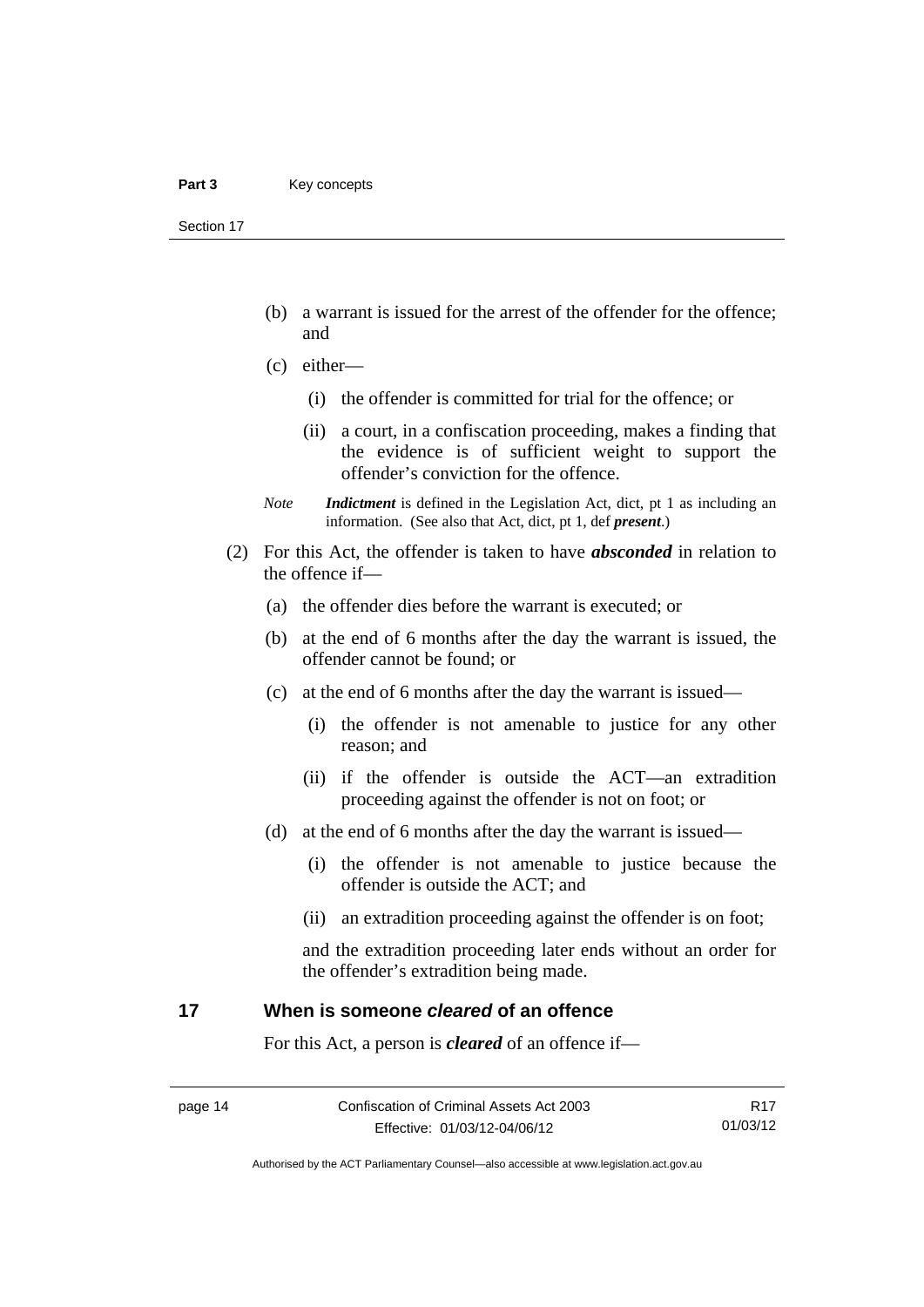(b) a warrant is issued for the arrest of the offender for the offence; and

(c) either—

(i) the offender is committed for trial for the offence; or

(ii) a court, in a confiscation proceeding, makes a finding that the evidence is of sufficient weight to support the offender's conviction for the offence.

*Note* ***Indictment*** is defined in the Legislation Act, dict, pt 1 as including an information. (See also that Act, dict, pt 1, def ***present***.)

(2) For this Act, the offender is taken to have ***absconded*** in relation to the offence if—

(a) the offender dies before the warrant is executed; or

(b) at the end of 6 months after the day the warrant is issued, the offender cannot be found; or

(c) at the end of 6 months after the day the warrant is issued—

(i) the offender is not amenable to justice for any other reason; and

(ii) if the offender is outside the ACT—an extradition proceeding against the offender is not on foot; or

(d) at the end of 6 months after the day the warrant is issued—

(i) the offender is not amenable to justice because the offender is outside the ACT; and

(ii) an extradition proceeding against the offender is on foot;

and the extradition proceeding later ends without an order for the offender's extradition being made.

## 17 When is someone *cleared* of an offence

For this Act, a person is ***cleared*** of an offence if—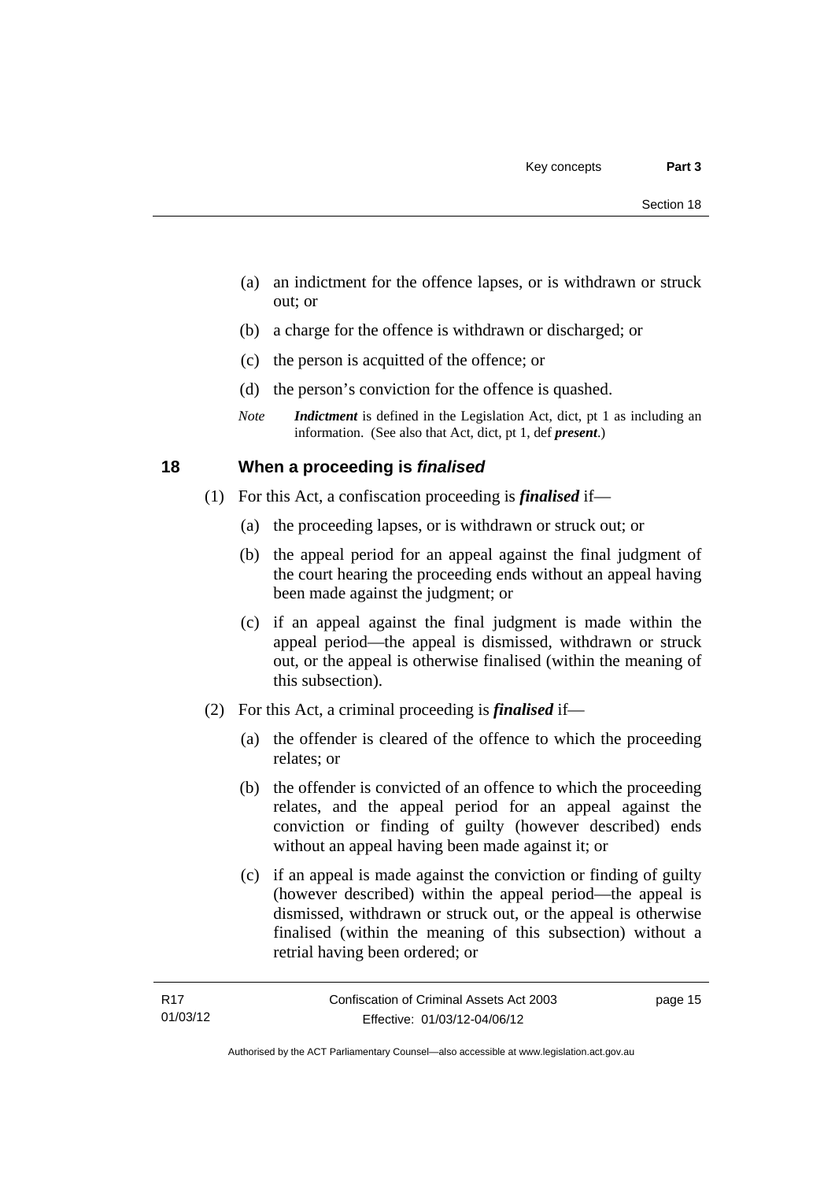(a) an indictment for the offence lapses, or is withdrawn or struck out; or

(b) a charge for the offence is withdrawn or discharged; or

(c) the person is acquitted of the offence; or

(d) the person's conviction for the offence is quashed.

*Note* ***Indictment*** is defined in the Legislation Act, dict, pt 1 as including an information. (See also that Act, dict, pt 1, def ***present***.)

## 18 When a proceeding is *finalised*

(1) For this Act, a confiscation proceeding is ***finalised*** if—

(a) the proceeding lapses, or is withdrawn or struck out; or

(b) the appeal period for an appeal against the final judgment of the court hearing the proceeding ends without an appeal having been made against the judgment; or

(c) if an appeal against the final judgment is made within the appeal period—the appeal is dismissed, withdrawn or struck out, or the appeal is otherwise finalised (within the meaning of this subsection).

(2) For this Act, a criminal proceeding is ***finalised*** if—

(a) the offender is cleared of the offence to which the proceeding relates; or

(b) the offender is convicted of an offence to which the proceeding relates, and the appeal period for an appeal against the conviction or finding of guilty (however described) ends without an appeal having been made against it; or

(c) if an appeal is made against the conviction or finding of guilty (however described) within the appeal period—the appeal is dismissed, withdrawn or struck out, or the appeal is otherwise finalised (within the meaning of this subsection) without a retrial having been ordered; or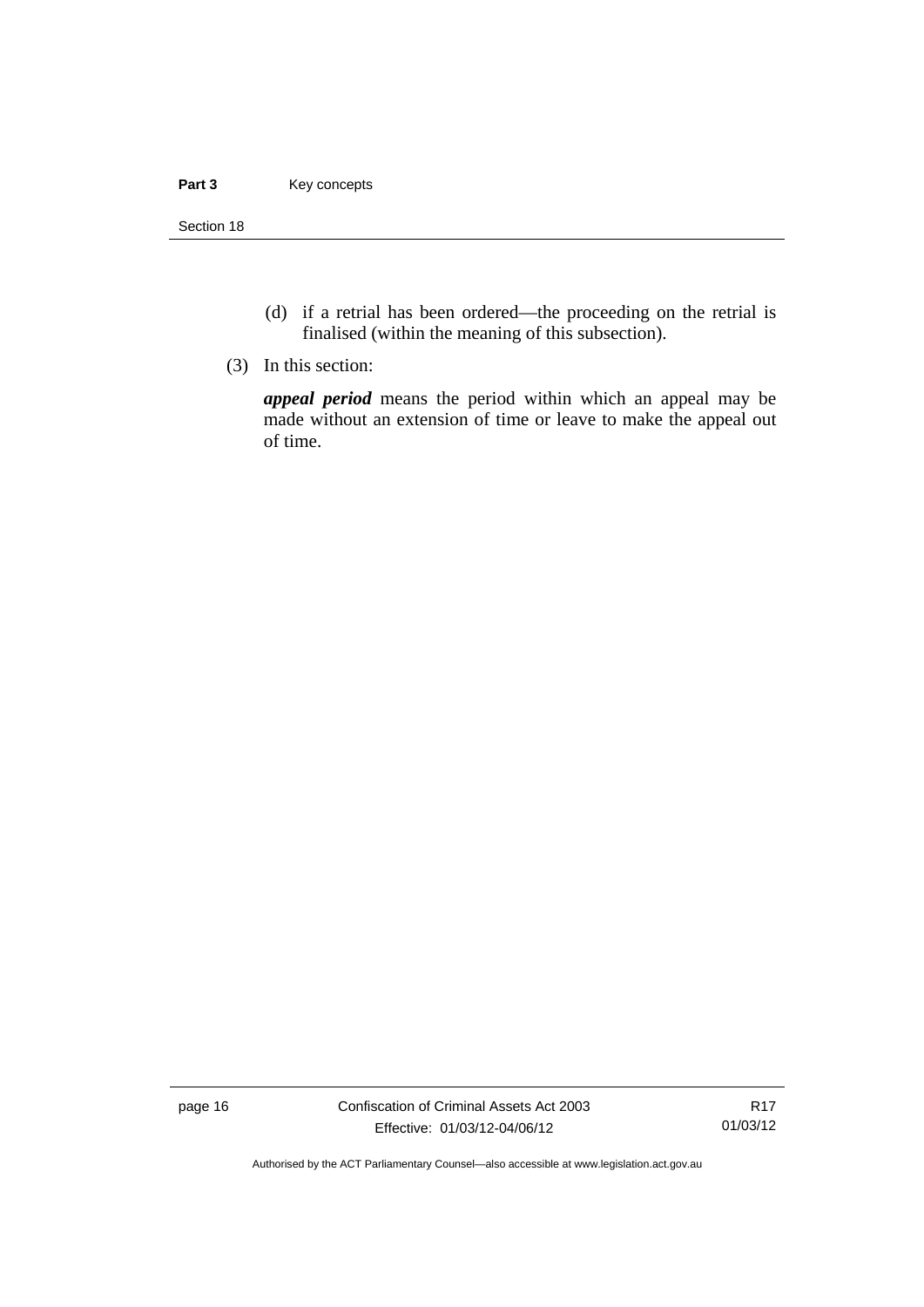(d) if a retrial has been ordered—the proceeding on the retrial is finalised (within the meaning of this subsection).

(3) In this section:

***appeal period*** means the period within which an appeal may be made without an extension of time or leave to make the appeal out of time.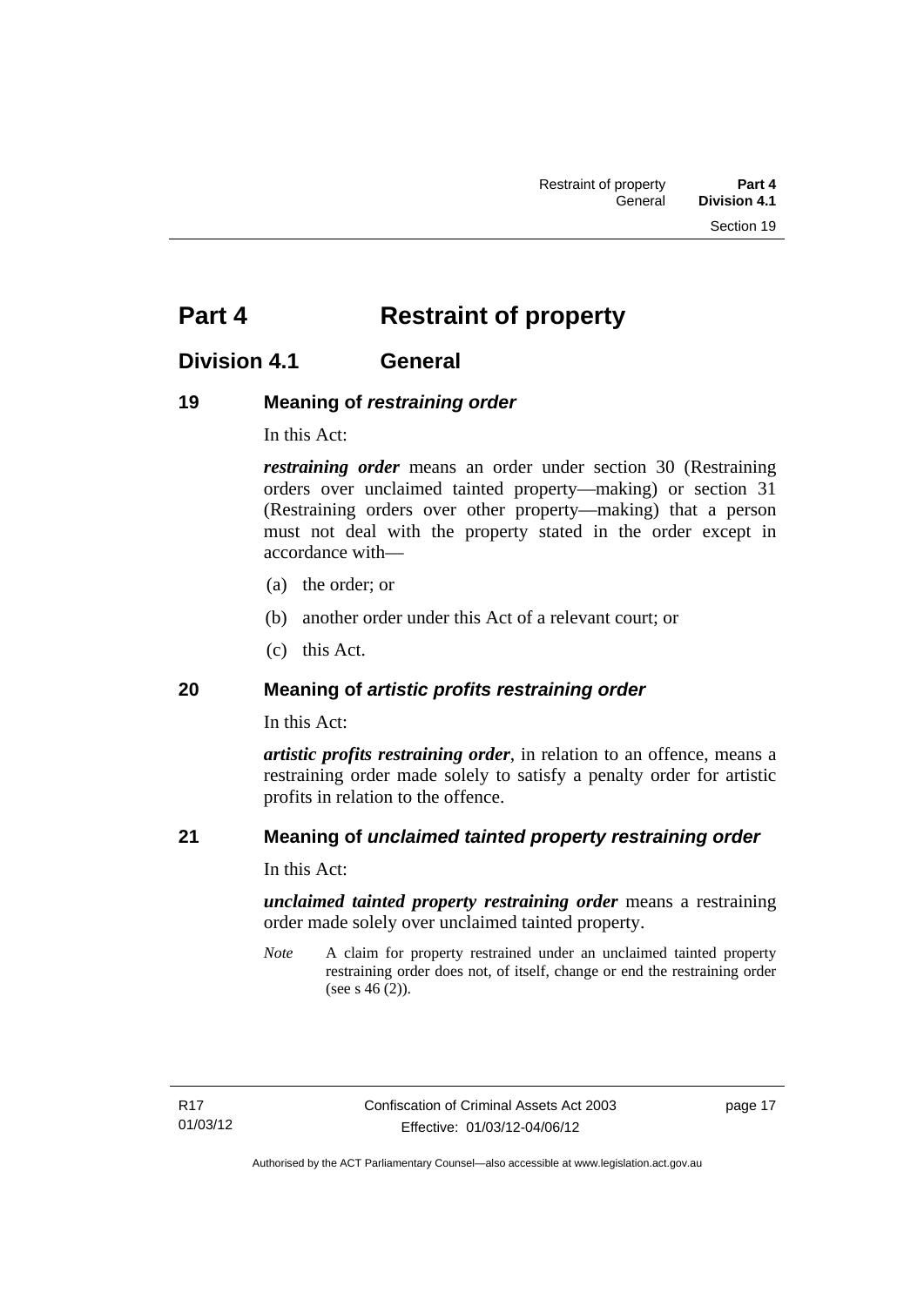# Part 4 Restraint of property

## Division 4.1 General

### 19 Meaning of *restraining order*

In this Act:

***restraining order*** means an order under section 30 (Restraining orders over unclaimed tainted property—making) or section 31 (Restraining orders over other property—making) that a person must not deal with the property stated in the order except in accordance with—

(a) the order; or

(b) another order under this Act of a relevant court; or

(c) this Act.

### 20 Meaning of *artistic profits restraining order*

In this Act:

***artistic profits restraining order***, in relation to an offence, means a restraining order made solely to satisfy a penalty order for artistic profits in relation to the offence.

### 21 Meaning of *unclaimed tainted property restraining order*

In this Act:

***unclaimed tainted property restraining order*** means a restraining order made solely over unclaimed tainted property.

*Note* A claim for property restrained under an unclaimed tainted property restraining order does not, of itself, change or end the restraining order (see s 46 (2)).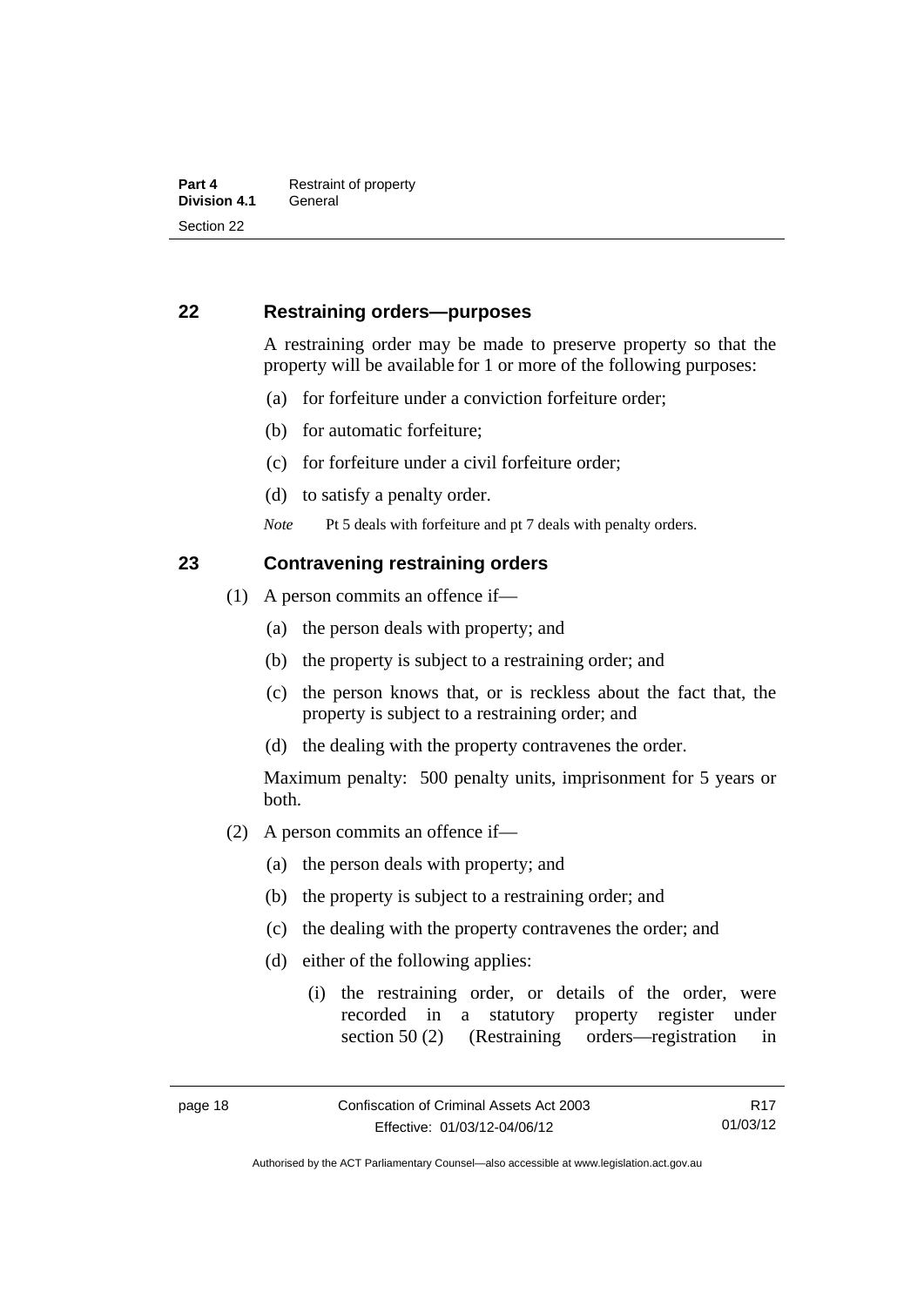## 22 Restraining orders—purposes

A restraining order may be made to preserve property so that the property will be available for 1 or more of the following purposes:

(a) for forfeiture under a conviction forfeiture order;

(b) for automatic forfeiture;

(c) for forfeiture under a civil forfeiture order;

(d) to satisfy a penalty order.

*Note* Pt 5 deals with forfeiture and pt 7 deals with penalty orders.

## 23 Contravening restraining orders

(1) A person commits an offence if—

(a) the person deals with property; and

(b) the property is subject to a restraining order; and

(c) the person knows that, or is reckless about the fact that, the property is subject to a restraining order; and

(d) the dealing with the property contravenes the order.

Maximum penalty: 500 penalty units, imprisonment for 5 years or both.

(2) A person commits an offence if—

(a) the person deals with property; and

(b) the property is subject to a restraining order; and

(c) the dealing with the property contravenes the order; and

(d) either of the following applies:

(i) the restraining order, or details of the order, were recorded in a statutory property register under section 50 (2) (Restraining orders—registration in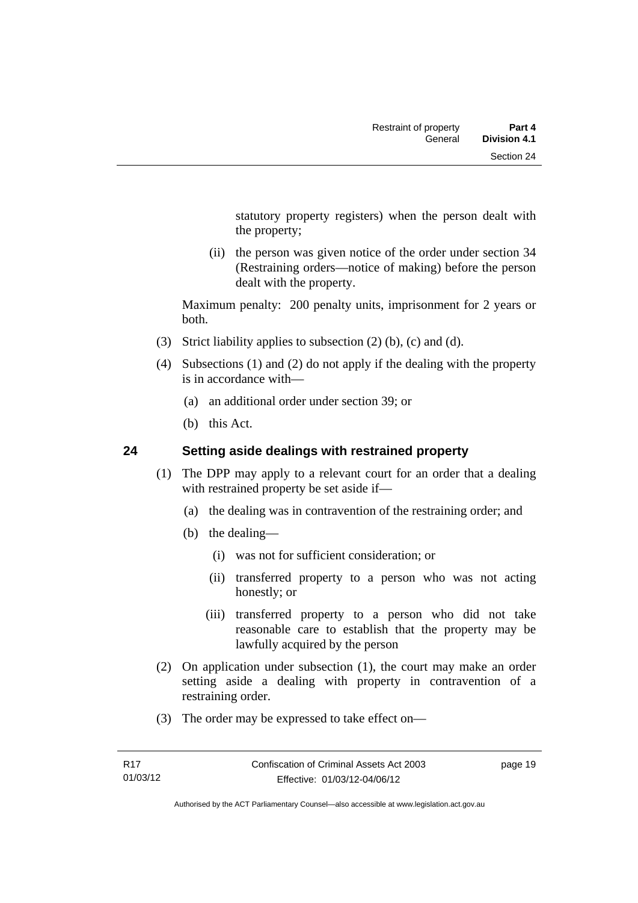statutory property registers) when the person dealt with the property;

(ii) the person was given notice of the order under section 34 (Restraining orders—notice of making) before the person dealt with the property.

Maximum penalty: 200 penalty units, imprisonment for 2 years or both.

(3) Strict liability applies to subsection (2) (b), (c) and (d).

(4) Subsections (1) and (2) do not apply if the dealing with the property is in accordance with—

(a) an additional order under section 39; or

(b) this Act.

## 24 Setting aside dealings with restrained property

(1) The DPP may apply to a relevant court for an order that a dealing with restrained property be set aside if—

(a) the dealing was in contravention of the restraining order; and

(b) the dealing—

(i) was not for sufficient consideration; or

(ii) transferred property to a person who was not acting honestly; or

(iii) transferred property to a person who did not take reasonable care to establish that the property may be lawfully acquired by the person

(2) On application under subsection (1), the court may make an order setting aside a dealing with property in contravention of a restraining order.

(3) The order may be expressed to take effect on—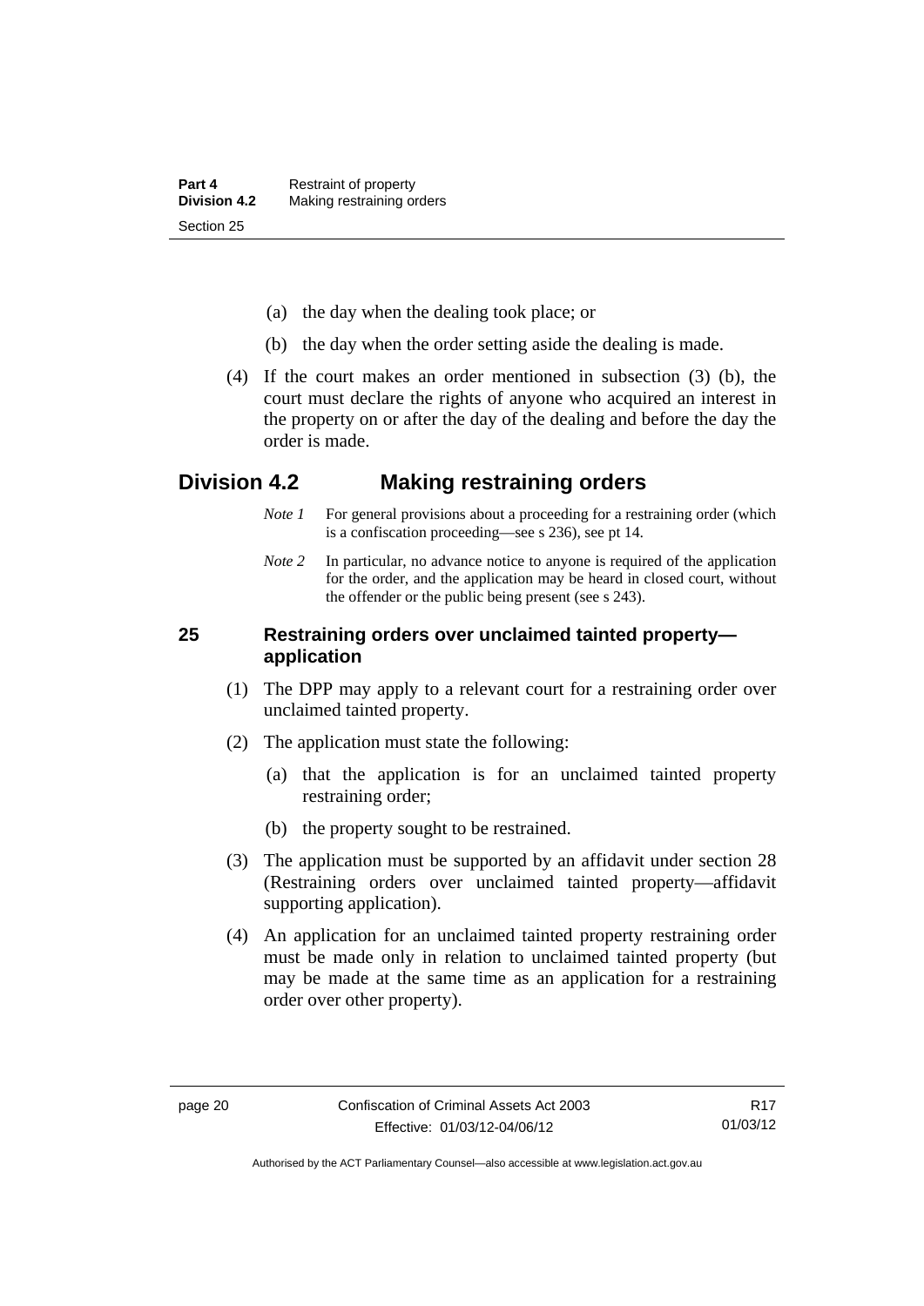(a) the day when the dealing took place; or

(b) the day when the order setting aside the dealing is made.

(4) If the court makes an order mentioned in subsection (3) (b), the court must declare the rights of anyone who acquired an interest in the property on or after the day of the dealing and before the day the order is made.

## Division 4.2 Making restraining orders

*Note 1* For general provisions about a proceeding for a restraining order (which is a confiscation proceeding—see s 236), see pt 14.

*Note 2* In particular, no advance notice to anyone is required of the application for the order, and the application may be heard in closed court, without the offender or the public being present (see s 243).

### 25 Restraining orders over unclaimed tainted property—application

(1) The DPP may apply to a relevant court for a restraining order over unclaimed tainted property.

(2) The application must state the following:

(a) that the application is for an unclaimed tainted property restraining order;

(b) the property sought to be restrained.

(3) The application must be supported by an affidavit under section 28 (Restraining orders over unclaimed tainted property—affidavit supporting application).

(4) An application for an unclaimed tainted property restraining order must be made only in relation to unclaimed tainted property (but may be made at the same time as an application for a restraining order over other property).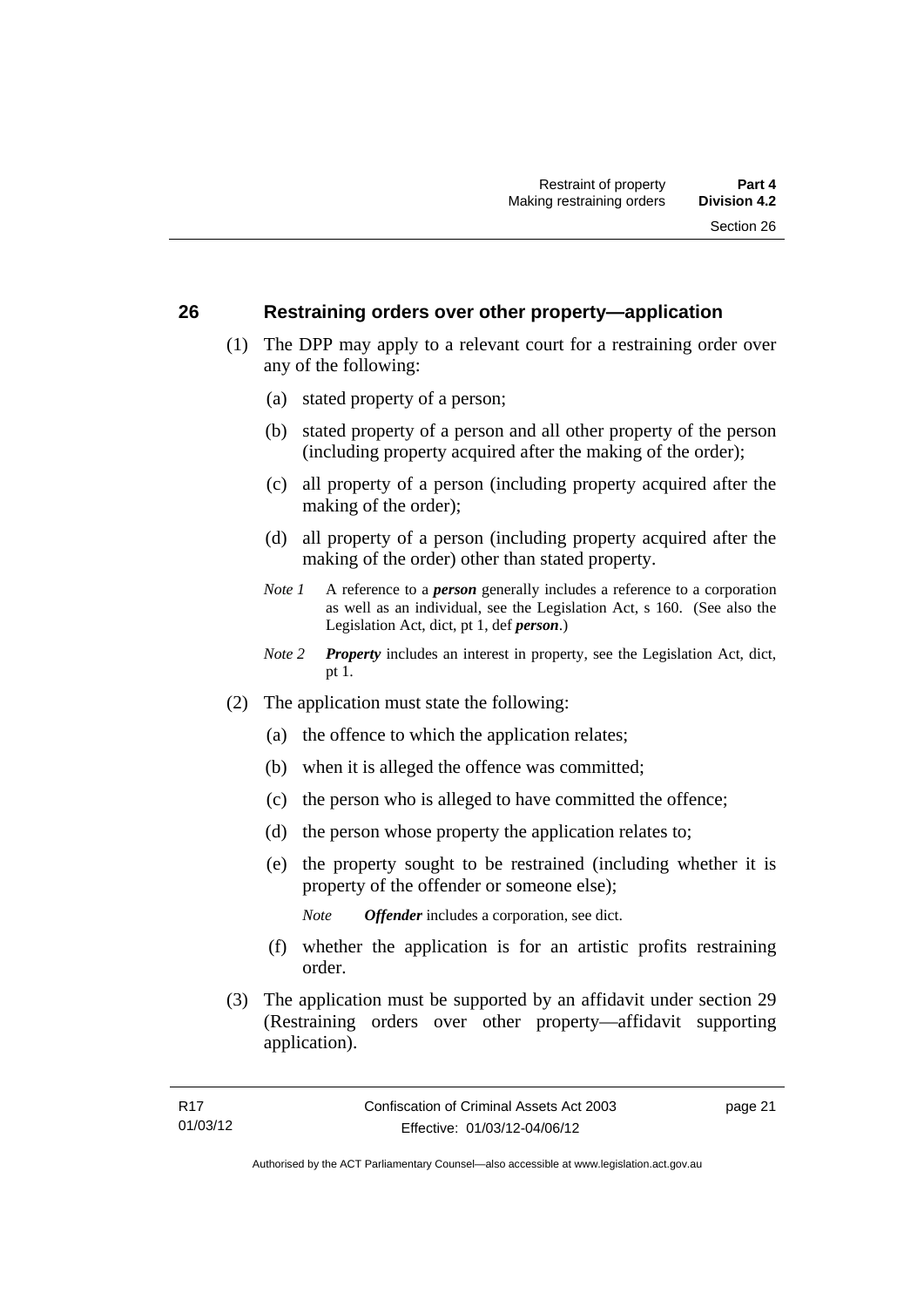## 26 Restraining orders over other property—application

(1) The DPP may apply to a relevant court for a restraining order over any of the following:

(a) stated property of a person;

(b) stated property of a person and all other property of the person (including property acquired after the making of the order);

(c) all property of a person (including property acquired after the making of the order);

(d) all property of a person (including property acquired after the making of the order) other than stated property.

*Note 1* A reference to a ***person*** generally includes a reference to a corporation as well as an individual, see the Legislation Act, s 160. (See also the Legislation Act, dict, pt 1, def ***person***.)

*Note 2* ***Property*** includes an interest in property, see the Legislation Act, dict, pt 1.

(2) The application must state the following:

(a) the offence to which the application relates;

(b) when it is alleged the offence was committed;

(c) the person who is alleged to have committed the offence;

(d) the person whose property the application relates to;

(e) the property sought to be restrained (including whether it is property of the offender or someone else);

*Note* ***Offender*** includes a corporation, see dict.

(f) whether the application is for an artistic profits restraining order.

(3) The application must be supported by an affidavit under section 29 (Restraining orders over other property—affidavit supporting application).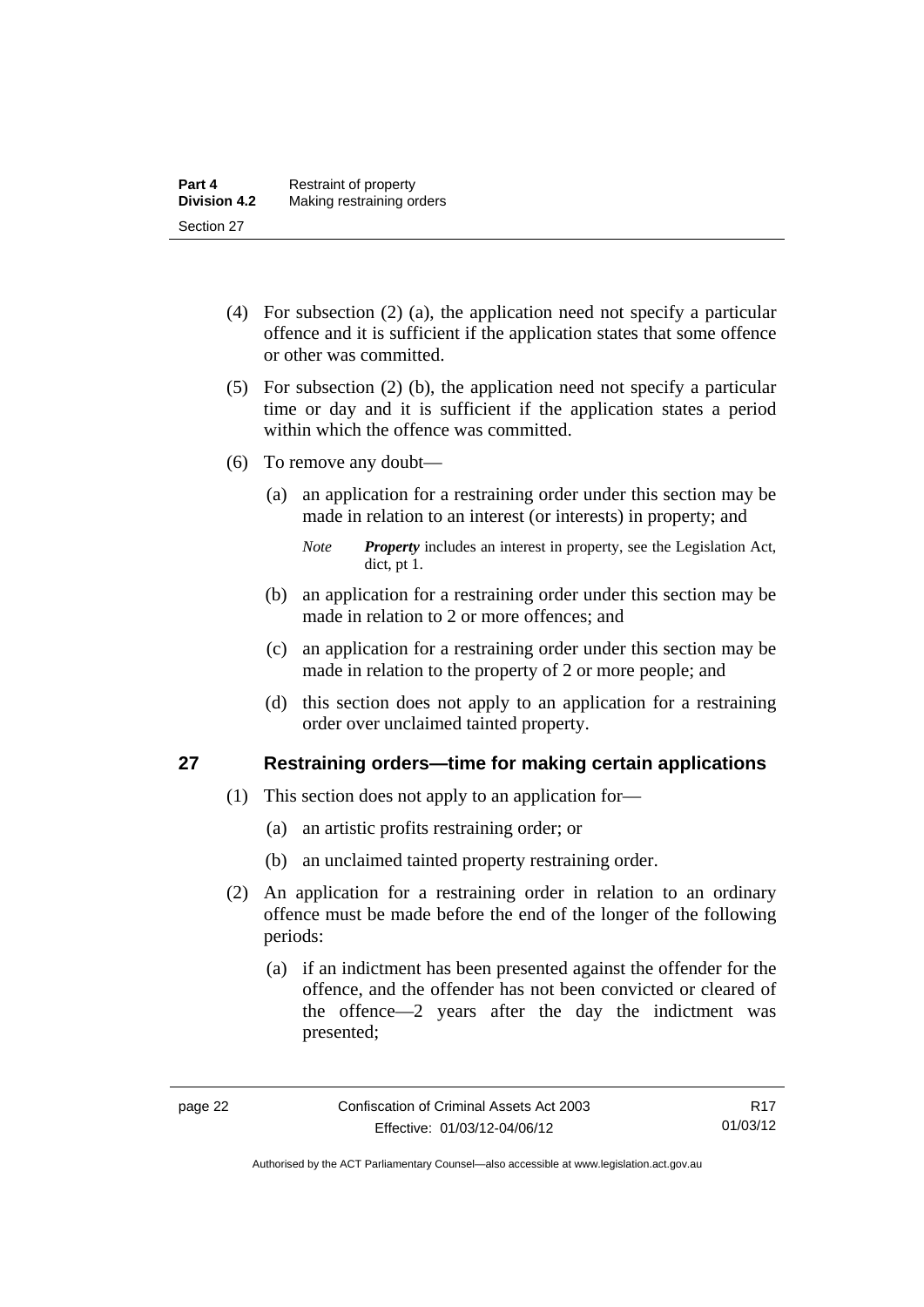(4) For subsection (2) (a), the application need not specify a particular offence and it is sufficient if the application states that some offence or other was committed.

(5) For subsection (2) (b), the application need not specify a particular time or day and it is sufficient if the application states a period within which the offence was committed.

(6) To remove any doubt—

(a) an application for a restraining order under this section may be made in relation to an interest (or interests) in property; and

*Note* ***Property*** includes an interest in property, see the Legislation Act, dict, pt 1.

(b) an application for a restraining order under this section may be made in relation to 2 or more offences; and

(c) an application for a restraining order under this section may be made in relation to the property of 2 or more people; and

(d) this section does not apply to an application for a restraining order over unclaimed tainted property.

## 27 Restraining orders—time for making certain applications

(1) This section does not apply to an application for—

(a) an artistic profits restraining order; or

(b) an unclaimed tainted property restraining order.

(2) An application for a restraining order in relation to an ordinary offence must be made before the end of the longer of the following periods:

(a) if an indictment has been presented against the offender for the offence, and the offender has not been convicted or cleared of the offence—2 years after the day the indictment was presented;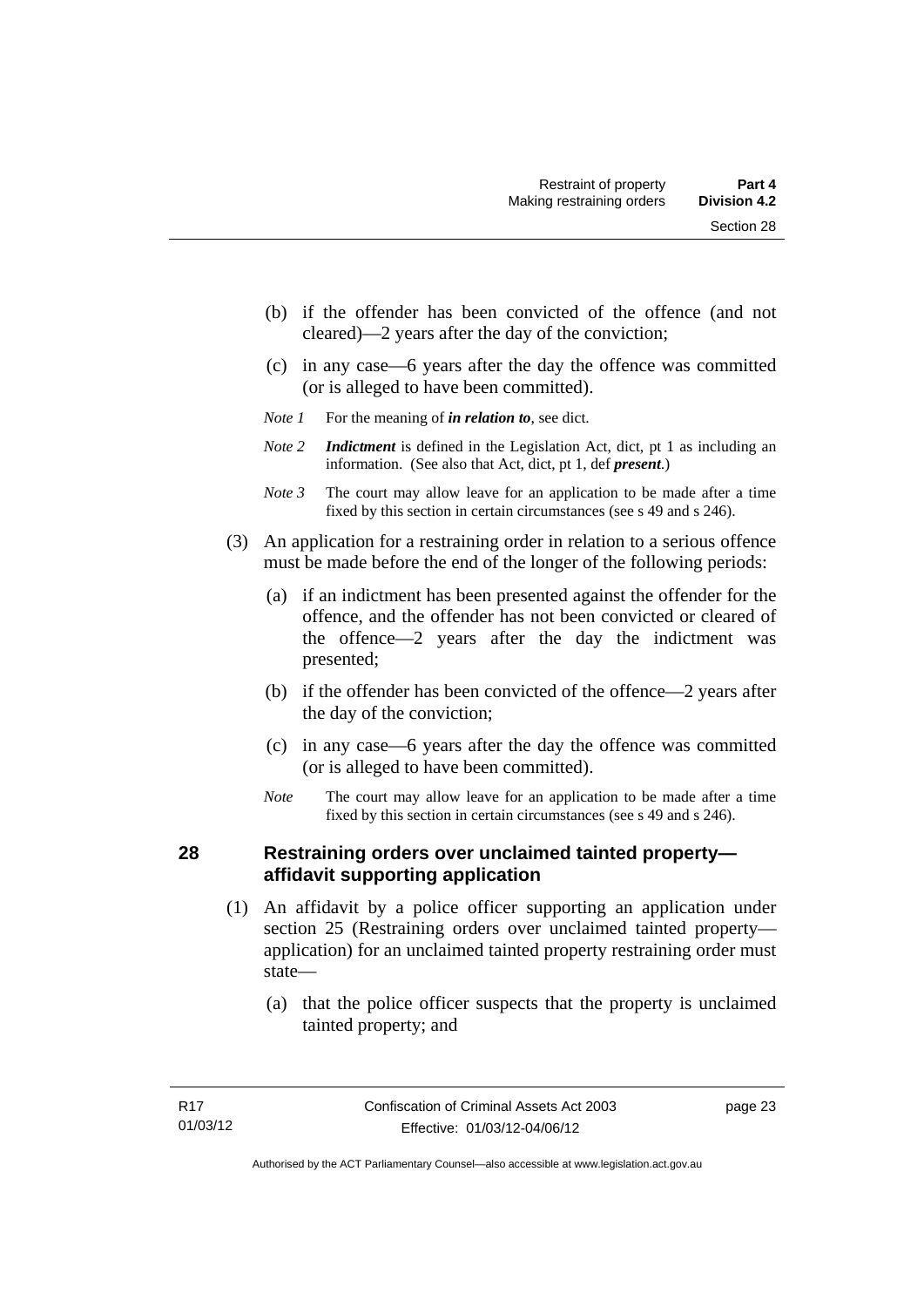(b) if the offender has been convicted of the offence (and not cleared)—2 years after the day of the conviction;

(c) in any case—6 years after the day the offence was committed (or is alleged to have been committed).

*Note 1* For the meaning of ***in relation to***, see dict.

*Note 2* ***Indictment*** is defined in the Legislation Act, dict, pt 1 as including an information. (See also that Act, dict, pt 1, def ***present***.)

*Note 3* The court may allow leave for an application to be made after a time fixed by this section in certain circumstances (see s 49 and s 246).

(3) An application for a restraining order in relation to a serious offence must be made before the end of the longer of the following periods:

(a) if an indictment has been presented against the offender for the offence, and the offender has not been convicted or cleared of the offence—2 years after the day the indictment was presented;

(b) if the offender has been convicted of the offence—2 years after the day of the conviction;

(c) in any case—6 years after the day the offence was committed (or is alleged to have been committed).

*Note* The court may allow leave for an application to be made after a time fixed by this section in certain circumstances (see s 49 and s 246).

## 28 Restraining orders over unclaimed tainted property—affidavit supporting application

(1) An affidavit by a police officer supporting an application under section 25 (Restraining orders over unclaimed tainted property—application) for an unclaimed tainted property restraining order must state—

(a) that the police officer suspects that the property is unclaimed tainted property; and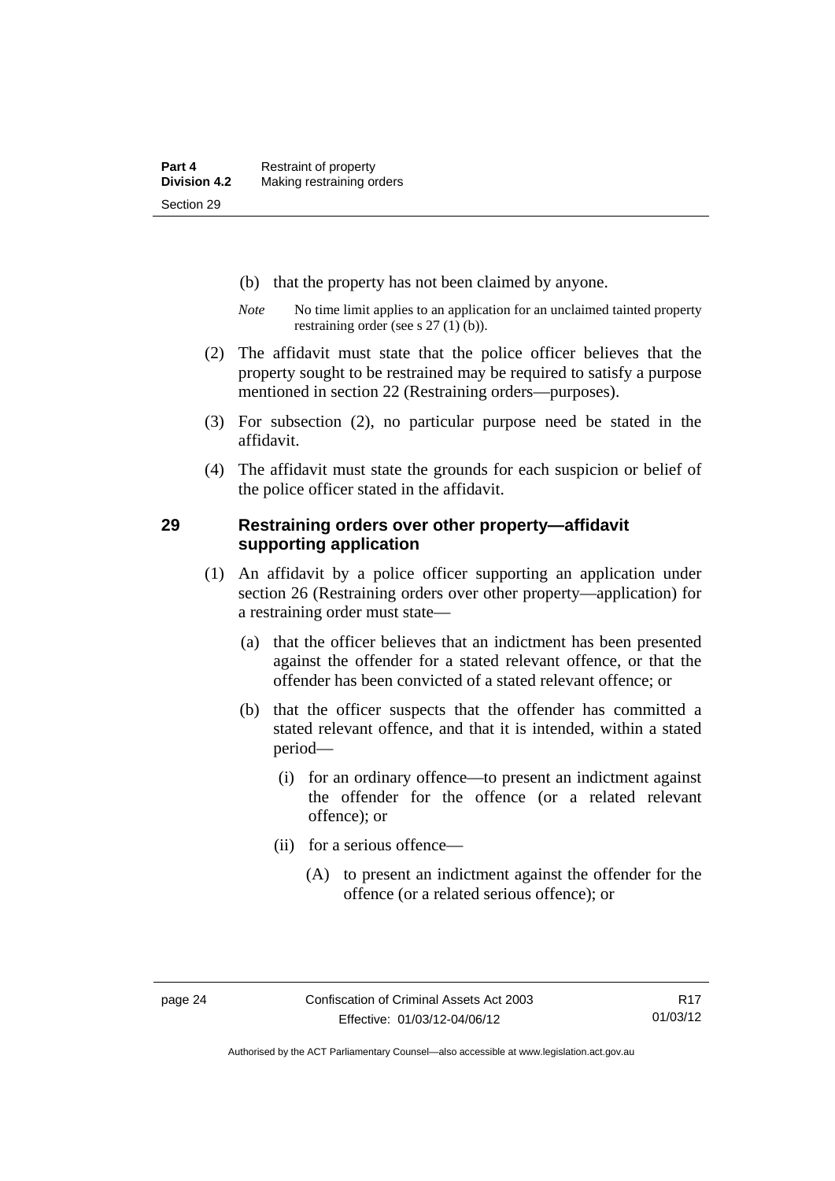(b) that the property has not been claimed by anyone.

*Note* No time limit applies to an application for an unclaimed tainted property restraining order (see s 27 (1) (b)).

(2) The affidavit must state that the police officer believes that the property sought to be restrained may be required to satisfy a purpose mentioned in section 22 (Restraining orders—purposes).

(3) For subsection (2), no particular purpose need be stated in the affidavit.

(4) The affidavit must state the grounds for each suspicion or belief of the police officer stated in the affidavit.

## 29 Restraining orders over other property—affidavit supporting application

(1) An affidavit by a police officer supporting an application under section 26 (Restraining orders over other property—application) for a restraining order must state—

(a) that the officer believes that an indictment has been presented against the offender for a stated relevant offence, or that the offender has been convicted of a stated relevant offence; or

(b) that the officer suspects that the offender has committed a stated relevant offence, and that it is intended, within a stated period—

(i) for an ordinary offence—to present an indictment against the offender for the offence (or a related relevant offence); or

(ii) for a serious offence—

(A) to present an indictment against the offender for the offence (or a related serious offence); or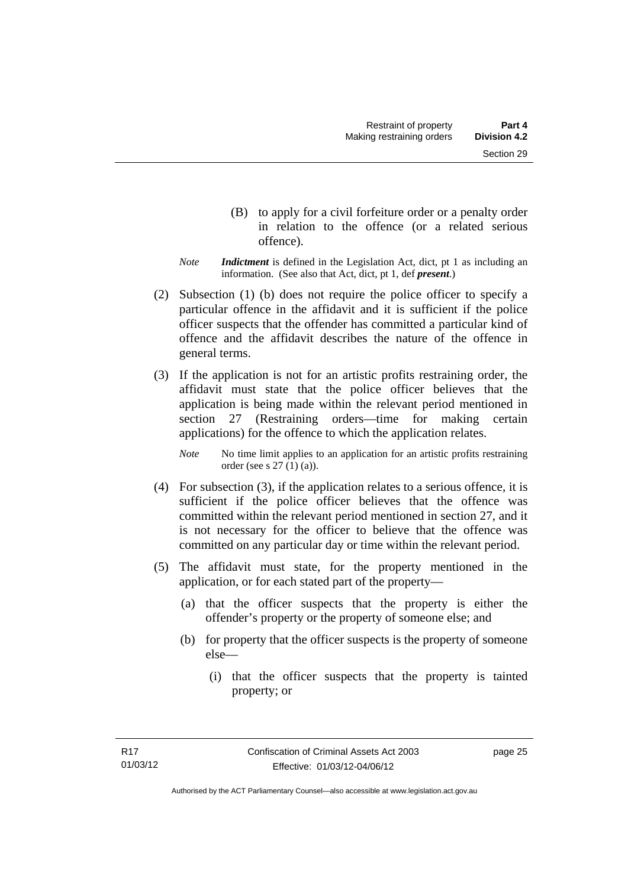(B) to apply for a civil forfeiture order or a penalty order in relation to the offence (or a related serious offence).

*Note* ***Indictment*** is defined in the Legislation Act, dict, pt 1 as including an information. (See also that Act, dict, pt 1, def ***present***.)

(2) Subsection (1) (b) does not require the police officer to specify a particular offence in the affidavit and it is sufficient if the police officer suspects that the offender has committed a particular kind of offence and the affidavit describes the nature of the offence in general terms.

(3) If the application is not for an artistic profits restraining order, the affidavit must state that the police officer believes that the application is being made within the relevant period mentioned in section 27 (Restraining orders—time for making certain applications) for the offence to which the application relates.

*Note* No time limit applies to an application for an artistic profits restraining order (see s 27 (1) (a)).

(4) For subsection (3), if the application relates to a serious offence, it is sufficient if the police officer believes that the offence was committed within the relevant period mentioned in section 27, and it is not necessary for the officer to believe that the offence was committed on any particular day or time within the relevant period.

(5) The affidavit must state, for the property mentioned in the application, or for each stated part of the property—

(a) that the officer suspects that the property is either the offender's property or the property of someone else; and

(b) for property that the officer suspects is the property of someone else—

(i) that the officer suspects that the property is tainted property; or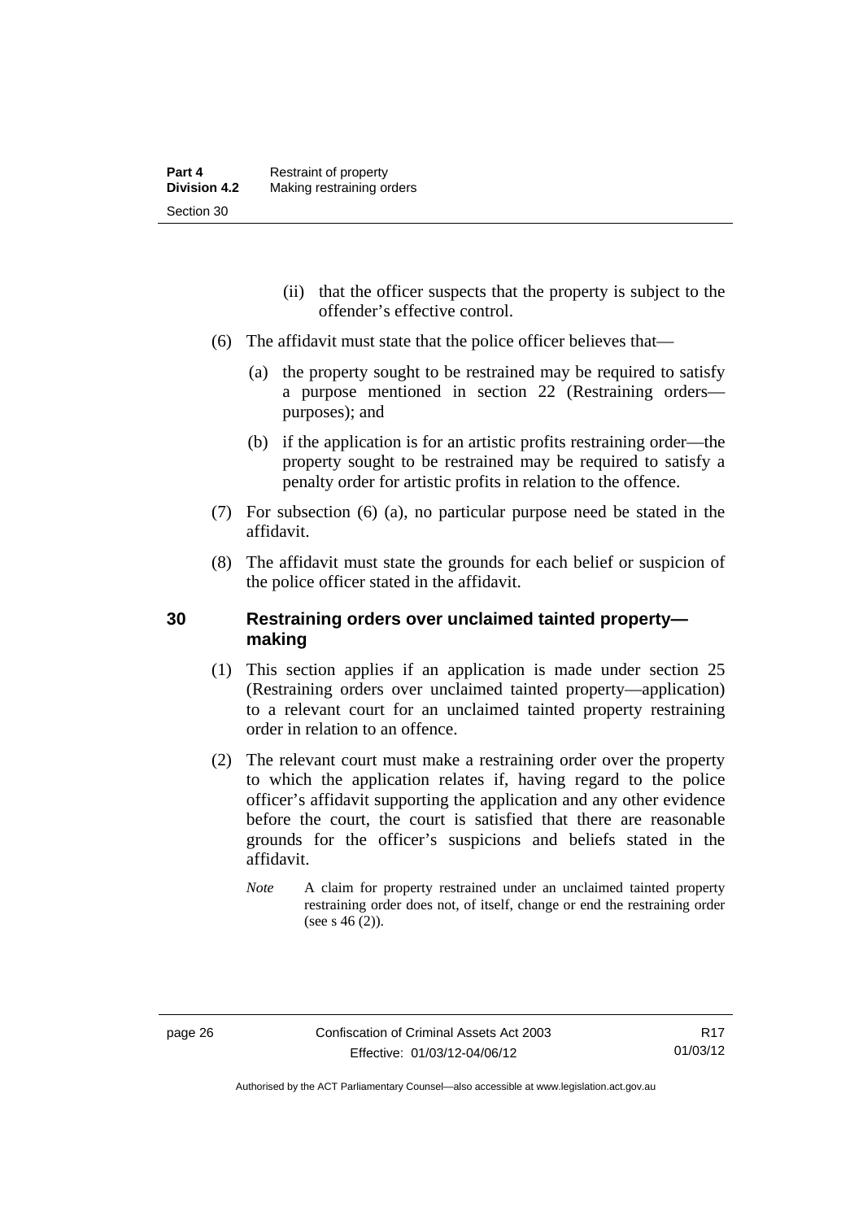(ii) that the officer suspects that the property is subject to the offender's effective control.

(6) The affidavit must state that the police officer believes that—

(a) the property sought to be restrained may be required to satisfy a purpose mentioned in section 22 (Restraining orders—purposes); and

(b) if the application is for an artistic profits restraining order—the property sought to be restrained may be required to satisfy a penalty order for artistic profits in relation to the offence.

(7) For subsection (6) (a), no particular purpose need be stated in the affidavit.

(8) The affidavit must state the grounds for each belief or suspicion of the police officer stated in the affidavit.

## 30 Restraining orders over unclaimed tainted property—making

(1) This section applies if an application is made under section 25 (Restraining orders over unclaimed tainted property—application) to a relevant court for an unclaimed tainted property restraining order in relation to an offence.

(2) The relevant court must make a restraining order over the property to which the application relates if, having regard to the police officer's affidavit supporting the application and any other evidence before the court, the court is satisfied that there are reasonable grounds for the officer's suspicions and beliefs stated in the affidavit.

*Note* A claim for property restrained under an unclaimed tainted property restraining order does not, of itself, change or end the restraining order (see s 46 (2)).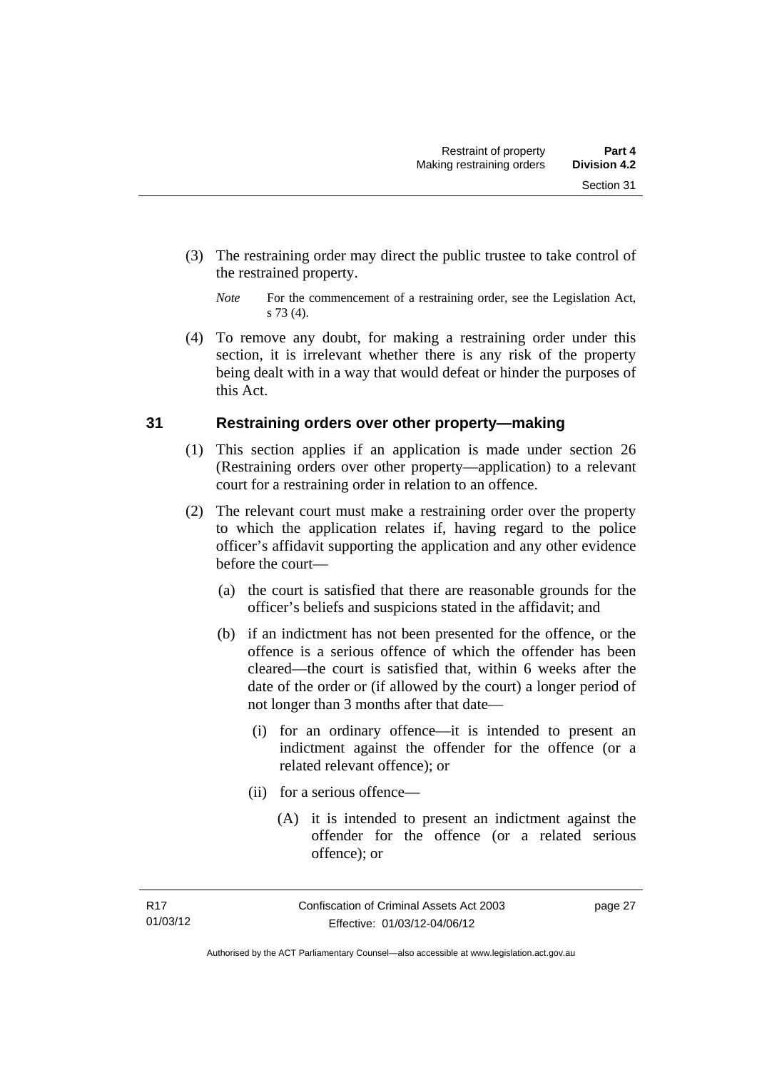(3) The restraining order may direct the public trustee to take control of the restrained property.

*Note* For the commencement of a restraining order, see the Legislation Act, s 73 (4).

(4) To remove any doubt, for making a restraining order under this section, it is irrelevant whether there is any risk of the property being dealt with in a way that would defeat or hinder the purposes of this Act.

## 31 Restraining orders over other property—making

(1) This section applies if an application is made under section 26 (Restraining orders over other property—application) to a relevant court for a restraining order in relation to an offence.

(2) The relevant court must make a restraining order over the property to which the application relates if, having regard to the police officer's affidavit supporting the application and any other evidence before the court—

(a) the court is satisfied that there are reasonable grounds for the officer's beliefs and suspicions stated in the affidavit; and

(b) if an indictment has not been presented for the offence, or the offence is a serious offence of which the offender has been cleared—the court is satisfied that, within 6 weeks after the date of the order or (if allowed by the court) a longer period of not longer than 3 months after that date—

(i) for an ordinary offence—it is intended to present an indictment against the offender for the offence (or a related relevant offence); or

(ii) for a serious offence—

(A) it is intended to present an indictment against the offender for the offence (or a related serious offence); or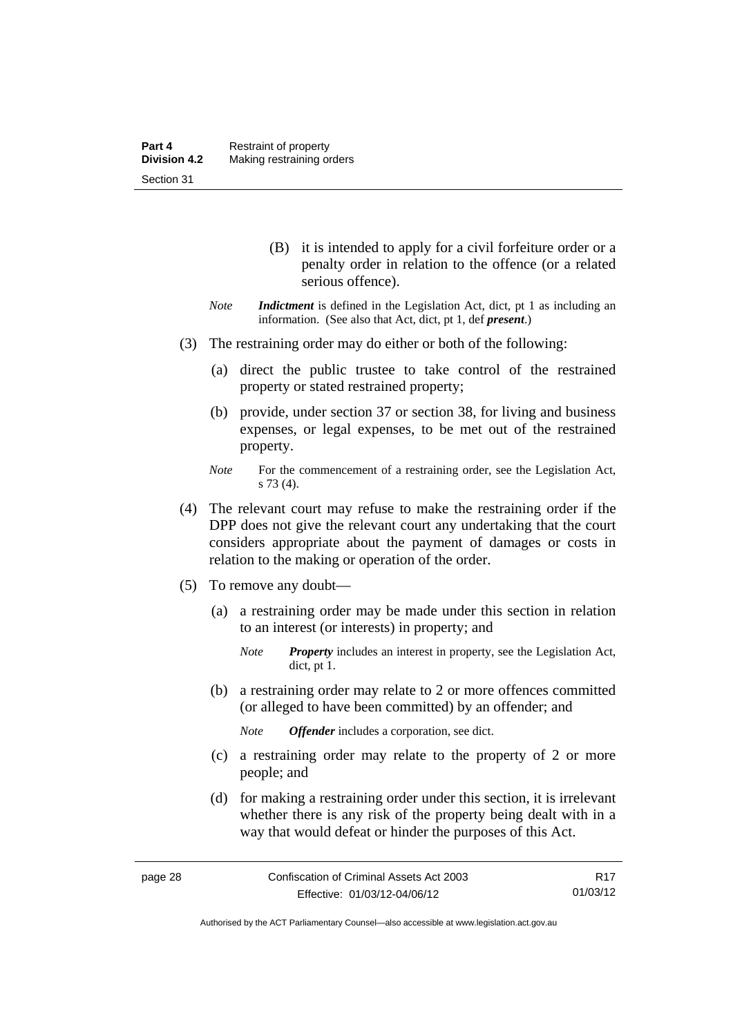(B) it is intended to apply for a civil forfeiture order or a penalty order in relation to the offence (or a related serious offence).

*Note* ***Indictment*** is defined in the Legislation Act, dict, pt 1 as including an information. (See also that Act, dict, pt 1, def ***present***.)

(3) The restraining order may do either or both of the following:

(a) direct the public trustee to take control of the restrained property or stated restrained property;

(b) provide, under section 37 or section 38, for living and business expenses, or legal expenses, to be met out of the restrained property.

*Note* For the commencement of a restraining order, see the Legislation Act, s 73 (4).

(4) The relevant court may refuse to make the restraining order if the DPP does not give the relevant court any undertaking that the court considers appropriate about the payment of damages or costs in relation to the making or operation of the order.

(5) To remove any doubt—

(a) a restraining order may be made under this section in relation to an interest (or interests) in property; and

*Note* ***Property*** includes an interest in property, see the Legislation Act, dict, pt 1.

(b) a restraining order may relate to 2 or more offences committed (or alleged to have been committed) by an offender; and

*Note* ***Offender*** includes a corporation, see dict.

(c) a restraining order may relate to the property of 2 or more people; and

(d) for making a restraining order under this section, it is irrelevant whether there is any risk of the property being dealt with in a way that would defeat or hinder the purposes of this Act.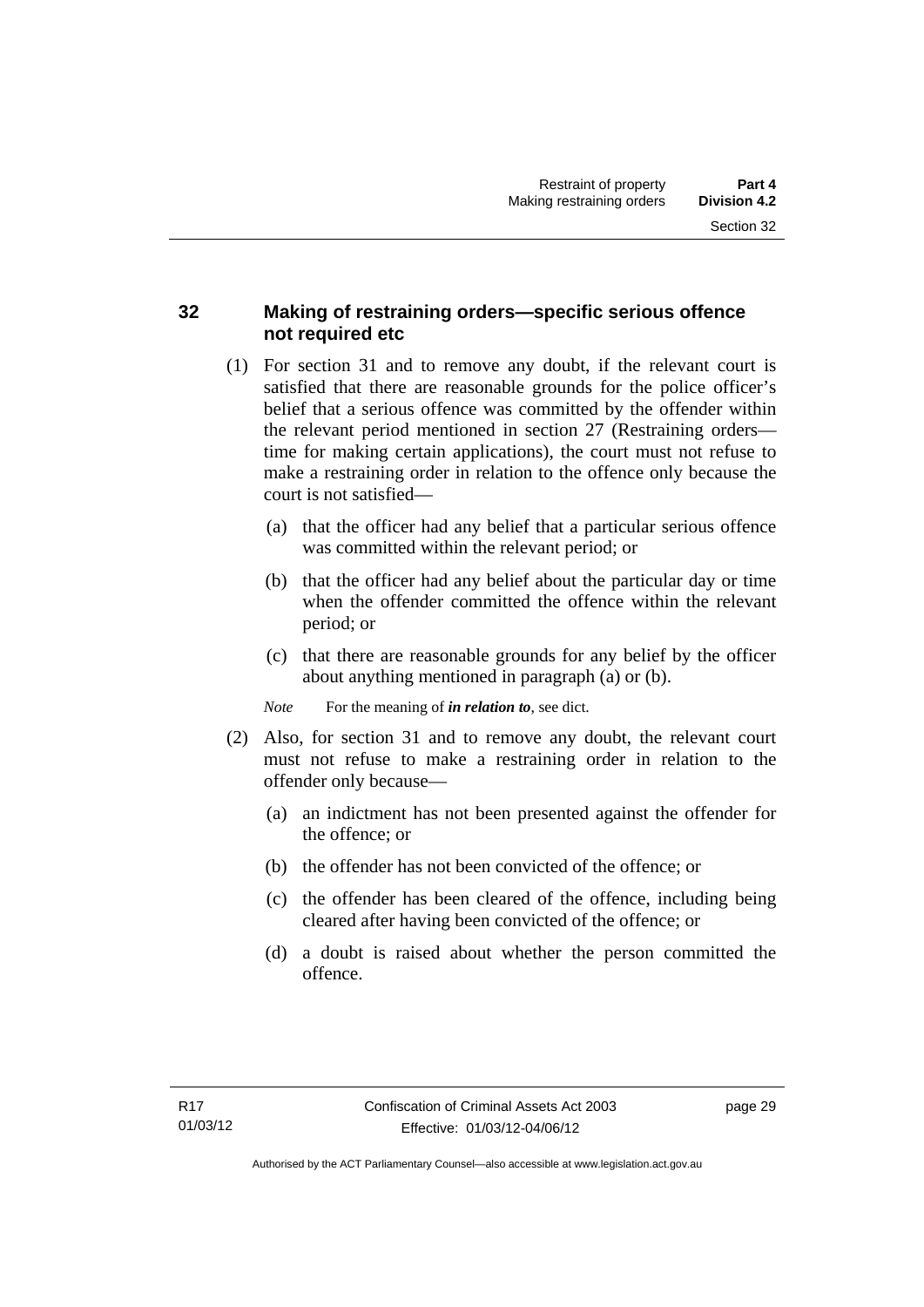## 32 Making of restraining orders—specific serious offence not required etc

(1) For section 31 and to remove any doubt, if the relevant court is satisfied that there are reasonable grounds for the police officer's belief that a serious offence was committed by the offender within the relevant period mentioned in section 27 (Restraining orders—time for making certain applications), the court must not refuse to make a restraining order in relation to the offence only because the court is not satisfied—

(a) that the officer had any belief that a particular serious offence was committed within the relevant period; or

(b) that the officer had any belief about the particular day or time when the offender committed the offence within the relevant period; or

(c) that there are reasonable grounds for any belief by the officer about anything mentioned in paragraph (a) or (b).

*Note* For the meaning of ***in relation to***, see dict.

(2) Also, for section 31 and to remove any doubt, the relevant court must not refuse to make a restraining order in relation to the offender only because—

(a) an indictment has not been presented against the offender for the offence; or

(b) the offender has not been convicted of the offence; or

(c) the offender has been cleared of the offence, including being cleared after having been convicted of the offence; or

(d) a doubt is raised about whether the person committed the offence.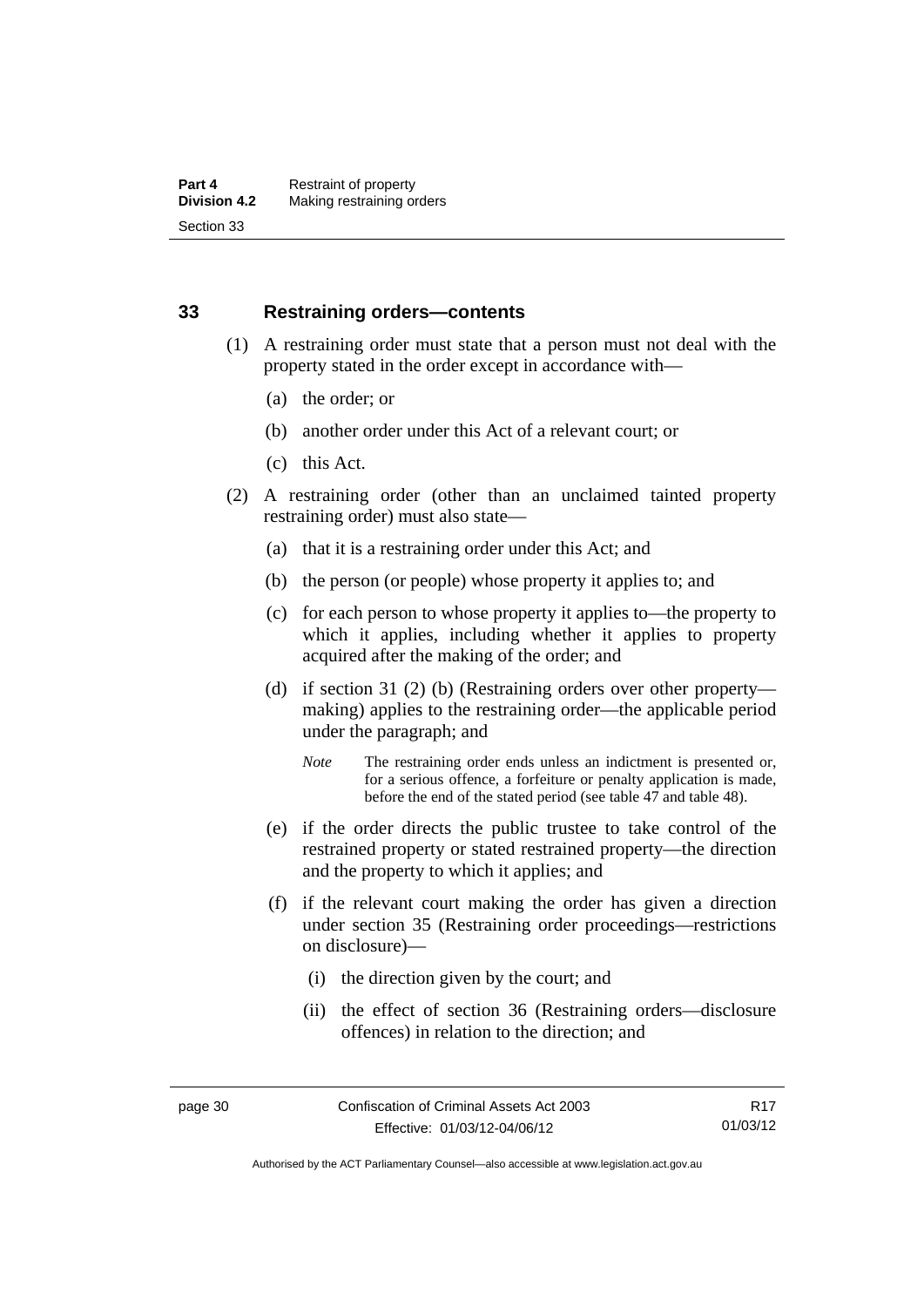## 33 Restraining orders—contents

(1) A restraining order must state that a person must not deal with the property stated in the order except in accordance with—

(a) the order; or

(b) another order under this Act of a relevant court; or

(c) this Act.

(2) A restraining order (other than an unclaimed tainted property restraining order) must also state—

(a) that it is a restraining order under this Act; and

(b) the person (or people) whose property it applies to; and

(c) for each person to whose property it applies to—the property to which it applies, including whether it applies to property acquired after the making of the order; and

(d) if section 31 (2) (b) (Restraining orders over other property—making) applies to the restraining order—the applicable period under the paragraph; and

*Note* The restraining order ends unless an indictment is presented or, for a serious offence, a forfeiture or penalty application is made, before the end of the stated period (see table 47 and table 48).

(e) if the order directs the public trustee to take control of the restrained property or stated restrained property—the direction and the property to which it applies; and

(f) if the relevant court making the order has given a direction under section 35 (Restraining order proceedings—restrictions on disclosure)—

(i) the direction given by the court; and

(ii) the effect of section 36 (Restraining orders—disclosure offences) in relation to the direction; and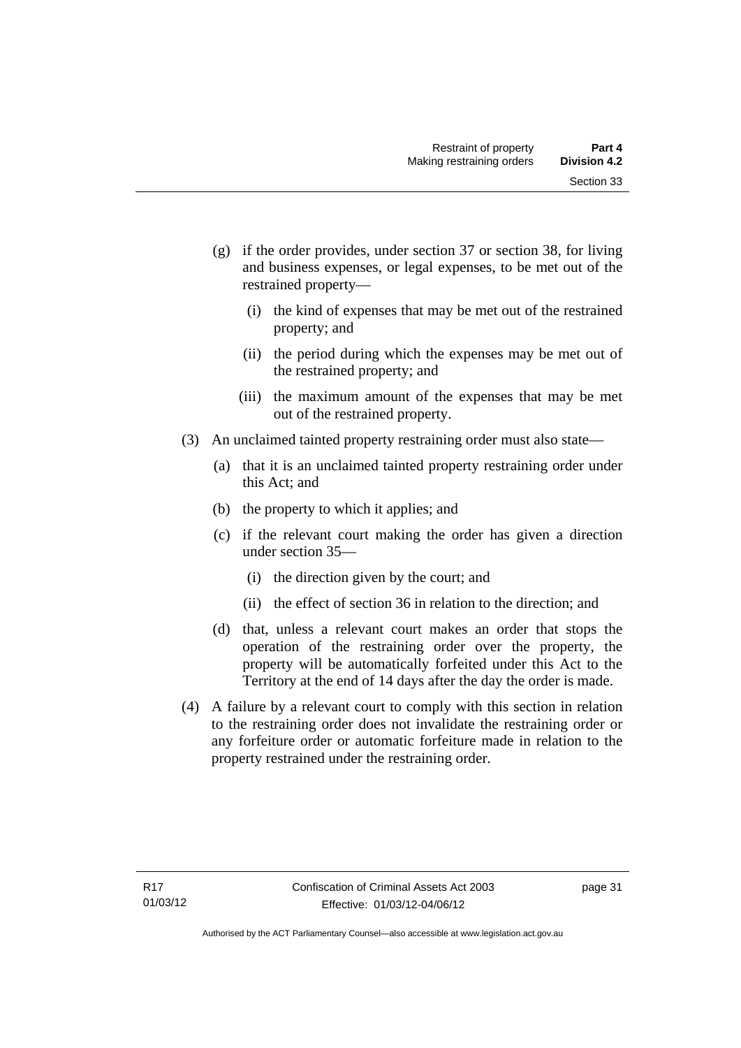(g) if the order provides, under section 37 or section 38, for living and business expenses, or legal expenses, to be met out of the restrained property—

   (i) the kind of expenses that may be met out of the restrained property; and

   (ii) the period during which the expenses may be met out of the restrained property; and

   (iii) the maximum amount of the expenses that may be met out of the restrained property.

(3) An unclaimed tainted property restraining order must also state—

   (a) that it is an unclaimed tainted property restraining order under this Act; and

   (b) the property to which it applies; and

   (c) if the relevant court making the order has given a direction under section 35—

      (i) the direction given by the court; and

      (ii) the effect of section 36 in relation to the direction; and

   (d) that, unless a relevant court makes an order that stops the operation of the restraining order over the property, the property will be automatically forfeited under this Act to the Territory at the end of 14 days after the day the order is made.

(4) A failure by a relevant court to comply with this section in relation to the restraining order does not invalidate the restraining order or any forfeiture order or automatic forfeiture made in relation to the property restrained under the restraining order.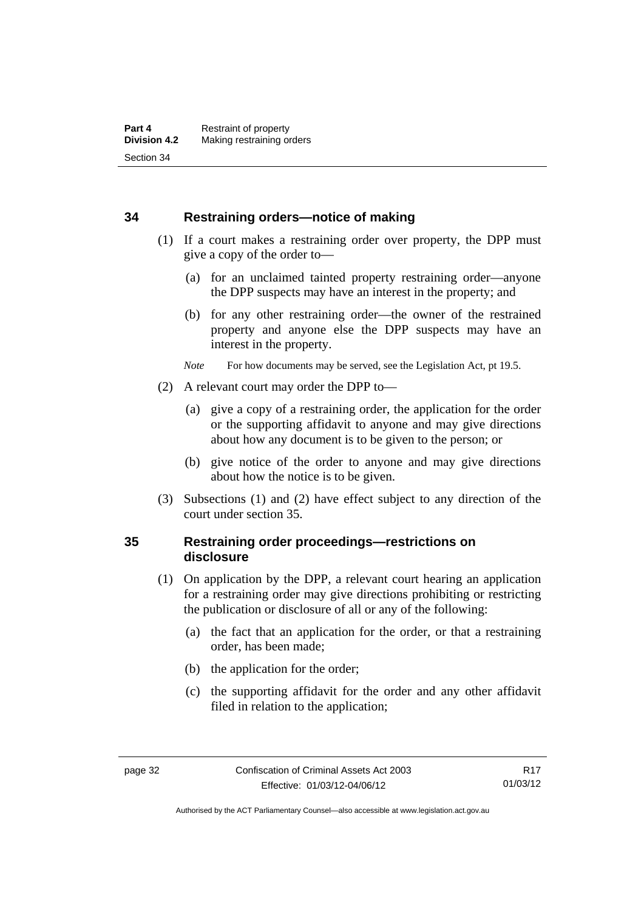### 34 Restraining orders—notice of making

(1) If a court makes a restraining order over property, the DPP must give a copy of the order to—

(a) for an unclaimed tainted property restraining order—anyone the DPP suspects may have an interest in the property; and

(b) for any other restraining order—the owner of the restrained property and anyone else the DPP suspects may have an interest in the property.

*Note* For how documents may be served, see the Legislation Act, pt 19.5.

(2) A relevant court may order the DPP to—

(a) give a copy of a restraining order, the application for the order or the supporting affidavit to anyone and may give directions about how any document is to be given to the person; or

(b) give notice of the order to anyone and may give directions about how the notice is to be given.

(3) Subsections (1) and (2) have effect subject to any direction of the court under section 35.

### 35 Restraining order proceedings—restrictions on disclosure

(1) On application by the DPP, a relevant court hearing an application for a restraining order may give directions prohibiting or restricting the publication or disclosure of all or any of the following:

(a) the fact that an application for the order, or that a restraining order, has been made;

(b) the application for the order;

(c) the supporting affidavit for the order and any other affidavit filed in relation to the application;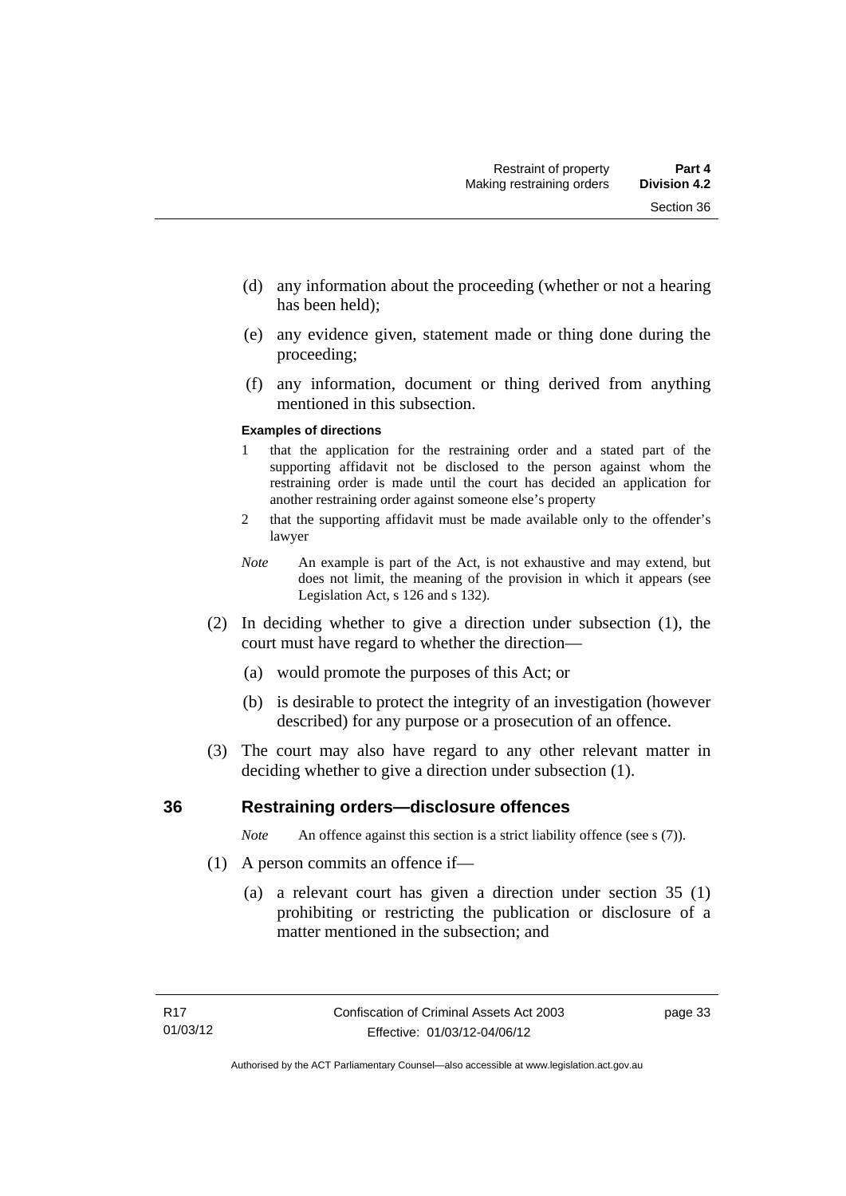(d) any information about the proceeding (whether or not a hearing has been held);

(e) any evidence given, statement made or thing done during the proceeding;

(f) any information, document or thing derived from anything mentioned in this subsection.

**Examples of directions**

1 that the application for the restraining order and a stated part of the supporting affidavit not be disclosed to the person against whom the restraining order is made until the court has decided an application for another restraining order against someone else's property

2 that the supporting affidavit must be made available only to the offender's lawyer

*Note* An example is part of the Act, is not exhaustive and may extend, but does not limit, the meaning of the provision in which it appears (see Legislation Act, s 126 and s 132).

(2) In deciding whether to give a direction under subsection (1), the court must have regard to whether the direction—

(a) would promote the purposes of this Act; or

(b) is desirable to protect the integrity of an investigation (however described) for any purpose or a prosecution of an offence.

(3) The court may also have regard to any other relevant matter in deciding whether to give a direction under subsection (1).

## 36 Restraining orders—disclosure offences

*Note* An offence against this section is a strict liability offence (see s (7)).

(1) A person commits an offence if—

(a) a relevant court has given a direction under section 35 (1) prohibiting or restricting the publication or disclosure of a matter mentioned in the subsection; and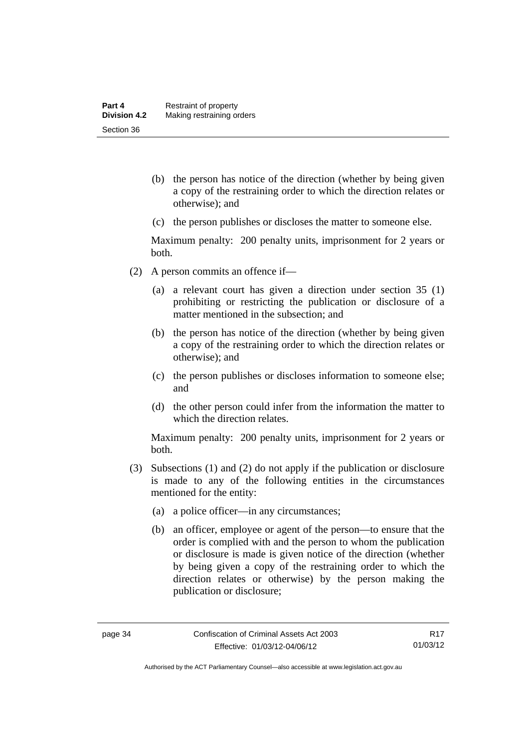(b) the person has notice of the direction (whether by being given a copy of the restraining order to which the direction relates or otherwise); and

(c) the person publishes or discloses the matter to someone else.

Maximum penalty: 200 penalty units, imprisonment for 2 years or both.

(2) A person commits an offence if—

(a) a relevant court has given a direction under section 35 (1) prohibiting or restricting the publication or disclosure of a matter mentioned in the subsection; and

(b) the person has notice of the direction (whether by being given a copy of the restraining order to which the direction relates or otherwise); and

(c) the person publishes or discloses information to someone else; and

(d) the other person could infer from the information the matter to which the direction relates.

Maximum penalty: 200 penalty units, imprisonment for 2 years or both.

(3) Subsections (1) and (2) do not apply if the publication or disclosure is made to any of the following entities in the circumstances mentioned for the entity:

(a) a police officer—in any circumstances;

(b) an officer, employee or agent of the person—to ensure that the order is complied with and the person to whom the publication or disclosure is made is given notice of the direction (whether by being given a copy of the restraining order to which the direction relates or otherwise) by the person making the publication or disclosure;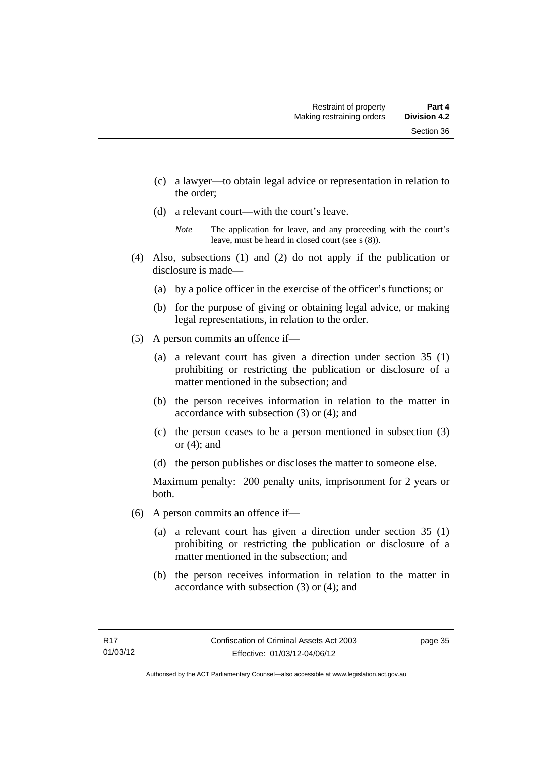(c) a lawyer—to obtain legal advice or representation in relation to the order;

(d) a relevant court—with the court's leave.

*Note* The application for leave, and any proceeding with the court's leave, must be heard in closed court (see s (8)).

(4) Also, subsections (1) and (2) do not apply if the publication or disclosure is made—

(a) by a police officer in the exercise of the officer's functions; or

(b) for the purpose of giving or obtaining legal advice, or making legal representations, in relation to the order.

(5) A person commits an offence if—

(a) a relevant court has given a direction under section 35 (1) prohibiting or restricting the publication or disclosure of a matter mentioned in the subsection; and

(b) the person receives information in relation to the matter in accordance with subsection (3) or (4); and

(c) the person ceases to be a person mentioned in subsection (3) or (4); and

(d) the person publishes or discloses the matter to someone else.

Maximum penalty: 200 penalty units, imprisonment for 2 years or both.

(6) A person commits an offence if—

(a) a relevant court has given a direction under section 35 (1) prohibiting or restricting the publication or disclosure of a matter mentioned in the subsection; and

(b) the person receives information in relation to the matter in accordance with subsection (3) or (4); and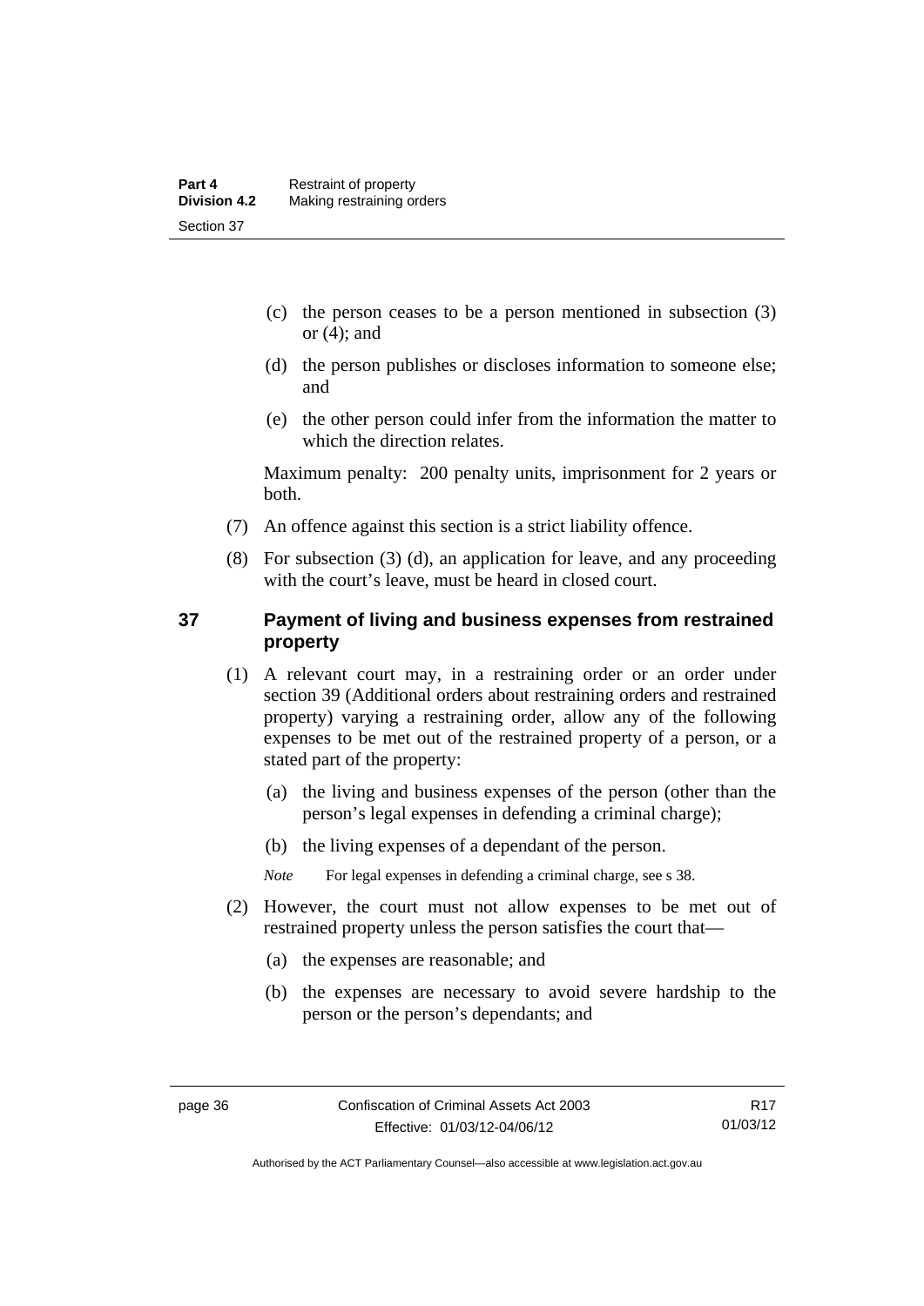(c) the person ceases to be a person mentioned in subsection (3) or (4); and

(d) the person publishes or discloses information to someone else; and

(e) the other person could infer from the information the matter to which the direction relates.

Maximum penalty: 200 penalty units, imprisonment for 2 years or both.

(7) An offence against this section is a strict liability offence.

(8) For subsection (3) (d), an application for leave, and any proceeding with the court's leave, must be heard in closed court.

## 37 Payment of living and business expenses from restrained property

(1) A relevant court may, in a restraining order or an order under section 39 (Additional orders about restraining orders and restrained property) varying a restraining order, allow any of the following expenses to be met out of the restrained property of a person, or a stated part of the property:

(a) the living and business expenses of the person (other than the person's legal expenses in defending a criminal charge);

(b) the living expenses of a dependant of the person.

*Note* For legal expenses in defending a criminal charge, see s 38.

(2) However, the court must not allow expenses to be met out of restrained property unless the person satisfies the court that—

(a) the expenses are reasonable; and

(b) the expenses are necessary to avoid severe hardship to the person or the person's dependants; and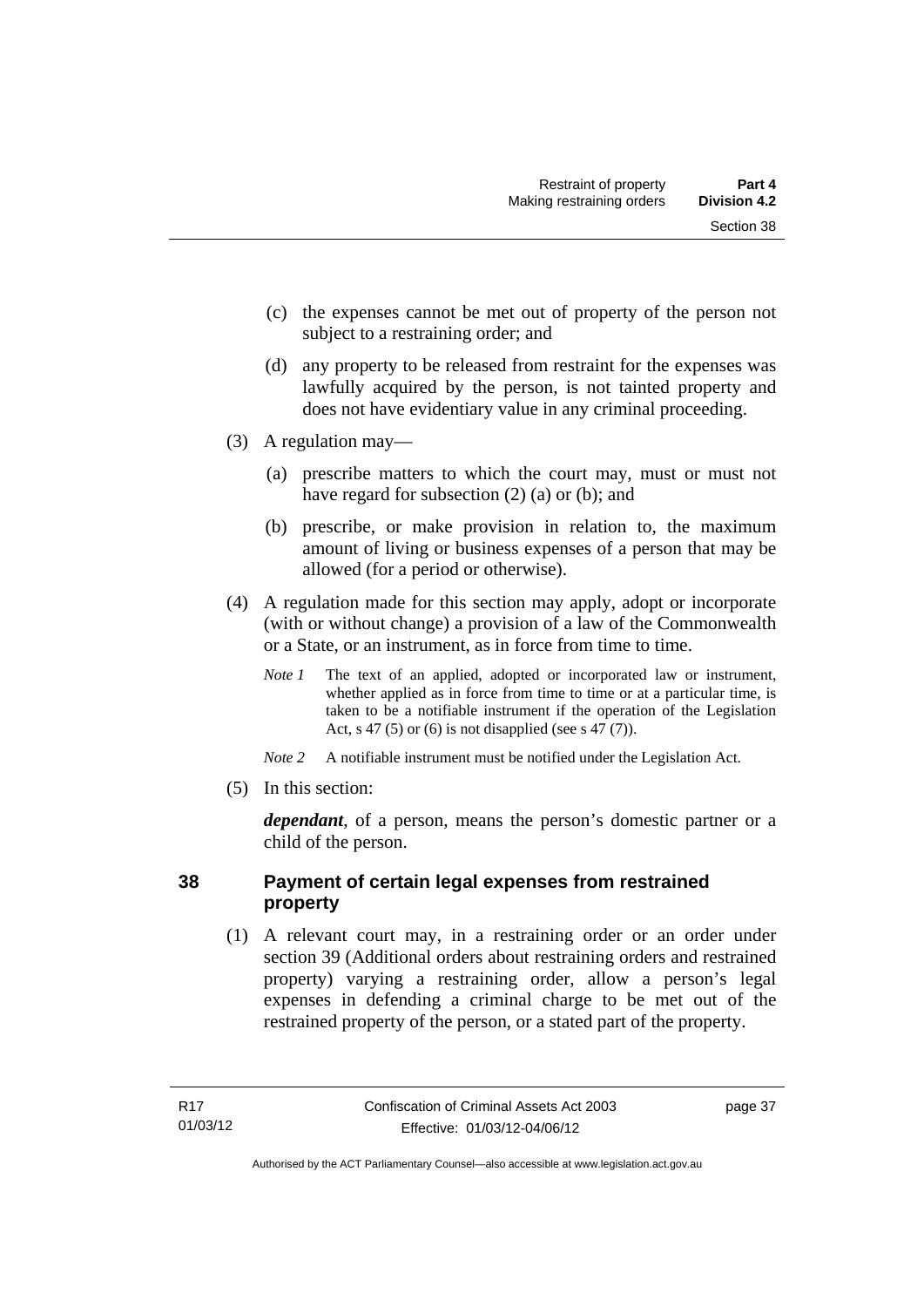(c) the expenses cannot be met out of property of the person not subject to a restraining order; and

(d) any property to be released from restraint for the expenses was lawfully acquired by the person, is not tainted property and does not have evidentiary value in any criminal proceeding.

(3) A regulation may—

(a) prescribe matters to which the court may, must or must not have regard for subsection (2) (a) or (b); and

(b) prescribe, or make provision in relation to, the maximum amount of living or business expenses of a person that may be allowed (for a period or otherwise).

(4) A regulation made for this section may apply, adopt or incorporate (with or without change) a provision of a law of the Commonwealth or a State, or an instrument, as in force from time to time.

*Note 1* The text of an applied, adopted or incorporated law or instrument, whether applied as in force from time to time or at a particular time, is taken to be a notifiable instrument if the operation of the Legislation Act, s 47 (5) or (6) is not disapplied (see s 47 (7)).

*Note 2* A notifiable instrument must be notified under the Legislation Act.

(5) In this section:

***dependant***, of a person, means the person's domestic partner or a child of the person.

## 38 Payment of certain legal expenses from restrained property

(1) A relevant court may, in a restraining order or an order under section 39 (Additional orders about restraining orders and restrained property) varying a restraining order, allow a person's legal expenses in defending a criminal charge to be met out of the restrained property of the person, or a stated part of the property.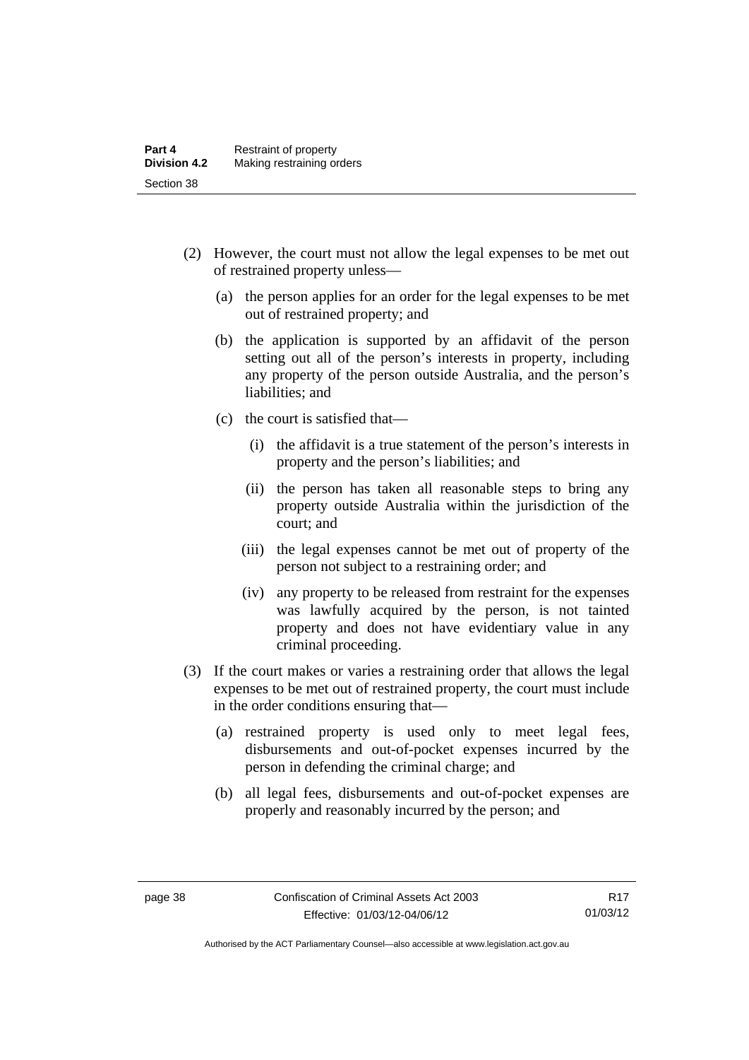(2) However, the court must not allow the legal expenses to be met out of restrained property unless—

(a) the person applies for an order for the legal expenses to be met out of restrained property; and

(b) the application is supported by an affidavit of the person setting out all of the person's interests in property, including any property of the person outside Australia, and the person's liabilities; and

(c) the court is satisfied that—

(i) the affidavit is a true statement of the person's interests in property and the person's liabilities; and

(ii) the person has taken all reasonable steps to bring any property outside Australia within the jurisdiction of the court; and

(iii) the legal expenses cannot be met out of property of the person not subject to a restraining order; and

(iv) any property to be released from restraint for the expenses was lawfully acquired by the person, is not tainted property and does not have evidentiary value in any criminal proceeding.

(3) If the court makes or varies a restraining order that allows the legal expenses to be met out of restrained property, the court must include in the order conditions ensuring that—

(a) restrained property is used only to meet legal fees, disbursements and out-of-pocket expenses incurred by the person in defending the criminal charge; and

(b) all legal fees, disbursements and out-of-pocket expenses are properly and reasonably incurred by the person; and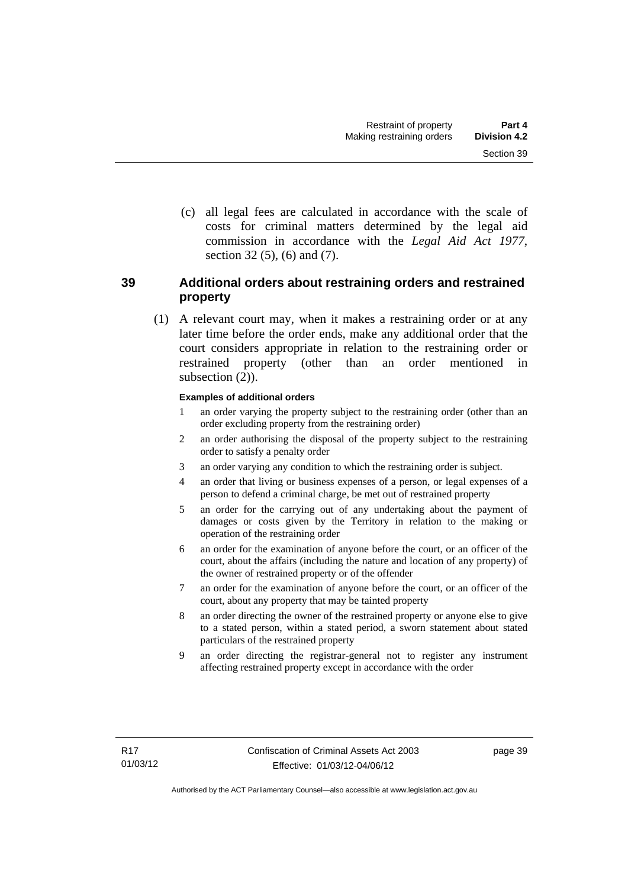(c) all legal fees are calculated in accordance with the scale of costs for criminal matters determined by the legal aid commission in accordance with the *Legal Aid Act 1977*, section 32 (5), (6) and (7).

## 39 Additional orders about restraining orders and restrained property

(1) A relevant court may, when it makes a restraining order or at any later time before the order ends, make any additional order that the court considers appropriate in relation to the restraining order or restrained property (other than an order mentioned in subsection (2)).

**Examples of additional orders**

1 an order varying the property subject to the restraining order (other than an order excluding property from the restraining order)

2 an order authorising the disposal of the property subject to the restraining order to satisfy a penalty order

3 an order varying any condition to which the restraining order is subject.

4 an order that living or business expenses of a person, or legal expenses of a person to defend a criminal charge, be met out of restrained property

5 an order for the carrying out of any undertaking about the payment of damages or costs given by the Territory in relation to the making or operation of the restraining order

6 an order for the examination of anyone before the court, or an officer of the court, about the affairs (including the nature and location of any property) of the owner of restrained property or of the offender

7 an order for the examination of anyone before the court, or an officer of the court, about any property that may be tainted property

8 an order directing the owner of the restrained property or anyone else to give to a stated person, within a stated period, a sworn statement about stated particulars of the restrained property

9 an order directing the registrar-general not to register any instrument affecting restrained property except in accordance with the order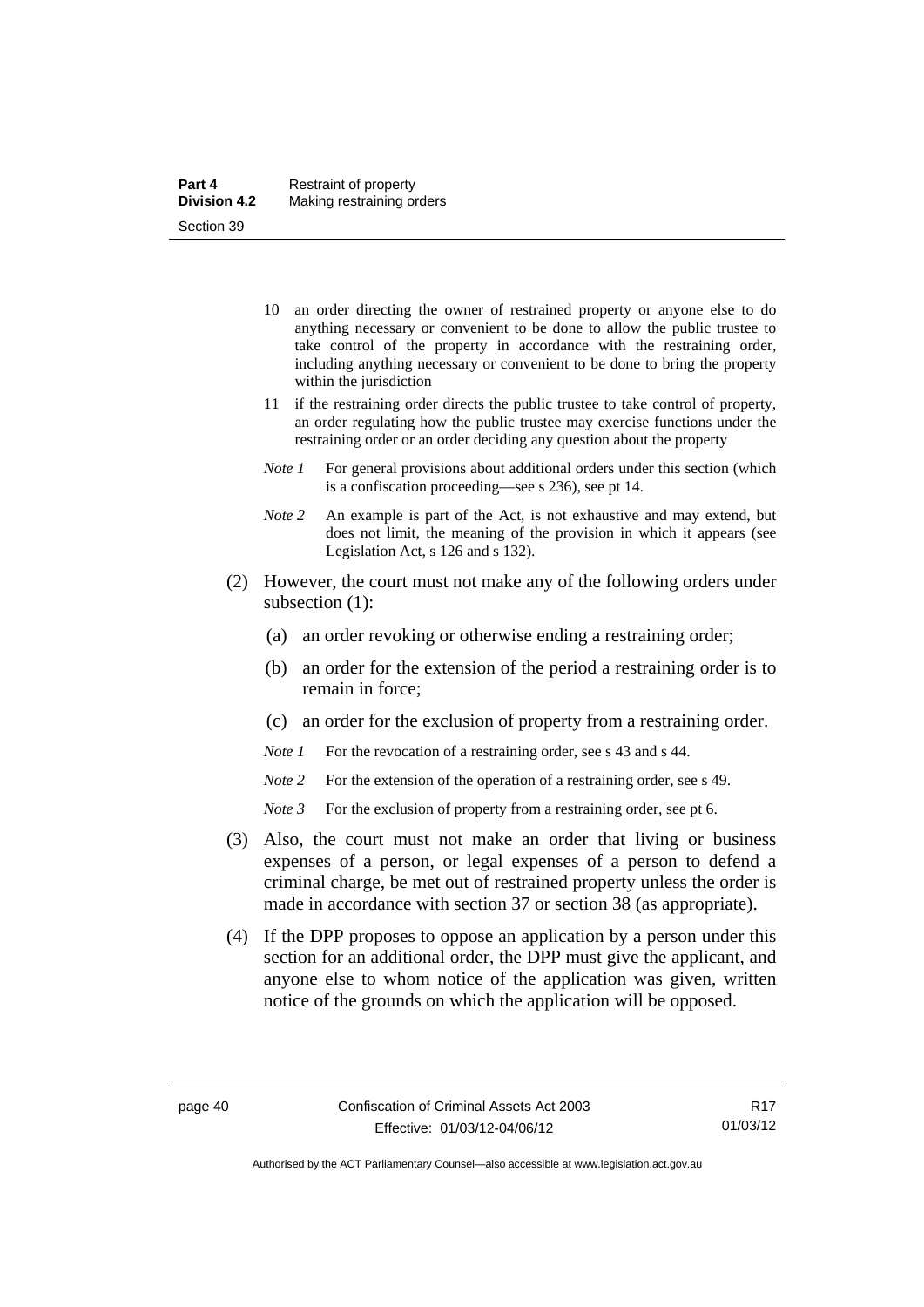10 an order directing the owner of restrained property or anyone else to do anything necessary or convenient to be done to allow the public trustee to take control of the property in accordance with the restraining order, including anything necessary or convenient to be done to bring the property within the jurisdiction

11 if the restraining order directs the public trustee to take control of property, an order regulating how the public trustee may exercise functions under the restraining order or an order deciding any question about the property

*Note 1* For general provisions about additional orders under this section (which is a confiscation proceeding—see s 236), see pt 14.

*Note 2* An example is part of the Act, is not exhaustive and may extend, but does not limit, the meaning of the provision in which it appears (see Legislation Act, s 126 and s 132).

(2) However, the court must not make any of the following orders under subsection (1):

(a) an order revoking or otherwise ending a restraining order;

(b) an order for the extension of the period a restraining order is to remain in force;

(c) an order for the exclusion of property from a restraining order.

*Note 1* For the revocation of a restraining order, see s 43 and s 44.

*Note 2* For the extension of the operation of a restraining order, see s 49.

*Note 3* For the exclusion of property from a restraining order, see pt 6.

(3) Also, the court must not make an order that living or business expenses of a person, or legal expenses of a person to defend a criminal charge, be met out of restrained property unless the order is made in accordance with section 37 or section 38 (as appropriate).

(4) If the DPP proposes to oppose an application by a person under this section for an additional order, the DPP must give the applicant, and anyone else to whom notice of the application was given, written notice of the grounds on which the application will be opposed.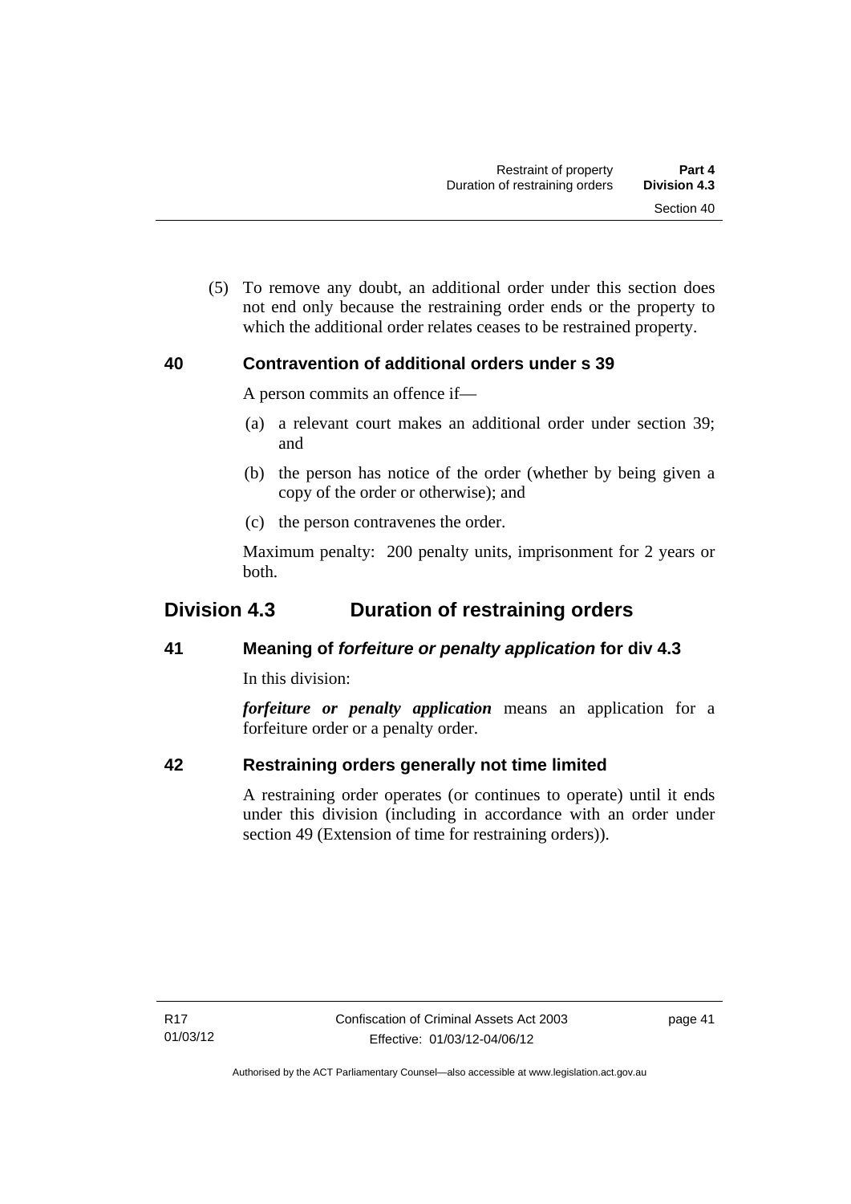(5) To remove any doubt, an additional order under this section does not end only because the restraining order ends or the property to which the additional order relates ceases to be restrained property.

### 40 Contravention of additional orders under s 39

A person commits an offence if—

(a) a relevant court makes an additional order under section 39; and

(b) the person has notice of the order (whether by being given a copy of the order or otherwise); and

(c) the person contravenes the order.

Maximum penalty: 200 penalty units, imprisonment for 2 years or both.

## Division 4.3 Duration of restraining orders

### 41 Meaning of *forfeiture or penalty application* for div 4.3

In this division:

***forfeiture or penalty application*** means an application for a forfeiture order or a penalty order.

### 42 Restraining orders generally not time limited

A restraining order operates (or continues to operate) until it ends under this division (including in accordance with an order under section 49 (Extension of time for restraining orders)).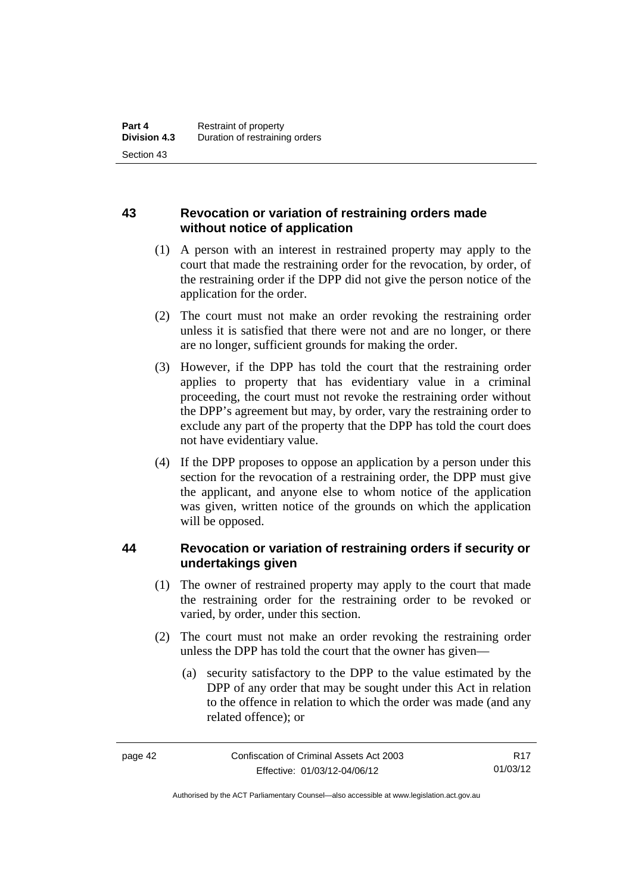## 43 Revocation or variation of restraining orders made without notice of application

(1) A person with an interest in restrained property may apply to the court that made the restraining order for the revocation, by order, of the restraining order if the DPP did not give the person notice of the application for the order.

(2) The court must not make an order revoking the restraining order unless it is satisfied that there were not and are no longer, or there are no longer, sufficient grounds for making the order.

(3) However, if the DPP has told the court that the restraining order applies to property that has evidentiary value in a criminal proceeding, the court must not revoke the restraining order without the DPP's agreement but may, by order, vary the restraining order to exclude any part of the property that the DPP has told the court does not have evidentiary value.

(4) If the DPP proposes to oppose an application by a person under this section for the revocation of a restraining order, the DPP must give the applicant, and anyone else to whom notice of the application was given, written notice of the grounds on which the application will be opposed.

## 44 Revocation or variation of restraining orders if security or undertakings given

(1) The owner of restrained property may apply to the court that made the restraining order for the restraining order to be revoked or varied, by order, under this section.

(2) The court must not make an order revoking the restraining order unless the DPP has told the court that the owner has given—

(a) security satisfactory to the DPP to the value estimated by the DPP of any order that may be sought under this Act in relation to the offence in relation to which the order was made (and any related offence); or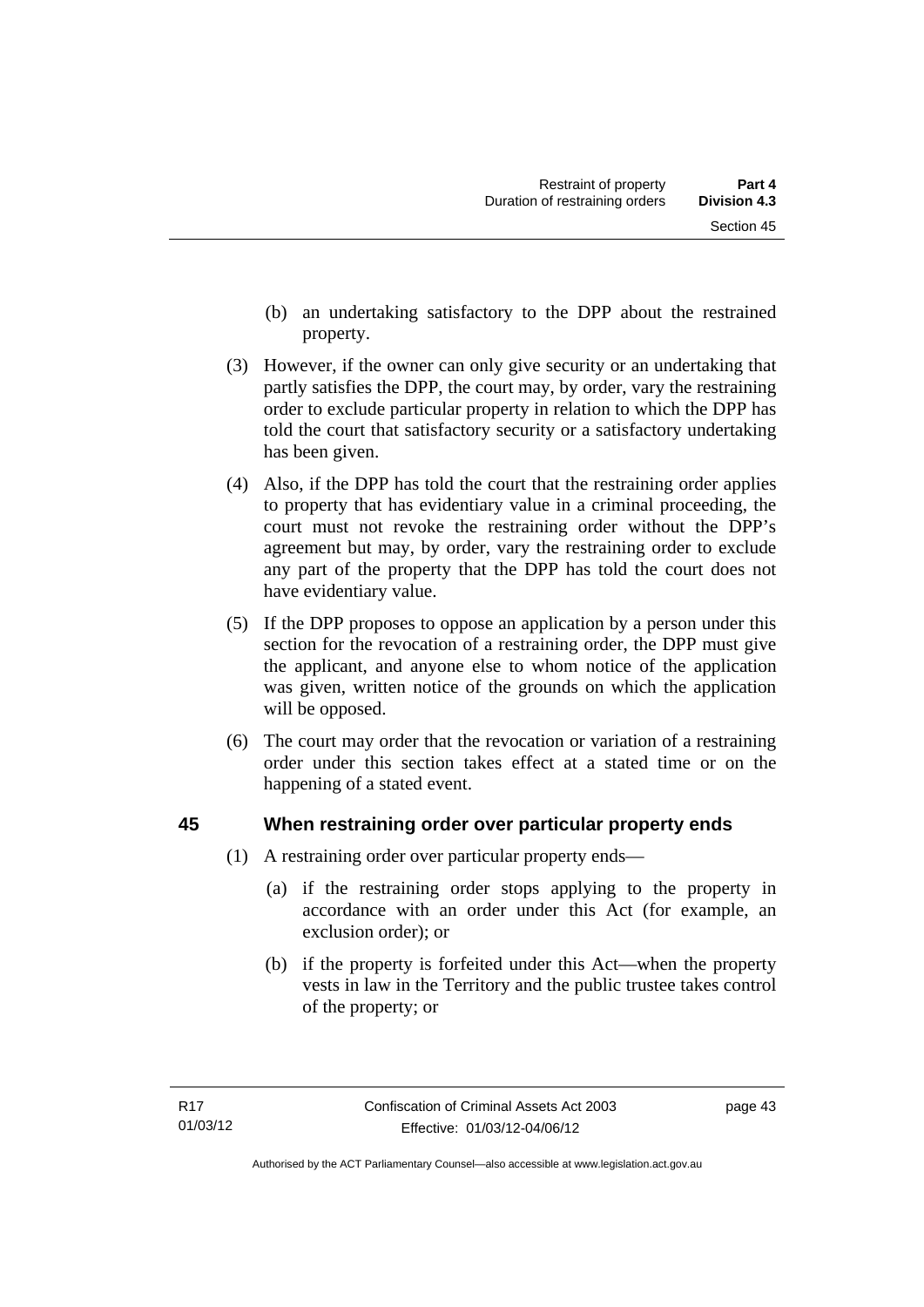(b) an undertaking satisfactory to the DPP about the restrained property.

(3) However, if the owner can only give security or an undertaking that partly satisfies the DPP, the court may, by order, vary the restraining order to exclude particular property in relation to which the DPP has told the court that satisfactory security or a satisfactory undertaking has been given.

(4) Also, if the DPP has told the court that the restraining order applies to property that has evidentiary value in a criminal proceeding, the court must not revoke the restraining order without the DPP's agreement but may, by order, vary the restraining order to exclude any part of the property that the DPP has told the court does not have evidentiary value.

(5) If the DPP proposes to oppose an application by a person under this section for the revocation of a restraining order, the DPP must give the applicant, and anyone else to whom notice of the application was given, written notice of the grounds on which the application will be opposed.

(6) The court may order that the revocation or variation of a restraining order under this section takes effect at a stated time or on the happening of a stated event.

## 45 When restraining order over particular property ends

(1) A restraining order over particular property ends—

(a) if the restraining order stops applying to the property in accordance with an order under this Act (for example, an exclusion order); or

(b) if the property is forfeited under this Act—when the property vests in law in the Territory and the public trustee takes control of the property; or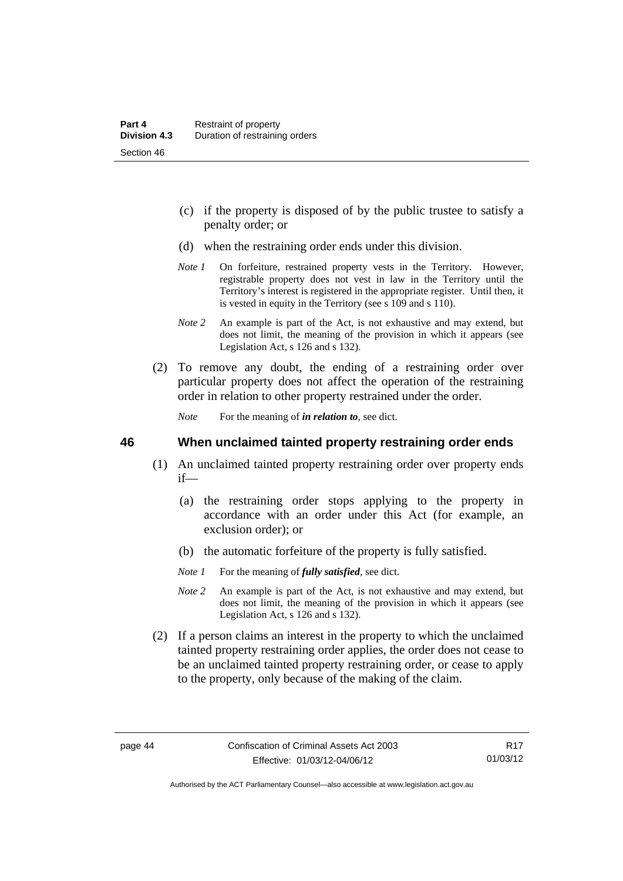(c) if the property is disposed of by the public trustee to satisfy a penalty order; or

(d) when the restraining order ends under this division.

*Note 1* On forfeiture, restrained property vests in the Territory. However, registrable property does not vest in law in the Territory until the Territory's interest is registered in the appropriate register. Until then, it is vested in equity in the Territory (see s 109 and s 110).

*Note 2* An example is part of the Act, is not exhaustive and may extend, but does not limit, the meaning of the provision in which it appears (see Legislation Act, s 126 and s 132).

(2) To remove any doubt, the ending of a restraining order over particular property does not affect the operation of the restraining order in relation to other property restrained under the order.

*Note* For the meaning of ***in relation to***, see dict.

## 46 When unclaimed tainted property restraining order ends

(1) An unclaimed tainted property restraining order over property ends if—

(a) the restraining order stops applying to the property in accordance with an order under this Act (for example, an exclusion order); or

(b) the automatic forfeiture of the property is fully satisfied.

*Note 1* For the meaning of ***fully satisfied***, see dict.

*Note 2* An example is part of the Act, is not exhaustive and may extend, but does not limit, the meaning of the provision in which it appears (see Legislation Act, s 126 and s 132).

(2) If a person claims an interest in the property to which the unclaimed tainted property restraining order applies, the order does not cease to be an unclaimed tainted property restraining order, or cease to apply to the property, only because of the making of the claim.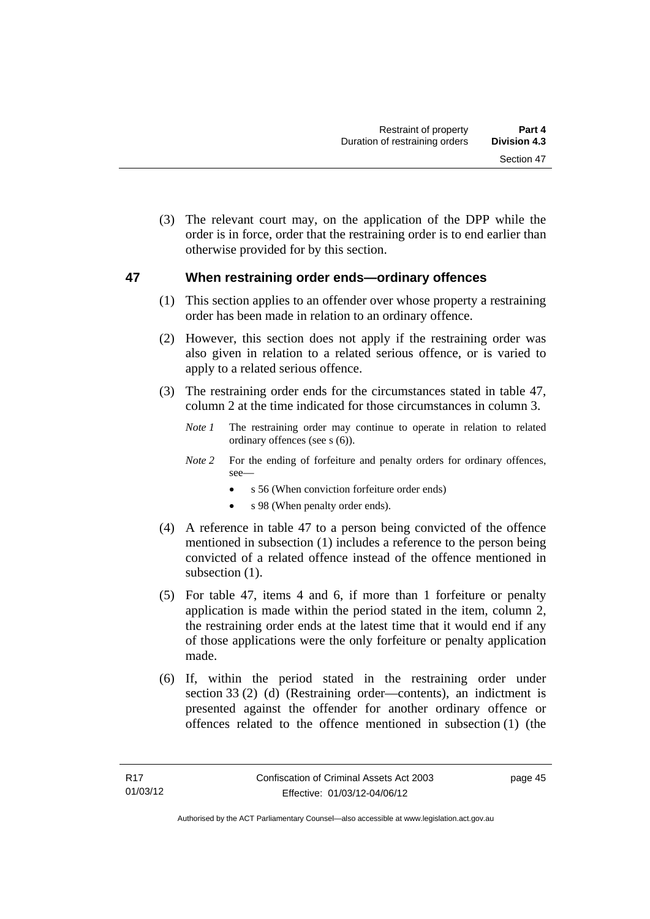(3) The relevant court may, on the application of the DPP while the order is in force, order that the restraining order is to end earlier than otherwise provided for by this section.

## 47 When restraining order ends—ordinary offences

(1) This section applies to an offender over whose property a restraining order has been made in relation to an ordinary offence.

(2) However, this section does not apply if the restraining order was also given in relation to a related serious offence, or is varied to apply to a related serious offence.

(3) The restraining order ends for the circumstances stated in table 47, column 2 at the time indicated for those circumstances in column 3.

*Note 1* The restraining order may continue to operate in relation to related ordinary offences (see s (6)).

*Note 2* For the ending of forfeiture and penalty orders for ordinary offences, see—

- s 56 (When conviction forfeiture order ends)
- s 98 (When penalty order ends).

(4) A reference in table 47 to a person being convicted of the offence mentioned in subsection (1) includes a reference to the person being convicted of a related offence instead of the offence mentioned in subsection (1).

(5) For table 47, items 4 and 6, if more than 1 forfeiture or penalty application is made within the period stated in the item, column 2, the restraining order ends at the latest time that it would end if any of those applications were the only forfeiture or penalty application made.

(6) If, within the period stated in the restraining order under section 33 (2) (d) (Restraining order—contents), an indictment is presented against the offender for another ordinary offence or offences related to the offence mentioned in subsection (1) (the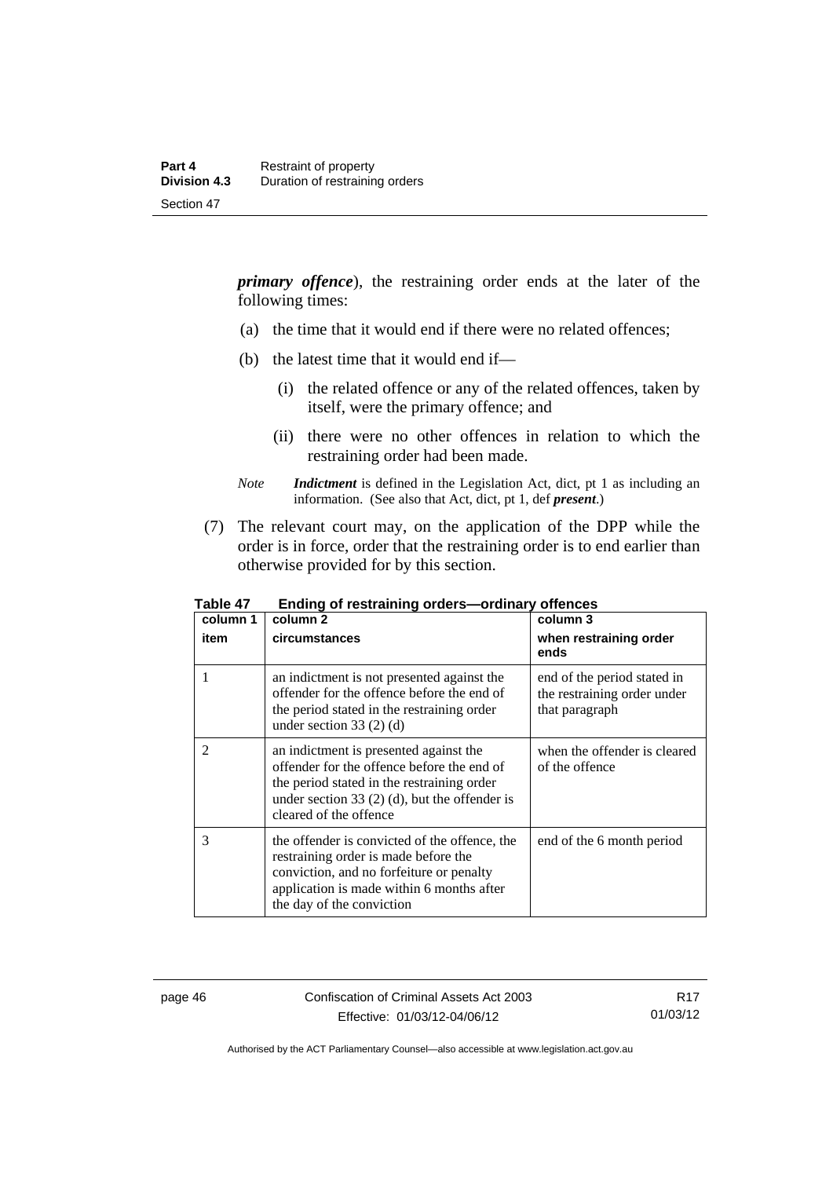***primary offence***), the restraining order ends at the later of the following times:

(a) the time that it would end if there were no related offences;

(b) the latest time that it would end if—

(i) the related offence or any of the related offences, taken by itself, were the primary offence; and

(ii) there were no other offences in relation to which the restraining order had been made.

*Note* ***Indictment*** is defined in the Legislation Act, dict, pt 1 as including an information. (See also that Act, dict, pt 1, def ***present***.)

(7) The relevant court may, on the application of the DPP while the order is in force, order that the restraining order is to end earlier than otherwise provided for by this section.

**Table 47 Ending of restraining orders—ordinary offences**

| column 1<br>item | column 2<br>circumstances | column 3<br>when restraining order ends |
|---|---|---|
| 1 | an indictment is not presented against the offender for the offence before the end of the period stated in the restraining order under section 33 (2) (d) | end of the period stated in the restraining order under that paragraph |
| 2 | an indictment is presented against the offender for the offence before the end of the period stated in the restraining order under section 33 (2) (d), but the offender is cleared of the offence | when the offender is cleared of the offence |
| 3 | the offender is convicted of the offence, the restraining order is made before the conviction, and no forfeiture or penalty application is made within 6 months after the day of the conviction | end of the 6 month period |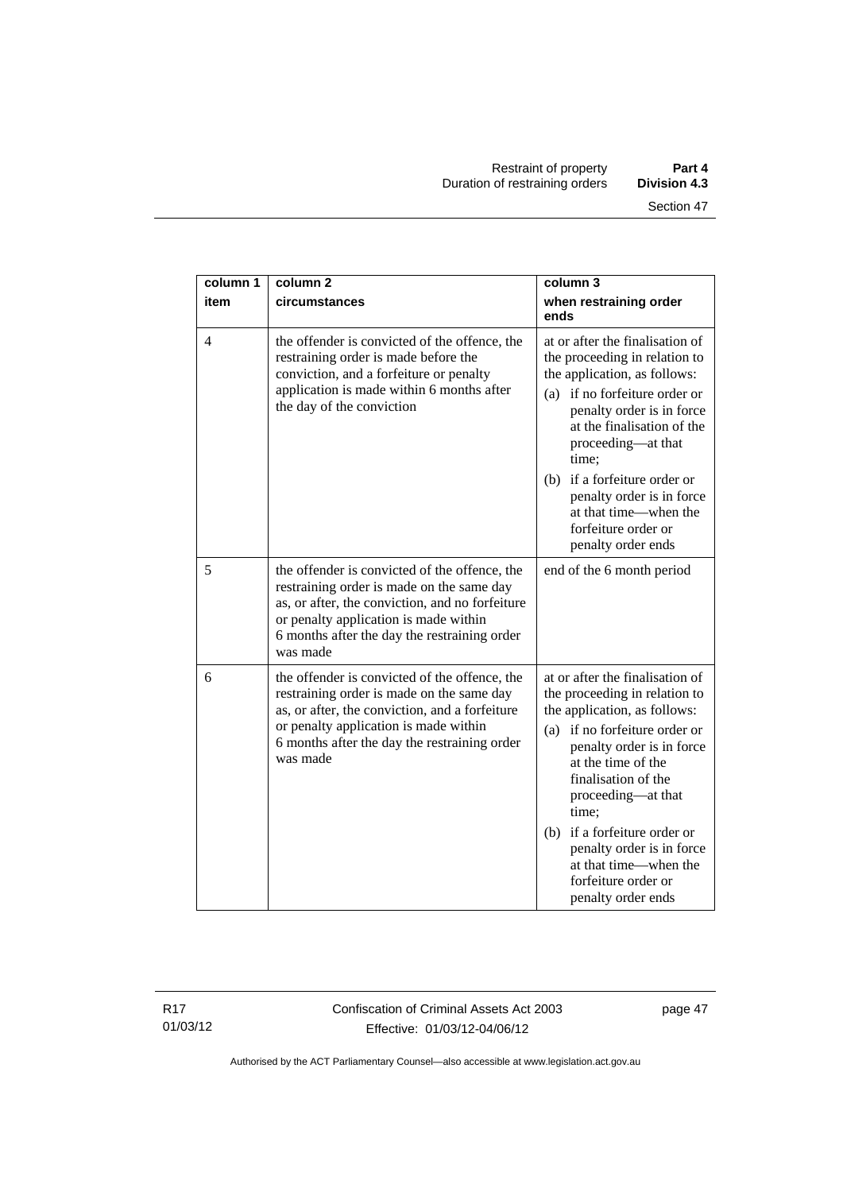| column 1<br>item | column 2<br>circumstances | column 3<br>when restraining order ends |
|---|---|---|
| 4 | the offender is convicted of the offence, the restraining order is made before the conviction, and a forfeiture or penalty application is made within 6 months after the day of the conviction | at or after the finalisation of the proceeding in relation to the application, as follows:<br>(a) if no forfeiture order or penalty order is in force at the finalisation of the proceeding—at that time;<br>(b) if a forfeiture order or penalty order is in force at that time—when the forfeiture order or penalty order ends |
| 5 | the offender is convicted of the offence, the restraining order is made on the same day as, or after, the conviction, and no forfeiture or penalty application is made within 6 months after the day the restraining order was made | end of the 6 month period |
| 6 | the offender is convicted of the offence, the restraining order is made on the same day as, or after, the conviction, and a forfeiture or penalty application is made within 6 months after the day the restraining order was made | at or after the finalisation of the proceeding in relation to the application, as follows:<br>(a) if no forfeiture order or penalty order is in force at the time of the finalisation of the proceeding—at that time;<br>(b) if a forfeiture order or penalty order is in force at that time—when the forfeiture order or penalty order ends |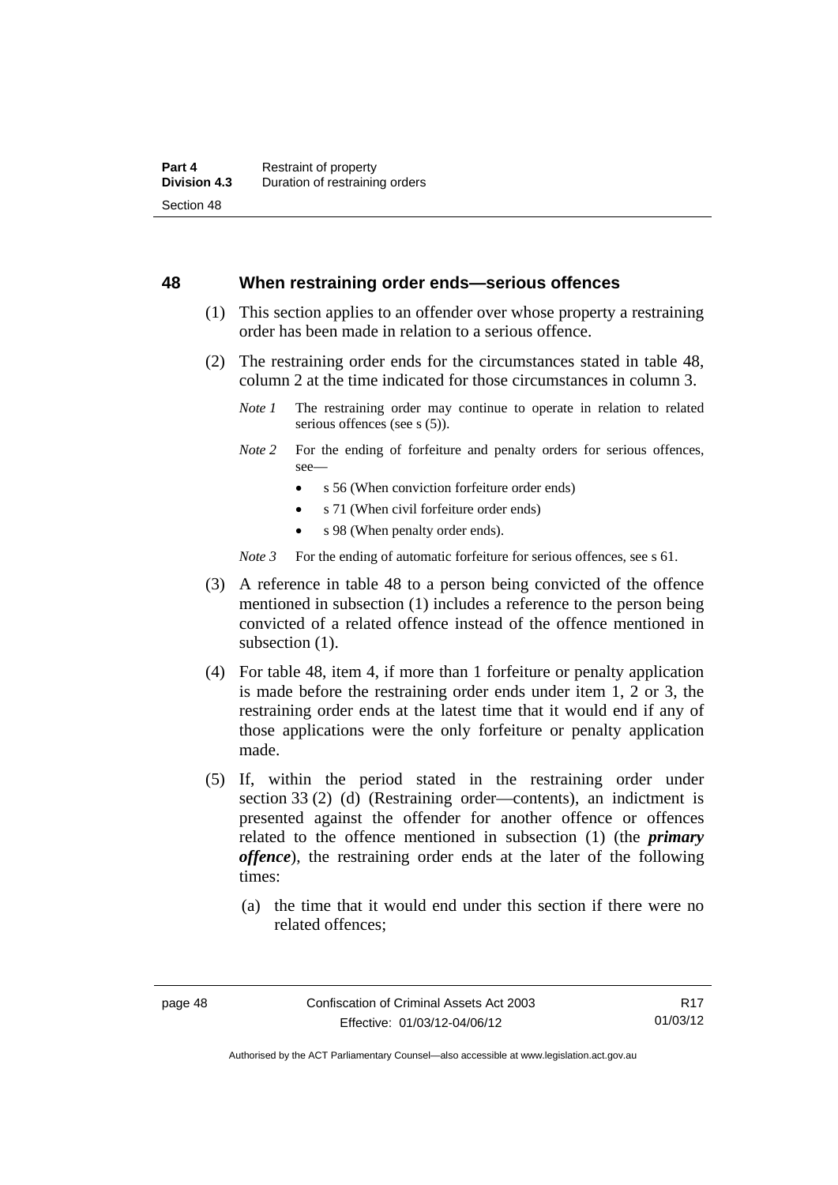## 48 When restraining order ends—serious offences

(1) This section applies to an offender over whose property a restraining order has been made in relation to a serious offence.

(2) The restraining order ends for the circumstances stated in table 48, column 2 at the time indicated for those circumstances in column 3.

*Note 1* The restraining order may continue to operate in relation to related serious offences (see s (5)).

*Note 2* For the ending of forfeiture and penalty orders for serious offences, see—

- s 56 (When conviction forfeiture order ends)
- s 71 (When civil forfeiture order ends)
- s 98 (When penalty order ends).

*Note 3* For the ending of automatic forfeiture for serious offences, see s 61.

(3) A reference in table 48 to a person being convicted of the offence mentioned in subsection (1) includes a reference to the person being convicted of a related offence instead of the offence mentioned in subsection (1).

(4) For table 48, item 4, if more than 1 forfeiture or penalty application is made before the restraining order ends under item 1, 2 or 3, the restraining order ends at the latest time that it would end if any of those applications were the only forfeiture or penalty application made.

(5) If, within the period stated in the restraining order under section 33 (2) (d) (Restraining order—contents), an indictment is presented against the offender for another offence or offences related to the offence mentioned in subsection (1) (the ***primary offence***), the restraining order ends at the later of the following times:

(a) the time that it would end under this section if there were no related offences;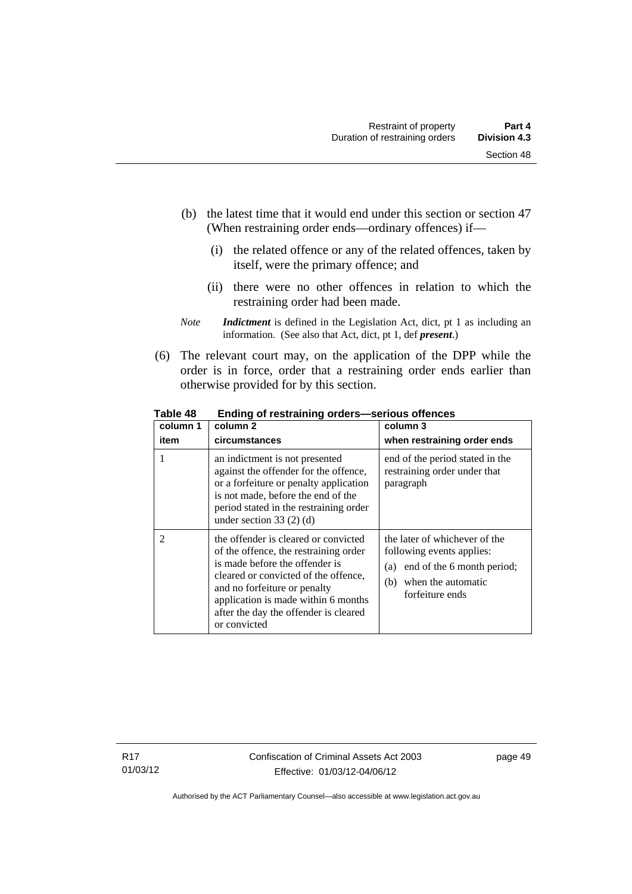(b) the latest time that it would end under this section or section 47 (When restraining order ends—ordinary offences) if—

   (i) the related offence or any of the related offences, taken by itself, were the primary offence; and

   (ii) there were no other offences in relation to which the restraining order had been made.

*Note* ***Indictment*** is defined in the Legislation Act, dict, pt 1 as including an information. (See also that Act, dict, pt 1, def ***present***.)

(6) The relevant court may, on the application of the DPP while the order is in force, order that a restraining order ends earlier than otherwise provided for by this section.

**Table 48 Ending of restraining orders—serious offences**

| column 1<br>item | column 2<br>circumstances | column 3<br>when restraining order ends |
|---|---|---|
| 1 | an indictment is not presented against the offender for the offence, or a forfeiture or penalty application is not made, before the end of the period stated in the restraining order under section 33 (2) (d) | end of the period stated in the restraining order under that paragraph |
| 2 | the offender is cleared or convicted of the offence, the restraining order is made before the offender is cleared or convicted of the offence, and no forfeiture or penalty application is made within 6 months after the day the offender is cleared or convicted | the later of whichever of the following events applies:<br>(a) end of the 6 month period;<br>(b) when the automatic forfeiture ends |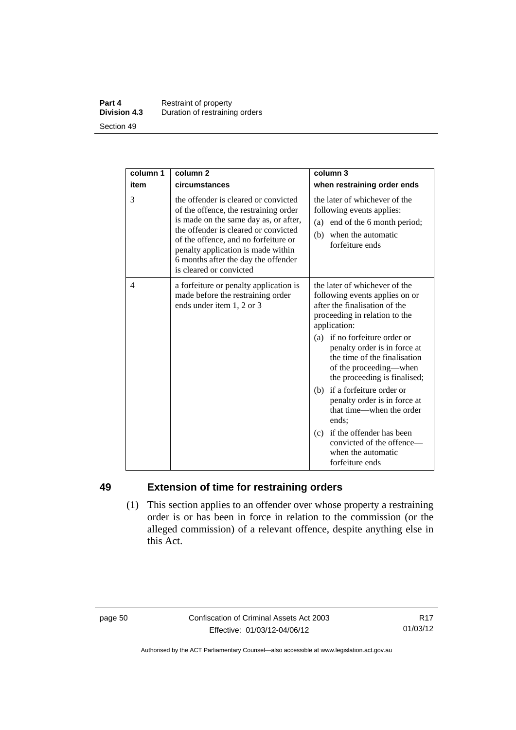| column 1 item | column 2 circumstances | column 3 when restraining order ends |
|---|---|---|
| 3 | the offender is cleared or convicted of the offence, the restraining order is made on the same day as, or after, the offender is cleared or convicted of the offence, and no forfeiture or penalty application is made within 6 months after the day the offender is cleared or convicted | the later of whichever of the following events applies: (a) end of the 6 month period; (b) when the automatic forfeiture ends |
| 4 | a forfeiture or penalty application is made before the restraining order ends under item 1, 2 or 3 | the later of whichever of the following events applies on or after the finalisation of the proceeding in relation to the application: (a) if no forfeiture order or penalty order is in force at the time of the finalisation of the proceeding—when the proceeding is finalised; (b) if a forfeiture order or penalty order is in force at that time—when the order ends; (c) if the offender has been convicted of the offence—when the automatic forfeiture ends |

## 49 Extension of time for restraining orders

(1) This section applies to an offender over whose property a restraining order is or has been in force in relation to the commission (or the alleged commission) of a relevant offence, despite anything else in this Act.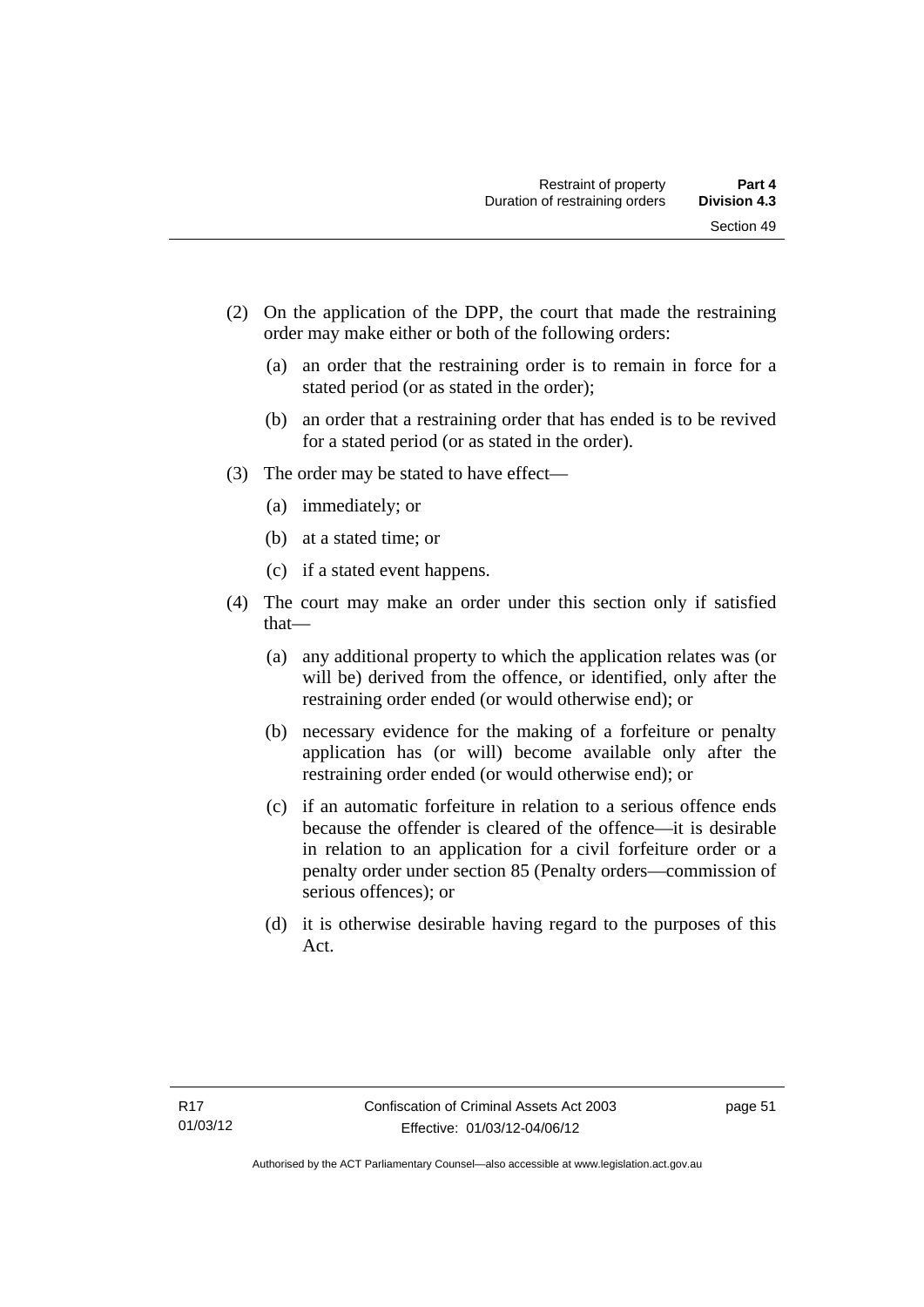(2) On the application of the DPP, the court that made the restraining order may make either or both of the following orders:

   (a) an order that the restraining order is to remain in force for a stated period (or as stated in the order);

   (b) an order that a restraining order that has ended is to be revived for a stated period (or as stated in the order).

(3) The order may be stated to have effect—

   (a) immediately; or

   (b) at a stated time; or

   (c) if a stated event happens.

(4) The court may make an order under this section only if satisfied that—

   (a) any additional property to which the application relates was (or will be) derived from the offence, or identified, only after the restraining order ended (or would otherwise end); or

   (b) necessary evidence for the making of a forfeiture or penalty application has (or will) become available only after the restraining order ended (or would otherwise end); or

   (c) if an automatic forfeiture in relation to a serious offence ends because the offender is cleared of the offence—it is desirable in relation to an application for a civil forfeiture order or a penalty order under section 85 (Penalty orders—commission of serious offences); or

   (d) it is otherwise desirable having regard to the purposes of this Act.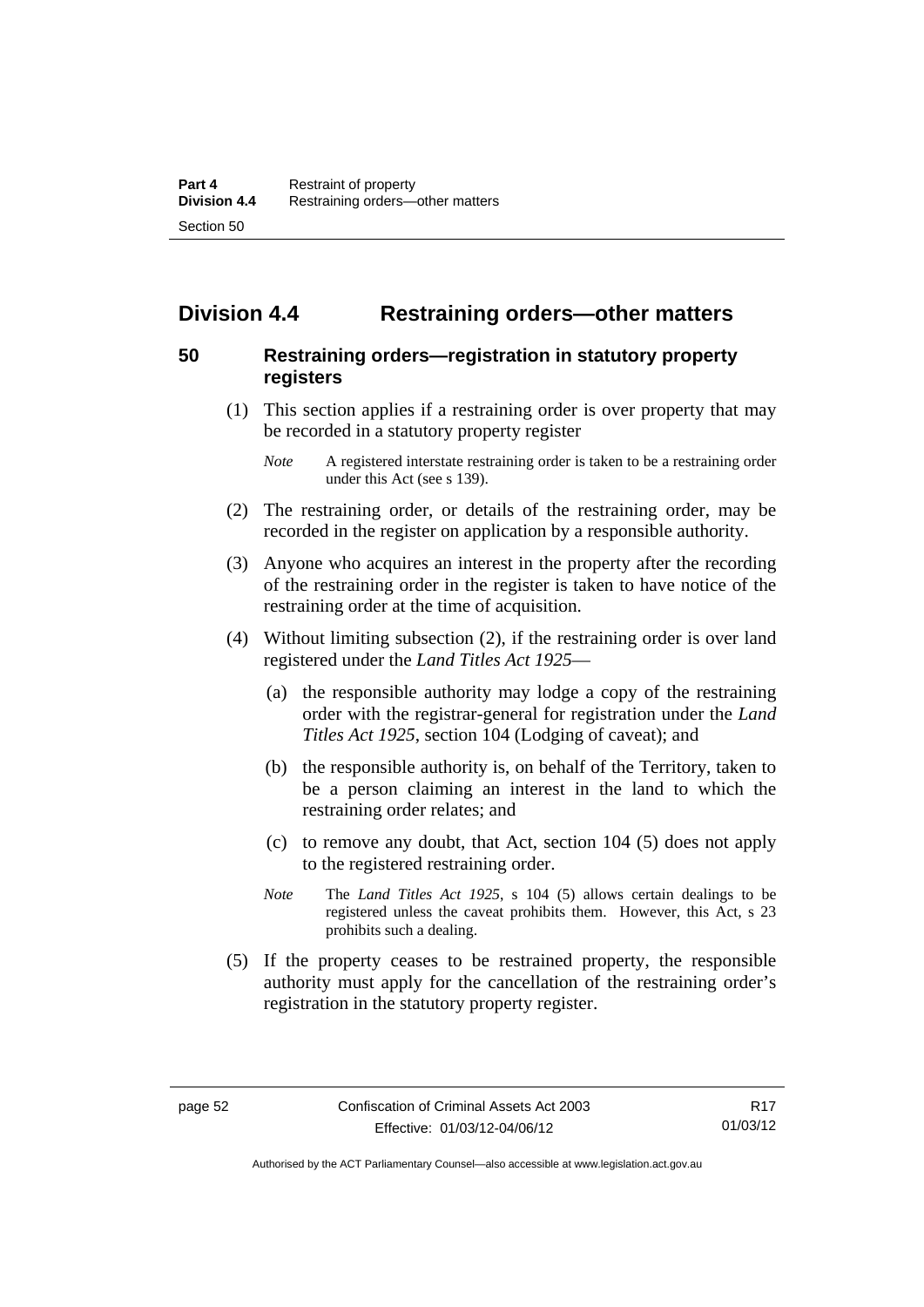## Division 4.4 Restraining orders—other matters

### 50 Restraining orders—registration in statutory property registers

(1) This section applies if a restraining order is over property that may be recorded in a statutory property register

*Note* A registered interstate restraining order is taken to be a restraining order under this Act (see s 139).

(2) The restraining order, or details of the restraining order, may be recorded in the register on application by a responsible authority.

(3) Anyone who acquires an interest in the property after the recording of the restraining order in the register is taken to have notice of the restraining order at the time of acquisition.

(4) Without limiting subsection (2), if the restraining order is over land registered under the *Land Titles Act 1925*—

(a) the responsible authority may lodge a copy of the restraining order with the registrar-general for registration under the *Land Titles Act 1925*, section 104 (Lodging of caveat); and

(b) the responsible authority is, on behalf of the Territory, taken to be a person claiming an interest in the land to which the restraining order relates; and

(c) to remove any doubt, that Act, section 104 (5) does not apply to the registered restraining order.

*Note* The *Land Titles Act 1925*, s 104 (5) allows certain dealings to be registered unless the caveat prohibits them. However, this Act, s 23 prohibits such a dealing.

(5) If the property ceases to be restrained property, the responsible authority must apply for the cancellation of the restraining order's registration in the statutory property register.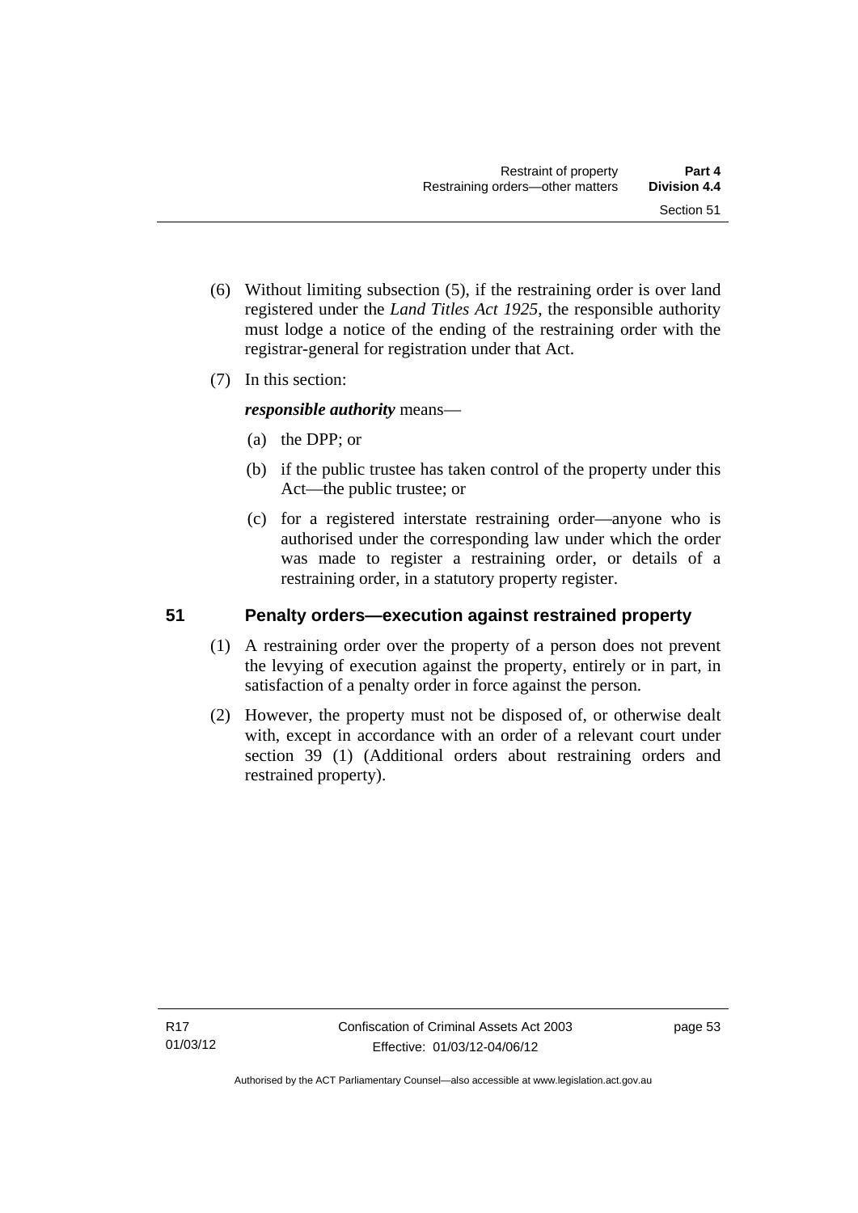(6) Without limiting subsection (5), if the restraining order is over land registered under the *Land Titles Act 1925*, the responsible authority must lodge a notice of the ending of the restraining order with the registrar-general for registration under that Act.

(7) In this section:

***responsible authority*** means—

(a) the DPP; or

(b) if the public trustee has taken control of the property under this Act—the public trustee; or

(c) for a registered interstate restraining order—anyone who is authorised under the corresponding law under which the order was made to register a restraining order, or details of a restraining order, in a statutory property register.

## 51 Penalty orders—execution against restrained property

(1) A restraining order over the property of a person does not prevent the levying of execution against the property, entirely or in part, in satisfaction of a penalty order in force against the person.

(2) However, the property must not be disposed of, or otherwise dealt with, except in accordance with an order of a relevant court under section 39 (1) (Additional orders about restraining orders and restrained property).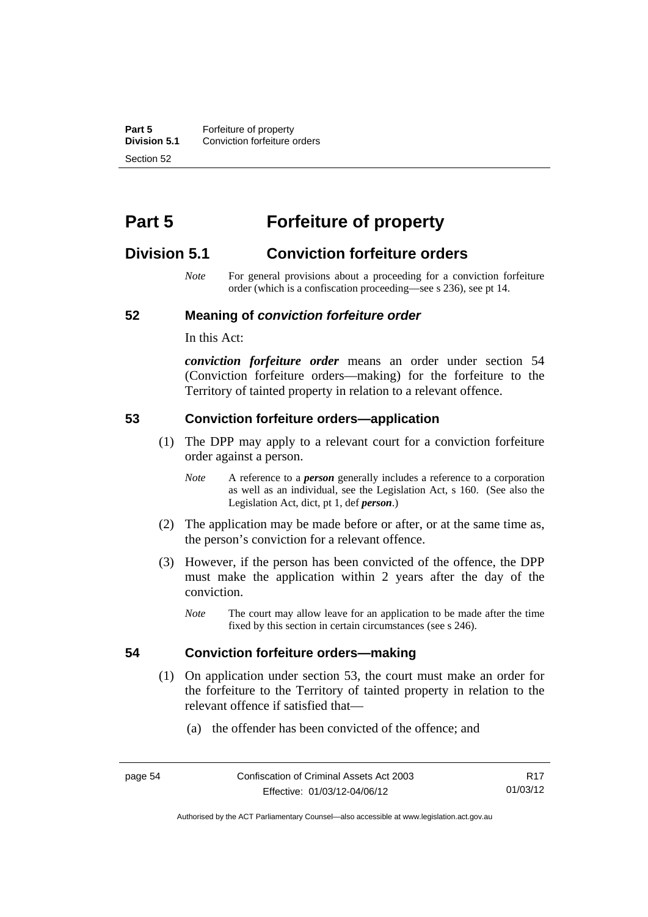# Part 5 Forfeiture of property

## Division 5.1 Conviction forfeiture orders

*Note* For general provisions about a proceeding for a conviction forfeiture order (which is a confiscation proceeding—see s 236), see pt 14.

### 52 Meaning of *conviction forfeiture order*

In this Act:

***conviction forfeiture order*** means an order under section 54 (Conviction forfeiture orders—making) for the forfeiture to the Territory of tainted property in relation to a relevant offence.

### 53 Conviction forfeiture orders—application

(1) The DPP may apply to a relevant court for a conviction forfeiture order against a person.

*Note* A reference to a ***person*** generally includes a reference to a corporation as well as an individual, see the Legislation Act, s 160. (See also the Legislation Act, dict, pt 1, def ***person***.)

(2) The application may be made before or after, or at the same time as, the person's conviction for a relevant offence.

(3) However, if the person has been convicted of the offence, the DPP must make the application within 2 years after the day of the conviction.

*Note* The court may allow leave for an application to be made after the time fixed by this section in certain circumstances (see s 246).

### 54 Conviction forfeiture orders—making

(1) On application under section 53, the court must make an order for the forfeiture to the Territory of tainted property in relation to the relevant offence if satisfied that—

(a) the offender has been convicted of the offence; and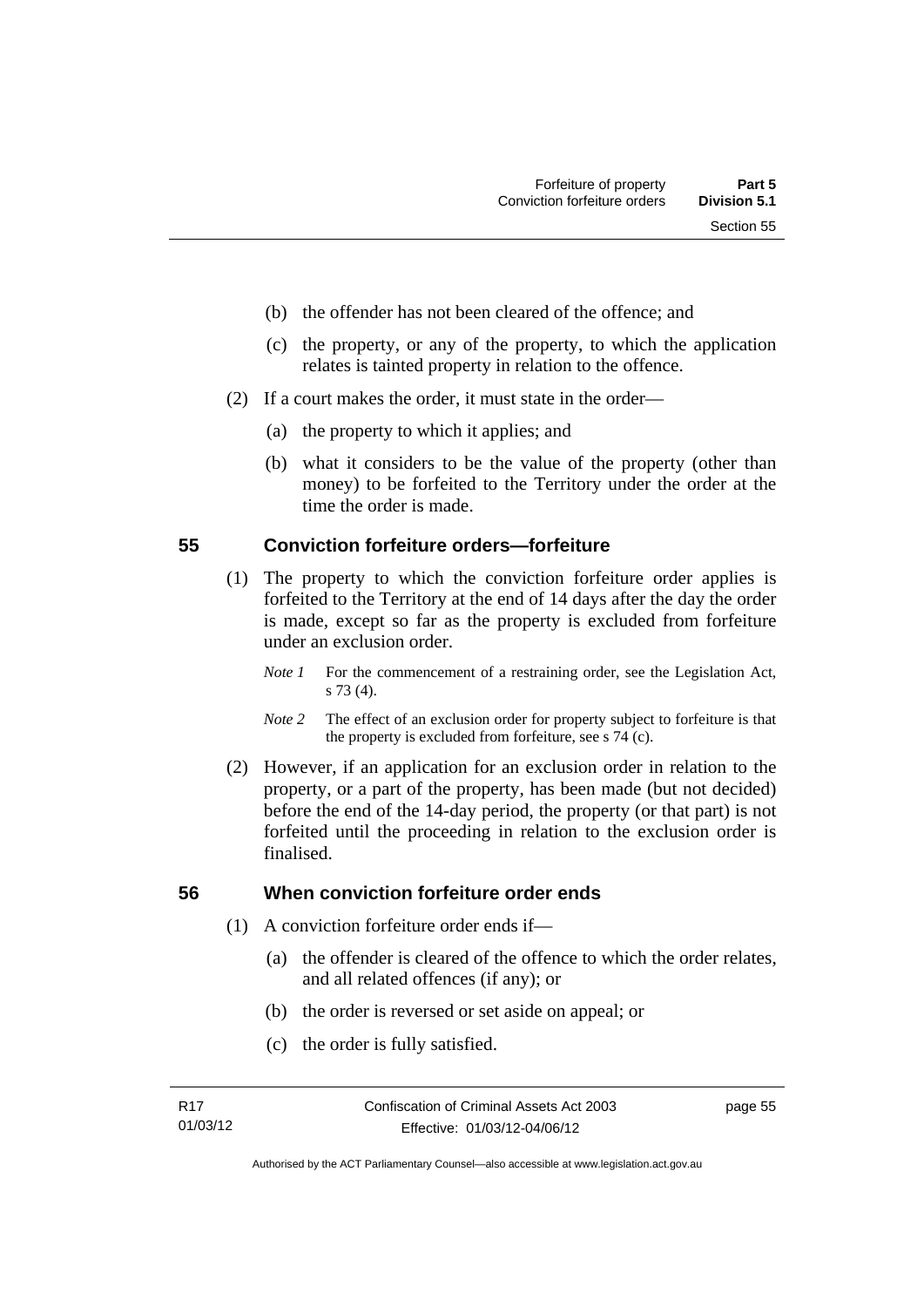(b) the offender has not been cleared of the offence; and

(c) the property, or any of the property, to which the application relates is tainted property in relation to the offence.

(2) If a court makes the order, it must state in the order—

(a) the property to which it applies; and

(b) what it considers to be the value of the property (other than money) to be forfeited to the Territory under the order at the time the order is made.

## 55 Conviction forfeiture orders—forfeiture

(1) The property to which the conviction forfeiture order applies is forfeited to the Territory at the end of 14 days after the day the order is made, except so far as the property is excluded from forfeiture under an exclusion order.

*Note 1* For the commencement of a restraining order, see the Legislation Act, s 73 (4).

*Note 2* The effect of an exclusion order for property subject to forfeiture is that the property is excluded from forfeiture, see s 74 (c).

(2) However, if an application for an exclusion order in relation to the property, or a part of the property, has been made (but not decided) before the end of the 14-day period, the property (or that part) is not forfeited until the proceeding in relation to the exclusion order is finalised.

## 56 When conviction forfeiture order ends

(1) A conviction forfeiture order ends if—

(a) the offender is cleared of the offence to which the order relates, and all related offences (if any); or

(b) the order is reversed or set aside on appeal; or

(c) the order is fully satisfied.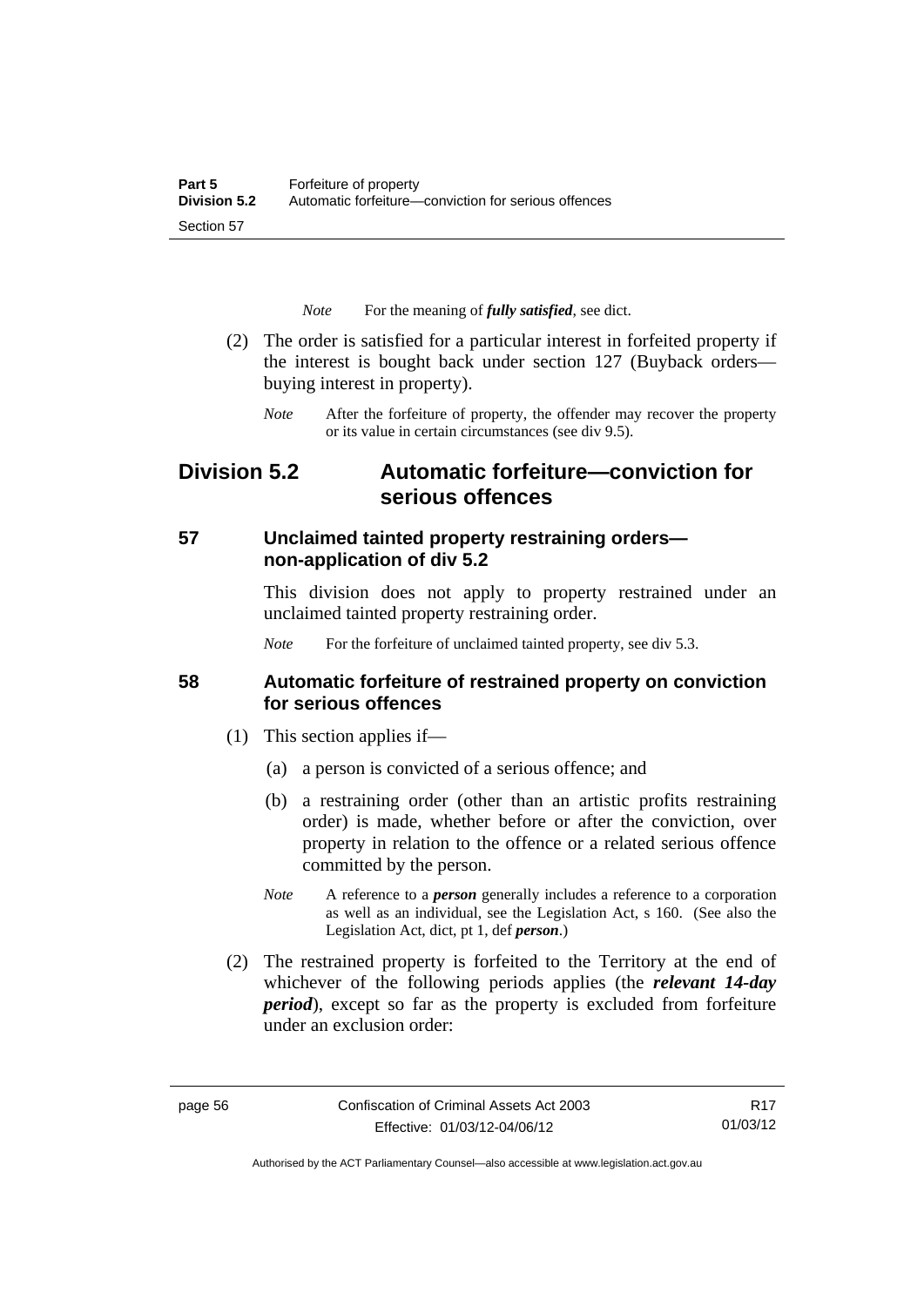*Note* For the meaning of ***fully satisfied***, see dict.

(2) The order is satisfied for a particular interest in forfeited property if the interest is bought back under section 127 (Buyback orders—buying interest in property).

*Note* After the forfeiture of property, the offender may recover the property or its value in certain circumstances (see div 9.5).

## Division 5.2 Automatic forfeiture—conviction for serious offences

### 57 Unclaimed tainted property restraining orders—non-application of div 5.2

This division does not apply to property restrained under an unclaimed tainted property restraining order.

*Note* For the forfeiture of unclaimed tainted property, see div 5.3.

### 58 Automatic forfeiture of restrained property on conviction for serious offences

(1) This section applies if—

(a) a person is convicted of a serious offence; and

(b) a restraining order (other than an artistic profits restraining order) is made, whether before or after the conviction, over property in relation to the offence or a related serious offence committed by the person.

*Note* A reference to a ***person*** generally includes a reference to a corporation as well as an individual, see the Legislation Act, s 160. (See also the Legislation Act, dict, pt 1, def ***person***.)

(2) The restrained property is forfeited to the Territory at the end of whichever of the following periods applies (the ***relevant 14-day period***), except so far as the property is excluded from forfeiture under an exclusion order: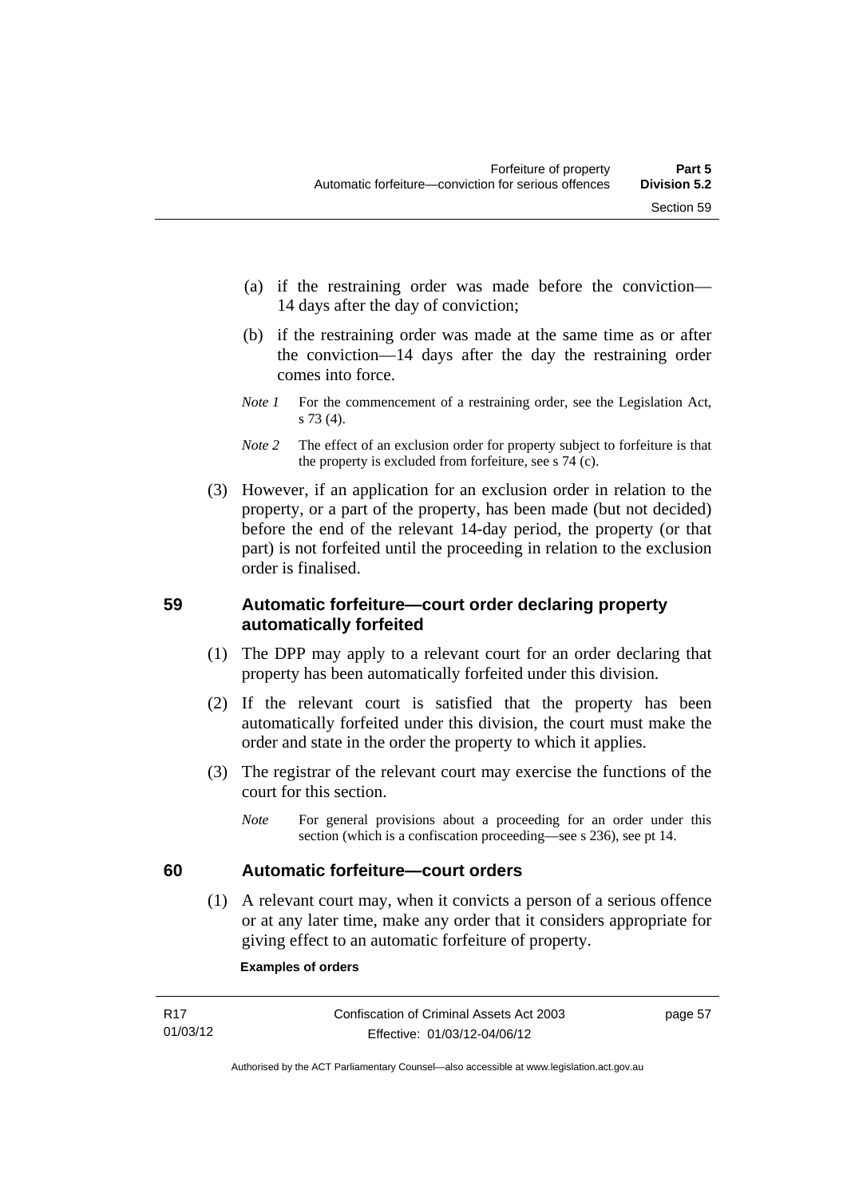(a) if the restraining order was made before the conviction—14 days after the day of conviction;

(b) if the restraining order was made at the same time as or after the conviction—14 days after the day the restraining order comes into force.

*Note 1* For the commencement of a restraining order, see the Legislation Act, s 73 (4).

*Note 2* The effect of an exclusion order for property subject to forfeiture is that the property is excluded from forfeiture, see s 74 (c).

(3) However, if an application for an exclusion order in relation to the property, or a part of the property, has been made (but not decided) before the end of the relevant 14-day period, the property (or that part) is not forfeited until the proceeding in relation to the exclusion order is finalised.

## 59 Automatic forfeiture—court order declaring property automatically forfeited

(1) The DPP may apply to a relevant court for an order declaring that property has been automatically forfeited under this division.

(2) If the relevant court is satisfied that the property has been automatically forfeited under this division, the court must make the order and state in the order the property to which it applies.

(3) The registrar of the relevant court may exercise the functions of the court for this section.

*Note* For general provisions about a proceeding for an order under this section (which is a confiscation proceeding—see s 236), see pt 14.

## 60 Automatic forfeiture—court orders

(1) A relevant court may, when it convicts a person of a serious offence or at any later time, make any order that it considers appropriate for giving effect to an automatic forfeiture of property.

**Examples of orders**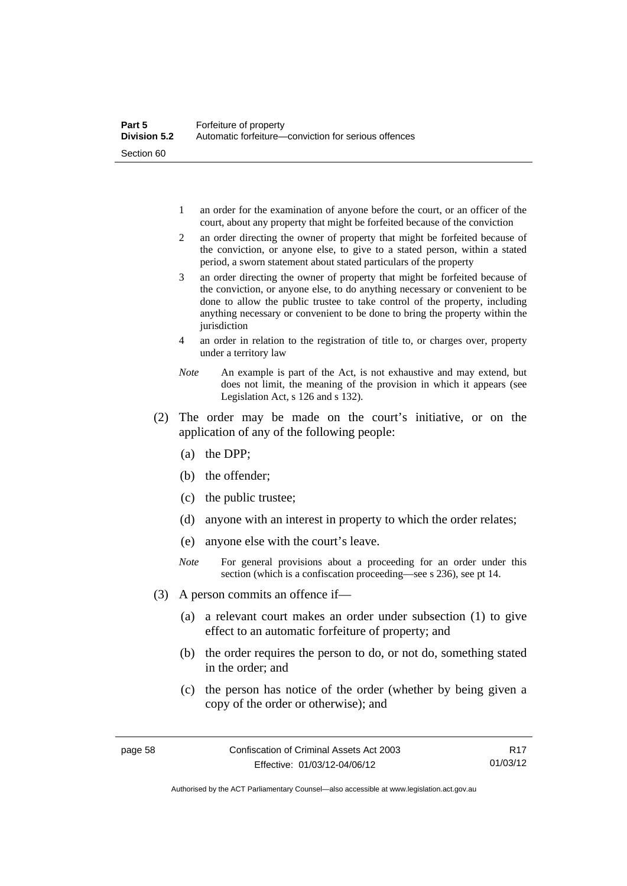1 an order for the examination of anyone before the court, or an officer of the court, about any property that might be forfeited because of the conviction

2 an order directing the owner of property that might be forfeited because of the conviction, or anyone else, to give to a stated person, within a stated period, a sworn statement about stated particulars of the property

3 an order directing the owner of property that might be forfeited because of the conviction, or anyone else, to do anything necessary or convenient to be done to allow the public trustee to take control of the property, including anything necessary or convenient to be done to bring the property within the jurisdiction

4 an order in relation to the registration of title to, or charges over, property under a territory law

*Note* An example is part of the Act, is not exhaustive and may extend, but does not limit, the meaning of the provision in which it appears (see Legislation Act, s 126 and s 132).

(2) The order may be made on the court's initiative, or on the application of any of the following people:

(a) the DPP;

(b) the offender;

(c) the public trustee;

(d) anyone with an interest in property to which the order relates;

(e) anyone else with the court's leave.

*Note* For general provisions about a proceeding for an order under this section (which is a confiscation proceeding—see s 236), see pt 14.

(3) A person commits an offence if—

(a) a relevant court makes an order under subsection (1) to give effect to an automatic forfeiture of property; and

(b) the order requires the person to do, or not do, something stated in the order; and

(c) the person has notice of the order (whether by being given a copy of the order or otherwise); and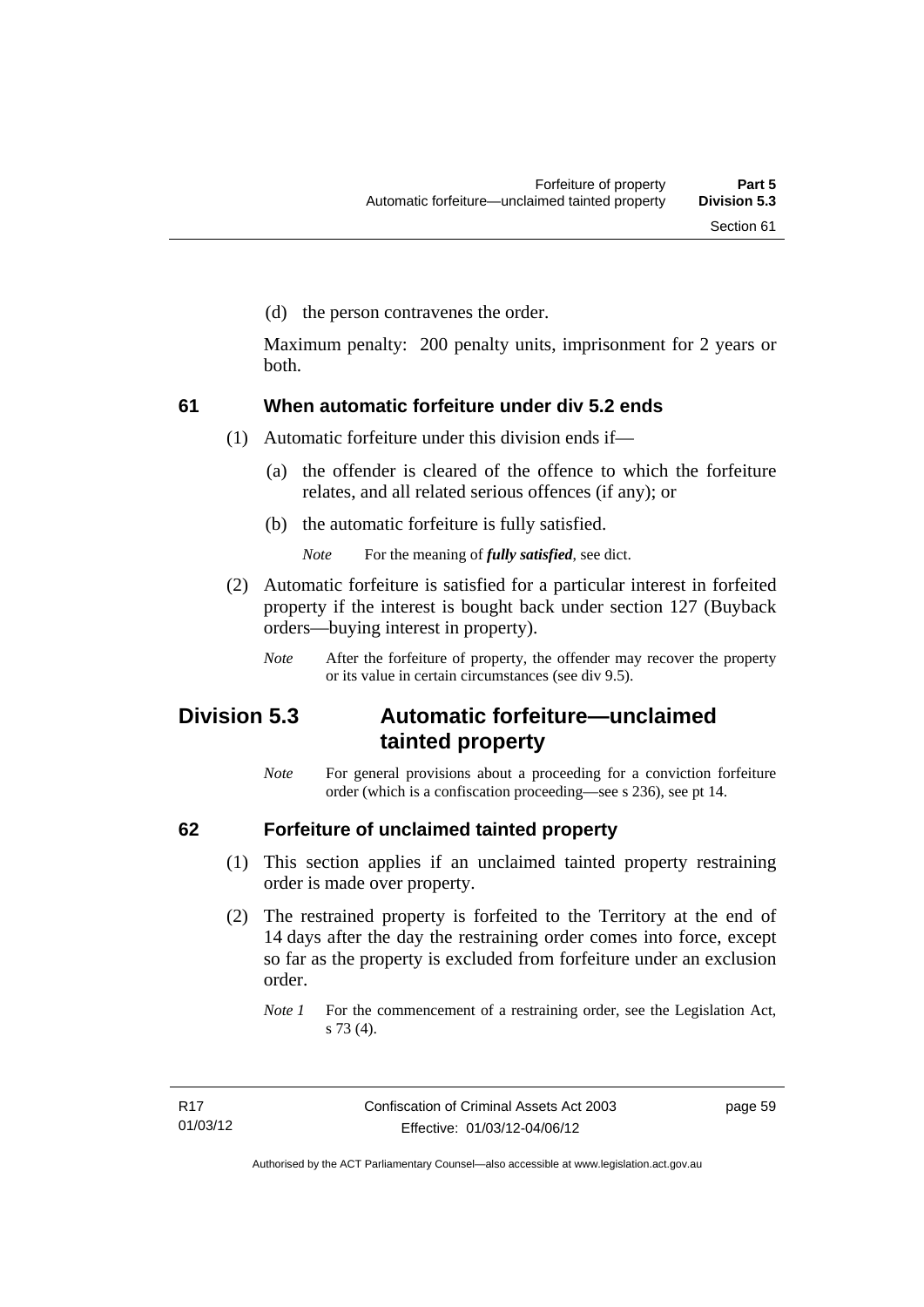(d) the person contravenes the order.

Maximum penalty: 200 penalty units, imprisonment for 2 years or both.

### 61 When automatic forfeiture under div 5.2 ends

(1) Automatic forfeiture under this division ends if—

(a) the offender is cleared of the offence to which the forfeiture relates, and all related serious offences (if any); or

(b) the automatic forfeiture is fully satisfied.

*Note* For the meaning of ***fully satisfied***, see dict.

(2) Automatic forfeiture is satisfied for a particular interest in forfeited property if the interest is bought back under section 127 (Buyback orders—buying interest in property).

*Note* After the forfeiture of property, the offender may recover the property or its value in certain circumstances (see div 9.5).

## Division 5.3 Automatic forfeiture—unclaimed tainted property

*Note* For general provisions about a proceeding for a conviction forfeiture order (which is a confiscation proceeding—see s 236), see pt 14.

### 62 Forfeiture of unclaimed tainted property

(1) This section applies if an unclaimed tainted property restraining order is made over property.

(2) The restrained property is forfeited to the Territory at the end of 14 days after the day the restraining order comes into force, except so far as the property is excluded from forfeiture under an exclusion order.

*Note 1* For the commencement of a restraining order, see the Legislation Act, s 73 (4).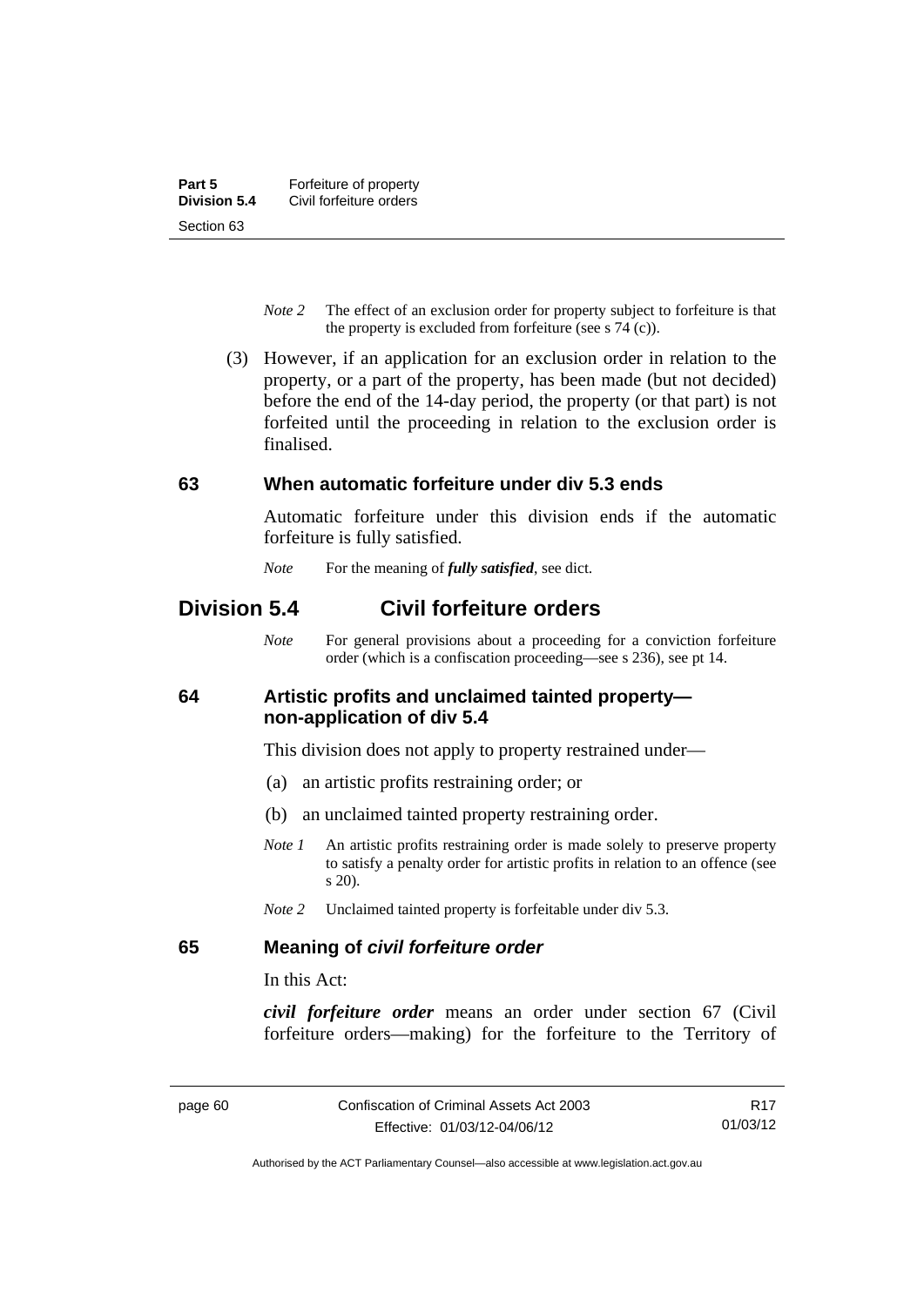*Note 2* The effect of an exclusion order for property subject to forfeiture is that the property is excluded from forfeiture (see s 74 (c)).

(3) However, if an application for an exclusion order in relation to the property, or a part of the property, has been made (but not decided) before the end of the 14-day period, the property (or that part) is not forfeited until the proceeding in relation to the exclusion order is finalised.

### 63 When automatic forfeiture under div 5.3 ends

Automatic forfeiture under this division ends if the automatic forfeiture is fully satisfied.

*Note* For the meaning of ***fully satisfied***, see dict.

## Division 5.4 Civil forfeiture orders

*Note* For general provisions about a proceeding for a conviction forfeiture order (which is a confiscation proceeding—see s 236), see pt 14.

### 64 Artistic profits and unclaimed tainted property—non-application of div 5.4

This division does not apply to property restrained under—

(a) an artistic profits restraining order; or

(b) an unclaimed tainted property restraining order.

*Note 1* An artistic profits restraining order is made solely to preserve property to satisfy a penalty order for artistic profits in relation to an offence (see s 20).

*Note 2* Unclaimed tainted property is forfeitable under div 5.3.

### 65 Meaning of *civil forfeiture order*

In this Act:

***civil forfeiture order*** means an order under section 67 (Civil forfeiture orders—making) for the forfeiture to the Territory of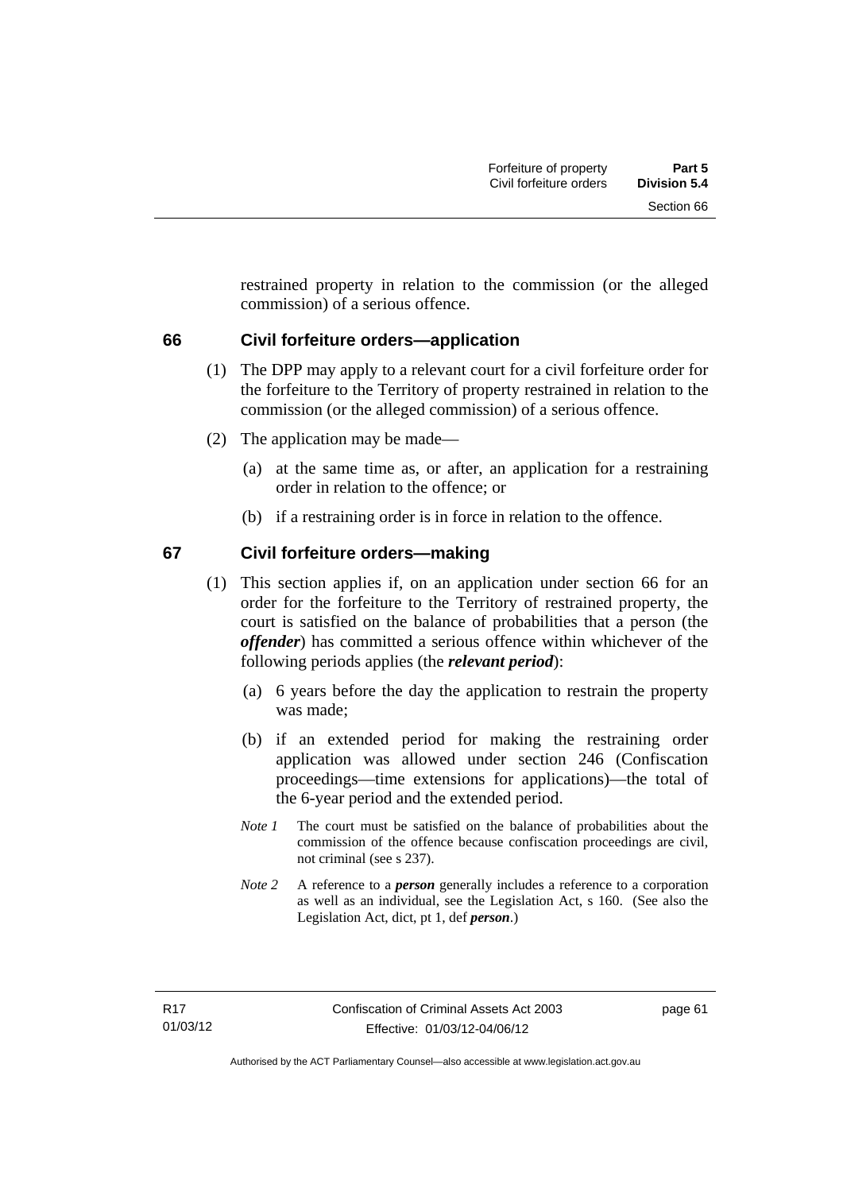restrained property in relation to the commission (or the alleged commission) of a serious offence.

## 66 Civil forfeiture orders—application

(1) The DPP may apply to a relevant court for a civil forfeiture order for the forfeiture to the Territory of property restrained in relation to the commission (or the alleged commission) of a serious offence.

(2) The application may be made—

(a) at the same time as, or after, an application for a restraining order in relation to the offence; or

(b) if a restraining order is in force in relation to the offence.

## 67 Civil forfeiture orders—making

(1) This section applies if, on an application under section 66 for an order for the forfeiture to the Territory of restrained property, the court is satisfied on the balance of probabilities that a person (the ***offender***) has committed a serious offence within whichever of the following periods applies (the ***relevant period***):

(a) 6 years before the day the application to restrain the property was made;

(b) if an extended period for making the restraining order application was allowed under section 246 (Confiscation proceedings—time extensions for applications)—the total of the 6-year period and the extended period.

*Note 1* The court must be satisfied on the balance of probabilities about the commission of the offence because confiscation proceedings are civil, not criminal (see s 237).

*Note 2* A reference to a ***person*** generally includes a reference to a corporation as well as an individual, see the Legislation Act, s 160. (See also the Legislation Act, dict, pt 1, def ***person***.)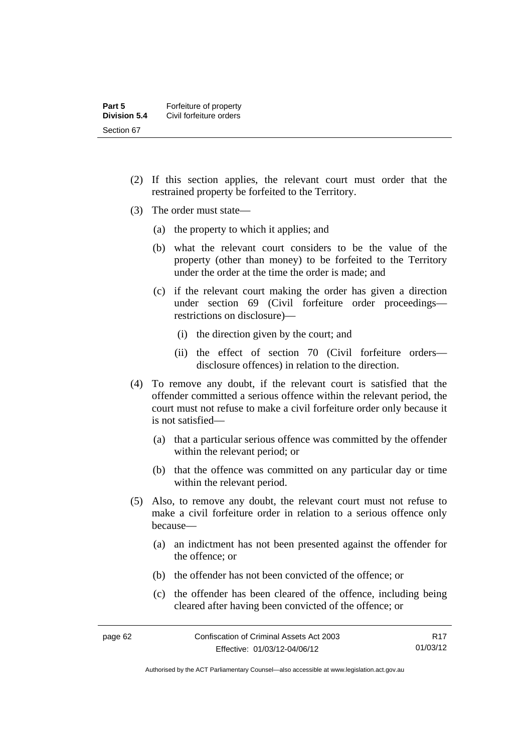(2) If this section applies, the relevant court must order that the restrained property be forfeited to the Territory.

(3) The order must state—

(a) the property to which it applies; and

(b) what the relevant court considers to be the value of the property (other than money) to be forfeited to the Territory under the order at the time the order is made; and

(c) if the relevant court making the order has given a direction under section 69 (Civil forfeiture order proceedings—restrictions on disclosure)—

(i) the direction given by the court; and

(ii) the effect of section 70 (Civil forfeiture orders—disclosure offences) in relation to the direction.

(4) To remove any doubt, if the relevant court is satisfied that the offender committed a serious offence within the relevant period, the court must not refuse to make a civil forfeiture order only because it is not satisfied—

(a) that a particular serious offence was committed by the offender within the relevant period; or

(b) that the offence was committed on any particular day or time within the relevant period.

(5) Also, to remove any doubt, the relevant court must not refuse to make a civil forfeiture order in relation to a serious offence only because—

(a) an indictment has not been presented against the offender for the offence; or

(b) the offender has not been convicted of the offence; or

(c) the offender has been cleared of the offence, including being cleared after having been convicted of the offence; or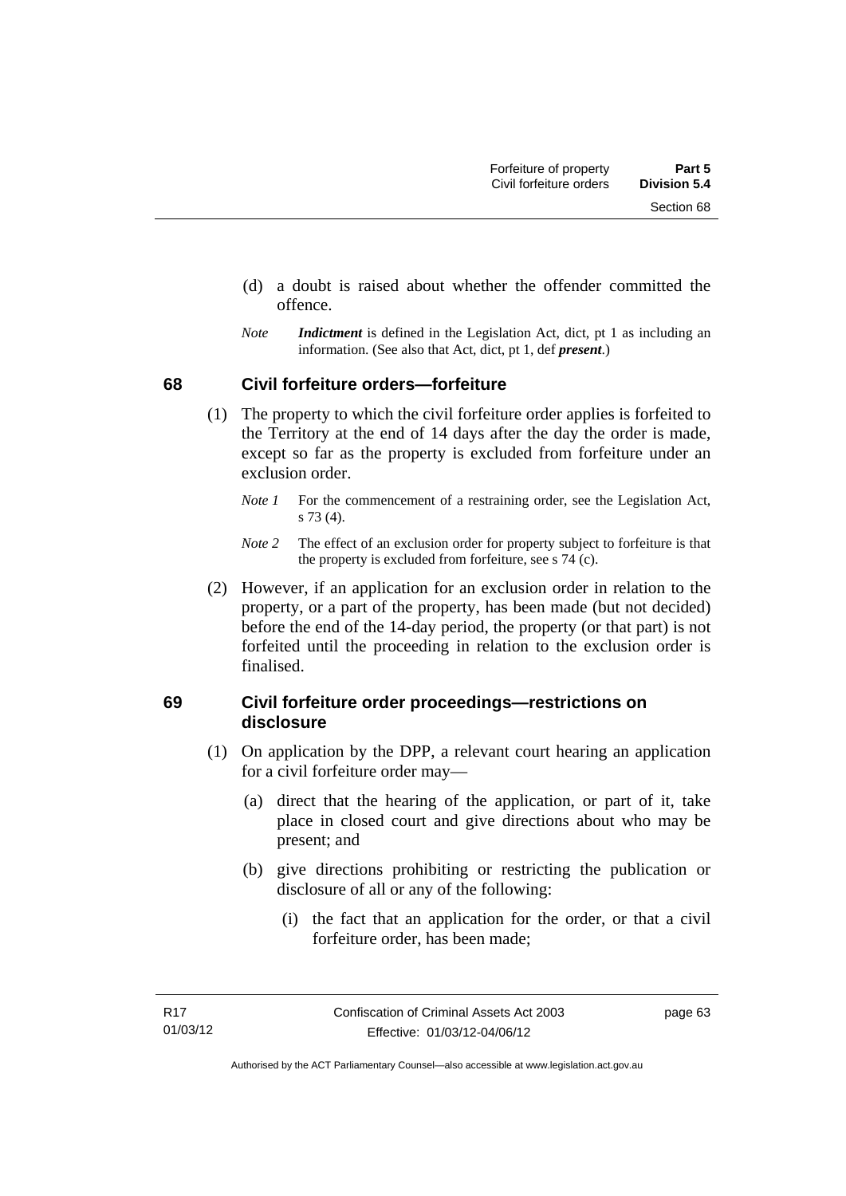(d) a doubt is raised about whether the offender committed the offence.

*Note* ***Indictment*** is defined in the Legislation Act, dict, pt 1 as including an information. (See also that Act, dict, pt 1, def ***present***.)

## 68 Civil forfeiture orders—forfeiture

(1) The property to which the civil forfeiture order applies is forfeited to the Territory at the end of 14 days after the day the order is made, except so far as the property is excluded from forfeiture under an exclusion order.

*Note 1* For the commencement of a restraining order, see the Legislation Act, s 73 (4).

*Note 2* The effect of an exclusion order for property subject to forfeiture is that the property is excluded from forfeiture, see s 74 (c).

(2) However, if an application for an exclusion order in relation to the property, or a part of the property, has been made (but not decided) before the end of the 14-day period, the property (or that part) is not forfeited until the proceeding in relation to the exclusion order is finalised.

## 69 Civil forfeiture order proceedings—restrictions on disclosure

(1) On application by the DPP, a relevant court hearing an application for a civil forfeiture order may—

(a) direct that the hearing of the application, or part of it, take place in closed court and give directions about who may be present; and

(b) give directions prohibiting or restricting the publication or disclosure of all or any of the following:

(i) the fact that an application for the order, or that a civil forfeiture order, has been made;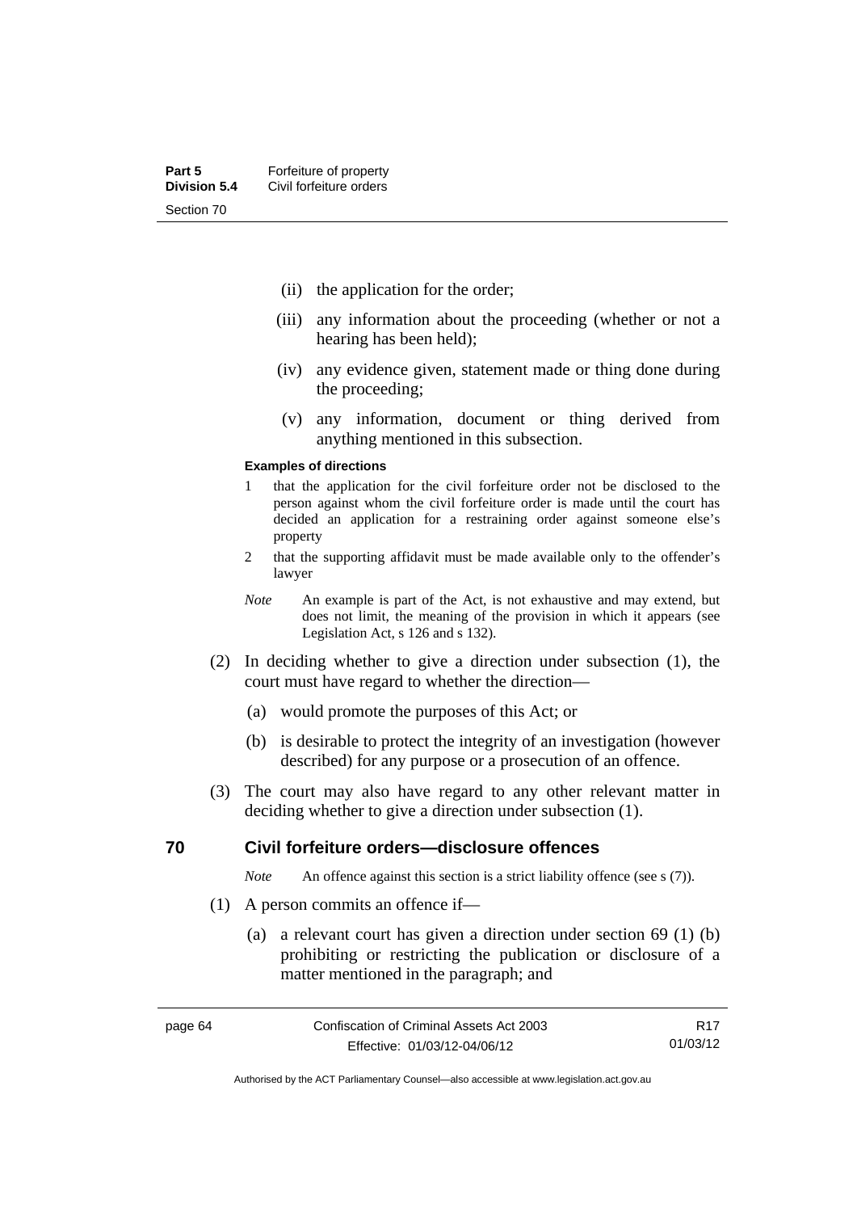(ii) the application for the order;

(iii) any information about the proceeding (whether or not a hearing has been held);

(iv) any evidence given, statement made or thing done during the proceeding;

(v) any information, document or thing derived from anything mentioned in this subsection.

**Examples of directions**

1 that the application for the civil forfeiture order not be disclosed to the person against whom the civil forfeiture order is made until the court has decided an application for a restraining order against someone else's property

2 that the supporting affidavit must be made available only to the offender's lawyer

*Note* An example is part of the Act, is not exhaustive and may extend, but does not limit, the meaning of the provision in which it appears (see Legislation Act, s 126 and s 132).

(2) In deciding whether to give a direction under subsection (1), the court must have regard to whether the direction—

(a) would promote the purposes of this Act; or

(b) is desirable to protect the integrity of an investigation (however described) for any purpose or a prosecution of an offence.

(3) The court may also have regard to any other relevant matter in deciding whether to give a direction under subsection (1).

## 70 Civil forfeiture orders—disclosure offences

*Note* An offence against this section is a strict liability offence (see s (7)).

(1) A person commits an offence if—

(a) a relevant court has given a direction under section 69 (1) (b) prohibiting or restricting the publication or disclosure of a matter mentioned in the paragraph; and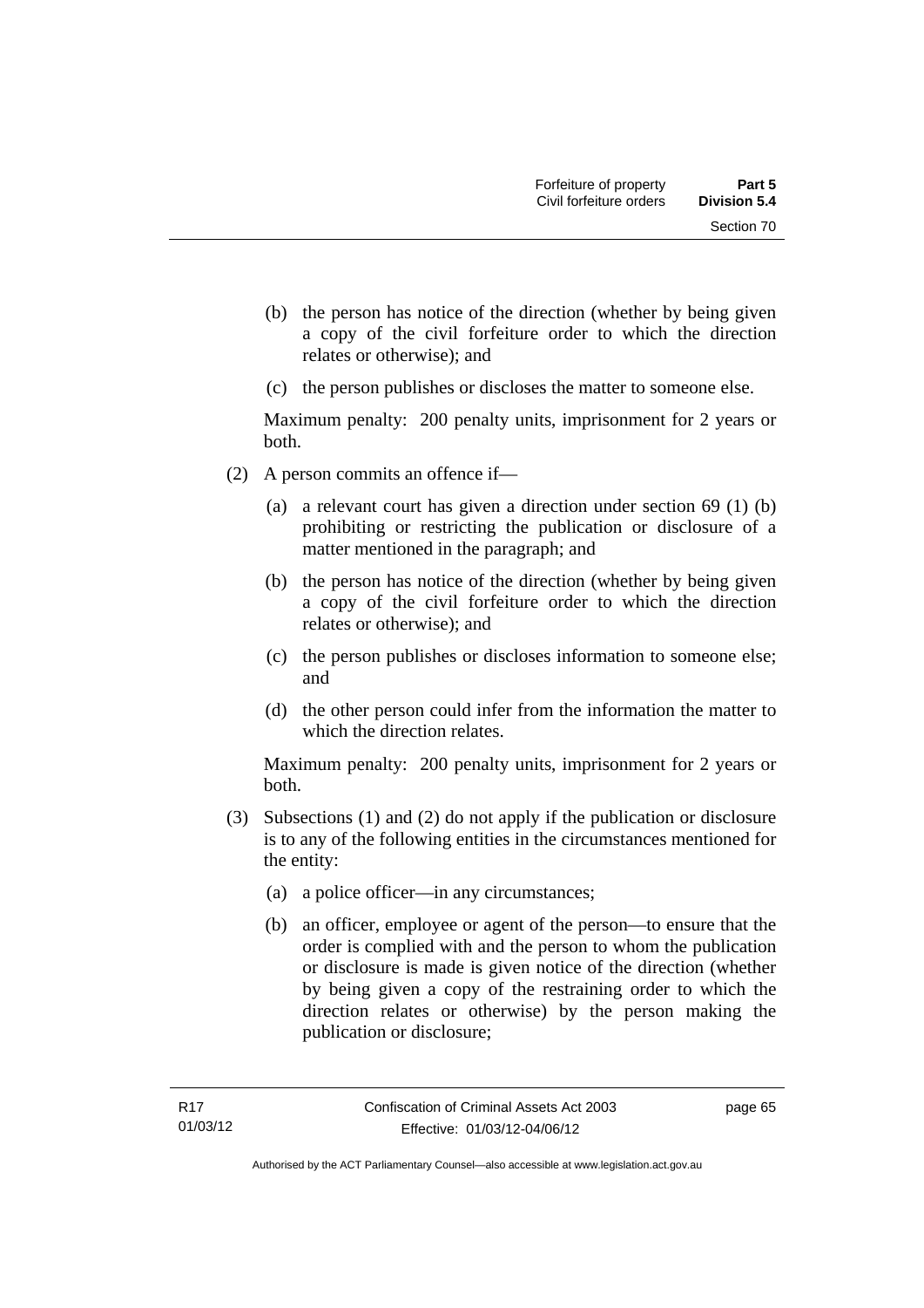(b) the person has notice of the direction (whether by being given a copy of the civil forfeiture order to which the direction relates or otherwise); and

(c) the person publishes or discloses the matter to someone else.

Maximum penalty: 200 penalty units, imprisonment for 2 years or both.

(2) A person commits an offence if—

(a) a relevant court has given a direction under section 69 (1) (b) prohibiting or restricting the publication or disclosure of a matter mentioned in the paragraph; and

(b) the person has notice of the direction (whether by being given a copy of the civil forfeiture order to which the direction relates or otherwise); and

(c) the person publishes or discloses information to someone else; and

(d) the other person could infer from the information the matter to which the direction relates.

Maximum penalty: 200 penalty units, imprisonment for 2 years or both.

(3) Subsections (1) and (2) do not apply if the publication or disclosure is to any of the following entities in the circumstances mentioned for the entity:

(a) a police officer—in any circumstances;

(b) an officer, employee or agent of the person—to ensure that the order is complied with and the person to whom the publication or disclosure is made is given notice of the direction (whether by being given a copy of the restraining order to which the direction relates or otherwise) by the person making the publication or disclosure;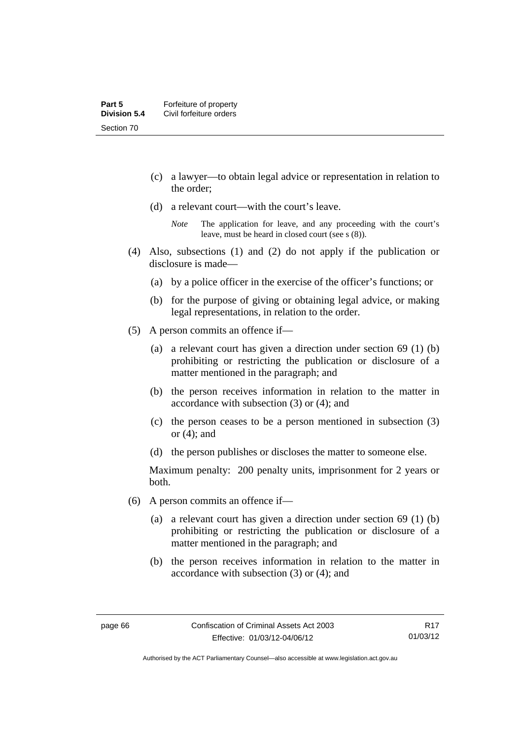(c) a lawyer—to obtain legal advice or representation in relation to the order;

(d) a relevant court—with the court's leave.

*Note* The application for leave, and any proceeding with the court's leave, must be heard in closed court (see s (8)).

(4) Also, subsections (1) and (2) do not apply if the publication or disclosure is made—

(a) by a police officer in the exercise of the officer's functions; or

(b) for the purpose of giving or obtaining legal advice, or making legal representations, in relation to the order.

(5) A person commits an offence if—

(a) a relevant court has given a direction under section 69 (1) (b) prohibiting or restricting the publication or disclosure of a matter mentioned in the paragraph; and

(b) the person receives information in relation to the matter in accordance with subsection (3) or (4); and

(c) the person ceases to be a person mentioned in subsection (3) or (4); and

(d) the person publishes or discloses the matter to someone else.

Maximum penalty: 200 penalty units, imprisonment for 2 years or both.

(6) A person commits an offence if—

(a) a relevant court has given a direction under section 69 (1) (b) prohibiting or restricting the publication or disclosure of a matter mentioned in the paragraph; and

(b) the person receives information in relation to the matter in accordance with subsection (3) or (4); and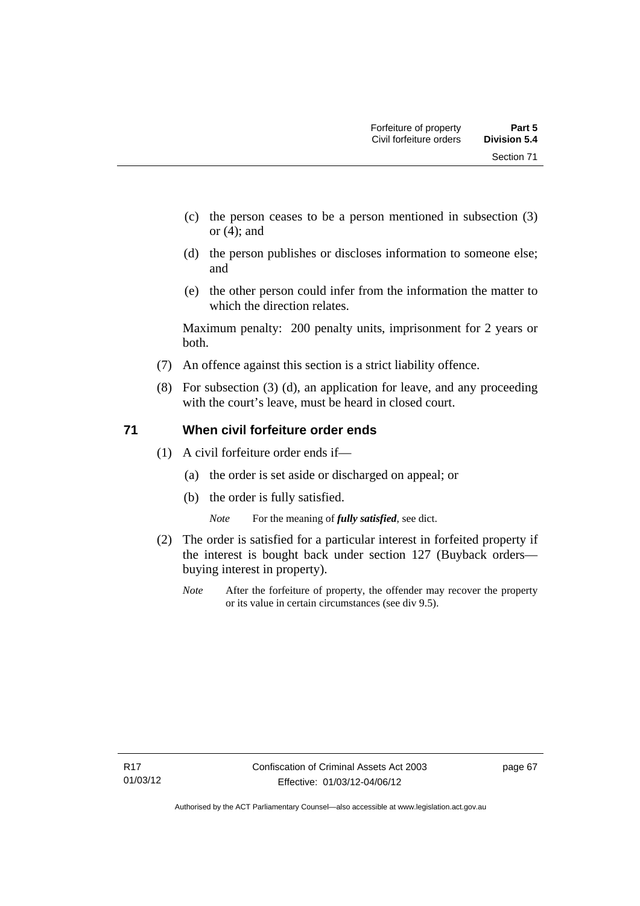(c) the person ceases to be a person mentioned in subsection (3) or (4); and

(d) the person publishes or discloses information to someone else; and

(e) the other person could infer from the information the matter to which the direction relates.

Maximum penalty: 200 penalty units, imprisonment for 2 years or both.

(7) An offence against this section is a strict liability offence.

(8) For subsection (3) (d), an application for leave, and any proceeding with the court's leave, must be heard in closed court.

## 71 When civil forfeiture order ends

(1) A civil forfeiture order ends if—

(a) the order is set aside or discharged on appeal; or

(b) the order is fully satisfied.

*Note* For the meaning of ***fully satisfied***, see dict.

(2) The order is satisfied for a particular interest in forfeited property if the interest is bought back under section 127 (Buyback orders—buying interest in property).

*Note* After the forfeiture of property, the offender may recover the property or its value in certain circumstances (see div 9.5).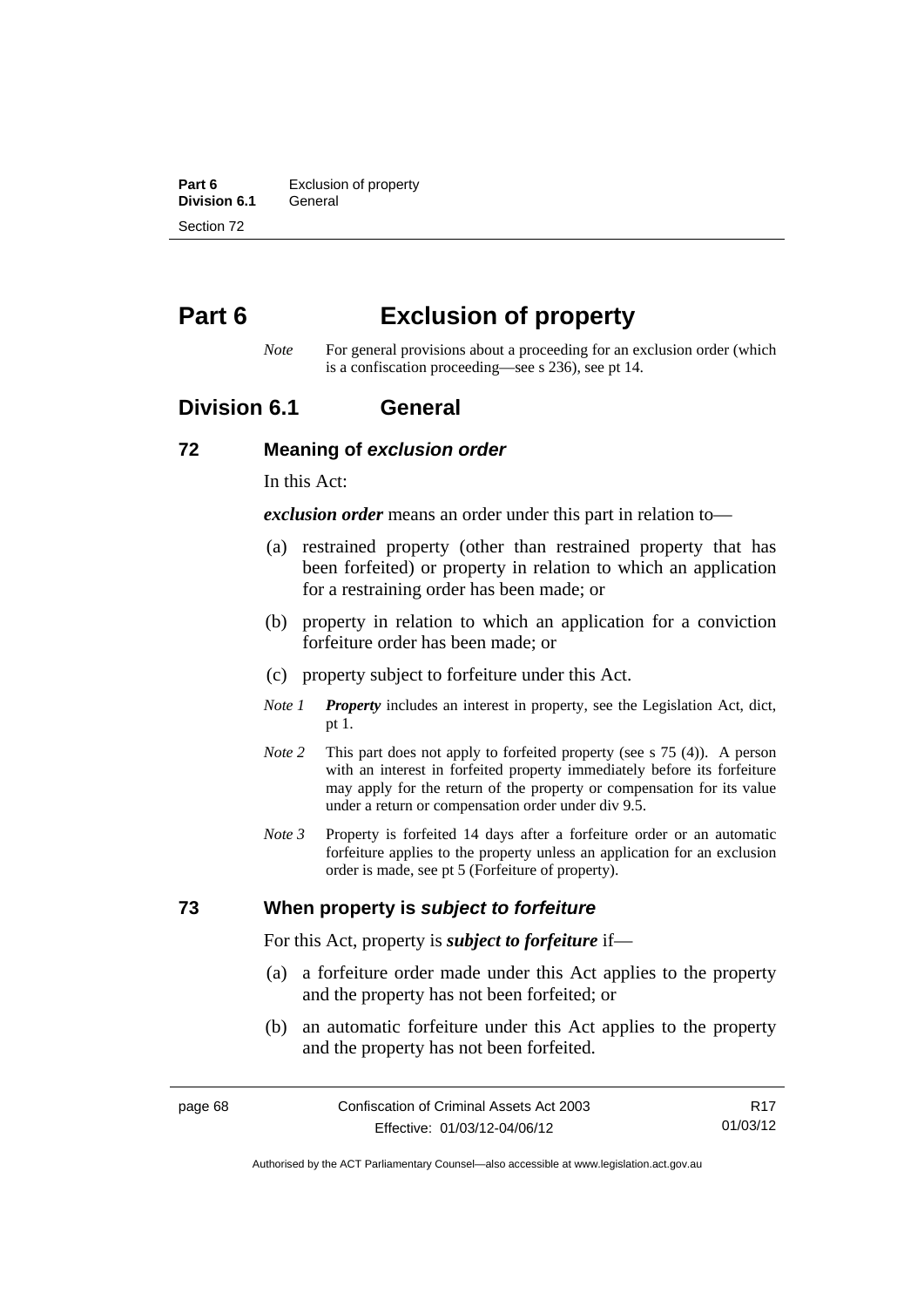# Part 6 Exclusion of property

*Note* For general provisions about a proceeding for an exclusion order (which is a confiscation proceeding—see s 236), see pt 14.

## Division 6.1 General

### 72 Meaning of *exclusion order*

In this Act:

***exclusion order*** means an order under this part in relation to—

(a) restrained property (other than restrained property that has been forfeited) or property in relation to which an application for a restraining order has been made; or

(b) property in relation to which an application for a conviction forfeiture order has been made; or

(c) property subject to forfeiture under this Act.

*Note 1* ***Property*** includes an interest in property, see the Legislation Act, dict, pt 1.

*Note 2* This part does not apply to forfeited property (see s 75 (4)). A person with an interest in forfeited property immediately before its forfeiture may apply for the return of the property or compensation for its value under a return or compensation order under div 9.5.

*Note 3* Property is forfeited 14 days after a forfeiture order or an automatic forfeiture applies to the property unless an application for an exclusion order is made, see pt 5 (Forfeiture of property).

### 73 When property is *subject to forfeiture*

For this Act, property is ***subject to forfeiture*** if—

(a) a forfeiture order made under this Act applies to the property and the property has not been forfeited; or

(b) an automatic forfeiture under this Act applies to the property and the property has not been forfeited.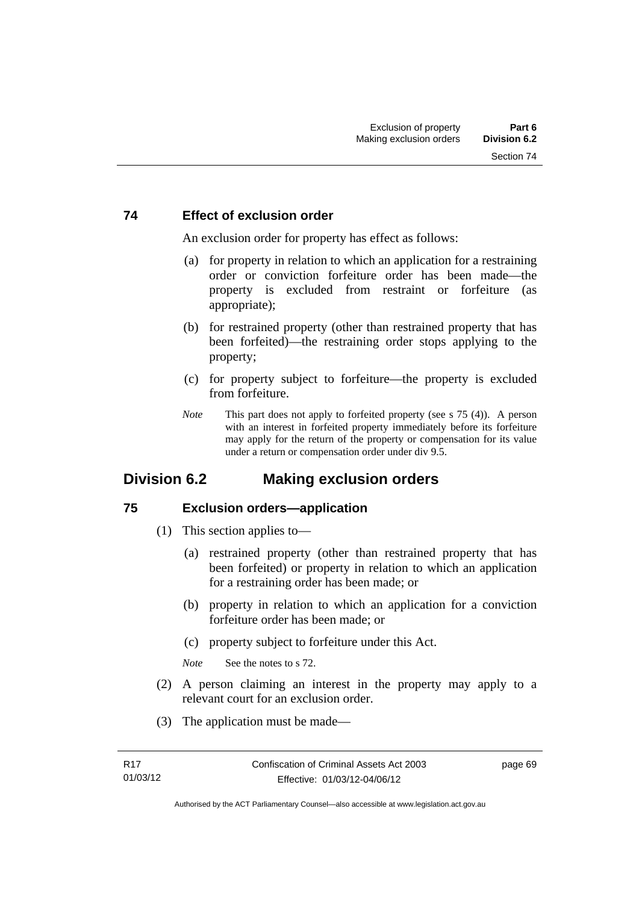### 74 Effect of exclusion order

An exclusion order for property has effect as follows:

(a) for property in relation to which an application for a restraining order or conviction forfeiture order has been made—the property is excluded from restraint or forfeiture (as appropriate);

(b) for restrained property (other than restrained property that has been forfeited)—the restraining order stops applying to the property;

(c) for property subject to forfeiture—the property is excluded from forfeiture.

*Note* This part does not apply to forfeited property (see s 75 (4)). A person with an interest in forfeited property immediately before its forfeiture may apply for the return of the property or compensation for its value under a return or compensation order under div 9.5.

## Division 6.2 Making exclusion orders

### 75 Exclusion orders—application

(1) This section applies to—

(a) restrained property (other than restrained property that has been forfeited) or property in relation to which an application for a restraining order has been made; or

(b) property in relation to which an application for a conviction forfeiture order has been made; or

(c) property subject to forfeiture under this Act.

*Note* See the notes to s 72.

(2) A person claiming an interest in the property may apply to a relevant court for an exclusion order.

(3) The application must be made—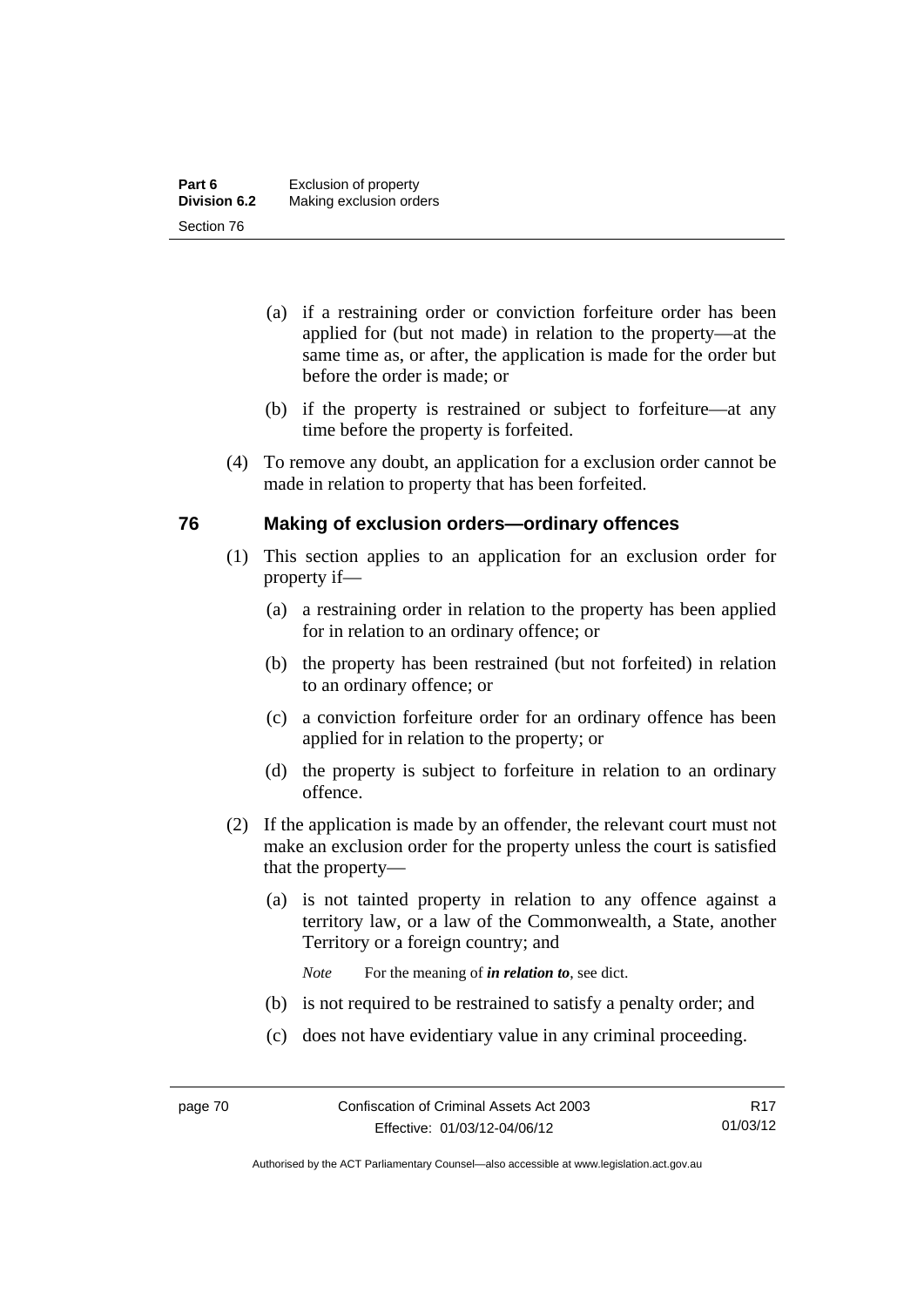(a) if a restraining order or conviction forfeiture order has been applied for (but not made) in relation to the property—at the same time as, or after, the application is made for the order but before the order is made; or

(b) if the property is restrained or subject to forfeiture—at any time before the property is forfeited.

(4) To remove any doubt, an application for a exclusion order cannot be made in relation to property that has been forfeited.

## 76 Making of exclusion orders—ordinary offences

(1) This section applies to an application for an exclusion order for property if—

(a) a restraining order in relation to the property has been applied for in relation to an ordinary offence; or

(b) the property has been restrained (but not forfeited) in relation to an ordinary offence; or

(c) a conviction forfeiture order for an ordinary offence has been applied for in relation to the property; or

(d) the property is subject to forfeiture in relation to an ordinary offence.

(2) If the application is made by an offender, the relevant court must not make an exclusion order for the property unless the court is satisfied that the property—

(a) is not tainted property in relation to any offence against a territory law, or a law of the Commonwealth, a State, another Territory or a foreign country; and

*Note* For the meaning of ***in relation to***, see dict.

(b) is not required to be restrained to satisfy a penalty order; and

(c) does not have evidentiary value in any criminal proceeding.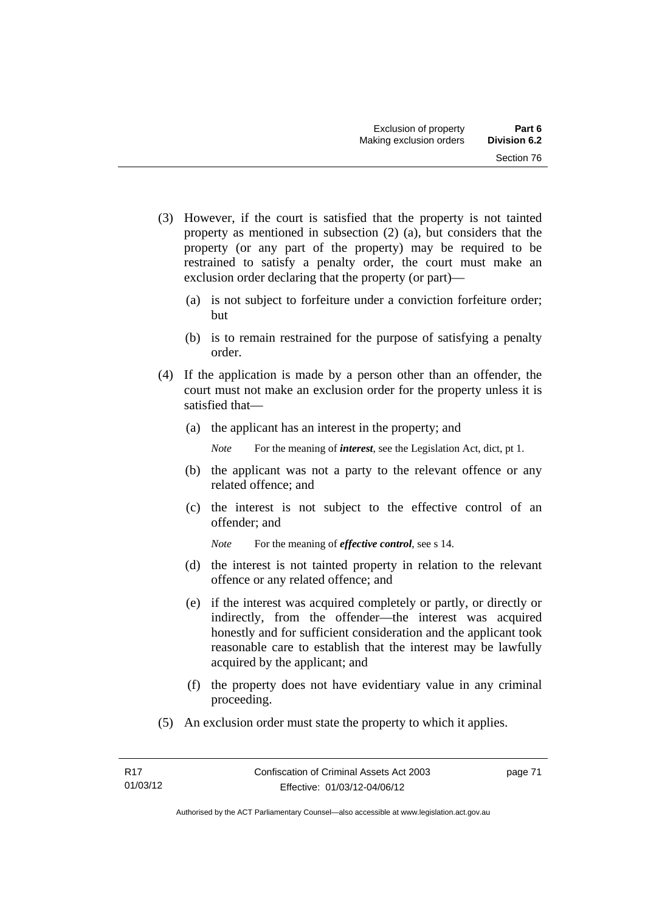(3) However, if the court is satisfied that the property is not tainted property as mentioned in subsection (2) (a), but considers that the property (or any part of the property) may be required to be restrained to satisfy a penalty order, the court must make an exclusion order declaring that the property (or part)—

  (a) is not subject to forfeiture under a conviction forfeiture order; but

  (b) is to remain restrained for the purpose of satisfying a penalty order.

(4) If the application is made by a person other than an offender, the court must not make an exclusion order for the property unless it is satisfied that—

  (a) the applicant has an interest in the property; and

  *Note* For the meaning of ***interest***, see the Legislation Act, dict, pt 1.

  (b) the applicant was not a party to the relevant offence or any related offence; and

  (c) the interest is not subject to the effective control of an offender; and

  *Note* For the meaning of ***effective control***, see s 14.

  (d) the interest is not tainted property in relation to the relevant offence or any related offence; and

  (e) if the interest was acquired completely or partly, or directly or indirectly, from the offender—the interest was acquired honestly and for sufficient consideration and the applicant took reasonable care to establish that the interest may be lawfully acquired by the applicant; and

  (f) the property does not have evidentiary value in any criminal proceeding.

(5) An exclusion order must state the property to which it applies.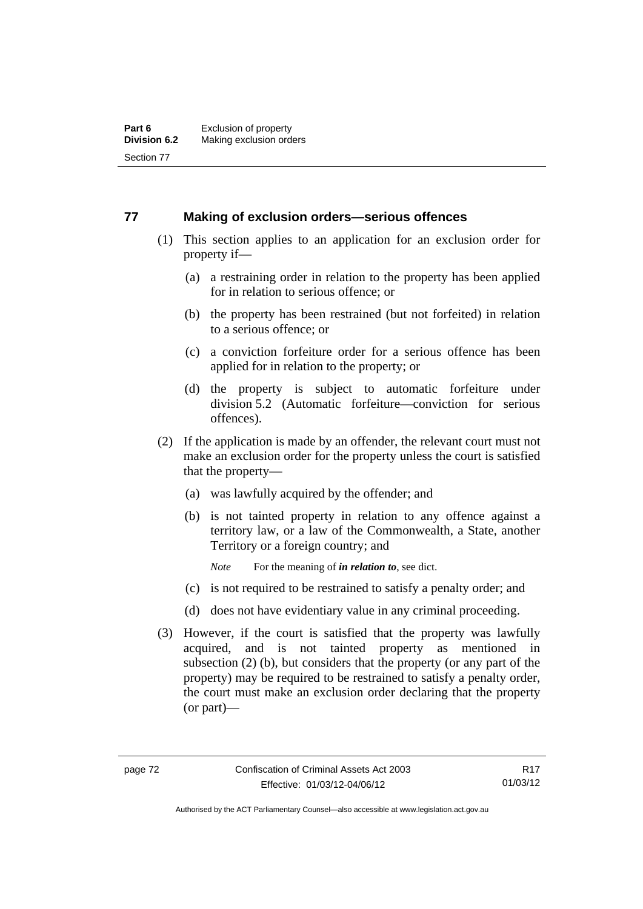## 77 Making of exclusion orders—serious offences

(1) This section applies to an application for an exclusion order for property if—

(a) a restraining order in relation to the property has been applied for in relation to serious offence; or

(b) the property has been restrained (but not forfeited) in relation to a serious offence; or

(c) a conviction forfeiture order for a serious offence has been applied for in relation to the property; or

(d) the property is subject to automatic forfeiture under division 5.2 (Automatic forfeiture—conviction for serious offences).

(2) If the application is made by an offender, the relevant court must not make an exclusion order for the property unless the court is satisfied that the property—

(a) was lawfully acquired by the offender; and

(b) is not tainted property in relation to any offence against a territory law, or a law of the Commonwealth, a State, another Territory or a foreign country; and

*Note* For the meaning of ***in relation to***, see dict.

(c) is not required to be restrained to satisfy a penalty order; and

(d) does not have evidentiary value in any criminal proceeding.

(3) However, if the court is satisfied that the property was lawfully acquired, and is not tainted property as mentioned in subsection (2) (b), but considers that the property (or any part of the property) may be required to be restrained to satisfy a penalty order, the court must make an exclusion order declaring that the property (or part)—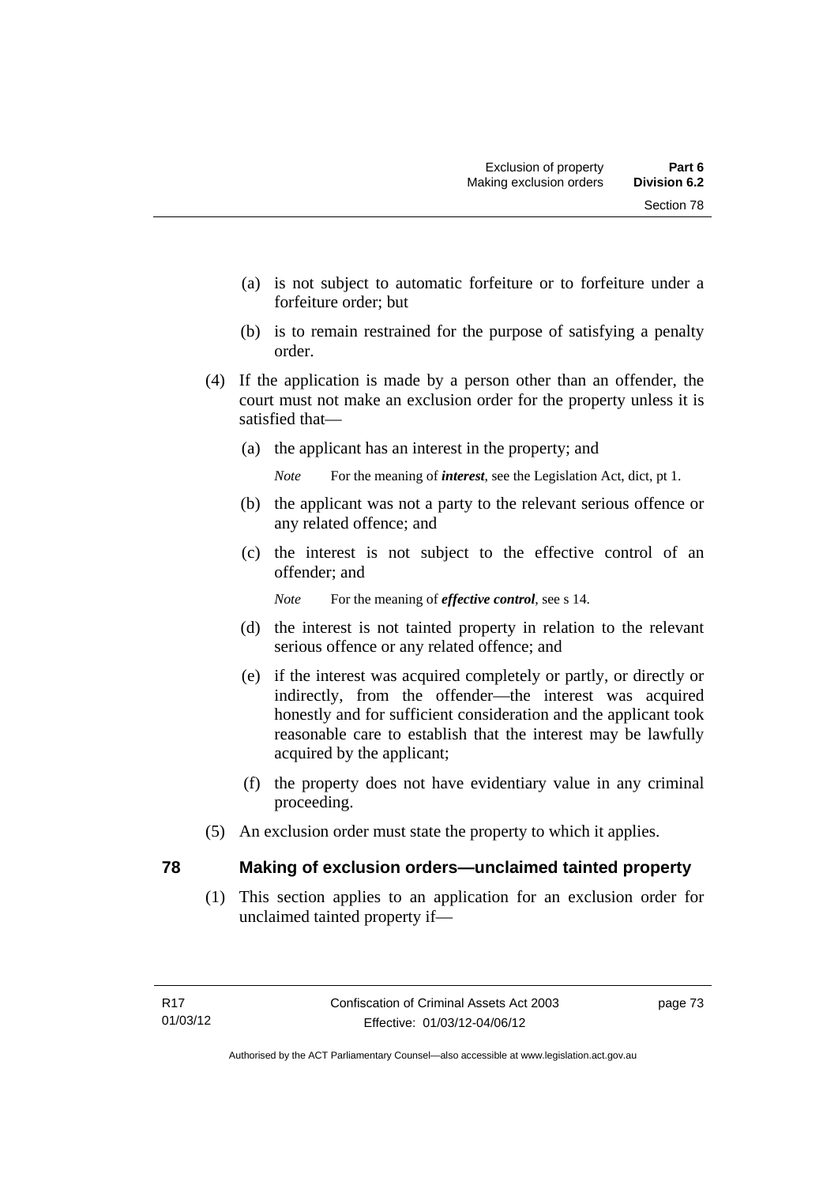(a) is not subject to automatic forfeiture or to forfeiture under a forfeiture order; but

(b) is to remain restrained for the purpose of satisfying a penalty order.

(4) If the application is made by a person other than an offender, the court must not make an exclusion order for the property unless it is satisfied that—

(a) the applicant has an interest in the property; and

*Note* For the meaning of ***interest***, see the Legislation Act, dict, pt 1.

(b) the applicant was not a party to the relevant serious offence or any related offence; and

(c) the interest is not subject to the effective control of an offender; and

*Note* For the meaning of ***effective control***, see s 14.

(d) the interest is not tainted property in relation to the relevant serious offence or any related offence; and

(e) if the interest was acquired completely or partly, or directly or indirectly, from the offender—the interest was acquired honestly and for sufficient consideration and the applicant took reasonable care to establish that the interest may be lawfully acquired by the applicant;

(f) the property does not have evidentiary value in any criminal proceeding.

(5) An exclusion order must state the property to which it applies.

## 78 Making of exclusion orders—unclaimed tainted property

(1) This section applies to an application for an exclusion order for unclaimed tainted property if—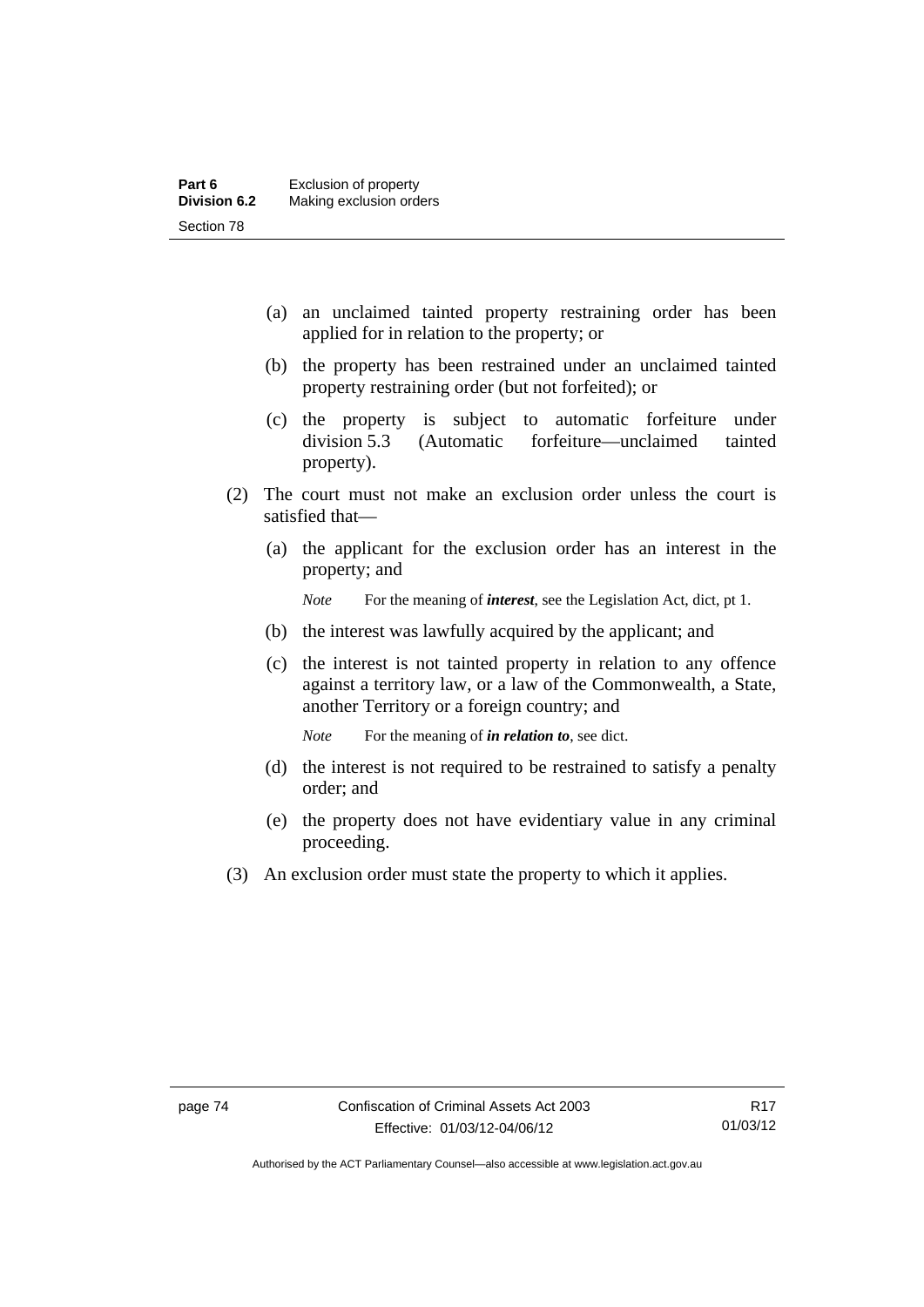(a) an unclaimed tainted property restraining order has been applied for in relation to the property; or

(b) the property has been restrained under an unclaimed tainted property restraining order (but not forfeited); or

(c) the property is subject to automatic forfeiture under division 5.3 (Automatic forfeiture—unclaimed tainted property).

(2) The court must not make an exclusion order unless the court is satisfied that—

(a) the applicant for the exclusion order has an interest in the property; and

*Note* For the meaning of ***interest***, see the Legislation Act, dict, pt 1.

(b) the interest was lawfully acquired by the applicant; and

(c) the interest is not tainted property in relation to any offence against a territory law, or a law of the Commonwealth, a State, another Territory or a foreign country; and

*Note* For the meaning of ***in relation to***, see dict.

(d) the interest is not required to be restrained to satisfy a penalty order; and

(e) the property does not have evidentiary value in any criminal proceeding.

(3) An exclusion order must state the property to which it applies.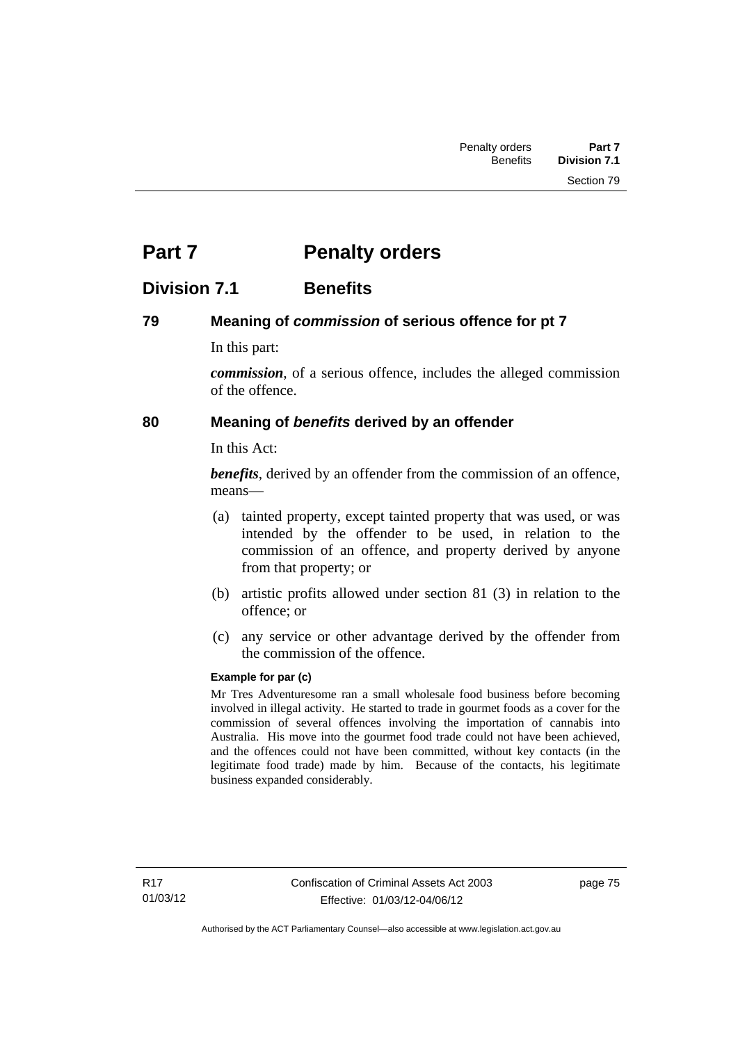# Part 7 Penalty orders

## Division 7.1 Benefits

### 79 Meaning of *commission* of serious offence for pt 7

In this part:

***commission***, of a serious offence, includes the alleged commission of the offence.

### 80 Meaning of *benefits* derived by an offender

In this Act:

***benefits***, derived by an offender from the commission of an offence, means—

(a) tainted property, except tainted property that was used, or was intended by the offender to be used, in relation to the commission of an offence, and property derived by anyone from that property; or

(b) artistic profits allowed under section 81 (3) in relation to the offence; or

(c) any service or other advantage derived by the offender from the commission of the offence.

**Example for par (c)**

Mr Tres Adventuresome ran a small wholesale food business before becoming involved in illegal activity. He started to trade in gourmet foods as a cover for the commission of several offences involving the importation of cannabis into Australia. His move into the gourmet food trade could not have been achieved, and the offences could not have been committed, without key contacts (in the legitimate food trade) made by him. Because of the contacts, his legitimate business expanded considerably.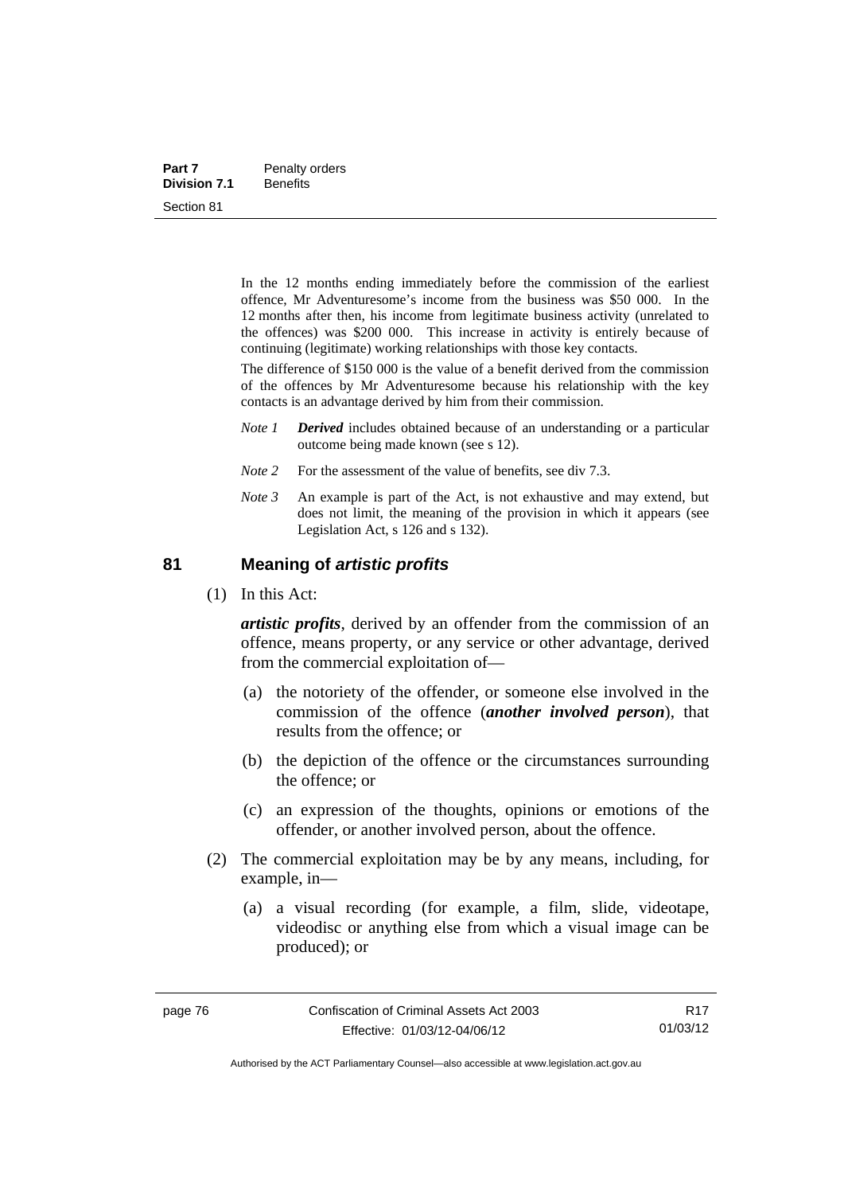In the 12 months ending immediately before the commission of the earliest offence, Mr Adventuresome's income from the business was $50 000. In the 12 months after then, his income from legitimate business activity (unrelated to the offences) was $200 000. This increase in activity is entirely because of continuing (legitimate) working relationships with those key contacts.

The difference of $150 000 is the value of a benefit derived from the commission of the offences by Mr Adventuresome because his relationship with the key contacts is an advantage derived by him from their commission.

*Note 1* ***Derived*** includes obtained because of an understanding or a particular outcome being made known (see s 12).

*Note 2* For the assessment of the value of benefits, see div 7.3.

*Note 3* An example is part of the Act, is not exhaustive and may extend, but does not limit, the meaning of the provision in which it appears (see Legislation Act, s 126 and s 132).

## 81 Meaning of *artistic profits*

(1) In this Act:

***artistic profits***, derived by an offender from the commission of an offence, means property, or any service or other advantage, derived from the commercial exploitation of—

(a) the notoriety of the offender, or someone else involved in the commission of the offence (***another involved person***), that results from the offence; or

(b) the depiction of the offence or the circumstances surrounding the offence; or

(c) an expression of the thoughts, opinions or emotions of the offender, or another involved person, about the offence.

(2) The commercial exploitation may be by any means, including, for example, in—

(a) a visual recording (for example, a film, slide, videotape, videodisc or anything else from which a visual image can be produced); or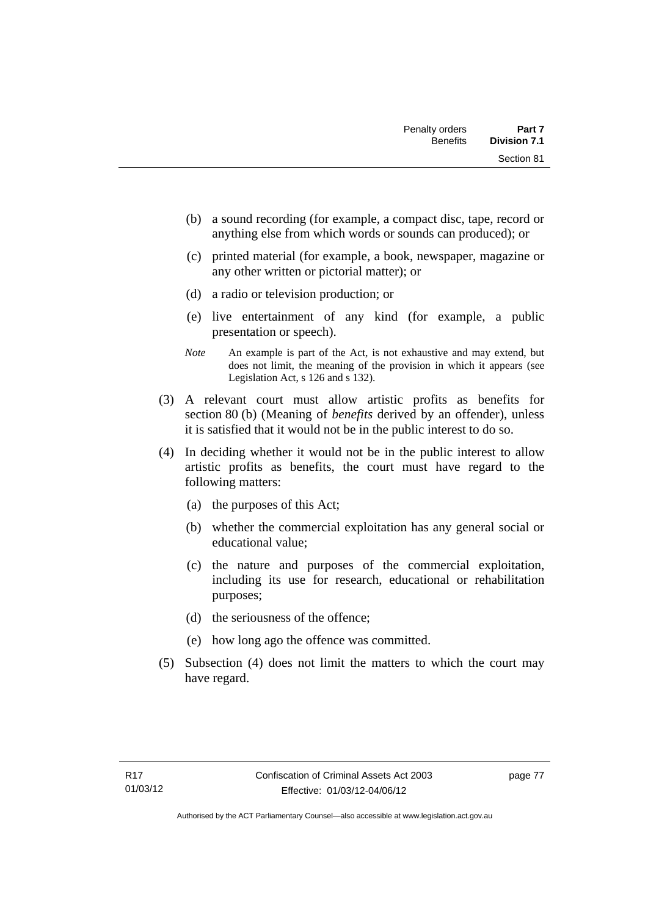(b) a sound recording (for example, a compact disc, tape, record or anything else from which words or sounds can produced); or

(c) printed material (for example, a book, newspaper, magazine or any other written or pictorial matter); or

(d) a radio or television production; or

(e) live entertainment of any kind (for example, a public presentation or speech).

*Note* An example is part of the Act, is not exhaustive and may extend, but does not limit, the meaning of the provision in which it appears (see Legislation Act, s 126 and s 132).

(3) A relevant court must allow artistic profits as benefits for section 80 (b) (Meaning of *benefits* derived by an offender), unless it is satisfied that it would not be in the public interest to do so.

(4) In deciding whether it would not be in the public interest to allow artistic profits as benefits, the court must have regard to the following matters:

(a) the purposes of this Act;

(b) whether the commercial exploitation has any general social or educational value;

(c) the nature and purposes of the commercial exploitation, including its use for research, educational or rehabilitation purposes;

(d) the seriousness of the offence;

(e) how long ago the offence was committed.

(5) Subsection (4) does not limit the matters to which the court may have regard.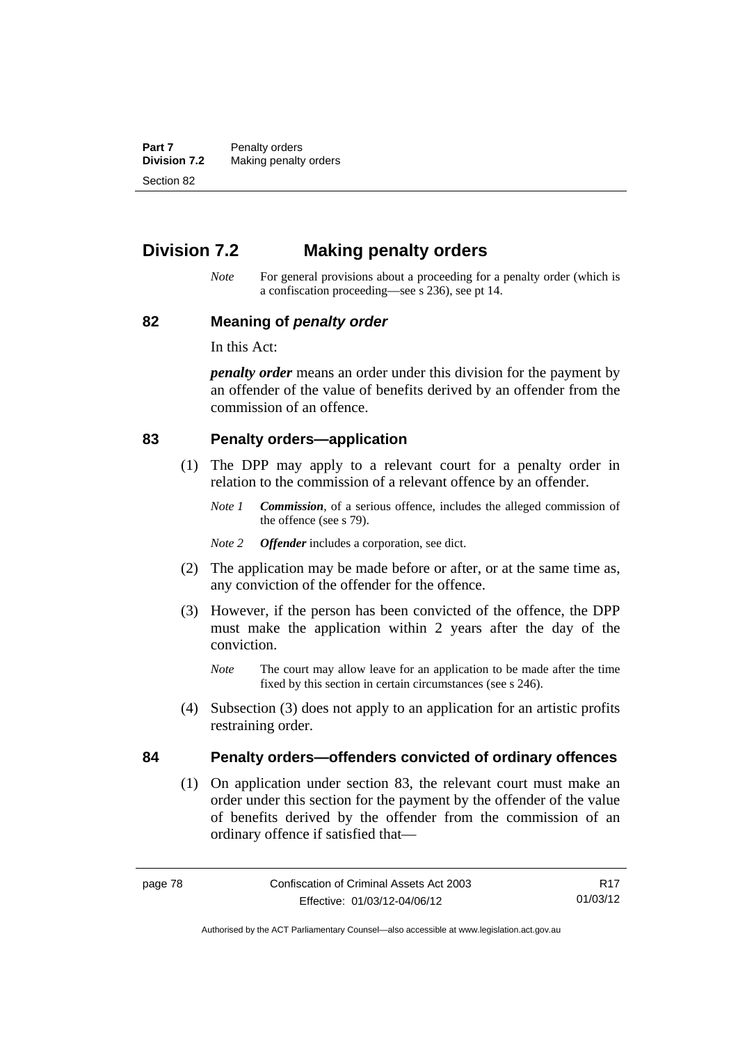## Division 7.2 Making penalty orders

*Note* For general provisions about a proceeding for a penalty order (which is a confiscation proceeding—see s 236), see pt 14.

### 82 Meaning of *penalty order*

In this Act:

***penalty order*** means an order under this division for the payment by an offender of the value of benefits derived by an offender from the commission of an offence.

### 83 Penalty orders—application

(1) The DPP may apply to a relevant court for a penalty order in relation to the commission of a relevant offence by an offender.

*Note 1* ***Commission***, of a serious offence, includes the alleged commission of the offence (see s 79).

*Note 2* ***Offender*** includes a corporation, see dict.

(2) The application may be made before or after, or at the same time as, any conviction of the offender for the offence.

(3) However, if the person has been convicted of the offence, the DPP must make the application within 2 years after the day of the conviction.

*Note* The court may allow leave for an application to be made after the time fixed by this section in certain circumstances (see s 246).

(4) Subsection (3) does not apply to an application for an artistic profits restraining order.

### 84 Penalty orders—offenders convicted of ordinary offences

(1) On application under section 83, the relevant court must make an order under this section for the payment by the offender of the value of benefits derived by the offender from the commission of an ordinary offence if satisfied that—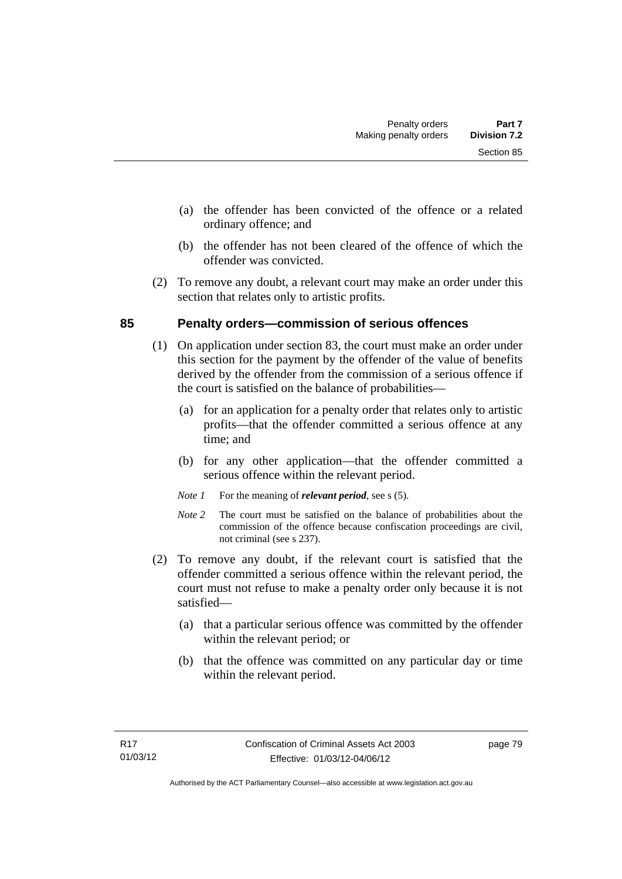(a) the offender has been convicted of the offence or a related ordinary offence; and

(b) the offender has not been cleared of the offence of which the offender was convicted.

(2) To remove any doubt, a relevant court may make an order under this section that relates only to artistic profits.

## 85 Penalty orders—commission of serious offences

(1) On application under section 83, the court must make an order under this section for the payment by the offender of the value of benefits derived by the offender from the commission of a serious offence if the court is satisfied on the balance of probabilities—

(a) for an application for a penalty order that relates only to artistic profits—that the offender committed a serious offence at any time; and

(b) for any other application—that the offender committed a serious offence within the relevant period.

*Note 1* For the meaning of ***relevant period***, see s (5).

*Note 2* The court must be satisfied on the balance of probabilities about the commission of the offence because confiscation proceedings are civil, not criminal (see s 237).

(2) To remove any doubt, if the relevant court is satisfied that the offender committed a serious offence within the relevant period, the court must not refuse to make a penalty order only because it is not satisfied—

(a) that a particular serious offence was committed by the offender within the relevant period; or

(b) that the offence was committed on any particular day or time within the relevant period.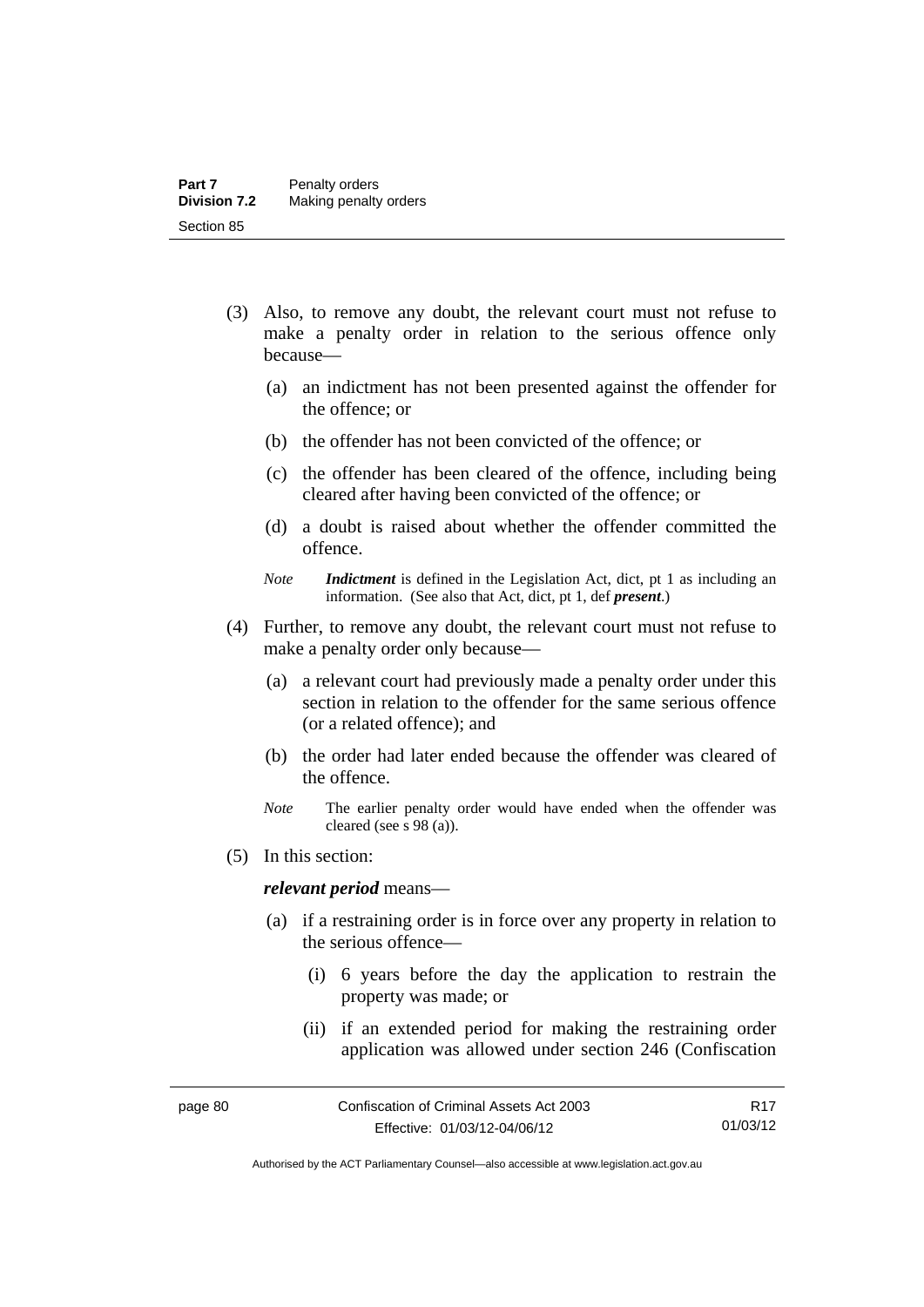(3) Also, to remove any doubt, the relevant court must not refuse to make a penalty order in relation to the serious offence only because—

  (a) an indictment has not been presented against the offender for the offence; or

  (b) the offender has not been convicted of the offence; or

  (c) the offender has been cleared of the offence, including being cleared after having been convicted of the offence; or

  (d) a doubt is raised about whether the offender committed the offence.

*Note* ***Indictment*** is defined in the Legislation Act, dict, pt 1 as including an information. (See also that Act, dict, pt 1, def ***present***.)

(4) Further, to remove any doubt, the relevant court must not refuse to make a penalty order only because—

  (a) a relevant court had previously made a penalty order under this section in relation to the offender for the same serious offence (or a related offence); and

  (b) the order had later ended because the offender was cleared of the offence.

*Note* The earlier penalty order would have ended when the offender was cleared (see s 98 (a)).

(5) In this section:

***relevant period*** means—

  (a) if a restraining order is in force over any property in relation to the serious offence—

    (i) 6 years before the day the application to restrain the property was made; or

    (ii) if an extended period for making the restraining order application was allowed under section 246 (Confiscation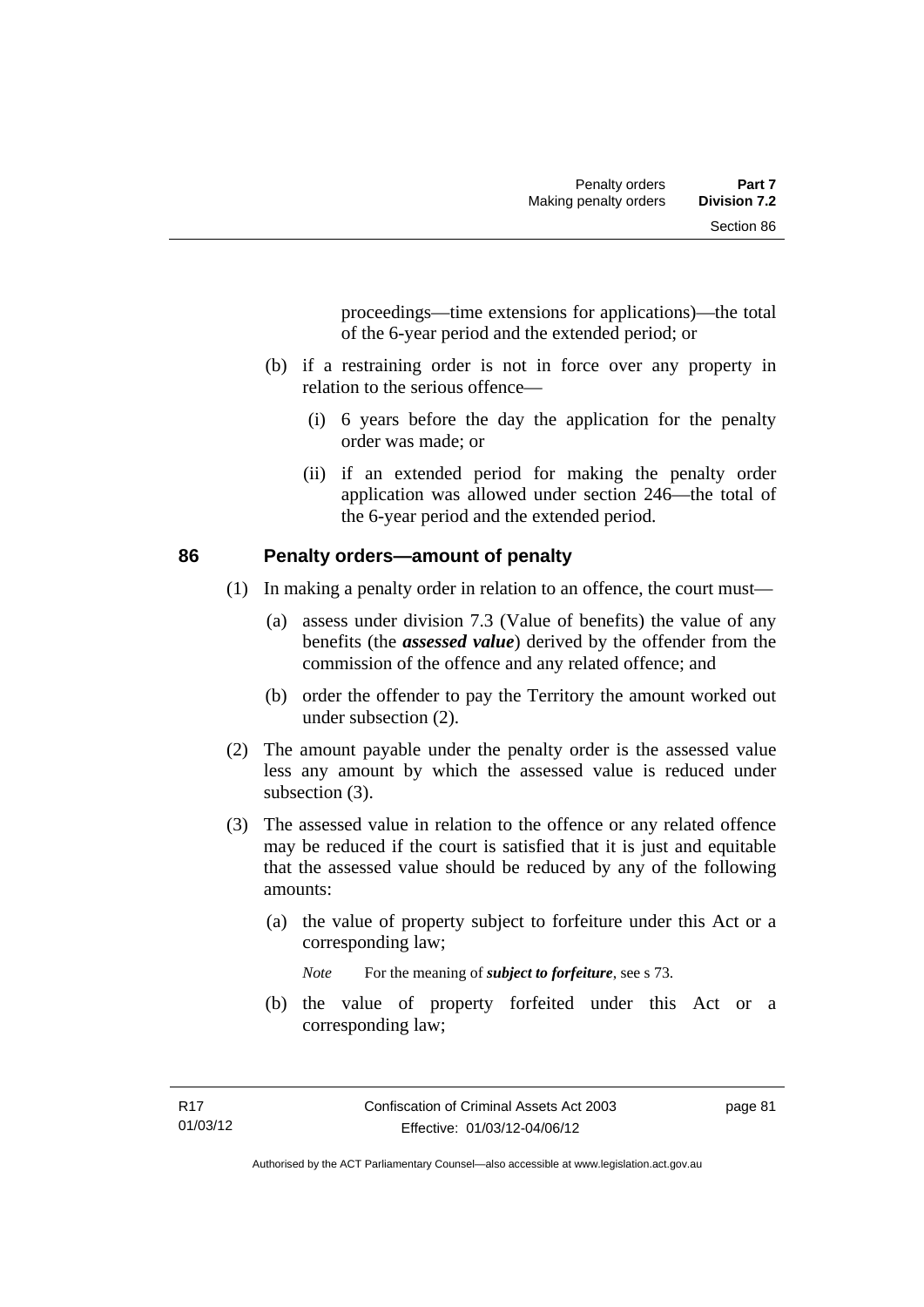proceedings—time extensions for applications)—the total of the 6-year period and the extended period; or

(b) if a restraining order is not in force over any property in relation to the serious offence—

(i) 6 years before the day the application for the penalty order was made; or

(ii) if an extended period for making the penalty order application was allowed under section 246—the total of the 6-year period and the extended period.

## 86 Penalty orders—amount of penalty

(1) In making a penalty order in relation to an offence, the court must—

(a) assess under division 7.3 (Value of benefits) the value of any benefits (the ***assessed value***) derived by the offender from the commission of the offence and any related offence; and

(b) order the offender to pay the Territory the amount worked out under subsection (2).

(2) The amount payable under the penalty order is the assessed value less any amount by which the assessed value is reduced under subsection (3).

(3) The assessed value in relation to the offence or any related offence may be reduced if the court is satisfied that it is just and equitable that the assessed value should be reduced by any of the following amounts:

(a) the value of property subject to forfeiture under this Act or a corresponding law;

*Note* For the meaning of ***subject to forfeiture***, see s 73.

(b) the value of property forfeited under this Act or a corresponding law;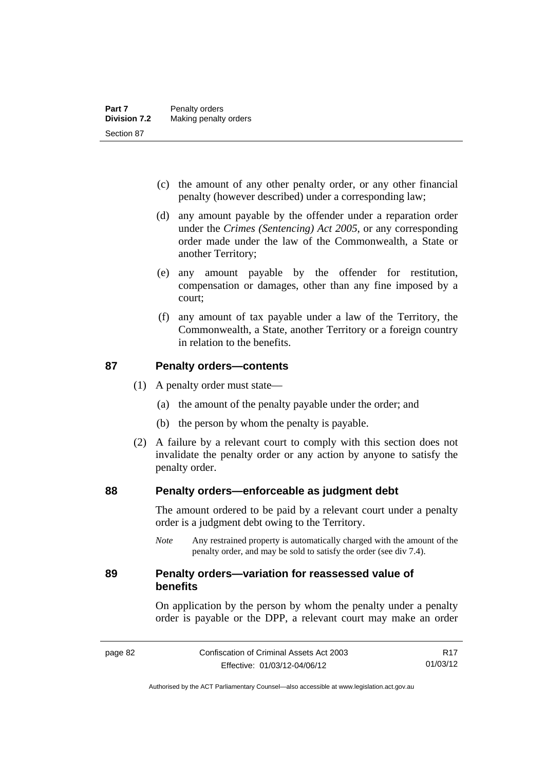(c) the amount of any other penalty order, or any other financial penalty (however described) under a corresponding law;

(d) any amount payable by the offender under a reparation order under the *Crimes (Sentencing) Act 2005*, or any corresponding order made under the law of the Commonwealth, a State or another Territory;

(e) any amount payable by the offender for restitution, compensation or damages, other than any fine imposed by a court;

(f) any amount of tax payable under a law of the Territory, the Commonwealth, a State, another Territory or a foreign country in relation to the benefits.

## 87 Penalty orders—contents

(1) A penalty order must state—

(a) the amount of the penalty payable under the order; and

(b) the person by whom the penalty is payable.

(2) A failure by a relevant court to comply with this section does not invalidate the penalty order or any action by anyone to satisfy the penalty order.

## 88 Penalty orders—enforceable as judgment debt

The amount ordered to be paid by a relevant court under a penalty order is a judgment debt owing to the Territory.

*Note* Any restrained property is automatically charged with the amount of the penalty order, and may be sold to satisfy the order (see div 7.4).

## 89 Penalty orders—variation for reassessed value of benefits

On application by the person by whom the penalty under a penalty order is payable or the DPP, a relevant court may make an order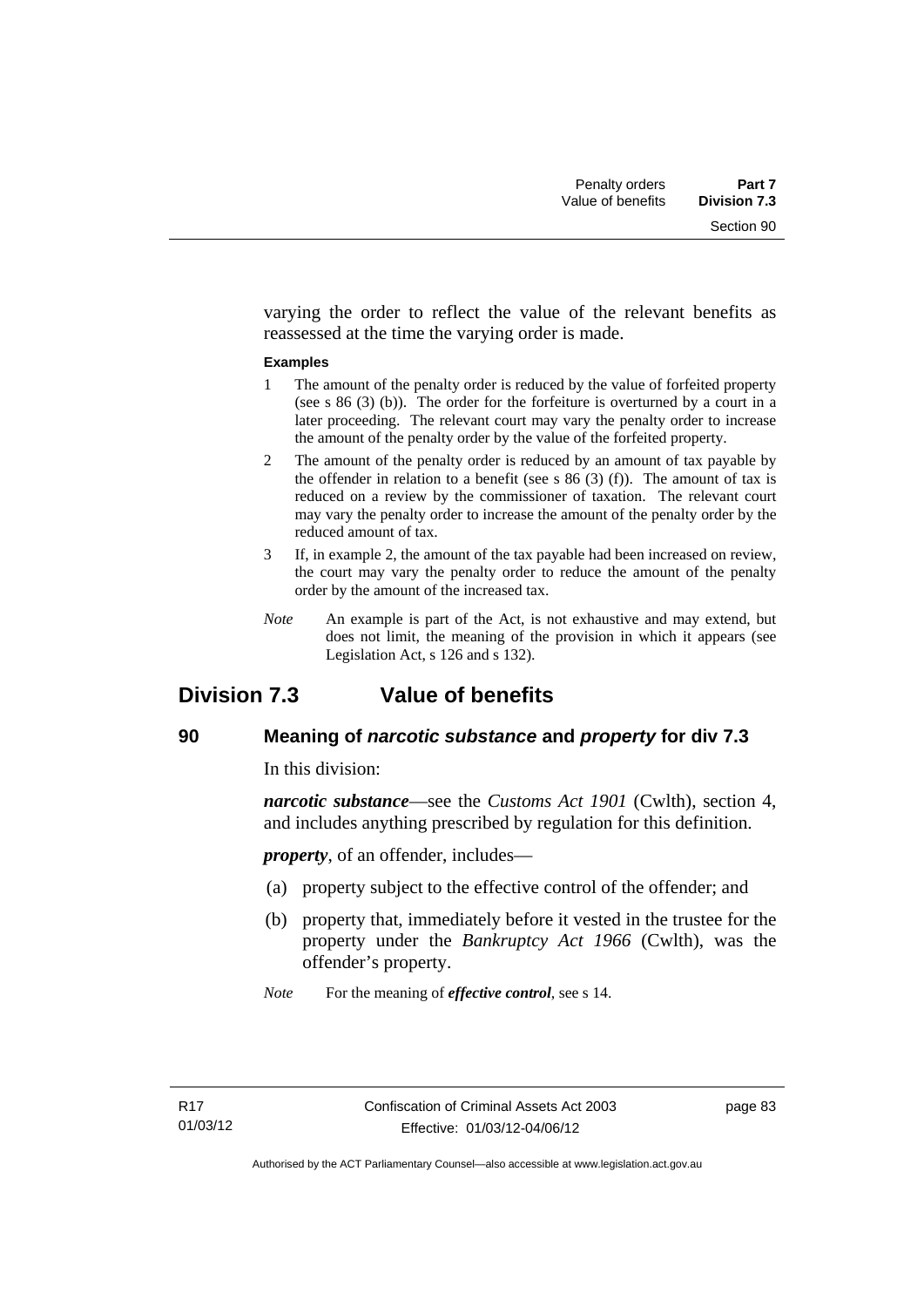varying the order to reflect the value of the relevant benefits as reassessed at the time the varying order is made.

**Examples**

1 The amount of the penalty order is reduced by the value of forfeited property (see s 86 (3) (b)). The order for the forfeiture is overturned by a court in a later proceeding. The relevant court may vary the penalty order to increase the amount of the penalty order by the value of the forfeited property.

2 The amount of the penalty order is reduced by an amount of tax payable by the offender in relation to a benefit (see s 86 (3) (f)). The amount of tax is reduced on a review by the commissioner of taxation. The relevant court may vary the penalty order to increase the amount of the penalty order by the reduced amount of tax.

3 If, in example 2, the amount of the tax payable had been increased on review, the court may vary the penalty order to reduce the amount of the penalty order by the amount of the increased tax.

*Note* An example is part of the Act, is not exhaustive and may extend, but does not limit, the meaning of the provision in which it appears (see Legislation Act, s 126 and s 132).

## Division 7.3 Value of benefits

### 90 Meaning of *narcotic substance* and *property* for div 7.3

In this division:

***narcotic substance***—see the *Customs Act 1901* (Cwlth), section 4, and includes anything prescribed by regulation for this definition.

***property***, of an offender, includes—

(a) property subject to the effective control of the offender; and

(b) property that, immediately before it vested in the trustee for the property under the *Bankruptcy Act 1966* (Cwlth), was the offender's property.

*Note* For the meaning of ***effective control***, see s 14.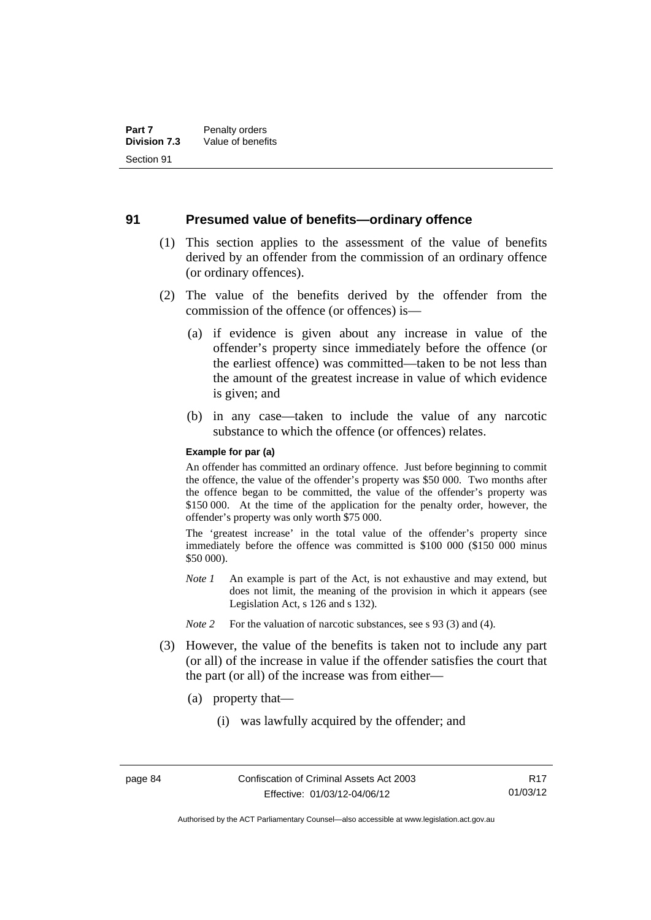## 91 Presumed value of benefits—ordinary offence

(1) This section applies to the assessment of the value of benefits derived by an offender from the commission of an ordinary offence (or ordinary offences).

(2) The value of the benefits derived by the offender from the commission of the offence (or offences) is—

(a) if evidence is given about any increase in value of the offender's property since immediately before the offence (or the earliest offence) was committed—taken to be not less than the amount of the greatest increase in value of which evidence is given; and

(b) in any case—taken to include the value of any narcotic substance to which the offence (or offences) relates.

**Example for par (a)**

An offender has committed an ordinary offence. Just before beginning to commit the offence, the value of the offender's property was $50 000. Two months after the offence began to be committed, the value of the offender's property was $150 000. At the time of the application for the penalty order, however, the offender's property was only worth $75 000.

The 'greatest increase' in the total value of the offender's property since immediately before the offence was committed is $100 000 ($150 000 minus $50 000).

*Note 1* An example is part of the Act, is not exhaustive and may extend, but does not limit, the meaning of the provision in which it appears (see Legislation Act, s 126 and s 132).

*Note 2* For the valuation of narcotic substances, see s 93 (3) and (4).

(3) However, the value of the benefits is taken not to include any part (or all) of the increase in value if the offender satisfies the court that the part (or all) of the increase was from either—

(a) property that—

(i) was lawfully acquired by the offender; and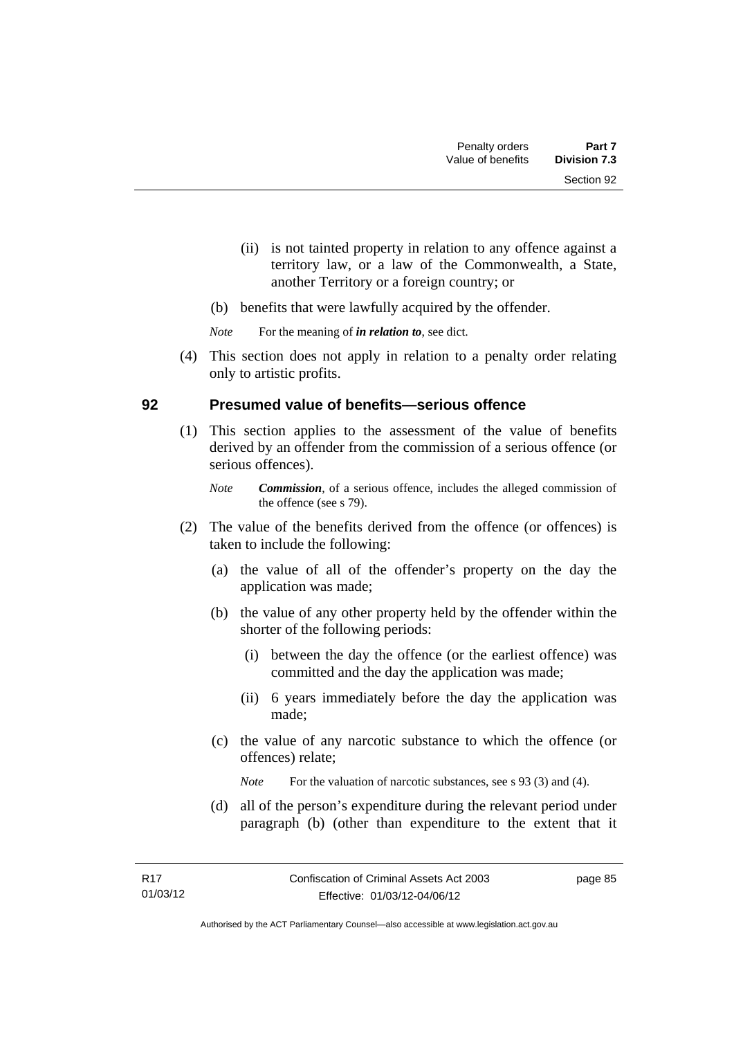(ii) is not tainted property in relation to any offence against a territory law, or a law of the Commonwealth, a State, another Territory or a foreign country; or

(b) benefits that were lawfully acquired by the offender.

*Note* For the meaning of ***in relation to***, see dict.

(4) This section does not apply in relation to a penalty order relating only to artistic profits.

### 92 Presumed value of benefits—serious offence

(1) This section applies to the assessment of the value of benefits derived by an offender from the commission of a serious offence (or serious offences).

*Note* ***Commission***, of a serious offence, includes the alleged commission of the offence (see s 79).

(2) The value of the benefits derived from the offence (or offences) is taken to include the following:

(a) the value of all of the offender's property on the day the application was made;

(b) the value of any other property held by the offender within the shorter of the following periods:

(i) between the day the offence (or the earliest offence) was committed and the day the application was made;

(ii) 6 years immediately before the day the application was made;

(c) the value of any narcotic substance to which the offence (or offences) relate;

*Note* For the valuation of narcotic substances, see s 93 (3) and (4).

(d) all of the person's expenditure during the relevant period under paragraph (b) (other than expenditure to the extent that it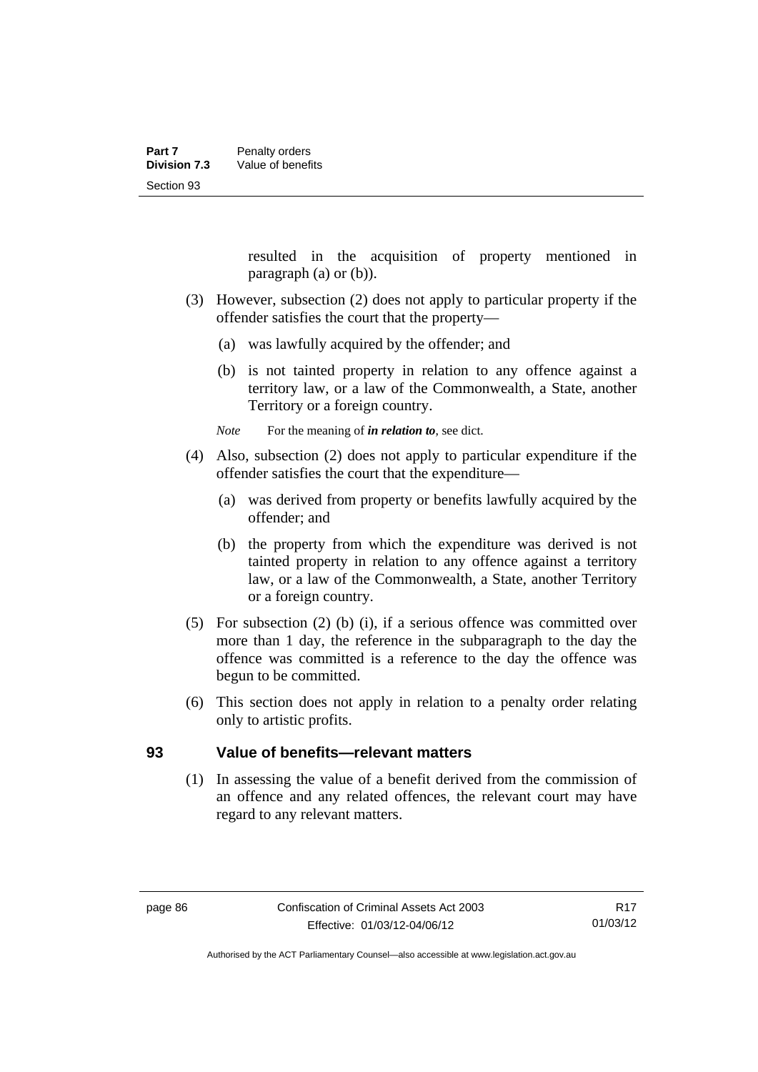resulted in the acquisition of property mentioned in paragraph (a) or (b)).

(3) However, subsection (2) does not apply to particular property if the offender satisfies the court that the property—

(a) was lawfully acquired by the offender; and

(b) is not tainted property in relation to any offence against a territory law, or a law of the Commonwealth, a State, another Territory or a foreign country.

*Note* For the meaning of ***in relation to***, see dict.

(4) Also, subsection (2) does not apply to particular expenditure if the offender satisfies the court that the expenditure—

(a) was derived from property or benefits lawfully acquired by the offender; and

(b) the property from which the expenditure was derived is not tainted property in relation to any offence against a territory law, or a law of the Commonwealth, a State, another Territory or a foreign country.

(5) For subsection (2) (b) (i), if a serious offence was committed over more than 1 day, the reference in the subparagraph to the day the offence was committed is a reference to the day the offence was begun to be committed.

(6) This section does not apply in relation to a penalty order relating only to artistic profits.

## 93 Value of benefits—relevant matters

(1) In assessing the value of a benefit derived from the commission of an offence and any related offences, the relevant court may have regard to any relevant matters.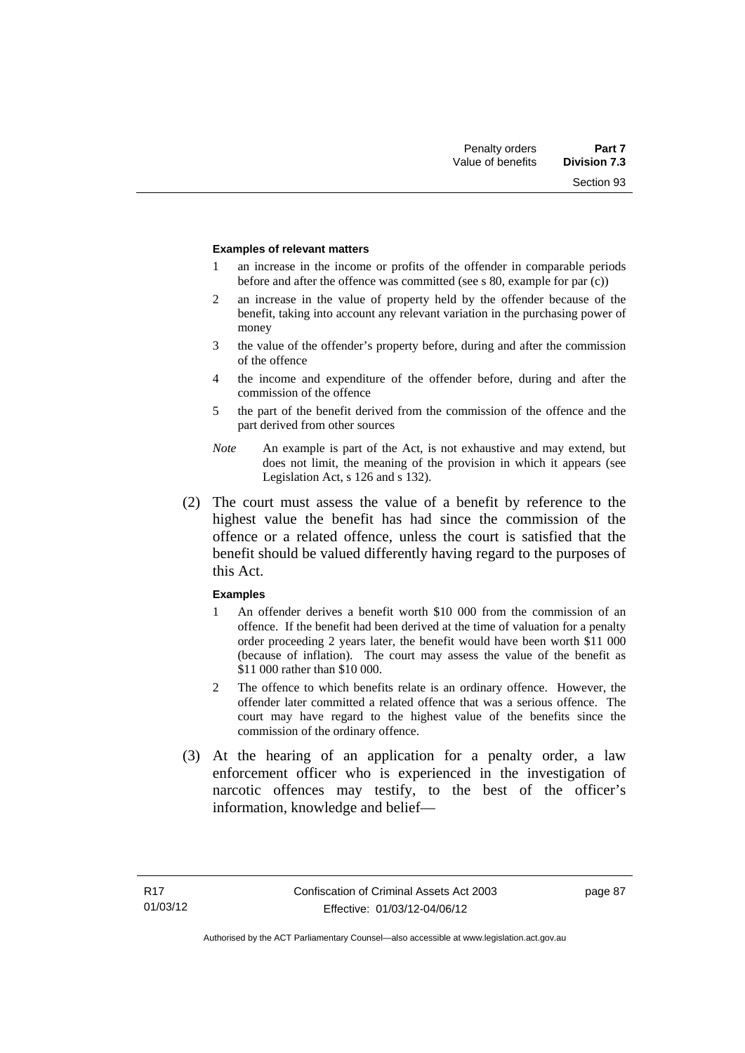**Examples of relevant matters**

1 an increase in the income or profits of the offender in comparable periods before and after the offence was committed (see s 80, example for par (c))

2 an increase in the value of property held by the offender because of the benefit, taking into account any relevant variation in the purchasing power of money

3 the value of the offender's property before, during and after the commission of the offence

4 the income and expenditure of the offender before, during and after the commission of the offence

5 the part of the benefit derived from the commission of the offence and the part derived from other sources

*Note* An example is part of the Act, is not exhaustive and may extend, but does not limit, the meaning of the provision in which it appears (see Legislation Act, s 126 and s 132).

(2) The court must assess the value of a benefit by reference to the highest value the benefit has had since the commission of the offence or a related offence, unless the court is satisfied that the benefit should be valued differently having regard to the purposes of this Act.

**Examples**

1 An offender derives a benefit worth $10 000 from the commission of an offence. If the benefit had been derived at the time of valuation for a penalty order proceeding 2 years later, the benefit would have been worth $11 000 (because of inflation). The court may assess the value of the benefit as $11 000 rather than $10 000.

2 The offence to which benefits relate is an ordinary offence. However, the offender later committed a related offence that was a serious offence. The court may have regard to the highest value of the benefits since the commission of the ordinary offence.

(3) At the hearing of an application for a penalty order, a law enforcement officer who is experienced in the investigation of narcotic offences may testify, to the best of the officer's information, knowledge and belief—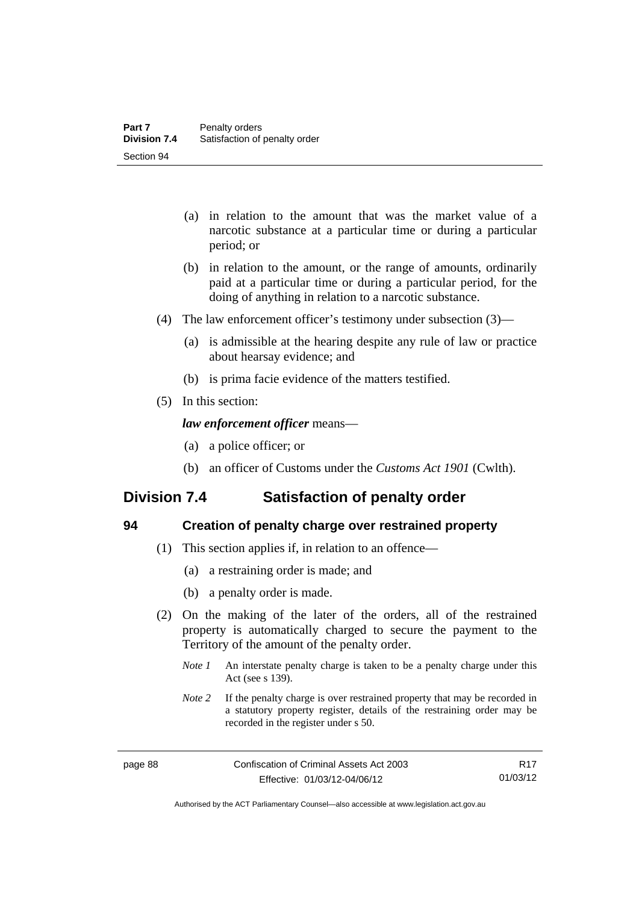(a) in relation to the amount that was the market value of a narcotic substance at a particular time or during a particular period; or

(b) in relation to the amount, or the range of amounts, ordinarily paid at a particular time or during a particular period, for the doing of anything in relation to a narcotic substance.

(4) The law enforcement officer's testimony under subsection (3)—

(a) is admissible at the hearing despite any rule of law or practice about hearsay evidence; and

(b) is prima facie evidence of the matters testified.

(5) In this section:

***law enforcement officer*** means—

(a) a police officer; or

(b) an officer of Customs under the *Customs Act 1901* (Cwlth).

## Division 7.4 Satisfaction of penalty order

### 94 Creation of penalty charge over restrained property

(1) This section applies if, in relation to an offence—

(a) a restraining order is made; and

(b) a penalty order is made.

(2) On the making of the later of the orders, all of the restrained property is automatically charged to secure the payment to the Territory of the amount of the penalty order.

*Note 1* An interstate penalty charge is taken to be a penalty charge under this Act (see s 139).

*Note 2* If the penalty charge is over restrained property that may be recorded in a statutory property register, details of the restraining order may be recorded in the register under s 50.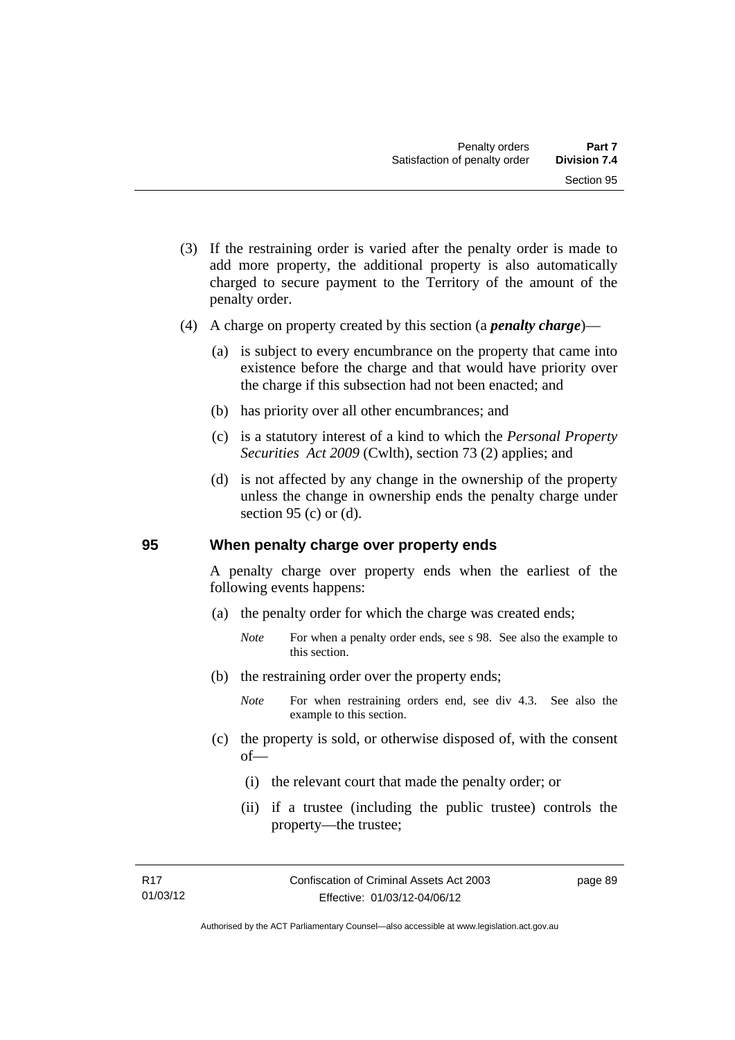(3) If the restraining order is varied after the penalty order is made to add more property, the additional property is also automatically charged to secure payment to the Territory of the amount of the penalty order.

(4) A charge on property created by this section (a ***penalty charge***)—

(a) is subject to every encumbrance on the property that came into existence before the charge and that would have priority over the charge if this subsection had not been enacted; and

(b) has priority over all other encumbrances; and

(c) is a statutory interest of a kind to which the *Personal Property Securities Act 2009* (Cwlth), section 73 (2) applies; and

(d) is not affected by any change in the ownership of the property unless the change in ownership ends the penalty charge under section 95 (c) or (d).

## 95 When penalty charge over property ends

A penalty charge over property ends when the earliest of the following events happens:

(a) the penalty order for which the charge was created ends;

*Note* For when a penalty order ends, see s 98. See also the example to this section.

(b) the restraining order over the property ends;

*Note* For when restraining orders end, see div 4.3. See also the example to this section.

(c) the property is sold, or otherwise disposed of, with the consent of—

(i) the relevant court that made the penalty order; or

(ii) if a trustee (including the public trustee) controls the property—the trustee;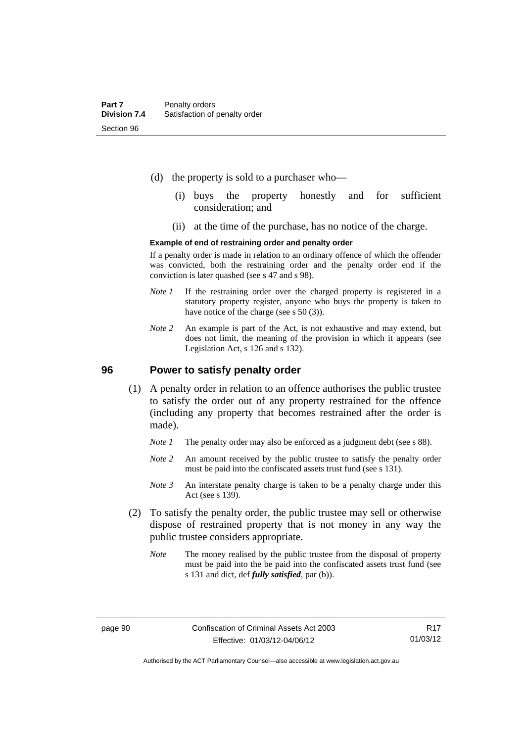(d) the property is sold to a purchaser who—

(i) buys the property honestly and for sufficient consideration; and

(ii) at the time of the purchase, has no notice of the charge.

**Example of end of restraining order and penalty order**

If a penalty order is made in relation to an ordinary offence of which the offender was convicted, both the restraining order and the penalty order end if the conviction is later quashed (see s 47 and s 98).

*Note 1* If the restraining order over the charged property is registered in a statutory property register, anyone who buys the property is taken to have notice of the charge (see s 50 (3)).

*Note 2* An example is part of the Act, is not exhaustive and may extend, but does not limit, the meaning of the provision in which it appears (see Legislation Act, s 126 and s 132).

## 96 Power to satisfy penalty order

(1) A penalty order in relation to an offence authorises the public trustee to satisfy the order out of any property restrained for the offence (including any property that becomes restrained after the order is made).

*Note 1* The penalty order may also be enforced as a judgment debt (see s 88).

*Note 2* An amount received by the public trustee to satisfy the penalty order must be paid into the confiscated assets trust fund (see s 131).

*Note 3* An interstate penalty charge is taken to be a penalty charge under this Act (see s 139).

(2) To satisfy the penalty order, the public trustee may sell or otherwise dispose of restrained property that is not money in any way the public trustee considers appropriate.

*Note* The money realised by the public trustee from the disposal of property must be paid into the be paid into the confiscated assets trust fund (see s 131 and dict, def ***fully satisfied***, par (b)).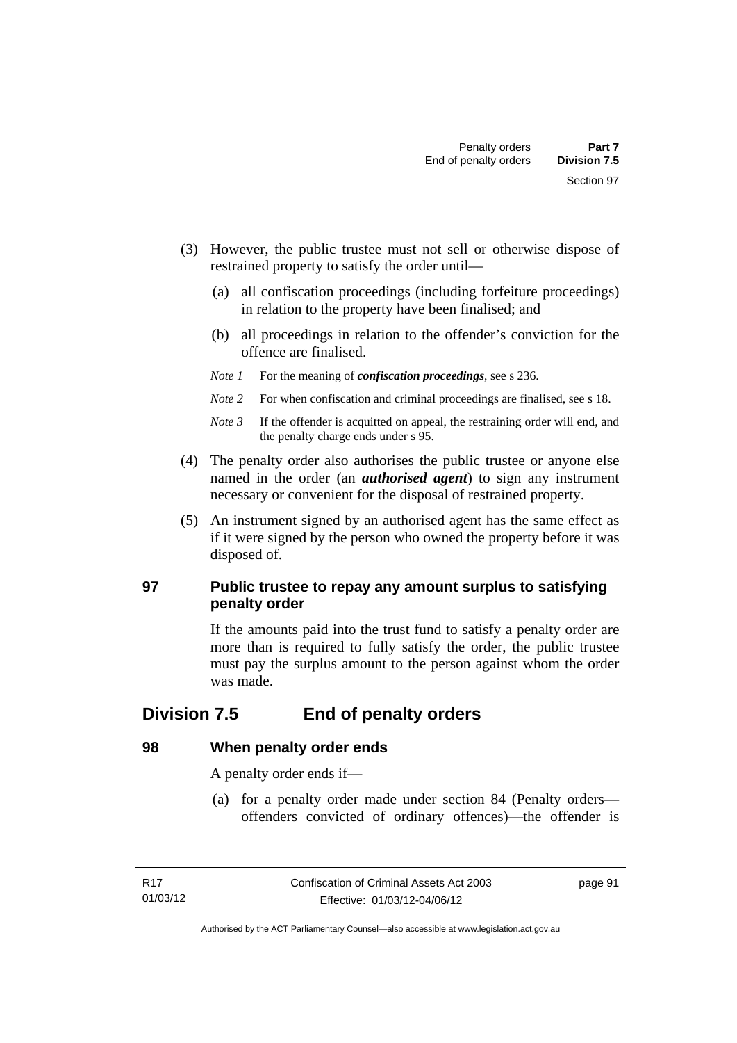(3) However, the public trustee must not sell or otherwise dispose of restrained property to satisfy the order until—

(a) all confiscation proceedings (including forfeiture proceedings) in relation to the property have been finalised; and

(b) all proceedings in relation to the offender's conviction for the offence are finalised.

*Note 1* For the meaning of ***confiscation proceedings***, see s 236.

*Note 2* For when confiscation and criminal proceedings are finalised, see s 18.

*Note 3* If the offender is acquitted on appeal, the restraining order will end, and the penalty charge ends under s 95.

(4) The penalty order also authorises the public trustee or anyone else named in the order (an ***authorised agent***) to sign any instrument necessary or convenient for the disposal of restrained property.

(5) An instrument signed by an authorised agent has the same effect as if it were signed by the person who owned the property before it was disposed of.

### 97 Public trustee to repay any amount surplus to satisfying penalty order

If the amounts paid into the trust fund to satisfy a penalty order are more than is required to fully satisfy the order, the public trustee must pay the surplus amount to the person against whom the order was made.

## Division 7.5 End of penalty orders

### 98 When penalty order ends

A penalty order ends if—

(a) for a penalty order made under section 84 (Penalty orders—offenders convicted of ordinary offences)—the offender is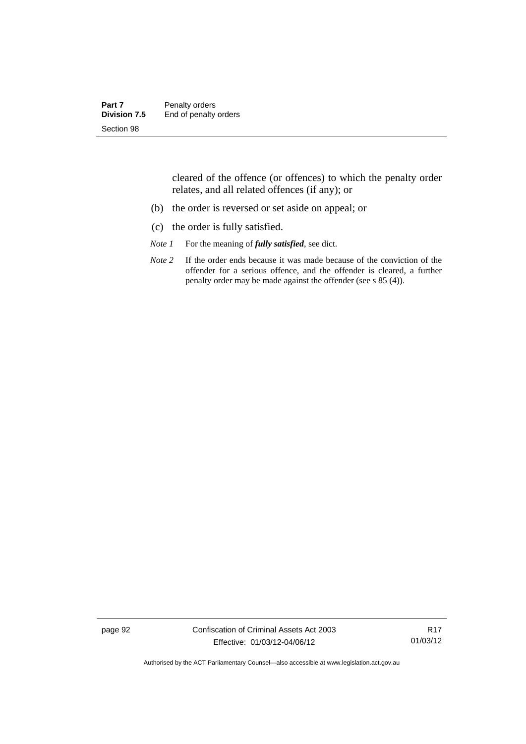cleared of the offence (or offences) to which the penalty order relates, and all related offences (if any); or

(b) the order is reversed or set aside on appeal; or

(c) the order is fully satisfied.

*Note 1* For the meaning of ***fully satisfied***, see dict.

*Note 2* If the order ends because it was made because of the conviction of the offender for a serious offence, and the offender is cleared, a further penalty order may be made against the offender (see s 85 (4)).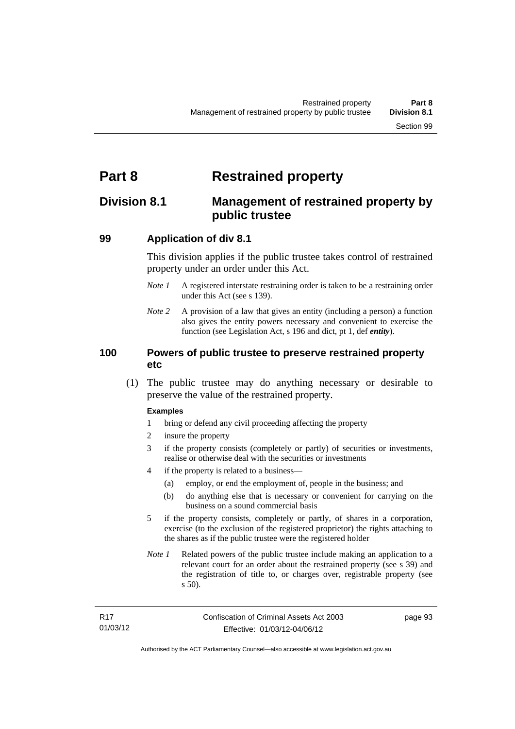# Part 8 Restrained property

## Division 8.1 Management of restrained property by public trustee

### 99 Application of div 8.1

This division applies if the public trustee takes control of restrained property under an order under this Act.

*Note 1* A registered interstate restraining order is taken to be a restraining order under this Act (see s 139).

*Note 2* A provision of a law that gives an entity (including a person) a function also gives the entity powers necessary and convenient to exercise the function (see Legislation Act, s 196 and dict, pt 1, def ***entity***).

### 100 Powers of public trustee to preserve restrained property etc

(1) The public trustee may do anything necessary or desirable to preserve the value of the restrained property.

**Examples**

1 bring or defend any civil proceeding affecting the property

2 insure the property

3 if the property consists (completely or partly) of securities or investments, realise or otherwise deal with the securities or investments

4 if the property is related to a business—

(a) employ, or end the employment of, people in the business; and

(b) do anything else that is necessary or convenient for carrying on the business on a sound commercial basis

5 if the property consists, completely or partly, of shares in a corporation, exercise (to the exclusion of the registered proprietor) the rights attaching to the shares as if the public trustee were the registered holder

*Note 1* Related powers of the public trustee include making an application to a relevant court for an order about the restrained property (see s 39) and the registration of title to, or charges over, registrable property (see s 50).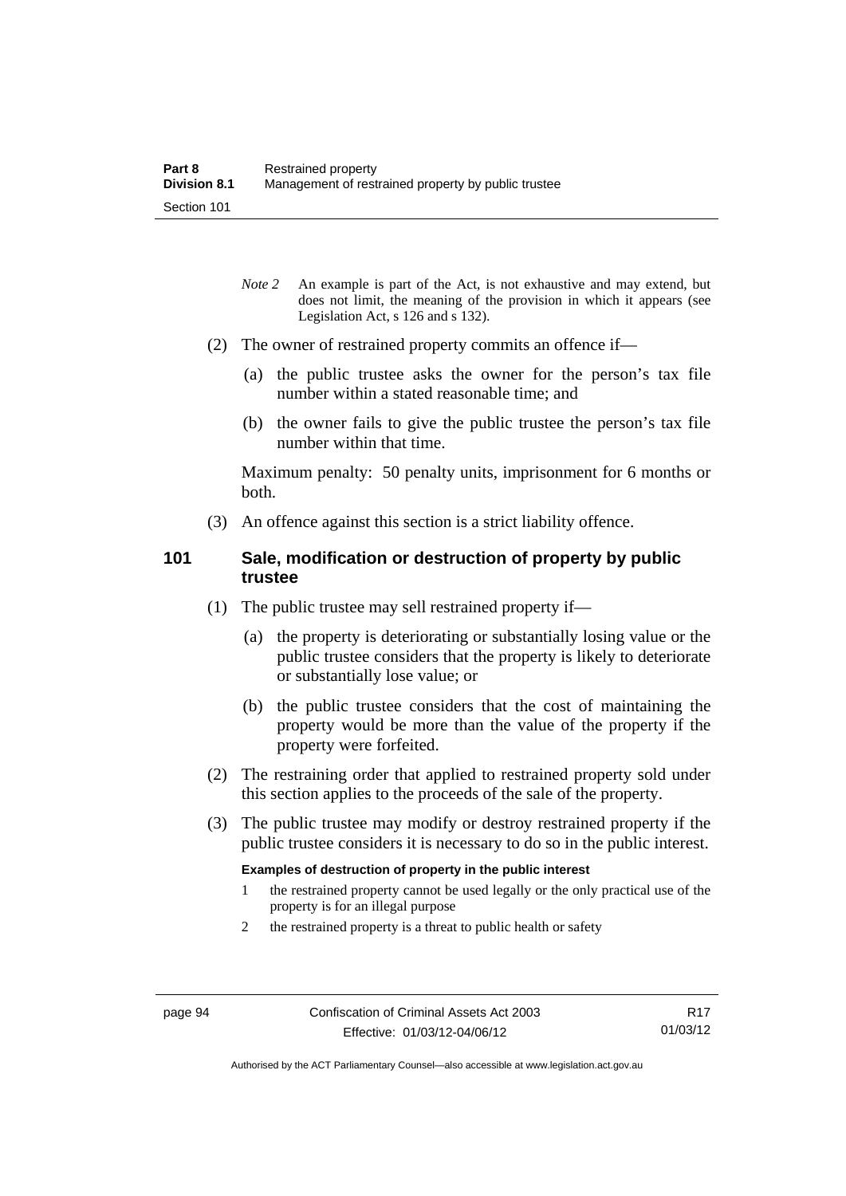*Note 2* An example is part of the Act, is not exhaustive and may extend, but does not limit, the meaning of the provision in which it appears (see Legislation Act, s 126 and s 132).

(2) The owner of restrained property commits an offence if—

(a) the public trustee asks the owner for the person's tax file number within a stated reasonable time; and

(b) the owner fails to give the public trustee the person's tax file number within that time.

Maximum penalty: 50 penalty units, imprisonment for 6 months or both.

(3) An offence against this section is a strict liability offence.

## 101 Sale, modification or destruction of property by public trustee

(1) The public trustee may sell restrained property if—

(a) the property is deteriorating or substantially losing value or the public trustee considers that the property is likely to deteriorate or substantially lose value; or

(b) the public trustee considers that the cost of maintaining the property would be more than the value of the property if the property were forfeited.

(2) The restraining order that applied to restrained property sold under this section applies to the proceeds of the sale of the property.

(3) The public trustee may modify or destroy restrained property if the public trustee considers it is necessary to do so in the public interest.

**Examples of destruction of property in the public interest**

1 the restrained property cannot be used legally or the only practical use of the property is for an illegal purpose

2 the restrained property is a threat to public health or safety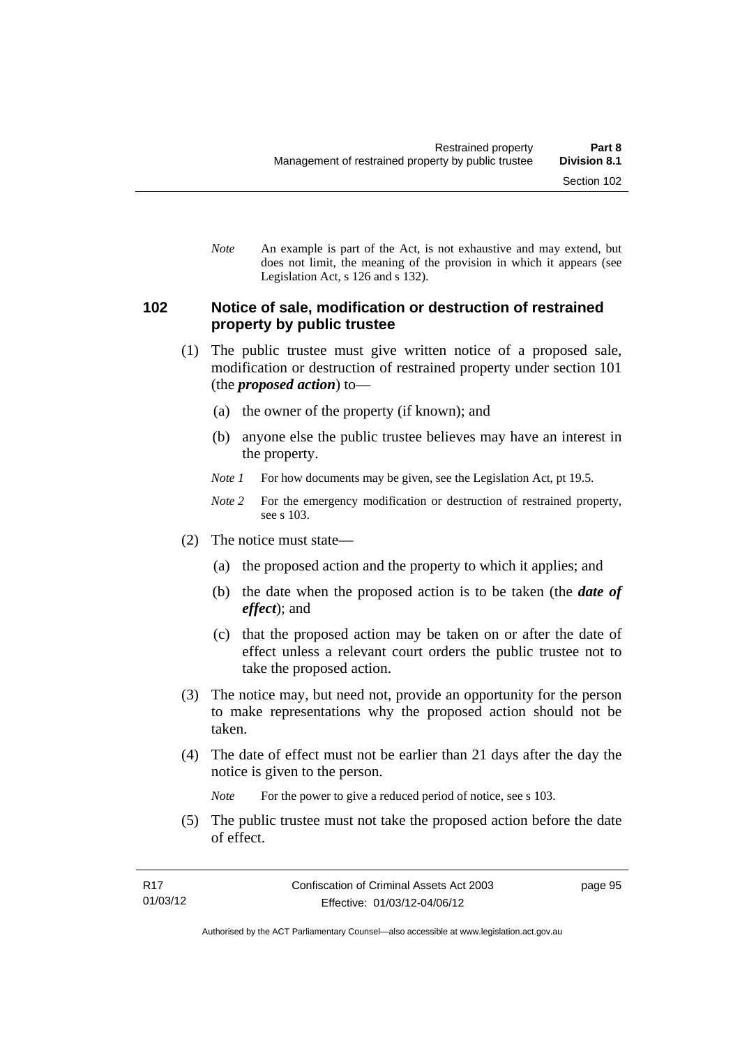*Note* An example is part of the Act, is not exhaustive and may extend, but does not limit, the meaning of the provision in which it appears (see Legislation Act, s 126 and s 132).

### 102 Notice of sale, modification or destruction of restrained property by public trustee

(1) The public trustee must give written notice of a proposed sale, modification or destruction of restrained property under section 101 (the ***proposed action***) to—

(a) the owner of the property (if known); and

(b) anyone else the public trustee believes may have an interest in the property.

*Note 1* For how documents may be given, see the Legislation Act, pt 19.5.

*Note 2* For the emergency modification or destruction of restrained property, see s 103.

(2) The notice must state—

(a) the proposed action and the property to which it applies; and

(b) the date when the proposed action is to be taken (the ***date of effect***); and

(c) that the proposed action may be taken on or after the date of effect unless a relevant court orders the public trustee not to take the proposed action.

(3) The notice may, but need not, provide an opportunity for the person to make representations why the proposed action should not be taken.

(4) The date of effect must not be earlier than 21 days after the day the notice is given to the person.

*Note* For the power to give a reduced period of notice, see s 103.

(5) The public trustee must not take the proposed action before the date of effect.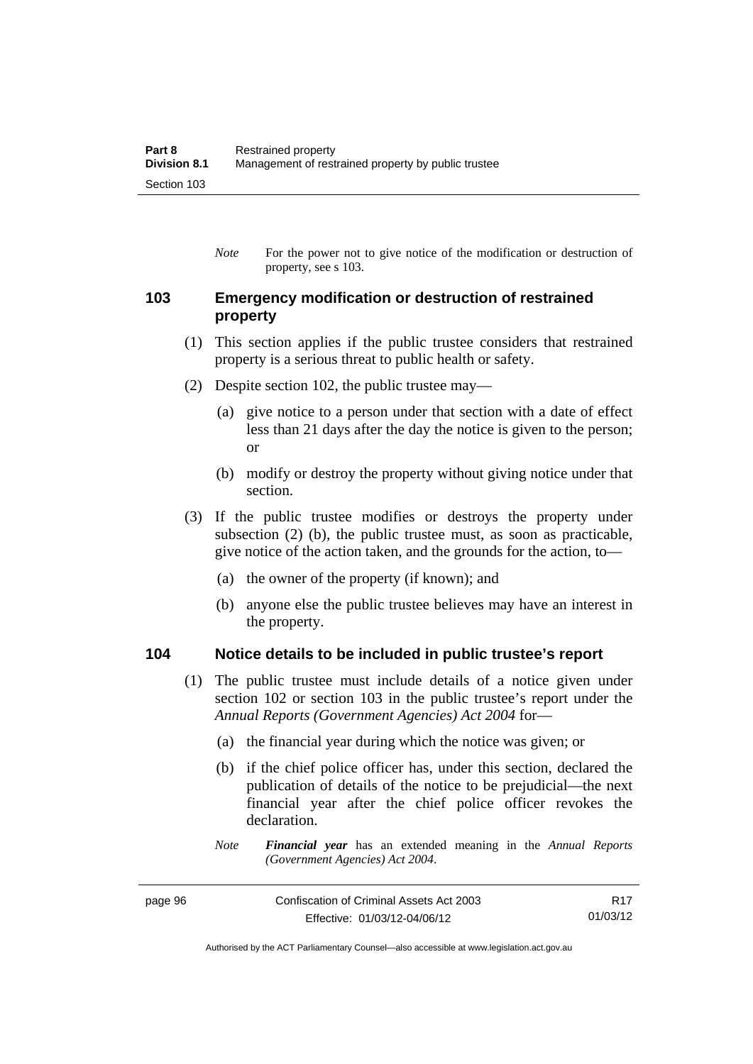*Note* For the power not to give notice of the modification or destruction of property, see s 103.

## 103 Emergency modification or destruction of restrained property

(1) This section applies if the public trustee considers that restrained property is a serious threat to public health or safety.

(2) Despite section 102, the public trustee may—

(a) give notice to a person under that section with a date of effect less than 21 days after the day the notice is given to the person; or

(b) modify or destroy the property without giving notice under that section.

(3) If the public trustee modifies or destroys the property under subsection (2) (b), the public trustee must, as soon as practicable, give notice of the action taken, and the grounds for the action, to—

(a) the owner of the property (if known); and

(b) anyone else the public trustee believes may have an interest in the property.

## 104 Notice details to be included in public trustee's report

(1) The public trustee must include details of a notice given under section 102 or section 103 in the public trustee's report under the *Annual Reports (Government Agencies) Act 2004* for—

(a) the financial year during which the notice was given; or

(b) if the chief police officer has, under this section, declared the publication of details of the notice to be prejudicial—the next financial year after the chief police officer revokes the declaration.

*Note* ***Financial year*** has an extended meaning in the *Annual Reports (Government Agencies) Act 2004*.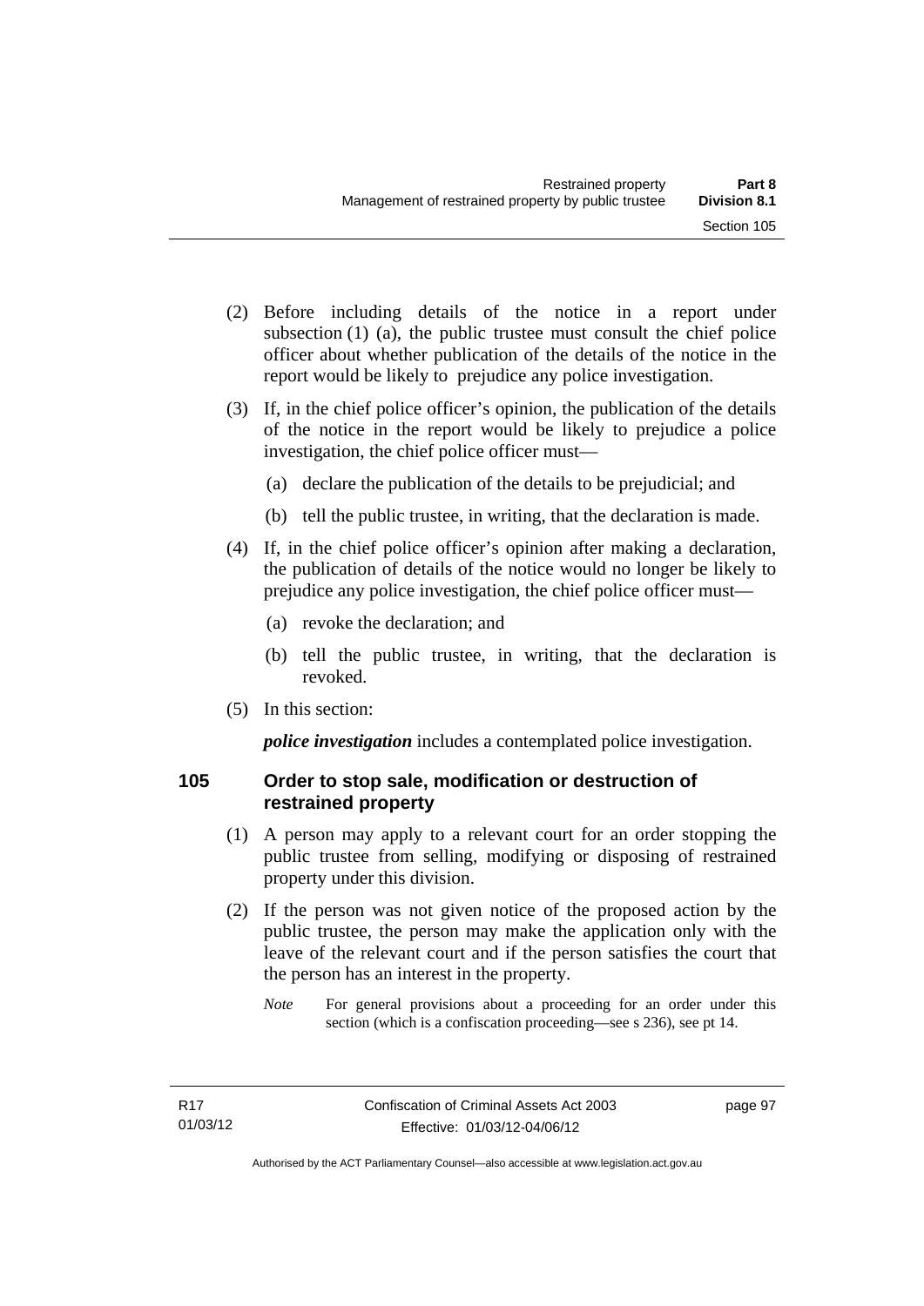(2) Before including details of the notice in a report under subsection (1) (a), the public trustee must consult the chief police officer about whether publication of the details of the notice in the report would be likely to prejudice any police investigation.

(3) If, in the chief police officer's opinion, the publication of the details of the notice in the report would be likely to prejudice a police investigation, the chief police officer must—

(a) declare the publication of the details to be prejudicial; and

(b) tell the public trustee, in writing, that the declaration is made.

(4) If, in the chief police officer's opinion after making a declaration, the publication of details of the notice would no longer be likely to prejudice any police investigation, the chief police officer must—

(a) revoke the declaration; and

(b) tell the public trustee, in writing, that the declaration is revoked.

(5) In this section:

***police investigation*** includes a contemplated police investigation.

### 105 Order to stop sale, modification or destruction of restrained property

(1) A person may apply to a relevant court for an order stopping the public trustee from selling, modifying or disposing of restrained property under this division.

(2) If the person was not given notice of the proposed action by the public trustee, the person may make the application only with the leave of the relevant court and if the person satisfies the court that the person has an interest in the property.

*Note* For general provisions about a proceeding for an order under this section (which is a confiscation proceeding—see s 236), see pt 14.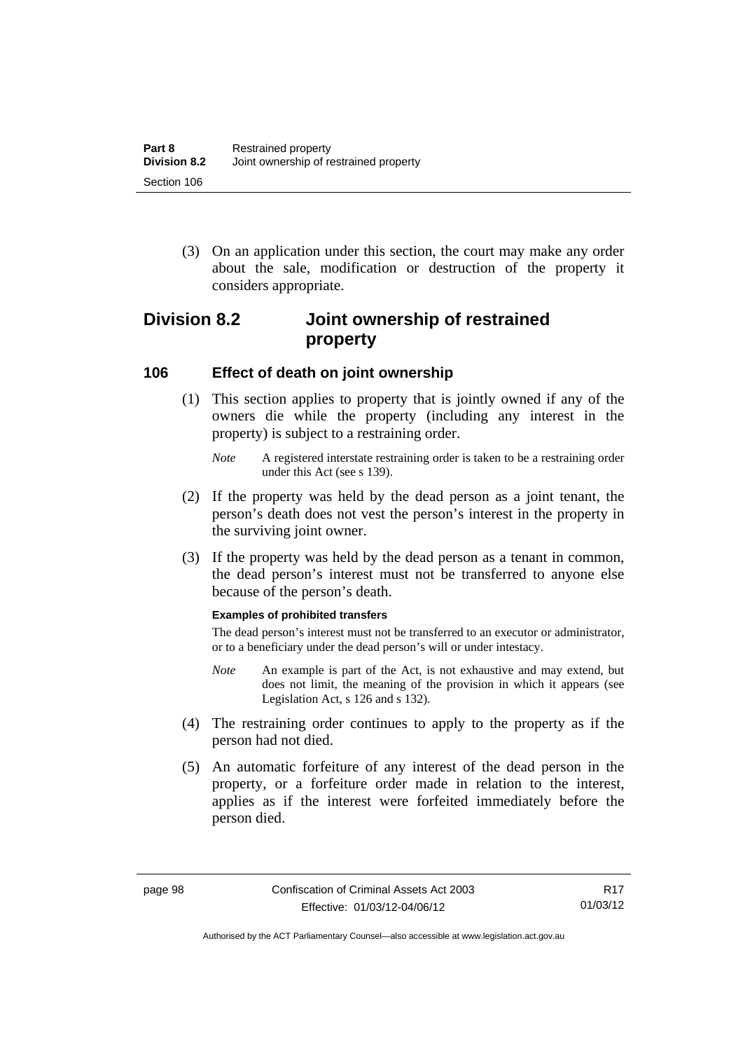(3) On an application under this section, the court may make any order about the sale, modification or destruction of the property it considers appropriate.

## Division 8.2 Joint ownership of restrained property

### 106 Effect of death on joint ownership

(1) This section applies to property that is jointly owned if any of the owners die while the property (including any interest in the property) is subject to a restraining order.

*Note* A registered interstate restraining order is taken to be a restraining order under this Act (see s 139).

(2) If the property was held by the dead person as a joint tenant, the person's death does not vest the person's interest in the property in the surviving joint owner.

(3) If the property was held by the dead person as a tenant in common, the dead person's interest must not be transferred to anyone else because of the person's death.

**Examples of prohibited transfers**

The dead person's interest must not be transferred to an executor or administrator, or to a beneficiary under the dead person's will or under intestacy.

*Note* An example is part of the Act, is not exhaustive and may extend, but does not limit, the meaning of the provision in which it appears (see Legislation Act, s 126 and s 132).

(4) The restraining order continues to apply to the property as if the person had not died.

(5) An automatic forfeiture of any interest of the dead person in the property, or a forfeiture order made in relation to the interest, applies as if the interest were forfeited immediately before the person died.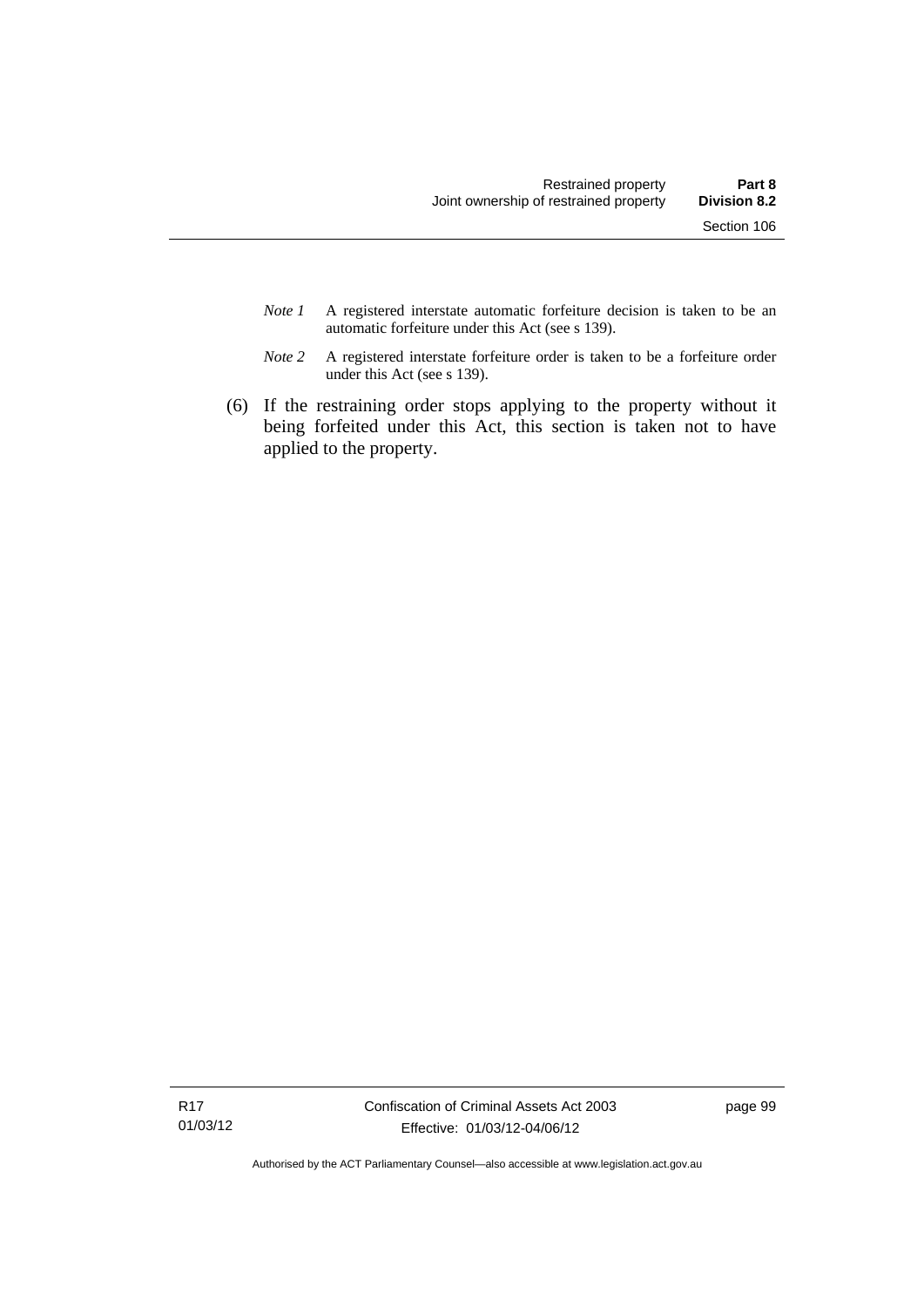*Note 1* A registered interstate automatic forfeiture decision is taken to be an automatic forfeiture under this Act (see s 139).

*Note 2* A registered interstate forfeiture order is taken to be a forfeiture order under this Act (see s 139).

(6) If the restraining order stops applying to the property without it being forfeited under this Act, this section is taken not to have applied to the property.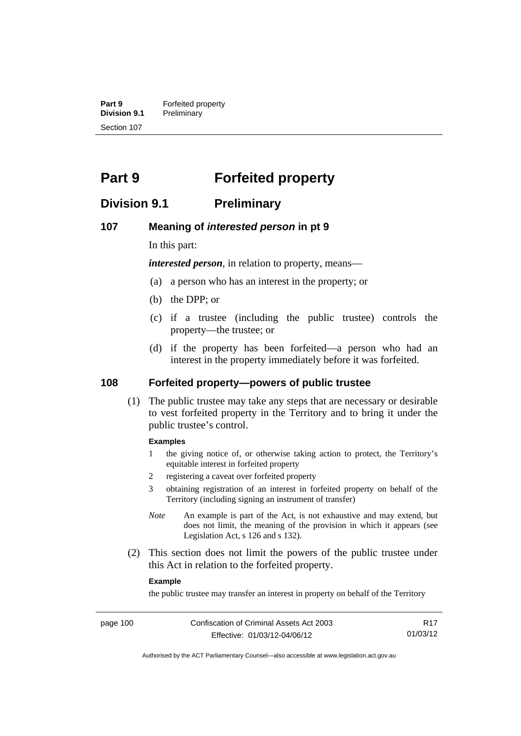# Part 9 Forfeited property

## Division 9.1 Preliminary

### 107 Meaning of *interested person* in pt 9

In this part:

***interested person***, in relation to property, means—

(a) a person who has an interest in the property; or

(b) the DPP; or

(c) if a trustee (including the public trustee) controls the property—the trustee; or

(d) if the property has been forfeited—a person who had an interest in the property immediately before it was forfeited.

### 108 Forfeited property—powers of public trustee

(1) The public trustee may take any steps that are necessary or desirable to vest forfeited property in the Territory and to bring it under the public trustee's control.

**Examples**

1 the giving notice of, or otherwise taking action to protect, the Territory's equitable interest in forfeited property

2 registering a caveat over forfeited property

3 obtaining registration of an interest in forfeited property on behalf of the Territory (including signing an instrument of transfer)

*Note* An example is part of the Act, is not exhaustive and may extend, but does not limit, the meaning of the provision in which it appears (see Legislation Act, s 126 and s 132).

(2) This section does not limit the powers of the public trustee under this Act in relation to the forfeited property.

**Example**

the public trustee may transfer an interest in property on behalf of the Territory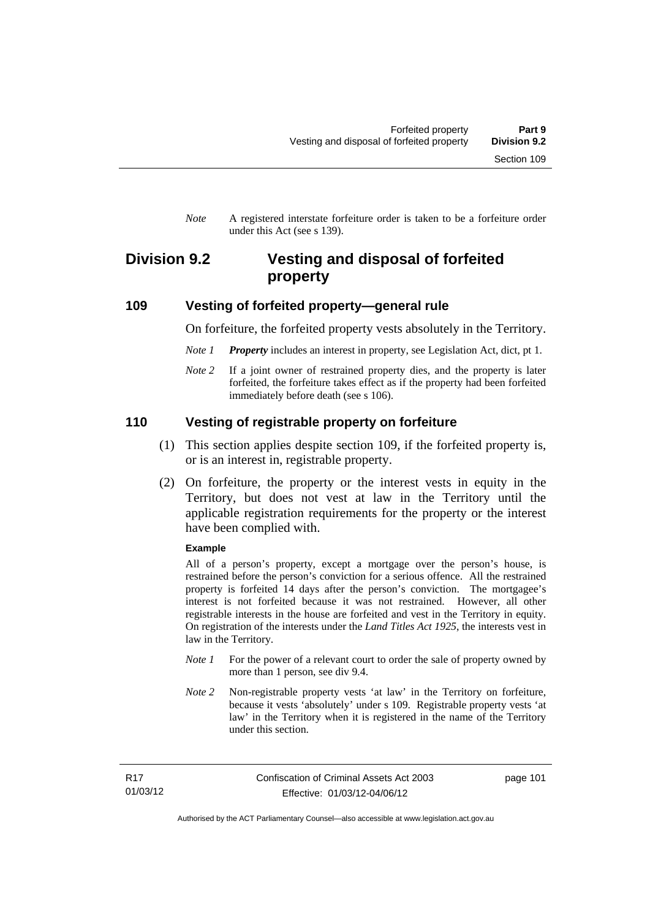*Note* A registered interstate forfeiture order is taken to be a forfeiture order under this Act (see s 139).

## Division 9.2 Vesting and disposal of forfeited property

### 109 Vesting of forfeited property—general rule

On forfeiture, the forfeited property vests absolutely in the Territory.

*Note 1* ***Property*** includes an interest in property, see Legislation Act, dict, pt 1.

*Note 2* If a joint owner of restrained property dies, and the property is later forfeited, the forfeiture takes effect as if the property had been forfeited immediately before death (see s 106).

### 110 Vesting of registrable property on forfeiture

(1) This section applies despite section 109, if the forfeited property is, or is an interest in, registrable property.

(2) On forfeiture, the property or the interest vests in equity in the Territory, but does not vest at law in the Territory until the applicable registration requirements for the property or the interest have been complied with.

**Example**

All of a person's property, except a mortgage over the person's house, is restrained before the person's conviction for a serious offence. All the restrained property is forfeited 14 days after the person's conviction. The mortgagee's interest is not forfeited because it was not restrained. However, all other registrable interests in the house are forfeited and vest in the Territory in equity. On registration of the interests under the *Land Titles Act 1925*, the interests vest in law in the Territory.

*Note 1* For the power of a relevant court to order the sale of property owned by more than 1 person, see div 9.4.

*Note 2* Non-registrable property vests 'at law' in the Territory on forfeiture, because it vests 'absolutely' under s 109. Registrable property vests 'at law' in the Territory when it is registered in the name of the Territory under this section.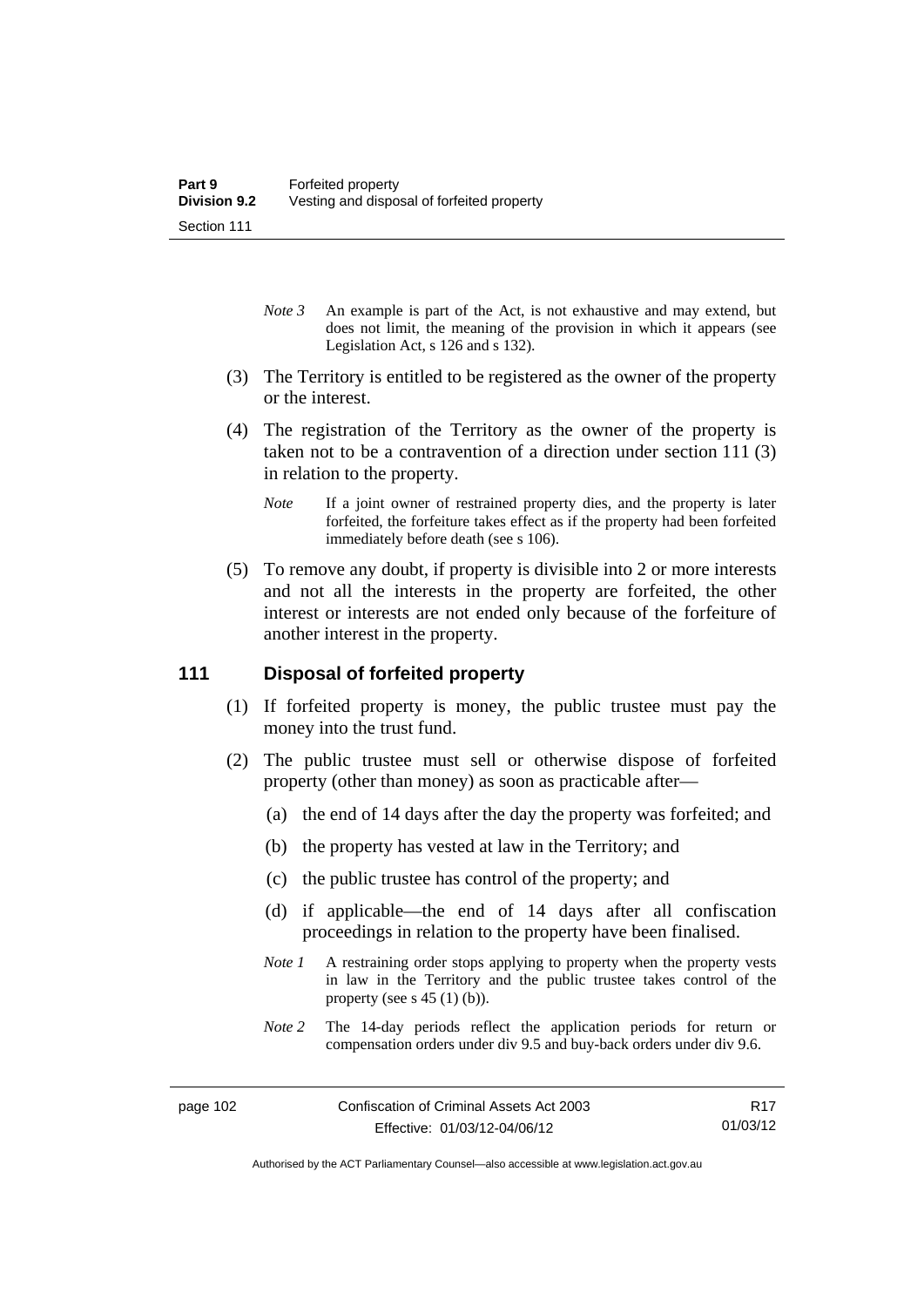*Note 3* An example is part of the Act, is not exhaustive and may extend, but does not limit, the meaning of the provision in which it appears (see Legislation Act, s 126 and s 132).

(3) The Territory is entitled to be registered as the owner of the property or the interest.

(4) The registration of the Territory as the owner of the property is taken not to be a contravention of a direction under section 111 (3) in relation to the property.

*Note* If a joint owner of restrained property dies, and the property is later forfeited, the forfeiture takes effect as if the property had been forfeited immediately before death (see s 106).

(5) To remove any doubt, if property is divisible into 2 or more interests and not all the interests in the property are forfeited, the other interest or interests are not ended only because of the forfeiture of another interest in the property.

## 111 Disposal of forfeited property

(1) If forfeited property is money, the public trustee must pay the money into the trust fund.

(2) The public trustee must sell or otherwise dispose of forfeited property (other than money) as soon as practicable after—

(a) the end of 14 days after the day the property was forfeited; and

(b) the property has vested at law in the Territory; and

(c) the public trustee has control of the property; and

(d) if applicable—the end of 14 days after all confiscation proceedings in relation to the property have been finalised.

*Note 1* A restraining order stops applying to property when the property vests in law in the Territory and the public trustee takes control of the property (see s 45 (1) (b)).

*Note 2* The 14-day periods reflect the application periods for return or compensation orders under div 9.5 and buy-back orders under div 9.6.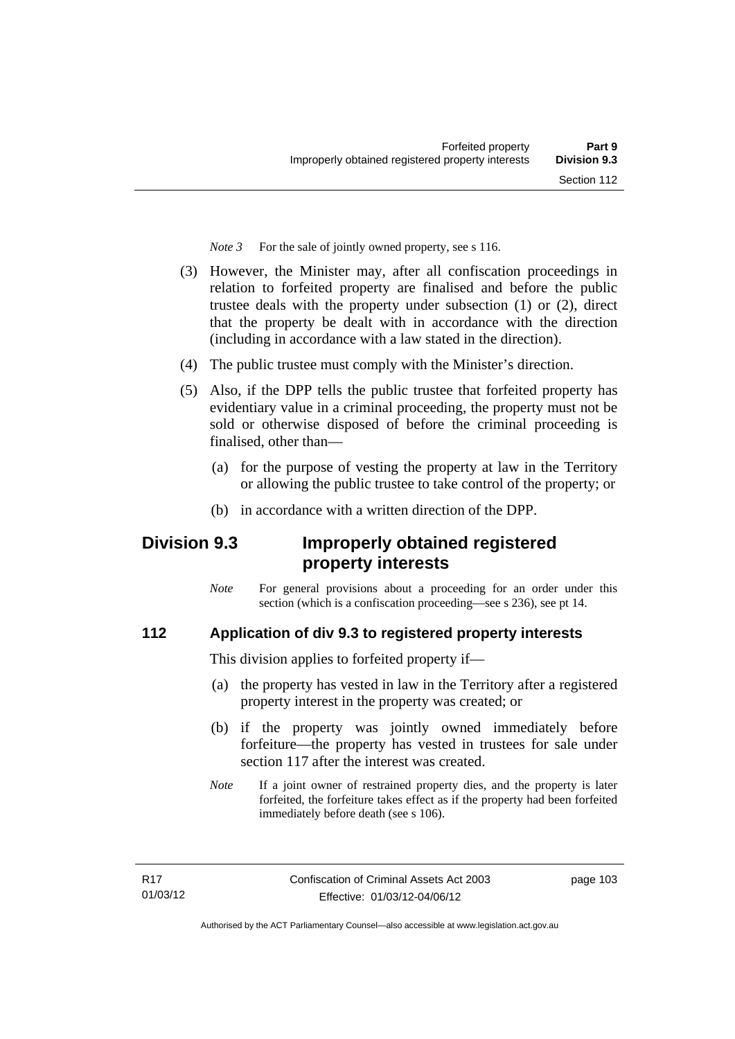*Note 3* For the sale of jointly owned property, see s 116.

(3) However, the Minister may, after all confiscation proceedings in relation to forfeited property are finalised and before the public trustee deals with the property under subsection (1) or (2), direct that the property be dealt with in accordance with the direction (including in accordance with a law stated in the direction).

(4) The public trustee must comply with the Minister's direction.

(5) Also, if the DPP tells the public trustee that forfeited property has evidentiary value in a criminal proceeding, the property must not be sold or otherwise disposed of before the criminal proceeding is finalised, other than—

(a) for the purpose of vesting the property at law in the Territory or allowing the public trustee to take control of the property; or

(b) in accordance with a written direction of the DPP.

## Division 9.3 Improperly obtained registered property interests

*Note* For general provisions about a proceeding for an order under this section (which is a confiscation proceeding—see s 236), see pt 14.

### 112 Application of div 9.3 to registered property interests

This division applies to forfeited property if—

(a) the property has vested in law in the Territory after a registered property interest in the property was created; or

(b) if the property was jointly owned immediately before forfeiture—the property has vested in trustees for sale under section 117 after the interest was created.

*Note* If a joint owner of restrained property dies, and the property is later forfeited, the forfeiture takes effect as if the property had been forfeited immediately before death (see s 106).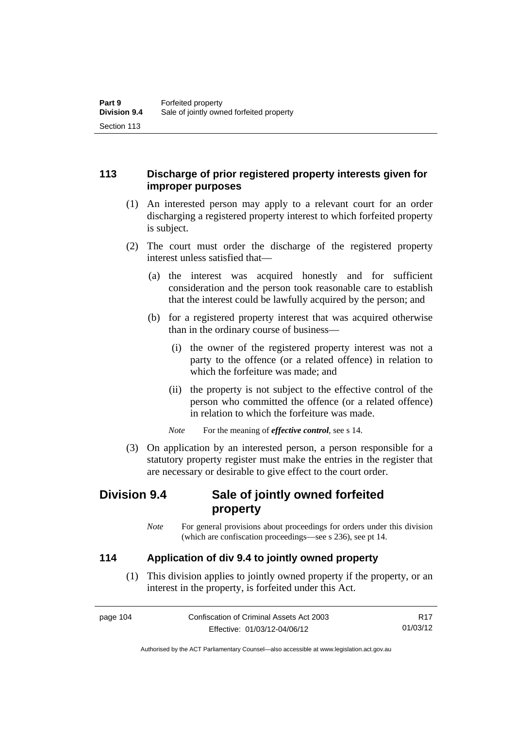## 113 Discharge of prior registered property interests given for improper purposes

(1) An interested person may apply to a relevant court for an order discharging a registered property interest to which forfeited property is subject.

(2) The court must order the discharge of the registered property interest unless satisfied that—

(a) the interest was acquired honestly and for sufficient consideration and the person took reasonable care to establish that the interest could be lawfully acquired by the person; and

(b) for a registered property interest that was acquired otherwise than in the ordinary course of business—

(i) the owner of the registered property interest was not a party to the offence (or a related offence) in relation to which the forfeiture was made; and

(ii) the property is not subject to the effective control of the person who committed the offence (or a related offence) in relation to which the forfeiture was made.

*Note* For the meaning of ***effective control***, see s 14.

(3) On application by an interested person, a person responsible for a statutory property register must make the entries in the register that are necessary or desirable to give effect to the court order.

# Division 9.4 Sale of jointly owned forfeited property

*Note* For general provisions about proceedings for orders under this division (which are confiscation proceedings—see s 236), see pt 14.

## 114 Application of div 9.4 to jointly owned property

(1) This division applies to jointly owned property if the property, or an interest in the property, is forfeited under this Act.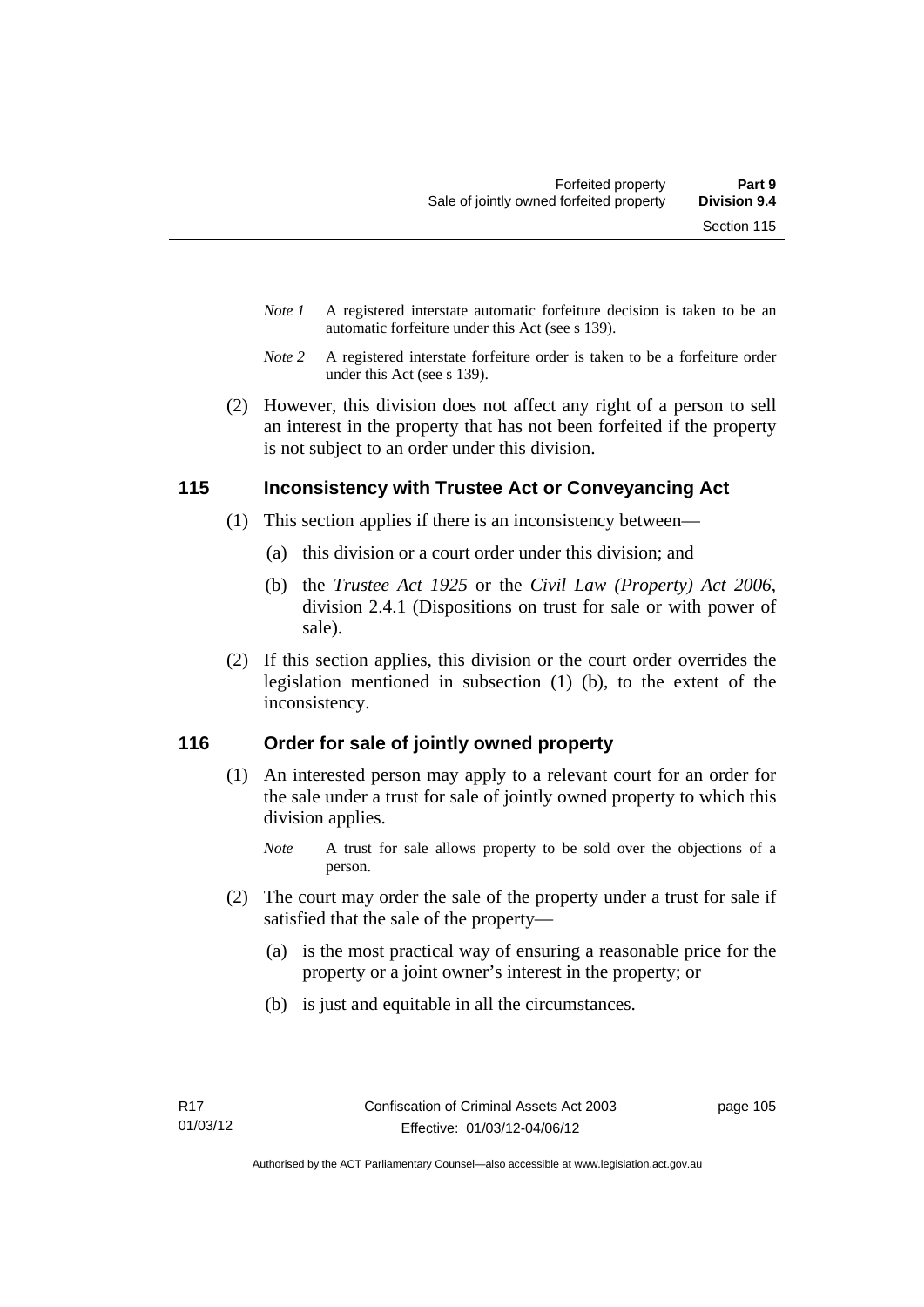*Note 1* A registered interstate automatic forfeiture decision is taken to be an automatic forfeiture under this Act (see s 139).

*Note 2* A registered interstate forfeiture order is taken to be a forfeiture order under this Act (see s 139).

(2) However, this division does not affect any right of a person to sell an interest in the property that has not been forfeited if the property is not subject to an order under this division.

## 115 Inconsistency with Trustee Act or Conveyancing Act

(1) This section applies if there is an inconsistency between—

(a) this division or a court order under this division; and

(b) the *Trustee Act 1925* or the *Civil Law (Property) Act 2006*, division 2.4.1 (Dispositions on trust for sale or with power of sale).

(2) If this section applies, this division or the court order overrides the legislation mentioned in subsection (1) (b), to the extent of the inconsistency.

## 116 Order for sale of jointly owned property

(1) An interested person may apply to a relevant court for an order for the sale under a trust for sale of jointly owned property to which this division applies.

*Note* A trust for sale allows property to be sold over the objections of a person.

(2) The court may order the sale of the property under a trust for sale if satisfied that the sale of the property—

(a) is the most practical way of ensuring a reasonable price for the property or a joint owner's interest in the property; or

(b) is just and equitable in all the circumstances.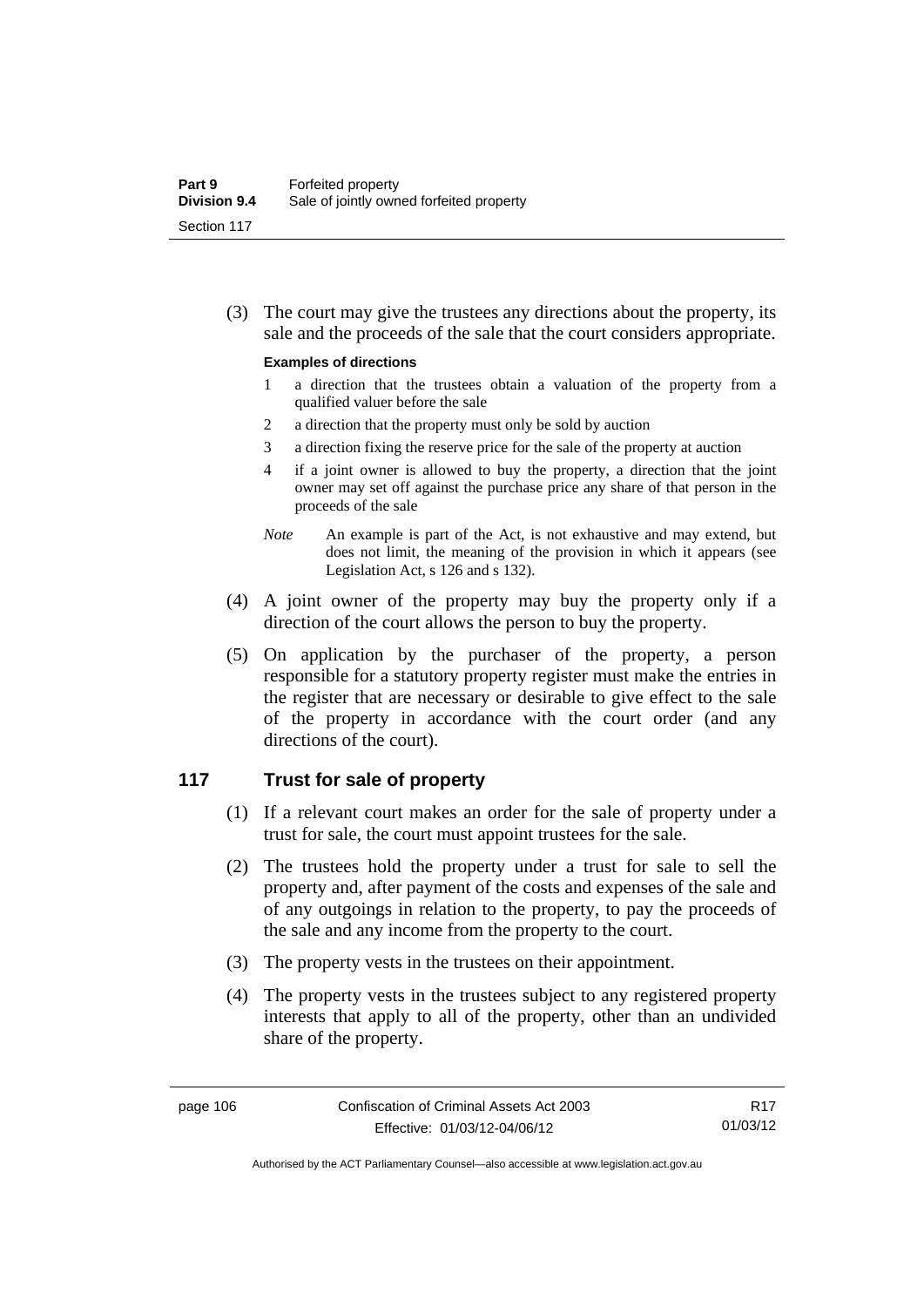(3) The court may give the trustees any directions about the property, its sale and the proceeds of the sale that the court considers appropriate.

**Examples of directions**

1 a direction that the trustees obtain a valuation of the property from a qualified valuer before the sale

2 a direction that the property must only be sold by auction

3 a direction fixing the reserve price for the sale of the property at auction

4 if a joint owner is allowed to buy the property, a direction that the joint owner may set off against the purchase price any share of that person in the proceeds of the sale

*Note* An example is part of the Act, is not exhaustive and may extend, but does not limit, the meaning of the provision in which it appears (see Legislation Act, s 126 and s 132).

(4) A joint owner of the property may buy the property only if a direction of the court allows the person to buy the property.

(5) On application by the purchaser of the property, a person responsible for a statutory property register must make the entries in the register that are necessary or desirable to give effect to the sale of the property in accordance with the court order (and any directions of the court).

## 117 Trust for sale of property

(1) If a relevant court makes an order for the sale of property under a trust for sale, the court must appoint trustees for the sale.

(2) The trustees hold the property under a trust for sale to sell the property and, after payment of the costs and expenses of the sale and of any outgoings in relation to the property, to pay the proceeds of the sale and any income from the property to the court.

(3) The property vests in the trustees on their appointment.

(4) The property vests in the trustees subject to any registered property interests that apply to all of the property, other than an undivided share of the property.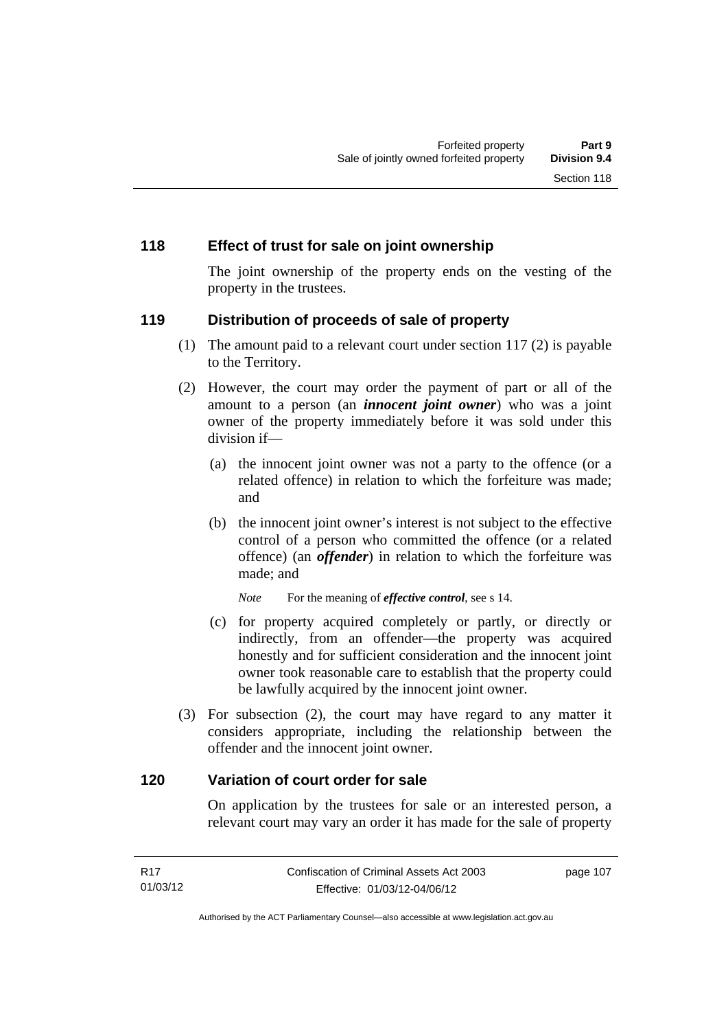## 118 Effect of trust for sale on joint ownership

The joint ownership of the property ends on the vesting of the property in the trustees.

## 119 Distribution of proceeds of sale of property

(1) The amount paid to a relevant court under section 117 (2) is payable to the Territory.

(2) However, the court may order the payment of part or all of the amount to a person (an ***innocent joint owner***) who was a joint owner of the property immediately before it was sold under this division if—

(a) the innocent joint owner was not a party to the offence (or a related offence) in relation to which the forfeiture was made; and

(b) the innocent joint owner's interest is not subject to the effective control of a person who committed the offence (or a related offence) (an ***offender***) in relation to which the forfeiture was made; and

*Note* For the meaning of ***effective control***, see s 14.

(c) for property acquired completely or partly, or directly or indirectly, from an offender—the property was acquired honestly and for sufficient consideration and the innocent joint owner took reasonable care to establish that the property could be lawfully acquired by the innocent joint owner.

(3) For subsection (2), the court may have regard to any matter it considers appropriate, including the relationship between the offender and the innocent joint owner.

## 120 Variation of court order for sale

On application by the trustees for sale or an interested person, a relevant court may vary an order it has made for the sale of property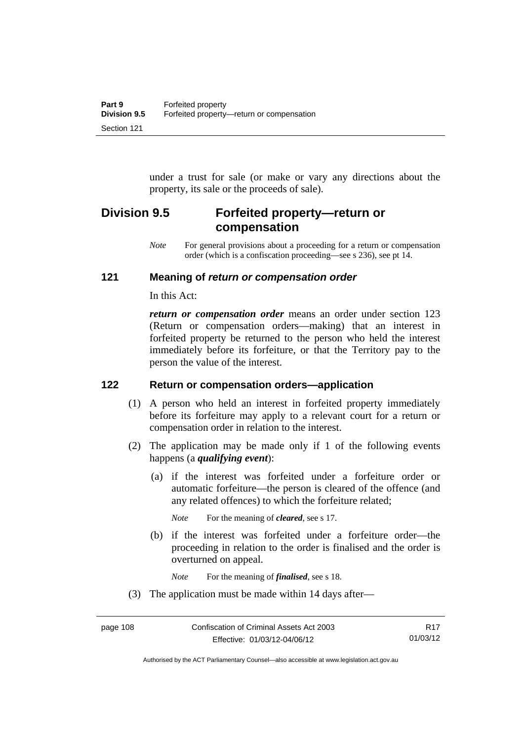under a trust for sale (or make or vary any directions about the property, its sale or the proceeds of sale).

## Division 9.5 Forfeited property—return or compensation

*Note* For general provisions about a proceeding for a return or compensation order (which is a confiscation proceeding—see s 236), see pt 14.

### 121 Meaning of *return or compensation order*

In this Act:

***return or compensation order*** means an order under section 123 (Return or compensation orders—making) that an interest in forfeited property be returned to the person who held the interest immediately before its forfeiture, or that the Territory pay to the person the value of the interest.

### 122 Return or compensation orders—application

(1) A person who held an interest in forfeited property immediately before its forfeiture may apply to a relevant court for a return or compensation order in relation to the interest.

(2) The application may be made only if 1 of the following events happens (a ***qualifying event***):

(a) if the interest was forfeited under a forfeiture order or automatic forfeiture—the person is cleared of the offence (and any related offences) to which the forfeiture related;

*Note* For the meaning of ***cleared***, see s 17.

(b) if the interest was forfeited under a forfeiture order—the proceeding in relation to the order is finalised and the order is overturned on appeal.

*Note* For the meaning of ***finalised***, see s 18.

(3) The application must be made within 14 days after—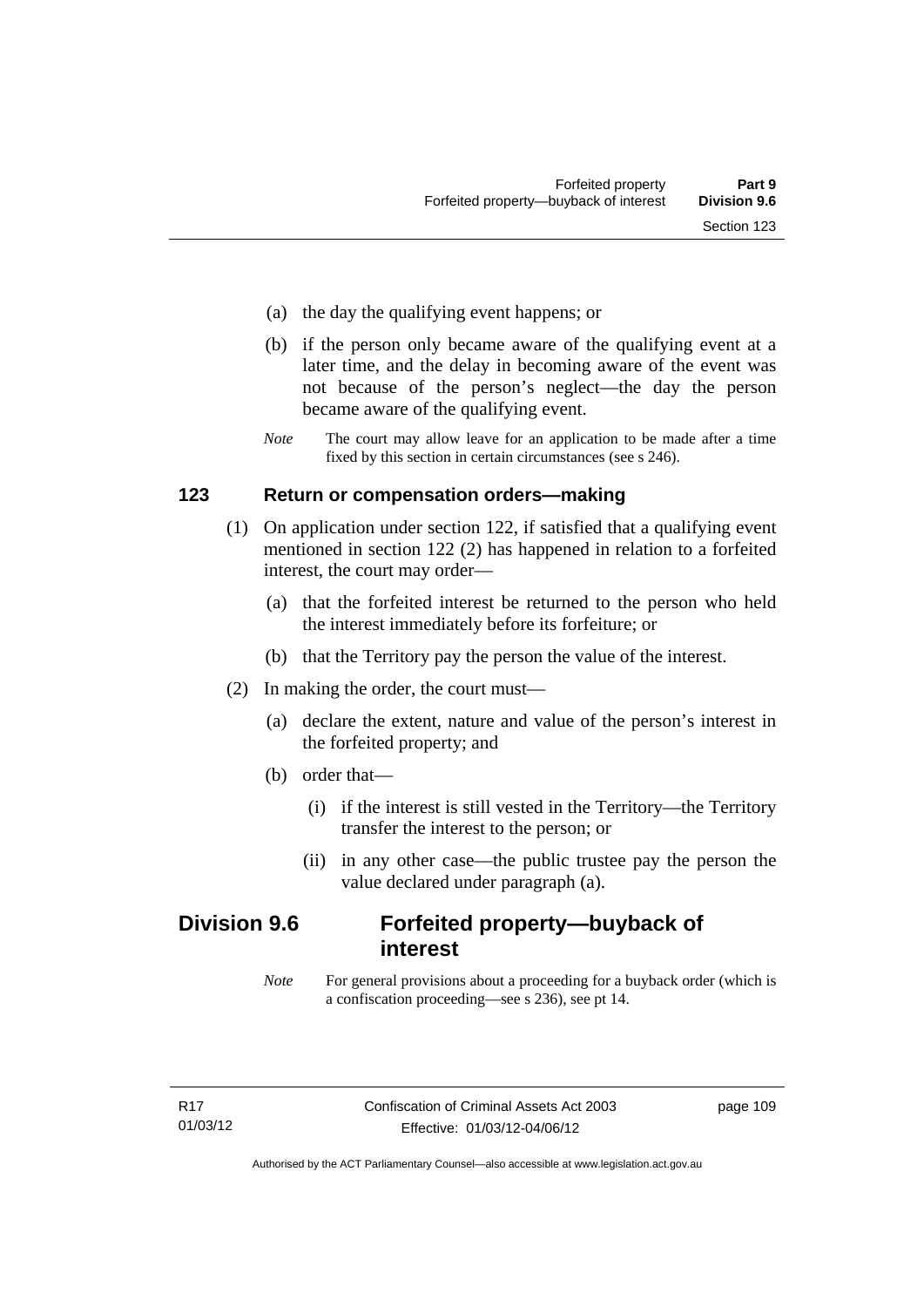(a) the day the qualifying event happens; or

(b) if the person only became aware of the qualifying event at a later time, and the delay in becoming aware of the event was not because of the person's neglect—the day the person became aware of the qualifying event.

*Note* The court may allow leave for an application to be made after a time fixed by this section in certain circumstances (see s 246).

### 123 Return or compensation orders—making

(1) On application under section 122, if satisfied that a qualifying event mentioned in section 122 (2) has happened in relation to a forfeited interest, the court may order—

(a) that the forfeited interest be returned to the person who held the interest immediately before its forfeiture; or

(b) that the Territory pay the person the value of the interest.

(2) In making the order, the court must—

(a) declare the extent, nature and value of the person's interest in the forfeited property; and

(b) order that—

(i) if the interest is still vested in the Territory—the Territory transfer the interest to the person; or

(ii) in any other case—the public trustee pay the person the value declared under paragraph (a).

## Division 9.6 Forfeited property—buyback of interest

*Note* For general provisions about a proceeding for a buyback order (which is a confiscation proceeding—see s 236), see pt 14.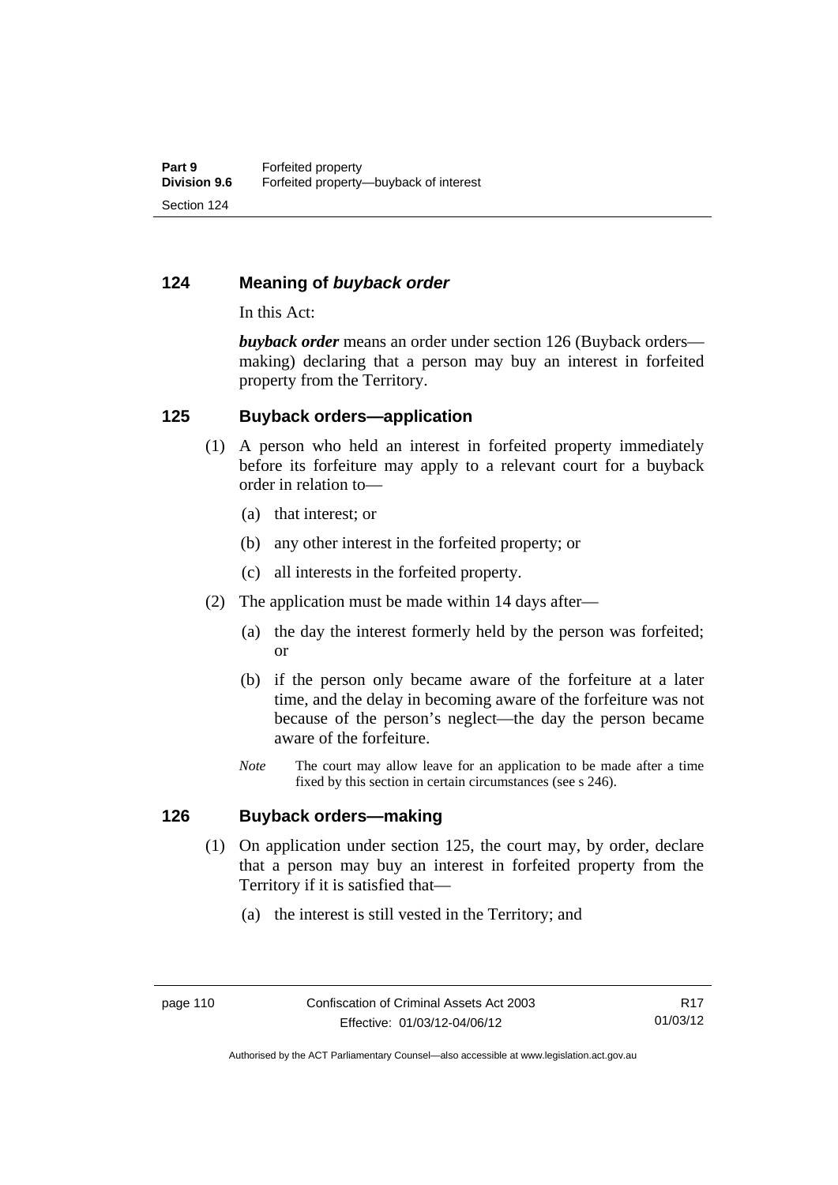## 124 Meaning of *buyback order*

In this Act:

***buyback order*** means an order under section 126 (Buyback orders—making) declaring that a person may buy an interest in forfeited property from the Territory.

## 125 Buyback orders—application

(1) A person who held an interest in forfeited property immediately before its forfeiture may apply to a relevant court for a buyback order in relation to—

(a) that interest; or

(b) any other interest in the forfeited property; or

(c) all interests in the forfeited property.

(2) The application must be made within 14 days after—

(a) the day the interest formerly held by the person was forfeited; or

(b) if the person only became aware of the forfeiture at a later time, and the delay in becoming aware of the forfeiture was not because of the person's neglect—the day the person became aware of the forfeiture.

*Note* The court may allow leave for an application to be made after a time fixed by this section in certain circumstances (see s 246).

## 126 Buyback orders—making

(1) On application under section 125, the court may, by order, declare that a person may buy an interest in forfeited property from the Territory if it is satisfied that—

(a) the interest is still vested in the Territory; and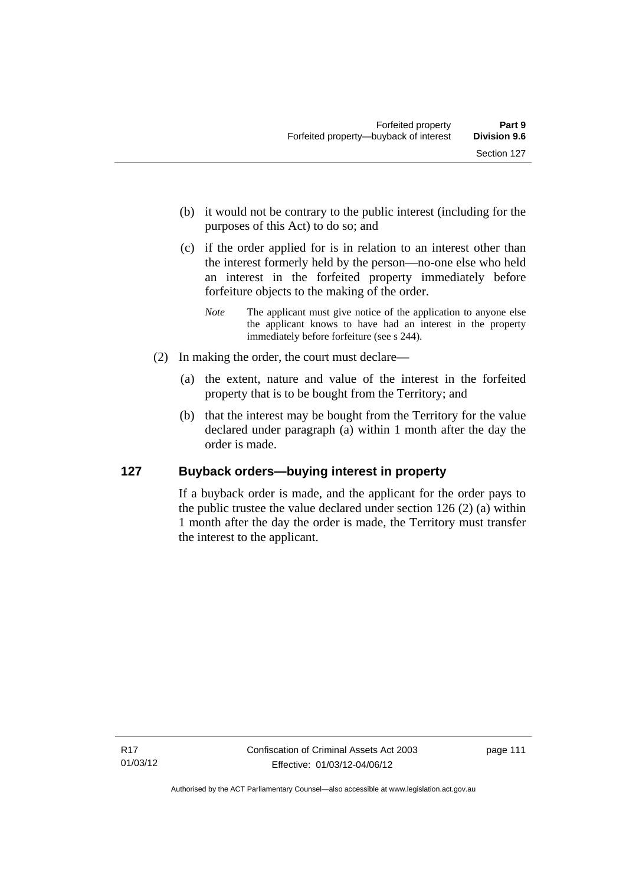(b) it would not be contrary to the public interest (including for the purposes of this Act) to do so; and

(c) if the order applied for is in relation to an interest other than the interest formerly held by the person—no-one else who held an interest in the forfeited property immediately before forfeiture objects to the making of the order.

*Note* The applicant must give notice of the application to anyone else the applicant knows to have had an interest in the property immediately before forfeiture (see s 244).

(2) In making the order, the court must declare—

(a) the extent, nature and value of the interest in the forfeited property that is to be bought from the Territory; and

(b) that the interest may be bought from the Territory for the value declared under paragraph (a) within 1 month after the day the order is made.

## 127 Buyback orders—buying interest in property

If a buyback order is made, and the applicant for the order pays to the public trustee the value declared under section 126 (2) (a) within 1 month after the day the order is made, the Territory must transfer the interest to the applicant.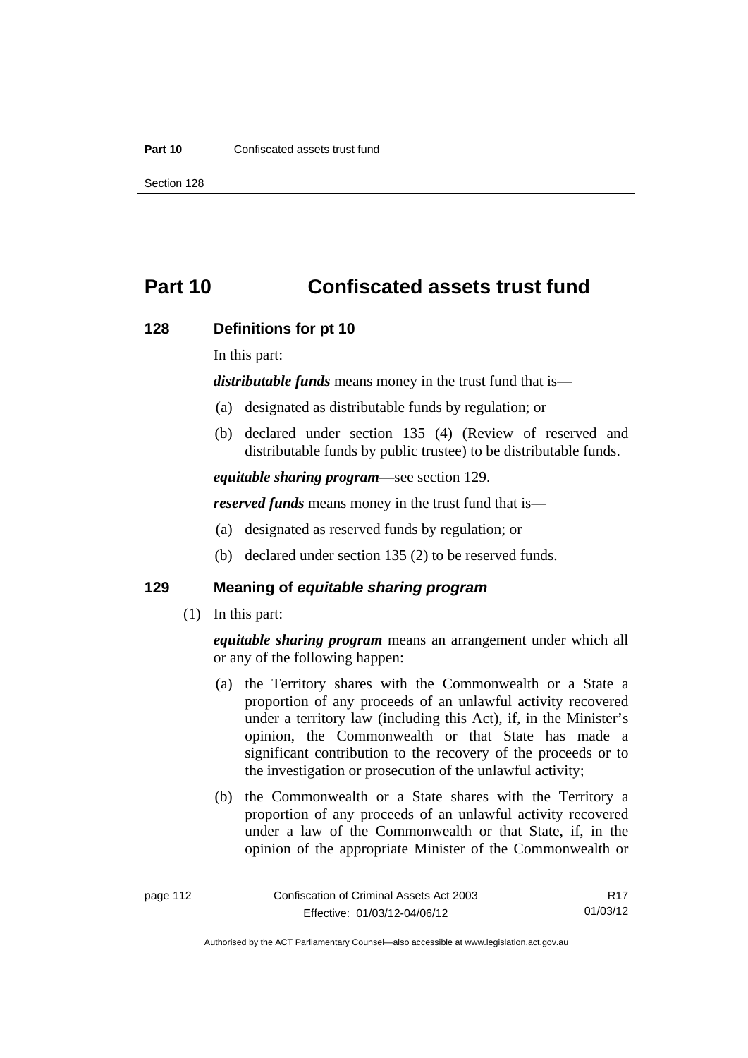# Part 10 Confiscated assets trust fund

## 128 Definitions for pt 10

In this part:

***distributable funds*** means money in the trust fund that is—

(a) designated as distributable funds by regulation; or

(b) declared under section 135 (4) (Review of reserved and distributable funds by public trustee) to be distributable funds.

***equitable sharing program***—see section 129.

***reserved funds*** means money in the trust fund that is—

(a) designated as reserved funds by regulation; or

(b) declared under section 135 (2) to be reserved funds.

## 129 Meaning of *equitable sharing program*

(1) In this part:

***equitable sharing program*** means an arrangement under which all or any of the following happen:

(a) the Territory shares with the Commonwealth or a State a proportion of any proceeds of an unlawful activity recovered under a territory law (including this Act), if, in the Minister's opinion, the Commonwealth or that State has made a significant contribution to the recovery of the proceeds or to the investigation or prosecution of the unlawful activity;

(b) the Commonwealth or a State shares with the Territory a proportion of any proceeds of an unlawful activity recovered under a law of the Commonwealth or that State, if, in the opinion of the appropriate Minister of the Commonwealth or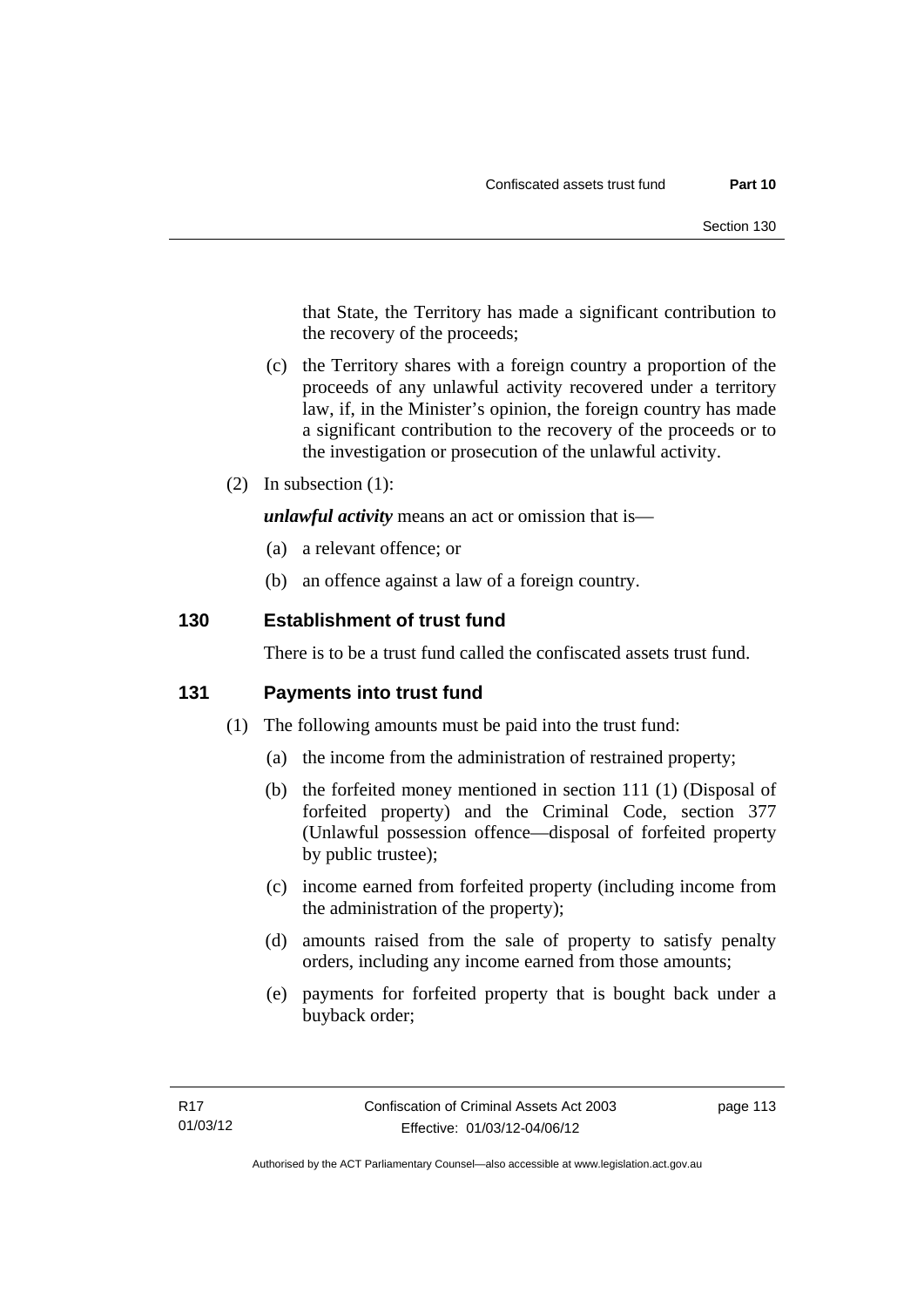that State, the Territory has made a significant contribution to the recovery of the proceeds;

(c) the Territory shares with a foreign country a proportion of the proceeds of any unlawful activity recovered under a territory law, if, in the Minister's opinion, the foreign country has made a significant contribution to the recovery of the proceeds or to the investigation or prosecution of the unlawful activity.

(2) In subsection (1):

***unlawful activity*** means an act or omission that is—

(a) a relevant offence; or

(b) an offence against a law of a foreign country.

## 130 Establishment of trust fund

There is to be a trust fund called the confiscated assets trust fund.

## 131 Payments into trust fund

(1) The following amounts must be paid into the trust fund:

(a) the income from the administration of restrained property;

(b) the forfeited money mentioned in section 111 (1) (Disposal of forfeited property) and the Criminal Code, section 377 (Unlawful possession offence—disposal of forfeited property by public trustee);

(c) income earned from forfeited property (including income from the administration of the property);

(d) amounts raised from the sale of property to satisfy penalty orders, including any income earned from those amounts;

(e) payments for forfeited property that is bought back under a buyback order;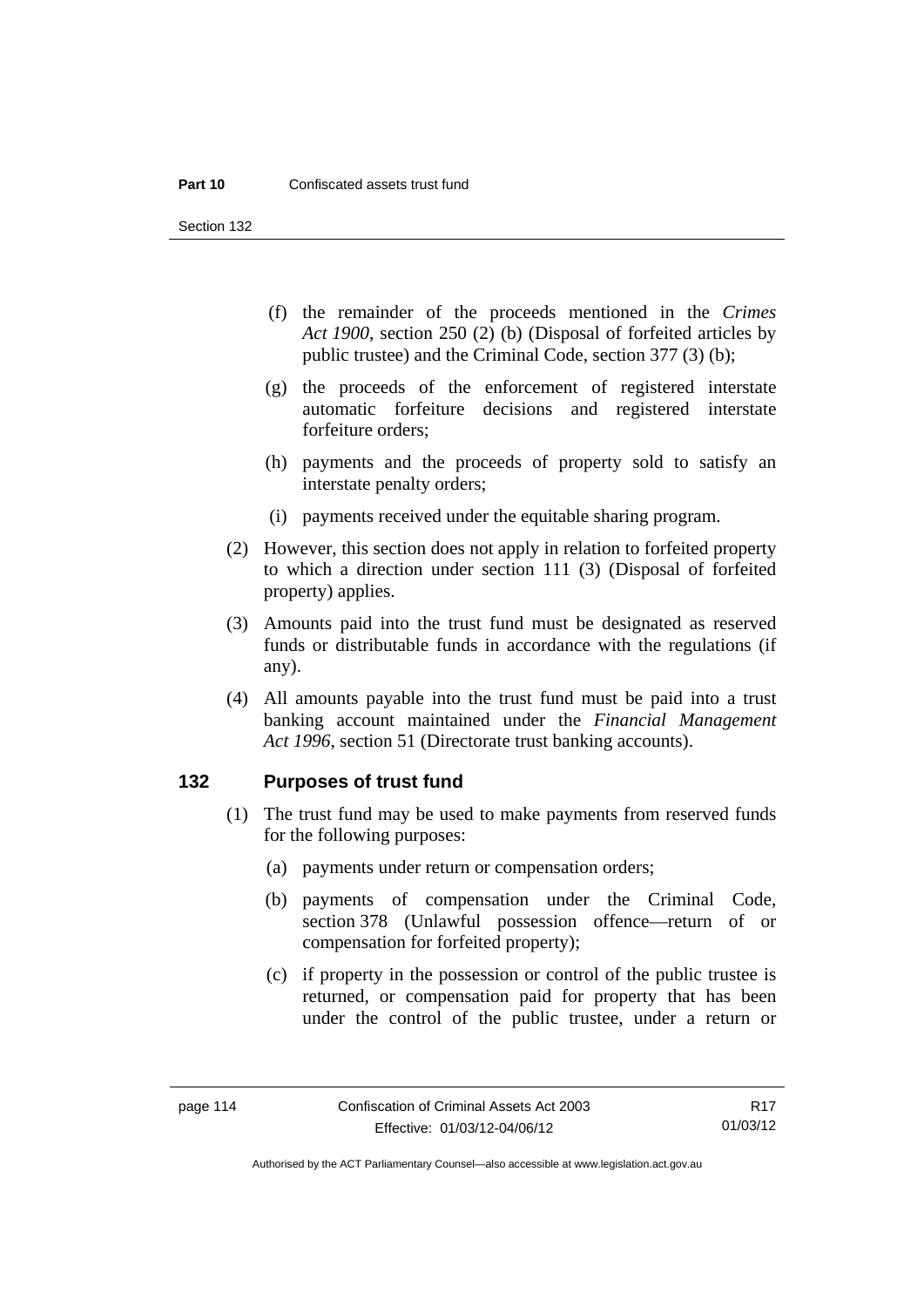(f) the remainder of the proceeds mentioned in the *Crimes Act 1900*, section 250 (2) (b) (Disposal of forfeited articles by public trustee) and the Criminal Code, section 377 (3) (b);

(g) the proceeds of the enforcement of registered interstate automatic forfeiture decisions and registered interstate forfeiture orders;

(h) payments and the proceeds of property sold to satisfy an interstate penalty orders;

(i) payments received under the equitable sharing program.

(2) However, this section does not apply in relation to forfeited property to which a direction under section 111 (3) (Disposal of forfeited property) applies.

(3) Amounts paid into the trust fund must be designated as reserved funds or distributable funds in accordance with the regulations (if any).

(4) All amounts payable into the trust fund must be paid into a trust banking account maintained under the *Financial Management Act 1996*, section 51 (Directorate trust banking accounts).

## 132 Purposes of trust fund

(1) The trust fund may be used to make payments from reserved funds for the following purposes:

(a) payments under return or compensation orders;

(b) payments of compensation under the Criminal Code, section 378 (Unlawful possession offence—return of or compensation for forfeited property);

(c) if property in the possession or control of the public trustee is returned, or compensation paid for property that has been under the control of the public trustee, under a return or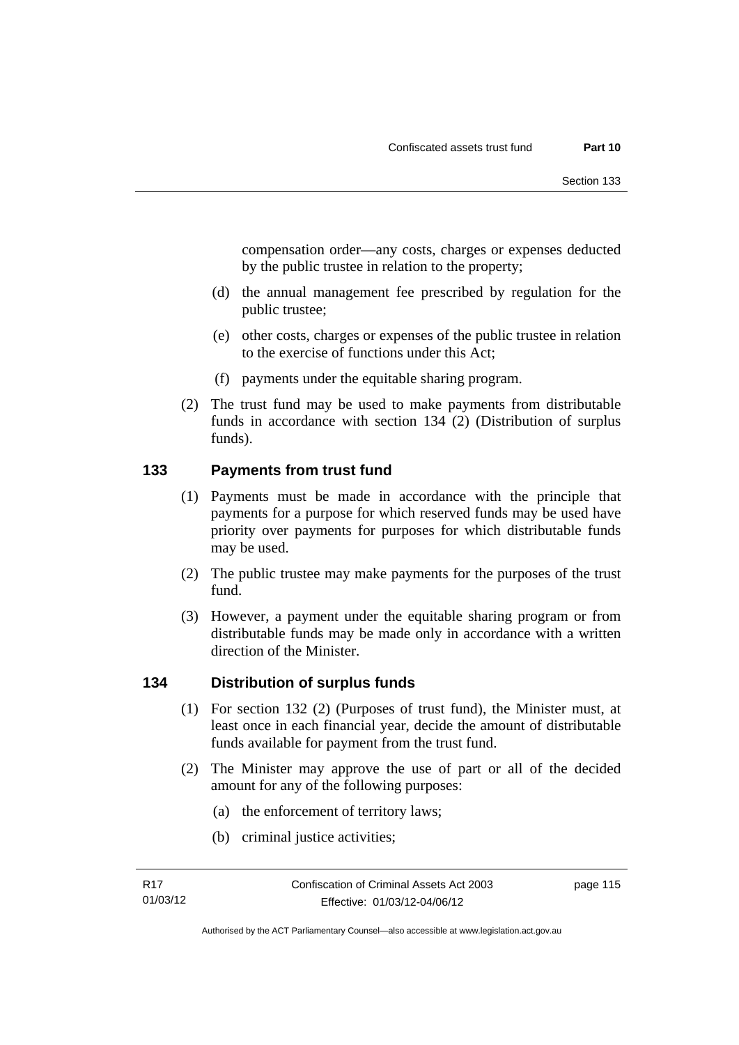compensation order—any costs, charges or expenses deducted by the public trustee in relation to the property;

(d) the annual management fee prescribed by regulation for the public trustee;

(e) other costs, charges or expenses of the public trustee in relation to the exercise of functions under this Act;

(f) payments under the equitable sharing program.

(2) The trust fund may be used to make payments from distributable funds in accordance with section 134 (2) (Distribution of surplus funds).

## 133 Payments from trust fund

(1) Payments must be made in accordance with the principle that payments for a purpose for which reserved funds may be used have priority over payments for purposes for which distributable funds may be used.

(2) The public trustee may make payments for the purposes of the trust fund.

(3) However, a payment under the equitable sharing program or from distributable funds may be made only in accordance with a written direction of the Minister.

## 134 Distribution of surplus funds

(1) For section 132 (2) (Purposes of trust fund), the Minister must, at least once in each financial year, decide the amount of distributable funds available for payment from the trust fund.

(2) The Minister may approve the use of part or all of the decided amount for any of the following purposes:

(a) the enforcement of territory laws;

(b) criminal justice activities;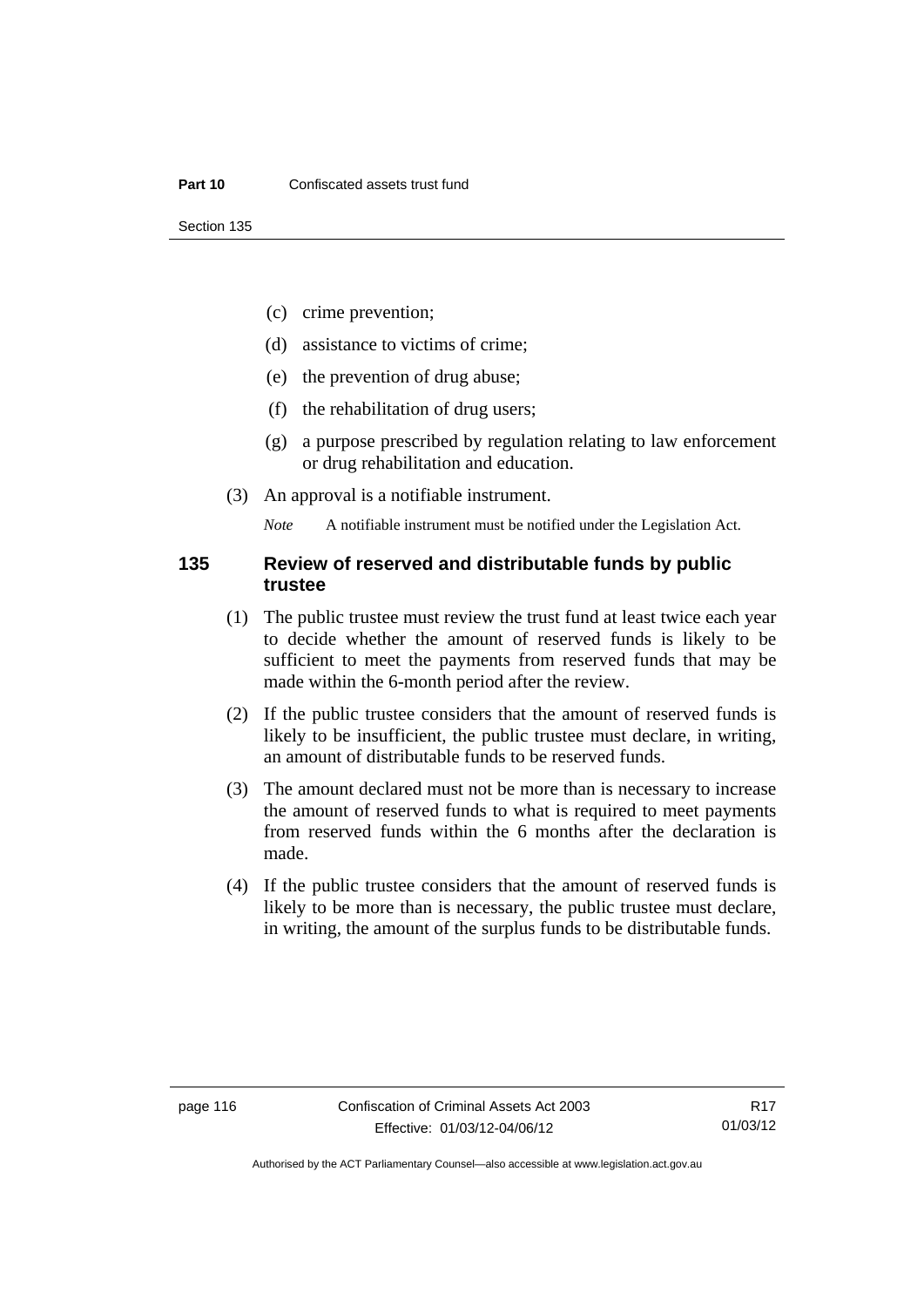- (c) crime prevention;
- (d) assistance to victims of crime;
- (e) the prevention of drug abuse;
- (f) the rehabilitation of drug users;
- (g) a purpose prescribed by regulation relating to law enforcement or drug rehabilitation and education.

(3) An approval is a notifiable instrument.

*Note* A notifiable instrument must be notified under the Legislation Act.

### 135 Review of reserved and distributable funds by public trustee

(1) The public trustee must review the trust fund at least twice each year to decide whether the amount of reserved funds is likely to be sufficient to meet the payments from reserved funds that may be made within the 6-month period after the review.

(2) If the public trustee considers that the amount of reserved funds is likely to be insufficient, the public trustee must declare, in writing, an amount of distributable funds to be reserved funds.

(3) The amount declared must not be more than is necessary to increase the amount of reserved funds to what is required to meet payments from reserved funds within the 6 months after the declaration is made.

(4) If the public trustee considers that the amount of reserved funds is likely to be more than is necessary, the public trustee must declare, in writing, the amount of the surplus funds to be distributable funds.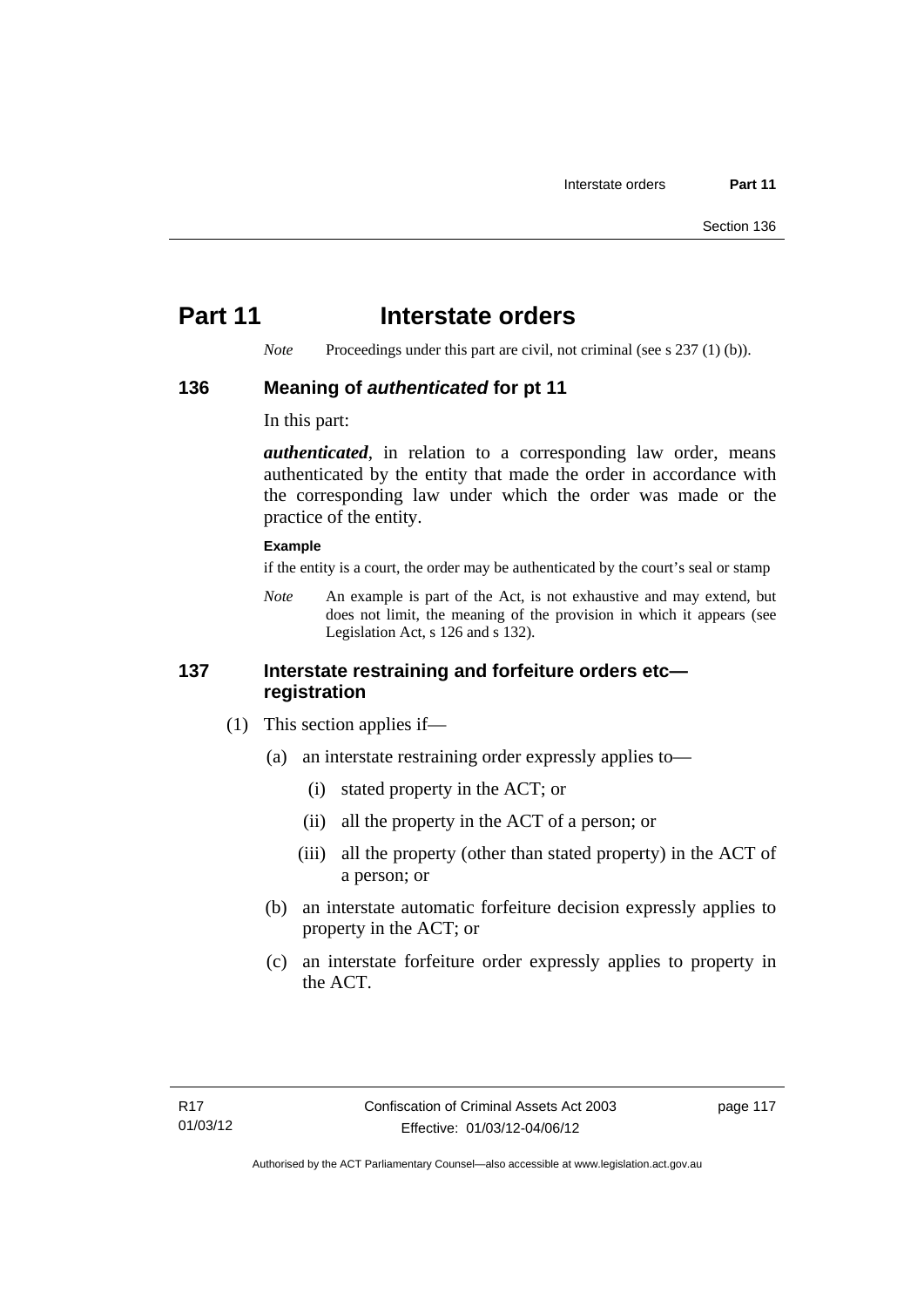# Part 11 Interstate orders

*Note* Proceedings under this part are civil, not criminal (see s 237 (1) (b)).

## 136 Meaning of *authenticated* for pt 11

In this part:

***authenticated***, in relation to a corresponding law order, means authenticated by the entity that made the order in accordance with the corresponding law under which the order was made or the practice of the entity.

**Example**

if the entity is a court, the order may be authenticated by the court's seal or stamp

*Note* An example is part of the Act, is not exhaustive and may extend, but does not limit, the meaning of the provision in which it appears (see Legislation Act, s 126 and s 132).

## 137 Interstate restraining and forfeiture orders etc—registration

(1) This section applies if—

(a) an interstate restraining order expressly applies to—

(i) stated property in the ACT; or

(ii) all the property in the ACT of a person; or

(iii) all the property (other than stated property) in the ACT of a person; or

(b) an interstate automatic forfeiture decision expressly applies to property in the ACT; or

(c) an interstate forfeiture order expressly applies to property in the ACT.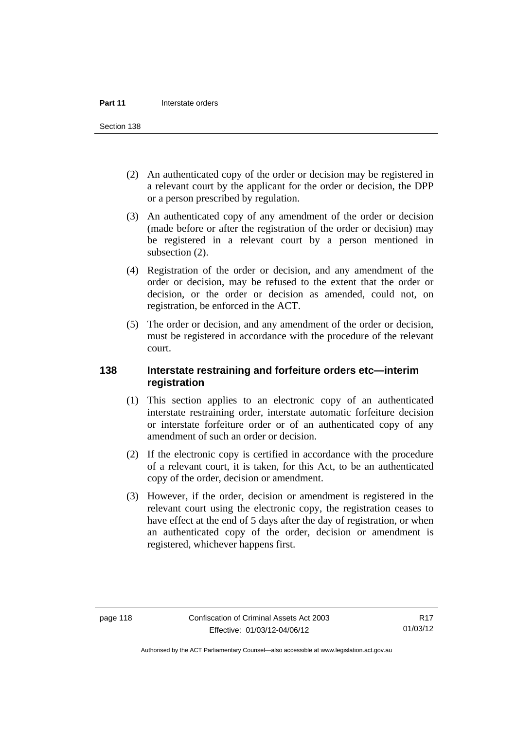(2) An authenticated copy of the order or decision may be registered in a relevant court by the applicant for the order or decision, the DPP or a person prescribed by regulation.

(3) An authenticated copy of any amendment of the order or decision (made before or after the registration of the order or decision) may be registered in a relevant court by a person mentioned in subsection (2).

(4) Registration of the order or decision, and any amendment of the order or decision, may be refused to the extent that the order or decision, or the order or decision as amended, could not, on registration, be enforced in the ACT.

(5) The order or decision, and any amendment of the order or decision, must be registered in accordance with the procedure of the relevant court.

## 138 Interstate restraining and forfeiture orders etc—interim registration

(1) This section applies to an electronic copy of an authenticated interstate restraining order, interstate automatic forfeiture decision or interstate forfeiture order or of an authenticated copy of any amendment of such an order or decision.

(2) If the electronic copy is certified in accordance with the procedure of a relevant court, it is taken, for this Act, to be an authenticated copy of the order, decision or amendment.

(3) However, if the order, decision or amendment is registered in the relevant court using the electronic copy, the registration ceases to have effect at the end of 5 days after the day of registration, or when an authenticated copy of the order, decision or amendment is registered, whichever happens first.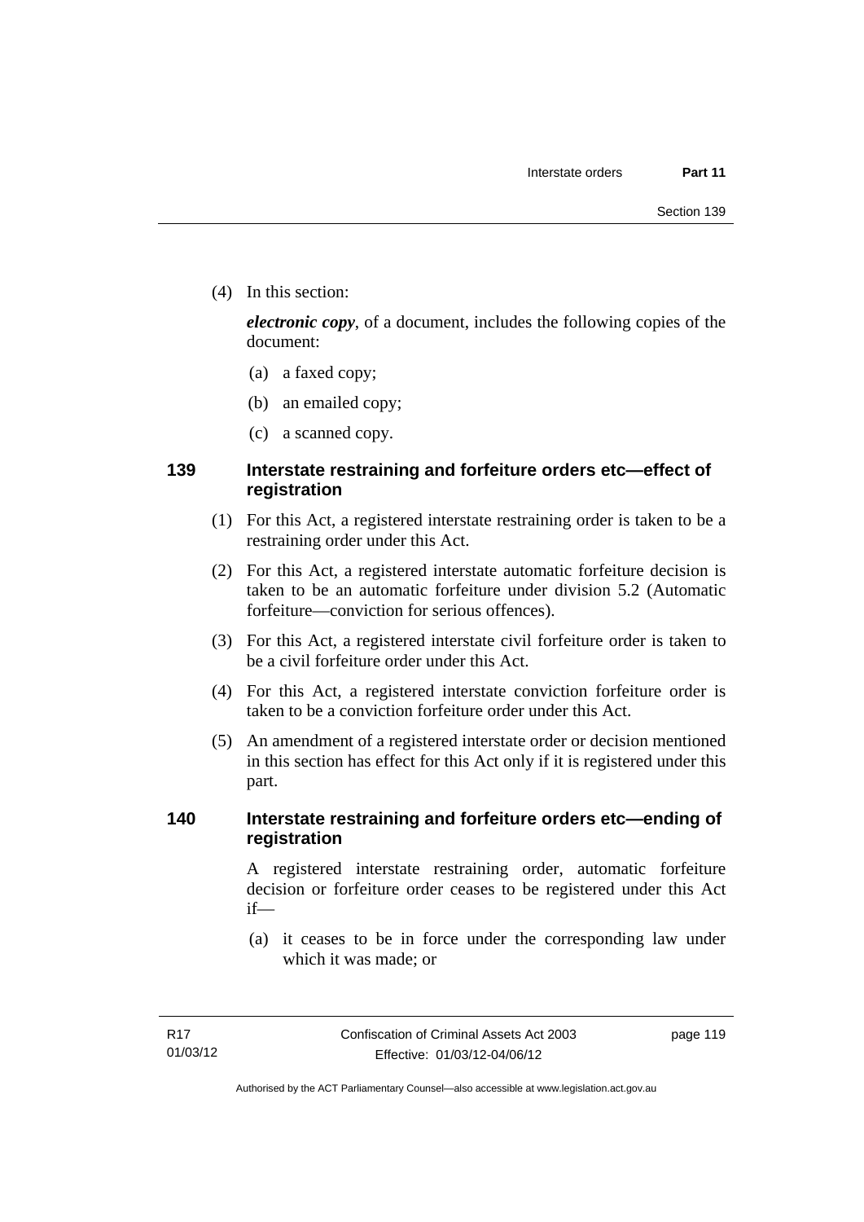(4) In this section:

***electronic copy***, of a document, includes the following copies of the document:

(a) a faxed copy;

(b) an emailed copy;

(c) a scanned copy.

### 139 Interstate restraining and forfeiture orders etc—effect of registration

(1) For this Act, a registered interstate restraining order is taken to be a restraining order under this Act.

(2) For this Act, a registered interstate automatic forfeiture decision is taken to be an automatic forfeiture under division 5.2 (Automatic forfeiture—conviction for serious offences).

(3) For this Act, a registered interstate civil forfeiture order is taken to be a civil forfeiture order under this Act.

(4) For this Act, a registered interstate conviction forfeiture order is taken to be a conviction forfeiture order under this Act.

(5) An amendment of a registered interstate order or decision mentioned in this section has effect for this Act only if it is registered under this part.

### 140 Interstate restraining and forfeiture orders etc—ending of registration

A registered interstate restraining order, automatic forfeiture decision or forfeiture order ceases to be registered under this Act if—

(a) it ceases to be in force under the corresponding law under which it was made; or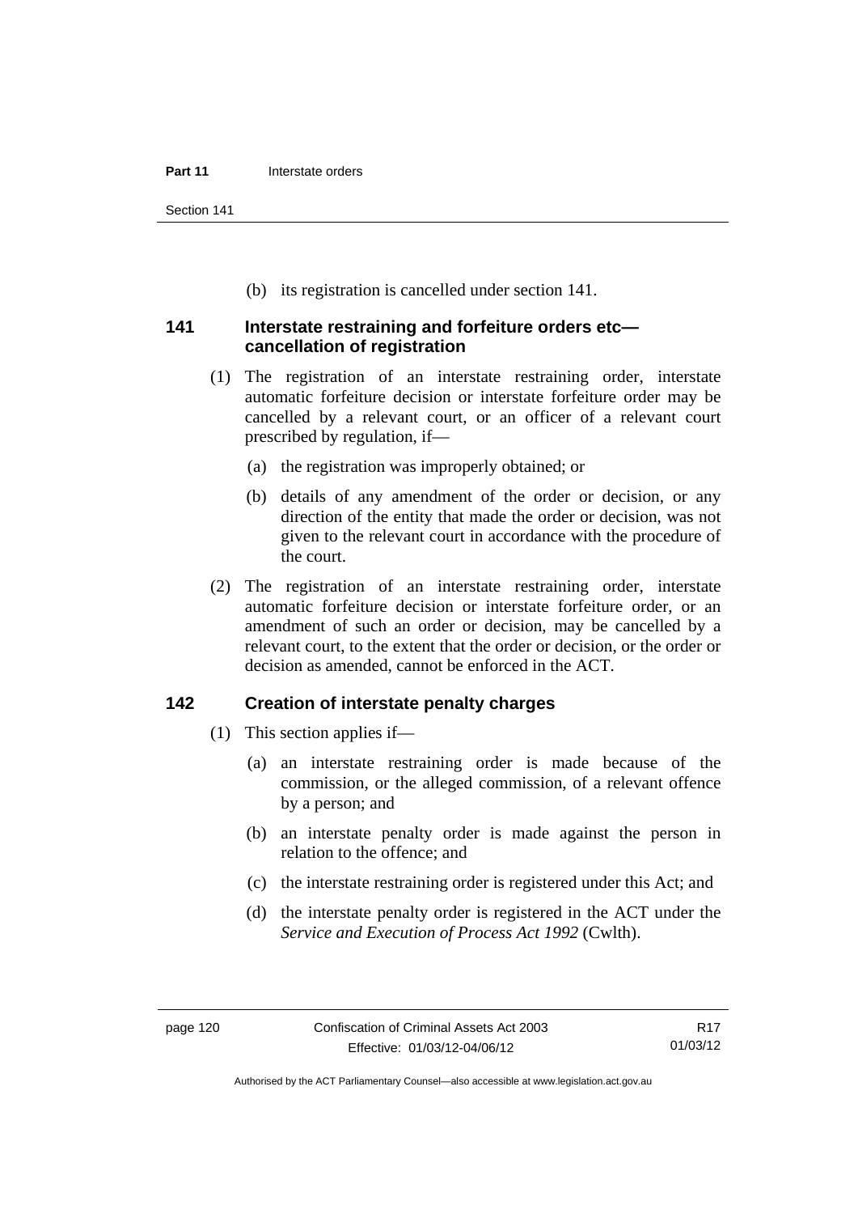(b) its registration is cancelled under section 141.

## 141 Interstate restraining and forfeiture orders etc—cancellation of registration

(1) The registration of an interstate restraining order, interstate automatic forfeiture decision or interstate forfeiture order may be cancelled by a relevant court, or an officer of a relevant court prescribed by regulation, if—

(a) the registration was improperly obtained; or

(b) details of any amendment of the order or decision, or any direction of the entity that made the order or decision, was not given to the relevant court in accordance with the procedure of the court.

(2) The registration of an interstate restraining order, interstate automatic forfeiture decision or interstate forfeiture order, or an amendment of such an order or decision, may be cancelled by a relevant court, to the extent that the order or decision, or the order or decision as amended, cannot be enforced in the ACT.

## 142 Creation of interstate penalty charges

(1) This section applies if—

(a) an interstate restraining order is made because of the commission, or the alleged commission, of a relevant offence by a person; and

(b) an interstate penalty order is made against the person in relation to the offence; and

(c) the interstate restraining order is registered under this Act; and

(d) the interstate penalty order is registered in the ACT under the *Service and Execution of Process Act 1992* (Cwlth).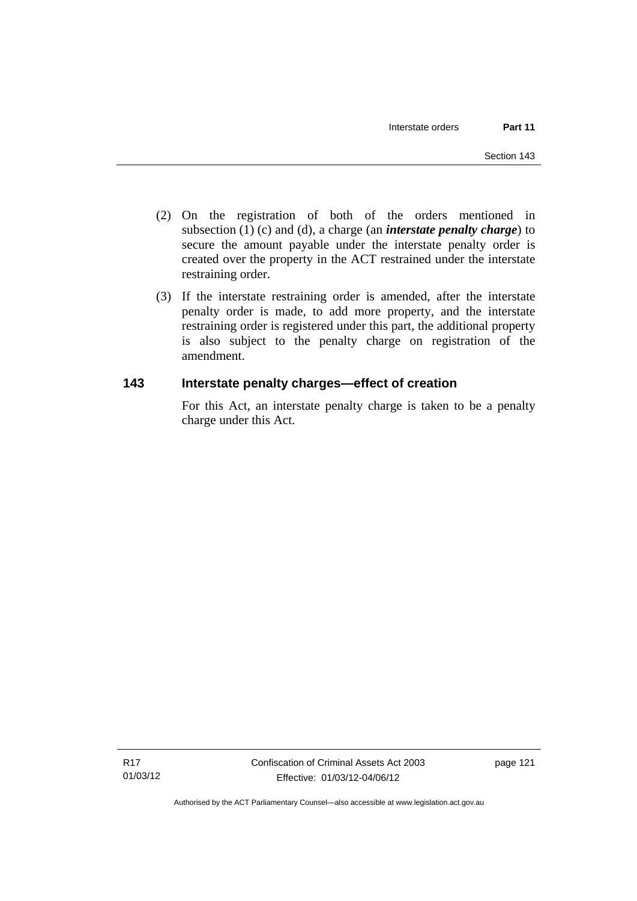(2) On the registration of both of the orders mentioned in subsection (1) (c) and (d), a charge (an ***interstate penalty charge***) to secure the amount payable under the interstate penalty order is created over the property in the ACT restrained under the interstate restraining order.

(3) If the interstate restraining order is amended, after the interstate penalty order is made, to add more property, and the interstate restraining order is registered under this part, the additional property is also subject to the penalty charge on registration of the amendment.

## 143 Interstate penalty charges—effect of creation

For this Act, an interstate penalty charge is taken to be a penalty charge under this Act.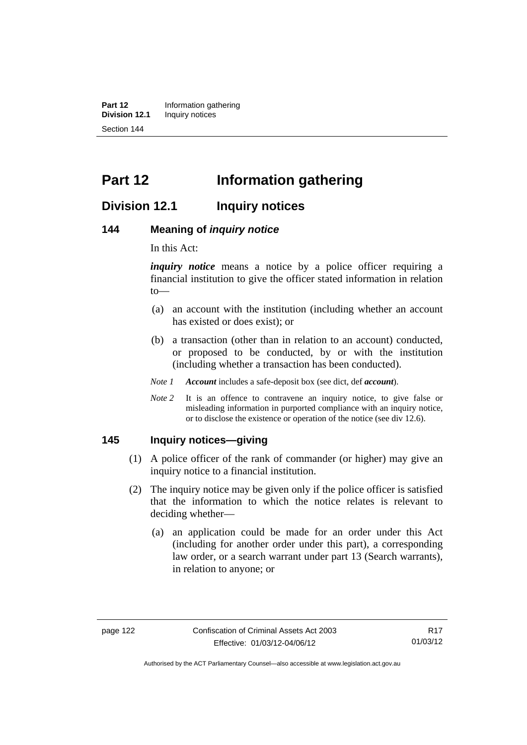# Part 12 Information gathering

## Division 12.1 Inquiry notices

### 144 Meaning of *inquiry notice*

In this Act:

***inquiry notice*** means a notice by a police officer requiring a financial institution to give the officer stated information in relation to—

(a) an account with the institution (including whether an account has existed or does exist); or

(b) a transaction (other than in relation to an account) conducted, or proposed to be conducted, by or with the institution (including whether a transaction has been conducted).

*Note 1* ***Account*** includes a safe-deposit box (see dict, def ***account***).

*Note 2* It is an offence to contravene an inquiry notice, to give false or misleading information in purported compliance with an inquiry notice, or to disclose the existence or operation of the notice (see div 12.6).

### 145 Inquiry notices—giving

(1) A police officer of the rank of commander (or higher) may give an inquiry notice to a financial institution.

(2) The inquiry notice may be given only if the police officer is satisfied that the information to which the notice relates is relevant to deciding whether—

(a) an application could be made for an order under this Act (including for another order under this part), a corresponding law order, or a search warrant under part 13 (Search warrants), in relation to anyone; or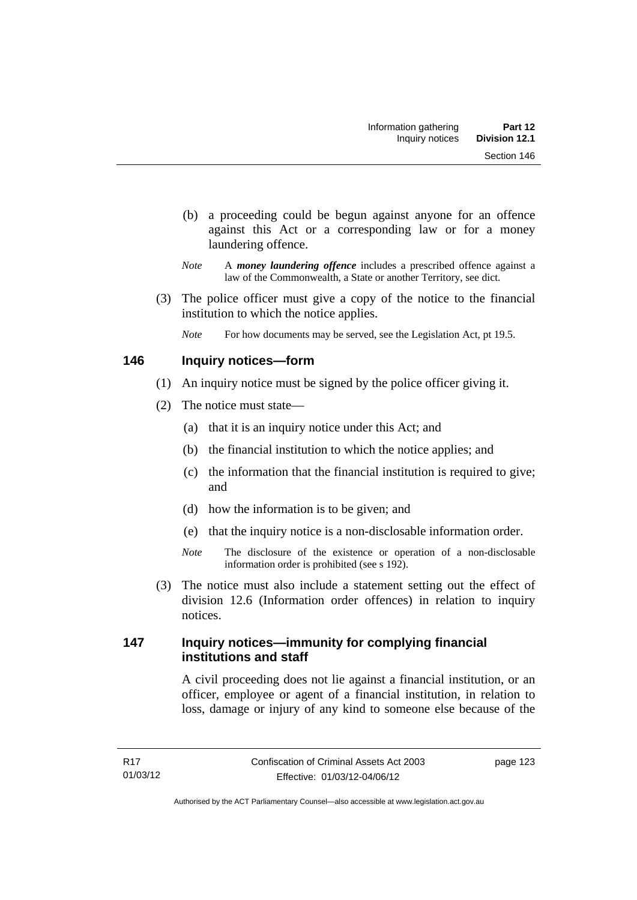(b) a proceeding could be begun against anyone for an offence against this Act or a corresponding law or for a money laundering offence.

*Note* A ***money laundering offence*** includes a prescribed offence against a law of the Commonwealth, a State or another Territory, see dict.

(3) The police officer must give a copy of the notice to the financial institution to which the notice applies.

*Note* For how documents may be served, see the Legislation Act, pt 19.5.

## 146 Inquiry notices—form

(1) An inquiry notice must be signed by the police officer giving it.

(2) The notice must state—

(a) that it is an inquiry notice under this Act; and

(b) the financial institution to which the notice applies; and

(c) the information that the financial institution is required to give; and

(d) how the information is to be given; and

(e) that the inquiry notice is a non-disclosable information order.

*Note* The disclosure of the existence or operation of a non-disclosable information order is prohibited (see s 192).

(3) The notice must also include a statement setting out the effect of division 12.6 (Information order offences) in relation to inquiry notices.

## 147 Inquiry notices—immunity for complying financial institutions and staff

A civil proceeding does not lie against a financial institution, or an officer, employee or agent of a financial institution, in relation to loss, damage or injury of any kind to someone else because of the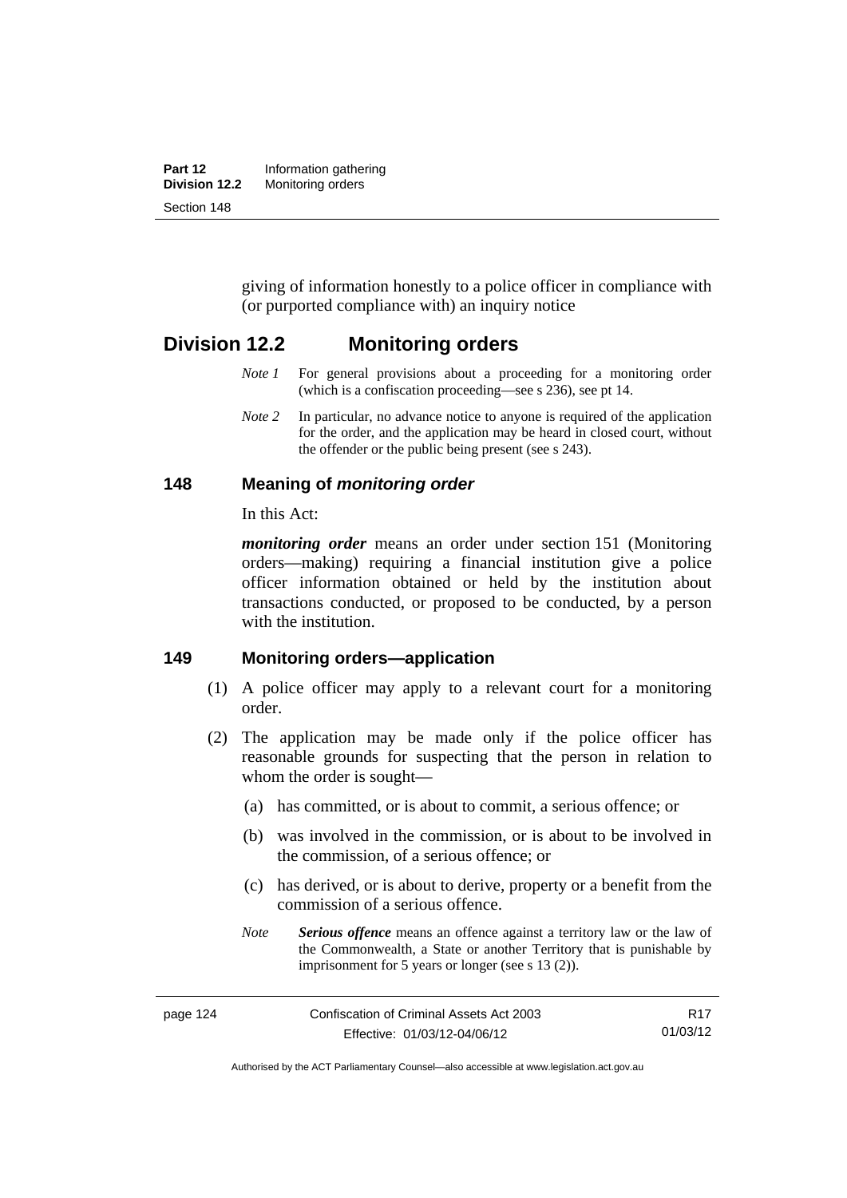giving of information honestly to a police officer in compliance with (or purported compliance with) an inquiry notice

## Division 12.2 Monitoring orders

*Note 1* For general provisions about a proceeding for a monitoring order (which is a confiscation proceeding—see s 236), see pt 14.

*Note 2* In particular, no advance notice to anyone is required of the application for the order, and the application may be heard in closed court, without the offender or the public being present (see s 243).

### 148 Meaning of *monitoring order*

In this Act:

***monitoring order*** means an order under section 151 (Monitoring orders—making) requiring a financial institution give a police officer information obtained or held by the institution about transactions conducted, or proposed to be conducted, by a person with the institution.

### 149 Monitoring orders—application

(1) A police officer may apply to a relevant court for a monitoring order.

(2) The application may be made only if the police officer has reasonable grounds for suspecting that the person in relation to whom the order is sought—

(a) has committed, or is about to commit, a serious offence; or

(b) was involved in the commission, or is about to be involved in the commission, of a serious offence; or

(c) has derived, or is about to derive, property or a benefit from the commission of a serious offence.

*Note* ***Serious offence*** means an offence against a territory law or the law of the Commonwealth, a State or another Territory that is punishable by imprisonment for 5 years or longer (see s 13 (2)).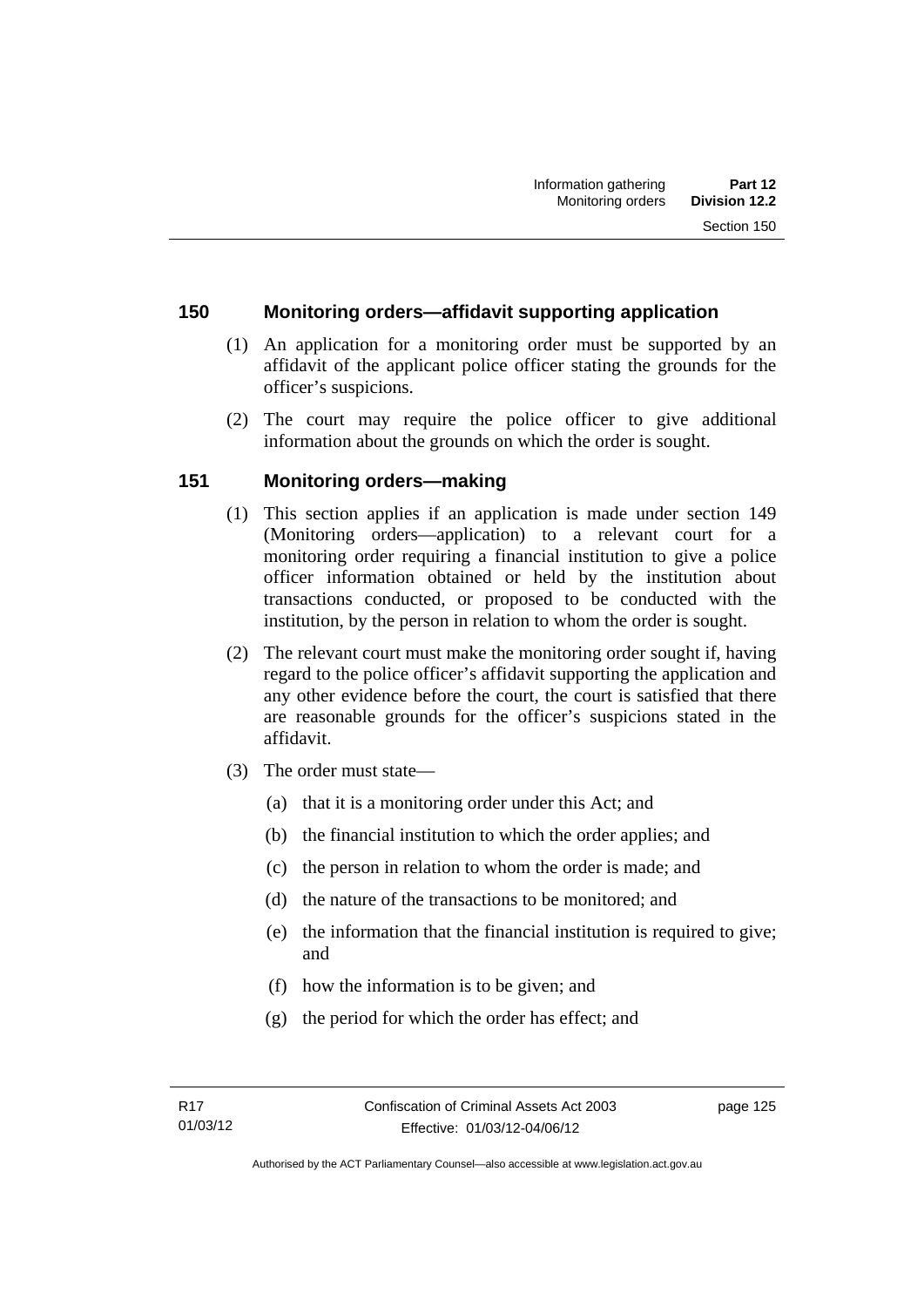## 150 Monitoring orders—affidavit supporting application

(1) An application for a monitoring order must be supported by an affidavit of the applicant police officer stating the grounds for the officer's suspicions.

(2) The court may require the police officer to give additional information about the grounds on which the order is sought.

## 151 Monitoring orders—making

(1) This section applies if an application is made under section 149 (Monitoring orders—application) to a relevant court for a monitoring order requiring a financial institution to give a police officer information obtained or held by the institution about transactions conducted, or proposed to be conducted with the institution, by the person in relation to whom the order is sought.

(2) The relevant court must make the monitoring order sought if, having regard to the police officer's affidavit supporting the application and any other evidence before the court, the court is satisfied that there are reasonable grounds for the officer's suspicions stated in the affidavit.

(3) The order must state—

(a) that it is a monitoring order under this Act; and

(b) the financial institution to which the order applies; and

(c) the person in relation to whom the order is made; and

(d) the nature of the transactions to be monitored; and

(e) the information that the financial institution is required to give; and

(f) how the information is to be given; and

(g) the period for which the order has effect; and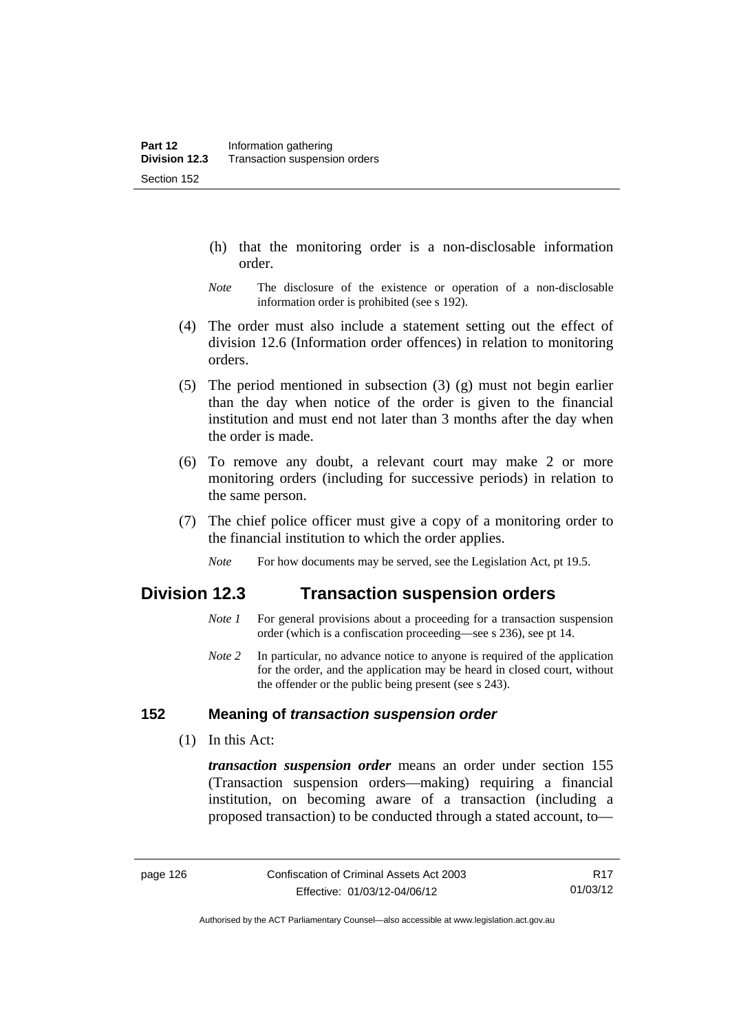(h) that the monitoring order is a non-disclosable information order.

*Note* The disclosure of the existence or operation of a non-disclosable information order is prohibited (see s 192).

(4) The order must also include a statement setting out the effect of division 12.6 (Information order offences) in relation to monitoring orders.

(5) The period mentioned in subsection (3) (g) must not begin earlier than the day when notice of the order is given to the financial institution and must end not later than 3 months after the day when the order is made.

(6) To remove any doubt, a relevant court may make 2 or more monitoring orders (including for successive periods) in relation to the same person.

(7) The chief police officer must give a copy of a monitoring order to the financial institution to which the order applies.

*Note* For how documents may be served, see the Legislation Act, pt 19.5.

## Division 12.3 Transaction suspension orders

*Note 1* For general provisions about a proceeding for a transaction suspension order (which is a confiscation proceeding—see s 236), see pt 14.

*Note 2* In particular, no advance notice to anyone is required of the application for the order, and the application may be heard in closed court, without the offender or the public being present (see s 243).

### 152 Meaning of *transaction suspension order*

(1) In this Act:

***transaction suspension order*** means an order under section 155 (Transaction suspension orders—making) requiring a financial institution, on becoming aware of a transaction (including a proposed transaction) to be conducted through a stated account, to—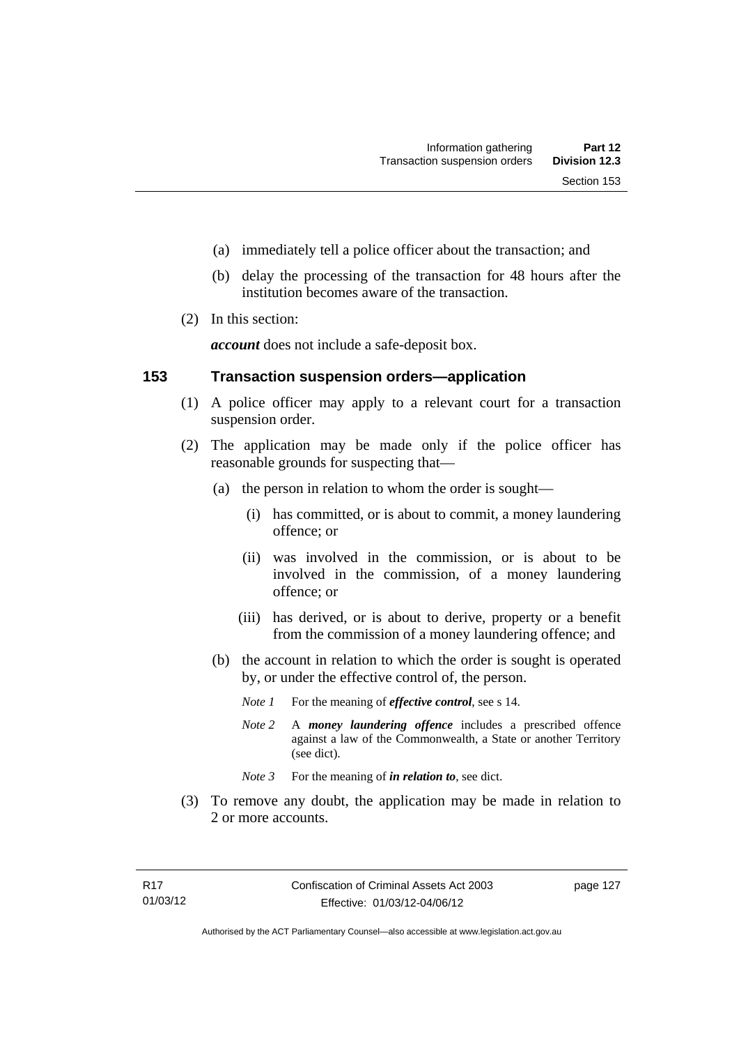(a) immediately tell a police officer about the transaction; and

(b) delay the processing of the transaction for 48 hours after the institution becomes aware of the transaction.

(2) In this section:

***account*** does not include a safe-deposit box.

## 153 Transaction suspension orders—application

(1) A police officer may apply to a relevant court for a transaction suspension order.

(2) The application may be made only if the police officer has reasonable grounds for suspecting that—

(a) the person in relation to whom the order is sought—

(i) has committed, or is about to commit, a money laundering offence; or

(ii) was involved in the commission, or is about to be involved in the commission, of a money laundering offence; or

(iii) has derived, or is about to derive, property or a benefit from the commission of a money laundering offence; and

(b) the account in relation to which the order is sought is operated by, or under the effective control of, the person.

*Note 1* For the meaning of ***effective control***, see s 14.

*Note 2* A ***money laundering offence*** includes a prescribed offence against a law of the Commonwealth, a State or another Territory (see dict).

*Note 3* For the meaning of ***in relation to***, see dict.

(3) To remove any doubt, the application may be made in relation to 2 or more accounts.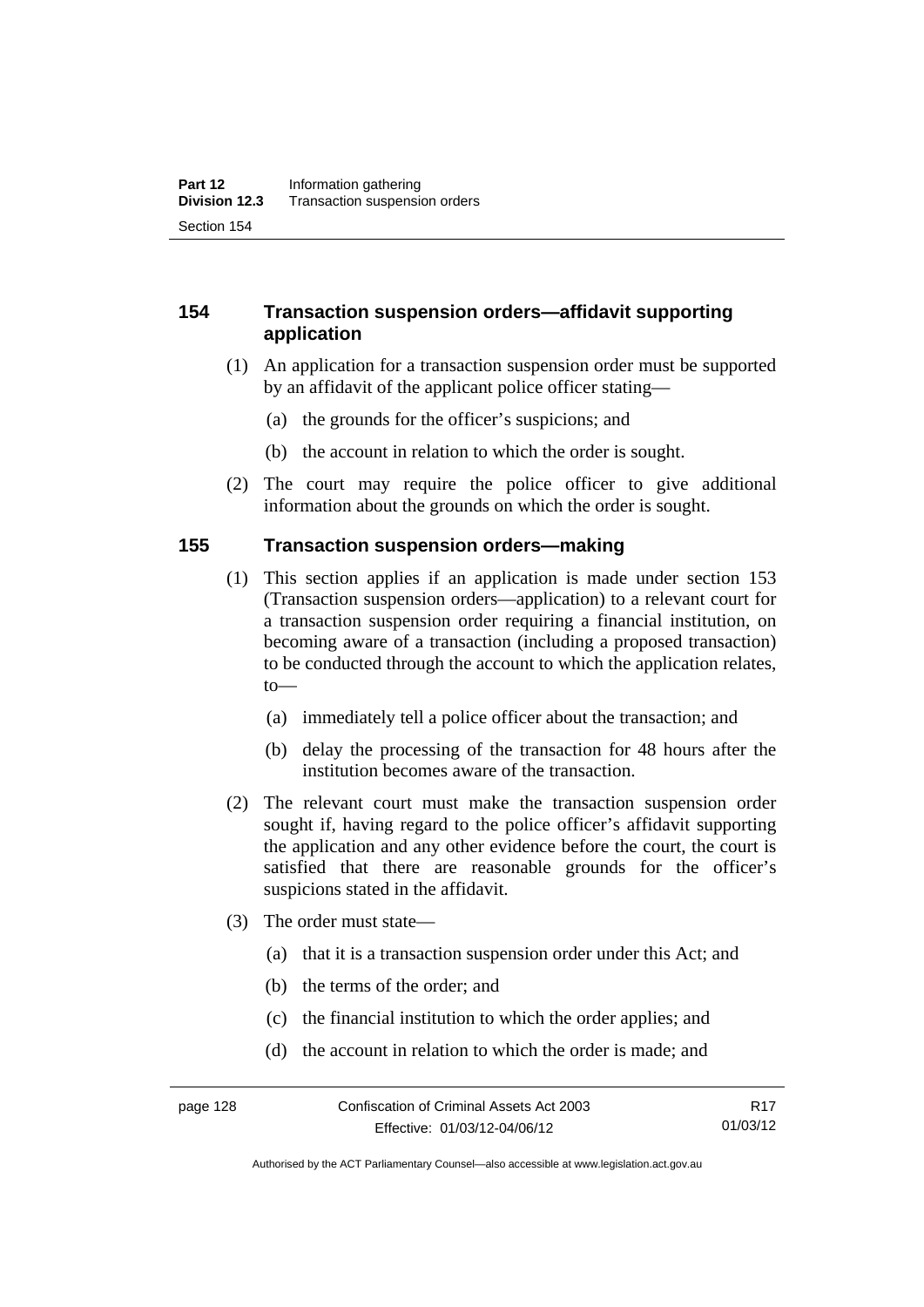## 154 Transaction suspension orders—affidavit supporting application

(1) An application for a transaction suspension order must be supported by an affidavit of the applicant police officer stating—

(a) the grounds for the officer's suspicions; and

(b) the account in relation to which the order is sought.

(2) The court may require the police officer to give additional information about the grounds on which the order is sought.

## 155 Transaction suspension orders—making

(1) This section applies if an application is made under section 153 (Transaction suspension orders—application) to a relevant court for a transaction suspension order requiring a financial institution, on becoming aware of a transaction (including a proposed transaction) to be conducted through the account to which the application relates, to—

(a) immediately tell a police officer about the transaction; and

(b) delay the processing of the transaction for 48 hours after the institution becomes aware of the transaction.

(2) The relevant court must make the transaction suspension order sought if, having regard to the police officer's affidavit supporting the application and any other evidence before the court, the court is satisfied that there are reasonable grounds for the officer's suspicions stated in the affidavit.

(3) The order must state—

(a) that it is a transaction suspension order under this Act; and

(b) the terms of the order; and

(c) the financial institution to which the order applies; and

(d) the account in relation to which the order is made; and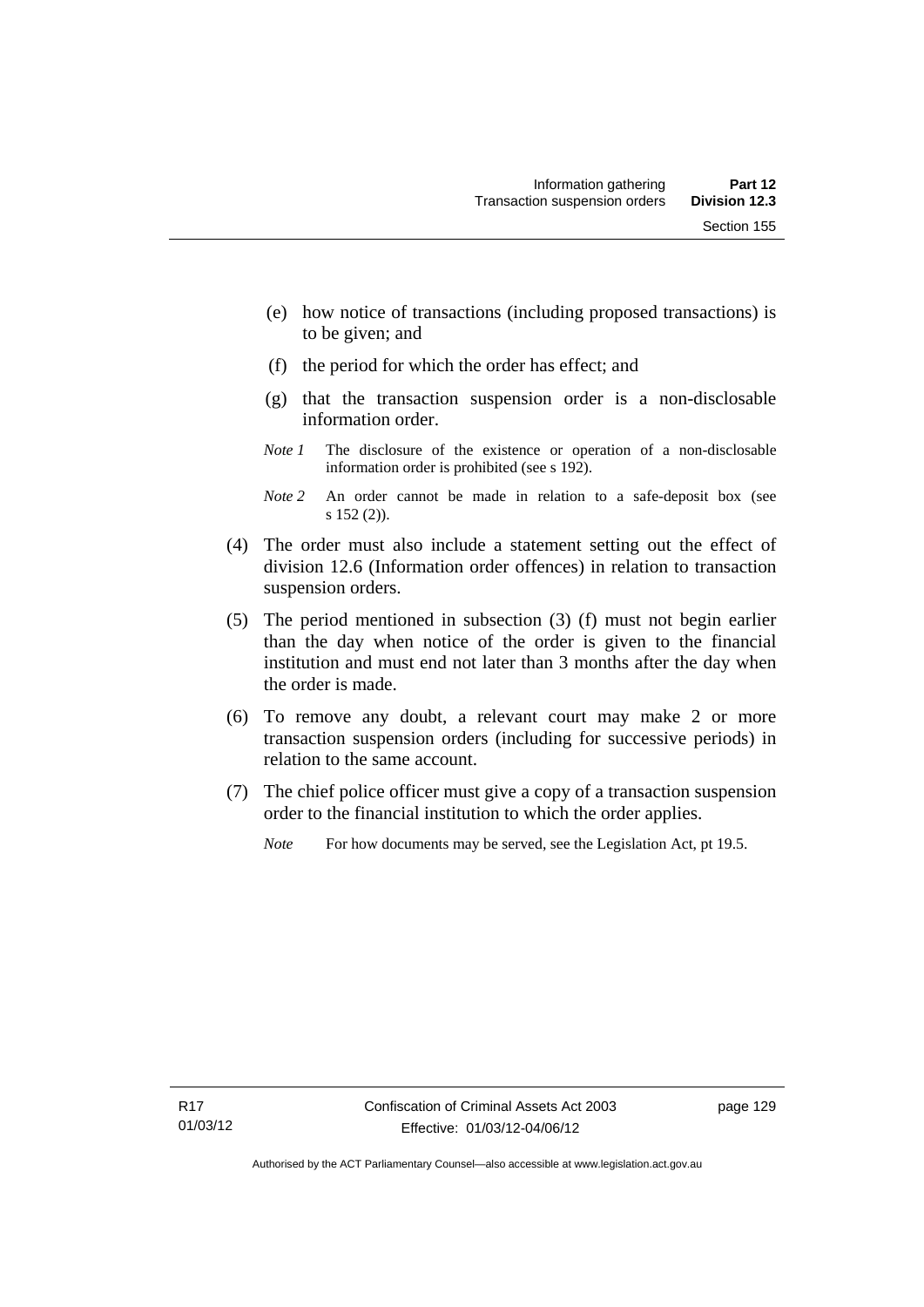(e) how notice of transactions (including proposed transactions) is to be given; and

(f) the period for which the order has effect; and

(g) that the transaction suspension order is a non-disclosable information order.

*Note 1* The disclosure of the existence or operation of a non-disclosable information order is prohibited (see s 192).

*Note 2* An order cannot be made in relation to a safe-deposit box (see s 152 (2)).

(4) The order must also include a statement setting out the effect of division 12.6 (Information order offences) in relation to transaction suspension orders.

(5) The period mentioned in subsection (3) (f) must not begin earlier than the day when notice of the order is given to the financial institution and must end not later than 3 months after the day when the order is made.

(6) To remove any doubt, a relevant court may make 2 or more transaction suspension orders (including for successive periods) in relation to the same account.

(7) The chief police officer must give a copy of a transaction suspension order to the financial institution to which the order applies.

*Note* For how documents may be served, see the Legislation Act, pt 19.5.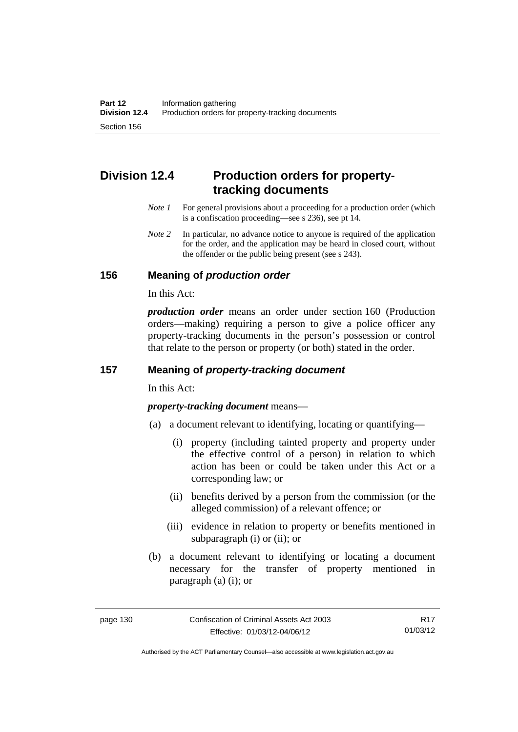## Division 12.4 Production orders for property-tracking documents

*Note 1* For general provisions about a proceeding for a production order (which is a confiscation proceeding—see s 236), see pt 14.

*Note 2* In particular, no advance notice to anyone is required of the application for the order, and the application may be heard in closed court, without the offender or the public being present (see s 243).

### 156 Meaning of *production order*

In this Act:

***production order*** means an order under section 160 (Production orders—making) requiring a person to give a police officer any property-tracking documents in the person's possession or control that relate to the person or property (or both) stated in the order.

### 157 Meaning of *property-tracking document*

In this Act:

***property-tracking document*** means—

(a) a document relevant to identifying, locating or quantifying—

(i) property (including tainted property and property under the effective control of a person) in relation to which action has been or could be taken under this Act or a corresponding law; or

(ii) benefits derived by a person from the commission (or the alleged commission) of a relevant offence; or

(iii) evidence in relation to property or benefits mentioned in subparagraph (i) or (ii); or

(b) a document relevant to identifying or locating a document necessary for the transfer of property mentioned in paragraph (a) (i); or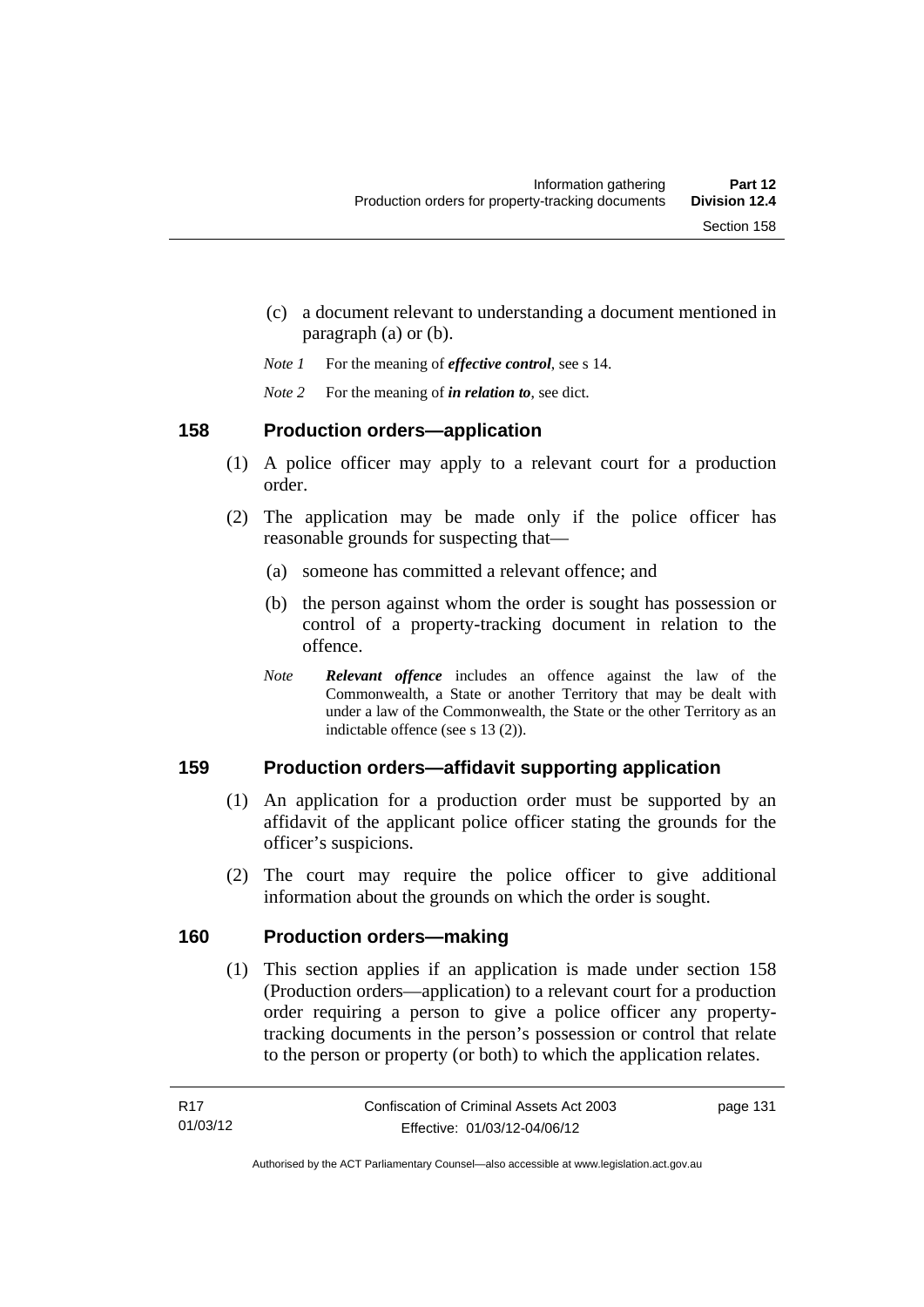(c) a document relevant to understanding a document mentioned in paragraph (a) or (b).

*Note 1* For the meaning of ***effective control***, see s 14.

*Note 2* For the meaning of ***in relation to***, see dict.

## 158 Production orders—application

(1) A police officer may apply to a relevant court for a production order.

(2) The application may be made only if the police officer has reasonable grounds for suspecting that—

(a) someone has committed a relevant offence; and

(b) the person against whom the order is sought has possession or control of a property-tracking document in relation to the offence.

*Note* ***Relevant offence*** includes an offence against the law of the Commonwealth, a State or another Territory that may be dealt with under a law of the Commonwealth, the State or the other Territory as an indictable offence (see s 13 (2)).

## 159 Production orders—affidavit supporting application

(1) An application for a production order must be supported by an affidavit of the applicant police officer stating the grounds for the officer's suspicions.

(2) The court may require the police officer to give additional information about the grounds on which the order is sought.

## 160 Production orders—making

(1) This section applies if an application is made under section 158 (Production orders—application) to a relevant court for a production order requiring a person to give a police officer any property-tracking documents in the person's possession or control that relate to the person or property (or both) to which the application relates.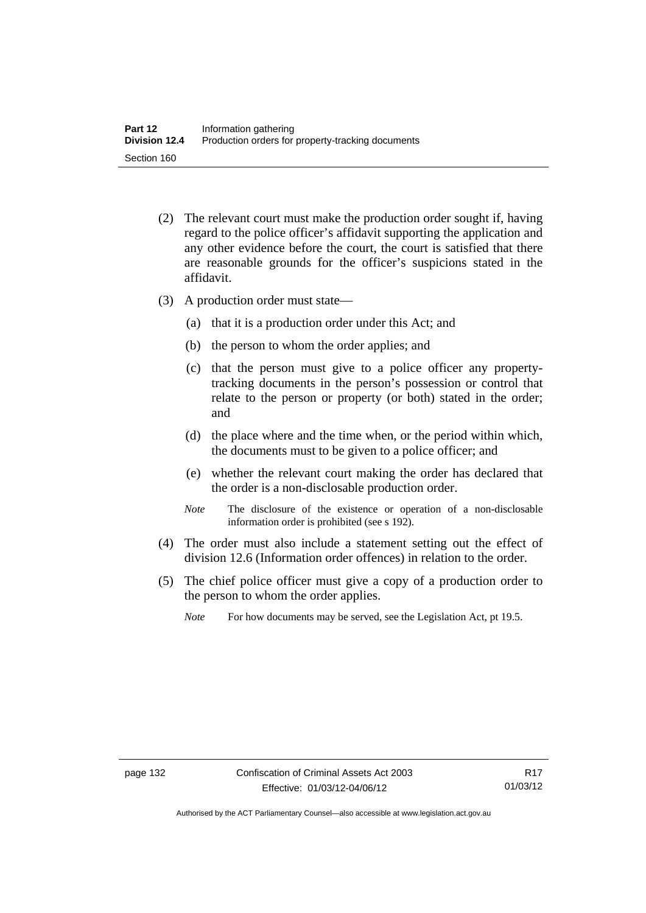(2) The relevant court must make the production order sought if, having regard to the police officer's affidavit supporting the application and any other evidence before the court, the court is satisfied that there are reasonable grounds for the officer's suspicions stated in the affidavit.

(3) A production order must state—

(a) that it is a production order under this Act; and

(b) the person to whom the order applies; and

(c) that the person must give to a police officer any property-tracking documents in the person's possession or control that relate to the person or property (or both) stated in the order; and

(d) the place where and the time when, or the period within which, the documents must to be given to a police officer; and

(e) whether the relevant court making the order has declared that the order is a non-disclosable production order.

*Note* The disclosure of the existence or operation of a non-disclosable information order is prohibited (see s 192).

(4) The order must also include a statement setting out the effect of division 12.6 (Information order offences) in relation to the order.

(5) The chief police officer must give a copy of a production order to the person to whom the order applies.

*Note* For how documents may be served, see the Legislation Act, pt 19.5.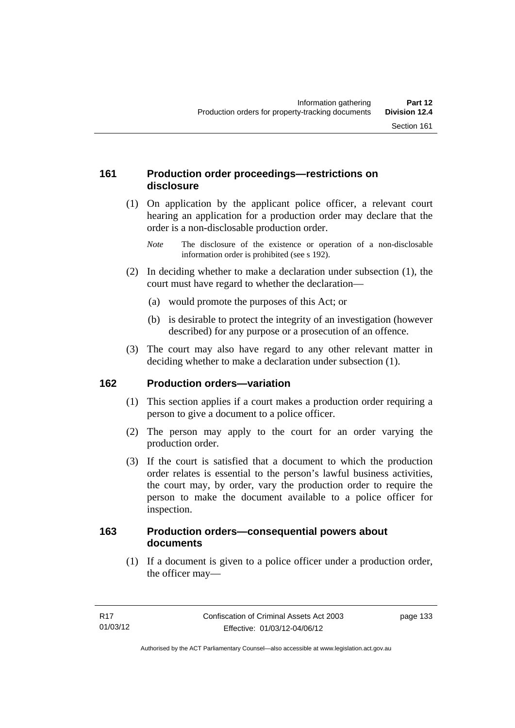## 161 Production order proceedings—restrictions on disclosure

(1) On application by the applicant police officer, a relevant court hearing an application for a production order may declare that the order is a non-disclosable production order.

*Note* The disclosure of the existence or operation of a non-disclosable information order is prohibited (see s 192).

(2) In deciding whether to make a declaration under subsection (1), the court must have regard to whether the declaration—

(a) would promote the purposes of this Act; or

(b) is desirable to protect the integrity of an investigation (however described) for any purpose or a prosecution of an offence.

(3) The court may also have regard to any other relevant matter in deciding whether to make a declaration under subsection (1).

## 162 Production orders—variation

(1) This section applies if a court makes a production order requiring a person to give a document to a police officer.

(2) The person may apply to the court for an order varying the production order.

(3) If the court is satisfied that a document to which the production order relates is essential to the person's lawful business activities, the court may, by order, vary the production order to require the person to make the document available to a police officer for inspection.

## 163 Production orders—consequential powers about documents

(1) If a document is given to a police officer under a production order, the officer may—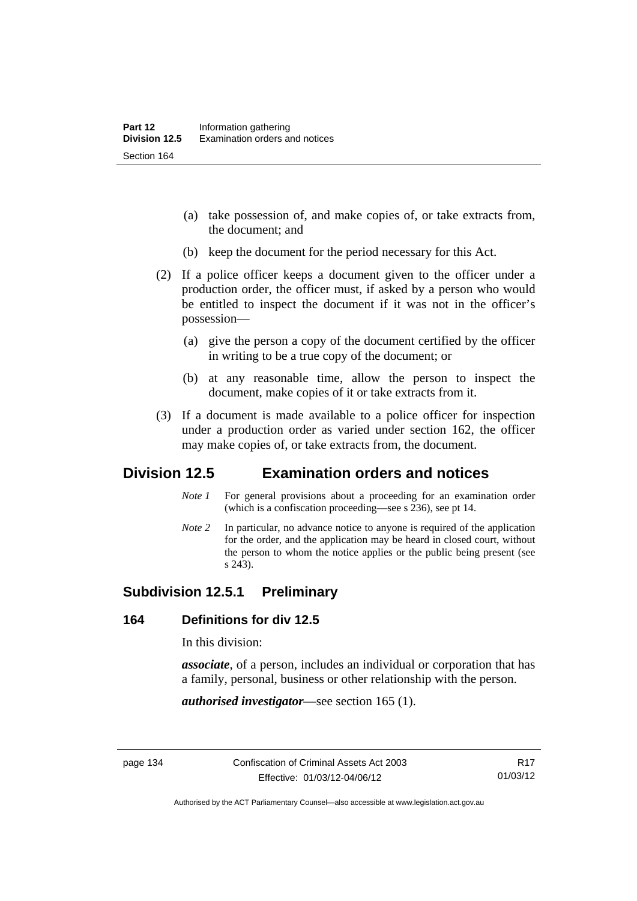(a) take possession of, and make copies of, or take extracts from, the document; and

(b) keep the document for the period necessary for this Act.

(2) If a police officer keeps a document given to the officer under a production order, the officer must, if asked by a person who would be entitled to inspect the document if it was not in the officer's possession—

(a) give the person a copy of the document certified by the officer in writing to be a true copy of the document; or

(b) at any reasonable time, allow the person to inspect the document, make copies of it or take extracts from it.

(3) If a document is made available to a police officer for inspection under a production order as varied under section 162, the officer may make copies of, or take extracts from, the document.

## Division 12.5 Examination orders and notices

*Note 1* For general provisions about a proceeding for an examination order (which is a confiscation proceeding—see s 236), see pt 14.

*Note 2* In particular, no advance notice to anyone is required of the application for the order, and the application may be heard in closed court, without the person to whom the notice applies or the public being present (see s 243).

### Subdivision 12.5.1 Preliminary

#### 164 Definitions for div 12.5

In this division:

***associate***, of a person, includes an individual or corporation that has a family, personal, business or other relationship with the person.

***authorised investigator***—see section 165 (1).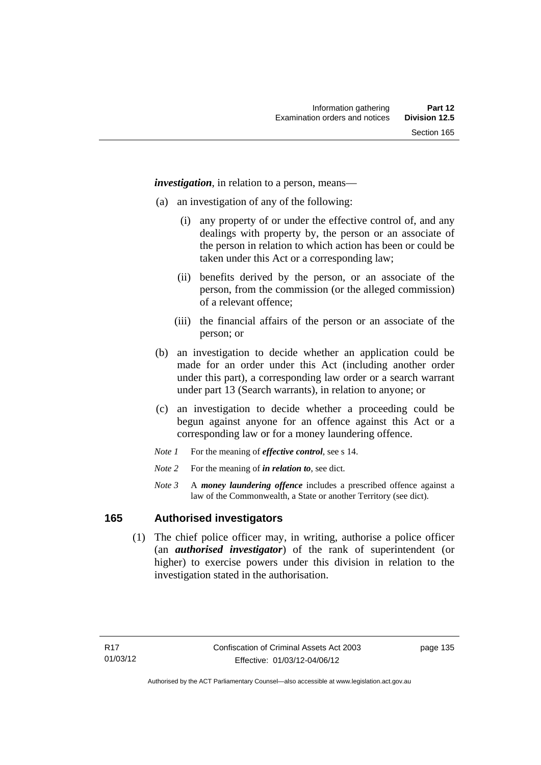***investigation***, in relation to a person, means—

(a) an investigation of any of the following:

  (i) any property of or under the effective control of, and any dealings with property by, the person or an associate of the person in relation to which action has been or could be taken under this Act or a corresponding law;

  (ii) benefits derived by the person, or an associate of the person, from the commission (or the alleged commission) of a relevant offence;

  (iii) the financial affairs of the person or an associate of the person; or

(b) an investigation to decide whether an application could be made for an order under this Act (including another order under this part), a corresponding law order or a search warrant under part 13 (Search warrants), in relation to anyone; or

(c) an investigation to decide whether a proceeding could be begun against anyone for an offence against this Act or a corresponding law or for a money laundering offence.

*Note 1* For the meaning of ***effective control***, see s 14.

*Note 2* For the meaning of ***in relation to***, see dict.

*Note 3* A ***money laundering offence*** includes a prescribed offence against a law of the Commonwealth, a State or another Territory (see dict).

## 165 Authorised investigators

(1) The chief police officer may, in writing, authorise a police officer (an ***authorised investigator***) of the rank of superintendent (or higher) to exercise powers under this division in relation to the investigation stated in the authorisation.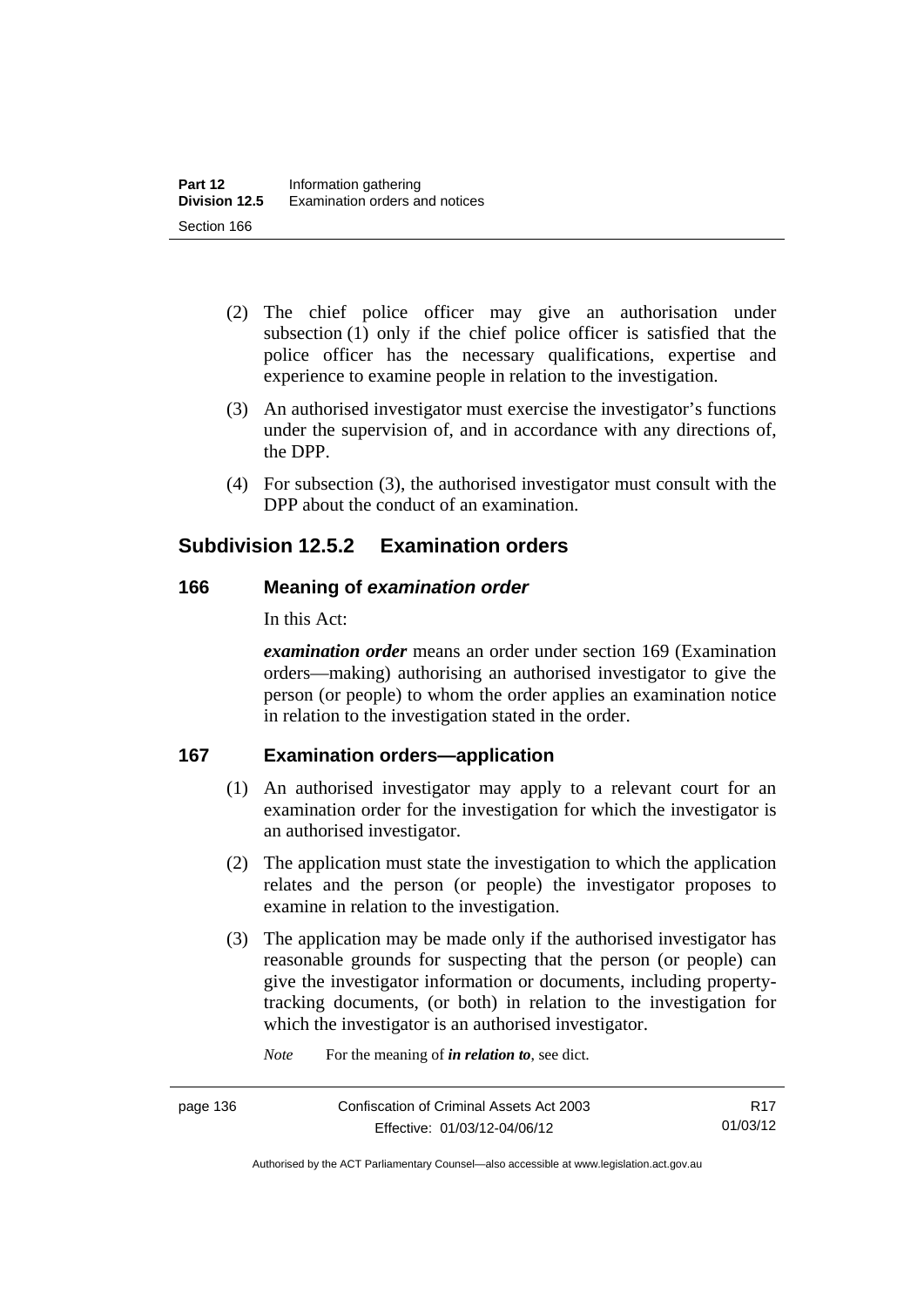(2) The chief police officer may give an authorisation under subsection (1) only if the chief police officer is satisfied that the police officer has the necessary qualifications, expertise and experience to examine people in relation to the investigation.

(3) An authorised investigator must exercise the investigator's functions under the supervision of, and in accordance with any directions of, the DPP.

(4) For subsection (3), the authorised investigator must consult with the DPP about the conduct of an examination.

## Subdivision 12.5.2 Examination orders

### 166 Meaning of *examination order*

In this Act:

***examination order*** means an order under section 169 (Examination orders—making) authorising an authorised investigator to give the person (or people) to whom the order applies an examination notice in relation to the investigation stated in the order.

### 167 Examination orders—application

(1) An authorised investigator may apply to a relevant court for an examination order for the investigation for which the investigator is an authorised investigator.

(2) The application must state the investigation to which the application relates and the person (or people) the investigator proposes to examine in relation to the investigation.

(3) The application may be made only if the authorised investigator has reasonable grounds for suspecting that the person (or people) can give the investigator information or documents, including property-tracking documents, (or both) in relation to the investigation for which the investigator is an authorised investigator.

*Note* For the meaning of ***in relation to***, see dict.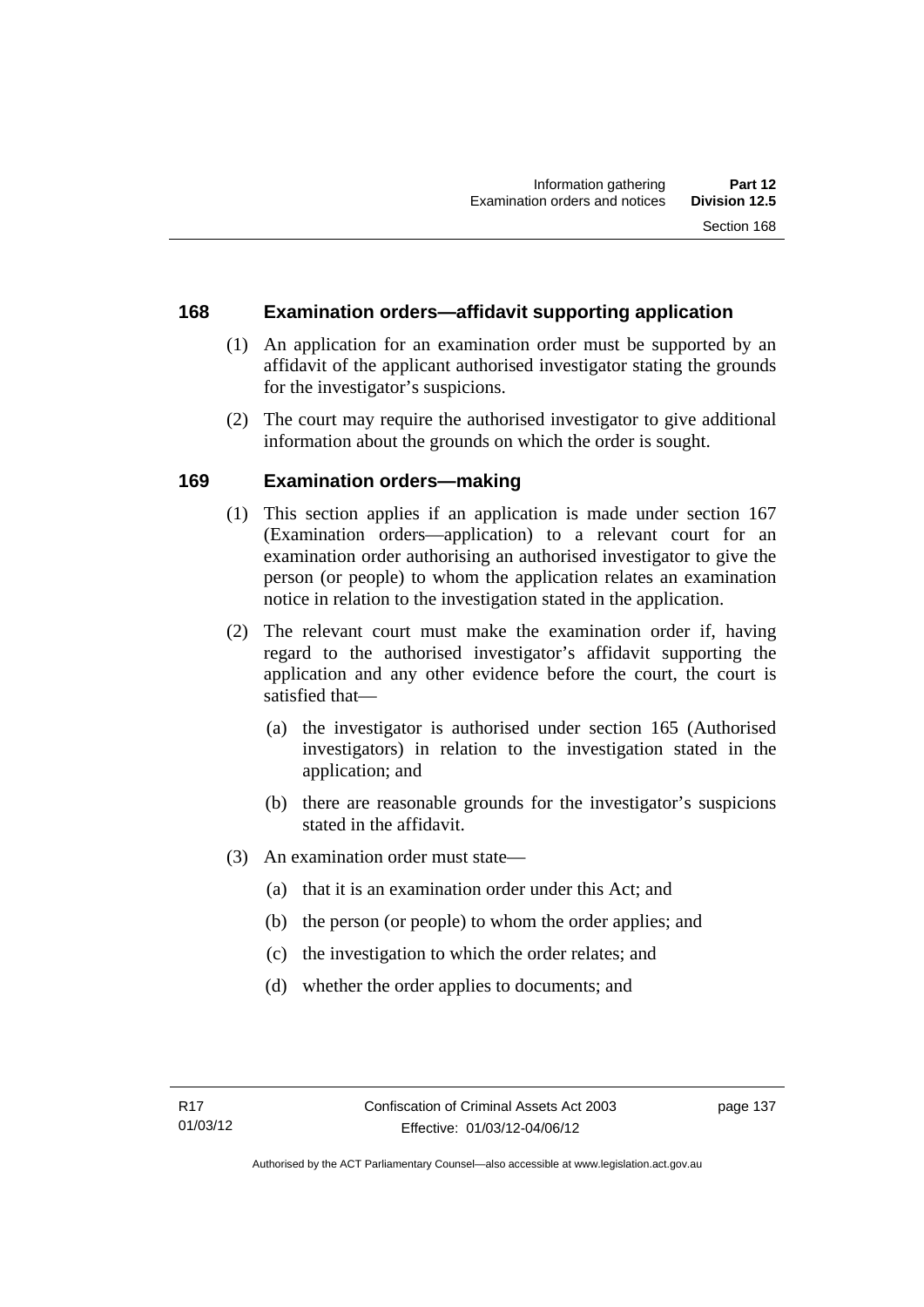## 168 Examination orders—affidavit supporting application

(1) An application for an examination order must be supported by an affidavit of the applicant authorised investigator stating the grounds for the investigator's suspicions.

(2) The court may require the authorised investigator to give additional information about the grounds on which the order is sought.

## 169 Examination orders—making

(1) This section applies if an application is made under section 167 (Examination orders—application) to a relevant court for an examination order authorising an authorised investigator to give the person (or people) to whom the application relates an examination notice in relation to the investigation stated in the application.

(2) The relevant court must make the examination order if, having regard to the authorised investigator's affidavit supporting the application and any other evidence before the court, the court is satisfied that—

  (a) the investigator is authorised under section 165 (Authorised investigators) in relation to the investigation stated in the application; and

  (b) there are reasonable grounds for the investigator's suspicions stated in the affidavit.

(3) An examination order must state—

  (a) that it is an examination order under this Act; and

  (b) the person (or people) to whom the order applies; and

  (c) the investigation to which the order relates; and

  (d) whether the order applies to documents; and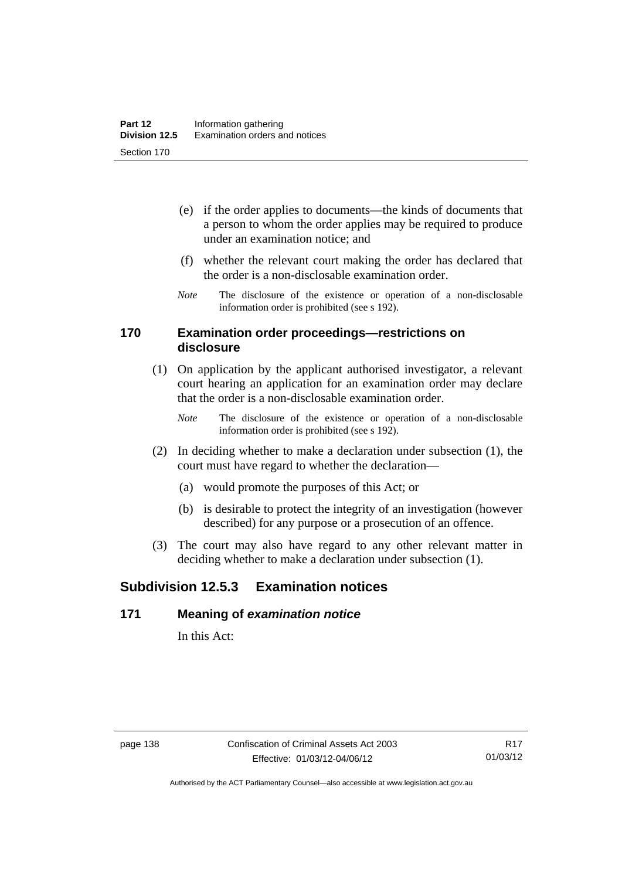(e) if the order applies to documents—the kinds of documents that a person to whom the order applies may be required to produce under an examination notice; and

(f) whether the relevant court making the order has declared that the order is a non-disclosable examination order.

*Note* The disclosure of the existence or operation of a non-disclosable information order is prohibited (see s 192).

## 170 Examination order proceedings—restrictions on disclosure

(1) On application by the applicant authorised investigator, a relevant court hearing an application for an examination order may declare that the order is a non-disclosable examination order.

*Note* The disclosure of the existence or operation of a non-disclosable information order is prohibited (see s 192).

(2) In deciding whether to make a declaration under subsection (1), the court must have regard to whether the declaration—

(a) would promote the purposes of this Act; or

(b) is desirable to protect the integrity of an investigation (however described) for any purpose or a prosecution of an offence.

(3) The court may also have regard to any other relevant matter in deciding whether to make a declaration under subsection (1).

# Subdivision 12.5.3 Examination notices

## 171 Meaning of *examination notice*

In this Act: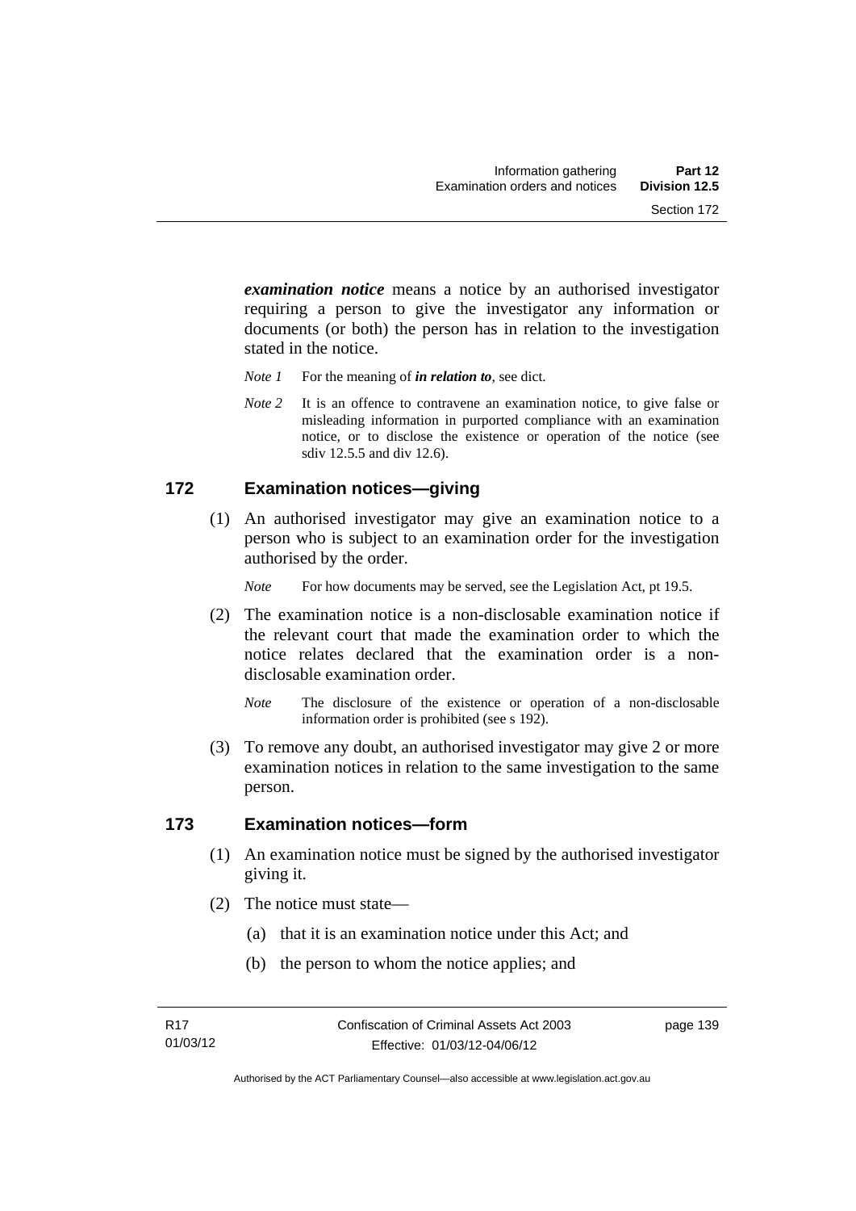***examination notice*** means a notice by an authorised investigator requiring a person to give the investigator any information or documents (or both) the person has in relation to the investigation stated in the notice.

*Note 1* For the meaning of ***in relation to***, see dict.

*Note 2* It is an offence to contravene an examination notice, to give false or misleading information in purported compliance with an examination notice, or to disclose the existence or operation of the notice (see sdiv 12.5.5 and div 12.6).

## 172 Examination notices—giving

(1) An authorised investigator may give an examination notice to a person who is subject to an examination order for the investigation authorised by the order.

*Note* For how documents may be served, see the Legislation Act, pt 19.5.

(2) The examination notice is a non-disclosable examination notice if the relevant court that made the examination order to which the notice relates declared that the examination order is a non-disclosable examination order.

*Note* The disclosure of the existence or operation of a non-disclosable information order is prohibited (see s 192).

(3) To remove any doubt, an authorised investigator may give 2 or more examination notices in relation to the same investigation to the same person.

## 173 Examination notices—form

(1) An examination notice must be signed by the authorised investigator giving it.

(2) The notice must state—

(a) that it is an examination notice under this Act; and

(b) the person to whom the notice applies; and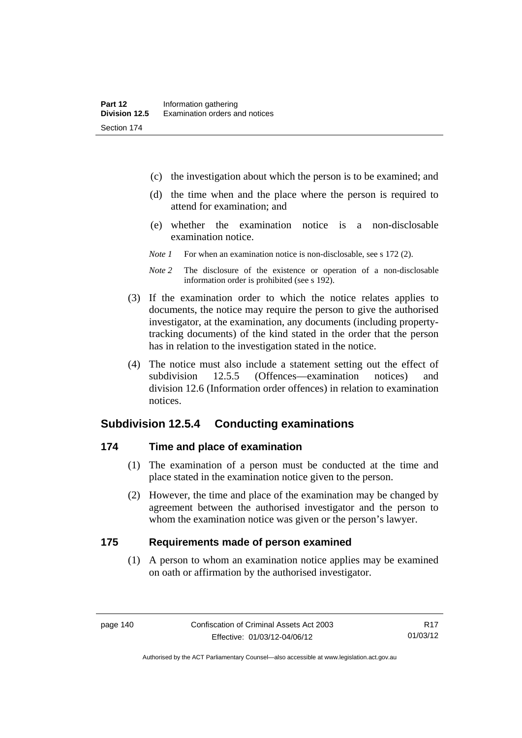(c) the investigation about which the person is to be examined; and

(d) the time when and the place where the person is required to attend for examination; and

(e) whether the examination notice is a non-disclosable examination notice.

*Note 1* For when an examination notice is non-disclosable, see s 172 (2).

*Note 2* The disclosure of the existence or operation of a non-disclosable information order is prohibited (see s 192).

(3) If the examination order to which the notice relates applies to documents, the notice may require the person to give the authorised investigator, at the examination, any documents (including property-tracking documents) of the kind stated in the order that the person has in relation to the investigation stated in the notice.

(4) The notice must also include a statement setting out the effect of subdivision 12.5.5 (Offences—examination notices) and division 12.6 (Information order offences) in relation to examination notices.

## Subdivision 12.5.4 Conducting examinations

### 174 Time and place of examination

(1) The examination of a person must be conducted at the time and place stated in the examination notice given to the person.

(2) However, the time and place of the examination may be changed by agreement between the authorised investigator and the person to whom the examination notice was given or the person's lawyer.

### 175 Requirements made of person examined

(1) A person to whom an examination notice applies may be examined on oath or affirmation by the authorised investigator.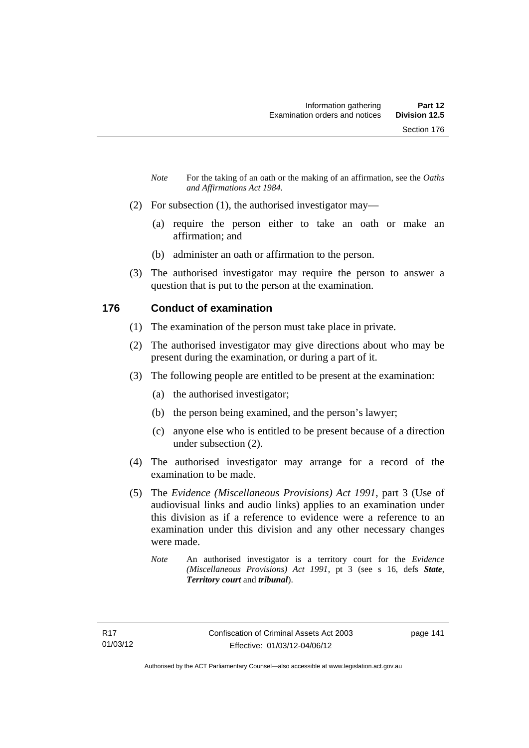*Note* For the taking of an oath or the making of an affirmation, see the *Oaths and Affirmations Act 1984.*

(2) For subsection (1), the authorised investigator may—

(a) require the person either to take an oath or make an affirmation; and

(b) administer an oath or affirmation to the person.

(3) The authorised investigator may require the person to answer a question that is put to the person at the examination.

## 176 Conduct of examination

(1) The examination of the person must take place in private.

(2) The authorised investigator may give directions about who may be present during the examination, or during a part of it.

(3) The following people are entitled to be present at the examination:

(a) the authorised investigator;

(b) the person being examined, and the person's lawyer;

(c) anyone else who is entitled to be present because of a direction under subsection (2).

(4) The authorised investigator may arrange for a record of the examination to be made.

(5) The *Evidence (Miscellaneous Provisions) Act 1991*, part 3 (Use of audiovisual links and audio links) applies to an examination under this division as if a reference to evidence were a reference to an examination under this division and any other necessary changes were made.

*Note* An authorised investigator is a territory court for the *Evidence (Miscellaneous Provisions) Act 1991*, pt 3 (see s 16, defs ***State***, ***Territory court*** and ***tribunal***).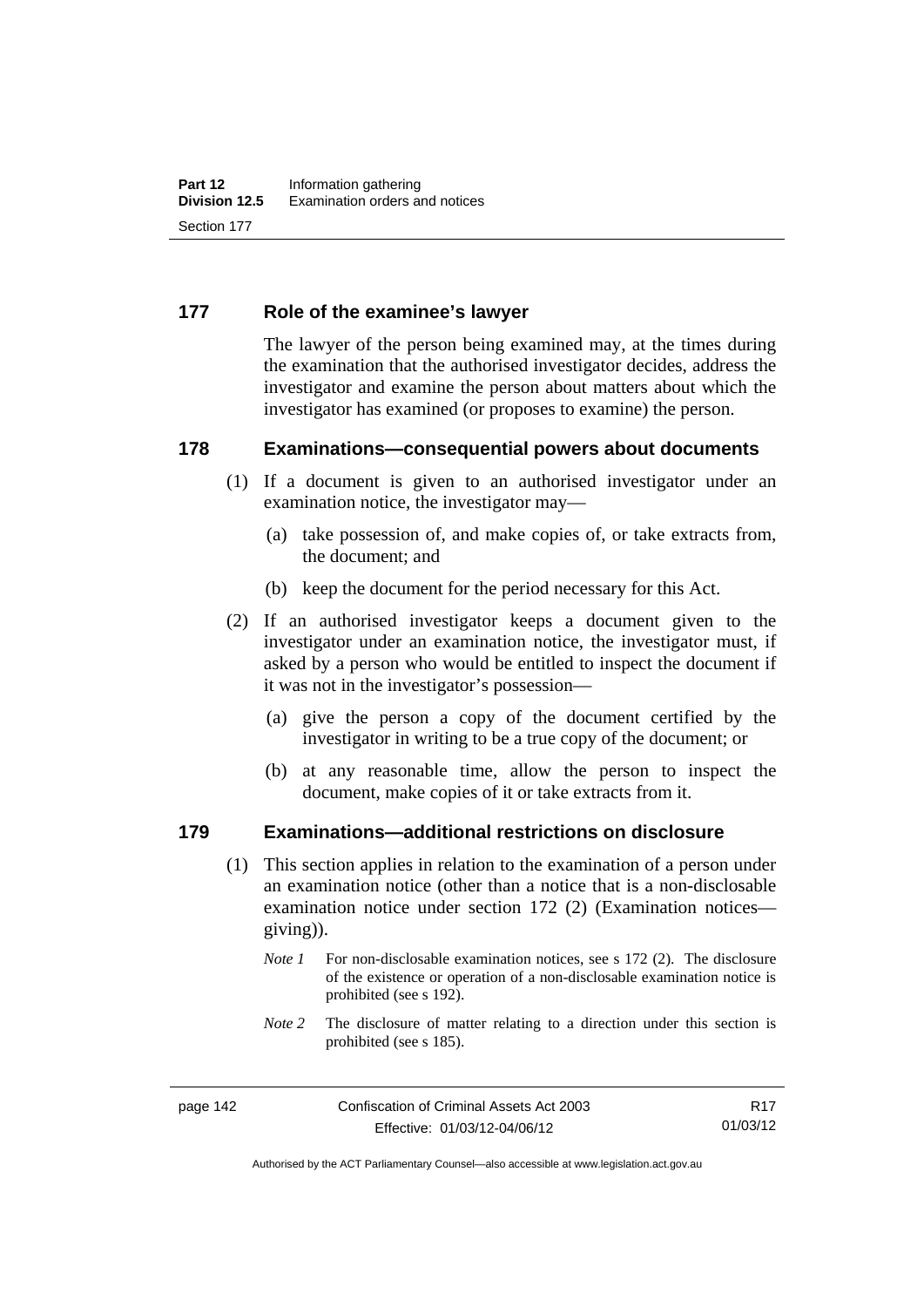## 177 Role of the examinee's lawyer

The lawyer of the person being examined may, at the times during the examination that the authorised investigator decides, address the investigator and examine the person about matters about which the investigator has examined (or proposes to examine) the person.

## 178 Examinations—consequential powers about documents

(1) If a document is given to an authorised investigator under an examination notice, the investigator may—

(a) take possession of, and make copies of, or take extracts from, the document; and

(b) keep the document for the period necessary for this Act.

(2) If an authorised investigator keeps a document given to the investigator under an examination notice, the investigator must, if asked by a person who would be entitled to inspect the document if it was not in the investigator's possession—

(a) give the person a copy of the document certified by the investigator in writing to be a true copy of the document; or

(b) at any reasonable time, allow the person to inspect the document, make copies of it or take extracts from it.

## 179 Examinations—additional restrictions on disclosure

(1) This section applies in relation to the examination of a person under an examination notice (other than a notice that is a non-disclosable examination notice under section 172 (2) (Examination notices—giving)).

*Note 1* For non-disclosable examination notices, see s 172 (2). The disclosure of the existence or operation of a non-disclosable examination notice is prohibited (see s 192).

*Note 2* The disclosure of matter relating to a direction under this section is prohibited (see s 185).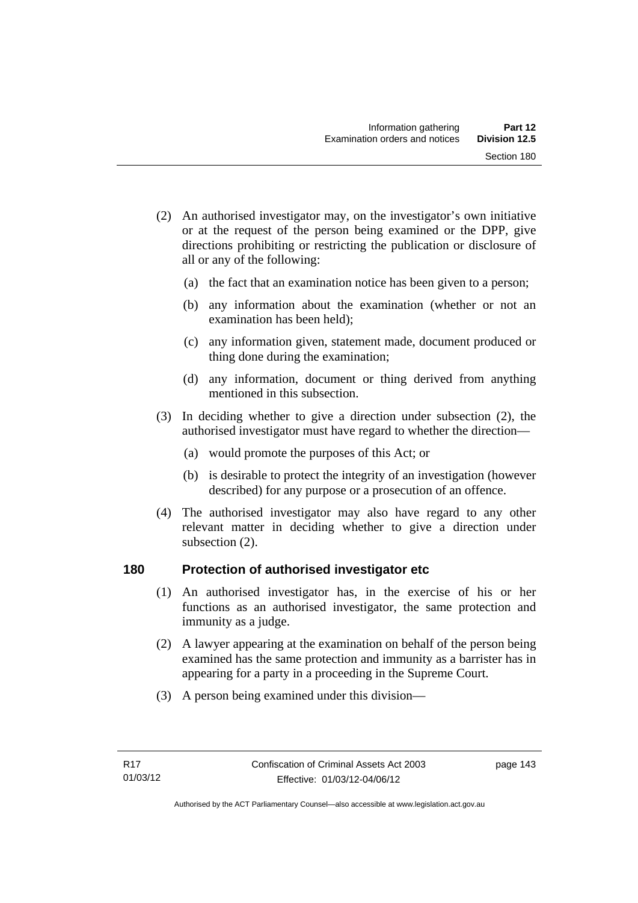(2) An authorised investigator may, on the investigator's own initiative or at the request of the person being examined or the DPP, give directions prohibiting or restricting the publication or disclosure of all or any of the following:

(a) the fact that an examination notice has been given to a person;

(b) any information about the examination (whether or not an examination has been held);

(c) any information given, statement made, document produced or thing done during the examination;

(d) any information, document or thing derived from anything mentioned in this subsection.

(3) In deciding whether to give a direction under subsection (2), the authorised investigator must have regard to whether the direction—

(a) would promote the purposes of this Act; or

(b) is desirable to protect the integrity of an investigation (however described) for any purpose or a prosecution of an offence.

(4) The authorised investigator may also have regard to any other relevant matter in deciding whether to give a direction under subsection (2).

## 180 Protection of authorised investigator etc

(1) An authorised investigator has, in the exercise of his or her functions as an authorised investigator, the same protection and immunity as a judge.

(2) A lawyer appearing at the examination on behalf of the person being examined has the same protection and immunity as a barrister has in appearing for a party in a proceeding in the Supreme Court.

(3) A person being examined under this division—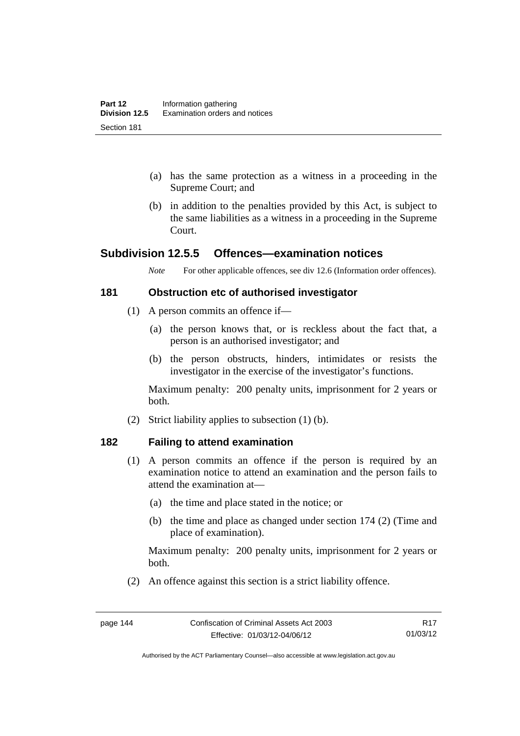(a) has the same protection as a witness in a proceeding in the Supreme Court; and

(b) in addition to the penalties provided by this Act, is subject to the same liabilities as a witness in a proceeding in the Supreme Court.

## Subdivision 12.5.5 Offences—examination notices

*Note* For other applicable offences, see div 12.6 (Information order offences).

### 181 Obstruction etc of authorised investigator

(1) A person commits an offence if—

(a) the person knows that, or is reckless about the fact that, a person is an authorised investigator; and

(b) the person obstructs, hinders, intimidates or resists the investigator in the exercise of the investigator's functions.

Maximum penalty: 200 penalty units, imprisonment for 2 years or both.

(2) Strict liability applies to subsection (1) (b).

### 182 Failing to attend examination

(1) A person commits an offence if the person is required by an examination notice to attend an examination and the person fails to attend the examination at—

(a) the time and place stated in the notice; or

(b) the time and place as changed under section 174 (2) (Time and place of examination).

Maximum penalty: 200 penalty units, imprisonment for 2 years or both.

(2) An offence against this section is a strict liability offence.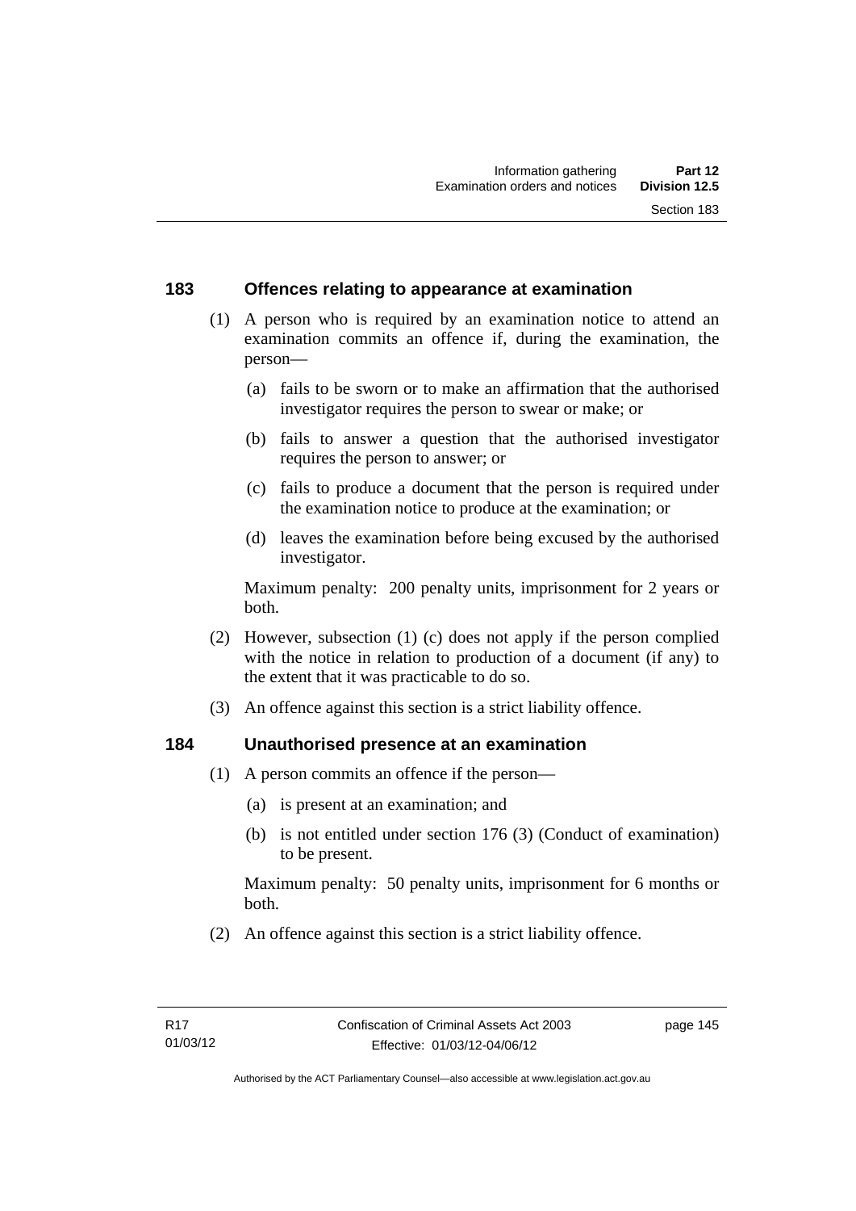## 183 Offences relating to appearance at examination

(1) A person who is required by an examination notice to attend an examination commits an offence if, during the examination, the person—

(a) fails to be sworn or to make an affirmation that the authorised investigator requires the person to swear or make; or

(b) fails to answer a question that the authorised investigator requires the person to answer; or

(c) fails to produce a document that the person is required under the examination notice to produce at the examination; or

(d) leaves the examination before being excused by the authorised investigator.

Maximum penalty: 200 penalty units, imprisonment for 2 years or both.

(2) However, subsection (1) (c) does not apply if the person complied with the notice in relation to production of a document (if any) to the extent that it was practicable to do so.

(3) An offence against this section is a strict liability offence.

## 184 Unauthorised presence at an examination

(1) A person commits an offence if the person—

(a) is present at an examination; and

(b) is not entitled under section 176 (3) (Conduct of examination) to be present.

Maximum penalty: 50 penalty units, imprisonment for 6 months or both.

(2) An offence against this section is a strict liability offence.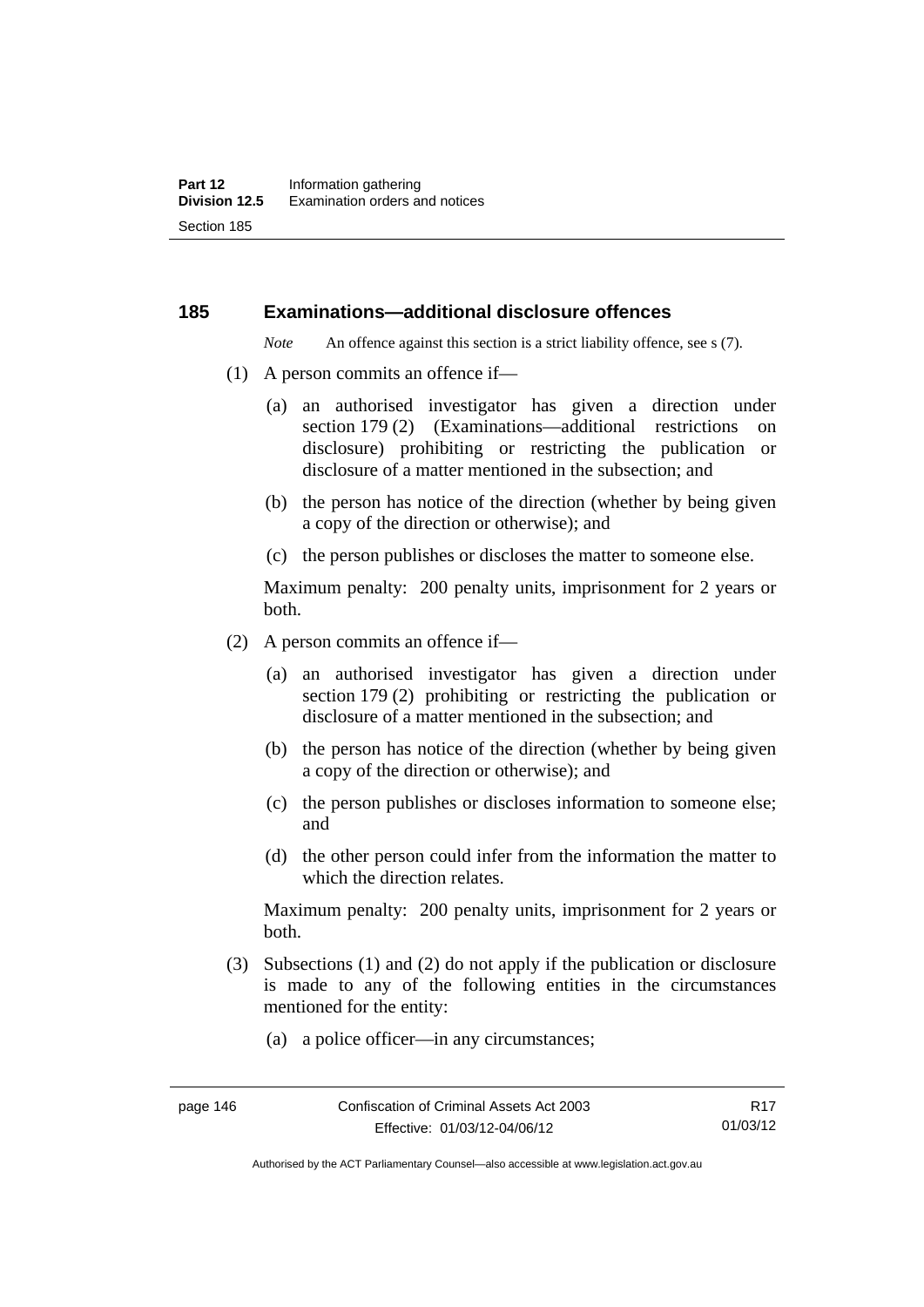## 185 Examinations—additional disclosure offences

*Note* An offence against this section is a strict liability offence, see s (7).

(1) A person commits an offence if—

(a) an authorised investigator has given a direction under section 179 (2) (Examinations—additional restrictions on disclosure) prohibiting or restricting the publication or disclosure of a matter mentioned in the subsection; and

(b) the person has notice of the direction (whether by being given a copy of the direction or otherwise); and

(c) the person publishes or discloses the matter to someone else.

Maximum penalty: 200 penalty units, imprisonment for 2 years or both.

(2) A person commits an offence if—

(a) an authorised investigator has given a direction under section 179 (2) prohibiting or restricting the publication or disclosure of a matter mentioned in the subsection; and

(b) the person has notice of the direction (whether by being given a copy of the direction or otherwise); and

(c) the person publishes or discloses information to someone else; and

(d) the other person could infer from the information the matter to which the direction relates.

Maximum penalty: 200 penalty units, imprisonment for 2 years or both.

(3) Subsections (1) and (2) do not apply if the publication or disclosure is made to any of the following entities in the circumstances mentioned for the entity:

(a) a police officer—in any circumstances;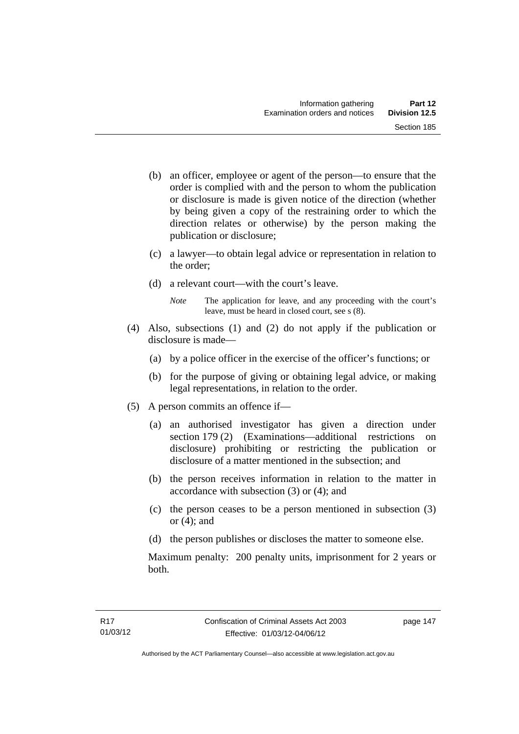(b) an officer, employee or agent of the person—to ensure that the order is complied with and the person to whom the publication or disclosure is made is given notice of the direction (whether by being given a copy of the restraining order to which the direction relates or otherwise) by the person making the publication or disclosure;

(c) a lawyer—to obtain legal advice or representation in relation to the order;

(d) a relevant court—with the court's leave.

*Note* The application for leave, and any proceeding with the court's leave, must be heard in closed court, see s (8).

(4) Also, subsections (1) and (2) do not apply if the publication or disclosure is made—

(a) by a police officer in the exercise of the officer's functions; or

(b) for the purpose of giving or obtaining legal advice, or making legal representations, in relation to the order.

(5) A person commits an offence if—

(a) an authorised investigator has given a direction under section 179 (2) (Examinations—additional restrictions on disclosure) prohibiting or restricting the publication or disclosure of a matter mentioned in the subsection; and

(b) the person receives information in relation to the matter in accordance with subsection (3) or (4); and

(c) the person ceases to be a person mentioned in subsection (3) or (4); and

(d) the person publishes or discloses the matter to someone else.

Maximum penalty: 200 penalty units, imprisonment for 2 years or both.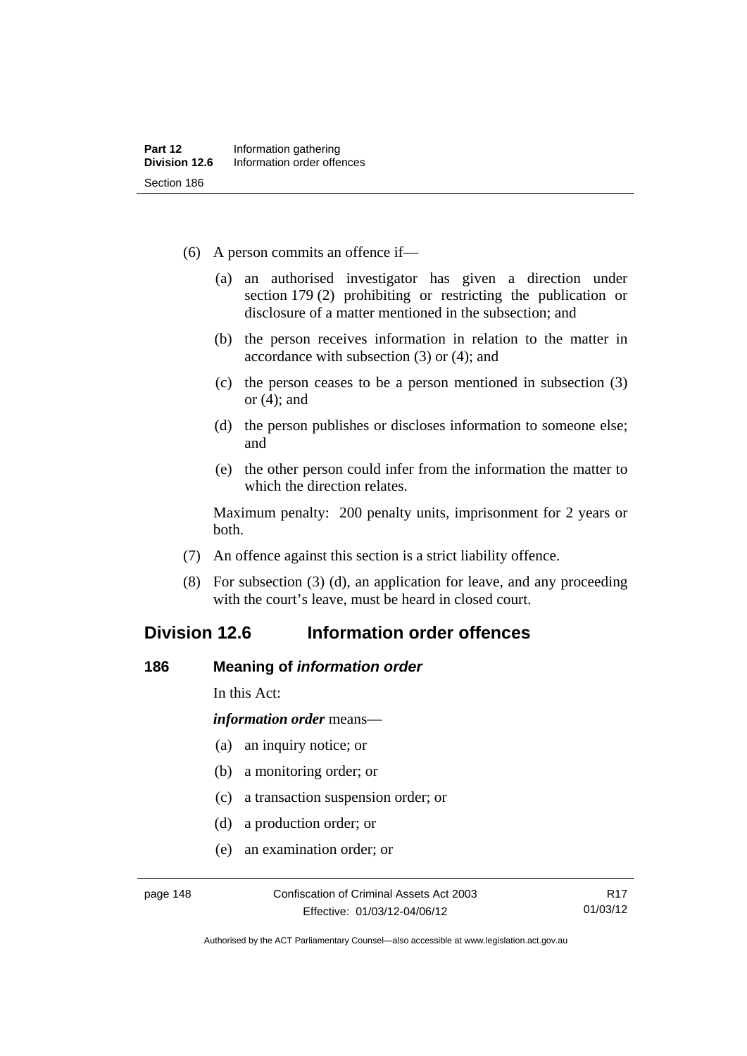(6) A person commits an offence if—

(a) an authorised investigator has given a direction under section 179 (2) prohibiting or restricting the publication or disclosure of a matter mentioned in the subsection; and

(b) the person receives information in relation to the matter in accordance with subsection (3) or (4); and

(c) the person ceases to be a person mentioned in subsection (3) or (4); and

(d) the person publishes or discloses information to someone else; and

(e) the other person could infer from the information the matter to which the direction relates.

Maximum penalty: 200 penalty units, imprisonment for 2 years or both.

(7) An offence against this section is a strict liability offence.

(8) For subsection (3) (d), an application for leave, and any proceeding with the court's leave, must be heard in closed court.

## Division 12.6 Information order offences

### 186 Meaning of *information order*

In this Act:

***information order*** means—

(a) an inquiry notice; or

(b) a monitoring order; or

(c) a transaction suspension order; or

(d) a production order; or

(e) an examination order; or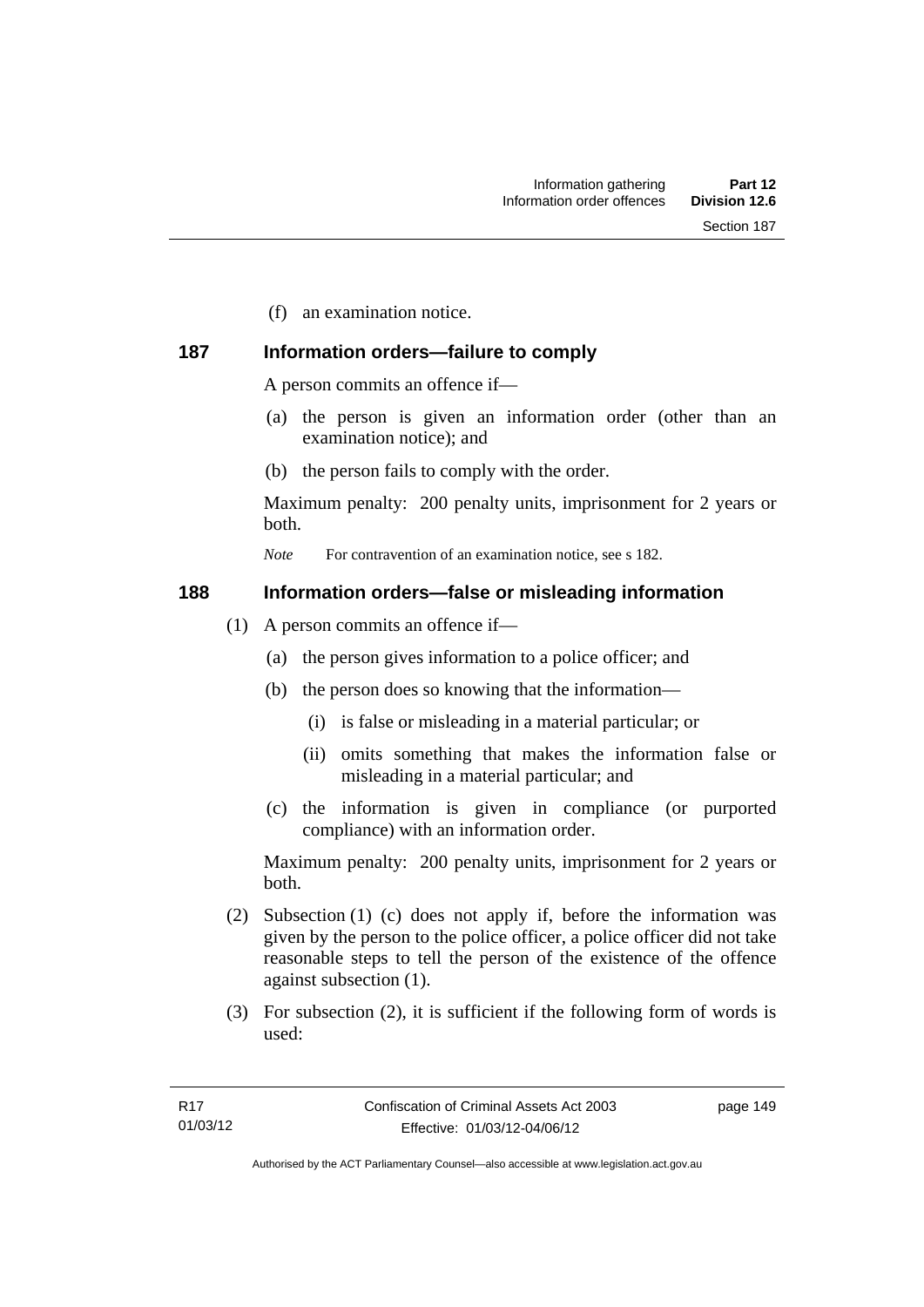(f) an examination notice.

## 187 Information orders—failure to comply

A person commits an offence if—

(a) the person is given an information order (other than an examination notice); and

(b) the person fails to comply with the order.

Maximum penalty: 200 penalty units, imprisonment for 2 years or both.

*Note* For contravention of an examination notice, see s 182.

## 188 Information orders—false or misleading information

(1) A person commits an offence if—

(a) the person gives information to a police officer; and

(b) the person does so knowing that the information—

(i) is false or misleading in a material particular; or

(ii) omits something that makes the information false or misleading in a material particular; and

(c) the information is given in compliance (or purported compliance) with an information order.

Maximum penalty: 200 penalty units, imprisonment for 2 years or both.

(2) Subsection (1) (c) does not apply if, before the information was given by the person to the police officer, a police officer did not take reasonable steps to tell the person of the existence of the offence against subsection (1).

(3) For subsection (2), it is sufficient if the following form of words is used: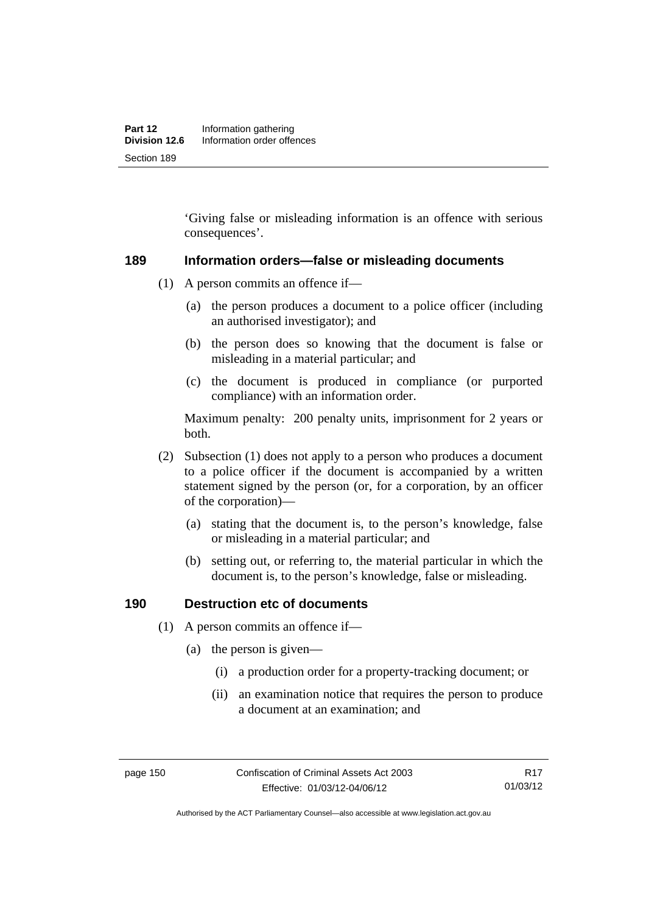'Giving false or misleading information is an offence with serious consequences'.

## 189 Information orders—false or misleading documents

(1) A person commits an offence if—

(a) the person produces a document to a police officer (including an authorised investigator); and

(b) the person does so knowing that the document is false or misleading in a material particular; and

(c) the document is produced in compliance (or purported compliance) with an information order.

Maximum penalty: 200 penalty units, imprisonment for 2 years or both.

(2) Subsection (1) does not apply to a person who produces a document to a police officer if the document is accompanied by a written statement signed by the person (or, for a corporation, by an officer of the corporation)—

(a) stating that the document is, to the person's knowledge, false or misleading in a material particular; and

(b) setting out, or referring to, the material particular in which the document is, to the person's knowledge, false or misleading.

## 190 Destruction etc of documents

(1) A person commits an offence if—

(a) the person is given—

(i) a production order for a property-tracking document; or

(ii) an examination notice that requires the person to produce a document at an examination; and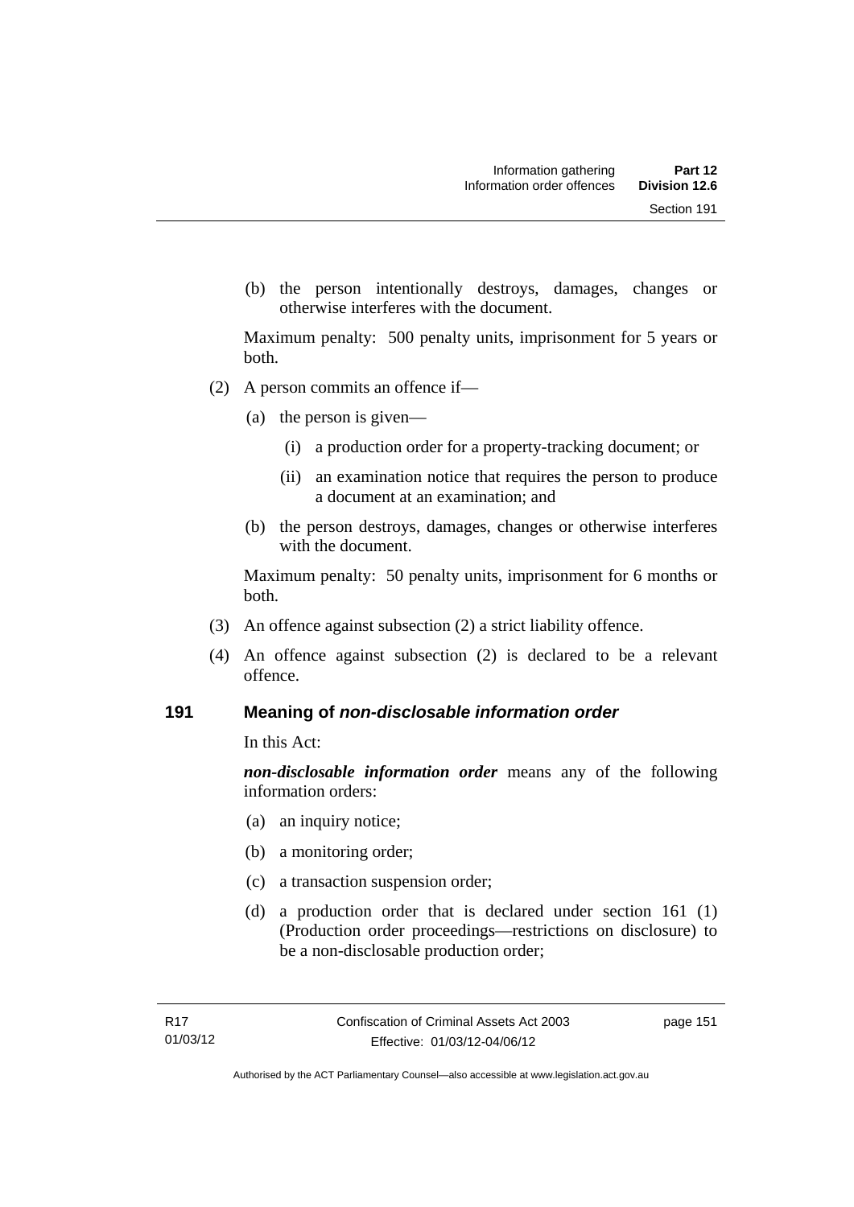(b) the person intentionally destroys, damages, changes or otherwise interferes with the document.

Maximum penalty: 500 penalty units, imprisonment for 5 years or both.

(2) A person commits an offence if—

(a) the person is given—

(i) a production order for a property-tracking document; or

(ii) an examination notice that requires the person to produce a document at an examination; and

(b) the person destroys, damages, changes or otherwise interferes with the document.

Maximum penalty: 50 penalty units, imprisonment for 6 months or both.

(3) An offence against subsection (2) a strict liability offence.

(4) An offence against subsection (2) is declared to be a relevant offence.

## 191 Meaning of *non-disclosable information order*

In this Act:

***non-disclosable information order*** means any of the following information orders:

(a) an inquiry notice;

(b) a monitoring order;

(c) a transaction suspension order;

(d) a production order that is declared under section 161 (1) (Production order proceedings—restrictions on disclosure) to be a non-disclosable production order;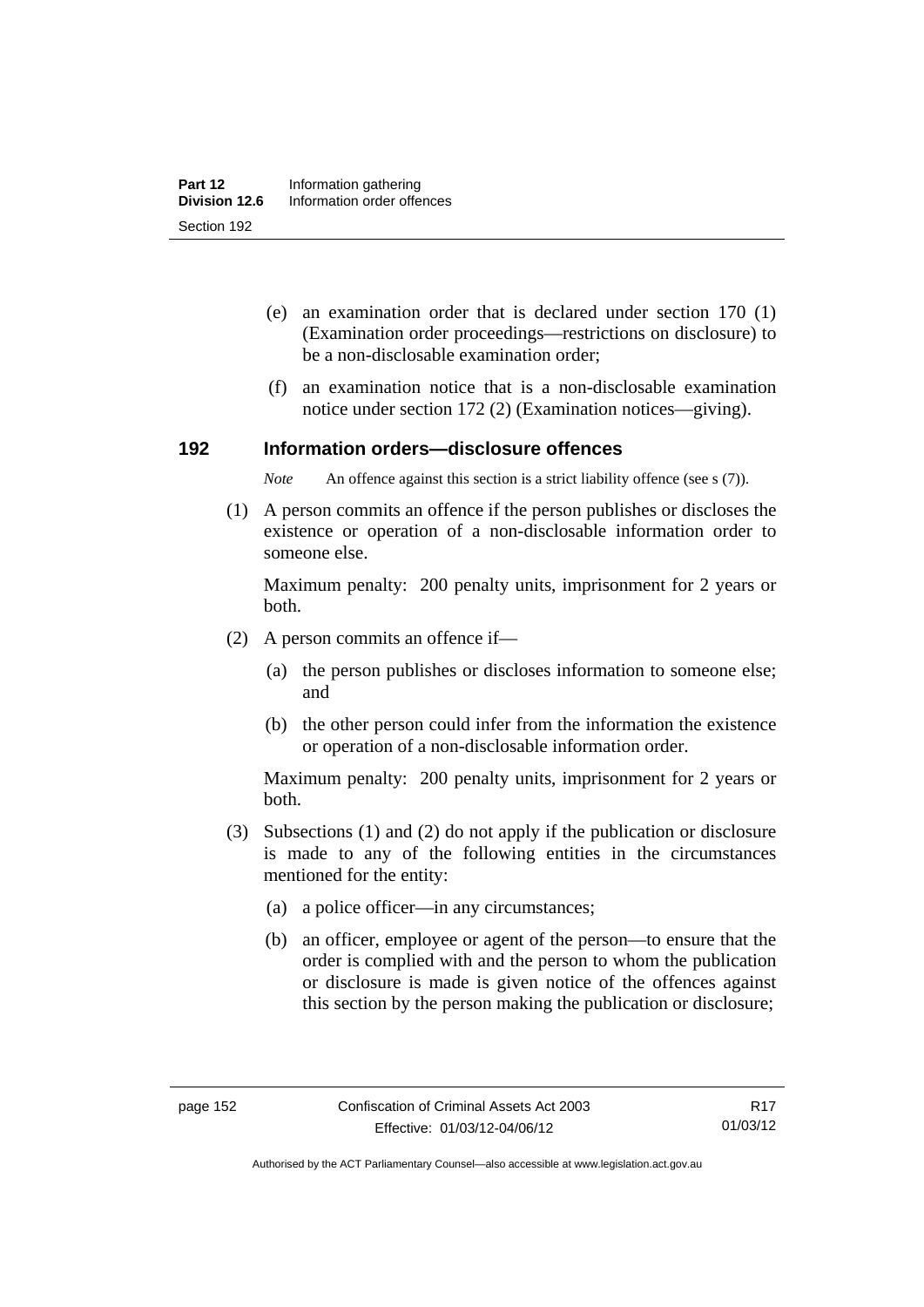(e) an examination order that is declared under section 170 (1) (Examination order proceedings—restrictions on disclosure) to be a non-disclosable examination order;

(f) an examination notice that is a non-disclosable examination notice under section 172 (2) (Examination notices—giving).

## 192 Information orders—disclosure offences

*Note* An offence against this section is a strict liability offence (see s (7)).

(1) A person commits an offence if the person publishes or discloses the existence or operation of a non-disclosable information order to someone else.

Maximum penalty: 200 penalty units, imprisonment for 2 years or both.

(2) A person commits an offence if—

(a) the person publishes or discloses information to someone else; and

(b) the other person could infer from the information the existence or operation of a non-disclosable information order.

Maximum penalty: 200 penalty units, imprisonment for 2 years or both.

(3) Subsections (1) and (2) do not apply if the publication or disclosure is made to any of the following entities in the circumstances mentioned for the entity:

(a) a police officer—in any circumstances;

(b) an officer, employee or agent of the person—to ensure that the order is complied with and the person to whom the publication or disclosure is made is given notice of the offences against this section by the person making the publication or disclosure;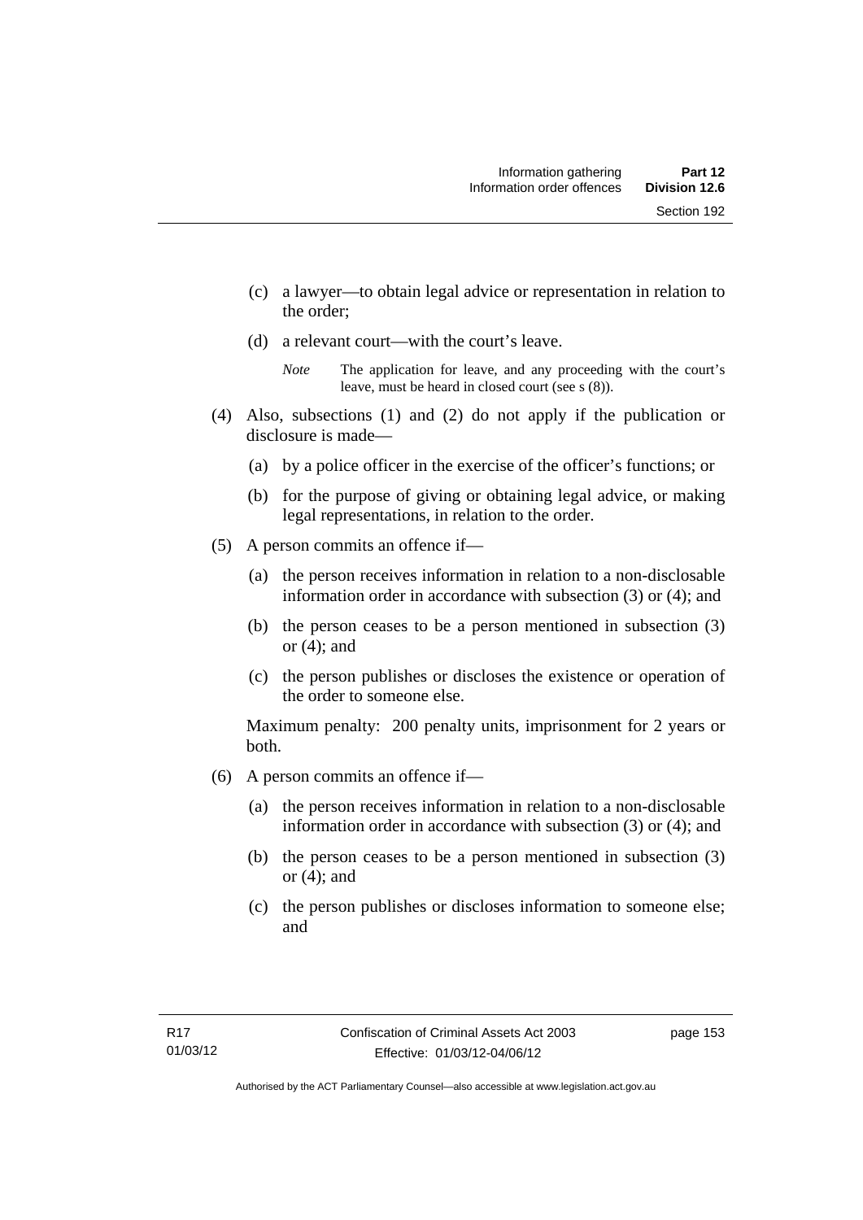(c) a lawyer—to obtain legal advice or representation in relation to the order;

(d) a relevant court—with the court's leave.

*Note* The application for leave, and any proceeding with the court's leave, must be heard in closed court (see s (8)).

(4) Also, subsections (1) and (2) do not apply if the publication or disclosure is made—

(a) by a police officer in the exercise of the officer's functions; or

(b) for the purpose of giving or obtaining legal advice, or making legal representations, in relation to the order.

(5) A person commits an offence if—

(a) the person receives information in relation to a non-disclosable information order in accordance with subsection (3) or (4); and

(b) the person ceases to be a person mentioned in subsection (3) or (4); and

(c) the person publishes or discloses the existence or operation of the order to someone else.

Maximum penalty: 200 penalty units, imprisonment for 2 years or both.

(6) A person commits an offence if—

(a) the person receives information in relation to a non-disclosable information order in accordance with subsection (3) or (4); and

(b) the person ceases to be a person mentioned in subsection (3) or (4); and

(c) the person publishes or discloses information to someone else; and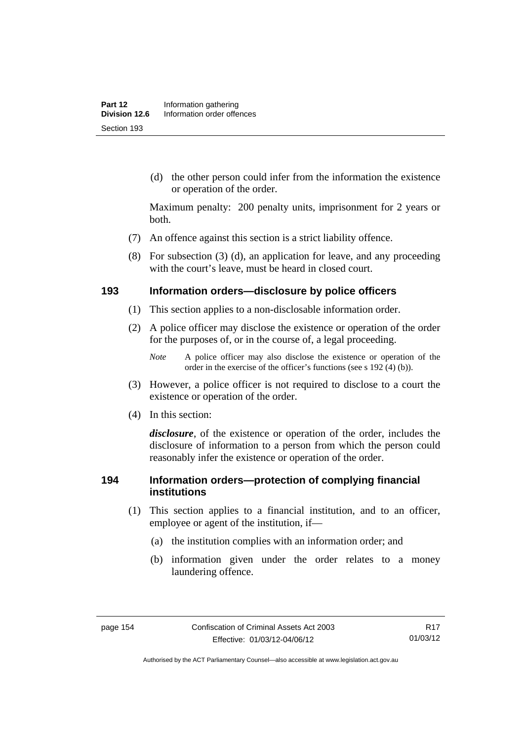(d) the other person could infer from the information the existence or operation of the order.

Maximum penalty: 200 penalty units, imprisonment for 2 years or both.

(7) An offence against this section is a strict liability offence.

(8) For subsection (3) (d), an application for leave, and any proceeding with the court's leave, must be heard in closed court.

### 193 Information orders—disclosure by police officers

(1) This section applies to a non-disclosable information order.

(2) A police officer may disclose the existence or operation of the order for the purposes of, or in the course of, a legal proceeding.

*Note* A police officer may also disclose the existence or operation of the order in the exercise of the officer's functions (see s 192 (4) (b)).

(3) However, a police officer is not required to disclose to a court the existence or operation of the order.

(4) In this section:

***disclosure***, of the existence or operation of the order, includes the disclosure of information to a person from which the person could reasonably infer the existence or operation of the order.

### 194 Information orders—protection of complying financial institutions

(1) This section applies to a financial institution, and to an officer, employee or agent of the institution, if—

(a) the institution complies with an information order; and

(b) information given under the order relates to a money laundering offence.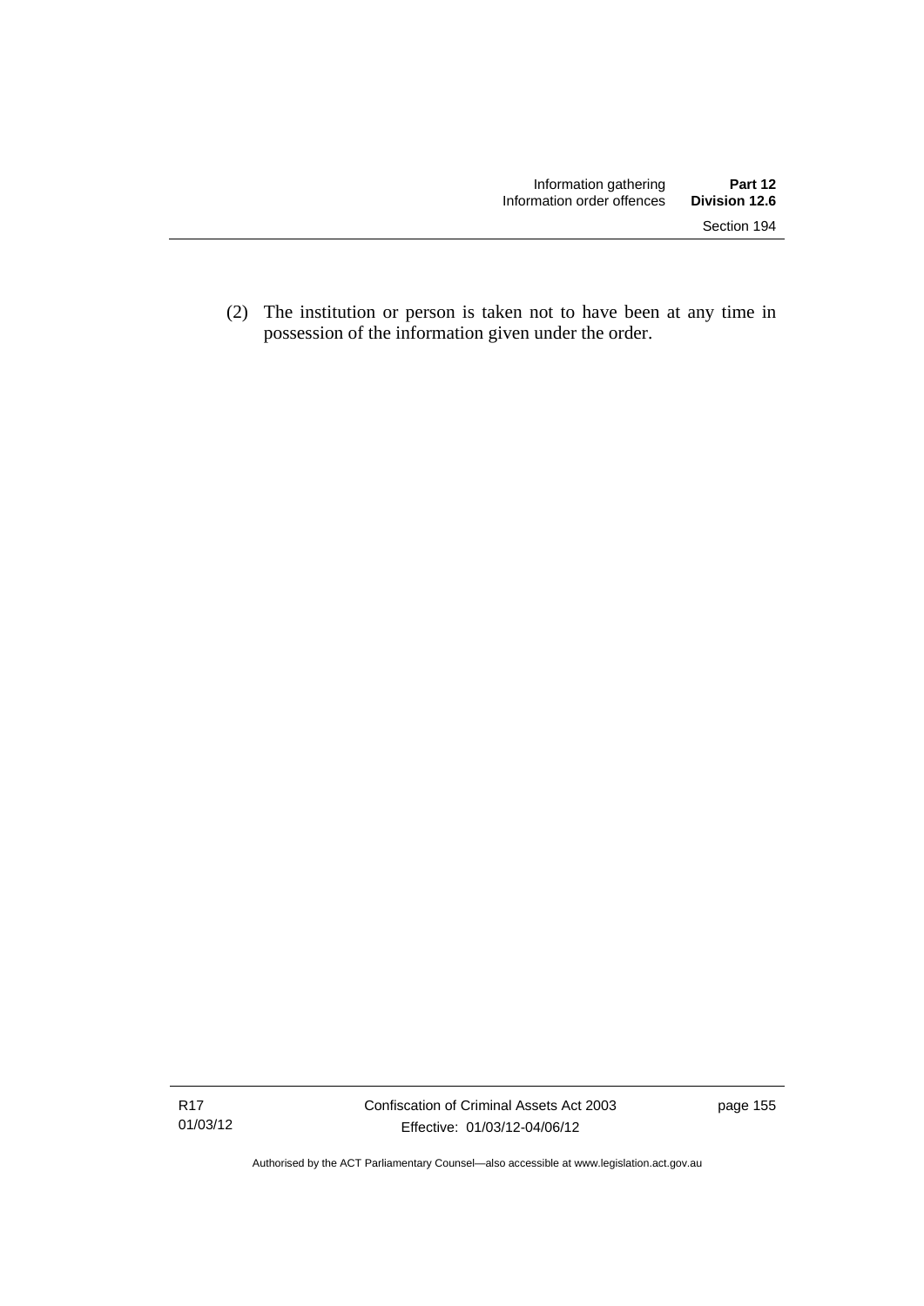(2) The institution or person is taken not to have been at any time in possession of the information given under the order.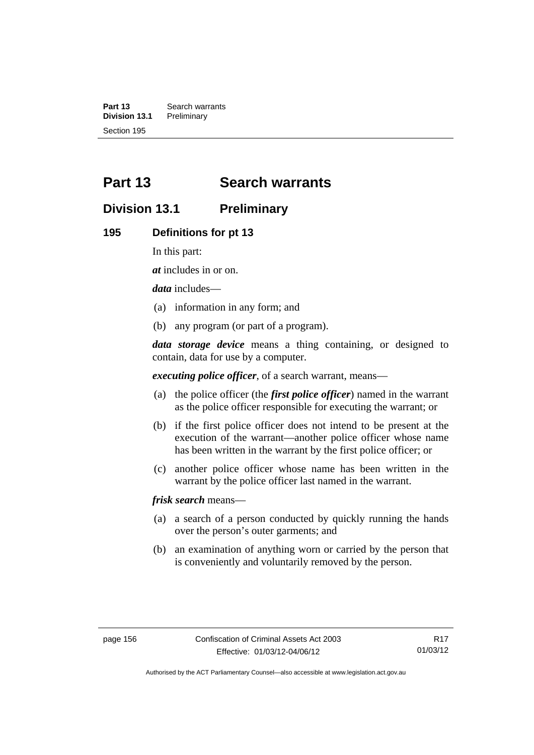# Part 13 Search warrants

## Division 13.1 Preliminary

### 195 Definitions for pt 13

In this part:

***at*** includes in or on.

***data*** includes—

(a) information in any form; and

(b) any program (or part of a program).

***data storage device*** means a thing containing, or designed to contain, data for use by a computer.

***executing police officer***, of a search warrant, means—

(a) the police officer (the ***first police officer***) named in the warrant as the police officer responsible for executing the warrant; or

(b) if the first police officer does not intend to be present at the execution of the warrant—another police officer whose name has been written in the warrant by the first police officer; or

(c) another police officer whose name has been written in the warrant by the police officer last named in the warrant.

***frisk search*** means—

(a) a search of a person conducted by quickly running the hands over the person's outer garments; and

(b) an examination of anything worn or carried by the person that is conveniently and voluntarily removed by the person.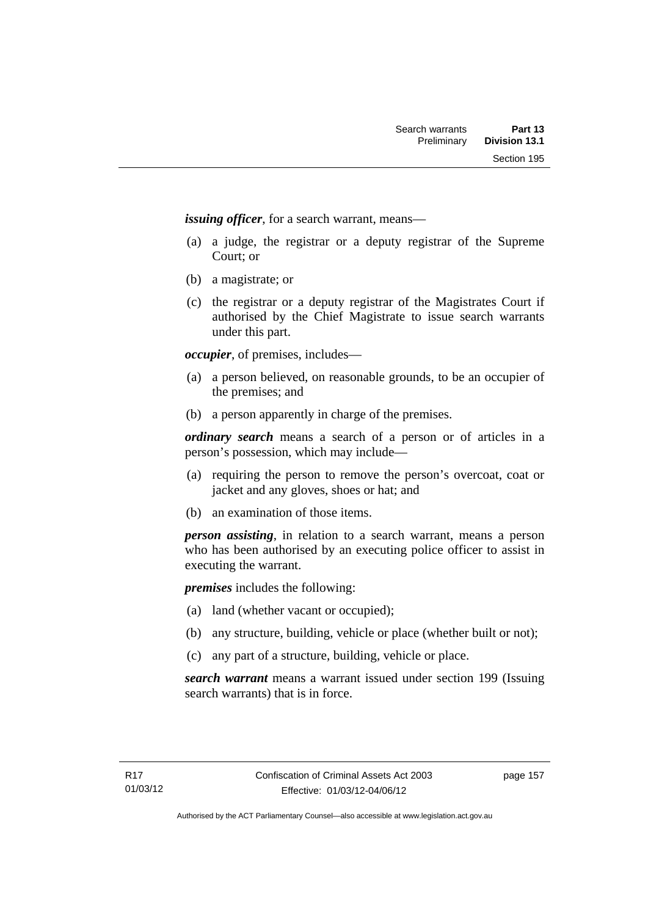***issuing officer***, for a search warrant, means—

(a) a judge, the registrar or a deputy registrar of the Supreme Court; or

(b) a magistrate; or

(c) the registrar or a deputy registrar of the Magistrates Court if authorised by the Chief Magistrate to issue search warrants under this part.

***occupier***, of premises, includes—

(a) a person believed, on reasonable grounds, to be an occupier of the premises; and

(b) a person apparently in charge of the premises.

***ordinary search*** means a search of a person or of articles in a person's possession, which may include—

(a) requiring the person to remove the person's overcoat, coat or jacket and any gloves, shoes or hat; and

(b) an examination of those items.

***person assisting***, in relation to a search warrant, means a person who has been authorised by an executing police officer to assist in executing the warrant.

***premises*** includes the following:

(a) land (whether vacant or occupied);

(b) any structure, building, vehicle or place (whether built or not);

(c) any part of a structure, building, vehicle or place.

***search warrant*** means a warrant issued under section 199 (Issuing search warrants) that is in force.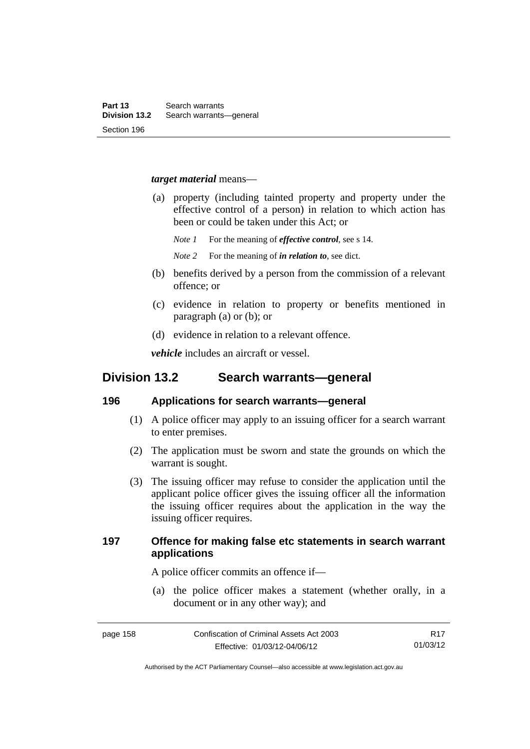***target material*** means—

(a) property (including tainted property and property under the effective control of a person) in relation to which action has been or could be taken under this Act; or

*Note 1* For the meaning of ***effective control***, see s 14.

*Note 2* For the meaning of ***in relation to***, see dict.

(b) benefits derived by a person from the commission of a relevant offence; or

(c) evidence in relation to property or benefits mentioned in paragraph (a) or (b); or

(d) evidence in relation to a relevant offence.

***vehicle*** includes an aircraft or vessel.

## Division 13.2 Search warrants—general

### 196 Applications for search warrants—general

(1) A police officer may apply to an issuing officer for a search warrant to enter premises.

(2) The application must be sworn and state the grounds on which the warrant is sought.

(3) The issuing officer may refuse to consider the application until the applicant police officer gives the issuing officer all the information the issuing officer requires about the application in the way the issuing officer requires.

### 197 Offence for making false etc statements in search warrant applications

A police officer commits an offence if—

(a) the police officer makes a statement (whether orally, in a document or in any other way); and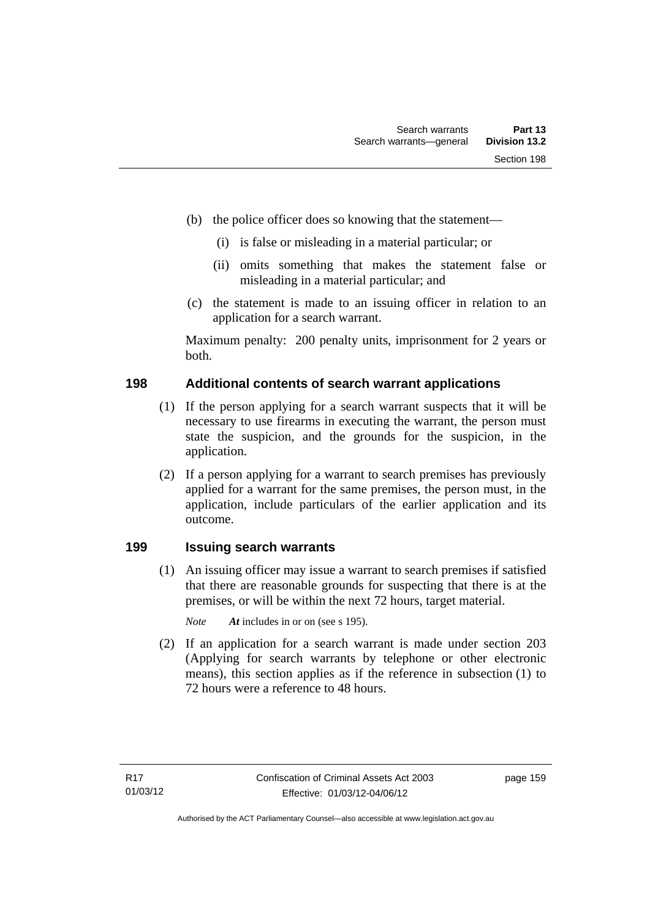(b) the police officer does so knowing that the statement—

(i) is false or misleading in a material particular; or

(ii) omits something that makes the statement false or misleading in a material particular; and

(c) the statement is made to an issuing officer in relation to an application for a search warrant.

Maximum penalty: 200 penalty units, imprisonment for 2 years or both.

## 198 Additional contents of search warrant applications

(1) If the person applying for a search warrant suspects that it will be necessary to use firearms in executing the warrant, the person must state the suspicion, and the grounds for the suspicion, in the application.

(2) If a person applying for a warrant to search premises has previously applied for a warrant for the same premises, the person must, in the application, include particulars of the earlier application and its outcome.

## 199 Issuing search warrants

(1) An issuing officer may issue a warrant to search premises if satisfied that there are reasonable grounds for suspecting that there is at the premises, or will be within the next 72 hours, target material.

*Note* ***At*** includes in or on (see s 195).

(2) If an application for a search warrant is made under section 203 (Applying for search warrants by telephone or other electronic means), this section applies as if the reference in subsection (1) to 72 hours were a reference to 48 hours.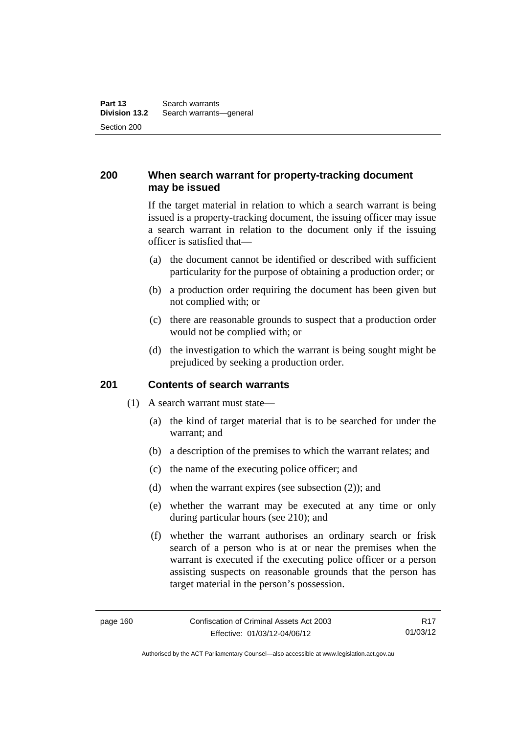## 200 When search warrant for property-tracking document may be issued

If the target material in relation to which a search warrant is being issued is a property-tracking document, the issuing officer may issue a search warrant in relation to the document only if the issuing officer is satisfied that—

(a) the document cannot be identified or described with sufficient particularity for the purpose of obtaining a production order; or

(b) a production order requiring the document has been given but not complied with; or

(c) there are reasonable grounds to suspect that a production order would not be complied with; or

(d) the investigation to which the warrant is being sought might be prejudiced by seeking a production order.

## 201 Contents of search warrants

(1) A search warrant must state—

(a) the kind of target material that is to be searched for under the warrant; and

(b) a description of the premises to which the warrant relates; and

(c) the name of the executing police officer; and

(d) when the warrant expires (see subsection (2)); and

(e) whether the warrant may be executed at any time or only during particular hours (see 210); and

(f) whether the warrant authorises an ordinary search or frisk search of a person who is at or near the premises when the warrant is executed if the executing police officer or a person assisting suspects on reasonable grounds that the person has target material in the person's possession.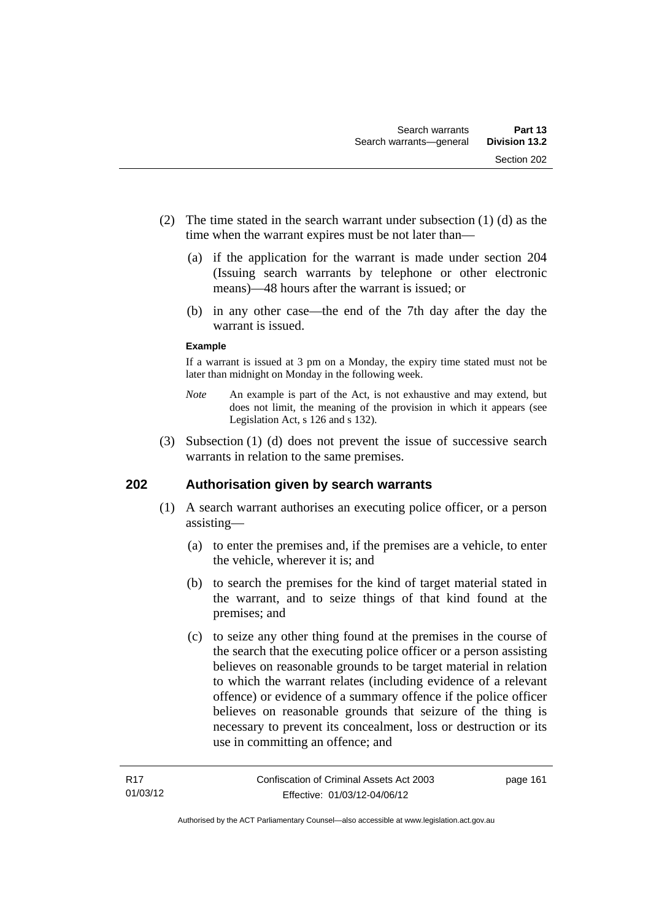(2) The time stated in the search warrant under subsection (1) (d) as the time when the warrant expires must be not later than—

(a) if the application for the warrant is made under section 204 (Issuing search warrants by telephone or other electronic means)—48 hours after the warrant is issued; or

(b) in any other case—the end of the 7th day after the day the warrant is issued.

**Example**

If a warrant is issued at 3 pm on a Monday, the expiry time stated must not be later than midnight on Monday in the following week.

*Note* An example is part of the Act, is not exhaustive and may extend, but does not limit, the meaning of the provision in which it appears (see Legislation Act, s 126 and s 132).

(3) Subsection (1) (d) does not prevent the issue of successive search warrants in relation to the same premises.

## 202 Authorisation given by search warrants

(1) A search warrant authorises an executing police officer, or a person assisting—

(a) to enter the premises and, if the premises are a vehicle, to enter the vehicle, wherever it is; and

(b) to search the premises for the kind of target material stated in the warrant, and to seize things of that kind found at the premises; and

(c) to seize any other thing found at the premises in the course of the search that the executing police officer or a person assisting believes on reasonable grounds to be target material in relation to which the warrant relates (including evidence of a relevant offence) or evidence of a summary offence if the police officer believes on reasonable grounds that seizure of the thing is necessary to prevent its concealment, loss or destruction or its use in committing an offence; and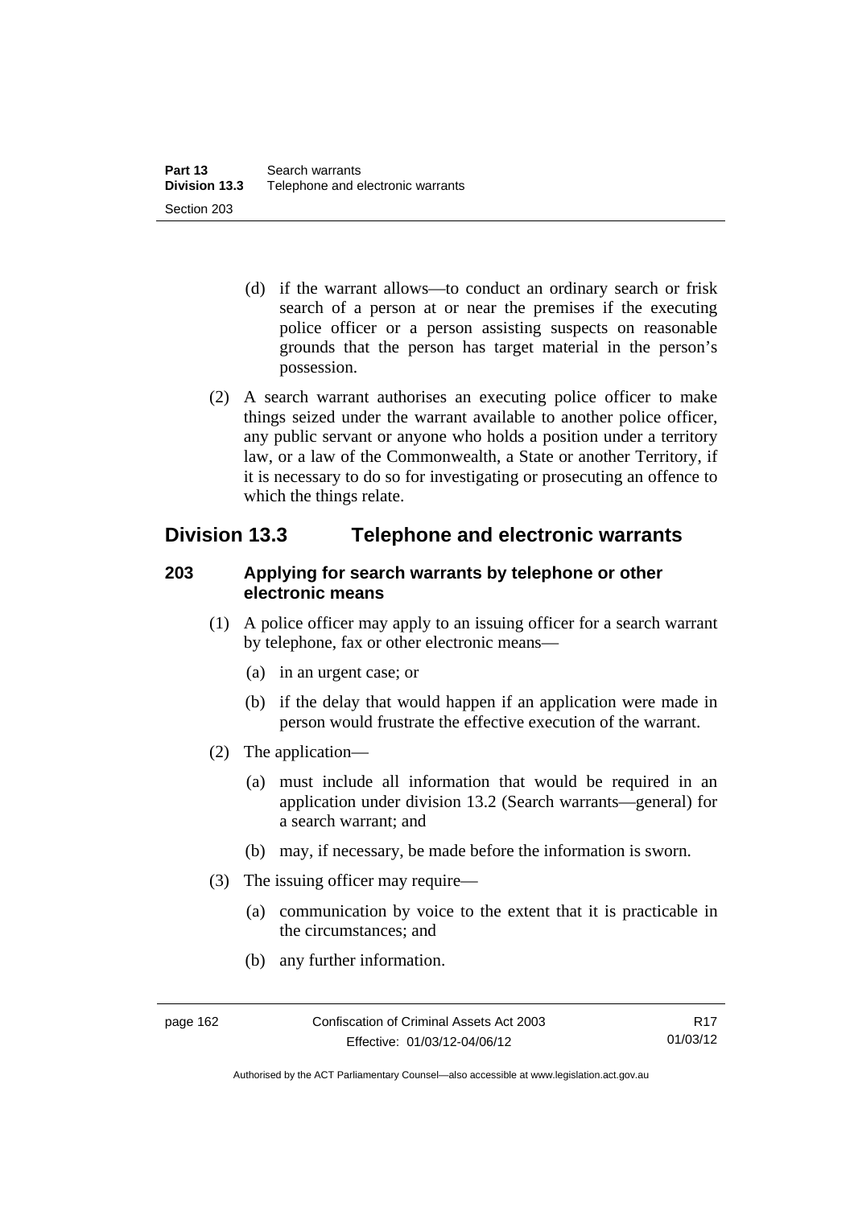(d) if the warrant allows—to conduct an ordinary search or frisk search of a person at or near the premises if the executing police officer or a person assisting suspects on reasonable grounds that the person has target material in the person's possession.

(2) A search warrant authorises an executing police officer to make things seized under the warrant available to another police officer, any public servant or anyone who holds a position under a territory law, or a law of the Commonwealth, a State or another Territory, if it is necessary to do so for investigating or prosecuting an offence to which the things relate.

## Division 13.3 Telephone and electronic warrants

### 203 Applying for search warrants by telephone or other electronic means

(1) A police officer may apply to an issuing officer for a search warrant by telephone, fax or other electronic means—

(a) in an urgent case; or

(b) if the delay that would happen if an application were made in person would frustrate the effective execution of the warrant.

(2) The application—

(a) must include all information that would be required in an application under division 13.2 (Search warrants—general) for a search warrant; and

(b) may, if necessary, be made before the information is sworn.

(3) The issuing officer may require—

(a) communication by voice to the extent that it is practicable in the circumstances; and

(b) any further information.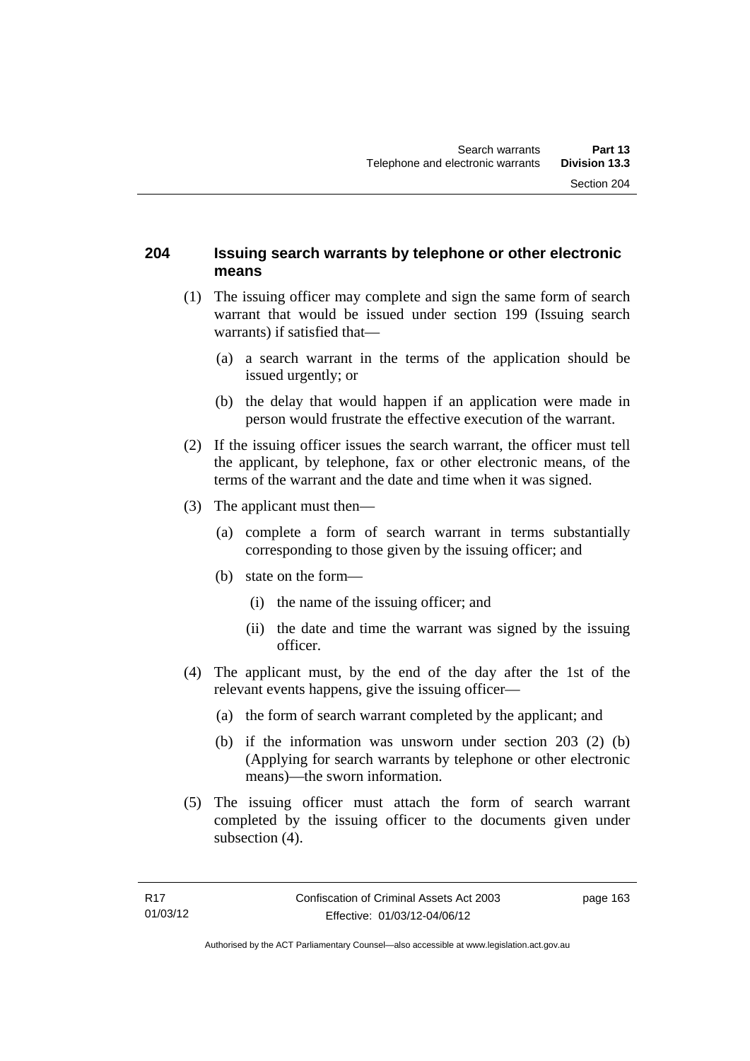## 204 Issuing search warrants by telephone or other electronic means

(1) The issuing officer may complete and sign the same form of search warrant that would be issued under section 199 (Issuing search warrants) if satisfied that—

(a) a search warrant in the terms of the application should be issued urgently; or

(b) the delay that would happen if an application were made in person would frustrate the effective execution of the warrant.

(2) If the issuing officer issues the search warrant, the officer must tell the applicant, by telephone, fax or other electronic means, of the terms of the warrant and the date and time when it was signed.

(3) The applicant must then—

(a) complete a form of search warrant in terms substantially corresponding to those given by the issuing officer; and

(b) state on the form—

(i) the name of the issuing officer; and

(ii) the date and time the warrant was signed by the issuing officer.

(4) The applicant must, by the end of the day after the 1st of the relevant events happens, give the issuing officer—

(a) the form of search warrant completed by the applicant; and

(b) if the information was unsworn under section 203 (2) (b) (Applying for search warrants by telephone or other electronic means)—the sworn information.

(5) The issuing officer must attach the form of search warrant completed by the issuing officer to the documents given under subsection (4).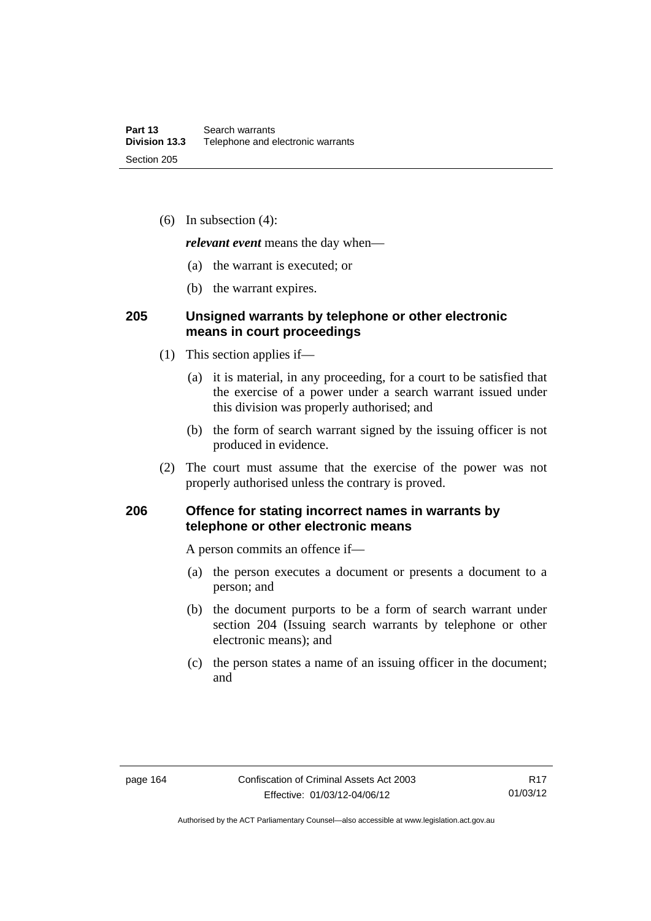(6) In subsection (4):

***relevant event*** means the day when—

(a) the warrant is executed; or

(b) the warrant expires.

### 205 Unsigned warrants by telephone or other electronic means in court proceedings

(1) This section applies if—

(a) it is material, in any proceeding, for a court to be satisfied that the exercise of a power under a search warrant issued under this division was properly authorised; and

(b) the form of search warrant signed by the issuing officer is not produced in evidence.

(2) The court must assume that the exercise of the power was not properly authorised unless the contrary is proved.

### 206 Offence for stating incorrect names in warrants by telephone or other electronic means

A person commits an offence if—

(a) the person executes a document or presents a document to a person; and

(b) the document purports to be a form of search warrant under section 204 (Issuing search warrants by telephone or other electronic means); and

(c) the person states a name of an issuing officer in the document; and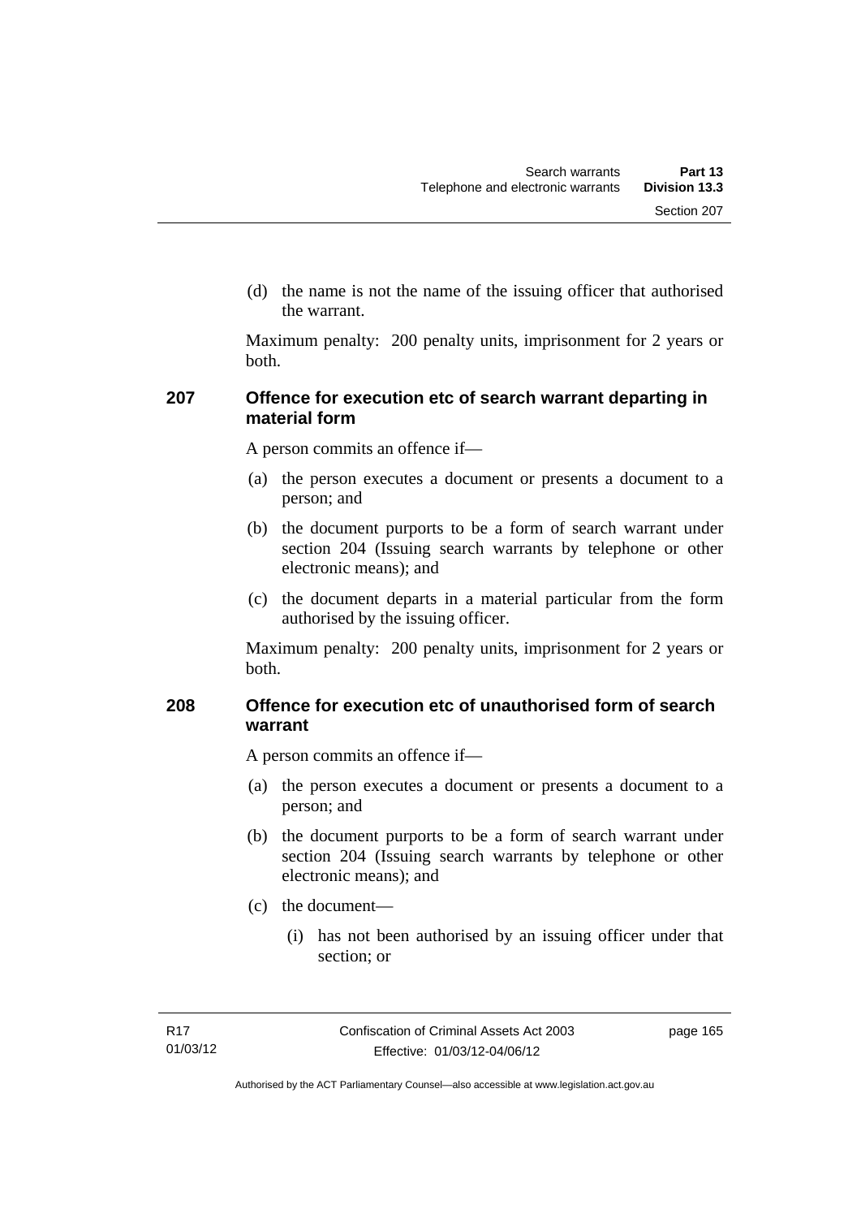(d) the name is not the name of the issuing officer that authorised the warrant.

Maximum penalty: 200 penalty units, imprisonment for 2 years or both.

## 207 Offence for execution etc of search warrant departing in material form

A person commits an offence if—

(a) the person executes a document or presents a document to a person; and

(b) the document purports to be a form of search warrant under section 204 (Issuing search warrants by telephone or other electronic means); and

(c) the document departs in a material particular from the form authorised by the issuing officer.

Maximum penalty: 200 penalty units, imprisonment for 2 years or both.

## 208 Offence for execution etc of unauthorised form of search warrant

A person commits an offence if—

(a) the person executes a document or presents a document to a person; and

(b) the document purports to be a form of search warrant under section 204 (Issuing search warrants by telephone or other electronic means); and

(c) the document—

(i) has not been authorised by an issuing officer under that section; or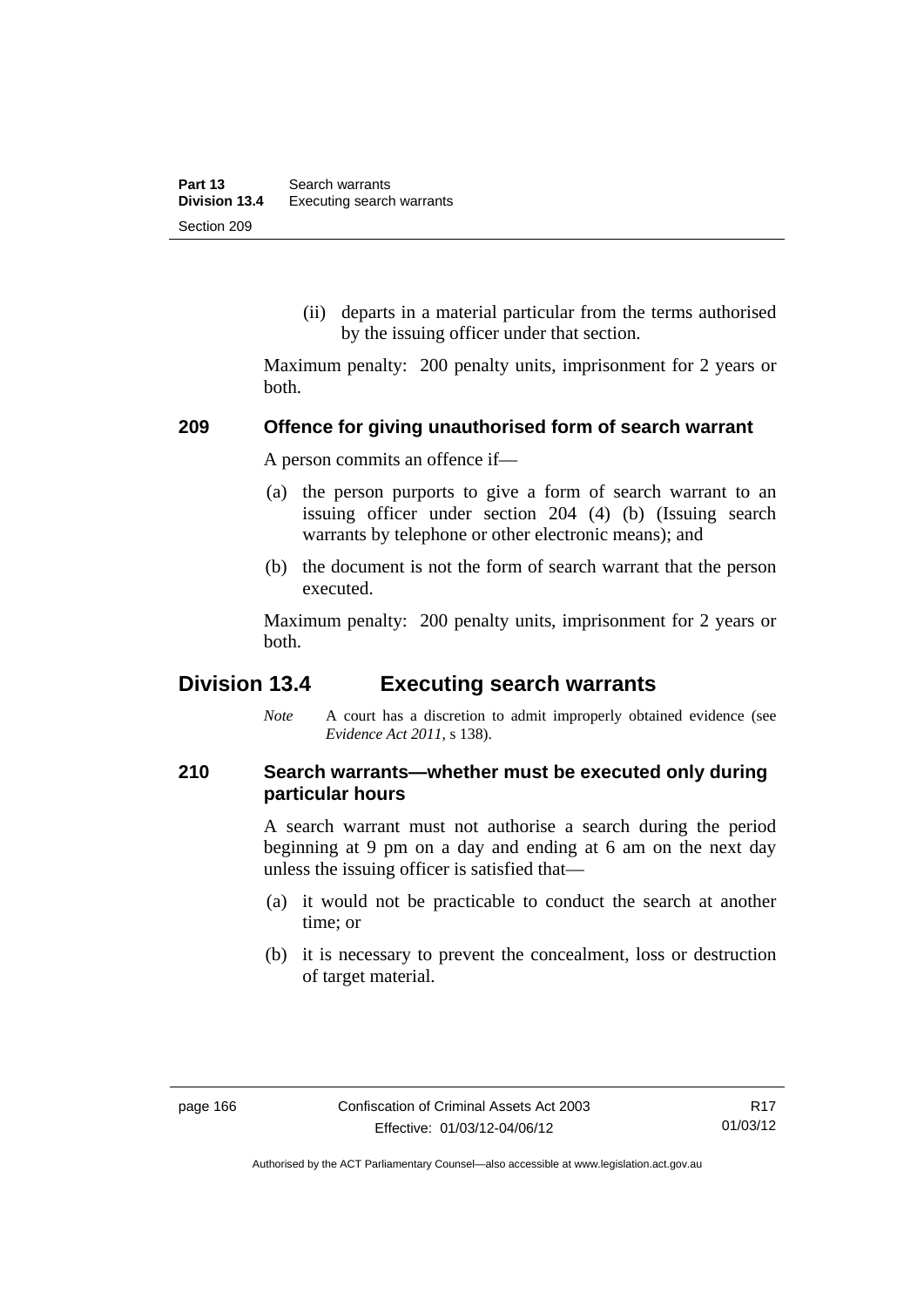(ii) departs in a material particular from the terms authorised by the issuing officer under that section.

Maximum penalty: 200 penalty units, imprisonment for 2 years or both.

### 209 Offence for giving unauthorised form of search warrant

A person commits an offence if—

(a) the person purports to give a form of search warrant to an issuing officer under section 204 (4) (b) (Issuing search warrants by telephone or other electronic means); and

(b) the document is not the form of search warrant that the person executed.

Maximum penalty: 200 penalty units, imprisonment for 2 years or both.

## Division 13.4 Executing search warrants

*Note* A court has a discretion to admit improperly obtained evidence (see *Evidence Act 2011*, s 138).

### 210 Search warrants—whether must be executed only during particular hours

A search warrant must not authorise a search during the period beginning at 9 pm on a day and ending at 6 am on the next day unless the issuing officer is satisfied that—

(a) it would not be practicable to conduct the search at another time; or

(b) it is necessary to prevent the concealment, loss or destruction of target material.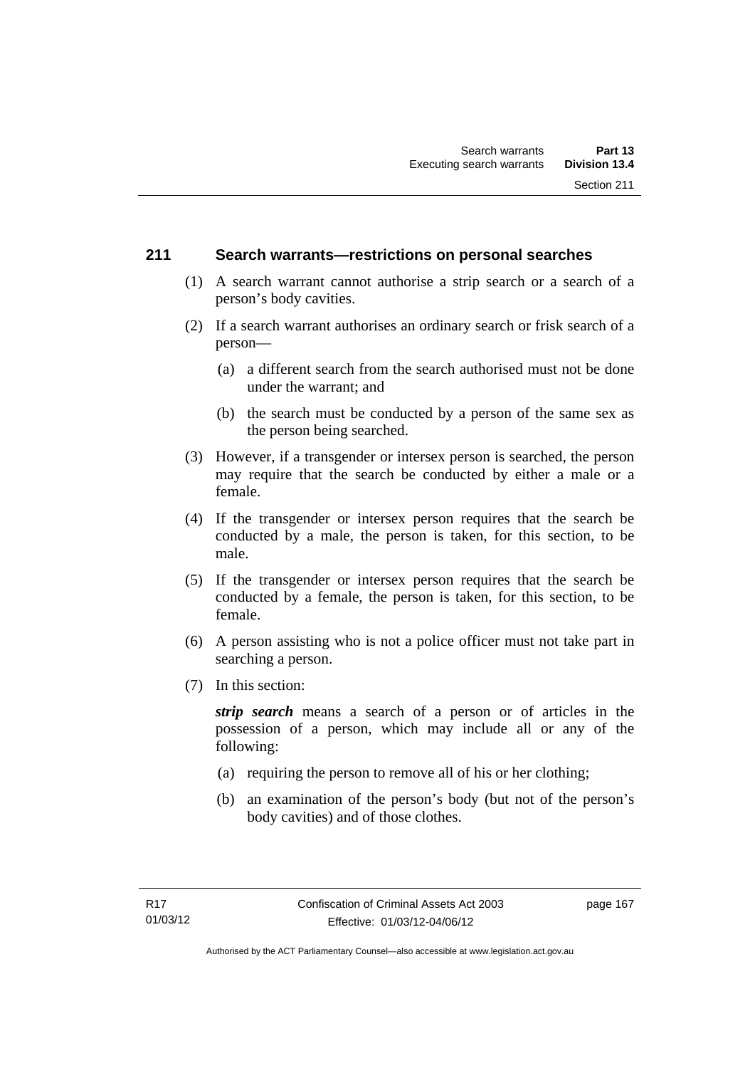## 211 Search warrants—restrictions on personal searches

(1) A search warrant cannot authorise a strip search or a search of a person's body cavities.

(2) If a search warrant authorises an ordinary search or frisk search of a person—

(a) a different search from the search authorised must not be done under the warrant; and

(b) the search must be conducted by a person of the same sex as the person being searched.

(3) However, if a transgender or intersex person is searched, the person may require that the search be conducted by either a male or a female.

(4) If the transgender or intersex person requires that the search be conducted by a male, the person is taken, for this section, to be male.

(5) If the transgender or intersex person requires that the search be conducted by a female, the person is taken, for this section, to be female.

(6) A person assisting who is not a police officer must not take part in searching a person.

(7) In this section:

***strip search*** means a search of a person or of articles in the possession of a person, which may include all or any of the following:

(a) requiring the person to remove all of his or her clothing;

(b) an examination of the person's body (but not of the person's body cavities) and of those clothes.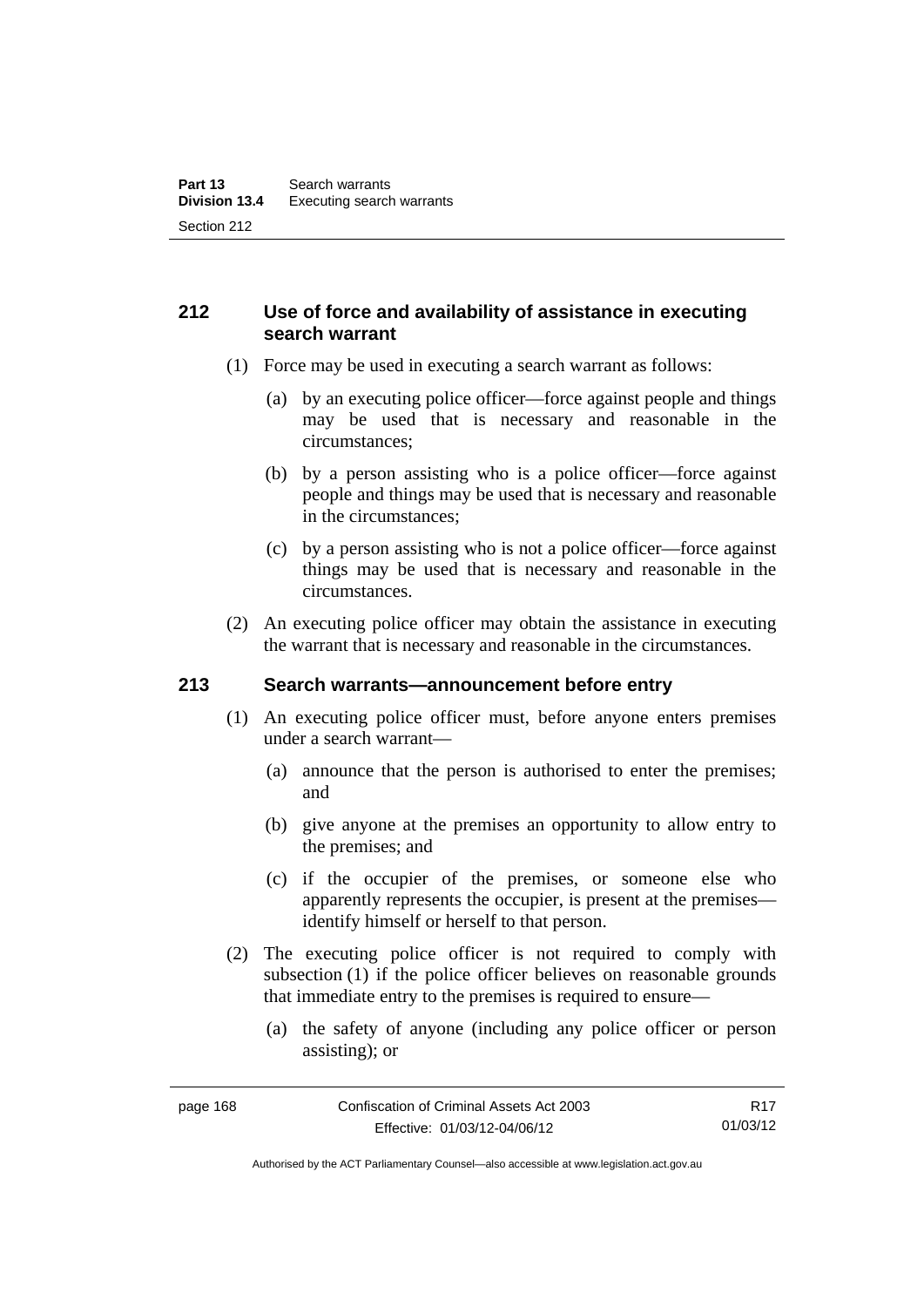## 212 Use of force and availability of assistance in executing search warrant

(1) Force may be used in executing a search warrant as follows:

(a) by an executing police officer—force against people and things may be used that is necessary and reasonable in the circumstances;

(b) by a person assisting who is a police officer—force against people and things may be used that is necessary and reasonable in the circumstances;

(c) by a person assisting who is not a police officer—force against things may be used that is necessary and reasonable in the circumstances.

(2) An executing police officer may obtain the assistance in executing the warrant that is necessary and reasonable in the circumstances.

## 213 Search warrants—announcement before entry

(1) An executing police officer must, before anyone enters premises under a search warrant—

(a) announce that the person is authorised to enter the premises; and

(b) give anyone at the premises an opportunity to allow entry to the premises; and

(c) if the occupier of the premises, or someone else who apparently represents the occupier, is present at the premises—identify himself or herself to that person.

(2) The executing police officer is not required to comply with subsection (1) if the police officer believes on reasonable grounds that immediate entry to the premises is required to ensure—

(a) the safety of anyone (including any police officer or person assisting); or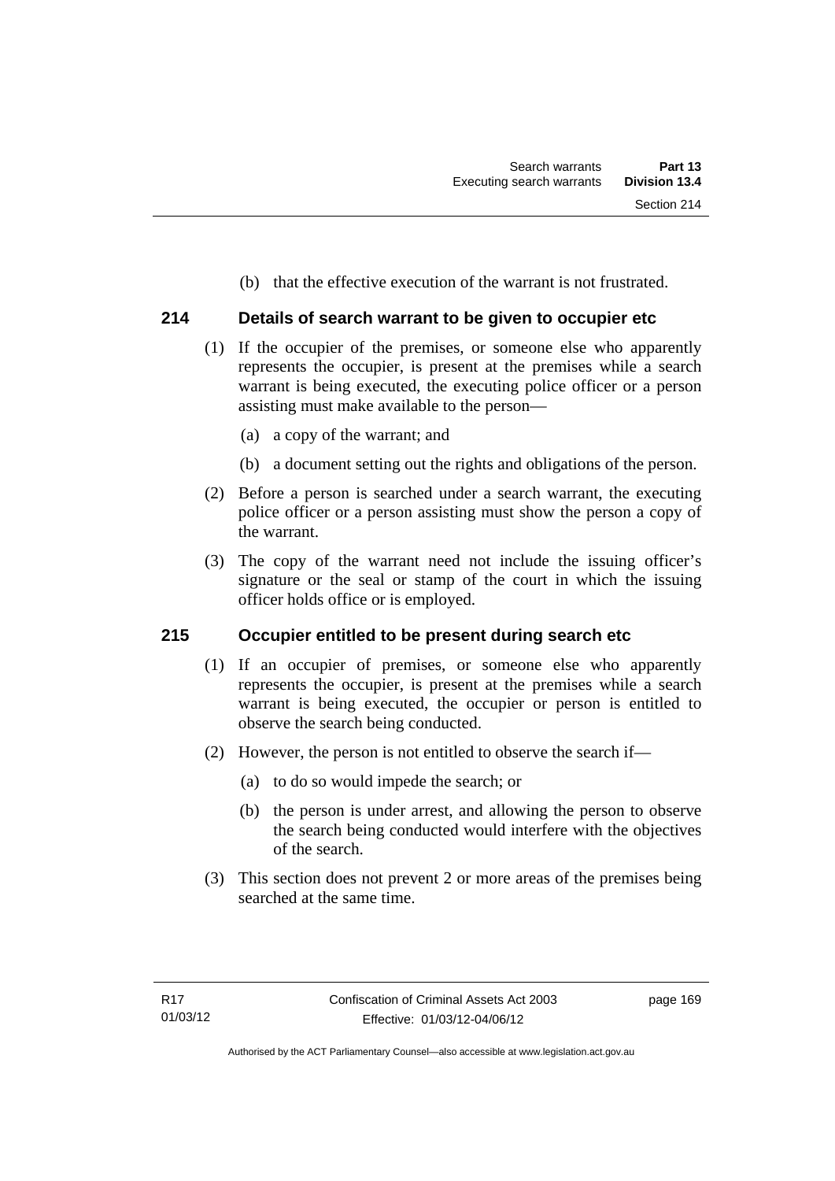(b) that the effective execution of the warrant is not frustrated.

## 214 Details of search warrant to be given to occupier etc

(1) If the occupier of the premises, or someone else who apparently represents the occupier, is present at the premises while a search warrant is being executed, the executing police officer or a person assisting must make available to the person—

(a) a copy of the warrant; and

(b) a document setting out the rights and obligations of the person.

(2) Before a person is searched under a search warrant, the executing police officer or a person assisting must show the person a copy of the warrant.

(3) The copy of the warrant need not include the issuing officer's signature or the seal or stamp of the court in which the issuing officer holds office or is employed.

## 215 Occupier entitled to be present during search etc

(1) If an occupier of premises, or someone else who apparently represents the occupier, is present at the premises while a search warrant is being executed, the occupier or person is entitled to observe the search being conducted.

(2) However, the person is not entitled to observe the search if—

(a) to do so would impede the search; or

(b) the person is under arrest, and allowing the person to observe the search being conducted would interfere with the objectives of the search.

(3) This section does not prevent 2 or more areas of the premises being searched at the same time.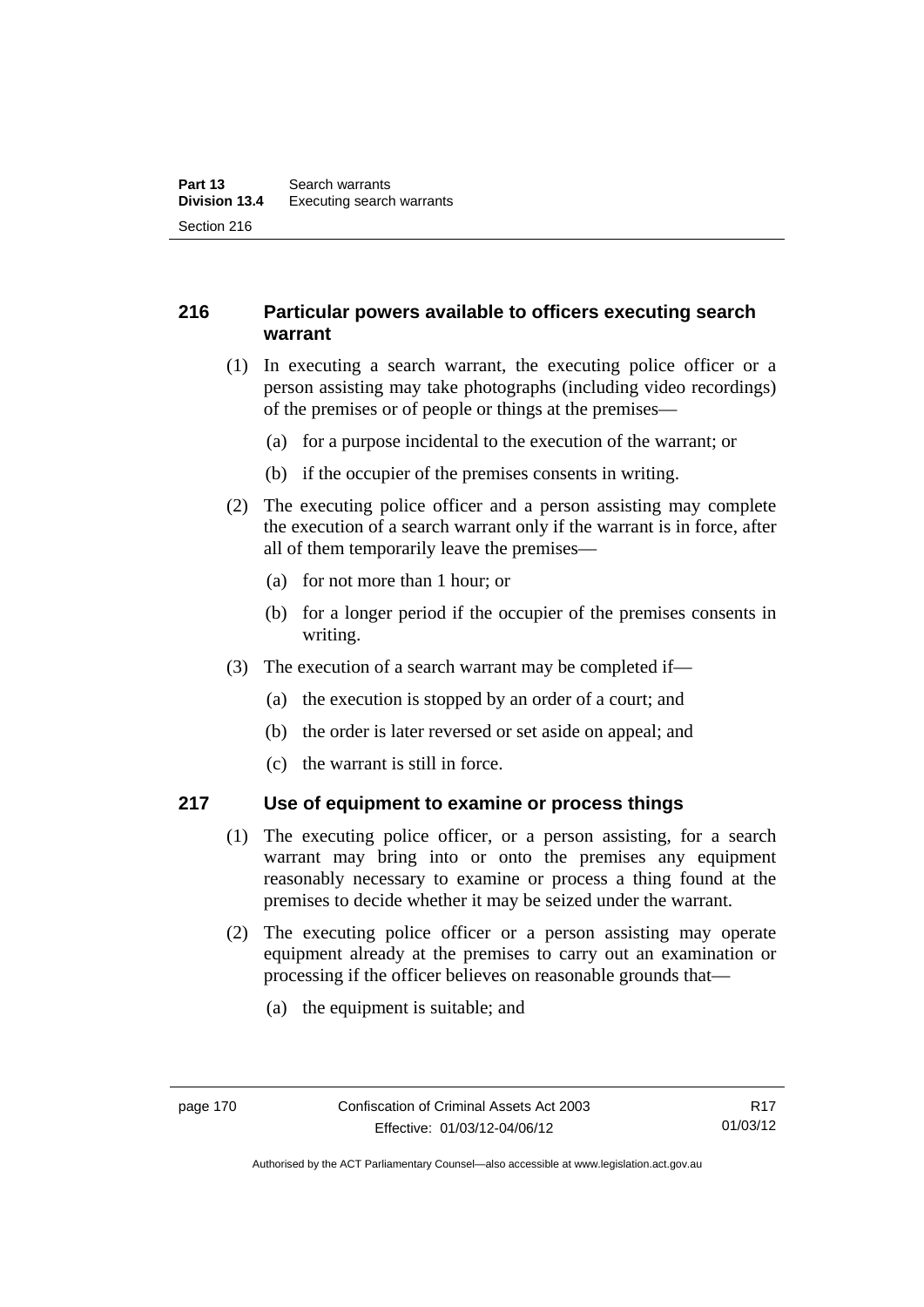### 216 Particular powers available to officers executing search warrant

(1) In executing a search warrant, the executing police officer or a person assisting may take photographs (including video recordings) of the premises or of people or things at the premises—

(a) for a purpose incidental to the execution of the warrant; or

(b) if the occupier of the premises consents in writing.

(2) The executing police officer and a person assisting may complete the execution of a search warrant only if the warrant is in force, after all of them temporarily leave the premises—

(a) for not more than 1 hour; or

(b) for a longer period if the occupier of the premises consents in writing.

(3) The execution of a search warrant may be completed if—

(a) the execution is stopped by an order of a court; and

(b) the order is later reversed or set aside on appeal; and

(c) the warrant is still in force.

### 217 Use of equipment to examine or process things

(1) The executing police officer, or a person assisting, for a search warrant may bring into or onto the premises any equipment reasonably necessary to examine or process a thing found at the premises to decide whether it may be seized under the warrant.

(2) The executing police officer or a person assisting may operate equipment already at the premises to carry out an examination or processing if the officer believes on reasonable grounds that—

(a) the equipment is suitable; and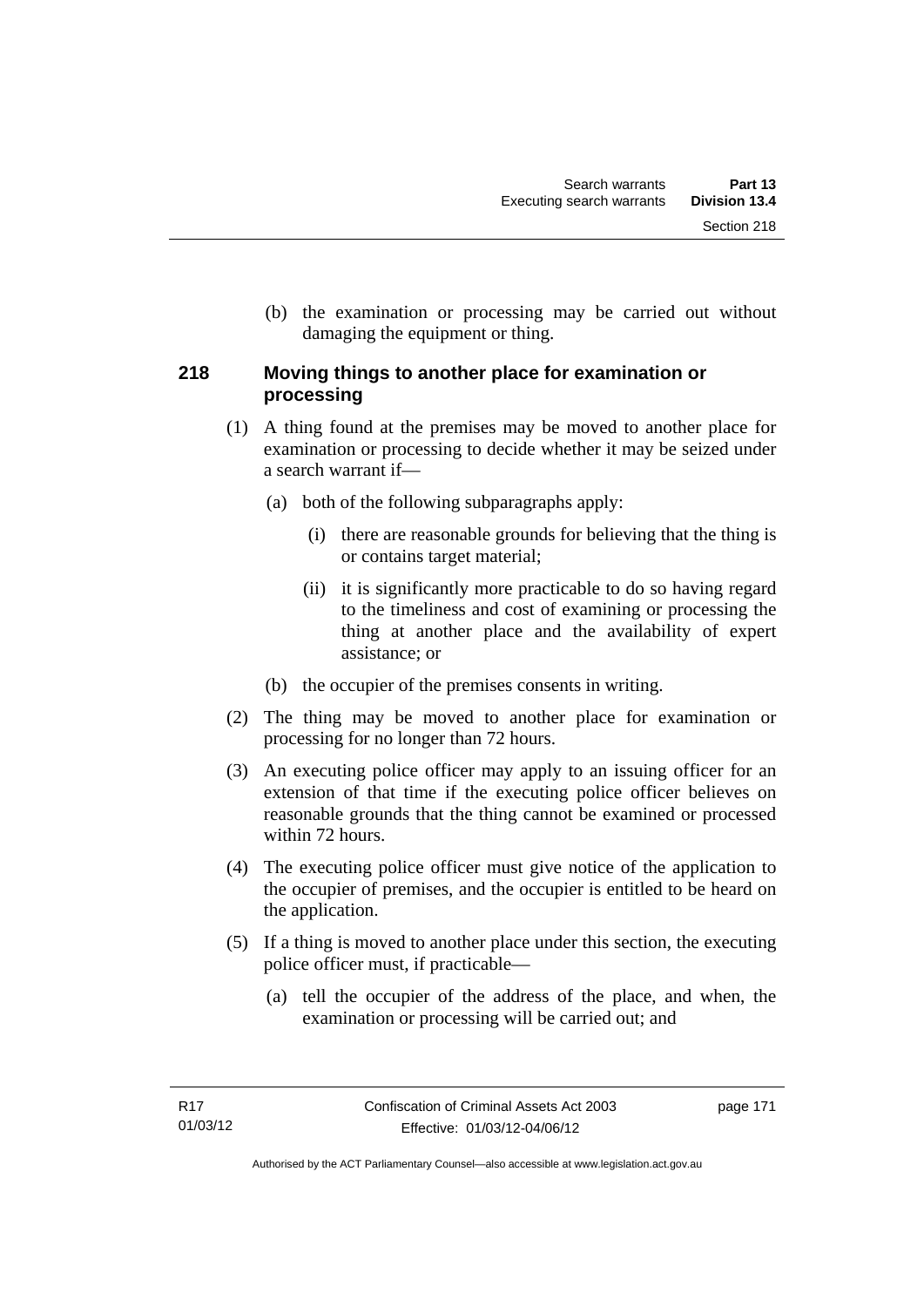(b) the examination or processing may be carried out without damaging the equipment or thing.

### 218 Moving things to another place for examination or processing

(1) A thing found at the premises may be moved to another place for examination or processing to decide whether it may be seized under a search warrant if—

- (a) both of the following subparagraphs apply:
  - (i) there are reasonable grounds for believing that the thing is or contains target material;
  - (ii) it is significantly more practicable to do so having regard to the timeliness and cost of examining or processing the thing at another place and the availability of expert assistance; or
- (b) the occupier of the premises consents in writing.

(2) The thing may be moved to another place for examination or processing for no longer than 72 hours.

(3) An executing police officer may apply to an issuing officer for an extension of that time if the executing police officer believes on reasonable grounds that the thing cannot be examined or processed within 72 hours.

(4) The executing police officer must give notice of the application to the occupier of premises, and the occupier is entitled to be heard on the application.

(5) If a thing is moved to another place under this section, the executing police officer must, if practicable—

- (a) tell the occupier of the address of the place, and when, the examination or processing will be carried out; and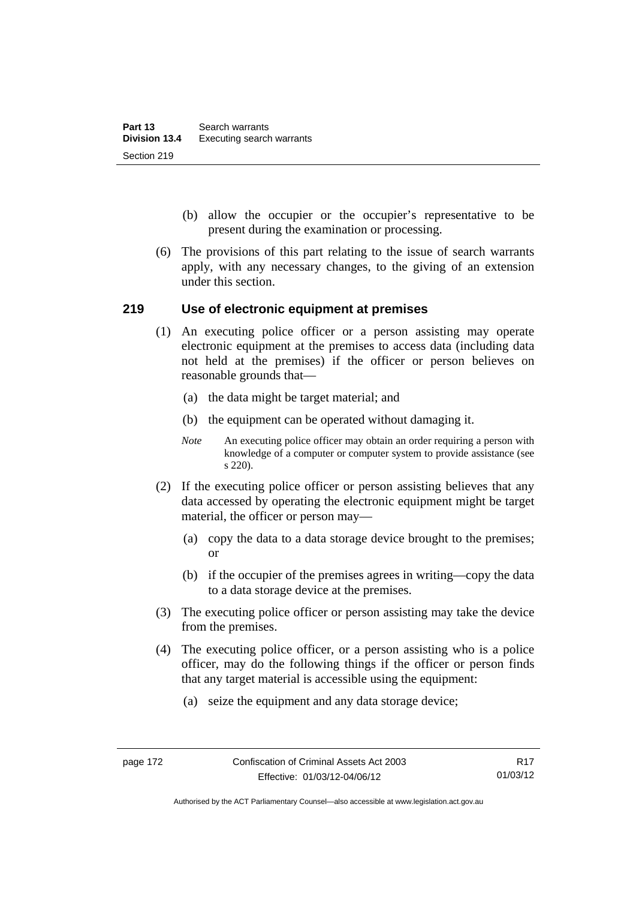(b) allow the occupier or the occupier's representative to be present during the examination or processing.

(6) The provisions of this part relating to the issue of search warrants apply, with any necessary changes, to the giving of an extension under this section.

### 219 Use of electronic equipment at premises

(1) An executing police officer or a person assisting may operate electronic equipment at the premises to access data (including data not held at the premises) if the officer or person believes on reasonable grounds that—

(a) the data might be target material; and

(b) the equipment can be operated without damaging it.

*Note* An executing police officer may obtain an order requiring a person with knowledge of a computer or computer system to provide assistance (see s 220).

(2) If the executing police officer or person assisting believes that any data accessed by operating the electronic equipment might be target material, the officer or person may—

(a) copy the data to a data storage device brought to the premises; or

(b) if the occupier of the premises agrees in writing—copy the data to a data storage device at the premises.

(3) The executing police officer or person assisting may take the device from the premises.

(4) The executing police officer, or a person assisting who is a police officer, may do the following things if the officer or person finds that any target material is accessible using the equipment:

(a) seize the equipment and any data storage device;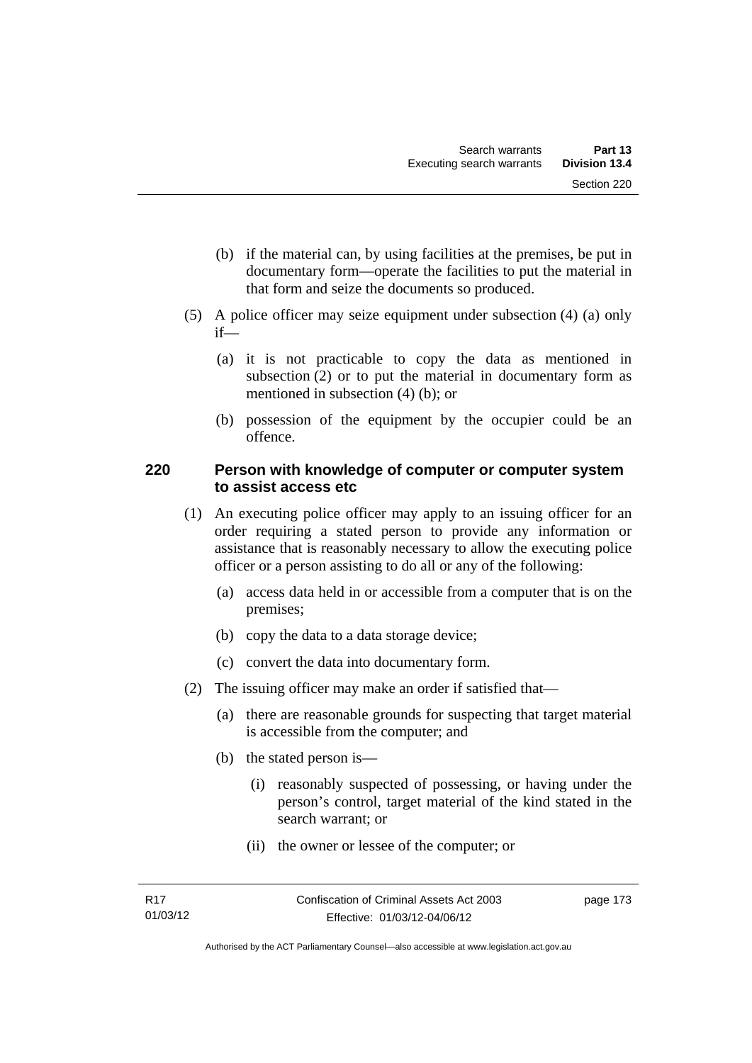(b) if the material can, by using facilities at the premises, be put in documentary form—operate the facilities to put the material in that form and seize the documents so produced.

(5) A police officer may seize equipment under subsection (4) (a) only if—

(a) it is not practicable to copy the data as mentioned in subsection (2) or to put the material in documentary form as mentioned in subsection (4) (b); or

(b) possession of the equipment by the occupier could be an offence.

### 220 Person with knowledge of computer or computer system to assist access etc

(1) An executing police officer may apply to an issuing officer for an order requiring a stated person to provide any information or assistance that is reasonably necessary to allow the executing police officer or a person assisting to do all or any of the following:

(a) access data held in or accessible from a computer that is on the premises;

(b) copy the data to a data storage device;

(c) convert the data into documentary form.

(2) The issuing officer may make an order if satisfied that—

(a) there are reasonable grounds for suspecting that target material is accessible from the computer; and

(b) the stated person is—

(i) reasonably suspected of possessing, or having under the person's control, target material of the kind stated in the search warrant; or

(ii) the owner or lessee of the computer; or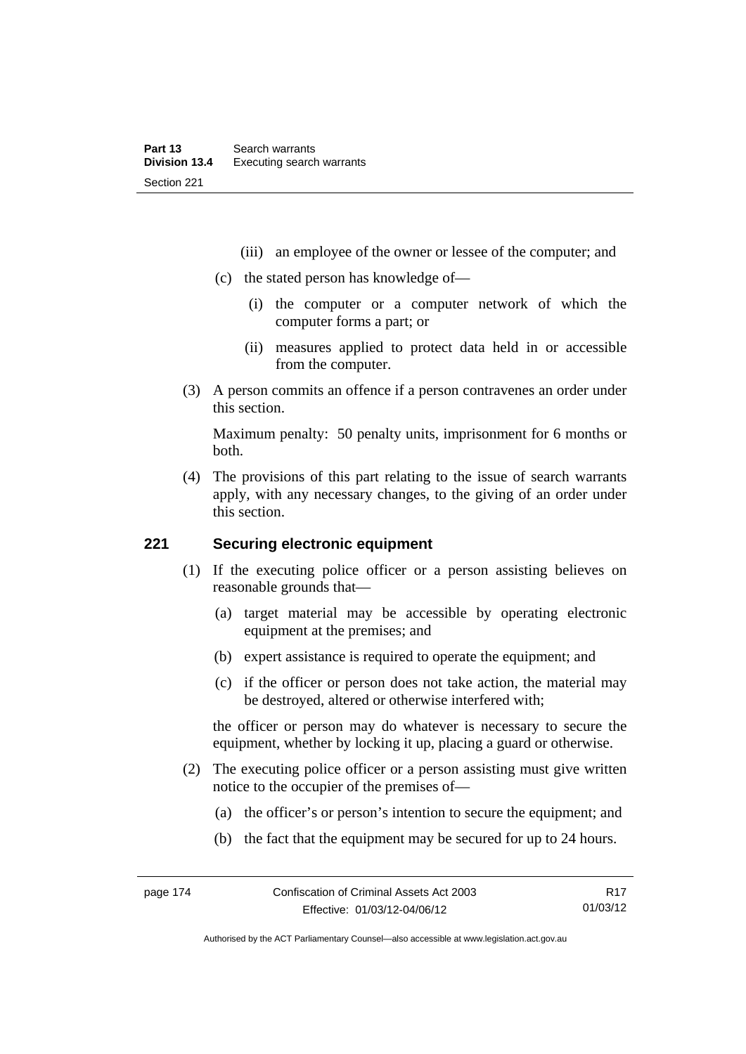(iii) an employee of the owner or lessee of the computer; and

(c) the stated person has knowledge of—

(i) the computer or a computer network of which the computer forms a part; or

(ii) measures applied to protect data held in or accessible from the computer.

(3) A person commits an offence if a person contravenes an order under this section.

Maximum penalty: 50 penalty units, imprisonment for 6 months or both.

(4) The provisions of this part relating to the issue of search warrants apply, with any necessary changes, to the giving of an order under this section.

## 221 Securing electronic equipment

(1) If the executing police officer or a person assisting believes on reasonable grounds that—

(a) target material may be accessible by operating electronic equipment at the premises; and

(b) expert assistance is required to operate the equipment; and

(c) if the officer or person does not take action, the material may be destroyed, altered or otherwise interfered with;

the officer or person may do whatever is necessary to secure the equipment, whether by locking it up, placing a guard or otherwise.

(2) The executing police officer or a person assisting must give written notice to the occupier of the premises of—

(a) the officer's or person's intention to secure the equipment; and

(b) the fact that the equipment may be secured for up to 24 hours.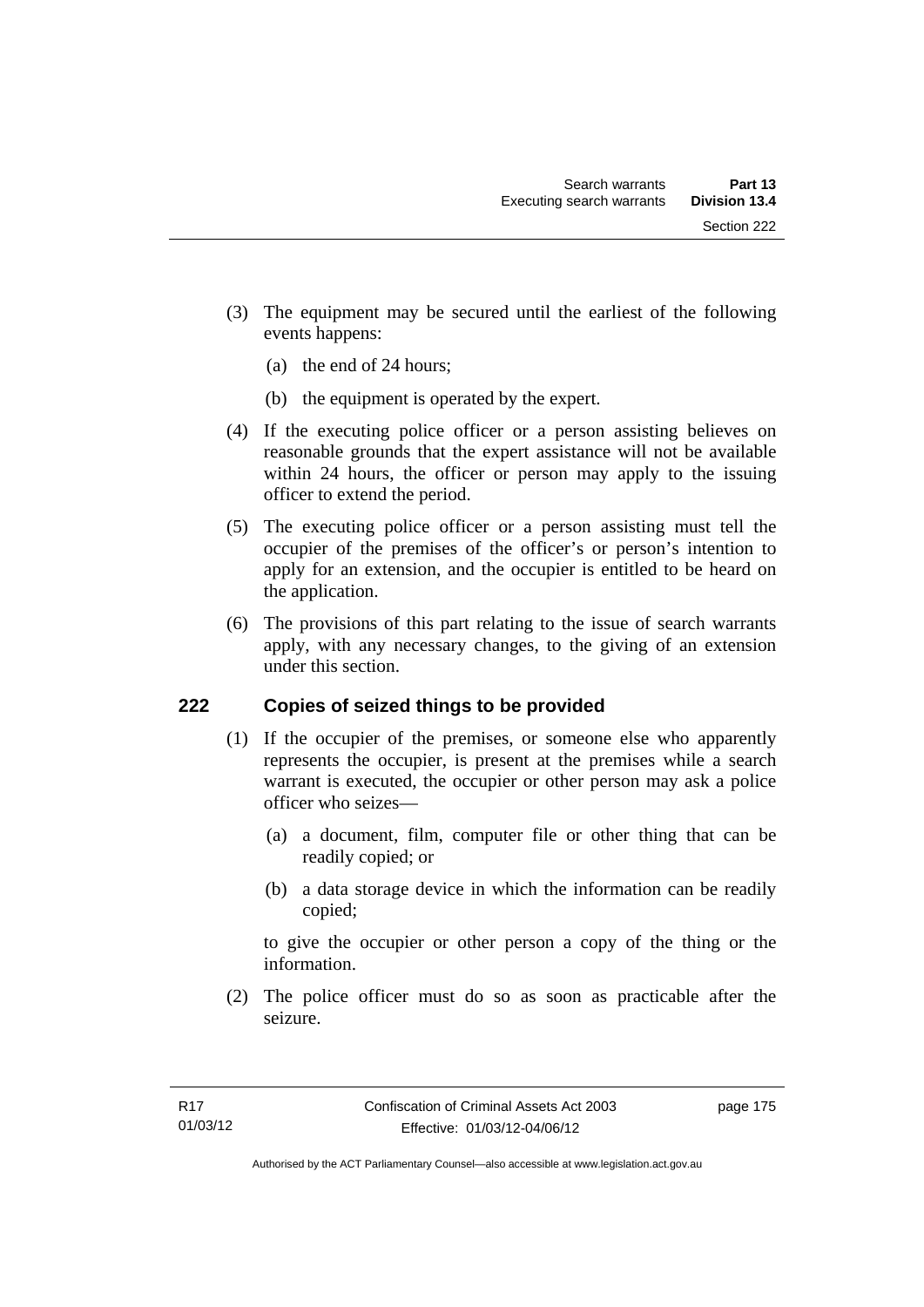(3) The equipment may be secured until the earliest of the following events happens:

(a) the end of 24 hours;

(b) the equipment is operated by the expert.

(4) If the executing police officer or a person assisting believes on reasonable grounds that the expert assistance will not be available within 24 hours, the officer or person may apply to the issuing officer to extend the period.

(5) The executing police officer or a person assisting must tell the occupier of the premises of the officer's or person's intention to apply for an extension, and the occupier is entitled to be heard on the application.

(6) The provisions of this part relating to the issue of search warrants apply, with any necessary changes, to the giving of an extension under this section.

## 222 Copies of seized things to be provided

(1) If the occupier of the premises, or someone else who apparently represents the occupier, is present at the premises while a search warrant is executed, the occupier or other person may ask a police officer who seizes—

(a) a document, film, computer file or other thing that can be readily copied; or

(b) a data storage device in which the information can be readily copied;

to give the occupier or other person a copy of the thing or the information.

(2) The police officer must do so as soon as practicable after the seizure.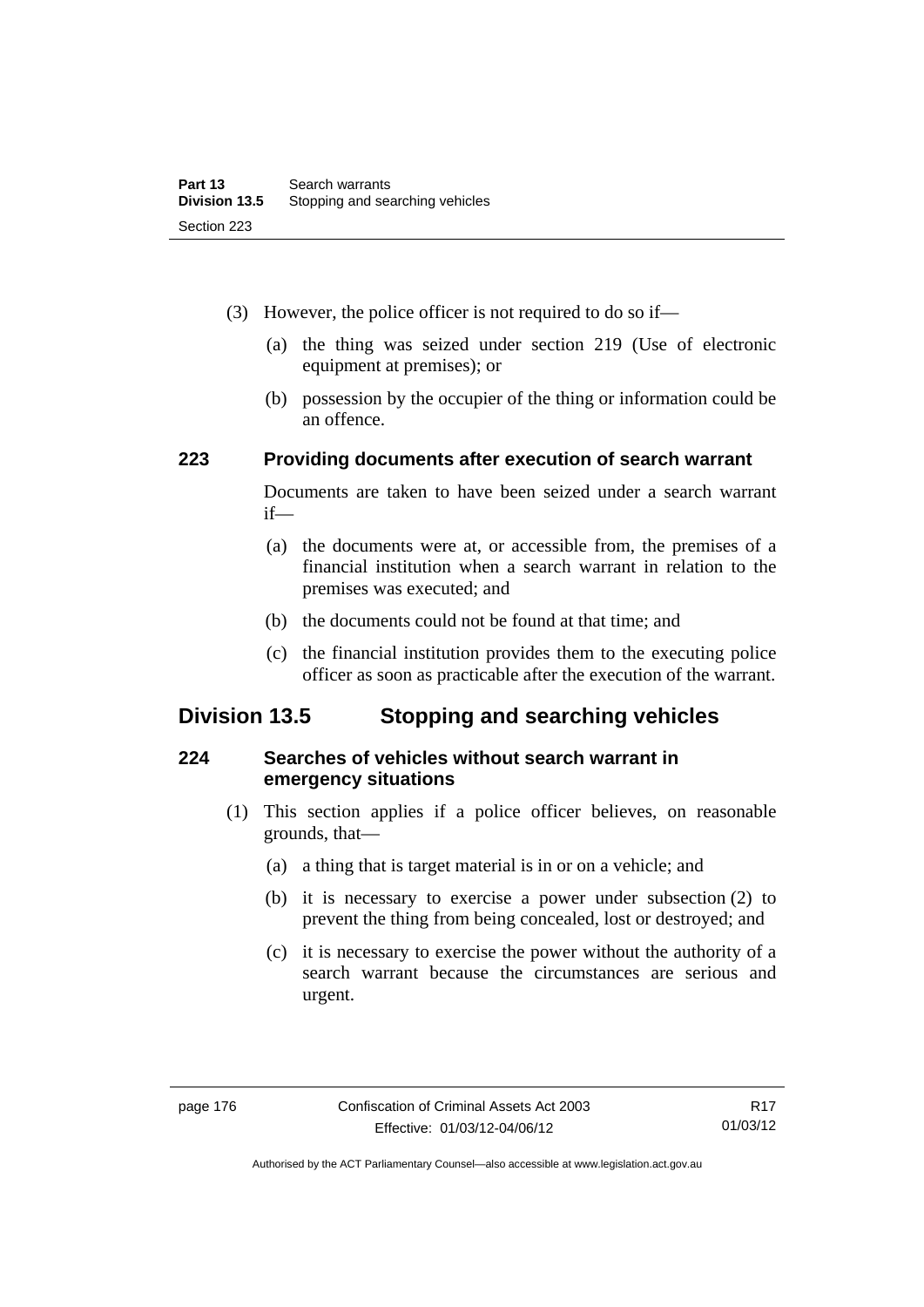(3) However, the police officer is not required to do so if—

(a) the thing was seized under section 219 (Use of electronic equipment at premises); or

(b) possession by the occupier of the thing or information could be an offence.

### 223 Providing documents after execution of search warrant

Documents are taken to have been seized under a search warrant if—

(a) the documents were at, or accessible from, the premises of a financial institution when a search warrant in relation to the premises was executed; and

(b) the documents could not be found at that time; and

(c) the financial institution provides them to the executing police officer as soon as practicable after the execution of the warrant.

## Division 13.5 Stopping and searching vehicles

### 224 Searches of vehicles without search warrant in emergency situations

(1) This section applies if a police officer believes, on reasonable grounds, that—

(a) a thing that is target material is in or on a vehicle; and

(b) it is necessary to exercise a power under subsection (2) to prevent the thing from being concealed, lost or destroyed; and

(c) it is necessary to exercise the power without the authority of a search warrant because the circumstances are serious and urgent.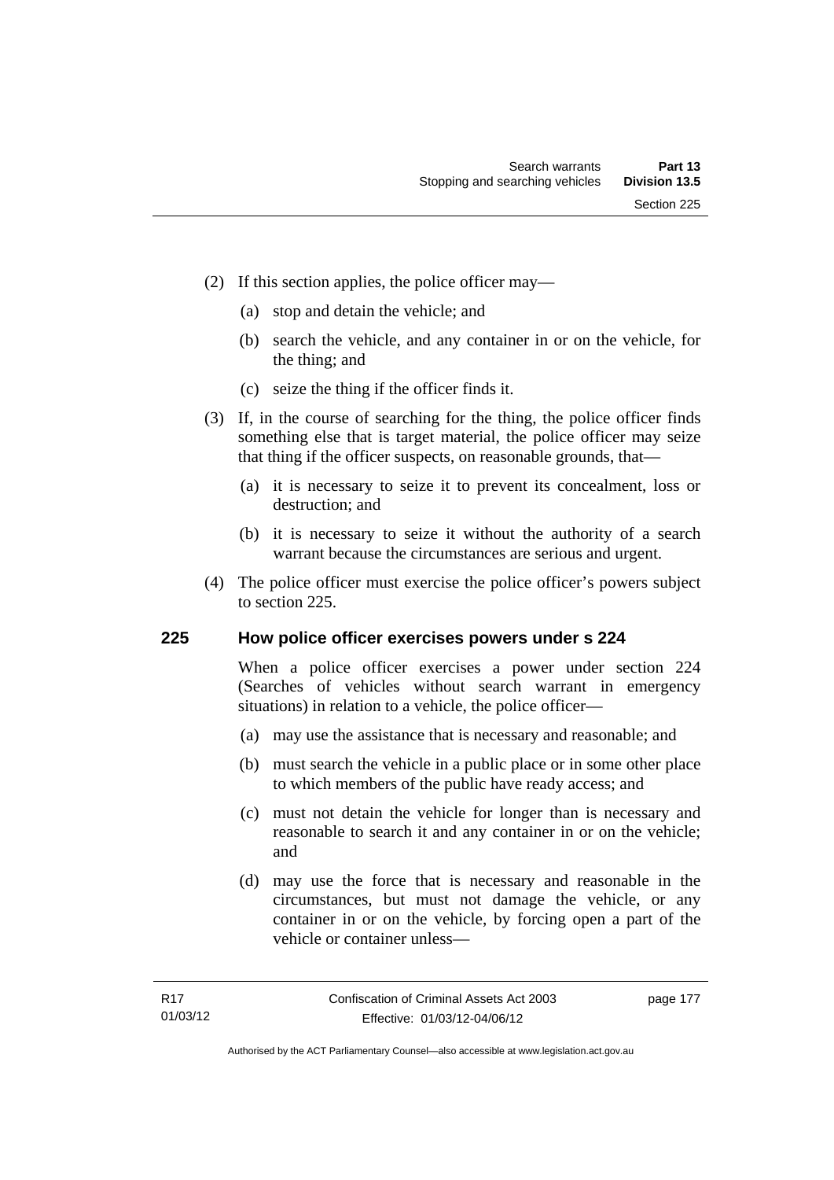(2) If this section applies, the police officer may—

   (a) stop and detain the vehicle; and

   (b) search the vehicle, and any container in or on the vehicle, for the thing; and

   (c) seize the thing if the officer finds it.

(3) If, in the course of searching for the thing, the police officer finds something else that is target material, the police officer may seize that thing if the officer suspects, on reasonable grounds, that—

   (a) it is necessary to seize it to prevent its concealment, loss or destruction; and

   (b) it is necessary to seize it without the authority of a search warrant because the circumstances are serious and urgent.

(4) The police officer must exercise the police officer's powers subject to section 225.

## 225 How police officer exercises powers under s 224

When a police officer exercises a power under section 224 (Searches of vehicles without search warrant in emergency situations) in relation to a vehicle, the police officer—

   (a) may use the assistance that is necessary and reasonable; and

   (b) must search the vehicle in a public place or in some other place to which members of the public have ready access; and

   (c) must not detain the vehicle for longer than is necessary and reasonable to search it and any container in or on the vehicle; and

   (d) may use the force that is necessary and reasonable in the circumstances, but must not damage the vehicle, or any container in or on the vehicle, by forcing open a part of the vehicle or container unless—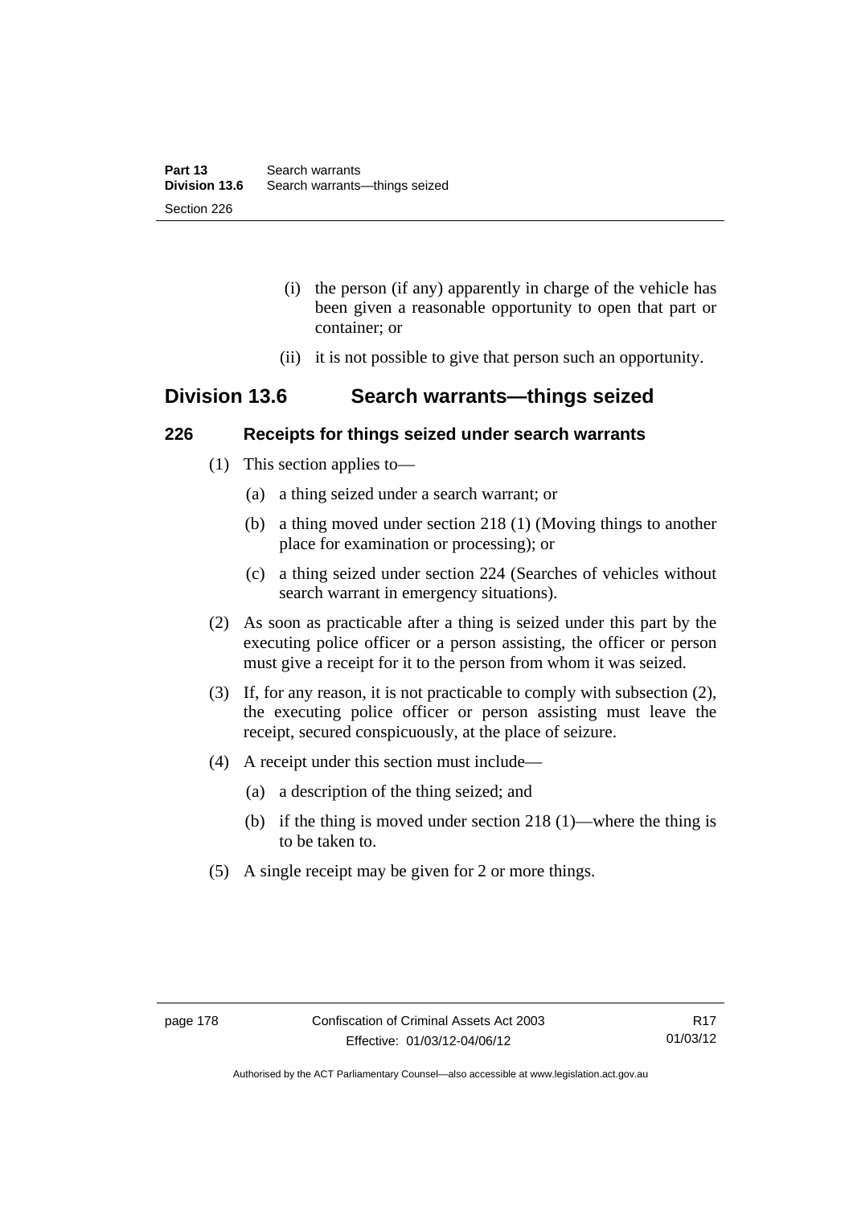(i) the person (if any) apparently in charge of the vehicle has been given a reasonable opportunity to open that part or container; or

(ii) it is not possible to give that person such an opportunity.

## Division 13.6 Search warrants—things seized

### 226 Receipts for things seized under search warrants

(1) This section applies to—

(a) a thing seized under a search warrant; or

(b) a thing moved under section 218 (1) (Moving things to another place for examination or processing); or

(c) a thing seized under section 224 (Searches of vehicles without search warrant in emergency situations).

(2) As soon as practicable after a thing is seized under this part by the executing police officer or a person assisting, the officer or person must give a receipt for it to the person from whom it was seized.

(3) If, for any reason, it is not practicable to comply with subsection (2), the executing police officer or person assisting must leave the receipt, secured conspicuously, at the place of seizure.

(4) A receipt under this section must include—

(a) a description of the thing seized; and

(b) if the thing is moved under section 218 (1)—where the thing is to be taken to.

(5) A single receipt may be given for 2 or more things.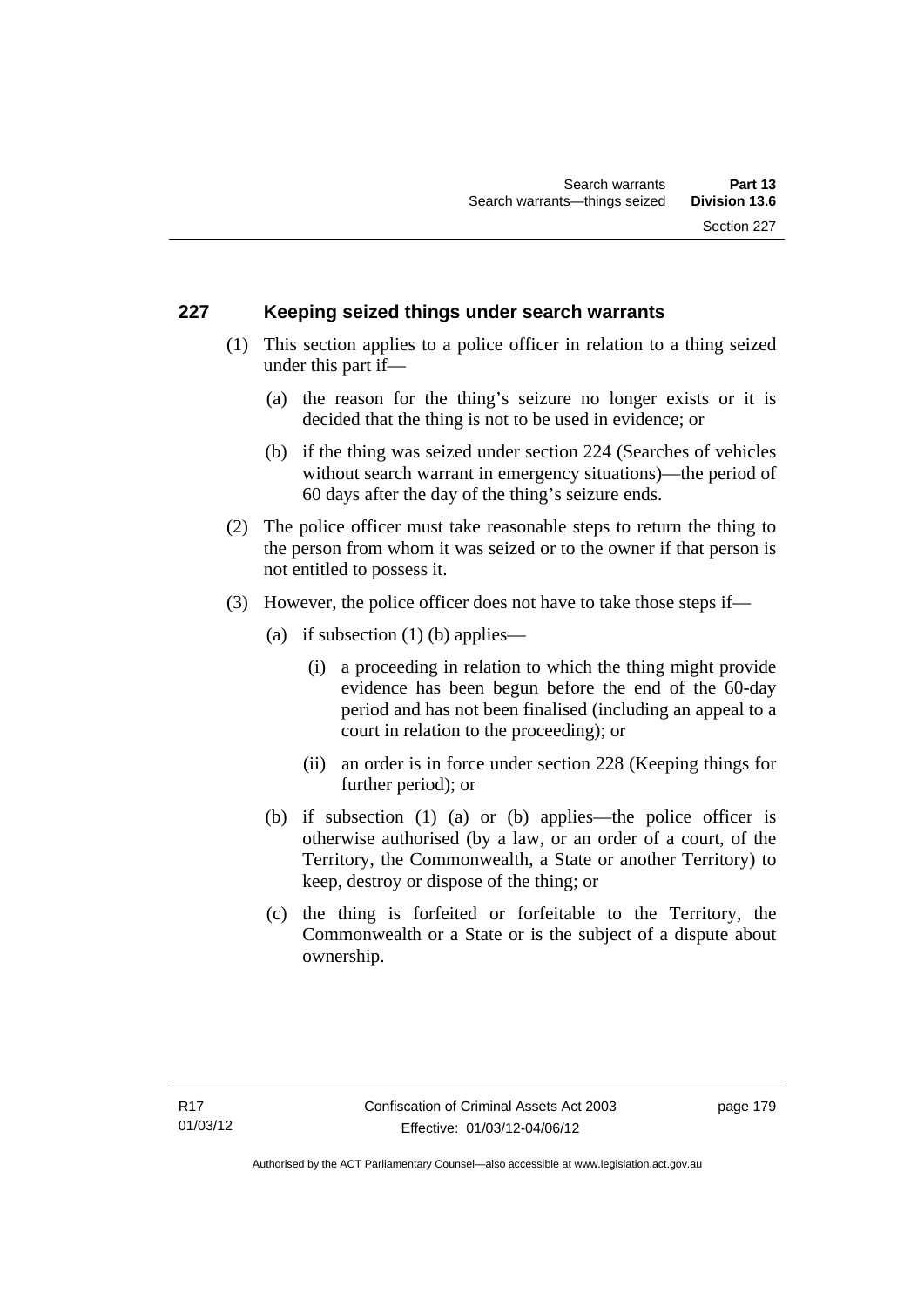## 227 Keeping seized things under search warrants

(1) This section applies to a police officer in relation to a thing seized under this part if—

   (a) the reason for the thing's seizure no longer exists or it is decided that the thing is not to be used in evidence; or

   (b) if the thing was seized under section 224 (Searches of vehicles without search warrant in emergency situations)—the period of 60 days after the day of the thing's seizure ends.

(2) The police officer must take reasonable steps to return the thing to the person from whom it was seized or to the owner if that person is not entitled to possess it.

(3) However, the police officer does not have to take those steps if—

   (a) if subsection (1) (b) applies—

      (i) a proceeding in relation to which the thing might provide evidence has been begun before the end of the 60-day period and has not been finalised (including an appeal to a court in relation to the proceeding); or

      (ii) an order is in force under section 228 (Keeping things for further period); or

   (b) if subsection (1) (a) or (b) applies—the police officer is otherwise authorised (by a law, or an order of a court, of the Territory, the Commonwealth, a State or another Territory) to keep, destroy or dispose of the thing; or

   (c) the thing is forfeited or forfeitable to the Territory, the Commonwealth or a State or is the subject of a dispute about ownership.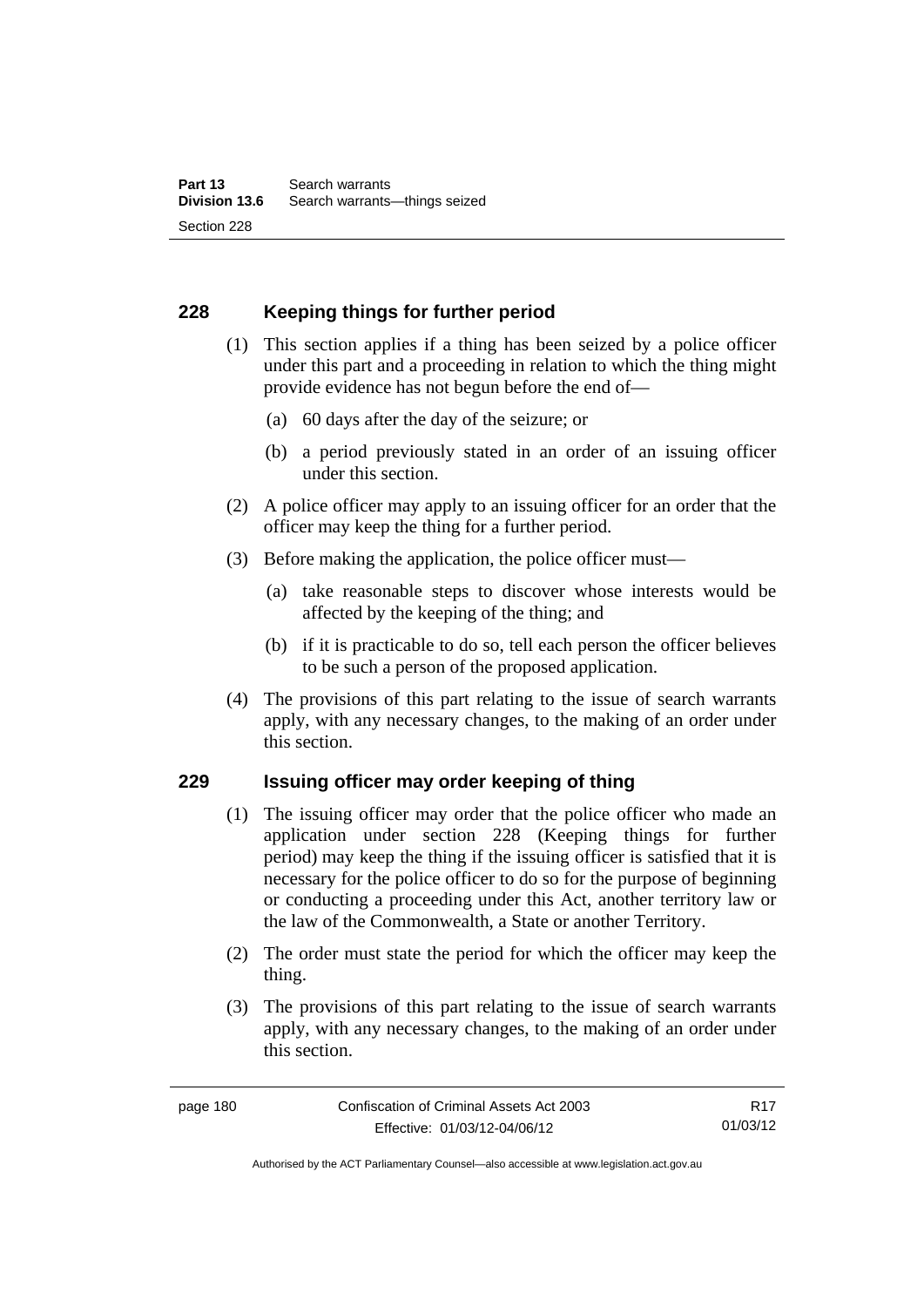## 228 Keeping things for further period

(1) This section applies if a thing has been seized by a police officer under this part and a proceeding in relation to which the thing might provide evidence has not begun before the end of—

(a) 60 days after the day of the seizure; or

(b) a period previously stated in an order of an issuing officer under this section.

(2) A police officer may apply to an issuing officer for an order that the officer may keep the thing for a further period.

(3) Before making the application, the police officer must—

(a) take reasonable steps to discover whose interests would be affected by the keeping of the thing; and

(b) if it is practicable to do so, tell each person the officer believes to be such a person of the proposed application.

(4) The provisions of this part relating to the issue of search warrants apply, with any necessary changes, to the making of an order under this section.

## 229 Issuing officer may order keeping of thing

(1) The issuing officer may order that the police officer who made an application under section 228 (Keeping things for further period) may keep the thing if the issuing officer is satisfied that it is necessary for the police officer to do so for the purpose of beginning or conducting a proceeding under this Act, another territory law or the law of the Commonwealth, a State or another Territory.

(2) The order must state the period for which the officer may keep the thing.

(3) The provisions of this part relating to the issue of search warrants apply, with any necessary changes, to the making of an order under this section.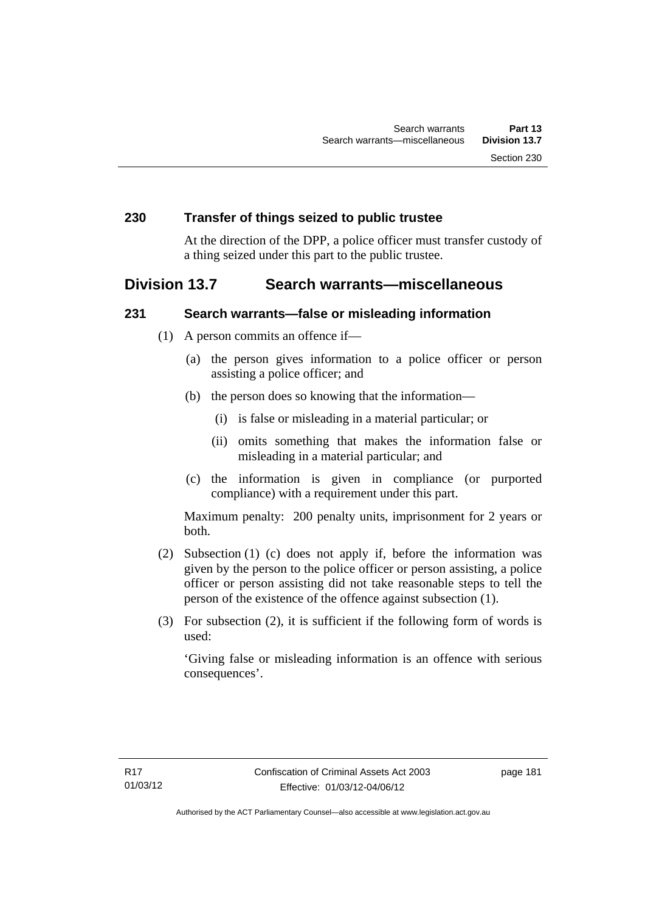### 230 Transfer of things seized to public trustee

At the direction of the DPP, a police officer must transfer custody of a thing seized under this part to the public trustee.

## Division 13.7 Search warrants—miscellaneous

### 231 Search warrants—false or misleading information

(1) A person commits an offence if—

(a) the person gives information to a police officer or person assisting a police officer; and

(b) the person does so knowing that the information—

(i) is false or misleading in a material particular; or

(ii) omits something that makes the information false or misleading in a material particular; and

(c) the information is given in compliance (or purported compliance) with a requirement under this part.

Maximum penalty: 200 penalty units, imprisonment for 2 years or both.

(2) Subsection (1) (c) does not apply if, before the information was given by the person to the police officer or person assisting, a police officer or person assisting did not take reasonable steps to tell the person of the existence of the offence against subsection (1).

(3) For subsection (2), it is sufficient if the following form of words is used:

'Giving false or misleading information is an offence with serious consequences'.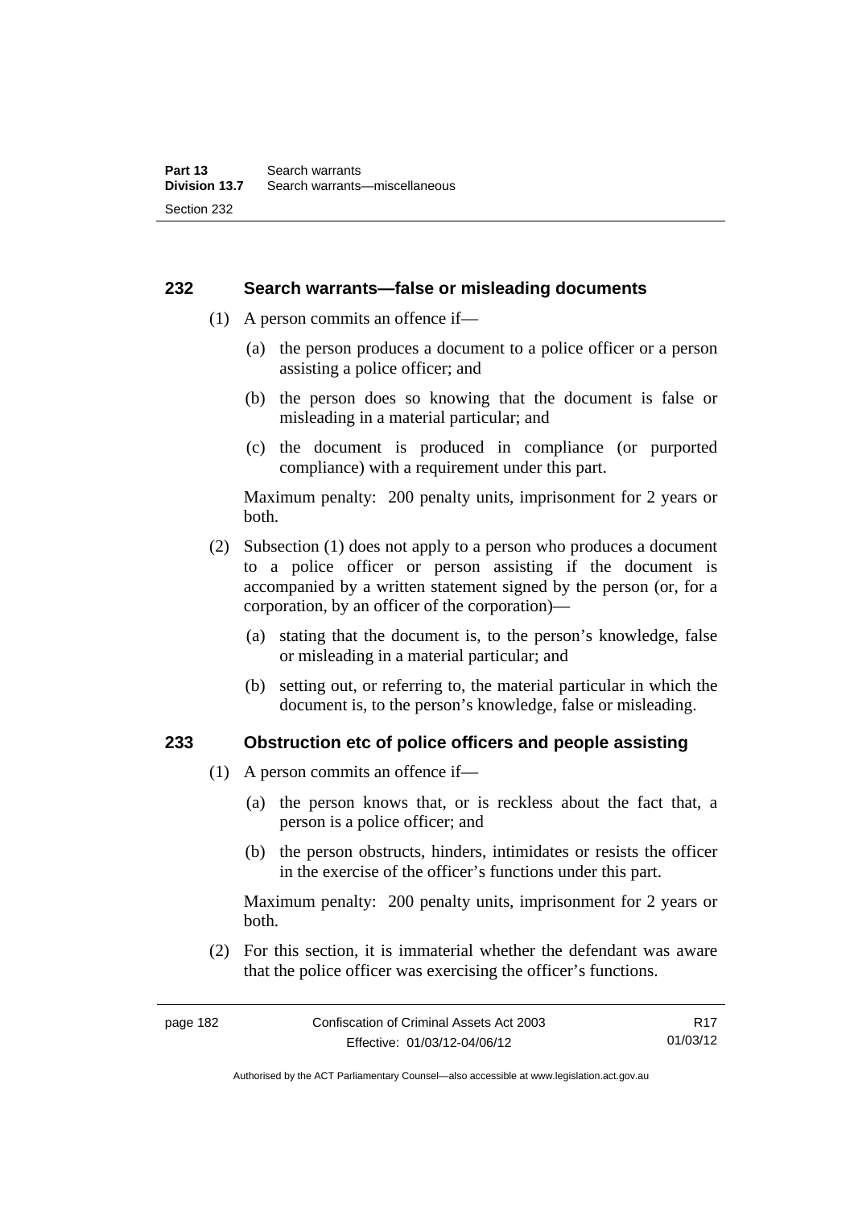### 232 Search warrants—false or misleading documents

(1) A person commits an offence if—

(a) the person produces a document to a police officer or a person assisting a police officer; and

(b) the person does so knowing that the document is false or misleading in a material particular; and

(c) the document is produced in compliance (or purported compliance) with a requirement under this part.

Maximum penalty: 200 penalty units, imprisonment for 2 years or both.

(2) Subsection (1) does not apply to a person who produces a document to a police officer or person assisting if the document is accompanied by a written statement signed by the person (or, for a corporation, by an officer of the corporation)—

(a) stating that the document is, to the person's knowledge, false or misleading in a material particular; and

(b) setting out, or referring to, the material particular in which the document is, to the person's knowledge, false or misleading.

### 233 Obstruction etc of police officers and people assisting

(1) A person commits an offence if—

(a) the person knows that, or is reckless about the fact that, a person is a police officer; and

(b) the person obstructs, hinders, intimidates or resists the officer in the exercise of the officer's functions under this part.

Maximum penalty: 200 penalty units, imprisonment for 2 years or both.

(2) For this section, it is immaterial whether the defendant was aware that the police officer was exercising the officer's functions.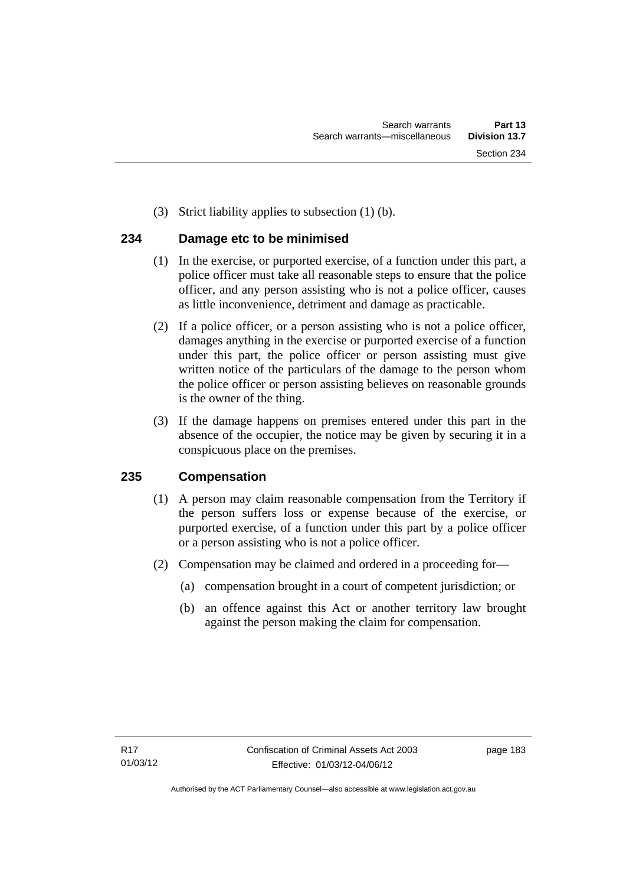(3) Strict liability applies to subsection (1) (b).

## 234 Damage etc to be minimised

(1) In the exercise, or purported exercise, of a function under this part, a police officer must take all reasonable steps to ensure that the police officer, and any person assisting who is not a police officer, causes as little inconvenience, detriment and damage as practicable.

(2) If a police officer, or a person assisting who is not a police officer, damages anything in the exercise or purported exercise of a function under this part, the police officer or person assisting must give written notice of the particulars of the damage to the person whom the police officer or person assisting believes on reasonable grounds is the owner of the thing.

(3) If the damage happens on premises entered under this part in the absence of the occupier, the notice may be given by securing it in a conspicuous place on the premises.

## 235 Compensation

(1) A person may claim reasonable compensation from the Territory if the person suffers loss or expense because of the exercise, or purported exercise, of a function under this part by a police officer or a person assisting who is not a police officer.

(2) Compensation may be claimed and ordered in a proceeding for—

(a) compensation brought in a court of competent jurisdiction; or

(b) an offence against this Act or another territory law brought against the person making the claim for compensation.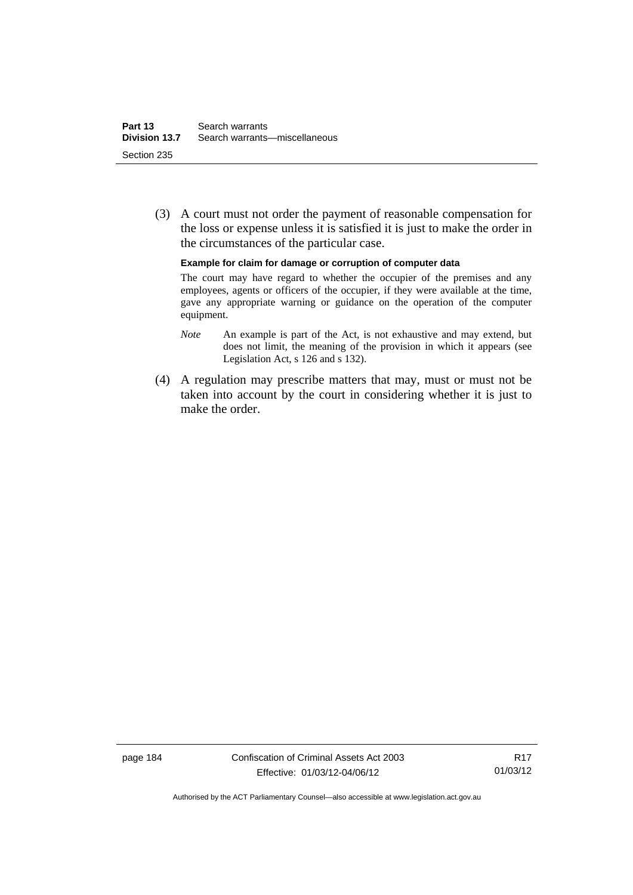(3) A court must not order the payment of reasonable compensation for the loss or expense unless it is satisfied it is just to make the order in the circumstances of the particular case.

**Example for claim for damage or corruption of computer data**

The court may have regard to whether the occupier of the premises and any employees, agents or officers of the occupier, if they were available at the time, gave any appropriate warning or guidance on the operation of the computer equipment.

*Note* An example is part of the Act, is not exhaustive and may extend, but does not limit, the meaning of the provision in which it appears (see Legislation Act, s 126 and s 132).

(4) A regulation may prescribe matters that may, must or must not be taken into account by the court in considering whether it is just to make the order.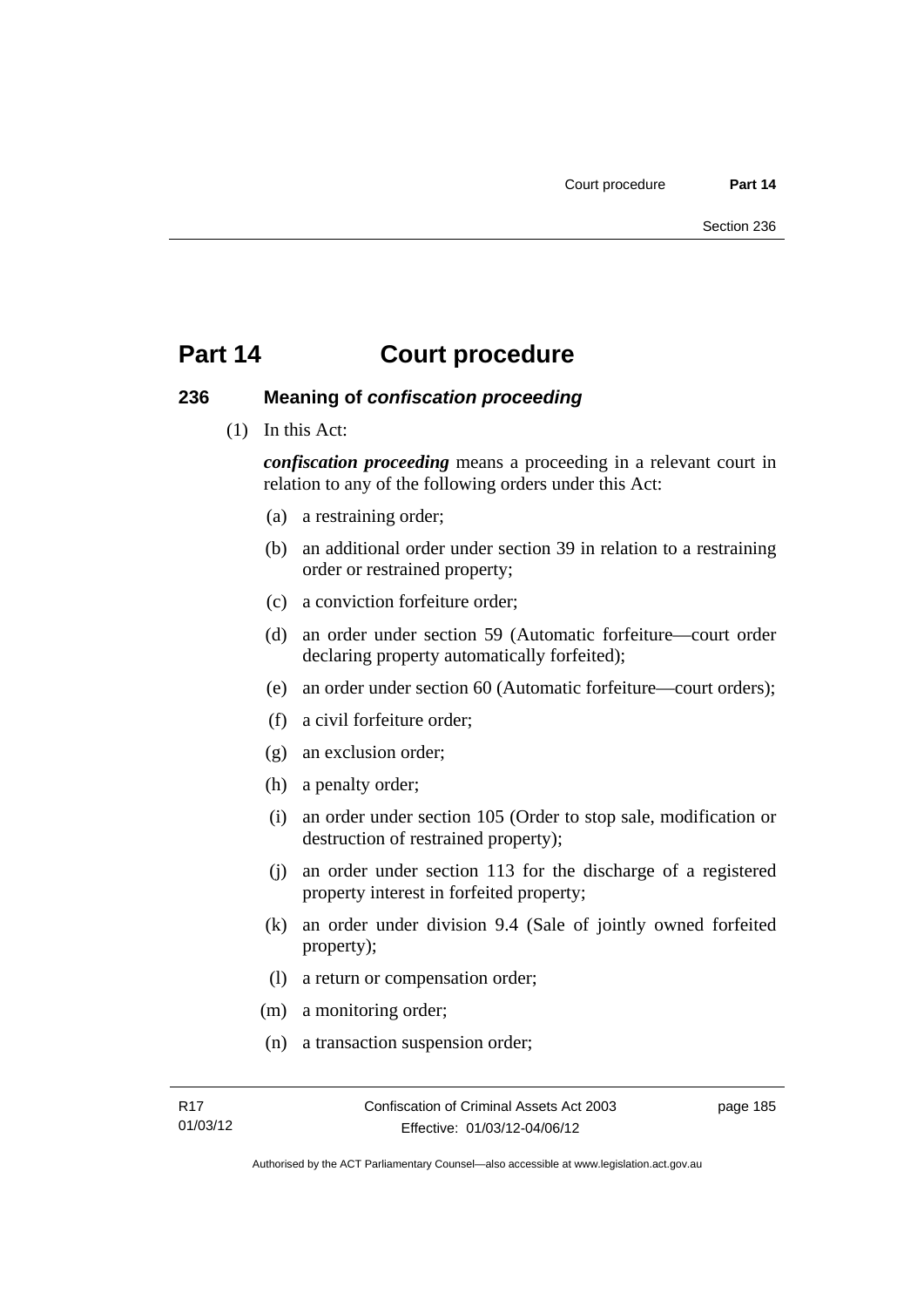# Part 14 Court procedure

## 236 Meaning of *confiscation proceeding*

(1) In this Act:

***confiscation proceeding*** means a proceeding in a relevant court in relation to any of the following orders under this Act:

(a) a restraining order;

(b) an additional order under section 39 in relation to a restraining order or restrained property;

(c) a conviction forfeiture order;

(d) an order under section 59 (Automatic forfeiture—court order declaring property automatically forfeited);

(e) an order under section 60 (Automatic forfeiture—court orders);

(f) a civil forfeiture order;

(g) an exclusion order;

(h) a penalty order;

(i) an order under section 105 (Order to stop sale, modification or destruction of restrained property);

(j) an order under section 113 for the discharge of a registered property interest in forfeited property;

(k) an order under division 9.4 (Sale of jointly owned forfeited property);

(l) a return or compensation order;

(m) a monitoring order;

(n) a transaction suspension order;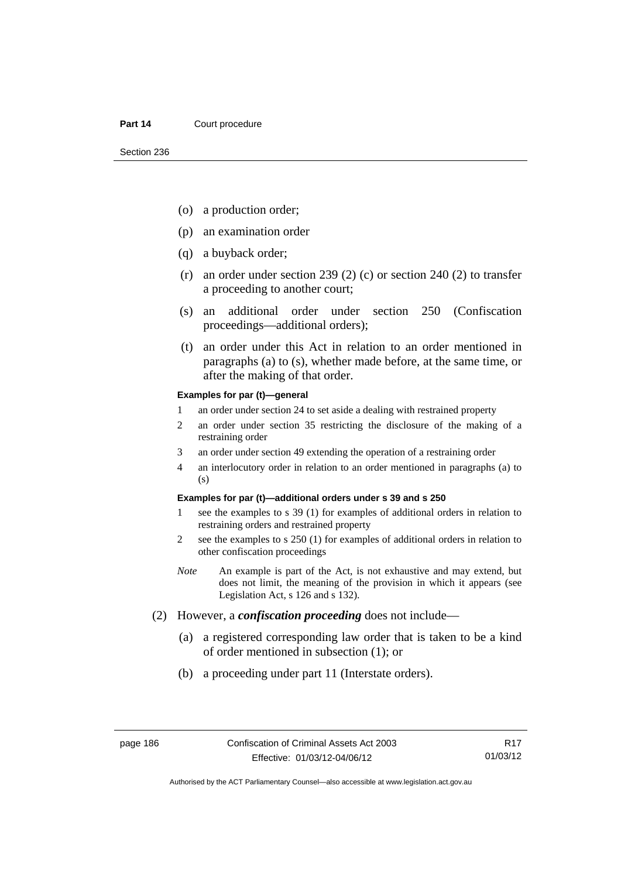(o) a production order;

(p) an examination order

(q) a buyback order;

(r) an order under section 239 (2) (c) or section 240 (2) to transfer a proceeding to another court;

(s) an additional order under section 250 (Confiscation proceedings—additional orders);

(t) an order under this Act in relation to an order mentioned in paragraphs (a) to (s), whether made before, at the same time, or after the making of that order.

**Examples for par (t)—general**

1 an order under section 24 to set aside a dealing with restrained property

2 an order under section 35 restricting the disclosure of the making of a restraining order

3 an order under section 49 extending the operation of a restraining order

4 an interlocutory order in relation to an order mentioned in paragraphs (a) to (s)

**Examples for par (t)—additional orders under s 39 and s 250**

1 see the examples to s 39 (1) for examples of additional orders in relation to restraining orders and restrained property

2 see the examples to s 250 (1) for examples of additional orders in relation to other confiscation proceedings

*Note* An example is part of the Act, is not exhaustive and may extend, but does not limit, the meaning of the provision in which it appears (see Legislation Act, s 126 and s 132).

(2) However, a ***confiscation proceeding*** does not include—

(a) a registered corresponding law order that is taken to be a kind of order mentioned in subsection (1); or

(b) a proceeding under part 11 (Interstate orders).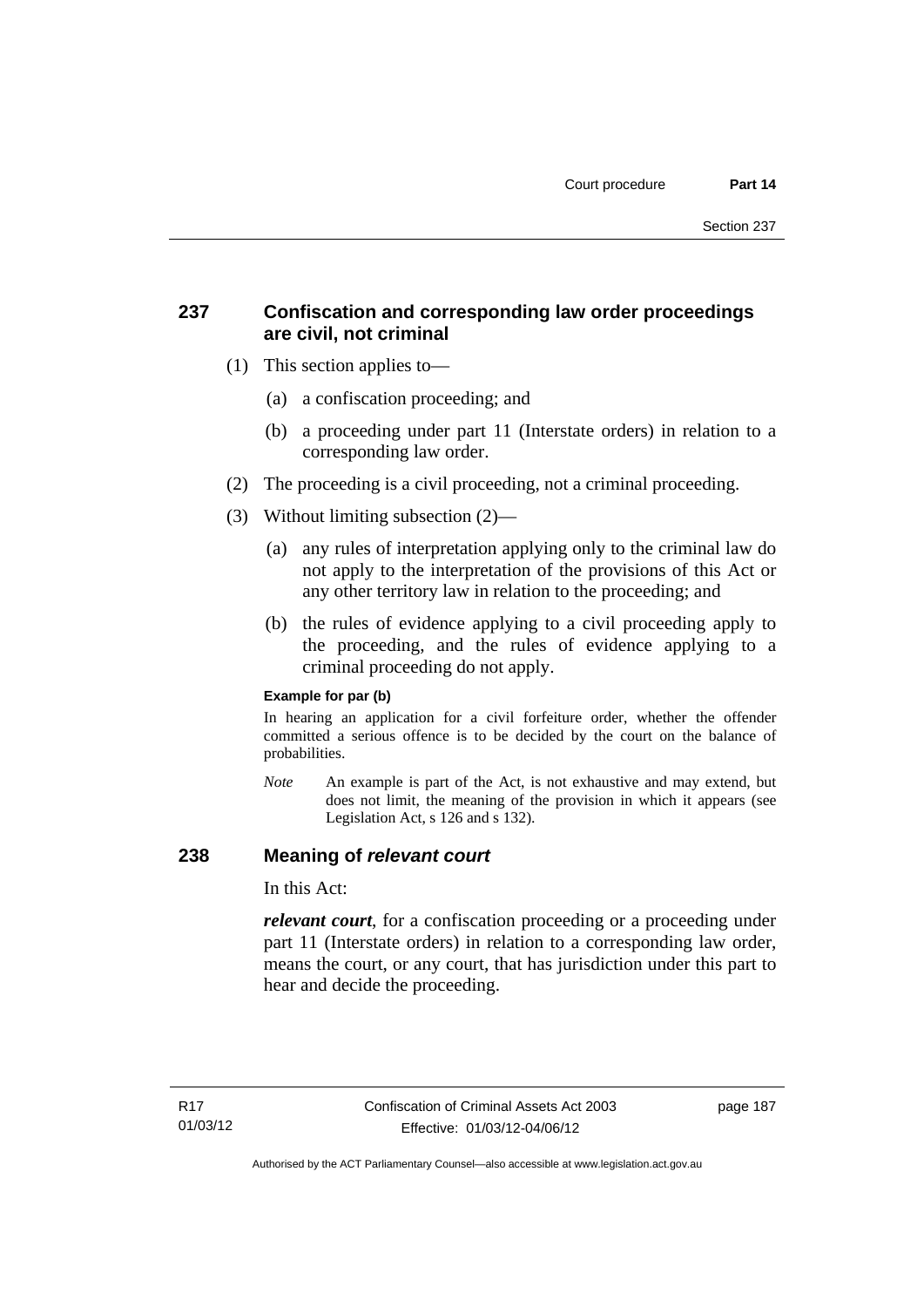## 237 Confiscation and corresponding law order proceedings are civil, not criminal

(1) This section applies to—

(a) a confiscation proceeding; and

(b) a proceeding under part 11 (Interstate orders) in relation to a corresponding law order.

(2) The proceeding is a civil proceeding, not a criminal proceeding.

(3) Without limiting subsection (2)—

(a) any rules of interpretation applying only to the criminal law do not apply to the interpretation of the provisions of this Act or any other territory law in relation to the proceeding; and

(b) the rules of evidence applying to a civil proceeding apply to the proceeding, and the rules of evidence applying to a criminal proceeding do not apply.

**Example for par (b)**

In hearing an application for a civil forfeiture order, whether the offender committed a serious offence is to be decided by the court on the balance of probabilities.

*Note* An example is part of the Act, is not exhaustive and may extend, but does not limit, the meaning of the provision in which it appears (see Legislation Act, s 126 and s 132).

## 238 Meaning of *relevant court*

In this Act:

***relevant court***, for a confiscation proceeding or a proceeding under part 11 (Interstate orders) in relation to a corresponding law order, means the court, or any court, that has jurisdiction under this part to hear and decide the proceeding.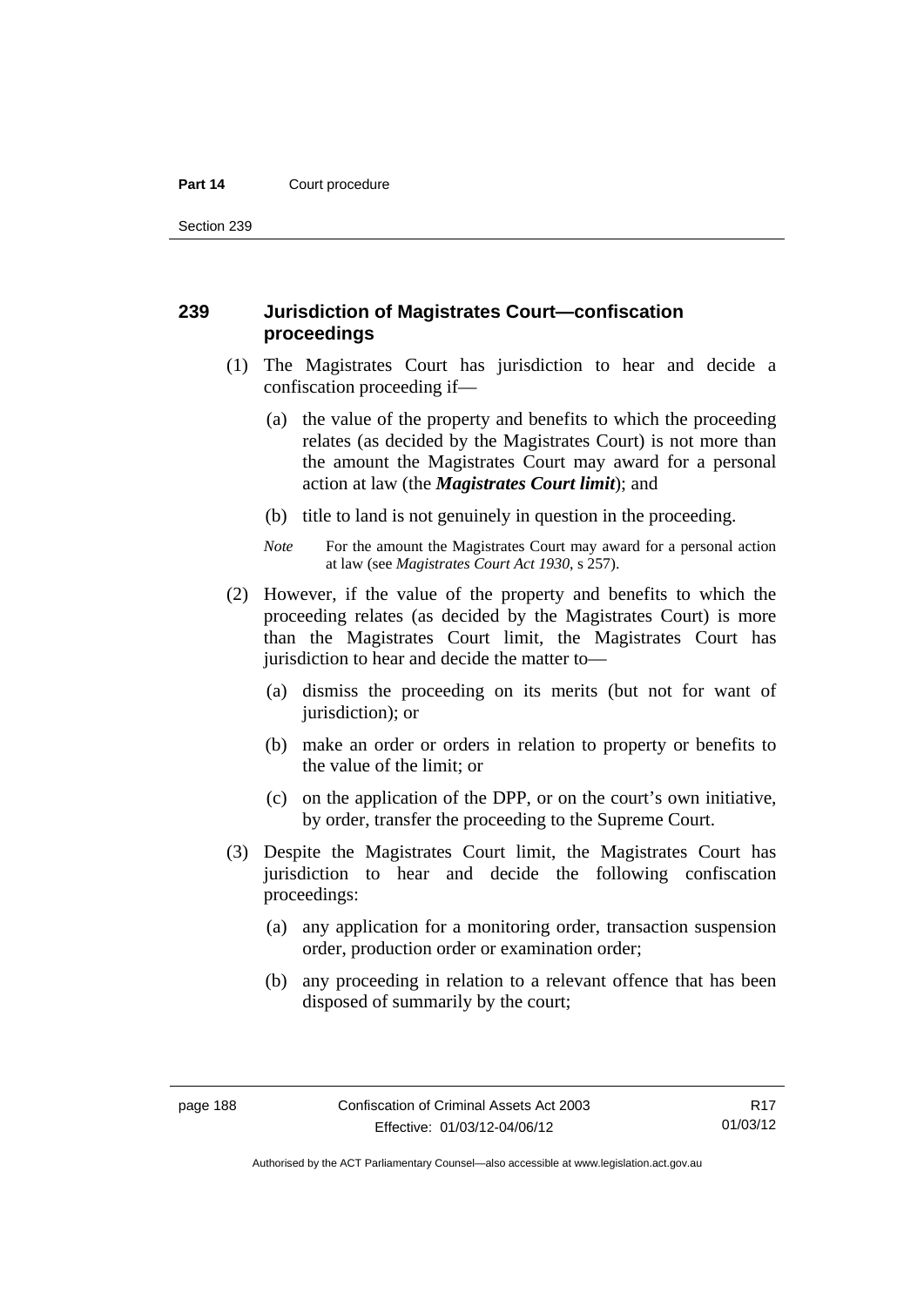## 239 Jurisdiction of Magistrates Court—confiscation proceedings

(1) The Magistrates Court has jurisdiction to hear and decide a confiscation proceeding if—

(a) the value of the property and benefits to which the proceeding relates (as decided by the Magistrates Court) is not more than the amount the Magistrates Court may award for a personal action at law (the ***Magistrates Court limit***); and

(b) title to land is not genuinely in question in the proceeding.

*Note* For the amount the Magistrates Court may award for a personal action at law (see *Magistrates Court Act 1930*, s 257).

(2) However, if the value of the property and benefits to which the proceeding relates (as decided by the Magistrates Court) is more than the Magistrates Court limit, the Magistrates Court has jurisdiction to hear and decide the matter to—

(a) dismiss the proceeding on its merits (but not for want of jurisdiction); or

(b) make an order or orders in relation to property or benefits to the value of the limit; or

(c) on the application of the DPP, or on the court's own initiative, by order, transfer the proceeding to the Supreme Court.

(3) Despite the Magistrates Court limit, the Magistrates Court has jurisdiction to hear and decide the following confiscation proceedings:

(a) any application for a monitoring order, transaction suspension order, production order or examination order;

(b) any proceeding in relation to a relevant offence that has been disposed of summarily by the court;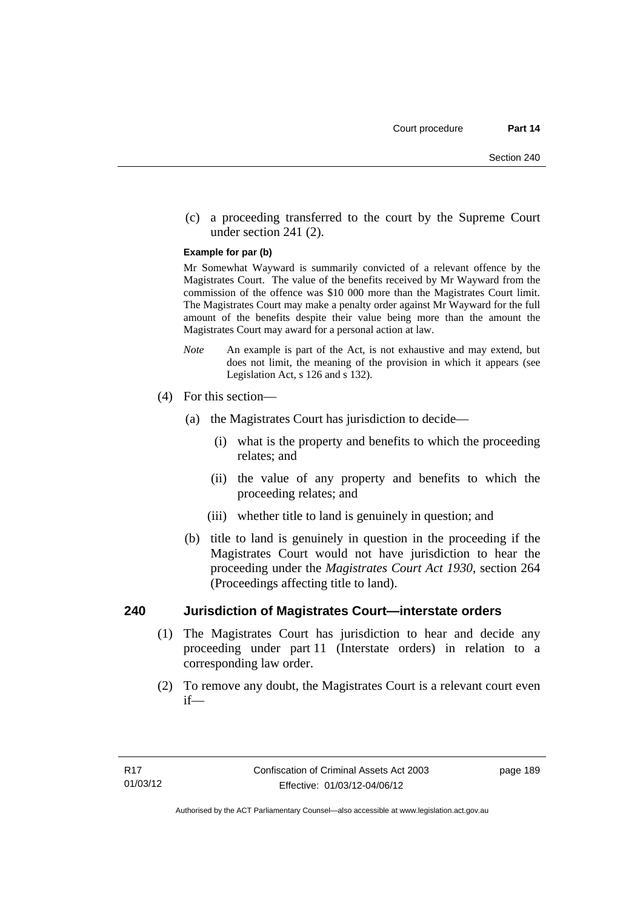(c) a proceeding transferred to the court by the Supreme Court under section 241 (2).

**Example for par (b)**

Mr Somewhat Wayward is summarily convicted of a relevant offence by the Magistrates Court. The value of the benefits received by Mr Wayward from the commission of the offence was $10 000 more than the Magistrates Court limit. The Magistrates Court may make a penalty order against Mr Wayward for the full amount of the benefits despite their value being more than the amount the Magistrates Court may award for a personal action at law.

*Note* An example is part of the Act, is not exhaustive and may extend, but does not limit, the meaning of the provision in which it appears (see Legislation Act, s 126 and s 132).

(4) For this section—

(a) the Magistrates Court has jurisdiction to decide—

(i) what is the property and benefits to which the proceeding relates; and

(ii) the value of any property and benefits to which the proceeding relates; and

(iii) whether title to land is genuinely in question; and

(b) title to land is genuinely in question in the proceeding if the Magistrates Court would not have jurisdiction to hear the proceeding under the *Magistrates Court Act 1930*, section 264 (Proceedings affecting title to land).

## 240 Jurisdiction of Magistrates Court—interstate orders

(1) The Magistrates Court has jurisdiction to hear and decide any proceeding under part 11 (Interstate orders) in relation to a corresponding law order.

(2) To remove any doubt, the Magistrates Court is a relevant court even if—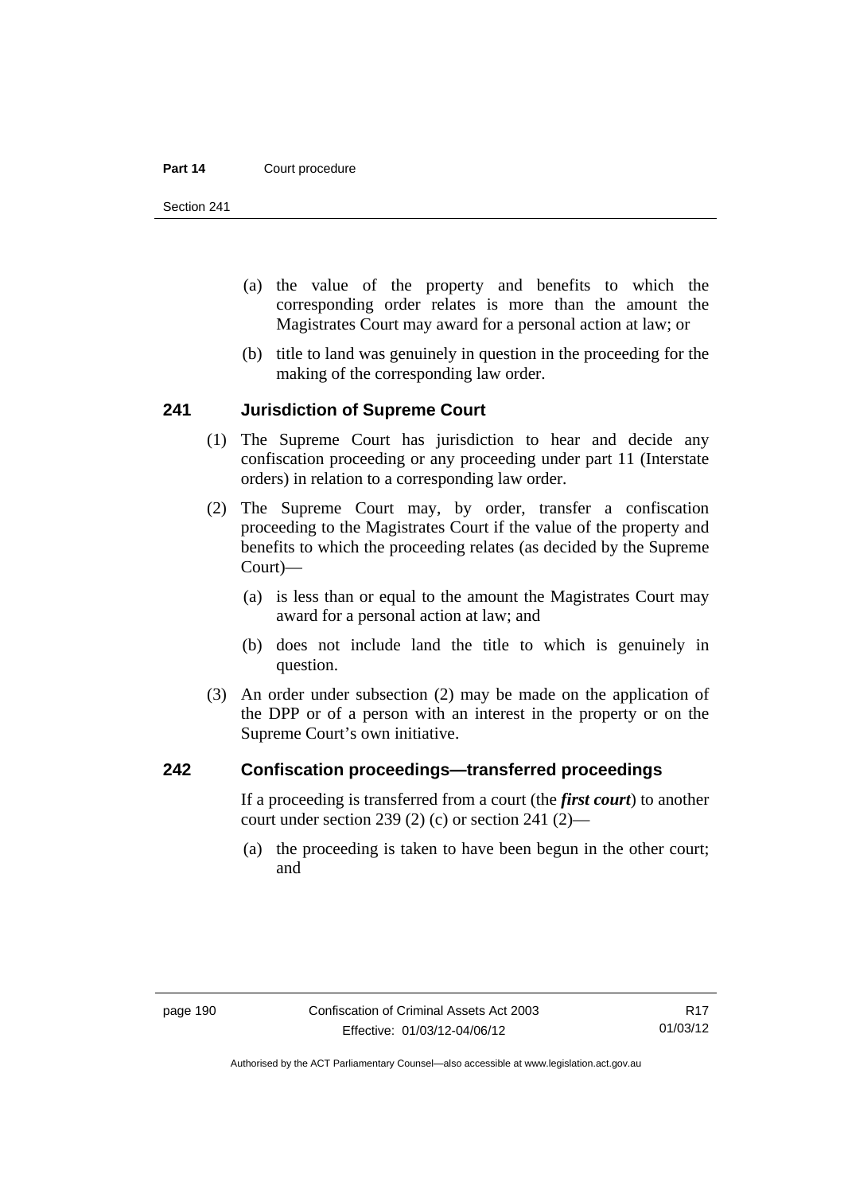(a) the value of the property and benefits to which the corresponding order relates is more than the amount the Magistrates Court may award for a personal action at law; or

(b) title to land was genuinely in question in the proceeding for the making of the corresponding law order.

## 241 Jurisdiction of Supreme Court

(1) The Supreme Court has jurisdiction to hear and decide any confiscation proceeding or any proceeding under part 11 (Interstate orders) in relation to a corresponding law order.

(2) The Supreme Court may, by order, transfer a confiscation proceeding to the Magistrates Court if the value of the property and benefits to which the proceeding relates (as decided by the Supreme Court)—

(a) is less than or equal to the amount the Magistrates Court may award for a personal action at law; and

(b) does not include land the title to which is genuinely in question.

(3) An order under subsection (2) may be made on the application of the DPP or of a person with an interest in the property or on the Supreme Court's own initiative.

## 242 Confiscation proceedings—transferred proceedings

If a proceeding is transferred from a court (the ***first court***) to another court under section 239 (2) (c) or section 241 (2)—

(a) the proceeding is taken to have been begun in the other court; and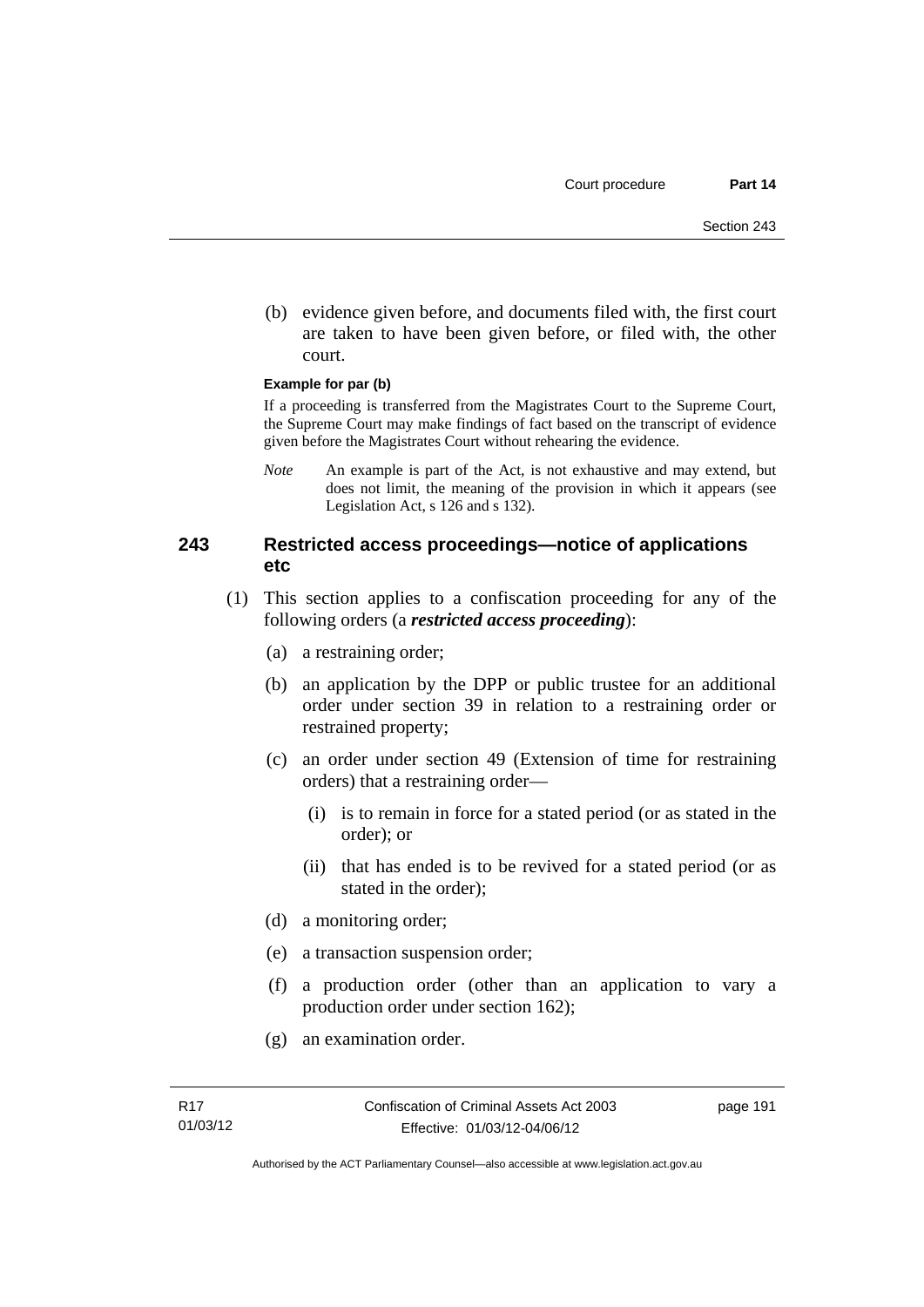(b) evidence given before, and documents filed with, the first court are taken to have been given before, or filed with, the other court.

**Example for par (b)**

If a proceeding is transferred from the Magistrates Court to the Supreme Court, the Supreme Court may make findings of fact based on the transcript of evidence given before the Magistrates Court without rehearing the evidence.

*Note* An example is part of the Act, is not exhaustive and may extend, but does not limit, the meaning of the provision in which it appears (see Legislation Act, s 126 and s 132).

### 243 Restricted access proceedings—notice of applications etc

(1) This section applies to a confiscation proceeding for any of the following orders (a ***restricted access proceeding***):

(a) a restraining order;

(b) an application by the DPP or public trustee for an additional order under section 39 in relation to a restraining order or restrained property;

(c) an order under section 49 (Extension of time for restraining orders) that a restraining order—

(i) is to remain in force for a stated period (or as stated in the order); or

(ii) that has ended is to be revived for a stated period (or as stated in the order);

(d) a monitoring order;

(e) a transaction suspension order;

(f) a production order (other than an application to vary a production order under section 162);

(g) an examination order.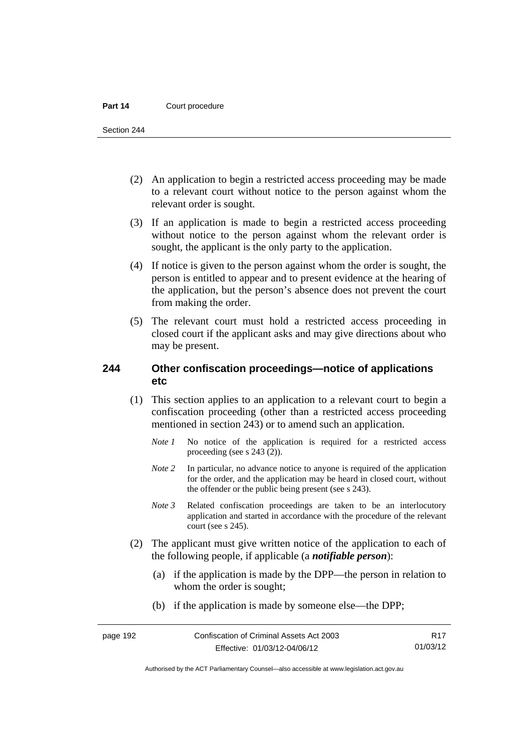(2) An application to begin a restricted access proceeding may be made to a relevant court without notice to the person against whom the relevant order is sought.

(3) If an application is made to begin a restricted access proceeding without notice to the person against whom the relevant order is sought, the applicant is the only party to the application.

(4) If notice is given to the person against whom the order is sought, the person is entitled to appear and to present evidence at the hearing of the application, but the person's absence does not prevent the court from making the order.

(5) The relevant court must hold a restricted access proceeding in closed court if the applicant asks and may give directions about who may be present.

### 244 Other confiscation proceedings—notice of applications etc

(1) This section applies to an application to a relevant court to begin a confiscation proceeding (other than a restricted access proceeding mentioned in section 243) or to amend such an application.

*Note 1* No notice of the application is required for a restricted access proceeding (see s 243 (2)).

*Note 2* In particular, no advance notice to anyone is required of the application for the order, and the application may be heard in closed court, without the offender or the public being present (see s 243).

*Note 3* Related confiscation proceedings are taken to be an interlocutory application and started in accordance with the procedure of the relevant court (see s 245).

(2) The applicant must give written notice of the application to each of the following people, if applicable (a ***notifiable person***):

(a) if the application is made by the DPP—the person in relation to whom the order is sought;

(b) if the application is made by someone else—the DPP;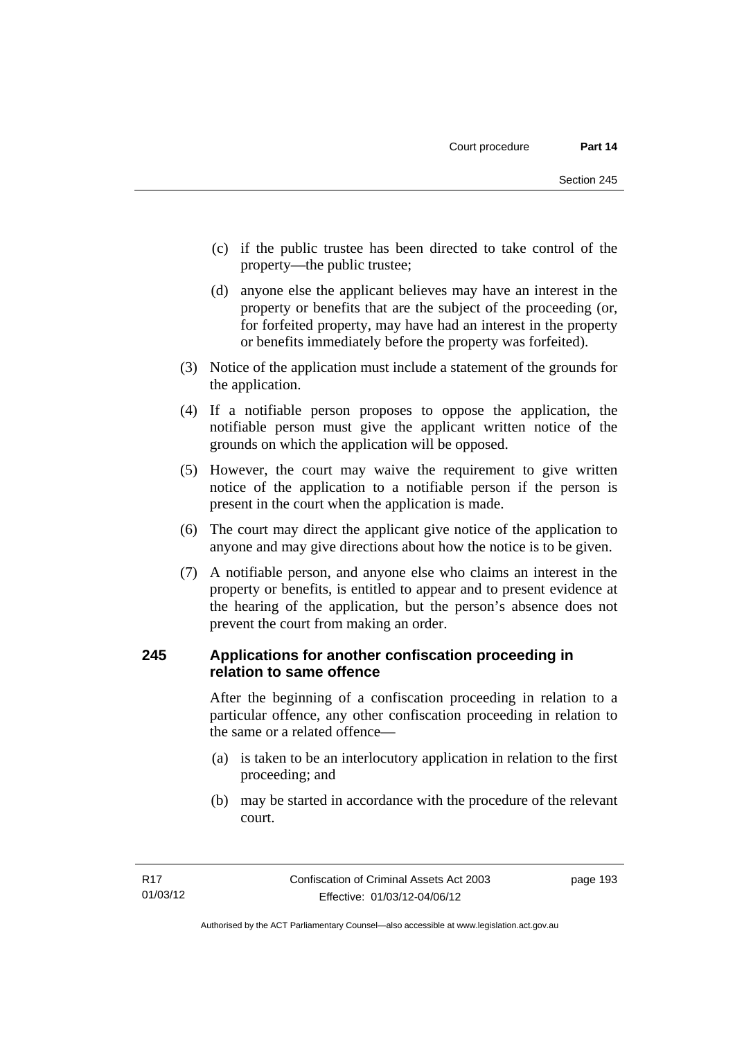(c) if the public trustee has been directed to take control of the property—the public trustee;

(d) anyone else the applicant believes may have an interest in the property or benefits that are the subject of the proceeding (or, for forfeited property, may have had an interest in the property or benefits immediately before the property was forfeited).

(3) Notice of the application must include a statement of the grounds for the application.

(4) If a notifiable person proposes to oppose the application, the notifiable person must give the applicant written notice of the grounds on which the application will be opposed.

(5) However, the court may waive the requirement to give written notice of the application to a notifiable person if the person is present in the court when the application is made.

(6) The court may direct the applicant give notice of the application to anyone and may give directions about how the notice is to be given.

(7) A notifiable person, and anyone else who claims an interest in the property or benefits, is entitled to appear and to present evidence at the hearing of the application, but the person's absence does not prevent the court from making an order.

## 245 Applications for another confiscation proceeding in relation to same offence

After the beginning of a confiscation proceeding in relation to a particular offence, any other confiscation proceeding in relation to the same or a related offence—

(a) is taken to be an interlocutory application in relation to the first proceeding; and

(b) may be started in accordance with the procedure of the relevant court.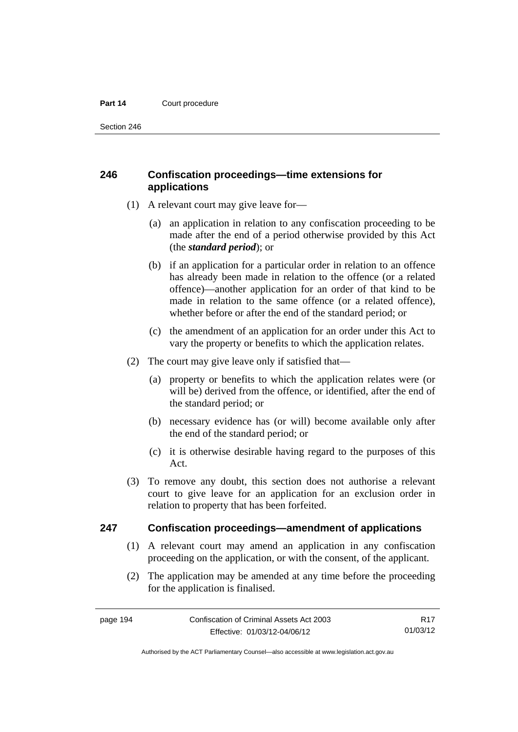## 246 Confiscation proceedings—time extensions for applications

(1) A relevant court may give leave for—

(a) an application in relation to any confiscation proceeding to be made after the end of a period otherwise provided by this Act (the ***standard period***); or

(b) if an application for a particular order in relation to an offence has already been made in relation to the offence (or a related offence)—another application for an order of that kind to be made in relation to the same offence (or a related offence), whether before or after the end of the standard period; or

(c) the amendment of an application for an order under this Act to vary the property or benefits to which the application relates.

(2) The court may give leave only if satisfied that—

(a) property or benefits to which the application relates were (or will be) derived from the offence, or identified, after the end of the standard period; or

(b) necessary evidence has (or will) become available only after the end of the standard period; or

(c) it is otherwise desirable having regard to the purposes of this Act.

(3) To remove any doubt, this section does not authorise a relevant court to give leave for an application for an exclusion order in relation to property that has been forfeited.

## 247 Confiscation proceedings—amendment of applications

(1) A relevant court may amend an application in any confiscation proceeding on the application, or with the consent, of the applicant.

(2) The application may be amended at any time before the proceeding for the application is finalised.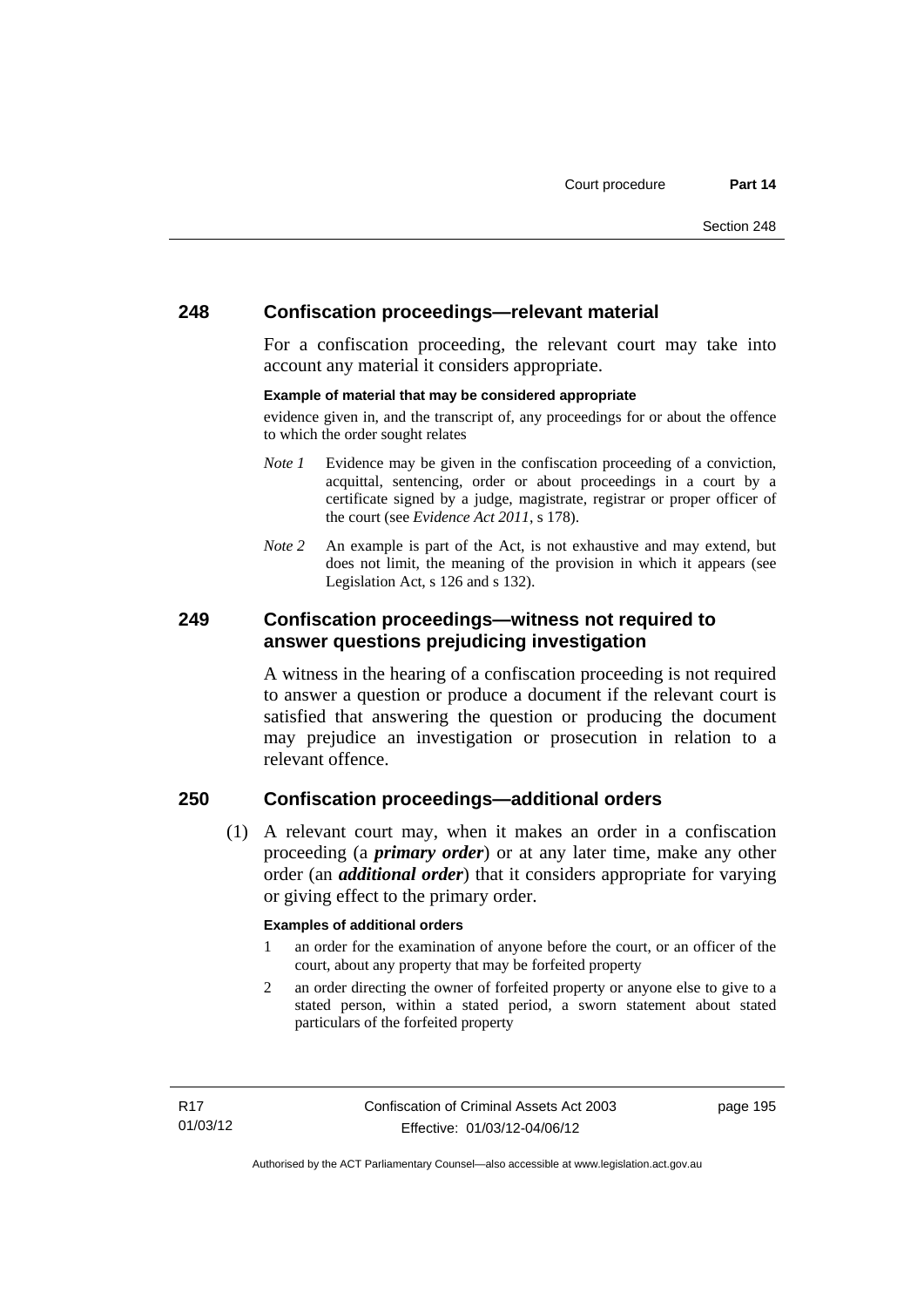## 248 Confiscation proceedings—relevant material

For a confiscation proceeding, the relevant court may take into account any material it considers appropriate.

**Example of material that may be considered appropriate**

evidence given in, and the transcript of, any proceedings for or about the offence to which the order sought relates

*Note 1* Evidence may be given in the confiscation proceeding of a conviction, acquittal, sentencing, order or about proceedings in a court by a certificate signed by a judge, magistrate, registrar or proper officer of the court (see *Evidence Act 2011*, s 178).

*Note 2* An example is part of the Act, is not exhaustive and may extend, but does not limit, the meaning of the provision in which it appears (see Legislation Act, s 126 and s 132).

## 249 Confiscation proceedings—witness not required to answer questions prejudicing investigation

A witness in the hearing of a confiscation proceeding is not required to answer a question or produce a document if the relevant court is satisfied that answering the question or producing the document may prejudice an investigation or prosecution in relation to a relevant offence.

## 250 Confiscation proceedings—additional orders

(1) A relevant court may, when it makes an order in a confiscation proceeding (a ***primary order***) or at any later time, make any other order (an ***additional order***) that it considers appropriate for varying or giving effect to the primary order.

**Examples of additional orders**

1 an order for the examination of anyone before the court, or an officer of the court, about any property that may be forfeited property

2 an order directing the owner of forfeited property or anyone else to give to a stated person, within a stated period, a sworn statement about stated particulars of the forfeited property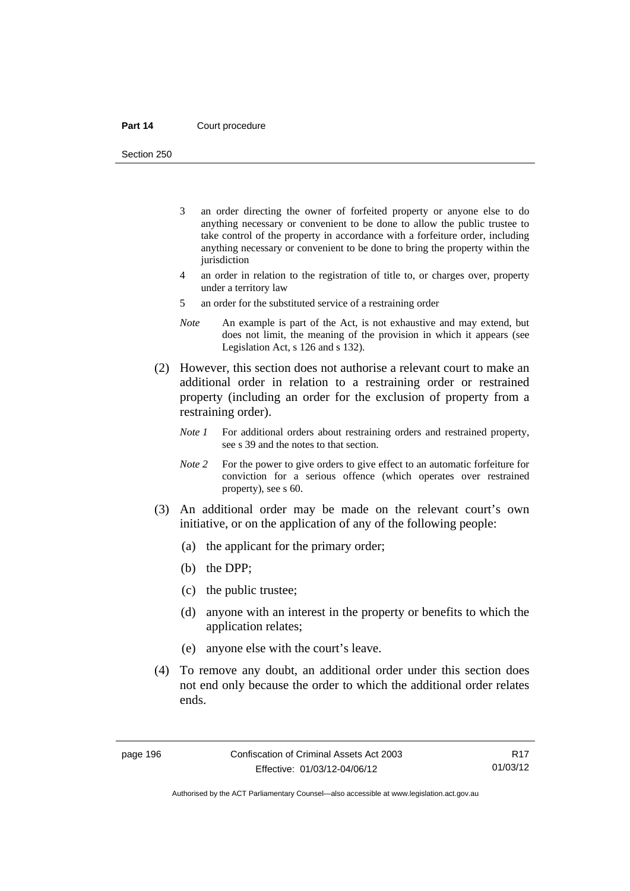3 an order directing the owner of forfeited property or anyone else to do anything necessary or convenient to be done to allow the public trustee to take control of the property in accordance with a forfeiture order, including anything necessary or convenient to be done to bring the property within the jurisdiction

4 an order in relation to the registration of title to, or charges over, property under a territory law

5 an order for the substituted service of a restraining order

*Note* An example is part of the Act, is not exhaustive and may extend, but does not limit, the meaning of the provision in which it appears (see Legislation Act, s 126 and s 132).

(2) However, this section does not authorise a relevant court to make an additional order in relation to a restraining order or restrained property (including an order for the exclusion of property from a restraining order).

*Note 1* For additional orders about restraining orders and restrained property, see s 39 and the notes to that section.

*Note 2* For the power to give orders to give effect to an automatic forfeiture for conviction for a serious offence (which operates over restrained property), see s 60.

(3) An additional order may be made on the relevant court's own initiative, or on the application of any of the following people:

(a) the applicant for the primary order;

(b) the DPP;

(c) the public trustee;

(d) anyone with an interest in the property or benefits to which the application relates;

(e) anyone else with the court's leave.

(4) To remove any doubt, an additional order under this section does not end only because the order to which the additional order relates ends.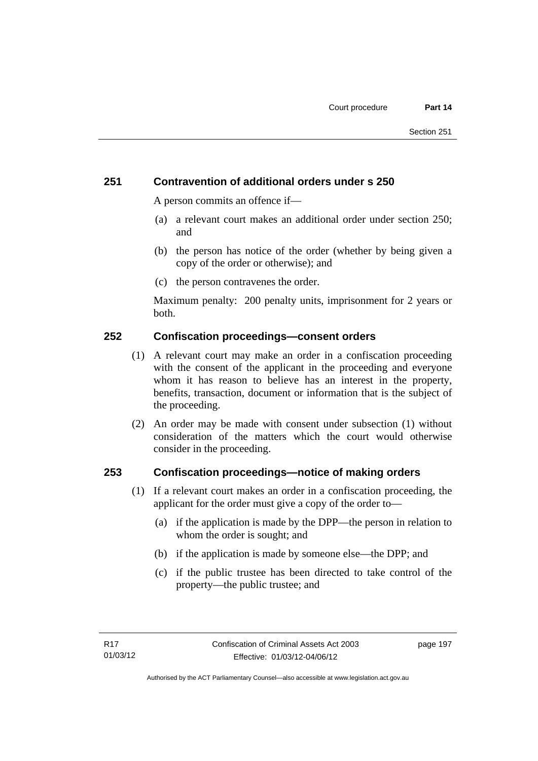### 251 Contravention of additional orders under s 250

A person commits an offence if—

(a) a relevant court makes an additional order under section 250; and

(b) the person has notice of the order (whether by being given a copy of the order or otherwise); and

(c) the person contravenes the order.

Maximum penalty: 200 penalty units, imprisonment for 2 years or both.

### 252 Confiscation proceedings—consent orders

(1) A relevant court may make an order in a confiscation proceeding with the consent of the applicant in the proceeding and everyone whom it has reason to believe has an interest in the property, benefits, transaction, document or information that is the subject of the proceeding.

(2) An order may be made with consent under subsection (1) without consideration of the matters which the court would otherwise consider in the proceeding.

### 253 Confiscation proceedings—notice of making orders

(1) If a relevant court makes an order in a confiscation proceeding, the applicant for the order must give a copy of the order to—

(a) if the application is made by the DPP—the person in relation to whom the order is sought; and

(b) if the application is made by someone else—the DPP; and

(c) if the public trustee has been directed to take control of the property—the public trustee; and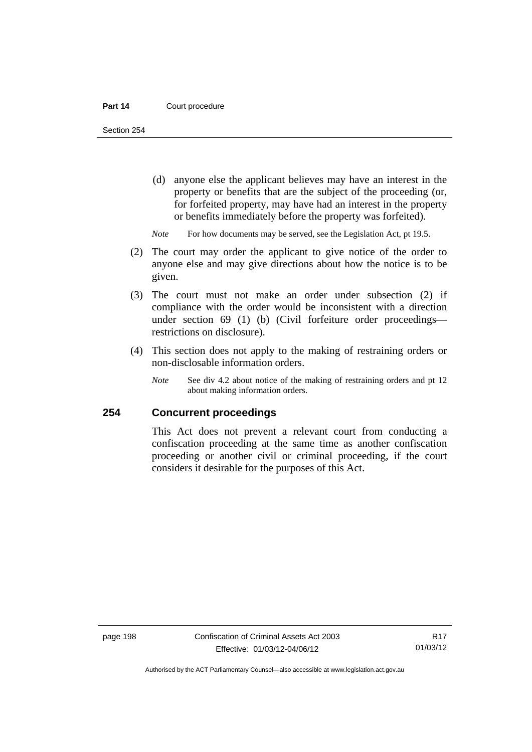(d) anyone else the applicant believes may have an interest in the property or benefits that are the subject of the proceeding (or, for forfeited property, may have had an interest in the property or benefits immediately before the property was forfeited).

*Note* For how documents may be served, see the Legislation Act, pt 19.5.

(2) The court may order the applicant to give notice of the order to anyone else and may give directions about how the notice is to be given.

(3) The court must not make an order under subsection (2) if compliance with the order would be inconsistent with a direction under section 69 (1) (b) (Civil forfeiture order proceedings—restrictions on disclosure).

(4) This section does not apply to the making of restraining orders or non-disclosable information orders.

*Note* See div 4.2 about notice of the making of restraining orders and pt 12 about making information orders.

### 254 Concurrent proceedings

This Act does not prevent a relevant court from conducting a confiscation proceeding at the same time as another confiscation proceeding or another civil or criminal proceeding, if the court considers it desirable for the purposes of this Act.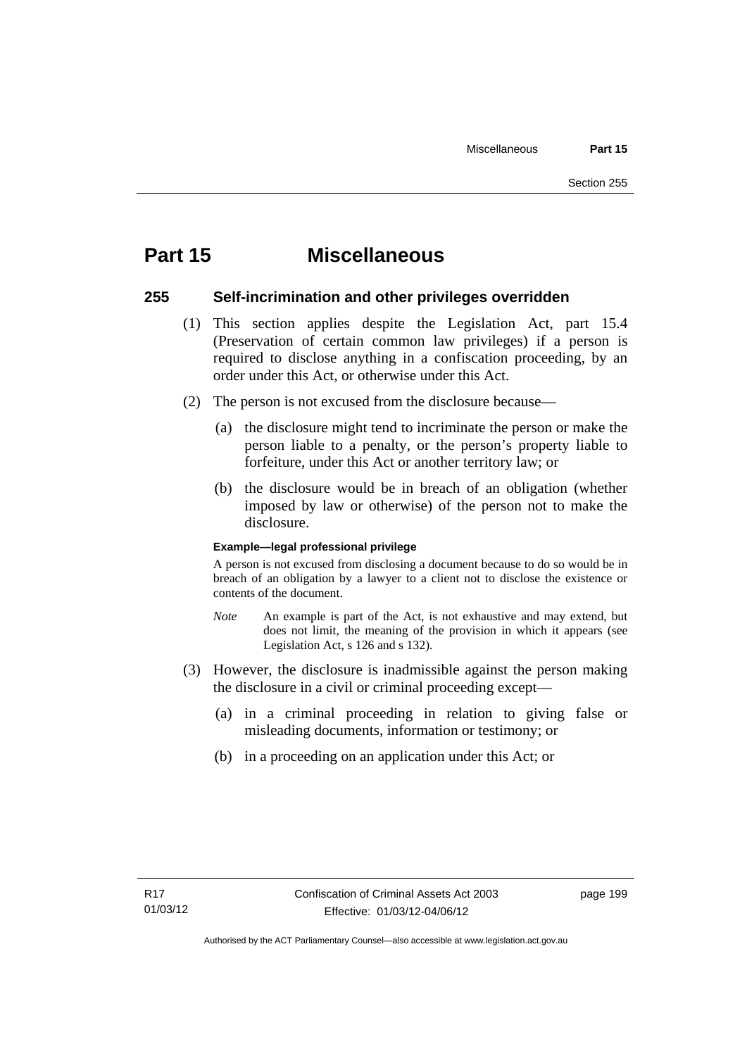# Part 15 Miscellaneous

## 255 Self-incrimination and other privileges overridden

(1) This section applies despite the Legislation Act, part 15.4 (Preservation of certain common law privileges) if a person is required to disclose anything in a confiscation proceeding, by an order under this Act, or otherwise under this Act.

(2) The person is not excused from the disclosure because—

(a) the disclosure might tend to incriminate the person or make the person liable to a penalty, or the person's property liable to forfeiture, under this Act or another territory law; or

(b) the disclosure would be in breach of an obligation (whether imposed by law or otherwise) of the person not to make the disclosure.

**Example—legal professional privilege**

A person is not excused from disclosing a document because to do so would be in breach of an obligation by a lawyer to a client not to disclose the existence or contents of the document.

*Note* An example is part of the Act, is not exhaustive and may extend, but does not limit, the meaning of the provision in which it appears (see Legislation Act, s 126 and s 132).

(3) However, the disclosure is inadmissible against the person making the disclosure in a civil or criminal proceeding except—

(a) in a criminal proceeding in relation to giving false or misleading documents, information or testimony; or

(b) in a proceeding on an application under this Act; or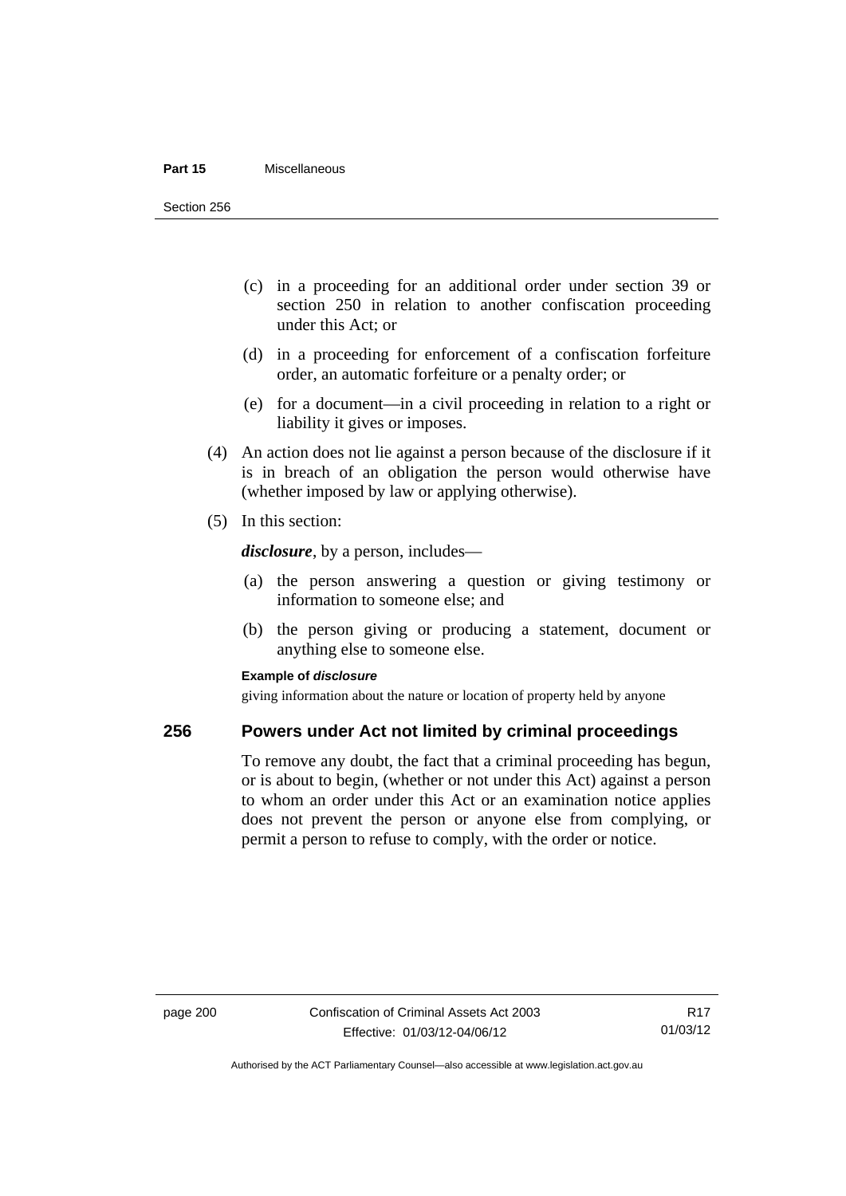(c) in a proceeding for an additional order under section 39 or section 250 in relation to another confiscation proceeding under this Act; or

(d) in a proceeding for enforcement of a confiscation forfeiture order, an automatic forfeiture or a penalty order; or

(e) for a document—in a civil proceeding in relation to a right or liability it gives or imposes.

(4) An action does not lie against a person because of the disclosure if it is in breach of an obligation the person would otherwise have (whether imposed by law or applying otherwise).

(5) In this section:

***disclosure***, by a person, includes—

(a) the person answering a question or giving testimony or information to someone else; and

(b) the person giving or producing a statement, document or anything else to someone else.

**Example of *disclosure***

giving information about the nature or location of property held by anyone

## 256 Powers under Act not limited by criminal proceedings

To remove any doubt, the fact that a criminal proceeding has begun, or is about to begin, (whether or not under this Act) against a person to whom an order under this Act or an examination notice applies does not prevent the person or anyone else from complying, or permit a person to refuse to comply, with the order or notice.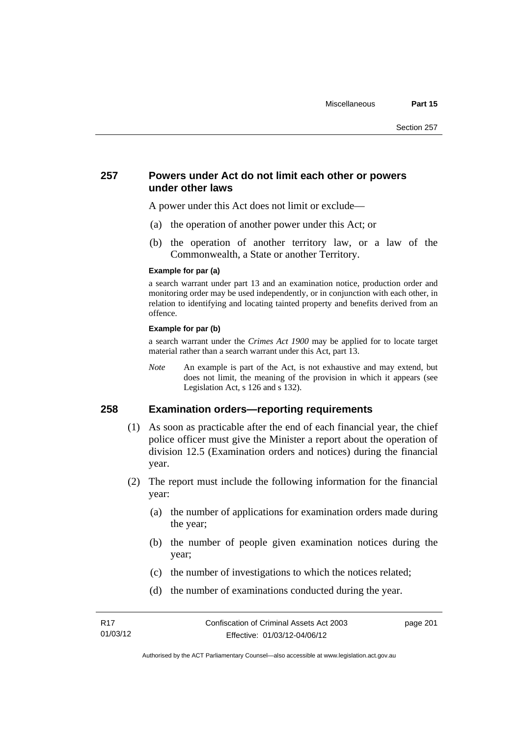## 257 Powers under Act do not limit each other or powers under other laws

A power under this Act does not limit or exclude—

(a) the operation of another power under this Act; or

(b) the operation of another territory law, or a law of the Commonwealth, a State or another Territory.

**Example for par (a)**

a search warrant under part 13 and an examination notice, production order and monitoring order may be used independently, or in conjunction with each other, in relation to identifying and locating tainted property and benefits derived from an offence.

**Example for par (b)**

a search warrant under the *Crimes Act 1900* may be applied for to locate target material rather than a search warrant under this Act, part 13.

*Note* An example is part of the Act, is not exhaustive and may extend, but does not limit, the meaning of the provision in which it appears (see Legislation Act, s 126 and s 132).

## 258 Examination orders—reporting requirements

(1) As soon as practicable after the end of each financial year, the chief police officer must give the Minister a report about the operation of division 12.5 (Examination orders and notices) during the financial year.

(2) The report must include the following information for the financial year:

(a) the number of applications for examination orders made during the year;

(b) the number of people given examination notices during the year;

(c) the number of investigations to which the notices related;

(d) the number of examinations conducted during the year.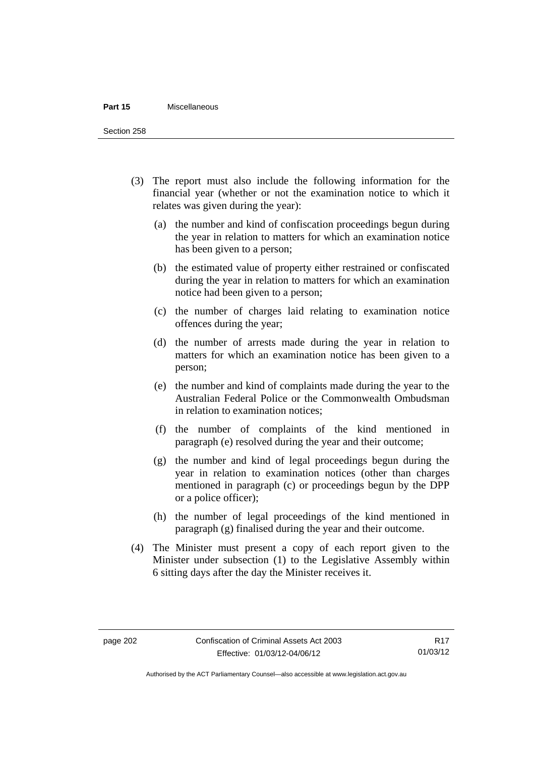(3) The report must also include the following information for the financial year (whether or not the examination notice to which it relates was given during the year):

(a) the number and kind of confiscation proceedings begun during the year in relation to matters for which an examination notice has been given to a person;

(b) the estimated value of property either restrained or confiscated during the year in relation to matters for which an examination notice had been given to a person;

(c) the number of charges laid relating to examination notice offences during the year;

(d) the number of arrests made during the year in relation to matters for which an examination notice has been given to a person;

(e) the number and kind of complaints made during the year to the Australian Federal Police or the Commonwealth Ombudsman in relation to examination notices;

(f) the number of complaints of the kind mentioned in paragraph (e) resolved during the year and their outcome;

(g) the number and kind of legal proceedings begun during the year in relation to examination notices (other than charges mentioned in paragraph (c) or proceedings begun by the DPP or a police officer);

(h) the number of legal proceedings of the kind mentioned in paragraph (g) finalised during the year and their outcome.

(4) The Minister must present a copy of each report given to the Minister under subsection (1) to the Legislative Assembly within 6 sitting days after the day the Minister receives it.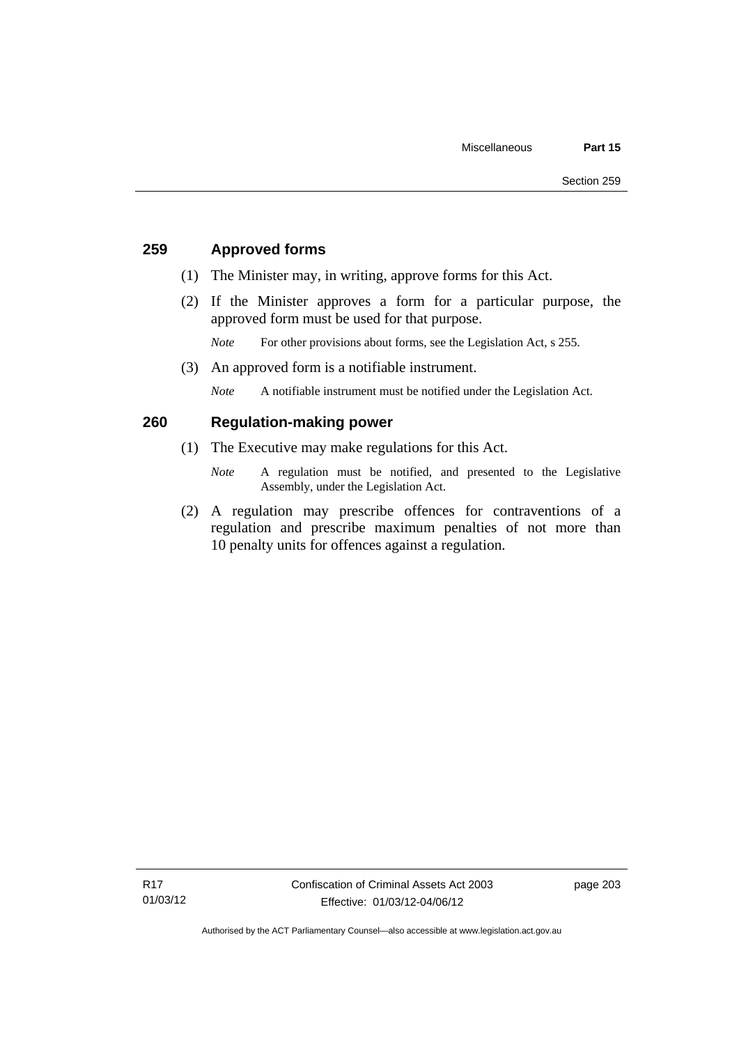## 259 Approved forms

(1) The Minister may, in writing, approve forms for this Act.

(2) If the Minister approves a form for a particular purpose, the approved form must be used for that purpose.

*Note* For other provisions about forms, see the Legislation Act, s 255.

(3) An approved form is a notifiable instrument.

*Note* A notifiable instrument must be notified under the Legislation Act.

## 260 Regulation-making power

(1) The Executive may make regulations for this Act.

*Note* A regulation must be notified, and presented to the Legislative Assembly, under the Legislation Act.

(2) A regulation may prescribe offences for contraventions of a regulation and prescribe maximum penalties of not more than 10 penalty units for offences against a regulation.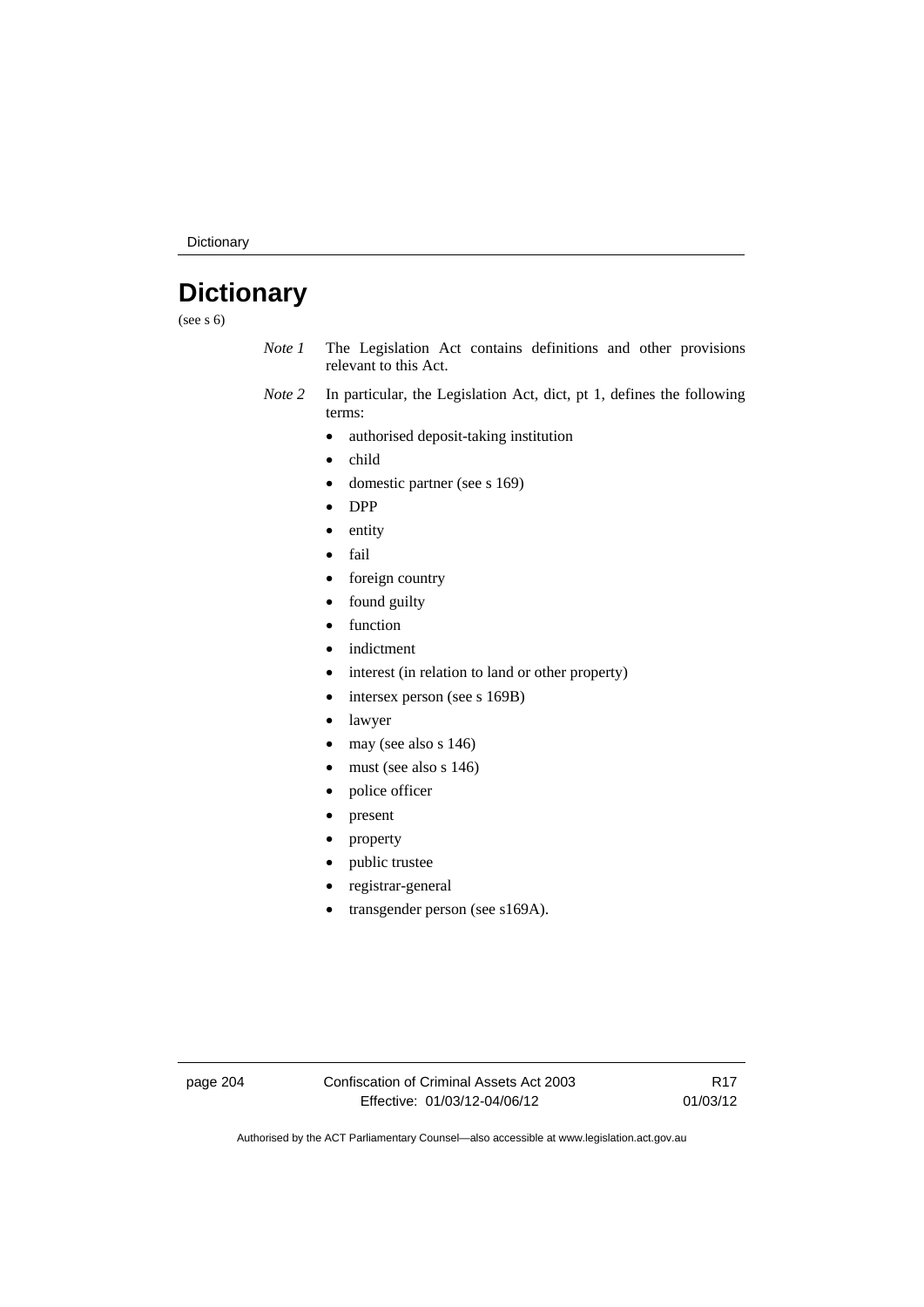# Dictionary

(see s 6)

*Note 1* The Legislation Act contains definitions and other provisions relevant to this Act.

*Note 2* In particular, the Legislation Act, dict, pt 1, defines the following terms:

- authorised deposit-taking institution
- child
- domestic partner (see s 169)
- DPP
- entity
- fail
- foreign country
- found guilty
- function
- indictment
- interest (in relation to land or other property)
- intersex person (see s 169B)
- lawyer
- may (see also s 146)
- must (see also s 146)
- police officer
- present
- property
- public trustee
- registrar-general
- transgender person (see s169A).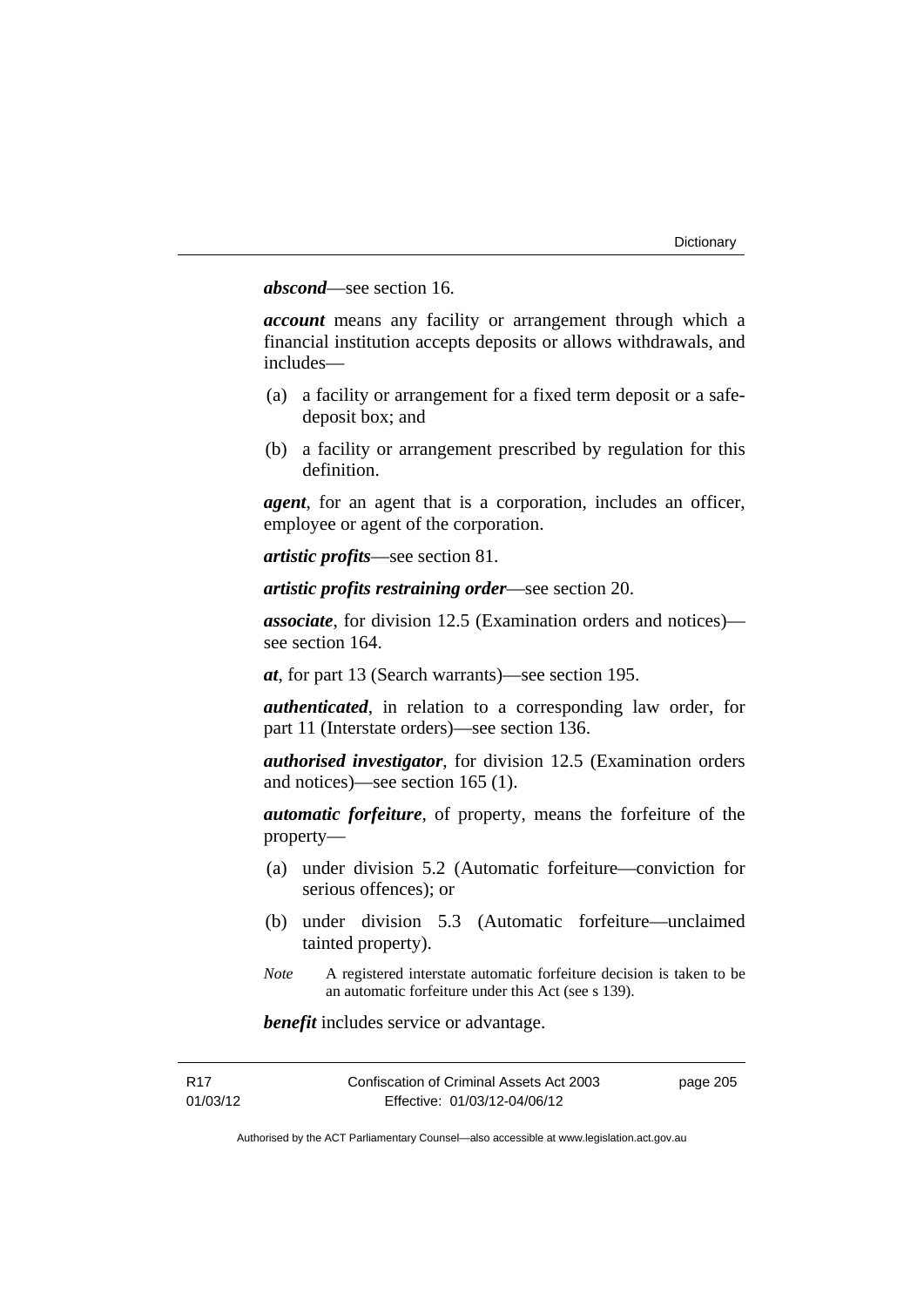***abscond***—see section 16.

***account*** means any facility or arrangement through which a financial institution accepts deposits or allows withdrawals, and includes—

(a) a facility or arrangement for a fixed term deposit or a safe-deposit box; and

(b) a facility or arrangement prescribed by regulation for this definition.

***agent***, for an agent that is a corporation, includes an officer, employee or agent of the corporation.

***artistic profits***—see section 81.

***artistic profits restraining order***—see section 20.

***associate***, for division 12.5 (Examination orders and notices)—see section 164.

***at***, for part 13 (Search warrants)—see section 195.

***authenticated***, in relation to a corresponding law order, for part 11 (Interstate orders)—see section 136.

***authorised investigator***, for division 12.5 (Examination orders and notices)—see section 165 (1).

***automatic forfeiture***, of property, means the forfeiture of the property—

(a) under division 5.2 (Automatic forfeiture—conviction for serious offences); or

(b) under division 5.3 (Automatic forfeiture—unclaimed tainted property).

*Note* A registered interstate automatic forfeiture decision is taken to be an automatic forfeiture under this Act (see s 139).

***benefit*** includes service or advantage.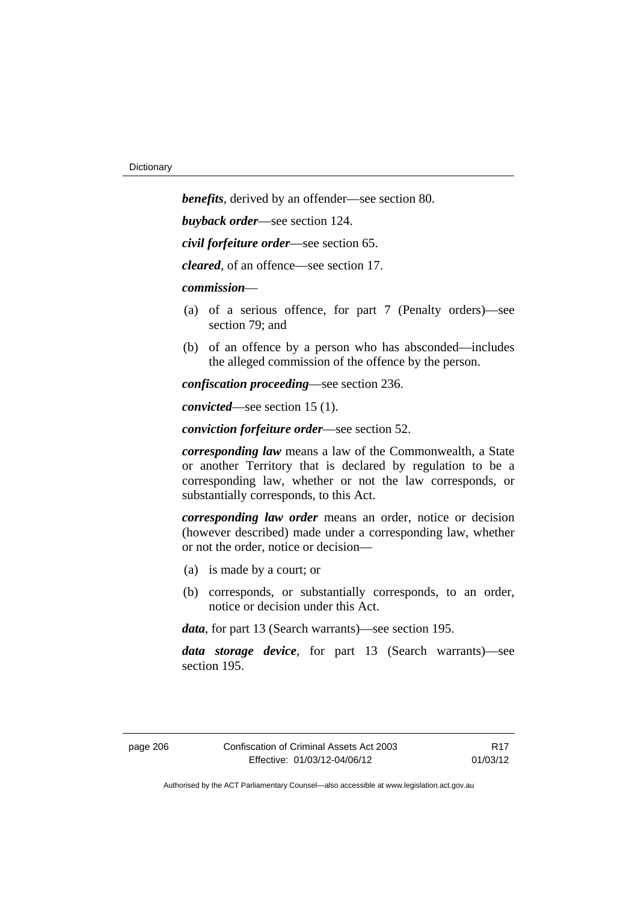***benefits***, derived by an offender—see section 80.

***buyback order***—see section 124.

***civil forfeiture order***—see section 65.

***cleared***, of an offence—see section 17.

***commission***—

(a) of a serious offence, for part 7 (Penalty orders)—see section 79; and

(b) of an offence by a person who has absconded—includes the alleged commission of the offence by the person.

***confiscation proceeding***—see section 236.

***convicted***—see section 15 (1).

***conviction forfeiture order***—see section 52.

***corresponding law*** means a law of the Commonwealth, a State or another Territory that is declared by regulation to be a corresponding law, whether or not the law corresponds, or substantially corresponds, to this Act.

***corresponding law order*** means an order, notice or decision (however described) made under a corresponding law, whether or not the order, notice or decision—

(a) is made by a court; or

(b) corresponds, or substantially corresponds, to an order, notice or decision under this Act.

***data***, for part 13 (Search warrants)—see section 195.

***data storage device***, for part 13 (Search warrants)—see section 195.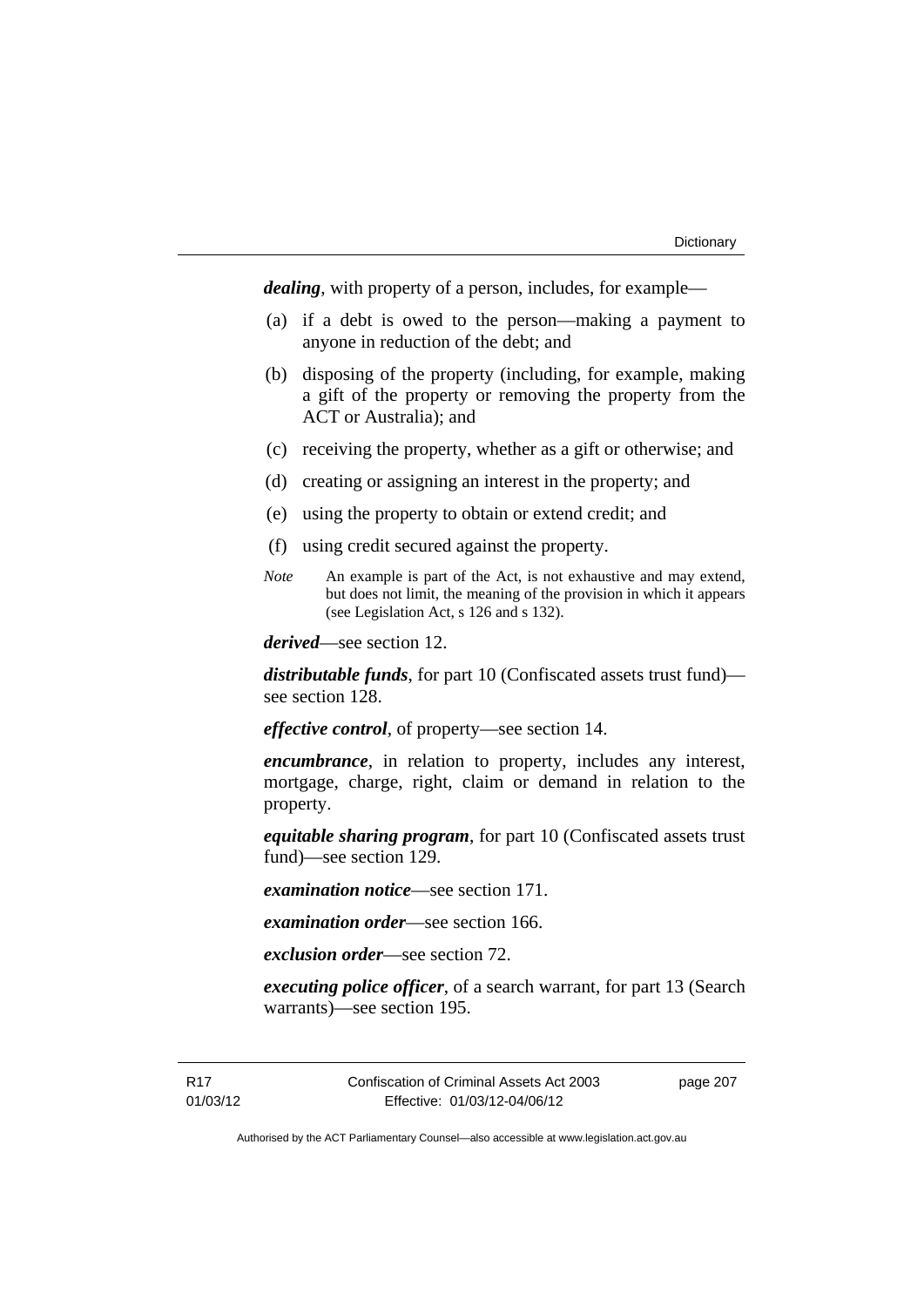***dealing***, with property of a person, includes, for example—

(a) if a debt is owed to the person—making a payment to anyone in reduction of the debt; and

(b) disposing of the property (including, for example, making a gift of the property or removing the property from the ACT or Australia); and

(c) receiving the property, whether as a gift or otherwise; and

(d) creating or assigning an interest in the property; and

(e) using the property to obtain or extend credit; and

(f) using credit secured against the property.

*Note* An example is part of the Act, is not exhaustive and may extend, but does not limit, the meaning of the provision in which it appears (see Legislation Act, s 126 and s 132).

***derived***—see section 12.

***distributable funds***, for part 10 (Confiscated assets trust fund)—see section 128.

***effective control***, of property—see section 14.

***encumbrance***, in relation to property, includes any interest, mortgage, charge, right, claim or demand in relation to the property.

***equitable sharing program***, for part 10 (Confiscated assets trust fund)—see section 129.

***examination notice***—see section 171.

***examination order***—see section 166.

***exclusion order***—see section 72.

***executing police officer***, of a search warrant, for part 13 (Search warrants)—see section 195.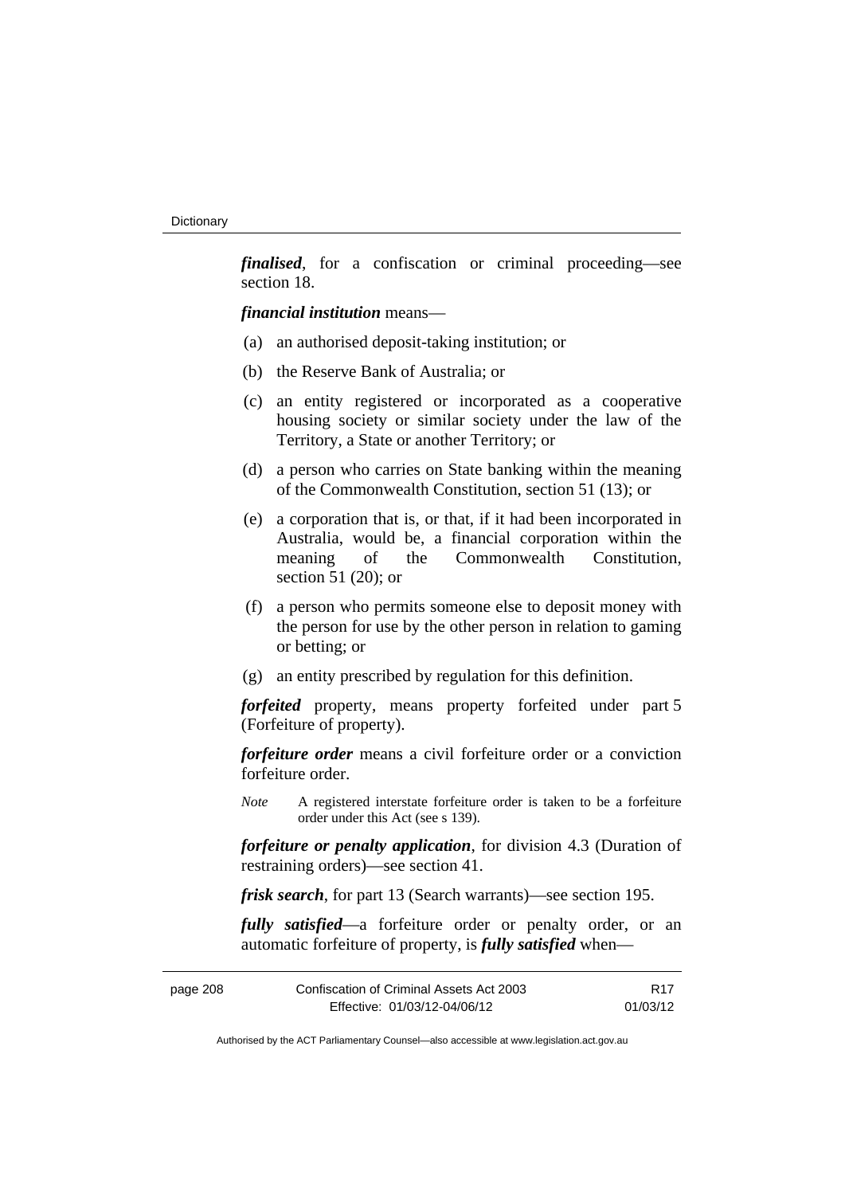***finalised***, for a confiscation or criminal proceeding—see section 18.

***financial institution*** means—

(a) an authorised deposit-taking institution; or

(b) the Reserve Bank of Australia; or

(c) an entity registered or incorporated as a cooperative housing society or similar society under the law of the Territory, a State or another Territory; or

(d) a person who carries on State banking within the meaning of the Commonwealth Constitution, section 51 (13); or

(e) a corporation that is, or that, if it had been incorporated in Australia, would be, a financial corporation within the meaning of the Commonwealth Constitution, section 51 (20); or

(f) a person who permits someone else to deposit money with the person for use by the other person in relation to gaming or betting; or

(g) an entity prescribed by regulation for this definition.

***forfeited*** property, means property forfeited under part 5 (Forfeiture of property).

***forfeiture order*** means a civil forfeiture order or a conviction forfeiture order.

*Note* A registered interstate forfeiture order is taken to be a forfeiture order under this Act (see s 139).

***forfeiture or penalty application***, for division 4.3 (Duration of restraining orders)—see section 41.

***frisk search***, for part 13 (Search warrants)—see section 195.

***fully satisfied***—a forfeiture order or penalty order, or an automatic forfeiture of property, is ***fully satisfied*** when—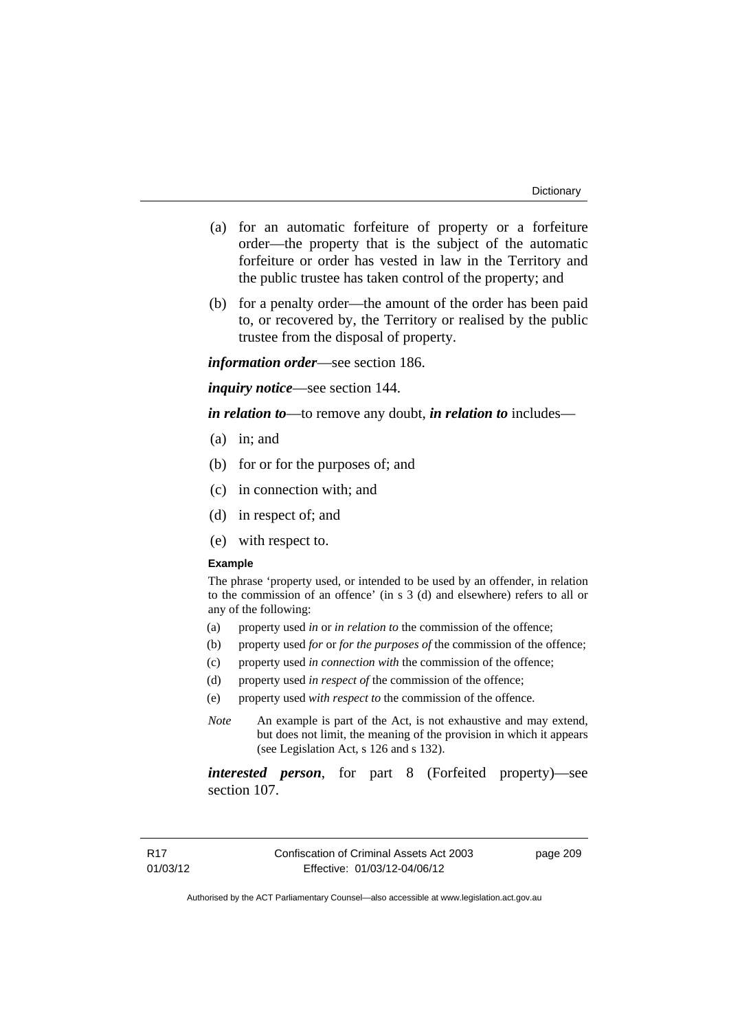(a) for an automatic forfeiture of property or a forfeiture order—the property that is the subject of the automatic forfeiture or order has vested in law in the Territory and the public trustee has taken control of the property; and

(b) for a penalty order—the amount of the order has been paid to, or recovered by, the Territory or realised by the public trustee from the disposal of property.

***information order***—see section 186.

***inquiry notice***—see section 144.

***in relation to***—to remove any doubt, ***in relation to*** includes—

(a) in; and

(b) for or for the purposes of; and

(c) in connection with; and

(d) in respect of; and

(e) with respect to.

**Example**

The phrase 'property used, or intended to be used by an offender, in relation to the commission of an offence' (in s 3 (d) and elsewhere) refers to all or any of the following:

(a) property used *in* or *in relation to* the commission of the offence;

(b) property used *for* or *for the purposes of* the commission of the offence;

(c) property used *in connection with* the commission of the offence;

(d) property used *in respect of* the commission of the offence;

(e) property used *with respect to* the commission of the offence.

*Note* An example is part of the Act, is not exhaustive and may extend, but does not limit, the meaning of the provision in which it appears (see Legislation Act, s 126 and s 132).

***interested person***, for part 8 (Forfeited property)—see section 107.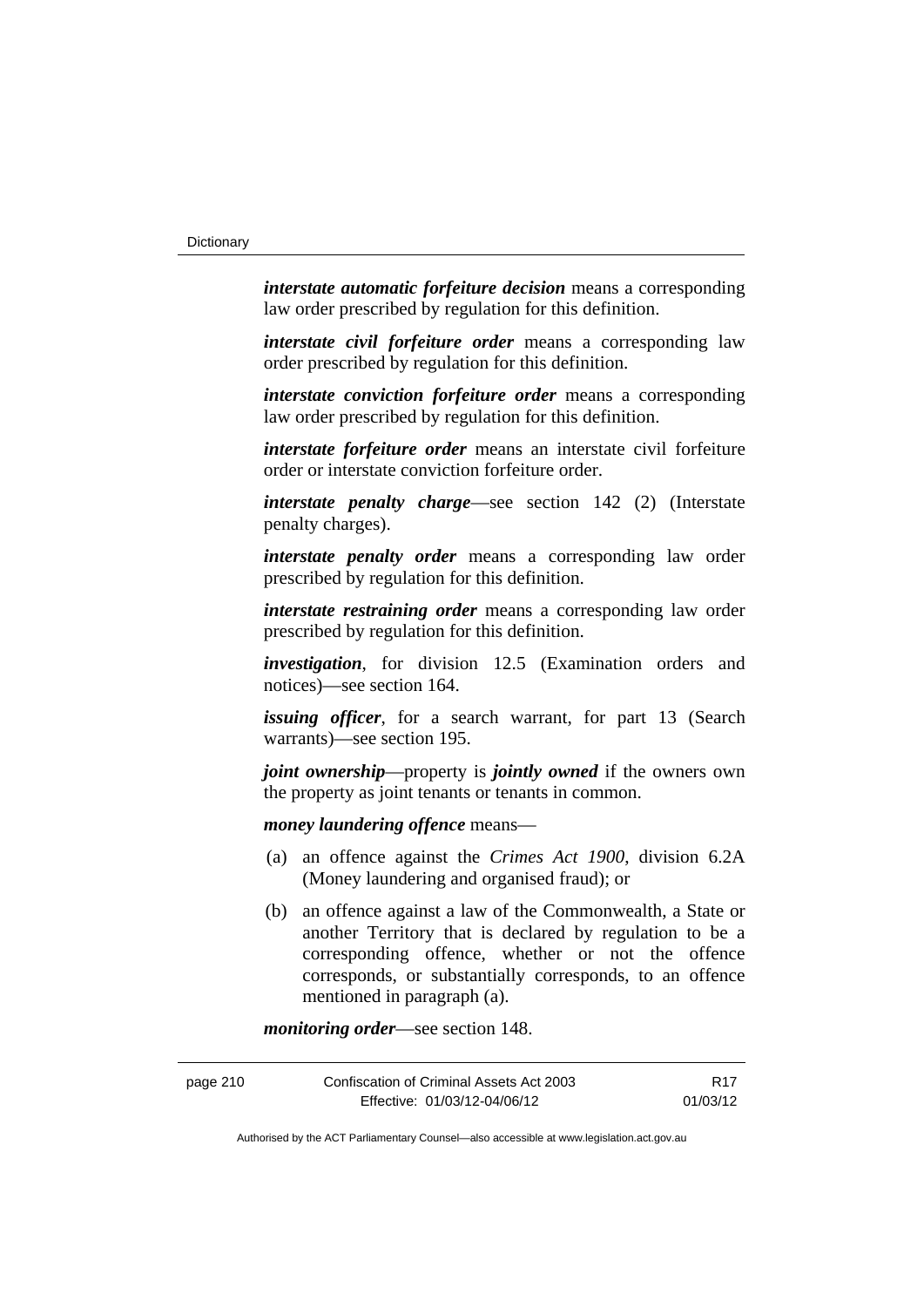***interstate automatic forfeiture decision*** means a corresponding law order prescribed by regulation for this definition.

***interstate civil forfeiture order*** means a corresponding law order prescribed by regulation for this definition.

***interstate conviction forfeiture order*** means a corresponding law order prescribed by regulation for this definition.

***interstate forfeiture order*** means an interstate civil forfeiture order or interstate conviction forfeiture order.

***interstate penalty charge***—see section 142 (2) (Interstate penalty charges).

***interstate penalty order*** means a corresponding law order prescribed by regulation for this definition.

***interstate restraining order*** means a corresponding law order prescribed by regulation for this definition.

***investigation***, for division 12.5 (Examination orders and notices)—see section 164.

***issuing officer***, for a search warrant, for part 13 (Search warrants)—see section 195.

***joint ownership***—property is ***jointly owned*** if the owners own the property as joint tenants or tenants in common.

***money laundering offence*** means—

(a) an offence against the *Crimes Act 1900*, division 6.2A (Money laundering and organised fraud); or

(b) an offence against a law of the Commonwealth, a State or another Territory that is declared by regulation to be a corresponding offence, whether or not the offence corresponds, or substantially corresponds, to an offence mentioned in paragraph (a).

***monitoring order***—see section 148.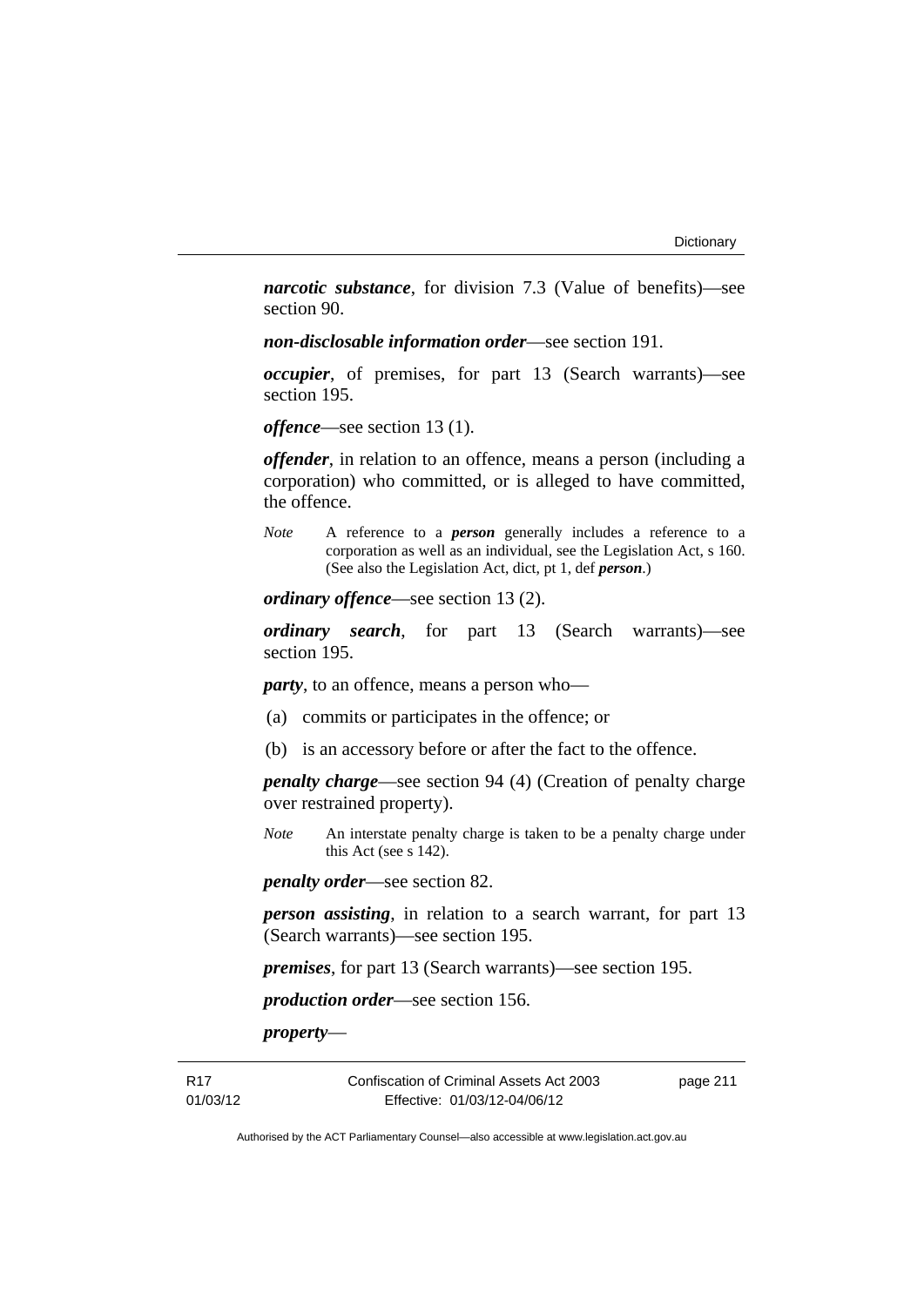***narcotic substance***, for division 7.3 (Value of benefits)—see section 90.

***non-disclosable information order***—see section 191.

***occupier***, of premises, for part 13 (Search warrants)—see section 195.

***offence***—see section 13 (1).

***offender***, in relation to an offence, means a person (including a corporation) who committed, or is alleged to have committed, the offence.

*Note* A reference to a ***person*** generally includes a reference to a corporation as well as an individual, see the Legislation Act, s 160. (See also the Legislation Act, dict, pt 1, def ***person***.)

***ordinary offence***—see section 13 (2).

***ordinary search***, for part 13 (Search warrants)—see section 195.

***party***, to an offence, means a person who—

(a) commits or participates in the offence; or

(b) is an accessory before or after the fact to the offence.

***penalty charge***—see section 94 (4) (Creation of penalty charge over restrained property).

*Note* An interstate penalty charge is taken to be a penalty charge under this Act (see s 142).

***penalty order***—see section 82.

***person assisting***, in relation to a search warrant, for part 13 (Search warrants)—see section 195.

***premises***, for part 13 (Search warrants)—see section 195.

***production order***—see section 156.

***property***—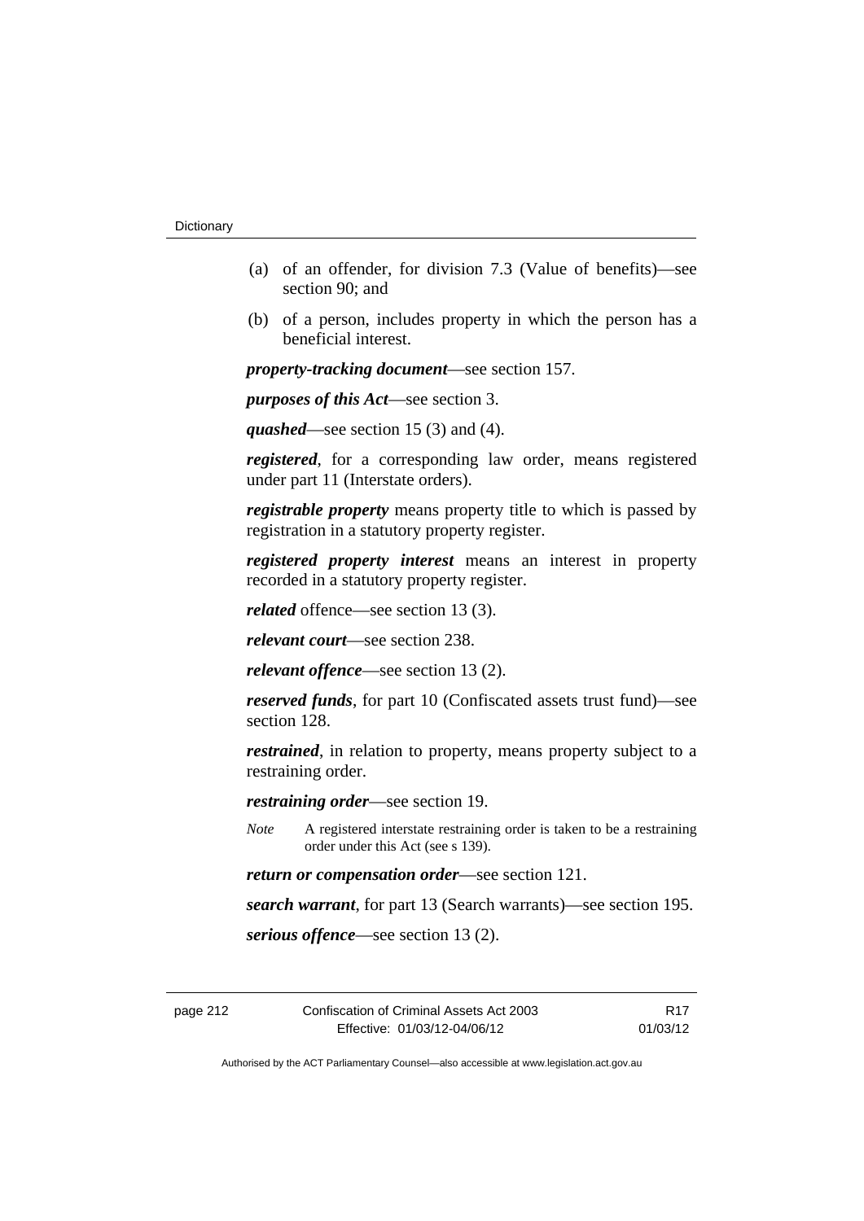(a) of an offender, for division 7.3 (Value of benefits)—see section 90; and

(b) of a person, includes property in which the person has a beneficial interest.

***property-tracking document***—see section 157.

***purposes of this Act***—see section 3.

***quashed***—see section 15 (3) and (4).

***registered***, for a corresponding law order, means registered under part 11 (Interstate orders).

***registrable property*** means property title to which is passed by registration in a statutory property register.

***registered property interest*** means an interest in property recorded in a statutory property register.

***related*** offence—see section 13 (3).

***relevant court***—see section 238.

***relevant offence***—see section 13 (2).

***reserved funds***, for part 10 (Confiscated assets trust fund)—see section 128.

***restrained***, in relation to property, means property subject to a restraining order.

***restraining order***—see section 19.

*Note* A registered interstate restraining order is taken to be a restraining order under this Act (see s 139).

***return or compensation order***—see section 121.

***search warrant***, for part 13 (Search warrants)—see section 195.

***serious offence***—see section 13 (2).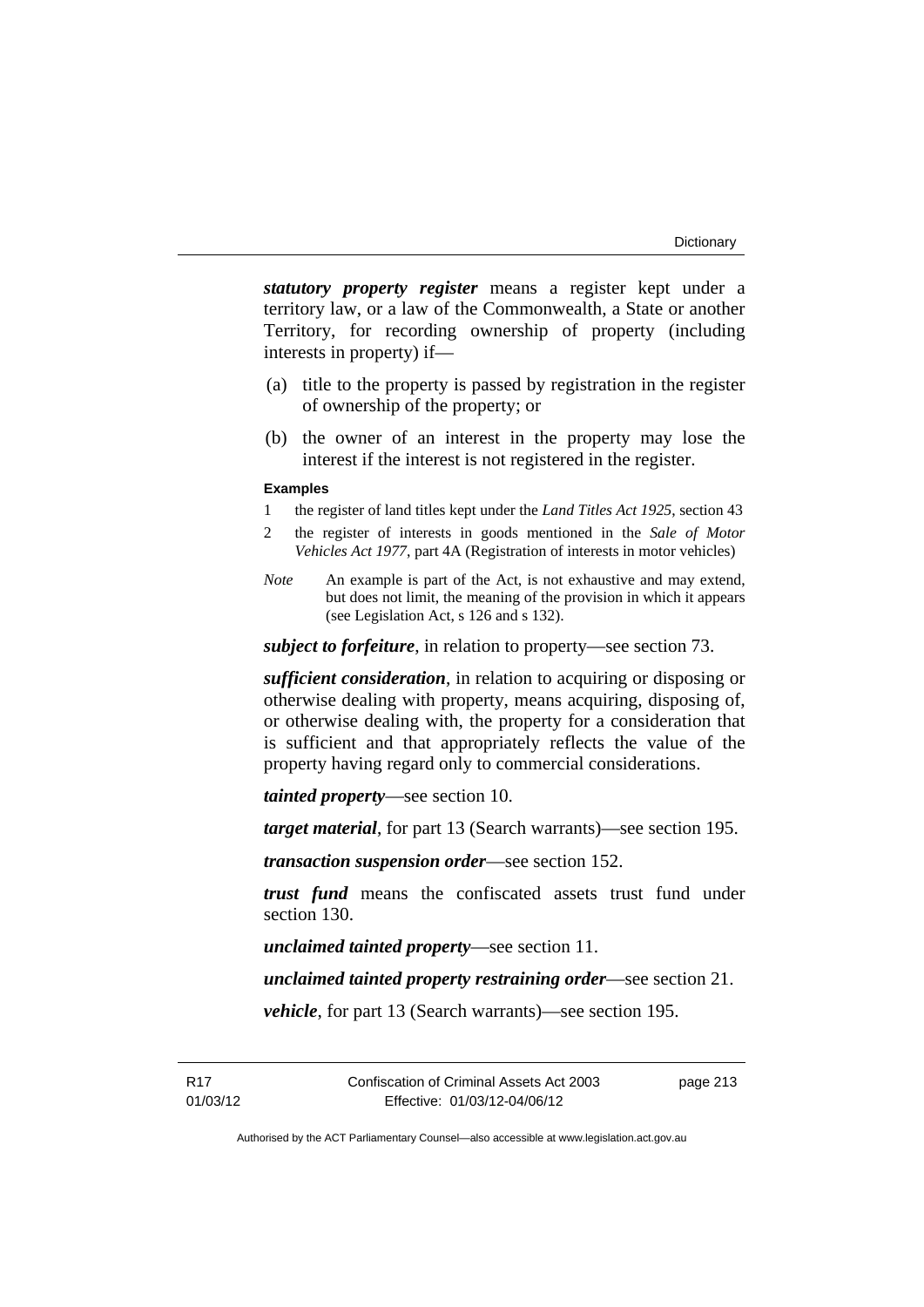***statutory property register*** means a register kept under a territory law, or a law of the Commonwealth, a State or another Territory, for recording ownership of property (including interests in property) if—

(a) title to the property is passed by registration in the register of ownership of the property; or

(b) the owner of an interest in the property may lose the interest if the interest is not registered in the register.

**Examples**

1 the register of land titles kept under the *Land Titles Act 1925*, section 43

2 the register of interests in goods mentioned in the *Sale of Motor Vehicles Act 1977*, part 4A (Registration of interests in motor vehicles)

*Note* An example is part of the Act, is not exhaustive and may extend, but does not limit, the meaning of the provision in which it appears (see Legislation Act, s 126 and s 132).

***subject to forfeiture***, in relation to property—see section 73.

***sufficient consideration***, in relation to acquiring or disposing or otherwise dealing with property, means acquiring, disposing of, or otherwise dealing with, the property for a consideration that is sufficient and that appropriately reflects the value of the property having regard only to commercial considerations.

***tainted property***—see section 10.

***target material***, for part 13 (Search warrants)—see section 195.

***transaction suspension order***—see section 152.

***trust fund*** means the confiscated assets trust fund under section 130.

***unclaimed tainted property***—see section 11.

***unclaimed tainted property restraining order***—see section 21.

***vehicle***, for part 13 (Search warrants)—see section 195.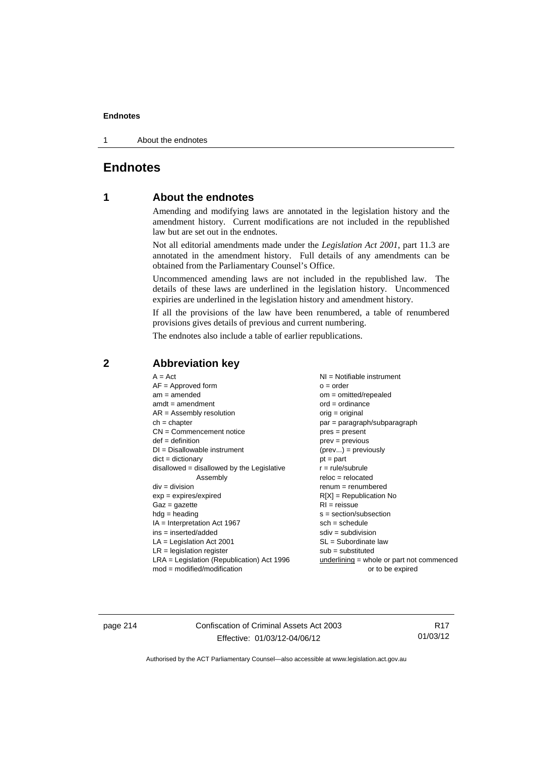# Endnotes

## 1 About the endnotes

Amending and modifying laws are annotated in the legislation history and the amendment history. Current modifications are not included in the republished law but are set out in the endnotes.

Not all editorial amendments made under the *Legislation Act 2001*, part 11.3 are annotated in the amendment history. Full details of any amendments can be obtained from the Parliamentary Counsel's Office.

Uncommenced amending laws are not included in the republished law. The details of these laws are underlined in the legislation history. Uncommenced expiries are underlined in the legislation history and amendment history.

If all the provisions of the law have been renumbered, a table of renumbered provisions gives details of previous and current numbering.

The endnotes also include a table of earlier republications.

## 2 Abbreviation key

A = Act
AF = Approved form
am = amended
amdt = amendment
AR = Assembly resolution
ch = chapter
CN = Commencement notice
def = definition
DI = Disallowable instrument
dict = dictionary
disallowed = disallowed by the Legislative Assembly
div = division
exp = expires/expired
Gaz = gazette
hdg = heading
IA = Interpretation Act 1967
ins = inserted/added
LA = Legislation Act 2001
LR = legislation register
LRA = Legislation (Republication) Act 1996
mod = modified/modification
NI = Notifiable instrument
o = order
om = omitted/repealed
ord = ordinance
orig = original
par = paragraph/subparagraph
pres = present
prev = previous
(prev...) = previously
pt = part
r = rule/subrule
reloc = relocated
renum = renumbered
R[X] = Republication No
RI = reissue
s = section/subsection
sch = schedule
sdiv = subdivision
SL = Subordinate law
sub = substituted
underlining = whole or part not commenced or to be expired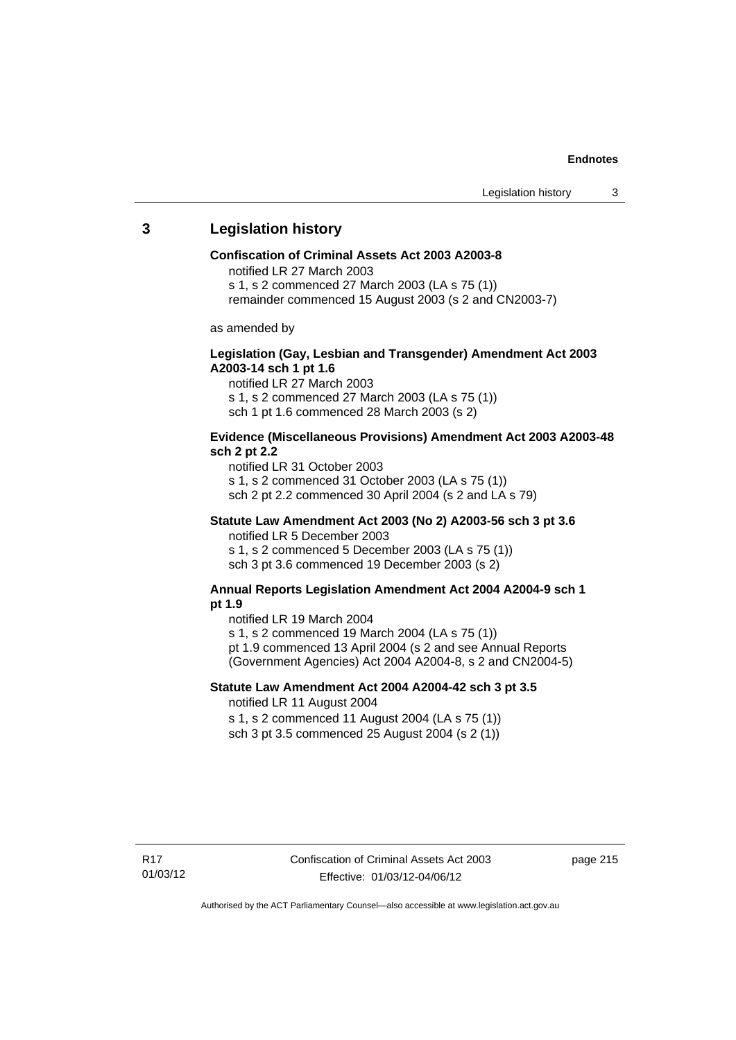## 3 Legislation history

**Confiscation of Criminal Assets Act 2003 A2003-8**

notified LR 27 March 2003
s 1, s 2 commenced 27 March 2003 (LA s 75 (1))
remainder commenced 15 August 2003 (s 2 and CN2003-7)

as amended by

**Legislation (Gay, Lesbian and Transgender) Amendment Act 2003 A2003-14 sch 1 pt 1.6**

notified LR 27 March 2003
s 1, s 2 commenced 27 March 2003 (LA s 75 (1))
sch 1 pt 1.6 commenced 28 March 2003 (s 2)

**Evidence (Miscellaneous Provisions) Amendment Act 2003 A2003-48 sch 2 pt 2.2**

notified LR 31 October 2003
s 1, s 2 commenced 31 October 2003 (LA s 75 (1))
sch 2 pt 2.2 commenced 30 April 2004 (s 2 and LA s 79)

**Statute Law Amendment Act 2003 (No 2) A2003-56 sch 3 pt 3.6**

notified LR 5 December 2003
s 1, s 2 commenced 5 December 2003 (LA s 75 (1))
sch 3 pt 3.6 commenced 19 December 2003 (s 2)

**Annual Reports Legislation Amendment Act 2004 A2004-9 sch 1 pt 1.9**

notified LR 19 March 2004
s 1, s 2 commenced 19 March 2004 (LA s 75 (1))
pt 1.9 commenced 13 April 2004 (s 2 and see Annual Reports (Government Agencies) Act 2004 A2004-8, s 2 and CN2004-5)

**Statute Law Amendment Act 2004 A2004-42 sch 3 pt 3.5**

notified LR 11 August 2004
s 1, s 2 commenced 11 August 2004 (LA s 75 (1))
sch 3 pt 3.5 commenced 25 August 2004 (s 2 (1))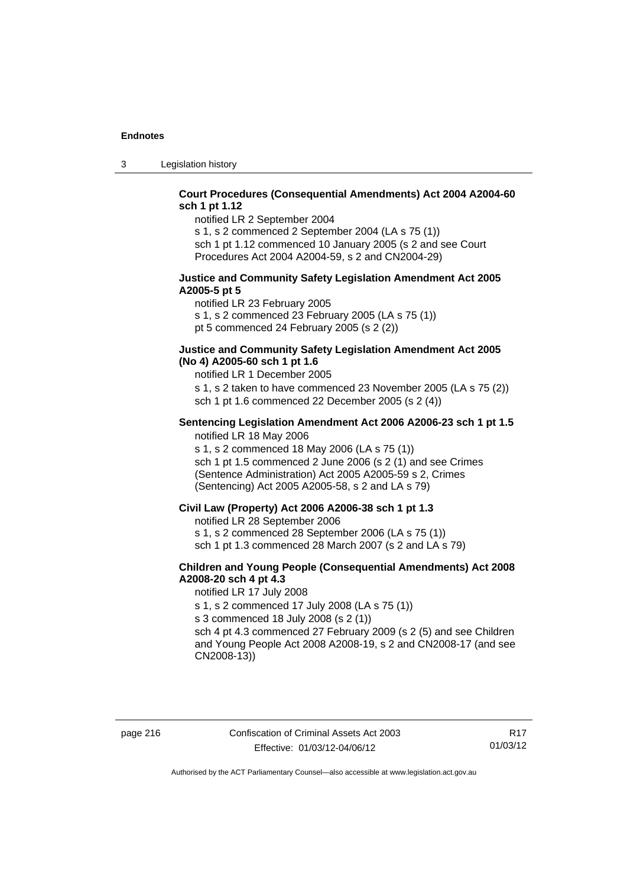**Court Procedures (Consequential Amendments) Act 2004 A2004-60 sch 1 pt 1.12**

notified LR 2 September 2004

s 1, s 2 commenced 2 September 2004 (LA s 75 (1))

sch 1 pt 1.12 commenced 10 January 2005 (s 2 and see Court Procedures Act 2004 A2004-59, s 2 and CN2004-29)

**Justice and Community Safety Legislation Amendment Act 2005 A2005-5 pt 5**

notified LR 23 February 2005

s 1, s 2 commenced 23 February 2005 (LA s 75 (1))

pt 5 commenced 24 February 2005 (s 2 (2))

**Justice and Community Safety Legislation Amendment Act 2005 (No 4) A2005-60 sch 1 pt 1.6**

notified LR 1 December 2005

s 1, s 2 taken to have commenced 23 November 2005 (LA s 75 (2))

sch 1 pt 1.6 commenced 22 December 2005 (s 2 (4))

**Sentencing Legislation Amendment Act 2006 A2006-23 sch 1 pt 1.5**

notified LR 18 May 2006

s 1, s 2 commenced 18 May 2006 (LA s 75 (1))

sch 1 pt 1.5 commenced 2 June 2006 (s 2 (1) and see Crimes (Sentence Administration) Act 2005 A2005-59 s 2, Crimes (Sentencing) Act 2005 A2005-58, s 2 and LA s 79)

**Civil Law (Property) Act 2006 A2006-38 sch 1 pt 1.3**

notified LR 28 September 2006

s 1, s 2 commenced 28 September 2006 (LA s 75 (1))

sch 1 pt 1.3 commenced 28 March 2007 (s 2 and LA s 79)

**Children and Young People (Consequential Amendments) Act 2008 A2008-20 sch 4 pt 4.3**

notified LR 17 July 2008

s 1, s 2 commenced 17 July 2008 (LA s 75 (1))

s 3 commenced 18 July 2008 (s 2 (1))

sch 4 pt 4.3 commenced 27 February 2009 (s 2 (5) and see Children and Young People Act 2008 A2008-19, s 2 and CN2008-17 (and see CN2008-13))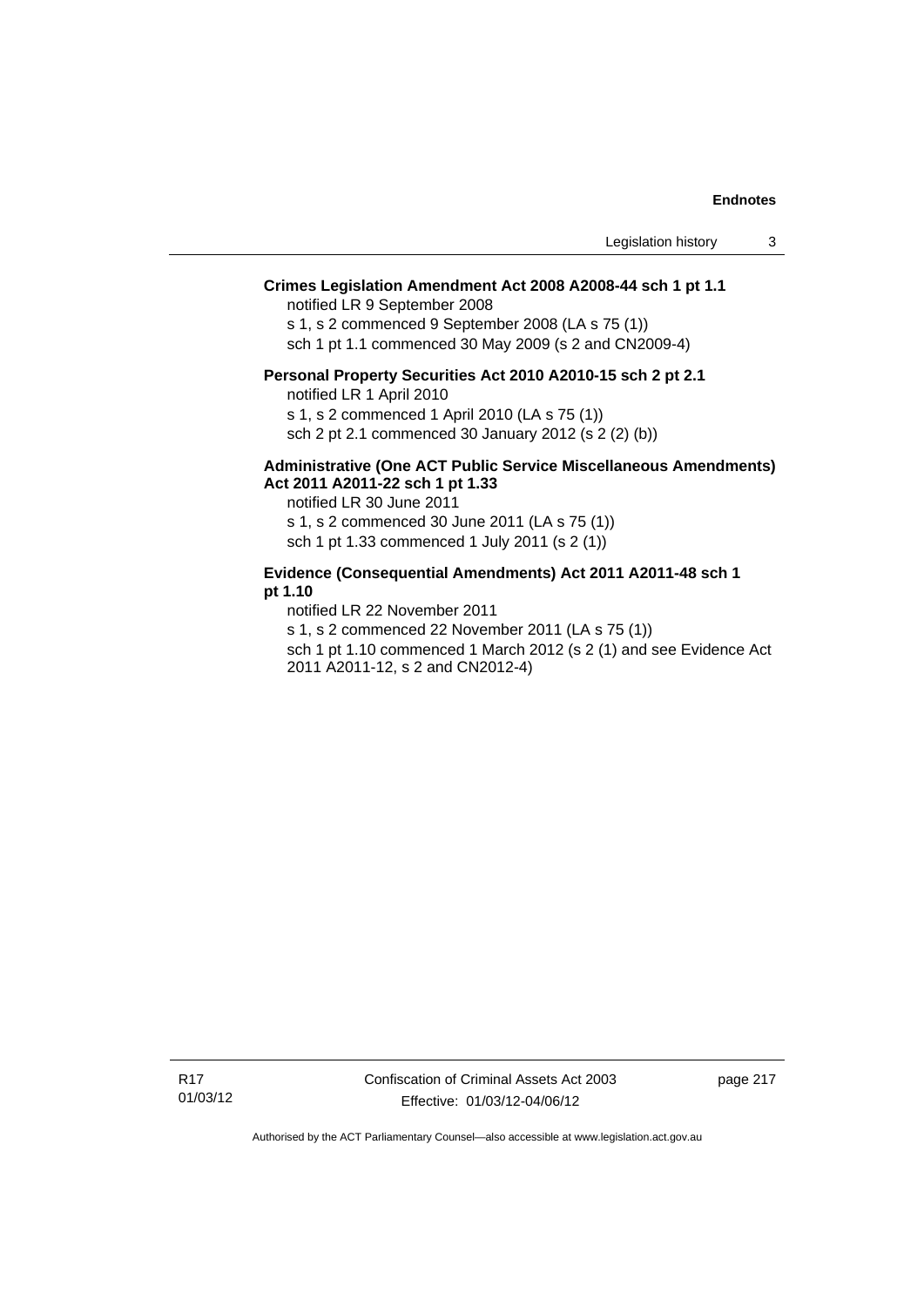**Crimes Legislation Amendment Act 2008 A2008-44 sch 1 pt 1.1**

notified LR 9 September 2008

s 1, s 2 commenced 9 September 2008 (LA s 75 (1))

sch 1 pt 1.1 commenced 30 May 2009 (s 2 and CN2009-4)

**Personal Property Securities Act 2010 A2010-15 sch 2 pt 2.1**

notified LR 1 April 2010

s 1, s 2 commenced 1 April 2010 (LA s 75 (1))

sch 2 pt 2.1 commenced 30 January 2012 (s 2 (2) (b))

**Administrative (One ACT Public Service Miscellaneous Amendments) Act 2011 A2011-22 sch 1 pt 1.33**

notified LR 30 June 2011

s 1, s 2 commenced 30 June 2011 (LA s 75 (1))

sch 1 pt 1.33 commenced 1 July 2011 (s 2 (1))

**Evidence (Consequential Amendments) Act 2011 A2011-48 sch 1 pt 1.10**

notified LR 22 November 2011

s 1, s 2 commenced 22 November 2011 (LA s 75 (1))

sch 1 pt 1.10 commenced 1 March 2012 (s 2 (1) and see Evidence Act 2011 A2011-12, s 2 and CN2012-4)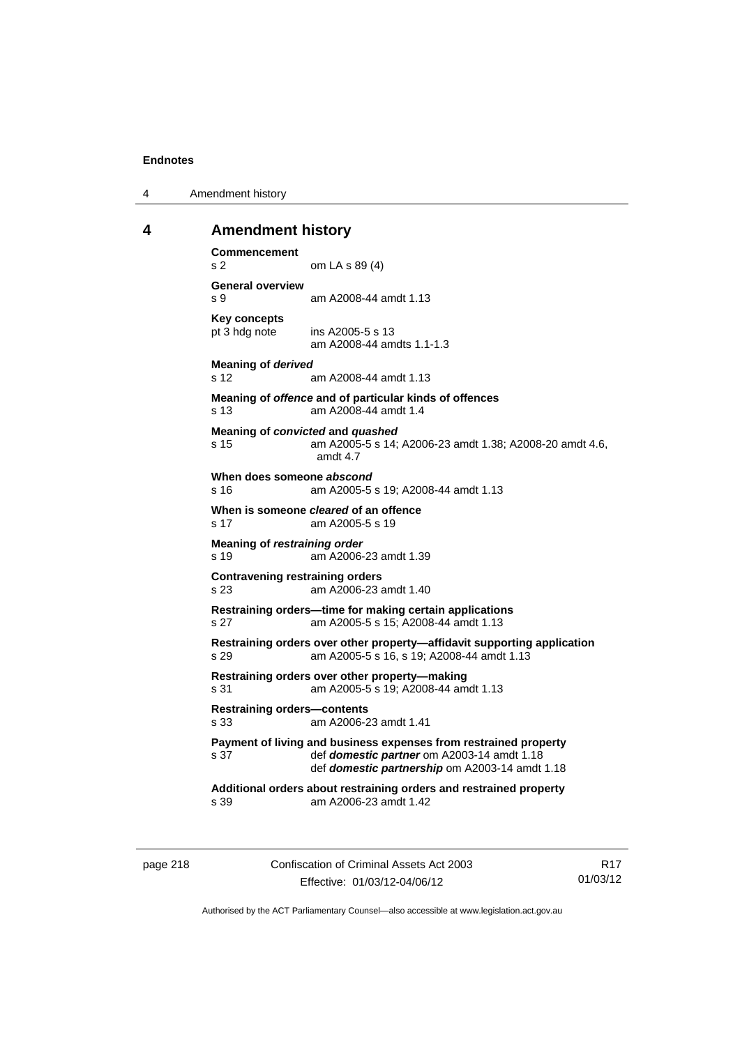## 4 Amendment history

**Commencement**
s 2 om LA s 89 (4)

**General overview**
s 9 am A2008-44 amdt 1.13

**Key concepts**
pt 3 hdg note ins A2005-5 s 13
am A2008-44 amdts 1.1-1.3

**Meaning of *derived***
s 12 am A2008-44 amdt 1.13

**Meaning of *offence* and of particular kinds of offences**
s 13 am A2008-44 amdt 1.4

**Meaning of *convicted* and *quashed***
s 15 am A2005-5 s 14; A2006-23 amdt 1.38; A2008-20 amdt 4.6, amdt 4.7

**When does someone *abscond***
s 16 am A2005-5 s 19; A2008-44 amdt 1.13

**When is someone *cleared* of an offence**
s 17 am A2005-5 s 19

**Meaning of *restraining order***
s 19 am A2006-23 amdt 1.39

**Contravening restraining orders**
s 23 am A2006-23 amdt 1.40

**Restraining orders—time for making certain applications**
s 27 am A2005-5 s 15; A2008-44 amdt 1.13

**Restraining orders over other property—affidavit supporting application**
s 29 am A2005-5 s 16, s 19; A2008-44 amdt 1.13

**Restraining orders over other property—making**
s 31 am A2005-5 s 19; A2008-44 amdt 1.13

**Restraining orders—contents**
s 33 am A2006-23 amdt 1.41

**Payment of living and business expenses from restrained property**
s 37 def ***domestic partner*** om A2003-14 amdt 1.18
def ***domestic partnership*** om A2003-14 amdt 1.18

**Additional orders about restraining orders and restrained property**
s 39 am A2006-23 amdt 1.42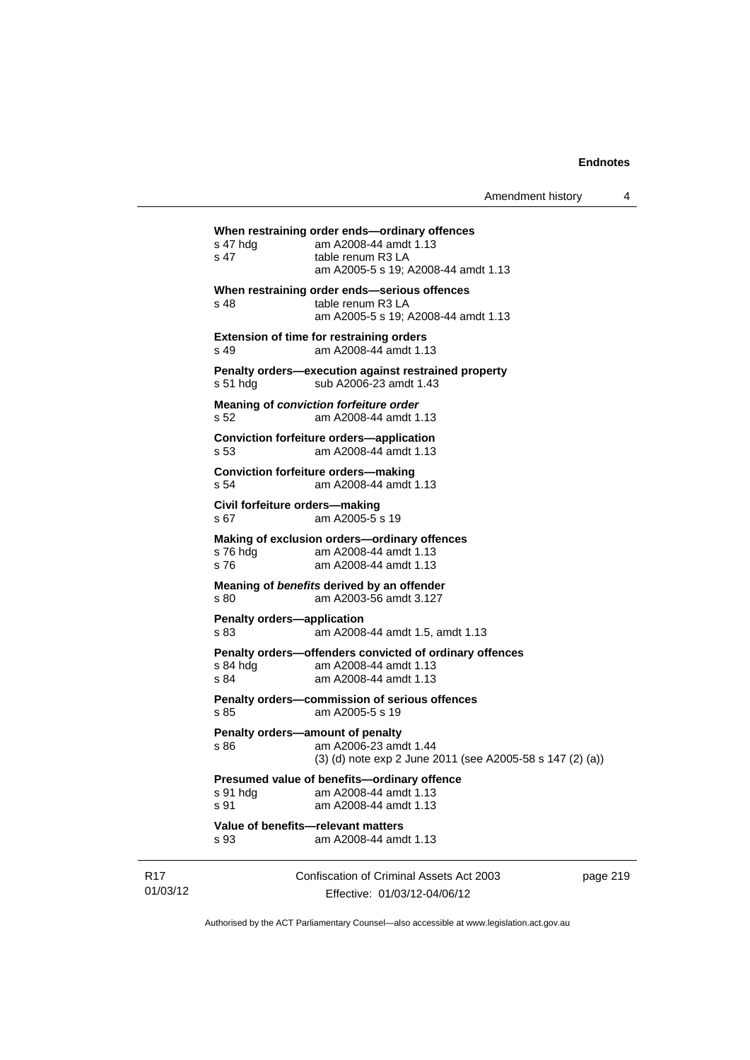**When restraining order ends—ordinary offences**

s 47 hdg	am A2008-44 amdt 1.13
s 47	table renum R3 LA
	am A2005-5 s 19; A2008-44 amdt 1.13

**When restraining order ends—serious offences**

s 48	table renum R3 LA
	am A2005-5 s 19; A2008-44 amdt 1.13

**Extension of time for restraining orders**

s 49	am A2008-44 amdt 1.13

**Penalty orders—execution against restrained property**

s 51 hdg	sub A2006-23 amdt 1.43

**Meaning of *conviction forfeiture order***

s 52	am A2008-44 amdt 1.13

**Conviction forfeiture orders—application**

s 53	am A2008-44 amdt 1.13

**Conviction forfeiture orders—making**

s 54	am A2008-44 amdt 1.13

**Civil forfeiture orders—making**

s 67	am A2005-5 s 19

**Making of exclusion orders—ordinary offences**

s 76 hdg	am A2008-44 amdt 1.13
s 76	am A2008-44 amdt 1.13

**Meaning of *benefits* derived by an offender**

s 80	am A2003-56 amdt 3.127

**Penalty orders—application**

s 83	am A2008-44 amdt 1.5, amdt 1.13

**Penalty orders—offenders convicted of ordinary offences**

s 84 hdg	am A2008-44 amdt 1.13
s 84	am A2008-44 amdt 1.13

**Penalty orders—commission of serious offences**

s 85	am A2005-5 s 19

**Penalty orders—amount of penalty**

s 86	am A2006-23 amdt 1.44
	(3) (d) note exp 2 June 2011 (see A2005-58 s 147 (2) (a))

**Presumed value of benefits—ordinary offence**

s 91 hdg	am A2008-44 amdt 1.13
s 91	am A2008-44 amdt 1.13

**Value of benefits—relevant matters**

s 93	am A2008-44 amdt 1.13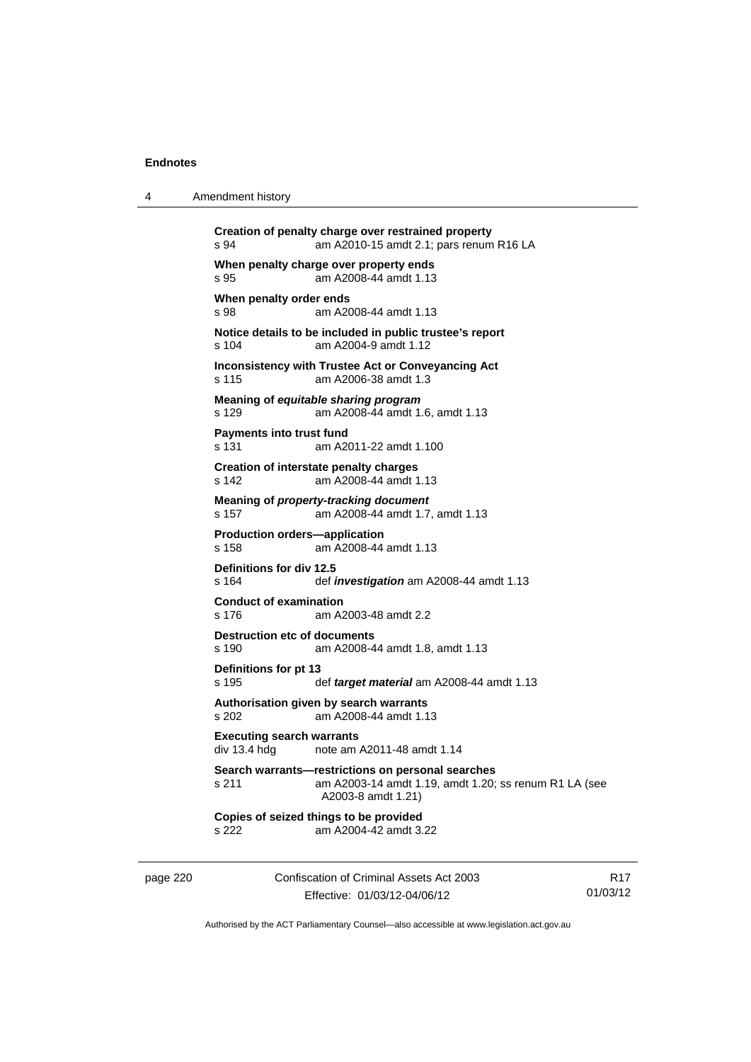**Creation of penalty charge over restrained property**
s 94 am A2010-15 amdt 2.1; pars renum R16 LA

**When penalty charge over property ends**
s 95 am A2008-44 amdt 1.13

**When penalty order ends**
s 98 am A2008-44 amdt 1.13

**Notice details to be included in public trustee's report**
s 104 am A2004-9 amdt 1.12

**Inconsistency with Trustee Act or Conveyancing Act**
s 115 am A2006-38 amdt 1.3

**Meaning of *equitable sharing program***
s 129 am A2008-44 amdt 1.6, amdt 1.13

**Payments into trust fund**
s 131 am A2011-22 amdt 1.100

**Creation of interstate penalty charges**
s 142 am A2008-44 amdt 1.13

**Meaning of *property-tracking document***
s 157 am A2008-44 amdt 1.7, amdt 1.13

**Production orders—application**
s 158 am A2008-44 amdt 1.13

**Definitions for div 12.5**
s 164 def ***investigation*** am A2008-44 amdt 1.13

**Conduct of examination**
s 176 am A2003-48 amdt 2.2

**Destruction etc of documents**
s 190 am A2008-44 amdt 1.8, amdt 1.13

**Definitions for pt 13**
s 195 def ***target material*** am A2008-44 amdt 1.13

**Authorisation given by search warrants**
s 202 am A2008-44 amdt 1.13

**Executing search warrants**
div 13.4 hdg note am A2011-48 amdt 1.14

**Search warrants—restrictions on personal searches**
s 211 am A2003-14 amdt 1.19, amdt 1.20; ss renum R1 LA (see A2003-8 amdt 1.21)

**Copies of seized things to be provided**
s 222 am A2004-42 amdt 3.22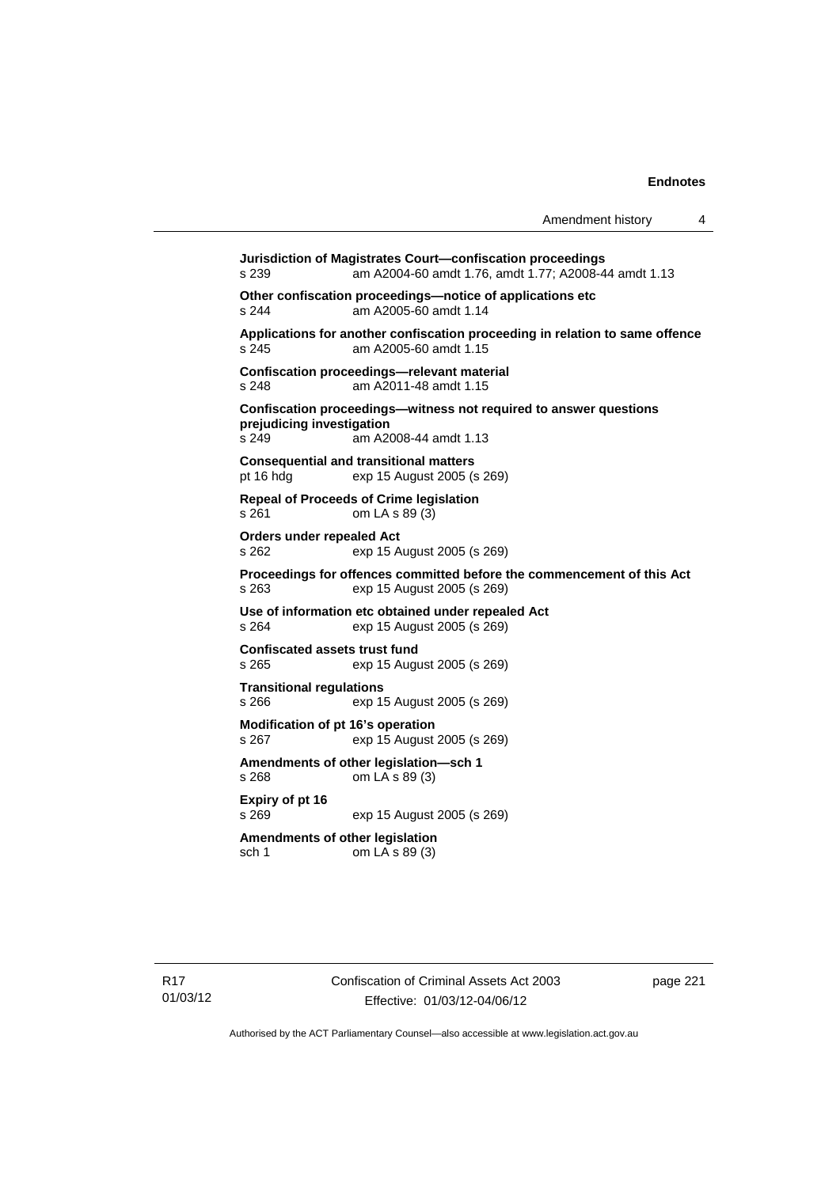**Jurisdiction of Magistrates Court—confiscation proceedings**
s 239 am A2004-60 amdt 1.76, amdt 1.77; A2008-44 amdt 1.13

**Other confiscation proceedings—notice of applications etc**
s 244 am A2005-60 amdt 1.14

**Applications for another confiscation proceeding in relation to same offence**
s 245 am A2005-60 amdt 1.15

**Confiscation proceedings—relevant material**
s 248 am A2011-48 amdt 1.15

**Confiscation proceedings—witness not required to answer questions prejudicing investigation**
s 249 am A2008-44 amdt 1.13

**Consequential and transitional matters**
pt 16 hdg exp 15 August 2005 (s 269)

**Repeal of Proceeds of Crime legislation**
s 261 om LA s 89 (3)

**Orders under repealed Act**
s 262 exp 15 August 2005 (s 269)

**Proceedings for offences committed before the commencement of this Act**
s 263 exp 15 August 2005 (s 269)

**Use of information etc obtained under repealed Act**
s 264 exp 15 August 2005 (s 269)

**Confiscated assets trust fund**
s 265 exp 15 August 2005 (s 269)

**Transitional regulations**
s 266 exp 15 August 2005 (s 269)

**Modification of pt 16's operation**
s 267 exp 15 August 2005 (s 269)

**Amendments of other legislation—sch 1**
s 268 om LA s 89 (3)

**Expiry of pt 16**
s 269 exp 15 August 2005 (s 269)

**Amendments of other legislation**
sch 1 om LA s 89 (3)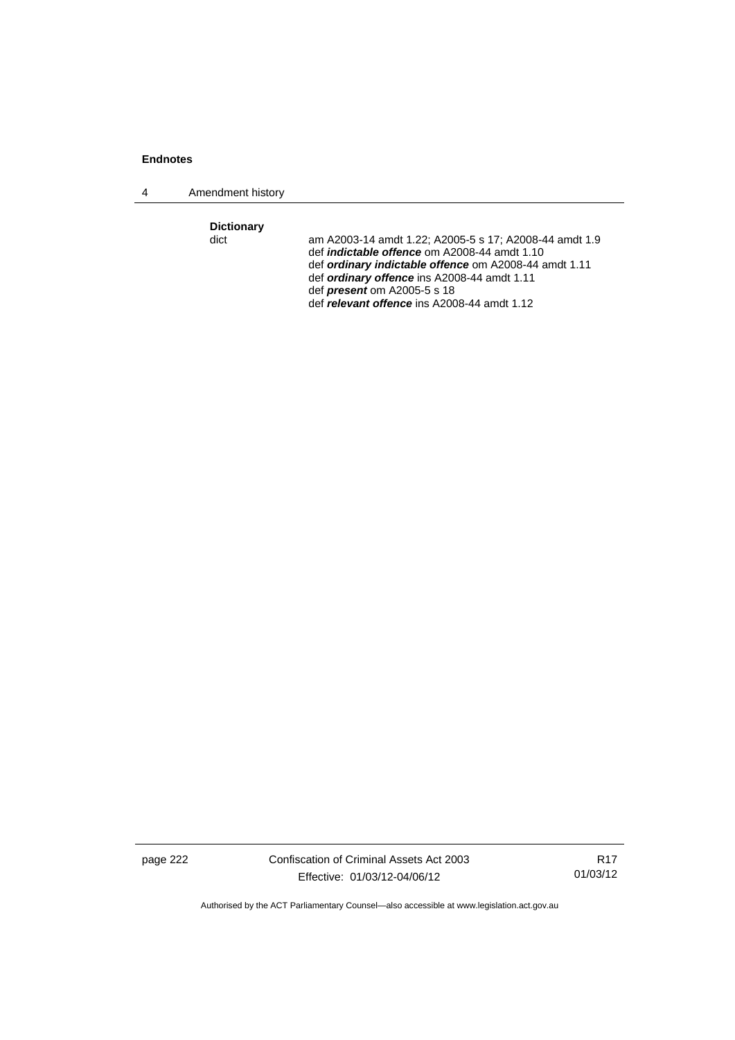**Dictionary**

dict — am A2003-14 amdt 1.22; A2005-5 s 17; A2008-44 amdt 1.9
def ***indictable offence*** om A2008-44 amdt 1.10
def ***ordinary indictable offence*** om A2008-44 amdt 1.11
def ***ordinary offence*** ins A2008-44 amdt 1.11
def ***present*** om A2005-5 s 18
def ***relevant offence*** ins A2008-44 amdt 1.12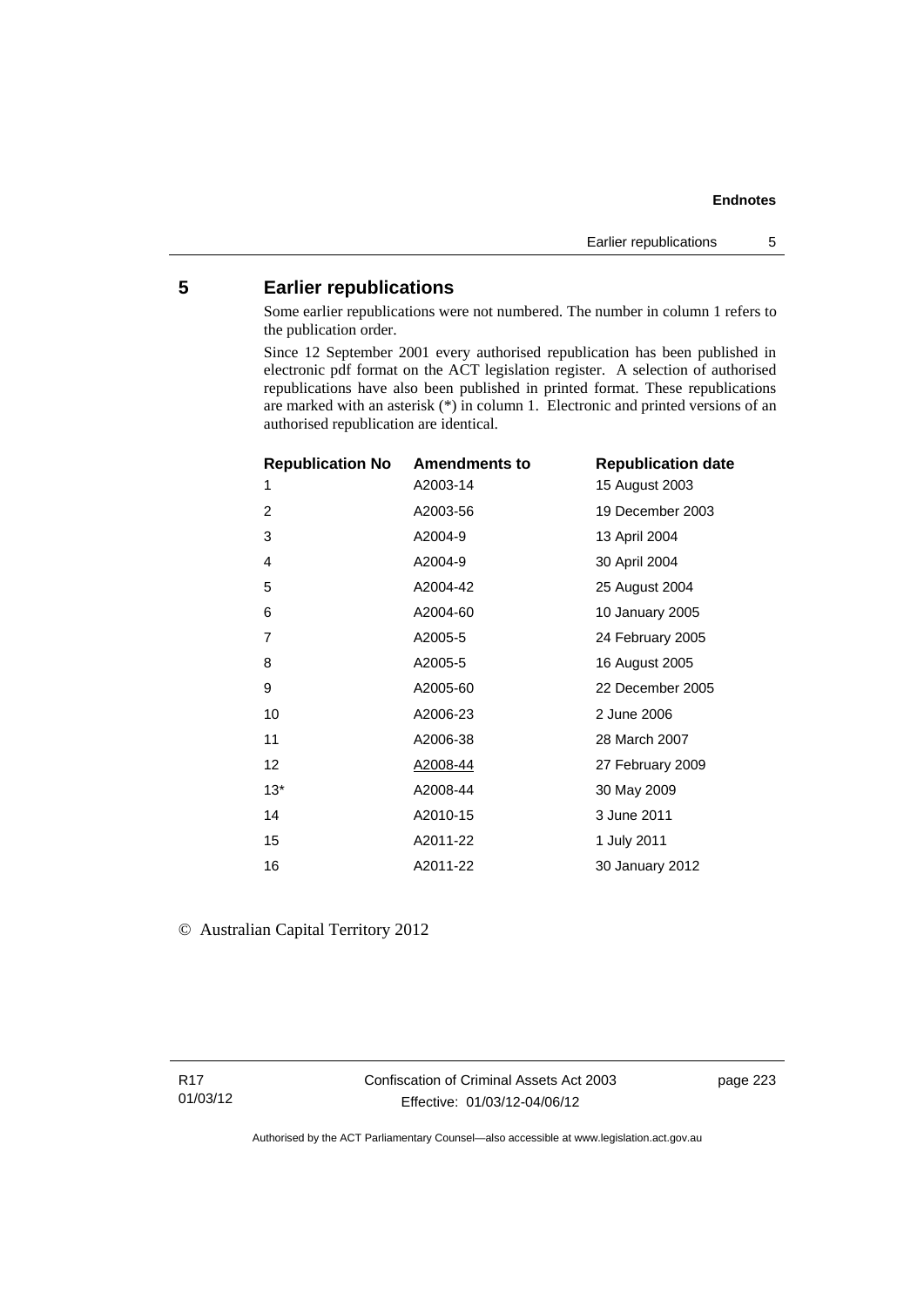## 5 Earlier republications

Some earlier republications were not numbered. The number in column 1 refers to the publication order.

Since 12 September 2001 every authorised republication has been published in electronic pdf format on the ACT legislation register. A selection of authorised republications have also been published in printed format. These republications are marked with an asterisk (*) in column 1. Electronic and printed versions of an authorised republication are identical.

| Republication No | Amendments to | Republication date |
|---|---|---|
| 1 | A2003-14 | 15 August 2003 |
| 2 | A2003-56 | 19 December 2003 |
| 3 | A2004-9 | 13 April 2004 |
| 4 | A2004-9 | 30 April 2004 |
| 5 | A2004-42 | 25 August 2004 |
| 6 | A2004-60 | 10 January 2005 |
| 7 | A2005-5 | 24 February 2005 |
| 8 | A2005-5 | 16 August 2005 |
| 9 | A2005-60 | 22 December 2005 |
| 10 | A2006-23 | 2 June 2006 |
| 11 | A2006-38 | 28 March 2007 |
| 12 | A2008-44 | 27 February 2009 |
| 13* | A2008-44 | 30 May 2009 |
| 14 | A2010-15 | 3 June 2011 |
| 15 | A2011-22 | 1 July 2011 |
| 16 | A2011-22 | 30 January 2012 |

© Australian Capital Territory 2012